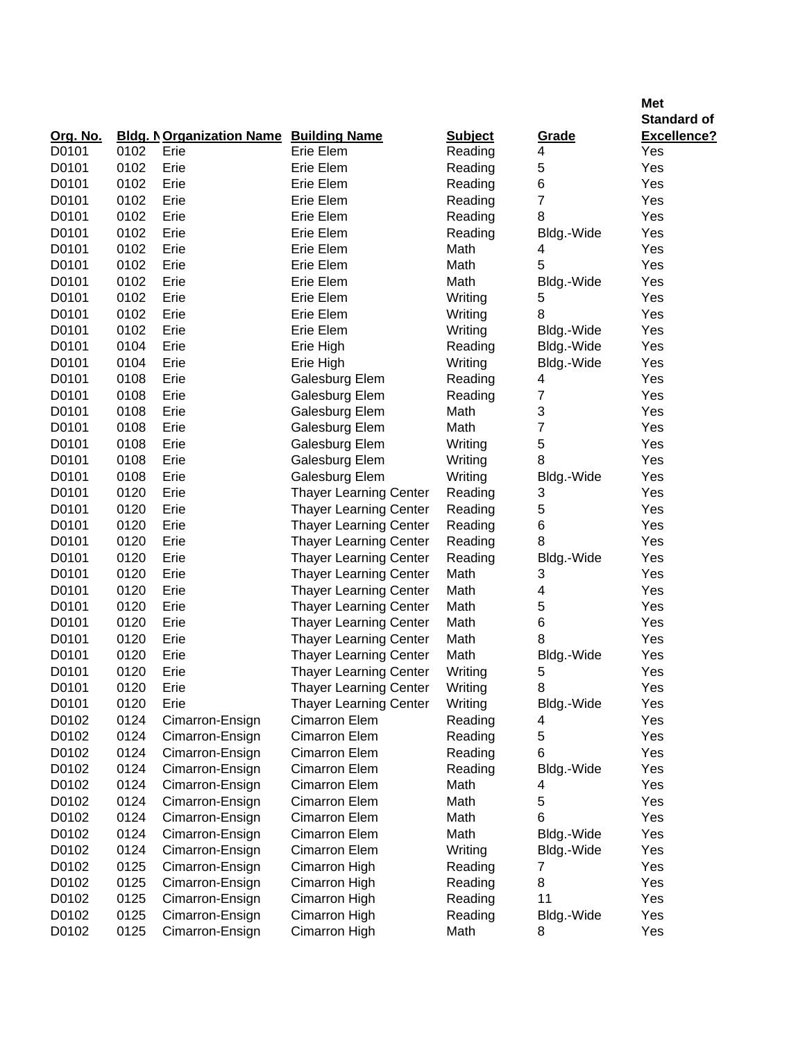| Org. No. | Bldg. No. | Organization Name | Building Name | Subject | Grade | Met Standard of Excellence? |
|---|---|---|---|---|---|---|
| D0101 | 0102 | Erie | Erie Elem | Reading | 4 | Yes |
| D0101 | 0102 | Erie | Erie Elem | Reading | 5 | Yes |
| D0101 | 0102 | Erie | Erie Elem | Reading | 6 | Yes |
| D0101 | 0102 | Erie | Erie Elem | Reading | 7 | Yes |
| D0101 | 0102 | Erie | Erie Elem | Reading | 8 | Yes |
| D0101 | 0102 | Erie | Erie Elem | Reading | Bldg.-Wide | Yes |
| D0101 | 0102 | Erie | Erie Elem | Math | 4 | Yes |
| D0101 | 0102 | Erie | Erie Elem | Math | 5 | Yes |
| D0101 | 0102 | Erie | Erie Elem | Math | Bldg.-Wide | Yes |
| D0101 | 0102 | Erie | Erie Elem | Writing | 5 | Yes |
| D0101 | 0102 | Erie | Erie Elem | Writing | 8 | Yes |
| D0101 | 0102 | Erie | Erie Elem | Writing | Bldg.-Wide | Yes |
| D0101 | 0104 | Erie | Erie High | Reading | Bldg.-Wide | Yes |
| D0101 | 0104 | Erie | Erie High | Writing | Bldg.-Wide | Yes |
| D0101 | 0108 | Erie | Galesburg Elem | Reading | 4 | Yes |
| D0101 | 0108 | Erie | Galesburg Elem | Reading | 7 | Yes |
| D0101 | 0108 | Erie | Galesburg Elem | Math | 3 | Yes |
| D0101 | 0108 | Erie | Galesburg Elem | Math | 7 | Yes |
| D0101 | 0108 | Erie | Galesburg Elem | Writing | 5 | Yes |
| D0101 | 0108 | Erie | Galesburg Elem | Writing | 8 | Yes |
| D0101 | 0108 | Erie | Galesburg Elem | Writing | Bldg.-Wide | Yes |
| D0101 | 0120 | Erie | Thayer Learning Center | Reading | 3 | Yes |
| D0101 | 0120 | Erie | Thayer Learning Center | Reading | 5 | Yes |
| D0101 | 0120 | Erie | Thayer Learning Center | Reading | 6 | Yes |
| D0101 | 0120 | Erie | Thayer Learning Center | Reading | 8 | Yes |
| D0101 | 0120 | Erie | Thayer Learning Center | Reading | Bldg.-Wide | Yes |
| D0101 | 0120 | Erie | Thayer Learning Center | Math | 3 | Yes |
| D0101 | 0120 | Erie | Thayer Learning Center | Math | 4 | Yes |
| D0101 | 0120 | Erie | Thayer Learning Center | Math | 5 | Yes |
| D0101 | 0120 | Erie | Thayer Learning Center | Math | 6 | Yes |
| D0101 | 0120 | Erie | Thayer Learning Center | Math | 8 | Yes |
| D0101 | 0120 | Erie | Thayer Learning Center | Math | Bldg.-Wide | Yes |
| D0101 | 0120 | Erie | Thayer Learning Center | Writing | 5 | Yes |
| D0101 | 0120 | Erie | Thayer Learning Center | Writing | 8 | Yes |
| D0101 | 0120 | Erie | Thayer Learning Center | Writing | Bldg.-Wide | Yes |
| D0102 | 0124 | Cimarron-Ensign | Cimarron Elem | Reading | 4 | Yes |
| D0102 | 0124 | Cimarron-Ensign | Cimarron Elem | Reading | 5 | Yes |
| D0102 | 0124 | Cimarron-Ensign | Cimarron Elem | Reading | 6 | Yes |
| D0102 | 0124 | Cimarron-Ensign | Cimarron Elem | Reading | Bldg.-Wide | Yes |
| D0102 | 0124 | Cimarron-Ensign | Cimarron Elem | Math | 4 | Yes |
| D0102 | 0124 | Cimarron-Ensign | Cimarron Elem | Math | 5 | Yes |
| D0102 | 0124 | Cimarron-Ensign | Cimarron Elem | Math | 6 | Yes |
| D0102 | 0124 | Cimarron-Ensign | Cimarron Elem | Math | Bldg.-Wide | Yes |
| D0102 | 0124 | Cimarron-Ensign | Cimarron Elem | Writing | Bldg.-Wide | Yes |
| D0102 | 0125 | Cimarron-Ensign | Cimarron High | Reading | 7 | Yes |
| D0102 | 0125 | Cimarron-Ensign | Cimarron High | Reading | 8 | Yes |
| D0102 | 0125 | Cimarron-Ensign | Cimarron High | Reading | 11 | Yes |
| D0102 | 0125 | Cimarron-Ensign | Cimarron High | Reading | Bldg.-Wide | Yes |
| D0102 | 0125 | Cimarron-Ensign | Cimarron High | Math | 8 | Yes |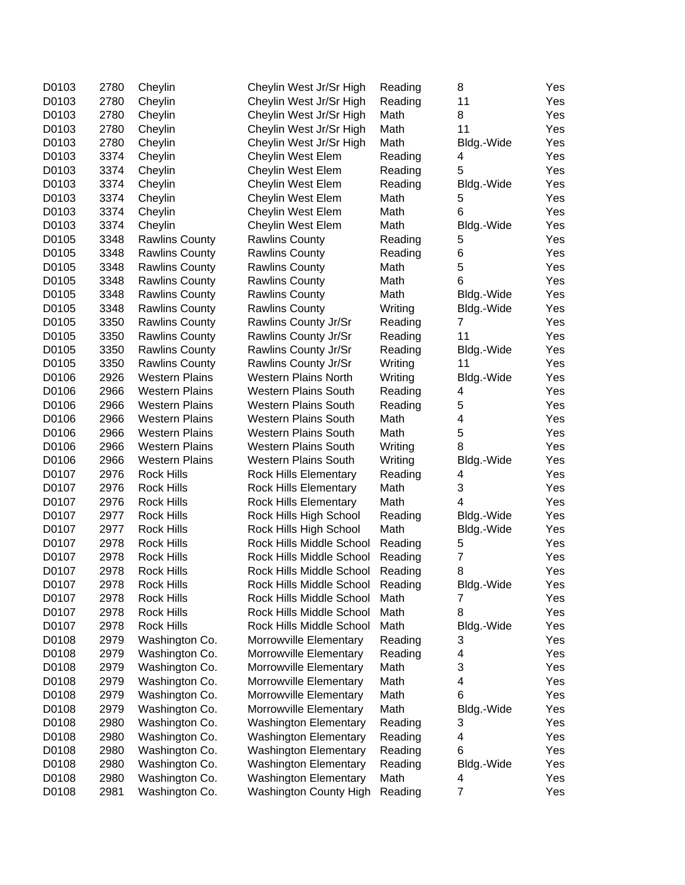| | | | | | | |
|---|---|---|---|---|---|---|
| D0103 | 2780 | Cheylin | Cheylin West Jr/Sr High | Reading | 8 | Yes |
| D0103 | 2780 | Cheylin | Cheylin West Jr/Sr High | Reading | 11 | Yes |
| D0103 | 2780 | Cheylin | Cheylin West Jr/Sr High | Math | 8 | Yes |
| D0103 | 2780 | Cheylin | Cheylin West Jr/Sr High | Math | 11 | Yes |
| D0103 | 2780 | Cheylin | Cheylin West Jr/Sr High | Math | Bldg.-Wide | Yes |
| D0103 | 3374 | Cheylin | Cheylin West Elem | Reading | 4 | Yes |
| D0103 | 3374 | Cheylin | Cheylin West Elem | Reading | 5 | Yes |
| D0103 | 3374 | Cheylin | Cheylin West Elem | Reading | Bldg.-Wide | Yes |
| D0103 | 3374 | Cheylin | Cheylin West Elem | Math | 5 | Yes |
| D0103 | 3374 | Cheylin | Cheylin West Elem | Math | 6 | Yes |
| D0103 | 3374 | Cheylin | Cheylin West Elem | Math | Bldg.-Wide | Yes |
| D0105 | 3348 | Rawlins County | Rawlins County | Reading | 5 | Yes |
| D0105 | 3348 | Rawlins County | Rawlins County | Reading | 6 | Yes |
| D0105 | 3348 | Rawlins County | Rawlins County | Math | 5 | Yes |
| D0105 | 3348 | Rawlins County | Rawlins County | Math | 6 | Yes |
| D0105 | 3348 | Rawlins County | Rawlins County | Math | Bldg.-Wide | Yes |
| D0105 | 3348 | Rawlins County | Rawlins County | Writing | Bldg.-Wide | Yes |
| D0105 | 3350 | Rawlins County | Rawlins County Jr/Sr | Reading | 7 | Yes |
| D0105 | 3350 | Rawlins County | Rawlins County Jr/Sr | Reading | 11 | Yes |
| D0105 | 3350 | Rawlins County | Rawlins County Jr/Sr | Reading | Bldg.-Wide | Yes |
| D0105 | 3350 | Rawlins County | Rawlins County Jr/Sr | Writing | 11 | Yes |
| D0106 | 2926 | Western Plains | Western Plains North | Writing | Bldg.-Wide | Yes |
| D0106 | 2966 | Western Plains | Western Plains South | Reading | 4 | Yes |
| D0106 | 2966 | Western Plains | Western Plains South | Reading | 5 | Yes |
| D0106 | 2966 | Western Plains | Western Plains South | Math | 4 | Yes |
| D0106 | 2966 | Western Plains | Western Plains South | Math | 5 | Yes |
| D0106 | 2966 | Western Plains | Western Plains South | Writing | 8 | Yes |
| D0106 | 2966 | Western Plains | Western Plains South | Writing | Bldg.-Wide | Yes |
| D0107 | 2976 | Rock Hills | Rock Hills Elementary | Reading | 4 | Yes |
| D0107 | 2976 | Rock Hills | Rock Hills Elementary | Math | 3 | Yes |
| D0107 | 2976 | Rock Hills | Rock Hills Elementary | Math | 4 | Yes |
| D0107 | 2977 | Rock Hills | Rock Hills High School | Reading | Bldg.-Wide | Yes |
| D0107 | 2977 | Rock Hills | Rock Hills High School | Math | Bldg.-Wide | Yes |
| D0107 | 2978 | Rock Hills | Rock Hills Middle School | Reading | 5 | Yes |
| D0107 | 2978 | Rock Hills | Rock Hills Middle School | Reading | 7 | Yes |
| D0107 | 2978 | Rock Hills | Rock Hills Middle School | Reading | 8 | Yes |
| D0107 | 2978 | Rock Hills | Rock Hills Middle School | Reading | Bldg.-Wide | Yes |
| D0107 | 2978 | Rock Hills | Rock Hills Middle School | Math | 7 | Yes |
| D0107 | 2978 | Rock Hills | Rock Hills Middle School | Math | 8 | Yes |
| D0107 | 2978 | Rock Hills | Rock Hills Middle School | Math | Bldg.-Wide | Yes |
| D0108 | 2979 | Washington Co. | Morrowville Elementary | Reading | 3 | Yes |
| D0108 | 2979 | Washington Co. | Morrowville Elementary | Reading | 4 | Yes |
| D0108 | 2979 | Washington Co. | Morrowville Elementary | Math | 3 | Yes |
| D0108 | 2979 | Washington Co. | Morrowville Elementary | Math | 4 | Yes |
| D0108 | 2979 | Washington Co. | Morrowville Elementary | Math | 6 | Yes |
| D0108 | 2979 | Washington Co. | Morrowville Elementary | Math | Bldg.-Wide | Yes |
| D0108 | 2980 | Washington Co. | Washington Elementary | Reading | 3 | Yes |
| D0108 | 2980 | Washington Co. | Washington Elementary | Reading | 4 | Yes |
| D0108 | 2980 | Washington Co. | Washington Elementary | Reading | 6 | Yes |
| D0108 | 2980 | Washington Co. | Washington Elementary | Reading | Bldg.-Wide | Yes |
| D0108 | 2980 | Washington Co. | Washington Elementary | Math | 4 | Yes |
| D0108 | 2981 | Washington Co. | Washington County High | Reading | 7 | Yes |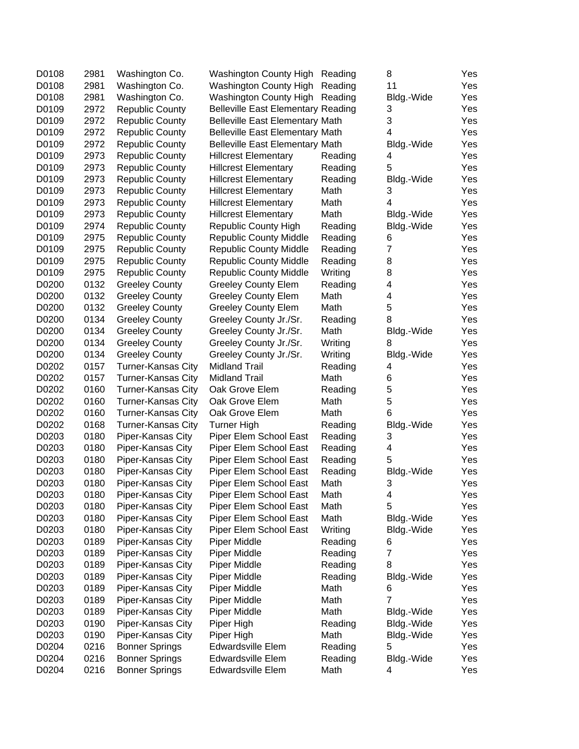| | | | | | | |
|---|---|---|---|---|---|---|
| D0108 | 2981 | Washington Co. | Washington County High | Reading | 8 | Yes |
| D0108 | 2981 | Washington Co. | Washington County High | Reading | 11 | Yes |
| D0108 | 2981 | Washington Co. | Washington County High | Reading | Bldg.-Wide | Yes |
| D0109 | 2972 | Republic County | Belleville East Elementary | Reading | 3 | Yes |
| D0109 | 2972 | Republic County | Belleville East Elementary | Math | 3 | Yes |
| D0109 | 2972 | Republic County | Belleville East Elementary | Math | 4 | Yes |
| D0109 | 2972 | Republic County | Belleville East Elementary | Math | Bldg.-Wide | Yes |
| D0109 | 2973 | Republic County | Hillcrest Elementary | Reading | 4 | Yes |
| D0109 | 2973 | Republic County | Hillcrest Elementary | Reading | 5 | Yes |
| D0109 | 2973 | Republic County | Hillcrest Elementary | Reading | Bldg.-Wide | Yes |
| D0109 | 2973 | Republic County | Hillcrest Elementary | Math | 3 | Yes |
| D0109 | 2973 | Republic County | Hillcrest Elementary | Math | 4 | Yes |
| D0109 | 2973 | Republic County | Hillcrest Elementary | Math | Bldg.-Wide | Yes |
| D0109 | 2974 | Republic County | Republic County High | Reading | Bldg.-Wide | Yes |
| D0109 | 2975 | Republic County | Republic County Middle | Reading | 6 | Yes |
| D0109 | 2975 | Republic County | Republic County Middle | Reading | 7 | Yes |
| D0109 | 2975 | Republic County | Republic County Middle | Reading | 8 | Yes |
| D0109 | 2975 | Republic County | Republic County Middle | Writing | 8 | Yes |
| D0200 | 0132 | Greeley County | Greeley County Elem | Reading | 4 | Yes |
| D0200 | 0132 | Greeley County | Greeley County Elem | Math | 4 | Yes |
| D0200 | 0132 | Greeley County | Greeley County Elem | Math | 5 | Yes |
| D0200 | 0134 | Greeley County | Greeley County Jr./Sr. | Reading | 8 | Yes |
| D0200 | 0134 | Greeley County | Greeley County Jr./Sr. | Math | Bldg.-Wide | Yes |
| D0200 | 0134 | Greeley County | Greeley County Jr./Sr. | Writing | 8 | Yes |
| D0200 | 0134 | Greeley County | Greeley County Jr./Sr. | Writing | Bldg.-Wide | Yes |
| D0202 | 0157 | Turner-Kansas City | Midland Trail | Reading | 4 | Yes |
| D0202 | 0157 | Turner-Kansas City | Midland Trail | Math | 6 | Yes |
| D0202 | 0160 | Turner-Kansas City | Oak Grove Elem | Reading | 5 | Yes |
| D0202 | 0160 | Turner-Kansas City | Oak Grove Elem | Math | 5 | Yes |
| D0202 | 0160 | Turner-Kansas City | Oak Grove Elem | Math | 6 | Yes |
| D0202 | 0168 | Turner-Kansas City | Turner High | Reading | Bldg.-Wide | Yes |
| D0203 | 0180 | Piper-Kansas City | Piper Elem School East | Reading | 3 | Yes |
| D0203 | 0180 | Piper-Kansas City | Piper Elem School East | Reading | 4 | Yes |
| D0203 | 0180 | Piper-Kansas City | Piper Elem School East | Reading | 5 | Yes |
| D0203 | 0180 | Piper-Kansas City | Piper Elem School East | Reading | Bldg.-Wide | Yes |
| D0203 | 0180 | Piper-Kansas City | Piper Elem School East | Math | 3 | Yes |
| D0203 | 0180 | Piper-Kansas City | Piper Elem School East | Math | 4 | Yes |
| D0203 | 0180 | Piper-Kansas City | Piper Elem School East | Math | 5 | Yes |
| D0203 | 0180 | Piper-Kansas City | Piper Elem School East | Math | Bldg.-Wide | Yes |
| D0203 | 0180 | Piper-Kansas City | Piper Elem School East | Writing | Bldg.-Wide | Yes |
| D0203 | 0189 | Piper-Kansas City | Piper Middle | Reading | 6 | Yes |
| D0203 | 0189 | Piper-Kansas City | Piper Middle | Reading | 7 | Yes |
| D0203 | 0189 | Piper-Kansas City | Piper Middle | Reading | 8 | Yes |
| D0203 | 0189 | Piper-Kansas City | Piper Middle | Reading | Bldg.-Wide | Yes |
| D0203 | 0189 | Piper-Kansas City | Piper Middle | Math | 6 | Yes |
| D0203 | 0189 | Piper-Kansas City | Piper Middle | Math | 7 | Yes |
| D0203 | 0189 | Piper-Kansas City | Piper Middle | Math | Bldg.-Wide | Yes |
| D0203 | 0190 | Piper-Kansas City | Piper High | Reading | Bldg.-Wide | Yes |
| D0203 | 0190 | Piper-Kansas City | Piper High | Math | Bldg.-Wide | Yes |
| D0204 | 0216 | Bonner Springs | Edwardsville Elem | Reading | 5 | Yes |
| D0204 | 0216 | Bonner Springs | Edwardsville Elem | Reading | Bldg.-Wide | Yes |
| D0204 | 0216 | Bonner Springs | Edwardsville Elem | Math | 4 | Yes |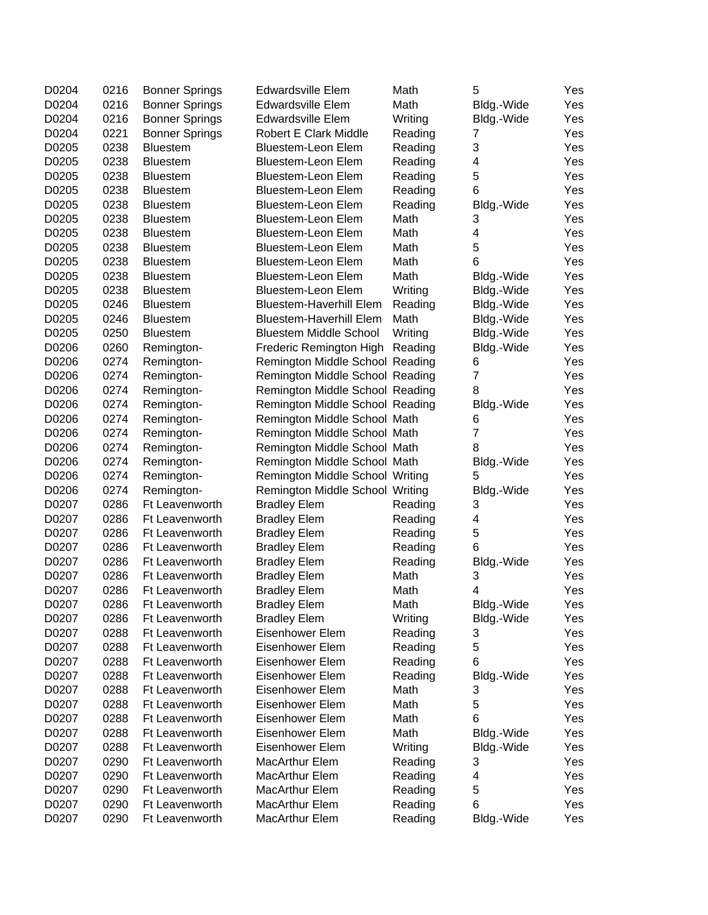| | | | | | | |
|---|---|---|---|---|---|---|
| D0204 | 0216 | Bonner Springs | Edwardsville Elem | Math | 5 | Yes |
| D0204 | 0216 | Bonner Springs | Edwardsville Elem | Math | Bldg.-Wide | Yes |
| D0204 | 0216 | Bonner Springs | Edwardsville Elem | Writing | Bldg.-Wide | Yes |
| D0204 | 0221 | Bonner Springs | Robert E Clark Middle | Reading | 7 | Yes |
| D0205 | 0238 | Bluestem | Bluestem-Leon Elem | Reading | 3 | Yes |
| D0205 | 0238 | Bluestem | Bluestem-Leon Elem | Reading | 4 | Yes |
| D0205 | 0238 | Bluestem | Bluestem-Leon Elem | Reading | 5 | Yes |
| D0205 | 0238 | Bluestem | Bluestem-Leon Elem | Reading | 6 | Yes |
| D0205 | 0238 | Bluestem | Bluestem-Leon Elem | Reading | Bldg.-Wide | Yes |
| D0205 | 0238 | Bluestem | Bluestem-Leon Elem | Math | 3 | Yes |
| D0205 | 0238 | Bluestem | Bluestem-Leon Elem | Math | 4 | Yes |
| D0205 | 0238 | Bluestem | Bluestem-Leon Elem | Math | 5 | Yes |
| D0205 | 0238 | Bluestem | Bluestem-Leon Elem | Math | 6 | Yes |
| D0205 | 0238 | Bluestem | Bluestem-Leon Elem | Math | Bldg.-Wide | Yes |
| D0205 | 0238 | Bluestem | Bluestem-Leon Elem | Writing | Bldg.-Wide | Yes |
| D0205 | 0246 | Bluestem | Bluestem-Haverhill Elem | Reading | Bldg.-Wide | Yes |
| D0205 | 0246 | Bluestem | Bluestem-Haverhill Elem | Math | Bldg.-Wide | Yes |
| D0205 | 0250 | Bluestem | Bluestem Middle School | Writing | Bldg.-Wide | Yes |
| D0206 | 0260 | Remington- | Frederic Remington High | Reading | Bldg.-Wide | Yes |
| D0206 | 0274 | Remington- | Remington Middle School | Reading | 6 | Yes |
| D0206 | 0274 | Remington- | Remington Middle School | Reading | 7 | Yes |
| D0206 | 0274 | Remington- | Remington Middle School | Reading | 8 | Yes |
| D0206 | 0274 | Remington- | Remington Middle School | Reading | Bldg.-Wide | Yes |
| D0206 | 0274 | Remington- | Remington Middle School | Math | 6 | Yes |
| D0206 | 0274 | Remington- | Remington Middle School | Math | 7 | Yes |
| D0206 | 0274 | Remington- | Remington Middle School | Math | 8 | Yes |
| D0206 | 0274 | Remington- | Remington Middle School | Math | Bldg.-Wide | Yes |
| D0206 | 0274 | Remington- | Remington Middle School | Writing | 5 | Yes |
| D0206 | 0274 | Remington- | Remington Middle School | Writing | Bldg.-Wide | Yes |
| D0207 | 0286 | Ft Leavenworth | Bradley Elem | Reading | 3 | Yes |
| D0207 | 0286 | Ft Leavenworth | Bradley Elem | Reading | 4 | Yes |
| D0207 | 0286 | Ft Leavenworth | Bradley Elem | Reading | 5 | Yes |
| D0207 | 0286 | Ft Leavenworth | Bradley Elem | Reading | 6 | Yes |
| D0207 | 0286 | Ft Leavenworth | Bradley Elem | Reading | Bldg.-Wide | Yes |
| D0207 | 0286 | Ft Leavenworth | Bradley Elem | Math | 3 | Yes |
| D0207 | 0286 | Ft Leavenworth | Bradley Elem | Math | 4 | Yes |
| D0207 | 0286 | Ft Leavenworth | Bradley Elem | Math | Bldg.-Wide | Yes |
| D0207 | 0286 | Ft Leavenworth | Bradley Elem | Writing | Bldg.-Wide | Yes |
| D0207 | 0288 | Ft Leavenworth | Eisenhower Elem | Reading | 3 | Yes |
| D0207 | 0288 | Ft Leavenworth | Eisenhower Elem | Reading | 5 | Yes |
| D0207 | 0288 | Ft Leavenworth | Eisenhower Elem | Reading | 6 | Yes |
| D0207 | 0288 | Ft Leavenworth | Eisenhower Elem | Reading | Bldg.-Wide | Yes |
| D0207 | 0288 | Ft Leavenworth | Eisenhower Elem | Math | 3 | Yes |
| D0207 | 0288 | Ft Leavenworth | Eisenhower Elem | Math | 5 | Yes |
| D0207 | 0288 | Ft Leavenworth | Eisenhower Elem | Math | 6 | Yes |
| D0207 | 0288 | Ft Leavenworth | Eisenhower Elem | Math | Bldg.-Wide | Yes |
| D0207 | 0288 | Ft Leavenworth | Eisenhower Elem | Writing | Bldg.-Wide | Yes |
| D0207 | 0290 | Ft Leavenworth | MacArthur Elem | Reading | 3 | Yes |
| D0207 | 0290 | Ft Leavenworth | MacArthur Elem | Reading | 4 | Yes |
| D0207 | 0290 | Ft Leavenworth | MacArthur Elem | Reading | 5 | Yes |
| D0207 | 0290 | Ft Leavenworth | MacArthur Elem | Reading | 6 | Yes |
| D0207 | 0290 | Ft Leavenworth | MacArthur Elem | Reading | Bldg.-Wide | Yes |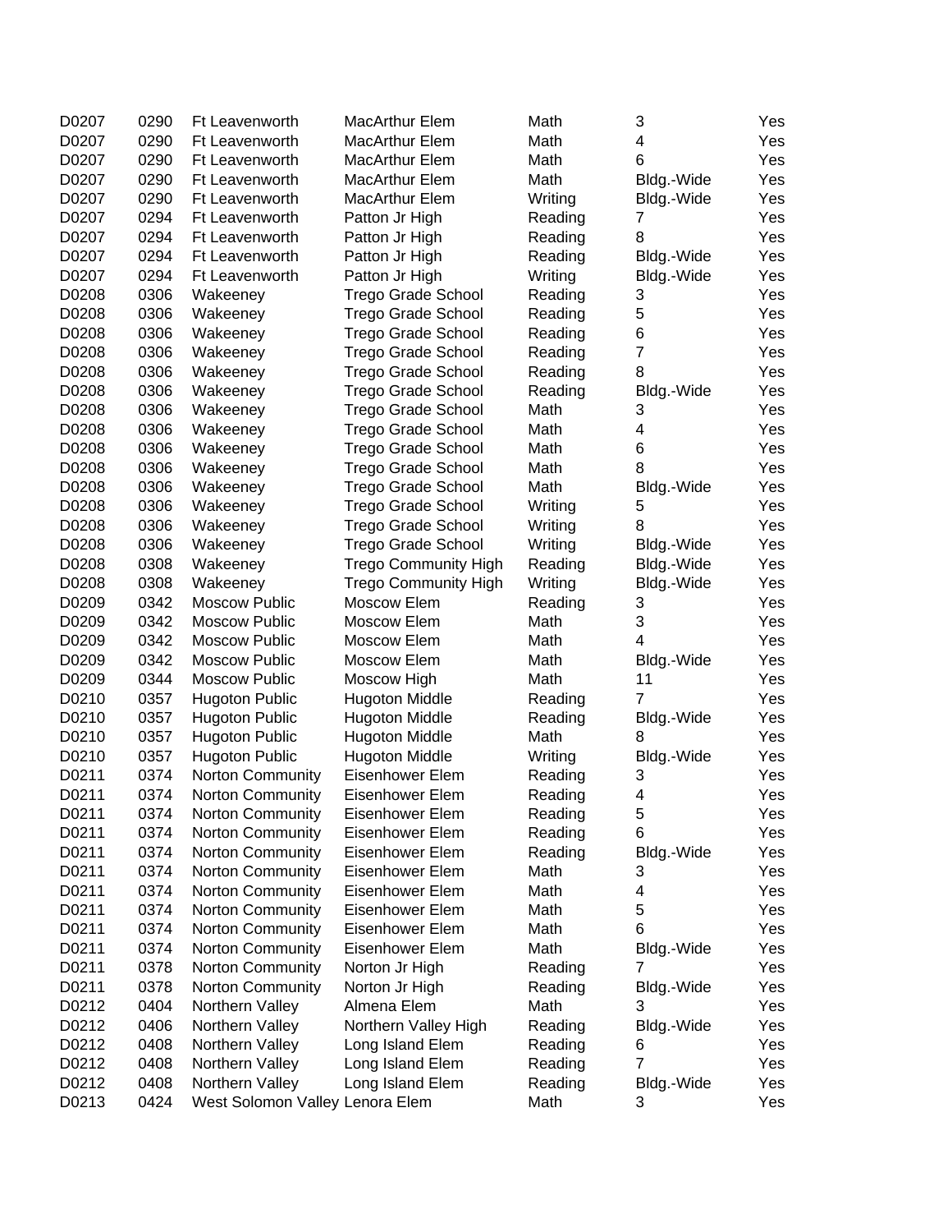| | | | | | | |
|---|---|---|---|---|---|---|
| D0207 | 0290 | Ft Leavenworth | MacArthur Elem | Math | 3 | Yes |
| D0207 | 0290 | Ft Leavenworth | MacArthur Elem | Math | 4 | Yes |
| D0207 | 0290 | Ft Leavenworth | MacArthur Elem | Math | 6 | Yes |
| D0207 | 0290 | Ft Leavenworth | MacArthur Elem | Math | Bldg.-Wide | Yes |
| D0207 | 0290 | Ft Leavenworth | MacArthur Elem | Writing | Bldg.-Wide | Yes |
| D0207 | 0294 | Ft Leavenworth | Patton Jr High | Reading | 7 | Yes |
| D0207 | 0294 | Ft Leavenworth | Patton Jr High | Reading | 8 | Yes |
| D0207 | 0294 | Ft Leavenworth | Patton Jr High | Reading | Bldg.-Wide | Yes |
| D0207 | 0294 | Ft Leavenworth | Patton Jr High | Writing | Bldg.-Wide | Yes |
| D0208 | 0306 | Wakeeney | Trego Grade School | Reading | 3 | Yes |
| D0208 | 0306 | Wakeeney | Trego Grade School | Reading | 5 | Yes |
| D0208 | 0306 | Wakeeney | Trego Grade School | Reading | 6 | Yes |
| D0208 | 0306 | Wakeeney | Trego Grade School | Reading | 7 | Yes |
| D0208 | 0306 | Wakeeney | Trego Grade School | Reading | 8 | Yes |
| D0208 | 0306 | Wakeeney | Trego Grade School | Reading | Bldg.-Wide | Yes |
| D0208 | 0306 | Wakeeney | Trego Grade School | Math | 3 | Yes |
| D0208 | 0306 | Wakeeney | Trego Grade School | Math | 4 | Yes |
| D0208 | 0306 | Wakeeney | Trego Grade School | Math | 6 | Yes |
| D0208 | 0306 | Wakeeney | Trego Grade School | Math | 8 | Yes |
| D0208 | 0306 | Wakeeney | Trego Grade School | Math | Bldg.-Wide | Yes |
| D0208 | 0306 | Wakeeney | Trego Grade School | Writing | 5 | Yes |
| D0208 | 0306 | Wakeeney | Trego Grade School | Writing | 8 | Yes |
| D0208 | 0306 | Wakeeney | Trego Grade School | Writing | Bldg.-Wide | Yes |
| D0208 | 0308 | Wakeeney | Trego Community High | Reading | Bldg.-Wide | Yes |
| D0208 | 0308 | Wakeeney | Trego Community High | Writing | Bldg.-Wide | Yes |
| D0209 | 0342 | Moscow Public | Moscow Elem | Reading | 3 | Yes |
| D0209 | 0342 | Moscow Public | Moscow Elem | Math | 3 | Yes |
| D0209 | 0342 | Moscow Public | Moscow Elem | Math | 4 | Yes |
| D0209 | 0342 | Moscow Public | Moscow Elem | Math | Bldg.-Wide | Yes |
| D0209 | 0344 | Moscow Public | Moscow High | Math | 11 | Yes |
| D0210 | 0357 | Hugoton Public | Hugoton Middle | Reading | 7 | Yes |
| D0210 | 0357 | Hugoton Public | Hugoton Middle | Reading | Bldg.-Wide | Yes |
| D0210 | 0357 | Hugoton Public | Hugoton Middle | Math | 8 | Yes |
| D0210 | 0357 | Hugoton Public | Hugoton Middle | Writing | Bldg.-Wide | Yes |
| D0211 | 0374 | Norton Community | Eisenhower Elem | Reading | 3 | Yes |
| D0211 | 0374 | Norton Community | Eisenhower Elem | Reading | 4 | Yes |
| D0211 | 0374 | Norton Community | Eisenhower Elem | Reading | 5 | Yes |
| D0211 | 0374 | Norton Community | Eisenhower Elem | Reading | 6 | Yes |
| D0211 | 0374 | Norton Community | Eisenhower Elem | Reading | Bldg.-Wide | Yes |
| D0211 | 0374 | Norton Community | Eisenhower Elem | Math | 3 | Yes |
| D0211 | 0374 | Norton Community | Eisenhower Elem | Math | 4 | Yes |
| D0211 | 0374 | Norton Community | Eisenhower Elem | Math | 5 | Yes |
| D0211 | 0374 | Norton Community | Eisenhower Elem | Math | 6 | Yes |
| D0211 | 0374 | Norton Community | Eisenhower Elem | Math | Bldg.-Wide | Yes |
| D0211 | 0378 | Norton Community | Norton Jr High | Reading | 7 | Yes |
| D0211 | 0378 | Norton Community | Norton Jr High | Reading | Bldg.-Wide | Yes |
| D0212 | 0404 | Northern Valley | Almena Elem | Math | 3 | Yes |
| D0212 | 0406 | Northern Valley | Northern Valley High | Reading | Bldg.-Wide | Yes |
| D0212 | 0408 | Northern Valley | Long Island Elem | Reading | 6 | Yes |
| D0212 | 0408 | Northern Valley | Long Island Elem | Reading | 7 | Yes |
| D0212 | 0408 | Northern Valley | Long Island Elem | Reading | Bldg.-Wide | Yes |
| D0213 | 0424 | West Solomon Valley | Lenora Elem | Math | 3 | Yes |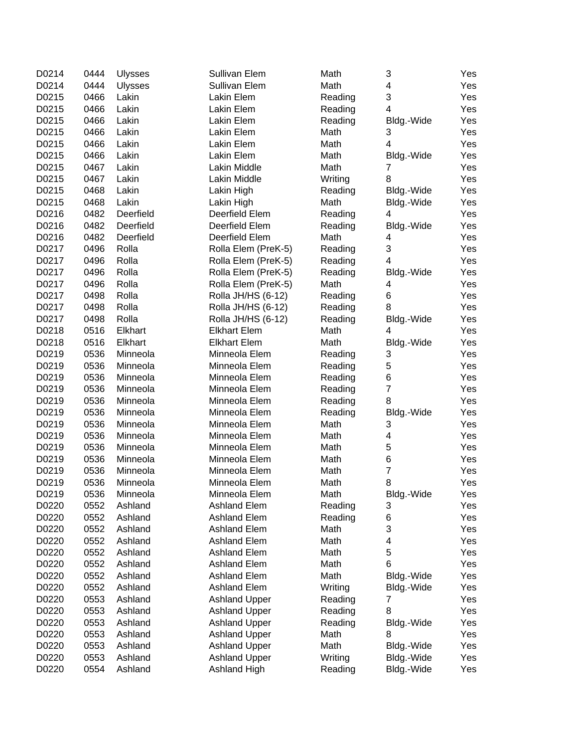| | | | | | | |
|---|---|---|---|---|---|---|
| D0214 | 0444 | Ulysses | Sullivan Elem | Math | 3 | Yes |
| D0214 | 0444 | Ulysses | Sullivan Elem | Math | 4 | Yes |
| D0215 | 0466 | Lakin | Lakin Elem | Reading | 3 | Yes |
| D0215 | 0466 | Lakin | Lakin Elem | Reading | 4 | Yes |
| D0215 | 0466 | Lakin | Lakin Elem | Reading | Bldg.-Wide | Yes |
| D0215 | 0466 | Lakin | Lakin Elem | Math | 3 | Yes |
| D0215 | 0466 | Lakin | Lakin Elem | Math | 4 | Yes |
| D0215 | 0466 | Lakin | Lakin Elem | Math | Bldg.-Wide | Yes |
| D0215 | 0467 | Lakin | Lakin Middle | Math | 7 | Yes |
| D0215 | 0467 | Lakin | Lakin Middle | Writing | 8 | Yes |
| D0215 | 0468 | Lakin | Lakin High | Reading | Bldg.-Wide | Yes |
| D0215 | 0468 | Lakin | Lakin High | Math | Bldg.-Wide | Yes |
| D0216 | 0482 | Deerfield | Deerfield Elem | Reading | 4 | Yes |
| D0216 | 0482 | Deerfield | Deerfield Elem | Reading | Bldg.-Wide | Yes |
| D0216 | 0482 | Deerfield | Deerfield Elem | Math | 4 | Yes |
| D0217 | 0496 | Rolla | Rolla Elem (PreK-5) | Reading | 3 | Yes |
| D0217 | 0496 | Rolla | Rolla Elem (PreK-5) | Reading | 4 | Yes |
| D0217 | 0496 | Rolla | Rolla Elem (PreK-5) | Reading | Bldg.-Wide | Yes |
| D0217 | 0496 | Rolla | Rolla Elem (PreK-5) | Math | 4 | Yes |
| D0217 | 0498 | Rolla | Rolla JH/HS (6-12) | Reading | 6 | Yes |
| D0217 | 0498 | Rolla | Rolla JH/HS (6-12) | Reading | 8 | Yes |
| D0217 | 0498 | Rolla | Rolla JH/HS (6-12) | Reading | Bldg.-Wide | Yes |
| D0218 | 0516 | Elkhart | Elkhart Elem | Math | 4 | Yes |
| D0218 | 0516 | Elkhart | Elkhart Elem | Math | Bldg.-Wide | Yes |
| D0219 | 0536 | Minneola | Minneola Elem | Reading | 3 | Yes |
| D0219 | 0536 | Minneola | Minneola Elem | Reading | 5 | Yes |
| D0219 | 0536 | Minneola | Minneola Elem | Reading | 6 | Yes |
| D0219 | 0536 | Minneola | Minneola Elem | Reading | 7 | Yes |
| D0219 | 0536 | Minneola | Minneola Elem | Reading | 8 | Yes |
| D0219 | 0536 | Minneola | Minneola Elem | Reading | Bldg.-Wide | Yes |
| D0219 | 0536 | Minneola | Minneola Elem | Math | 3 | Yes |
| D0219 | 0536 | Minneola | Minneola Elem | Math | 4 | Yes |
| D0219 | 0536 | Minneola | Minneola Elem | Math | 5 | Yes |
| D0219 | 0536 | Minneola | Minneola Elem | Math | 6 | Yes |
| D0219 | 0536 | Minneola | Minneola Elem | Math | 7 | Yes |
| D0219 | 0536 | Minneola | Minneola Elem | Math | 8 | Yes |
| D0219 | 0536 | Minneola | Minneola Elem | Math | Bldg.-Wide | Yes |
| D0220 | 0552 | Ashland | Ashland Elem | Reading | 3 | Yes |
| D0220 | 0552 | Ashland | Ashland Elem | Reading | 6 | Yes |
| D0220 | 0552 | Ashland | Ashland Elem | Math | 3 | Yes |
| D0220 | 0552 | Ashland | Ashland Elem | Math | 4 | Yes |
| D0220 | 0552 | Ashland | Ashland Elem | Math | 5 | Yes |
| D0220 | 0552 | Ashland | Ashland Elem | Math | 6 | Yes |
| D0220 | 0552 | Ashland | Ashland Elem | Math | Bldg.-Wide | Yes |
| D0220 | 0552 | Ashland | Ashland Elem | Writing | Bldg.-Wide | Yes |
| D0220 | 0553 | Ashland | Ashland Upper | Reading | 7 | Yes |
| D0220 | 0553 | Ashland | Ashland Upper | Reading | 8 | Yes |
| D0220 | 0553 | Ashland | Ashland Upper | Reading | Bldg.-Wide | Yes |
| D0220 | 0553 | Ashland | Ashland Upper | Math | 8 | Yes |
| D0220 | 0553 | Ashland | Ashland Upper | Math | Bldg.-Wide | Yes |
| D0220 | 0553 | Ashland | Ashland Upper | Writing | Bldg.-Wide | Yes |
| D0220 | 0554 | Ashland | Ashland High | Reading | Bldg.-Wide | Yes |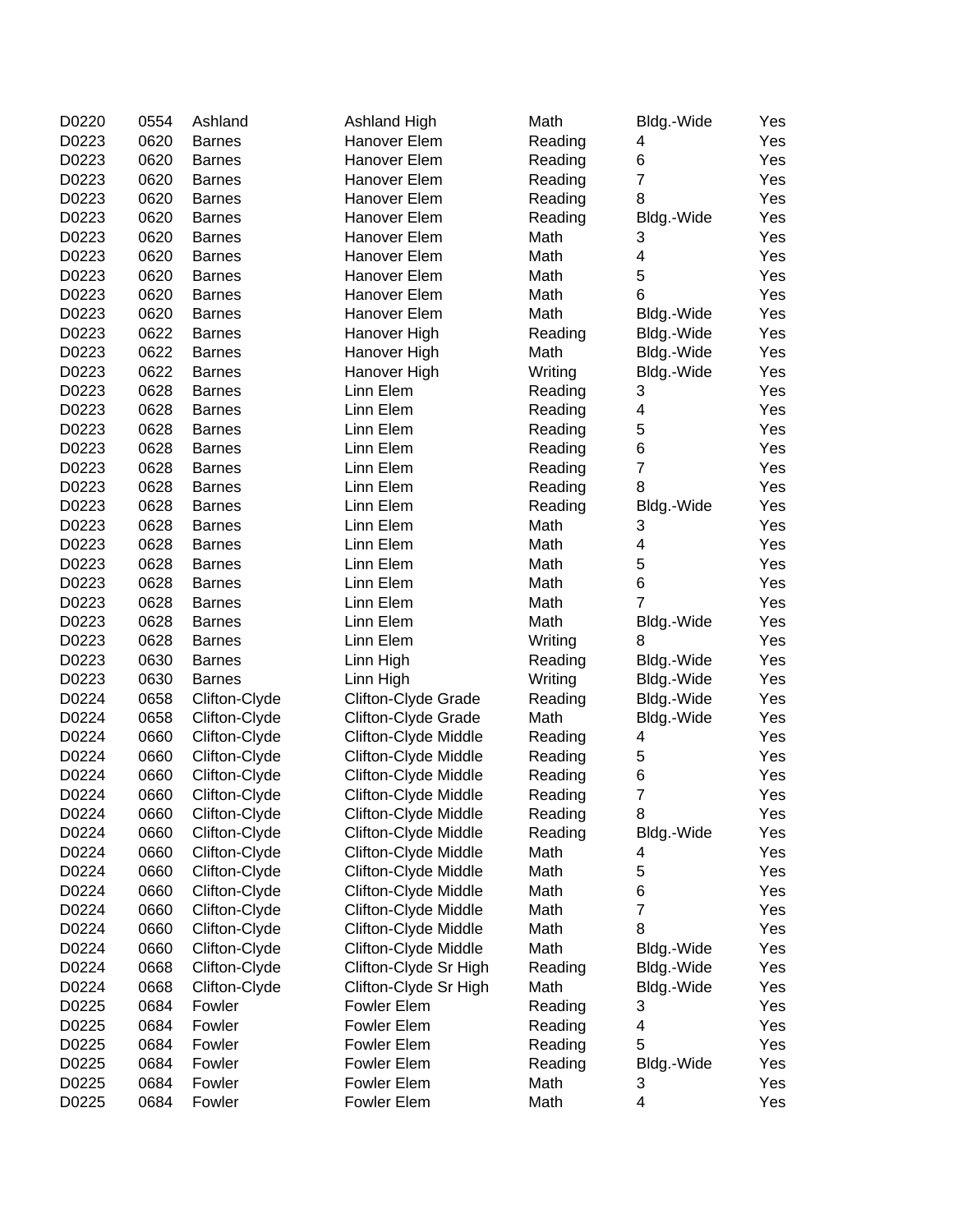| | | | | | | |
|---|---|---|---|---|---|---|
| D0220 | 0554 | Ashland | Ashland High | Math | Bldg.-Wide | Yes |
| D0223 | 0620 | Barnes | Hanover Elem | Reading | 4 | Yes |
| D0223 | 0620 | Barnes | Hanover Elem | Reading | 6 | Yes |
| D0223 | 0620 | Barnes | Hanover Elem | Reading | 7 | Yes |
| D0223 | 0620 | Barnes | Hanover Elem | Reading | 8 | Yes |
| D0223 | 0620 | Barnes | Hanover Elem | Reading | Bldg.-Wide | Yes |
| D0223 | 0620 | Barnes | Hanover Elem | Math | 3 | Yes |
| D0223 | 0620 | Barnes | Hanover Elem | Math | 4 | Yes |
| D0223 | 0620 | Barnes | Hanover Elem | Math | 5 | Yes |
| D0223 | 0620 | Barnes | Hanover Elem | Math | 6 | Yes |
| D0223 | 0620 | Barnes | Hanover Elem | Math | Bldg.-Wide | Yes |
| D0223 | 0622 | Barnes | Hanover High | Reading | Bldg.-Wide | Yes |
| D0223 | 0622 | Barnes | Hanover High | Math | Bldg.-Wide | Yes |
| D0223 | 0622 | Barnes | Hanover High | Writing | Bldg.-Wide | Yes |
| D0223 | 0628 | Barnes | Linn Elem | Reading | 3 | Yes |
| D0223 | 0628 | Barnes | Linn Elem | Reading | 4 | Yes |
| D0223 | 0628 | Barnes | Linn Elem | Reading | 5 | Yes |
| D0223 | 0628 | Barnes | Linn Elem | Reading | 6 | Yes |
| D0223 | 0628 | Barnes | Linn Elem | Reading | 7 | Yes |
| D0223 | 0628 | Barnes | Linn Elem | Reading | 8 | Yes |
| D0223 | 0628 | Barnes | Linn Elem | Reading | Bldg.-Wide | Yes |
| D0223 | 0628 | Barnes | Linn Elem | Math | 3 | Yes |
| D0223 | 0628 | Barnes | Linn Elem | Math | 4 | Yes |
| D0223 | 0628 | Barnes | Linn Elem | Math | 5 | Yes |
| D0223 | 0628 | Barnes | Linn Elem | Math | 6 | Yes |
| D0223 | 0628 | Barnes | Linn Elem | Math | 7 | Yes |
| D0223 | 0628 | Barnes | Linn Elem | Math | Bldg.-Wide | Yes |
| D0223 | 0628 | Barnes | Linn Elem | Writing | 8 | Yes |
| D0223 | 0630 | Barnes | Linn High | Reading | Bldg.-Wide | Yes |
| D0223 | 0630 | Barnes | Linn High | Writing | Bldg.-Wide | Yes |
| D0224 | 0658 | Clifton-Clyde | Clifton-Clyde Grade | Reading | Bldg.-Wide | Yes |
| D0224 | 0658 | Clifton-Clyde | Clifton-Clyde Grade | Math | Bldg.-Wide | Yes |
| D0224 | 0660 | Clifton-Clyde | Clifton-Clyde Middle | Reading | 4 | Yes |
| D0224 | 0660 | Clifton-Clyde | Clifton-Clyde Middle | Reading | 5 | Yes |
| D0224 | 0660 | Clifton-Clyde | Clifton-Clyde Middle | Reading | 6 | Yes |
| D0224 | 0660 | Clifton-Clyde | Clifton-Clyde Middle | Reading | 7 | Yes |
| D0224 | 0660 | Clifton-Clyde | Clifton-Clyde Middle | Reading | 8 | Yes |
| D0224 | 0660 | Clifton-Clyde | Clifton-Clyde Middle | Reading | Bldg.-Wide | Yes |
| D0224 | 0660 | Clifton-Clyde | Clifton-Clyde Middle | Math | 4 | Yes |
| D0224 | 0660 | Clifton-Clyde | Clifton-Clyde Middle | Math | 5 | Yes |
| D0224 | 0660 | Clifton-Clyde | Clifton-Clyde Middle | Math | 6 | Yes |
| D0224 | 0660 | Clifton-Clyde | Clifton-Clyde Middle | Math | 7 | Yes |
| D0224 | 0660 | Clifton-Clyde | Clifton-Clyde Middle | Math | 8 | Yes |
| D0224 | 0660 | Clifton-Clyde | Clifton-Clyde Middle | Math | Bldg.-Wide | Yes |
| D0224 | 0668 | Clifton-Clyde | Clifton-Clyde Sr High | Reading | Bldg.-Wide | Yes |
| D0224 | 0668 | Clifton-Clyde | Clifton-Clyde Sr High | Math | Bldg.-Wide | Yes |
| D0225 | 0684 | Fowler | Fowler Elem | Reading | 3 | Yes |
| D0225 | 0684 | Fowler | Fowler Elem | Reading | 4 | Yes |
| D0225 | 0684 | Fowler | Fowler Elem | Reading | 5 | Yes |
| D0225 | 0684 | Fowler | Fowler Elem | Reading | Bldg.-Wide | Yes |
| D0225 | 0684 | Fowler | Fowler Elem | Math | 3 | Yes |
| D0225 | 0684 | Fowler | Fowler Elem | Math | 4 | Yes |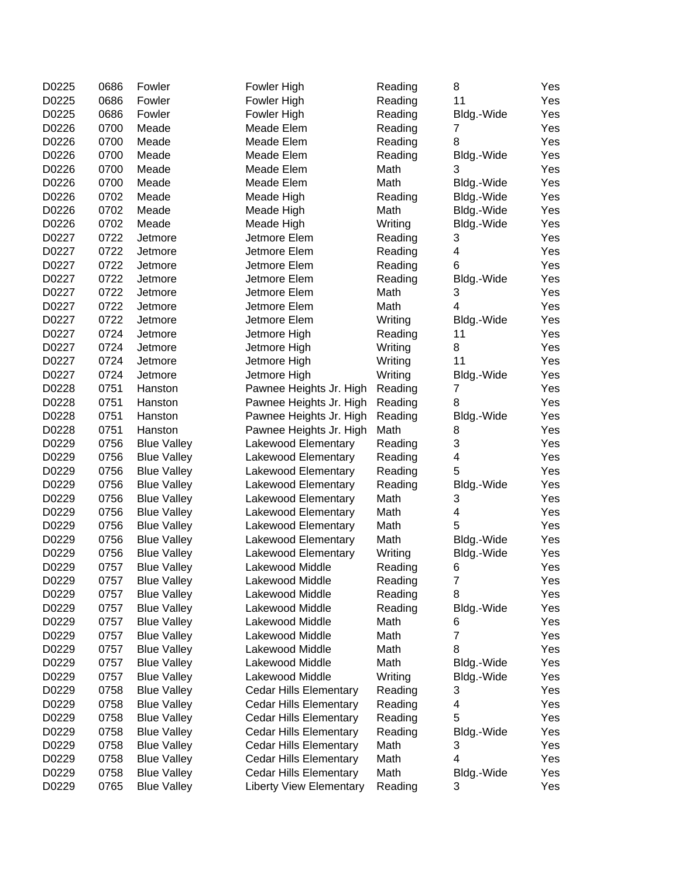| | | | | | | |
|---|---|---|---|---|---|---|
| D0225 | 0686 | Fowler | Fowler High | Reading | 8 | Yes |
| D0225 | 0686 | Fowler | Fowler High | Reading | 11 | Yes |
| D0225 | 0686 | Fowler | Fowler High | Reading | Bldg.-Wide | Yes |
| D0226 | 0700 | Meade | Meade Elem | Reading | 7 | Yes |
| D0226 | 0700 | Meade | Meade Elem | Reading | 8 | Yes |
| D0226 | 0700 | Meade | Meade Elem | Reading | Bldg.-Wide | Yes |
| D0226 | 0700 | Meade | Meade Elem | Math | 3 | Yes |
| D0226 | 0700 | Meade | Meade Elem | Math | Bldg.-Wide | Yes |
| D0226 | 0702 | Meade | Meade High | Reading | Bldg.-Wide | Yes |
| D0226 | 0702 | Meade | Meade High | Math | Bldg.-Wide | Yes |
| D0226 | 0702 | Meade | Meade High | Writing | Bldg.-Wide | Yes |
| D0227 | 0722 | Jetmore | Jetmore Elem | Reading | 3 | Yes |
| D0227 | 0722 | Jetmore | Jetmore Elem | Reading | 4 | Yes |
| D0227 | 0722 | Jetmore | Jetmore Elem | Reading | 6 | Yes |
| D0227 | 0722 | Jetmore | Jetmore Elem | Reading | Bldg.-Wide | Yes |
| D0227 | 0722 | Jetmore | Jetmore Elem | Math | 3 | Yes |
| D0227 | 0722 | Jetmore | Jetmore Elem | Math | 4 | Yes |
| D0227 | 0722 | Jetmore | Jetmore Elem | Writing | Bldg.-Wide | Yes |
| D0227 | 0724 | Jetmore | Jetmore High | Reading | 11 | Yes |
| D0227 | 0724 | Jetmore | Jetmore High | Writing | 8 | Yes |
| D0227 | 0724 | Jetmore | Jetmore High | Writing | 11 | Yes |
| D0227 | 0724 | Jetmore | Jetmore High | Writing | Bldg.-Wide | Yes |
| D0228 | 0751 | Hanston | Pawnee Heights Jr. High | Reading | 7 | Yes |
| D0228 | 0751 | Hanston | Pawnee Heights Jr. High | Reading | 8 | Yes |
| D0228 | 0751 | Hanston | Pawnee Heights Jr. High | Reading | Bldg.-Wide | Yes |
| D0228 | 0751 | Hanston | Pawnee Heights Jr. High | Math | 8 | Yes |
| D0229 | 0756 | Blue Valley | Lakewood Elementary | Reading | 3 | Yes |
| D0229 | 0756 | Blue Valley | Lakewood Elementary | Reading | 4 | Yes |
| D0229 | 0756 | Blue Valley | Lakewood Elementary | Reading | 5 | Yes |
| D0229 | 0756 | Blue Valley | Lakewood Elementary | Reading | Bldg.-Wide | Yes |
| D0229 | 0756 | Blue Valley | Lakewood Elementary | Math | 3 | Yes |
| D0229 | 0756 | Blue Valley | Lakewood Elementary | Math | 4 | Yes |
| D0229 | 0756 | Blue Valley | Lakewood Elementary | Math | 5 | Yes |
| D0229 | 0756 | Blue Valley | Lakewood Elementary | Math | Bldg.-Wide | Yes |
| D0229 | 0756 | Blue Valley | Lakewood Elementary | Writing | Bldg.-Wide | Yes |
| D0229 | 0757 | Blue Valley | Lakewood Middle | Reading | 6 | Yes |
| D0229 | 0757 | Blue Valley | Lakewood Middle | Reading | 7 | Yes |
| D0229 | 0757 | Blue Valley | Lakewood Middle | Reading | 8 | Yes |
| D0229 | 0757 | Blue Valley | Lakewood Middle | Reading | Bldg.-Wide | Yes |
| D0229 | 0757 | Blue Valley | Lakewood Middle | Math | 6 | Yes |
| D0229 | 0757 | Blue Valley | Lakewood Middle | Math | 7 | Yes |
| D0229 | 0757 | Blue Valley | Lakewood Middle | Math | 8 | Yes |
| D0229 | 0757 | Blue Valley | Lakewood Middle | Math | Bldg.-Wide | Yes |
| D0229 | 0757 | Blue Valley | Lakewood Middle | Writing | Bldg.-Wide | Yes |
| D0229 | 0758 | Blue Valley | Cedar Hills Elementary | Reading | 3 | Yes |
| D0229 | 0758 | Blue Valley | Cedar Hills Elementary | Reading | 4 | Yes |
| D0229 | 0758 | Blue Valley | Cedar Hills Elementary | Reading | 5 | Yes |
| D0229 | 0758 | Blue Valley | Cedar Hills Elementary | Reading | Bldg.-Wide | Yes |
| D0229 | 0758 | Blue Valley | Cedar Hills Elementary | Math | 3 | Yes |
| D0229 | 0758 | Blue Valley | Cedar Hills Elementary | Math | 4 | Yes |
| D0229 | 0758 | Blue Valley | Cedar Hills Elementary | Math | Bldg.-Wide | Yes |
| D0229 | 0765 | Blue Valley | Liberty View Elementary | Reading | 3 | Yes |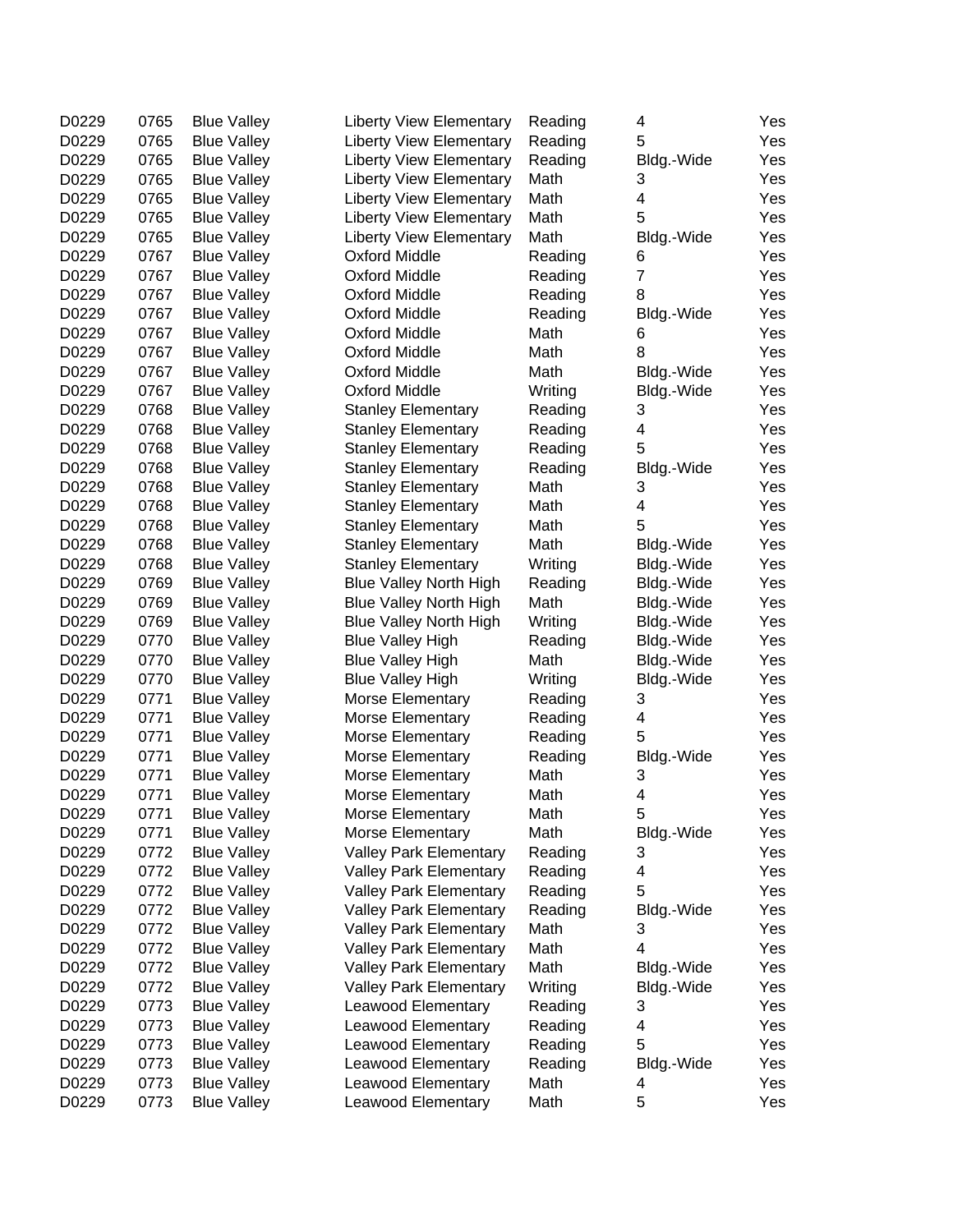| | | | | | | |
|---|---|---|---|---|---|---|
| D0229 | 0765 | Blue Valley | Liberty View Elementary | Reading | 4 | Yes |
| D0229 | 0765 | Blue Valley | Liberty View Elementary | Reading | 5 | Yes |
| D0229 | 0765 | Blue Valley | Liberty View Elementary | Reading | Bldg.-Wide | Yes |
| D0229 | 0765 | Blue Valley | Liberty View Elementary | Math | 3 | Yes |
| D0229 | 0765 | Blue Valley | Liberty View Elementary | Math | 4 | Yes |
| D0229 | 0765 | Blue Valley | Liberty View Elementary | Math | 5 | Yes |
| D0229 | 0765 | Blue Valley | Liberty View Elementary | Math | Bldg.-Wide | Yes |
| D0229 | 0767 | Blue Valley | Oxford Middle | Reading | 6 | Yes |
| D0229 | 0767 | Blue Valley | Oxford Middle | Reading | 7 | Yes |
| D0229 | 0767 | Blue Valley | Oxford Middle | Reading | 8 | Yes |
| D0229 | 0767 | Blue Valley | Oxford Middle | Reading | Bldg.-Wide | Yes |
| D0229 | 0767 | Blue Valley | Oxford Middle | Math | 6 | Yes |
| D0229 | 0767 | Blue Valley | Oxford Middle | Math | 8 | Yes |
| D0229 | 0767 | Blue Valley | Oxford Middle | Math | Bldg.-Wide | Yes |
| D0229 | 0767 | Blue Valley | Oxford Middle | Writing | Bldg.-Wide | Yes |
| D0229 | 0768 | Blue Valley | Stanley Elementary | Reading | 3 | Yes |
| D0229 | 0768 | Blue Valley | Stanley Elementary | Reading | 4 | Yes |
| D0229 | 0768 | Blue Valley | Stanley Elementary | Reading | 5 | Yes |
| D0229 | 0768 | Blue Valley | Stanley Elementary | Reading | Bldg.-Wide | Yes |
| D0229 | 0768 | Blue Valley | Stanley Elementary | Math | 3 | Yes |
| D0229 | 0768 | Blue Valley | Stanley Elementary | Math | 4 | Yes |
| D0229 | 0768 | Blue Valley | Stanley Elementary | Math | 5 | Yes |
| D0229 | 0768 | Blue Valley | Stanley Elementary | Math | Bldg.-Wide | Yes |
| D0229 | 0768 | Blue Valley | Stanley Elementary | Writing | Bldg.-Wide | Yes |
| D0229 | 0769 | Blue Valley | Blue Valley North High | Reading | Bldg.-Wide | Yes |
| D0229 | 0769 | Blue Valley | Blue Valley North High | Math | Bldg.-Wide | Yes |
| D0229 | 0769 | Blue Valley | Blue Valley North High | Writing | Bldg.-Wide | Yes |
| D0229 | 0770 | Blue Valley | Blue Valley High | Reading | Bldg.-Wide | Yes |
| D0229 | 0770 | Blue Valley | Blue Valley High | Math | Bldg.-Wide | Yes |
| D0229 | 0770 | Blue Valley | Blue Valley High | Writing | Bldg.-Wide | Yes |
| D0229 | 0771 | Blue Valley | Morse Elementary | Reading | 3 | Yes |
| D0229 | 0771 | Blue Valley | Morse Elementary | Reading | 4 | Yes |
| D0229 | 0771 | Blue Valley | Morse Elementary | Reading | 5 | Yes |
| D0229 | 0771 | Blue Valley | Morse Elementary | Reading | Bldg.-Wide | Yes |
| D0229 | 0771 | Blue Valley | Morse Elementary | Math | 3 | Yes |
| D0229 | 0771 | Blue Valley | Morse Elementary | Math | 4 | Yes |
| D0229 | 0771 | Blue Valley | Morse Elementary | Math | 5 | Yes |
| D0229 | 0771 | Blue Valley | Morse Elementary | Math | Bldg.-Wide | Yes |
| D0229 | 0772 | Blue Valley | Valley Park Elementary | Reading | 3 | Yes |
| D0229 | 0772 | Blue Valley | Valley Park Elementary | Reading | 4 | Yes |
| D0229 | 0772 | Blue Valley | Valley Park Elementary | Reading | 5 | Yes |
| D0229 | 0772 | Blue Valley | Valley Park Elementary | Reading | Bldg.-Wide | Yes |
| D0229 | 0772 | Blue Valley | Valley Park Elementary | Math | 3 | Yes |
| D0229 | 0772 | Blue Valley | Valley Park Elementary | Math | 4 | Yes |
| D0229 | 0772 | Blue Valley | Valley Park Elementary | Math | Bldg.-Wide | Yes |
| D0229 | 0772 | Blue Valley | Valley Park Elementary | Writing | Bldg.-Wide | Yes |
| D0229 | 0773 | Blue Valley | Leawood Elementary | Reading | 3 | Yes |
| D0229 | 0773 | Blue Valley | Leawood Elementary | Reading | 4 | Yes |
| D0229 | 0773 | Blue Valley | Leawood Elementary | Reading | 5 | Yes |
| D0229 | 0773 | Blue Valley | Leawood Elementary | Reading | Bldg.-Wide | Yes |
| D0229 | 0773 | Blue Valley | Leawood Elementary | Math | 4 | Yes |
| D0229 | 0773 | Blue Valley | Leawood Elementary | Math | 5 | Yes |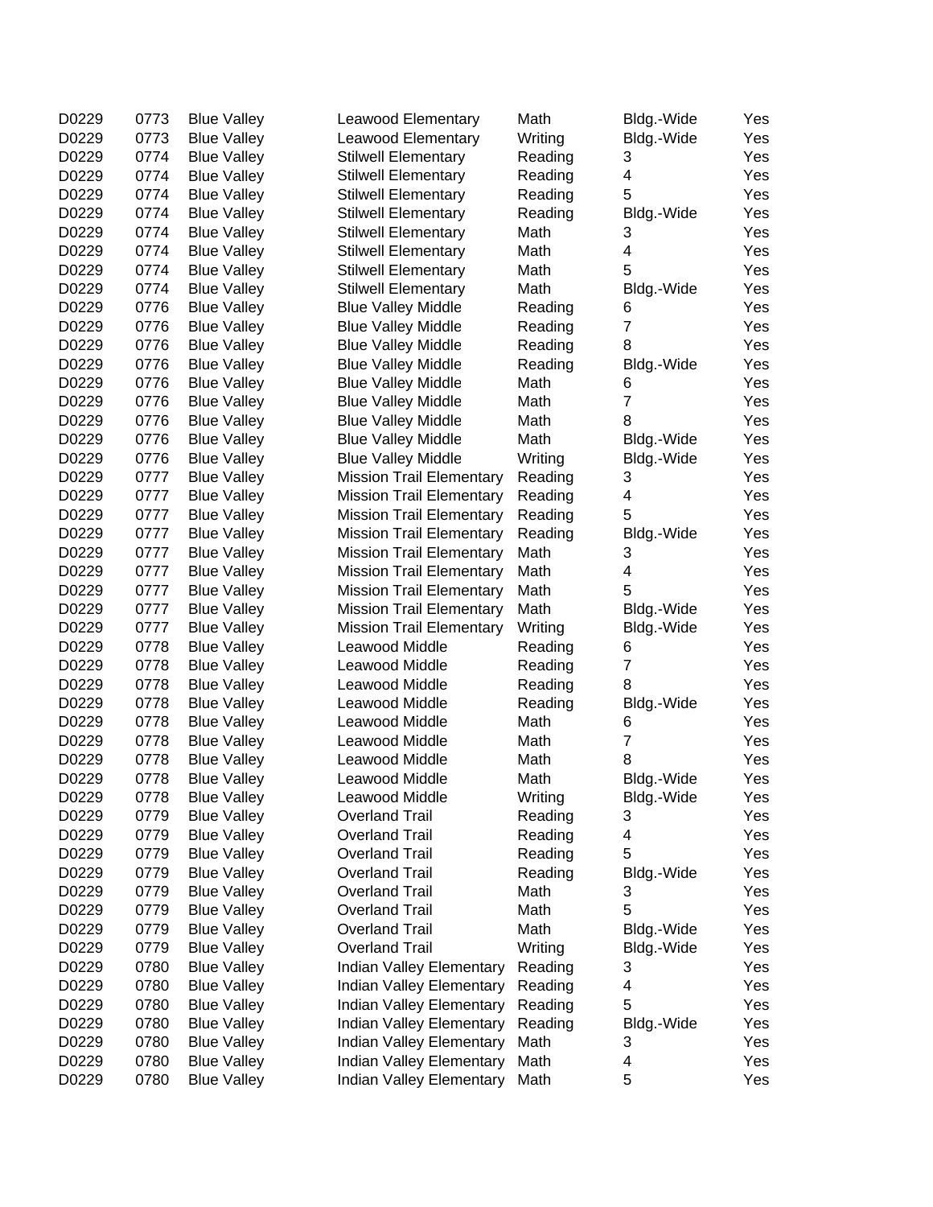| | | | | | | |
|---|---|---|---|---|---|---|
| D0229 | 0773 | Blue Valley | Leawood Elementary | Math | Bldg.-Wide | Yes |
| D0229 | 0773 | Blue Valley | Leawood Elementary | Writing | Bldg.-Wide | Yes |
| D0229 | 0774 | Blue Valley | Stilwell Elementary | Reading | 3 | Yes |
| D0229 | 0774 | Blue Valley | Stilwell Elementary | Reading | 4 | Yes |
| D0229 | 0774 | Blue Valley | Stilwell Elementary | Reading | 5 | Yes |
| D0229 | 0774 | Blue Valley | Stilwell Elementary | Reading | Bldg.-Wide | Yes |
| D0229 | 0774 | Blue Valley | Stilwell Elementary | Math | 3 | Yes |
| D0229 | 0774 | Blue Valley | Stilwell Elementary | Math | 4 | Yes |
| D0229 | 0774 | Blue Valley | Stilwell Elementary | Math | 5 | Yes |
| D0229 | 0774 | Blue Valley | Stilwell Elementary | Math | Bldg.-Wide | Yes |
| D0229 | 0776 | Blue Valley | Blue Valley Middle | Reading | 6 | Yes |
| D0229 | 0776 | Blue Valley | Blue Valley Middle | Reading | 7 | Yes |
| D0229 | 0776 | Blue Valley | Blue Valley Middle | Reading | 8 | Yes |
| D0229 | 0776 | Blue Valley | Blue Valley Middle | Reading | Bldg.-Wide | Yes |
| D0229 | 0776 | Blue Valley | Blue Valley Middle | Math | 6 | Yes |
| D0229 | 0776 | Blue Valley | Blue Valley Middle | Math | 7 | Yes |
| D0229 | 0776 | Blue Valley | Blue Valley Middle | Math | 8 | Yes |
| D0229 | 0776 | Blue Valley | Blue Valley Middle | Math | Bldg.-Wide | Yes |
| D0229 | 0776 | Blue Valley | Blue Valley Middle | Writing | Bldg.-Wide | Yes |
| D0229 | 0777 | Blue Valley | Mission Trail Elementary | Reading | 3 | Yes |
| D0229 | 0777 | Blue Valley | Mission Trail Elementary | Reading | 4 | Yes |
| D0229 | 0777 | Blue Valley | Mission Trail Elementary | Reading | 5 | Yes |
| D0229 | 0777 | Blue Valley | Mission Trail Elementary | Reading | Bldg.-Wide | Yes |
| D0229 | 0777 | Blue Valley | Mission Trail Elementary | Math | 3 | Yes |
| D0229 | 0777 | Blue Valley | Mission Trail Elementary | Math | 4 | Yes |
| D0229 | 0777 | Blue Valley | Mission Trail Elementary | Math | 5 | Yes |
| D0229 | 0777 | Blue Valley | Mission Trail Elementary | Math | Bldg.-Wide | Yes |
| D0229 | 0777 | Blue Valley | Mission Trail Elementary | Writing | Bldg.-Wide | Yes |
| D0229 | 0778 | Blue Valley | Leawood Middle | Reading | 6 | Yes |
| D0229 | 0778 | Blue Valley | Leawood Middle | Reading | 7 | Yes |
| D0229 | 0778 | Blue Valley | Leawood Middle | Reading | 8 | Yes |
| D0229 | 0778 | Blue Valley | Leawood Middle | Reading | Bldg.-Wide | Yes |
| D0229 | 0778 | Blue Valley | Leawood Middle | Math | 6 | Yes |
| D0229 | 0778 | Blue Valley | Leawood Middle | Math | 7 | Yes |
| D0229 | 0778 | Blue Valley | Leawood Middle | Math | 8 | Yes |
| D0229 | 0778 | Blue Valley | Leawood Middle | Math | Bldg.-Wide | Yes |
| D0229 | 0778 | Blue Valley | Leawood Middle | Writing | Bldg.-Wide | Yes |
| D0229 | 0779 | Blue Valley | Overland Trail | Reading | 3 | Yes |
| D0229 | 0779 | Blue Valley | Overland Trail | Reading | 4 | Yes |
| D0229 | 0779 | Blue Valley | Overland Trail | Reading | 5 | Yes |
| D0229 | 0779 | Blue Valley | Overland Trail | Reading | Bldg.-Wide | Yes |
| D0229 | 0779 | Blue Valley | Overland Trail | Math | 3 | Yes |
| D0229 | 0779 | Blue Valley | Overland Trail | Math | 5 | Yes |
| D0229 | 0779 | Blue Valley | Overland Trail | Math | Bldg.-Wide | Yes |
| D0229 | 0779 | Blue Valley | Overland Trail | Writing | Bldg.-Wide | Yes |
| D0229 | 0780 | Blue Valley | Indian Valley Elementary | Reading | 3 | Yes |
| D0229 | 0780 | Blue Valley | Indian Valley Elementary | Reading | 4 | Yes |
| D0229 | 0780 | Blue Valley | Indian Valley Elementary | Reading | 5 | Yes |
| D0229 | 0780 | Blue Valley | Indian Valley Elementary | Reading | Bldg.-Wide | Yes |
| D0229 | 0780 | Blue Valley | Indian Valley Elementary | Math | 3 | Yes |
| D0229 | 0780 | Blue Valley | Indian Valley Elementary | Math | 4 | Yes |
| D0229 | 0780 | Blue Valley | Indian Valley Elementary | Math | 5 | Yes |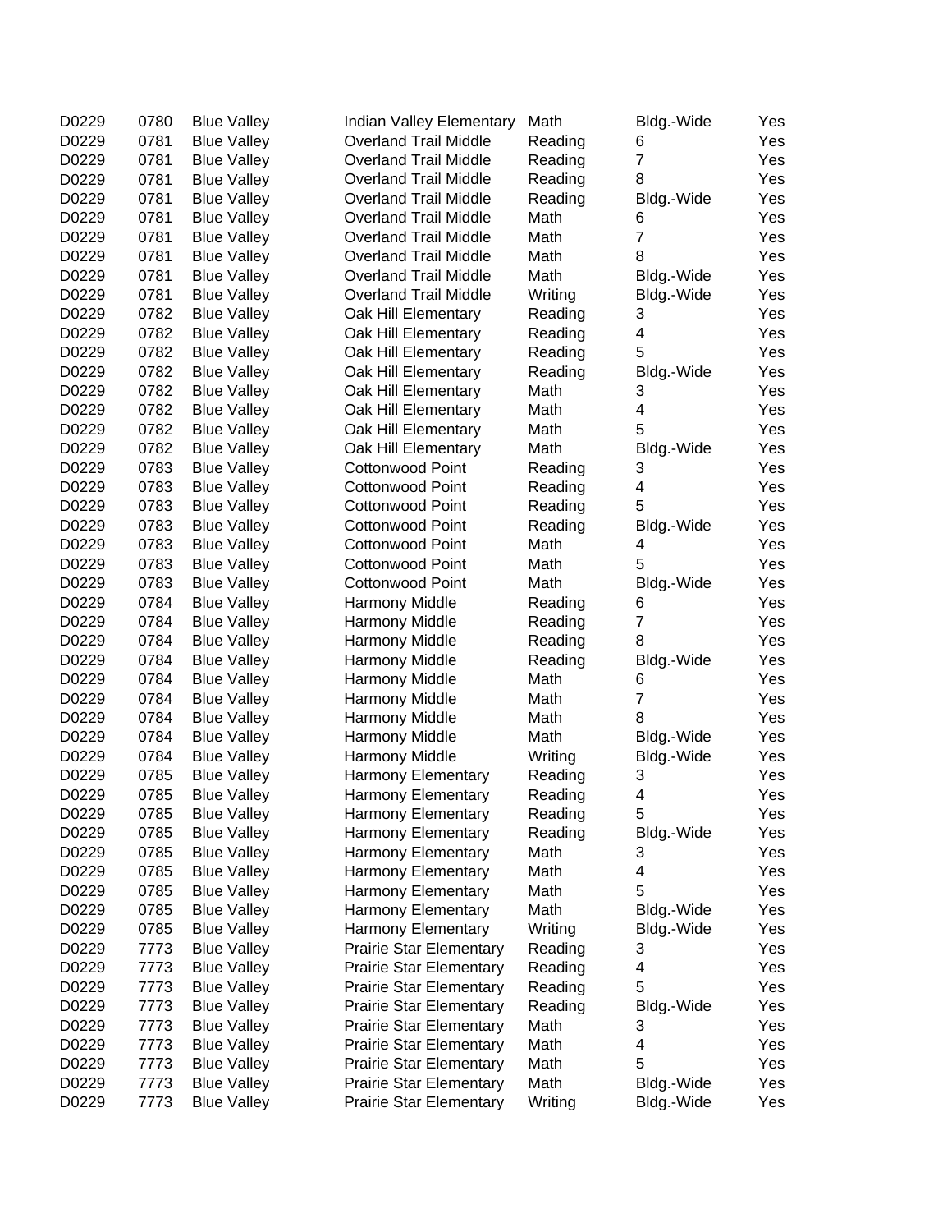| | | | | | | |
|---|---|---|---|---|---|---|
| D0229 | 0780 | Blue Valley | Indian Valley Elementary | Math | Bldg.-Wide | Yes |
| D0229 | 0781 | Blue Valley | Overland Trail Middle | Reading | 6 | Yes |
| D0229 | 0781 | Blue Valley | Overland Trail Middle | Reading | 7 | Yes |
| D0229 | 0781 | Blue Valley | Overland Trail Middle | Reading | 8 | Yes |
| D0229 | 0781 | Blue Valley | Overland Trail Middle | Reading | Bldg.-Wide | Yes |
| D0229 | 0781 | Blue Valley | Overland Trail Middle | Math | 6 | Yes |
| D0229 | 0781 | Blue Valley | Overland Trail Middle | Math | 7 | Yes |
| D0229 | 0781 | Blue Valley | Overland Trail Middle | Math | 8 | Yes |
| D0229 | 0781 | Blue Valley | Overland Trail Middle | Math | Bldg.-Wide | Yes |
| D0229 | 0781 | Blue Valley | Overland Trail Middle | Writing | Bldg.-Wide | Yes |
| D0229 | 0782 | Blue Valley | Oak Hill Elementary | Reading | 3 | Yes |
| D0229 | 0782 | Blue Valley | Oak Hill Elementary | Reading | 4 | Yes |
| D0229 | 0782 | Blue Valley | Oak Hill Elementary | Reading | 5 | Yes |
| D0229 | 0782 | Blue Valley | Oak Hill Elementary | Reading | Bldg.-Wide | Yes |
| D0229 | 0782 | Blue Valley | Oak Hill Elementary | Math | 3 | Yes |
| D0229 | 0782 | Blue Valley | Oak Hill Elementary | Math | 4 | Yes |
| D0229 | 0782 | Blue Valley | Oak Hill Elementary | Math | 5 | Yes |
| D0229 | 0782 | Blue Valley | Oak Hill Elementary | Math | Bldg.-Wide | Yes |
| D0229 | 0783 | Blue Valley | Cottonwood Point | Reading | 3 | Yes |
| D0229 | 0783 | Blue Valley | Cottonwood Point | Reading | 4 | Yes |
| D0229 | 0783 | Blue Valley | Cottonwood Point | Reading | 5 | Yes |
| D0229 | 0783 | Blue Valley | Cottonwood Point | Reading | Bldg.-Wide | Yes |
| D0229 | 0783 | Blue Valley | Cottonwood Point | Math | 4 | Yes |
| D0229 | 0783 | Blue Valley | Cottonwood Point | Math | 5 | Yes |
| D0229 | 0783 | Blue Valley | Cottonwood Point | Math | Bldg.-Wide | Yes |
| D0229 | 0784 | Blue Valley | Harmony Middle | Reading | 6 | Yes |
| D0229 | 0784 | Blue Valley | Harmony Middle | Reading | 7 | Yes |
| D0229 | 0784 | Blue Valley | Harmony Middle | Reading | 8 | Yes |
| D0229 | 0784 | Blue Valley | Harmony Middle | Reading | Bldg.-Wide | Yes |
| D0229 | 0784 | Blue Valley | Harmony Middle | Math | 6 | Yes |
| D0229 | 0784 | Blue Valley | Harmony Middle | Math | 7 | Yes |
| D0229 | 0784 | Blue Valley | Harmony Middle | Math | 8 | Yes |
| D0229 | 0784 | Blue Valley | Harmony Middle | Math | Bldg.-Wide | Yes |
| D0229 | 0784 | Blue Valley | Harmony Middle | Writing | Bldg.-Wide | Yes |
| D0229 | 0785 | Blue Valley | Harmony Elementary | Reading | 3 | Yes |
| D0229 | 0785 | Blue Valley | Harmony Elementary | Reading | 4 | Yes |
| D0229 | 0785 | Blue Valley | Harmony Elementary | Reading | 5 | Yes |
| D0229 | 0785 | Blue Valley | Harmony Elementary | Reading | Bldg.-Wide | Yes |
| D0229 | 0785 | Blue Valley | Harmony Elementary | Math | 3 | Yes |
| D0229 | 0785 | Blue Valley | Harmony Elementary | Math | 4 | Yes |
| D0229 | 0785 | Blue Valley | Harmony Elementary | Math | 5 | Yes |
| D0229 | 0785 | Blue Valley | Harmony Elementary | Math | Bldg.-Wide | Yes |
| D0229 | 0785 | Blue Valley | Harmony Elementary | Writing | Bldg.-Wide | Yes |
| D0229 | 7773 | Blue Valley | Prairie Star Elementary | Reading | 3 | Yes |
| D0229 | 7773 | Blue Valley | Prairie Star Elementary | Reading | 4 | Yes |
| D0229 | 7773 | Blue Valley | Prairie Star Elementary | Reading | 5 | Yes |
| D0229 | 7773 | Blue Valley | Prairie Star Elementary | Reading | Bldg.-Wide | Yes |
| D0229 | 7773 | Blue Valley | Prairie Star Elementary | Math | 3 | Yes |
| D0229 | 7773 | Blue Valley | Prairie Star Elementary | Math | 4 | Yes |
| D0229 | 7773 | Blue Valley | Prairie Star Elementary | Math | 5 | Yes |
| D0229 | 7773 | Blue Valley | Prairie Star Elementary | Math | Bldg.-Wide | Yes |
| D0229 | 7773 | Blue Valley | Prairie Star Elementary | Writing | Bldg.-Wide | Yes |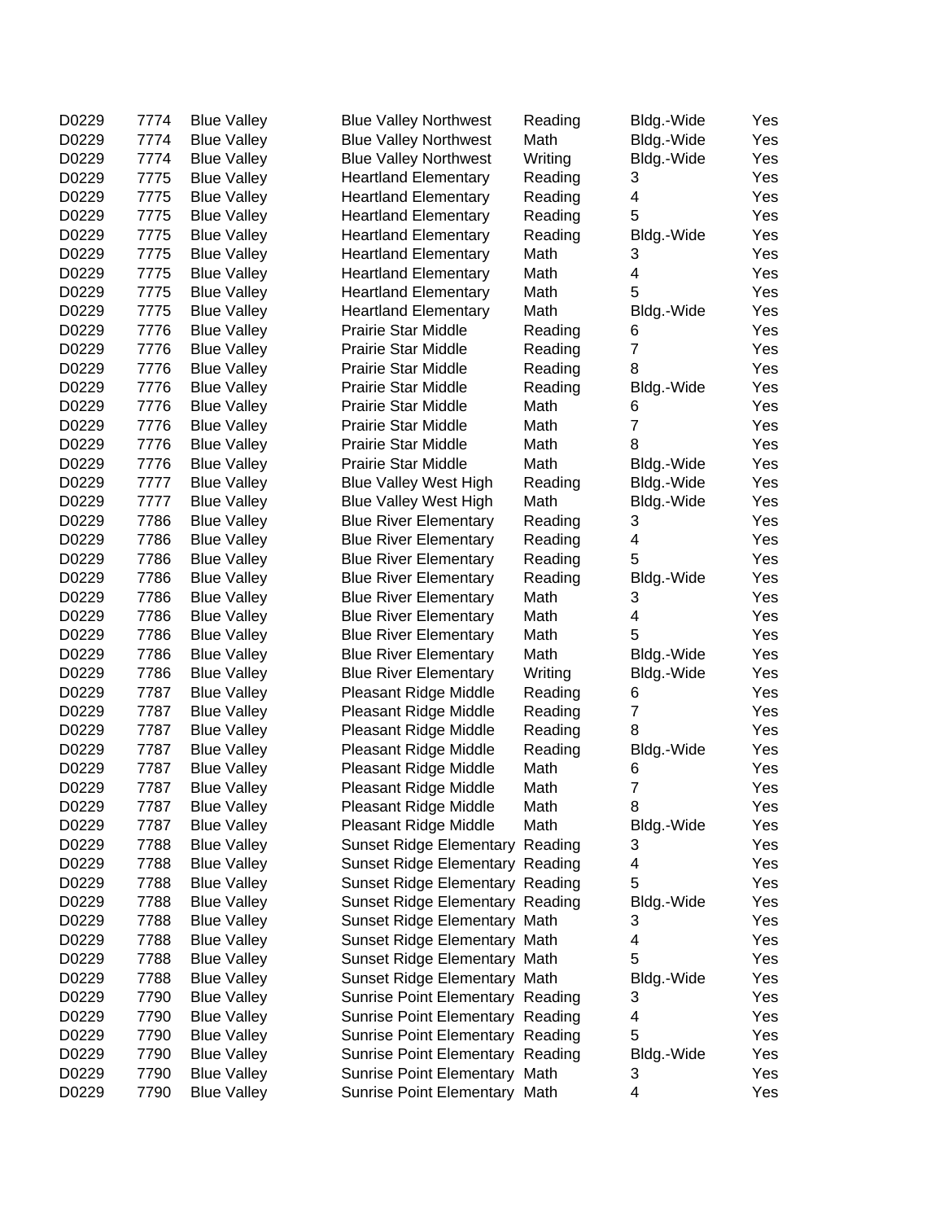| | | | | | | |
|---|---|---|---|---|---|---|
| D0229 | 7774 | Blue Valley | Blue Valley Northwest | Reading | Bldg.-Wide | Yes |
| D0229 | 7774 | Blue Valley | Blue Valley Northwest | Math | Bldg.-Wide | Yes |
| D0229 | 7774 | Blue Valley | Blue Valley Northwest | Writing | Bldg.-Wide | Yes |
| D0229 | 7775 | Blue Valley | Heartland Elementary | Reading | 3 | Yes |
| D0229 | 7775 | Blue Valley | Heartland Elementary | Reading | 4 | Yes |
| D0229 | 7775 | Blue Valley | Heartland Elementary | Reading | 5 | Yes |
| D0229 | 7775 | Blue Valley | Heartland Elementary | Reading | Bldg.-Wide | Yes |
| D0229 | 7775 | Blue Valley | Heartland Elementary | Math | 3 | Yes |
| D0229 | 7775 | Blue Valley | Heartland Elementary | Math | 4 | Yes |
| D0229 | 7775 | Blue Valley | Heartland Elementary | Math | 5 | Yes |
| D0229 | 7775 | Blue Valley | Heartland Elementary | Math | Bldg.-Wide | Yes |
| D0229 | 7776 | Blue Valley | Prairie Star Middle | Reading | 6 | Yes |
| D0229 | 7776 | Blue Valley | Prairie Star Middle | Reading | 7 | Yes |
| D0229 | 7776 | Blue Valley | Prairie Star Middle | Reading | 8 | Yes |
| D0229 | 7776 | Blue Valley | Prairie Star Middle | Reading | Bldg.-Wide | Yes |
| D0229 | 7776 | Blue Valley | Prairie Star Middle | Math | 6 | Yes |
| D0229 | 7776 | Blue Valley | Prairie Star Middle | Math | 7 | Yes |
| D0229 | 7776 | Blue Valley | Prairie Star Middle | Math | 8 | Yes |
| D0229 | 7776 | Blue Valley | Prairie Star Middle | Math | Bldg.-Wide | Yes |
| D0229 | 7777 | Blue Valley | Blue Valley West High | Reading | Bldg.-Wide | Yes |
| D0229 | 7777 | Blue Valley | Blue Valley West High | Math | Bldg.-Wide | Yes |
| D0229 | 7786 | Blue Valley | Blue River Elementary | Reading | 3 | Yes |
| D0229 | 7786 | Blue Valley | Blue River Elementary | Reading | 4 | Yes |
| D0229 | 7786 | Blue Valley | Blue River Elementary | Reading | 5 | Yes |
| D0229 | 7786 | Blue Valley | Blue River Elementary | Reading | Bldg.-Wide | Yes |
| D0229 | 7786 | Blue Valley | Blue River Elementary | Math | 3 | Yes |
| D0229 | 7786 | Blue Valley | Blue River Elementary | Math | 4 | Yes |
| D0229 | 7786 | Blue Valley | Blue River Elementary | Math | 5 | Yes |
| D0229 | 7786 | Blue Valley | Blue River Elementary | Math | Bldg.-Wide | Yes |
| D0229 | 7786 | Blue Valley | Blue River Elementary | Writing | Bldg.-Wide | Yes |
| D0229 | 7787 | Blue Valley | Pleasant Ridge Middle | Reading | 6 | Yes |
| D0229 | 7787 | Blue Valley | Pleasant Ridge Middle | Reading | 7 | Yes |
| D0229 | 7787 | Blue Valley | Pleasant Ridge Middle | Reading | 8 | Yes |
| D0229 | 7787 | Blue Valley | Pleasant Ridge Middle | Reading | Bldg.-Wide | Yes |
| D0229 | 7787 | Blue Valley | Pleasant Ridge Middle | Math | 6 | Yes |
| D0229 | 7787 | Blue Valley | Pleasant Ridge Middle | Math | 7 | Yes |
| D0229 | 7787 | Blue Valley | Pleasant Ridge Middle | Math | 8 | Yes |
| D0229 | 7787 | Blue Valley | Pleasant Ridge Middle | Math | Bldg.-Wide | Yes |
| D0229 | 7788 | Blue Valley | Sunset Ridge Elementary | Reading | 3 | Yes |
| D0229 | 7788 | Blue Valley | Sunset Ridge Elementary | Reading | 4 | Yes |
| D0229 | 7788 | Blue Valley | Sunset Ridge Elementary | Reading | 5 | Yes |
| D0229 | 7788 | Blue Valley | Sunset Ridge Elementary | Reading | Bldg.-Wide | Yes |
| D0229 | 7788 | Blue Valley | Sunset Ridge Elementary | Math | 3 | Yes |
| D0229 | 7788 | Blue Valley | Sunset Ridge Elementary | Math | 4 | Yes |
| D0229 | 7788 | Blue Valley | Sunset Ridge Elementary | Math | 5 | Yes |
| D0229 | 7788 | Blue Valley | Sunset Ridge Elementary | Math | Bldg.-Wide | Yes |
| D0229 | 7790 | Blue Valley | Sunrise Point Elementary | Reading | 3 | Yes |
| D0229 | 7790 | Blue Valley | Sunrise Point Elementary | Reading | 4 | Yes |
| D0229 | 7790 | Blue Valley | Sunrise Point Elementary | Reading | 5 | Yes |
| D0229 | 7790 | Blue Valley | Sunrise Point Elementary | Reading | Bldg.-Wide | Yes |
| D0229 | 7790 | Blue Valley | Sunrise Point Elementary | Math | 3 | Yes |
| D0229 | 7790 | Blue Valley | Sunrise Point Elementary | Math | 4 | Yes |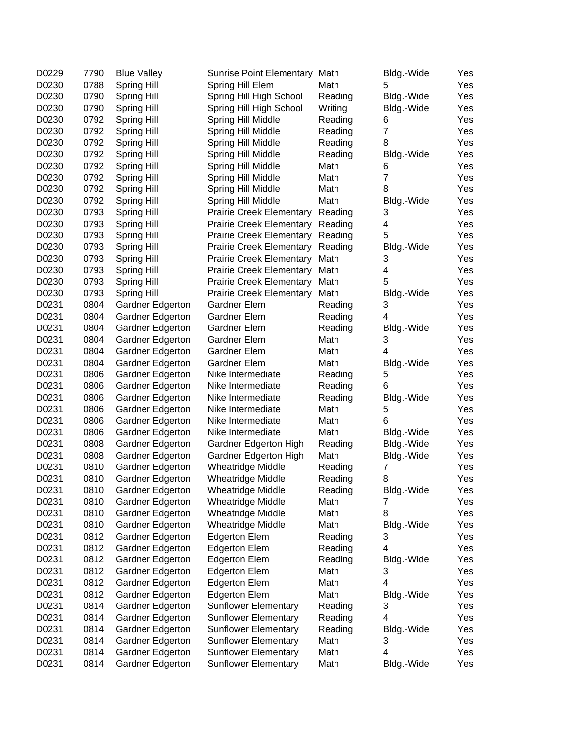| D0229 | 7790 | Blue Valley | Sunrise Point Elementary | Math | Bldg.-Wide | Yes |
|---|---|---|---|---|---|---|
| D0230 | 0788 | Spring Hill | Spring Hill Elem | Math | 5 | Yes |
| D0230 | 0790 | Spring Hill | Spring Hill High School | Reading | Bldg.-Wide | Yes |
| D0230 | 0790 | Spring Hill | Spring Hill High School | Writing | Bldg.-Wide | Yes |
| D0230 | 0792 | Spring Hill | Spring Hill Middle | Reading | 6 | Yes |
| D0230 | 0792 | Spring Hill | Spring Hill Middle | Reading | 7 | Yes |
| D0230 | 0792 | Spring Hill | Spring Hill Middle | Reading | 8 | Yes |
| D0230 | 0792 | Spring Hill | Spring Hill Middle | Reading | Bldg.-Wide | Yes |
| D0230 | 0792 | Spring Hill | Spring Hill Middle | Math | 6 | Yes |
| D0230 | 0792 | Spring Hill | Spring Hill Middle | Math | 7 | Yes |
| D0230 | 0792 | Spring Hill | Spring Hill Middle | Math | 8 | Yes |
| D0230 | 0792 | Spring Hill | Spring Hill Middle | Math | Bldg.-Wide | Yes |
| D0230 | 0793 | Spring Hill | Prairie Creek Elementary | Reading | 3 | Yes |
| D0230 | 0793 | Spring Hill | Prairie Creek Elementary | Reading | 4 | Yes |
| D0230 | 0793 | Spring Hill | Prairie Creek Elementary | Reading | 5 | Yes |
| D0230 | 0793 | Spring Hill | Prairie Creek Elementary | Reading | Bldg.-Wide | Yes |
| D0230 | 0793 | Spring Hill | Prairie Creek Elementary | Math | 3 | Yes |
| D0230 | 0793 | Spring Hill | Prairie Creek Elementary | Math | 4 | Yes |
| D0230 | 0793 | Spring Hill | Prairie Creek Elementary | Math | 5 | Yes |
| D0230 | 0793 | Spring Hill | Prairie Creek Elementary | Math | Bldg.-Wide | Yes |
| D0231 | 0804 | Gardner Edgerton | Gardner Elem | Reading | 3 | Yes |
| D0231 | 0804 | Gardner Edgerton | Gardner Elem | Reading | 4 | Yes |
| D0231 | 0804 | Gardner Edgerton | Gardner Elem | Reading | Bldg.-Wide | Yes |
| D0231 | 0804 | Gardner Edgerton | Gardner Elem | Math | 3 | Yes |
| D0231 | 0804 | Gardner Edgerton | Gardner Elem | Math | 4 | Yes |
| D0231 | 0804 | Gardner Edgerton | Gardner Elem | Math | Bldg.-Wide | Yes |
| D0231 | 0806 | Gardner Edgerton | Nike Intermediate | Reading | 5 | Yes |
| D0231 | 0806 | Gardner Edgerton | Nike Intermediate | Reading | 6 | Yes |
| D0231 | 0806 | Gardner Edgerton | Nike Intermediate | Reading | Bldg.-Wide | Yes |
| D0231 | 0806 | Gardner Edgerton | Nike Intermediate | Math | 5 | Yes |
| D0231 | 0806 | Gardner Edgerton | Nike Intermediate | Math | 6 | Yes |
| D0231 | 0806 | Gardner Edgerton | Nike Intermediate | Math | Bldg.-Wide | Yes |
| D0231 | 0808 | Gardner Edgerton | Gardner Edgerton High | Reading | Bldg.-Wide | Yes |
| D0231 | 0808 | Gardner Edgerton | Gardner Edgerton High | Math | Bldg.-Wide | Yes |
| D0231 | 0810 | Gardner Edgerton | Wheatridge Middle | Reading | 7 | Yes |
| D0231 | 0810 | Gardner Edgerton | Wheatridge Middle | Reading | 8 | Yes |
| D0231 | 0810 | Gardner Edgerton | Wheatridge Middle | Reading | Bldg.-Wide | Yes |
| D0231 | 0810 | Gardner Edgerton | Wheatridge Middle | Math | 7 | Yes |
| D0231 | 0810 | Gardner Edgerton | Wheatridge Middle | Math | 8 | Yes |
| D0231 | 0810 | Gardner Edgerton | Wheatridge Middle | Math | Bldg.-Wide | Yes |
| D0231 | 0812 | Gardner Edgerton | Edgerton Elem | Reading | 3 | Yes |
| D0231 | 0812 | Gardner Edgerton | Edgerton Elem | Reading | 4 | Yes |
| D0231 | 0812 | Gardner Edgerton | Edgerton Elem | Reading | Bldg.-Wide | Yes |
| D0231 | 0812 | Gardner Edgerton | Edgerton Elem | Math | 3 | Yes |
| D0231 | 0812 | Gardner Edgerton | Edgerton Elem | Math | 4 | Yes |
| D0231 | 0812 | Gardner Edgerton | Edgerton Elem | Math | Bldg.-Wide | Yes |
| D0231 | 0814 | Gardner Edgerton | Sunflower Elementary | Reading | 3 | Yes |
| D0231 | 0814 | Gardner Edgerton | Sunflower Elementary | Reading | 4 | Yes |
| D0231 | 0814 | Gardner Edgerton | Sunflower Elementary | Reading | Bldg.-Wide | Yes |
| D0231 | 0814 | Gardner Edgerton | Sunflower Elementary | Math | 3 | Yes |
| D0231 | 0814 | Gardner Edgerton | Sunflower Elementary | Math | 4 | Yes |
| D0231 | 0814 | Gardner Edgerton | Sunflower Elementary | Math | Bldg.-Wide | Yes |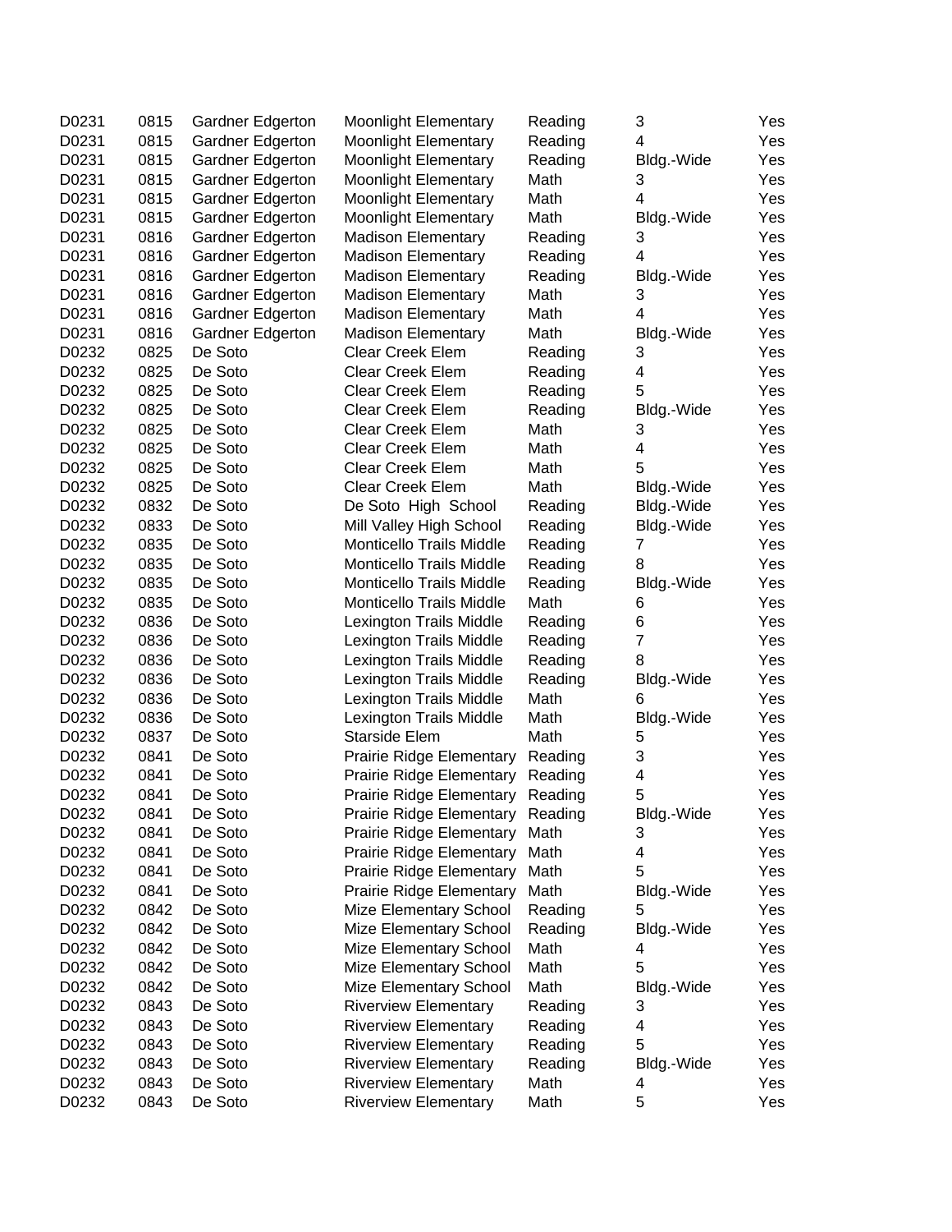| | | | | | | |
|---|---|---|---|---|---|---|
| D0231 | 0815 | Gardner Edgerton | Moonlight Elementary | Reading | 3 | Yes |
| D0231 | 0815 | Gardner Edgerton | Moonlight Elementary | Reading | 4 | Yes |
| D0231 | 0815 | Gardner Edgerton | Moonlight Elementary | Reading | Bldg.-Wide | Yes |
| D0231 | 0815 | Gardner Edgerton | Moonlight Elementary | Math | 3 | Yes |
| D0231 | 0815 | Gardner Edgerton | Moonlight Elementary | Math | 4 | Yes |
| D0231 | 0815 | Gardner Edgerton | Moonlight Elementary | Math | Bldg.-Wide | Yes |
| D0231 | 0816 | Gardner Edgerton | Madison Elementary | Reading | 3 | Yes |
| D0231 | 0816 | Gardner Edgerton | Madison Elementary | Reading | 4 | Yes |
| D0231 | 0816 | Gardner Edgerton | Madison Elementary | Reading | Bldg.-Wide | Yes |
| D0231 | 0816 | Gardner Edgerton | Madison Elementary | Math | 3 | Yes |
| D0231 | 0816 | Gardner Edgerton | Madison Elementary | Math | 4 | Yes |
| D0231 | 0816 | Gardner Edgerton | Madison Elementary | Math | Bldg.-Wide | Yes |
| D0232 | 0825 | De Soto | Clear Creek Elem | Reading | 3 | Yes |
| D0232 | 0825 | De Soto | Clear Creek Elem | Reading | 4 | Yes |
| D0232 | 0825 | De Soto | Clear Creek Elem | Reading | 5 | Yes |
| D0232 | 0825 | De Soto | Clear Creek Elem | Reading | Bldg.-Wide | Yes |
| D0232 | 0825 | De Soto | Clear Creek Elem | Math | 3 | Yes |
| D0232 | 0825 | De Soto | Clear Creek Elem | Math | 4 | Yes |
| D0232 | 0825 | De Soto | Clear Creek Elem | Math | 5 | Yes |
| D0232 | 0825 | De Soto | Clear Creek Elem | Math | Bldg.-Wide | Yes |
| D0232 | 0832 | De Soto | De Soto High School | Reading | Bldg.-Wide | Yes |
| D0232 | 0833 | De Soto | Mill Valley High School | Reading | Bldg.-Wide | Yes |
| D0232 | 0835 | De Soto | Monticello Trails Middle | Reading | 7 | Yes |
| D0232 | 0835 | De Soto | Monticello Trails Middle | Reading | 8 | Yes |
| D0232 | 0835 | De Soto | Monticello Trails Middle | Reading | Bldg.-Wide | Yes |
| D0232 | 0835 | De Soto | Monticello Trails Middle | Math | 6 | Yes |
| D0232 | 0836 | De Soto | Lexington Trails Middle | Reading | 6 | Yes |
| D0232 | 0836 | De Soto | Lexington Trails Middle | Reading | 7 | Yes |
| D0232 | 0836 | De Soto | Lexington Trails Middle | Reading | 8 | Yes |
| D0232 | 0836 | De Soto | Lexington Trails Middle | Reading | Bldg.-Wide | Yes |
| D0232 | 0836 | De Soto | Lexington Trails Middle | Math | 6 | Yes |
| D0232 | 0836 | De Soto | Lexington Trails Middle | Math | Bldg.-Wide | Yes |
| D0232 | 0837 | De Soto | Starside Elem | Math | 5 | Yes |
| D0232 | 0841 | De Soto | Prairie Ridge Elementary | Reading | 3 | Yes |
| D0232 | 0841 | De Soto | Prairie Ridge Elementary | Reading | 4 | Yes |
| D0232 | 0841 | De Soto | Prairie Ridge Elementary | Reading | 5 | Yes |
| D0232 | 0841 | De Soto | Prairie Ridge Elementary | Reading | Bldg.-Wide | Yes |
| D0232 | 0841 | De Soto | Prairie Ridge Elementary | Math | 3 | Yes |
| D0232 | 0841 | De Soto | Prairie Ridge Elementary | Math | 4 | Yes |
| D0232 | 0841 | De Soto | Prairie Ridge Elementary | Math | 5 | Yes |
| D0232 | 0841 | De Soto | Prairie Ridge Elementary | Math | Bldg.-Wide | Yes |
| D0232 | 0842 | De Soto | Mize Elementary School | Reading | 5 | Yes |
| D0232 | 0842 | De Soto | Mize Elementary School | Reading | Bldg.-Wide | Yes |
| D0232 | 0842 | De Soto | Mize Elementary School | Math | 4 | Yes |
| D0232 | 0842 | De Soto | Mize Elementary School | Math | 5 | Yes |
| D0232 | 0842 | De Soto | Mize Elementary School | Math | Bldg.-Wide | Yes |
| D0232 | 0843 | De Soto | Riverview Elementary | Reading | 3 | Yes |
| D0232 | 0843 | De Soto | Riverview Elementary | Reading | 4 | Yes |
| D0232 | 0843 | De Soto | Riverview Elementary | Reading | 5 | Yes |
| D0232 | 0843 | De Soto | Riverview Elementary | Reading | Bldg.-Wide | Yes |
| D0232 | 0843 | De Soto | Riverview Elementary | Math | 4 | Yes |
| D0232 | 0843 | De Soto | Riverview Elementary | Math | 5 | Yes |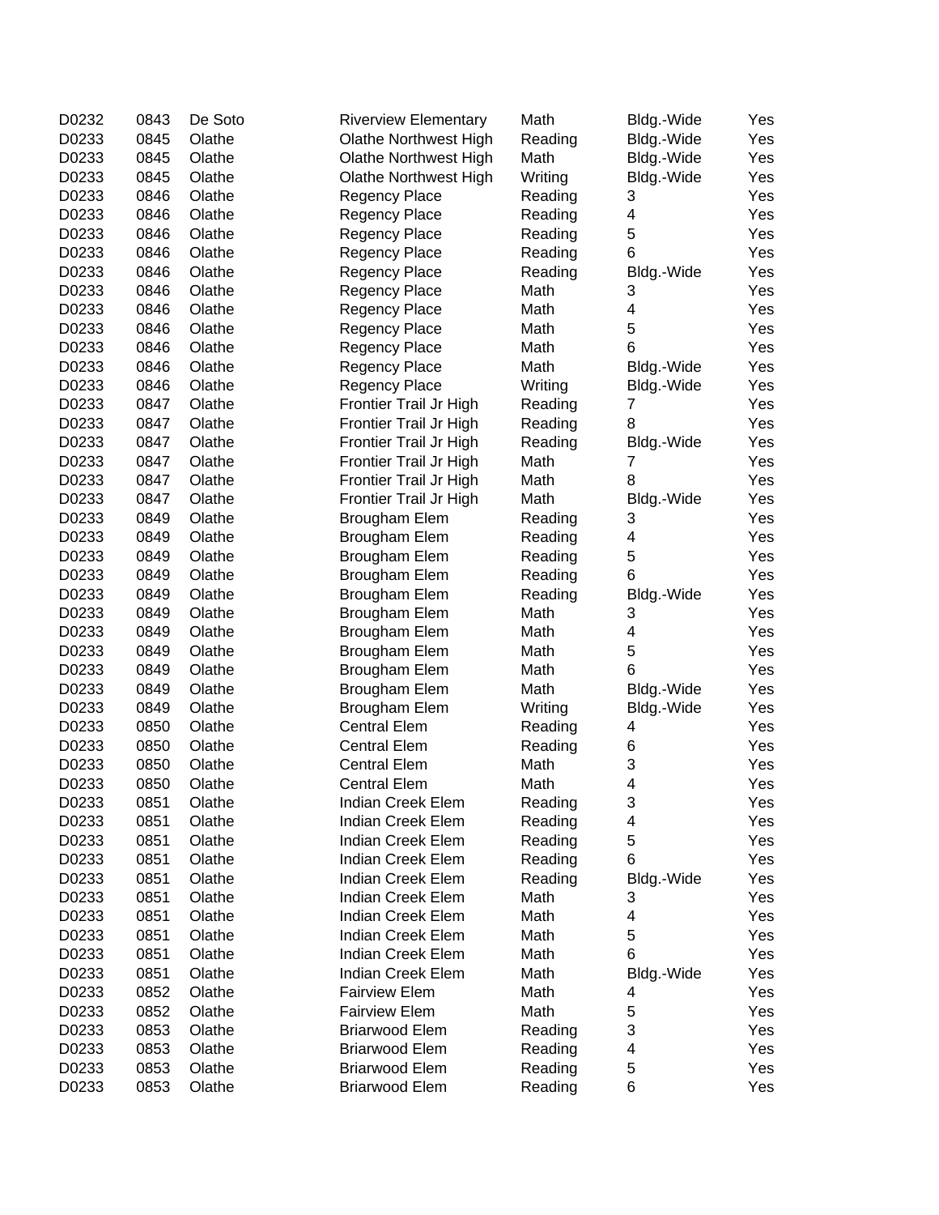| D0232 | 0843 | De Soto | Riverview Elementary | Math | Bldg.-Wide | Yes |
|---|---|---|---|---|---|---|
| D0233 | 0845 | Olathe | Olathe Northwest High | Reading | Bldg.-Wide | Yes |
| D0233 | 0845 | Olathe | Olathe Northwest High | Math | Bldg.-Wide | Yes |
| D0233 | 0845 | Olathe | Olathe Northwest High | Writing | Bldg.-Wide | Yes |
| D0233 | 0846 | Olathe | Regency Place | Reading | 3 | Yes |
| D0233 | 0846 | Olathe | Regency Place | Reading | 4 | Yes |
| D0233 | 0846 | Olathe | Regency Place | Reading | 5 | Yes |
| D0233 | 0846 | Olathe | Regency Place | Reading | 6 | Yes |
| D0233 | 0846 | Olathe | Regency Place | Reading | Bldg.-Wide | Yes |
| D0233 | 0846 | Olathe | Regency Place | Math | 3 | Yes |
| D0233 | 0846 | Olathe | Regency Place | Math | 4 | Yes |
| D0233 | 0846 | Olathe | Regency Place | Math | 5 | Yes |
| D0233 | 0846 | Olathe | Regency Place | Math | 6 | Yes |
| D0233 | 0846 | Olathe | Regency Place | Math | Bldg.-Wide | Yes |
| D0233 | 0846 | Olathe | Regency Place | Writing | Bldg.-Wide | Yes |
| D0233 | 0847 | Olathe | Frontier Trail Jr High | Reading | 7 | Yes |
| D0233 | 0847 | Olathe | Frontier Trail Jr High | Reading | 8 | Yes |
| D0233 | 0847 | Olathe | Frontier Trail Jr High | Reading | Bldg.-Wide | Yes |
| D0233 | 0847 | Olathe | Frontier Trail Jr High | Math | 7 | Yes |
| D0233 | 0847 | Olathe | Frontier Trail Jr High | Math | 8 | Yes |
| D0233 | 0847 | Olathe | Frontier Trail Jr High | Math | Bldg.-Wide | Yes |
| D0233 | 0849 | Olathe | Brougham Elem | Reading | 3 | Yes |
| D0233 | 0849 | Olathe | Brougham Elem | Reading | 4 | Yes |
| D0233 | 0849 | Olathe | Brougham Elem | Reading | 5 | Yes |
| D0233 | 0849 | Olathe | Brougham Elem | Reading | 6 | Yes |
| D0233 | 0849 | Olathe | Brougham Elem | Reading | Bldg.-Wide | Yes |
| D0233 | 0849 | Olathe | Brougham Elem | Math | 3 | Yes |
| D0233 | 0849 | Olathe | Brougham Elem | Math | 4 | Yes |
| D0233 | 0849 | Olathe | Brougham Elem | Math | 5 | Yes |
| D0233 | 0849 | Olathe | Brougham Elem | Math | 6 | Yes |
| D0233 | 0849 | Olathe | Brougham Elem | Math | Bldg.-Wide | Yes |
| D0233 | 0849 | Olathe | Brougham Elem | Writing | Bldg.-Wide | Yes |
| D0233 | 0850 | Olathe | Central Elem | Reading | 4 | Yes |
| D0233 | 0850 | Olathe | Central Elem | Reading | 6 | Yes |
| D0233 | 0850 | Olathe | Central Elem | Math | 3 | Yes |
| D0233 | 0850 | Olathe | Central Elem | Math | 4 | Yes |
| D0233 | 0851 | Olathe | Indian Creek Elem | Reading | 3 | Yes |
| D0233 | 0851 | Olathe | Indian Creek Elem | Reading | 4 | Yes |
| D0233 | 0851 | Olathe | Indian Creek Elem | Reading | 5 | Yes |
| D0233 | 0851 | Olathe | Indian Creek Elem | Reading | 6 | Yes |
| D0233 | 0851 | Olathe | Indian Creek Elem | Reading | Bldg.-Wide | Yes |
| D0233 | 0851 | Olathe | Indian Creek Elem | Math | 3 | Yes |
| D0233 | 0851 | Olathe | Indian Creek Elem | Math | 4 | Yes |
| D0233 | 0851 | Olathe | Indian Creek Elem | Math | 5 | Yes |
| D0233 | 0851 | Olathe | Indian Creek Elem | Math | 6 | Yes |
| D0233 | 0851 | Olathe | Indian Creek Elem | Math | Bldg.-Wide | Yes |
| D0233 | 0852 | Olathe | Fairview Elem | Math | 4 | Yes |
| D0233 | 0852 | Olathe | Fairview Elem | Math | 5 | Yes |
| D0233 | 0853 | Olathe | Briarwood Elem | Reading | 3 | Yes |
| D0233 | 0853 | Olathe | Briarwood Elem | Reading | 4 | Yes |
| D0233 | 0853 | Olathe | Briarwood Elem | Reading | 5 | Yes |
| D0233 | 0853 | Olathe | Briarwood Elem | Reading | 6 | Yes |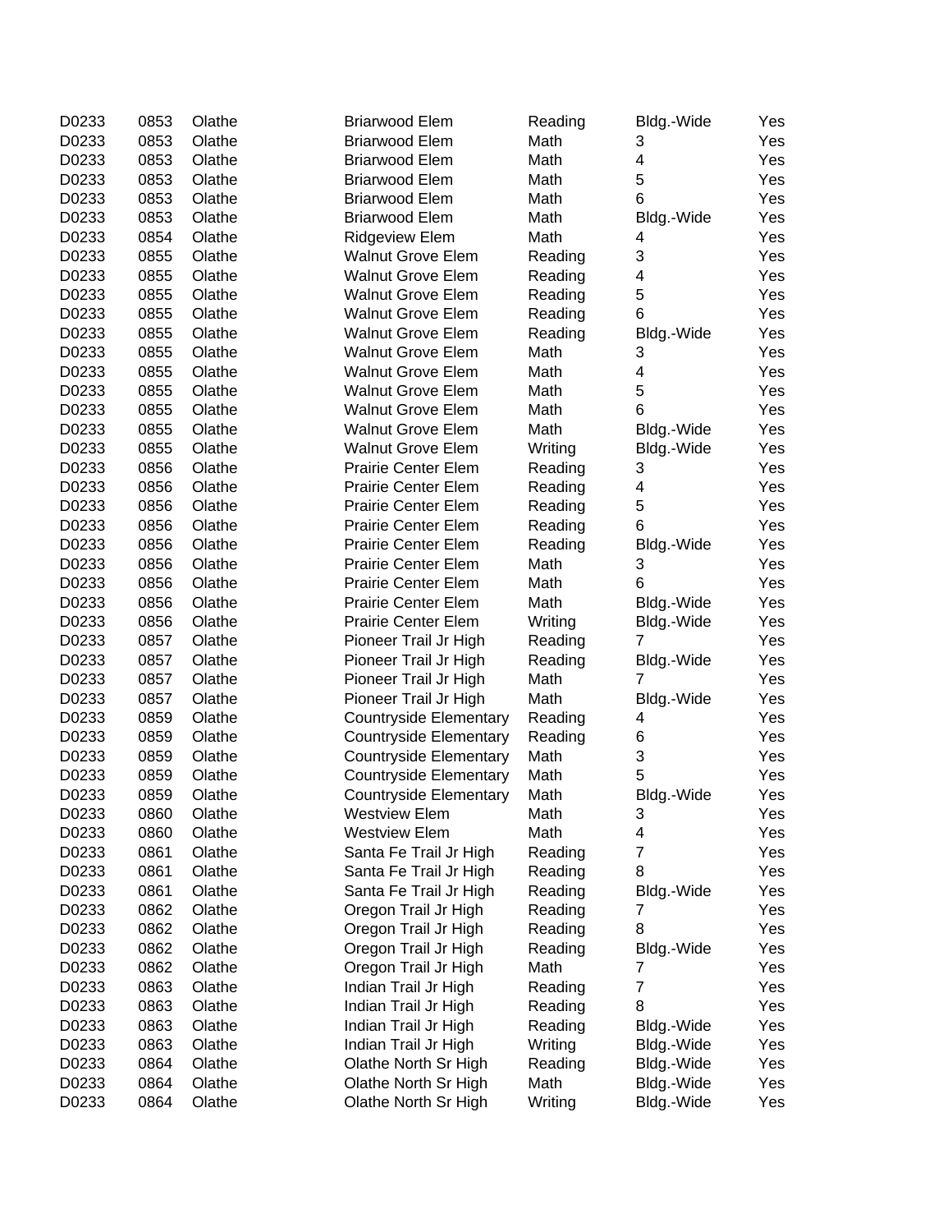| | | | | | | |
|---|---|---|---|---|---|---|
| D0233 | 0853 | Olathe | Briarwood Elem | Reading | Bldg.-Wide | Yes |
| D0233 | 0853 | Olathe | Briarwood Elem | Math | 3 | Yes |
| D0233 | 0853 | Olathe | Briarwood Elem | Math | 4 | Yes |
| D0233 | 0853 | Olathe | Briarwood Elem | Math | 5 | Yes |
| D0233 | 0853 | Olathe | Briarwood Elem | Math | 6 | Yes |
| D0233 | 0853 | Olathe | Briarwood Elem | Math | Bldg.-Wide | Yes |
| D0233 | 0854 | Olathe | Ridgeview Elem | Math | 4 | Yes |
| D0233 | 0855 | Olathe | Walnut Grove Elem | Reading | 3 | Yes |
| D0233 | 0855 | Olathe | Walnut Grove Elem | Reading | 4 | Yes |
| D0233 | 0855 | Olathe | Walnut Grove Elem | Reading | 5 | Yes |
| D0233 | 0855 | Olathe | Walnut Grove Elem | Reading | 6 | Yes |
| D0233 | 0855 | Olathe | Walnut Grove Elem | Reading | Bldg.-Wide | Yes |
| D0233 | 0855 | Olathe | Walnut Grove Elem | Math | 3 | Yes |
| D0233 | 0855 | Olathe | Walnut Grove Elem | Math | 4 | Yes |
| D0233 | 0855 | Olathe | Walnut Grove Elem | Math | 5 | Yes |
| D0233 | 0855 | Olathe | Walnut Grove Elem | Math | 6 | Yes |
| D0233 | 0855 | Olathe | Walnut Grove Elem | Math | Bldg.-Wide | Yes |
| D0233 | 0855 | Olathe | Walnut Grove Elem | Writing | Bldg.-Wide | Yes |
| D0233 | 0856 | Olathe | Prairie Center Elem | Reading | 3 | Yes |
| D0233 | 0856 | Olathe | Prairie Center Elem | Reading | 4 | Yes |
| D0233 | 0856 | Olathe | Prairie Center Elem | Reading | 5 | Yes |
| D0233 | 0856 | Olathe | Prairie Center Elem | Reading | 6 | Yes |
| D0233 | 0856 | Olathe | Prairie Center Elem | Reading | Bldg.-Wide | Yes |
| D0233 | 0856 | Olathe | Prairie Center Elem | Math | 3 | Yes |
| D0233 | 0856 | Olathe | Prairie Center Elem | Math | 6 | Yes |
| D0233 | 0856 | Olathe | Prairie Center Elem | Math | Bldg.-Wide | Yes |
| D0233 | 0856 | Olathe | Prairie Center Elem | Writing | Bldg.-Wide | Yes |
| D0233 | 0857 | Olathe | Pioneer Trail Jr High | Reading | 7 | Yes |
| D0233 | 0857 | Olathe | Pioneer Trail Jr High | Reading | Bldg.-Wide | Yes |
| D0233 | 0857 | Olathe | Pioneer Trail Jr High | Math | 7 | Yes |
| D0233 | 0857 | Olathe | Pioneer Trail Jr High | Math | Bldg.-Wide | Yes |
| D0233 | 0859 | Olathe | Countryside Elementary | Reading | 4 | Yes |
| D0233 | 0859 | Olathe | Countryside Elementary | Reading | 6 | Yes |
| D0233 | 0859 | Olathe | Countryside Elementary | Math | 3 | Yes |
| D0233 | 0859 | Olathe | Countryside Elementary | Math | 5 | Yes |
| D0233 | 0859 | Olathe | Countryside Elementary | Math | Bldg.-Wide | Yes |
| D0233 | 0860 | Olathe | Westview Elem | Math | 3 | Yes |
| D0233 | 0860 | Olathe | Westview Elem | Math | 4 | Yes |
| D0233 | 0861 | Olathe | Santa Fe Trail Jr High | Reading | 7 | Yes |
| D0233 | 0861 | Olathe | Santa Fe Trail Jr High | Reading | 8 | Yes |
| D0233 | 0861 | Olathe | Santa Fe Trail Jr High | Reading | Bldg.-Wide | Yes |
| D0233 | 0862 | Olathe | Oregon Trail Jr High | Reading | 7 | Yes |
| D0233 | 0862 | Olathe | Oregon Trail Jr High | Reading | 8 | Yes |
| D0233 | 0862 | Olathe | Oregon Trail Jr High | Reading | Bldg.-Wide | Yes |
| D0233 | 0862 | Olathe | Oregon Trail Jr High | Math | 7 | Yes |
| D0233 | 0863 | Olathe | Indian Trail Jr High | Reading | 7 | Yes |
| D0233 | 0863 | Olathe | Indian Trail Jr High | Reading | 8 | Yes |
| D0233 | 0863 | Olathe | Indian Trail Jr High | Reading | Bldg.-Wide | Yes |
| D0233 | 0863 | Olathe | Indian Trail Jr High | Writing | Bldg.-Wide | Yes |
| D0233 | 0864 | Olathe | Olathe North Sr High | Reading | Bldg.-Wide | Yes |
| D0233 | 0864 | Olathe | Olathe North Sr High | Math | Bldg.-Wide | Yes |
| D0233 | 0864 | Olathe | Olathe North Sr High | Writing | Bldg.-Wide | Yes |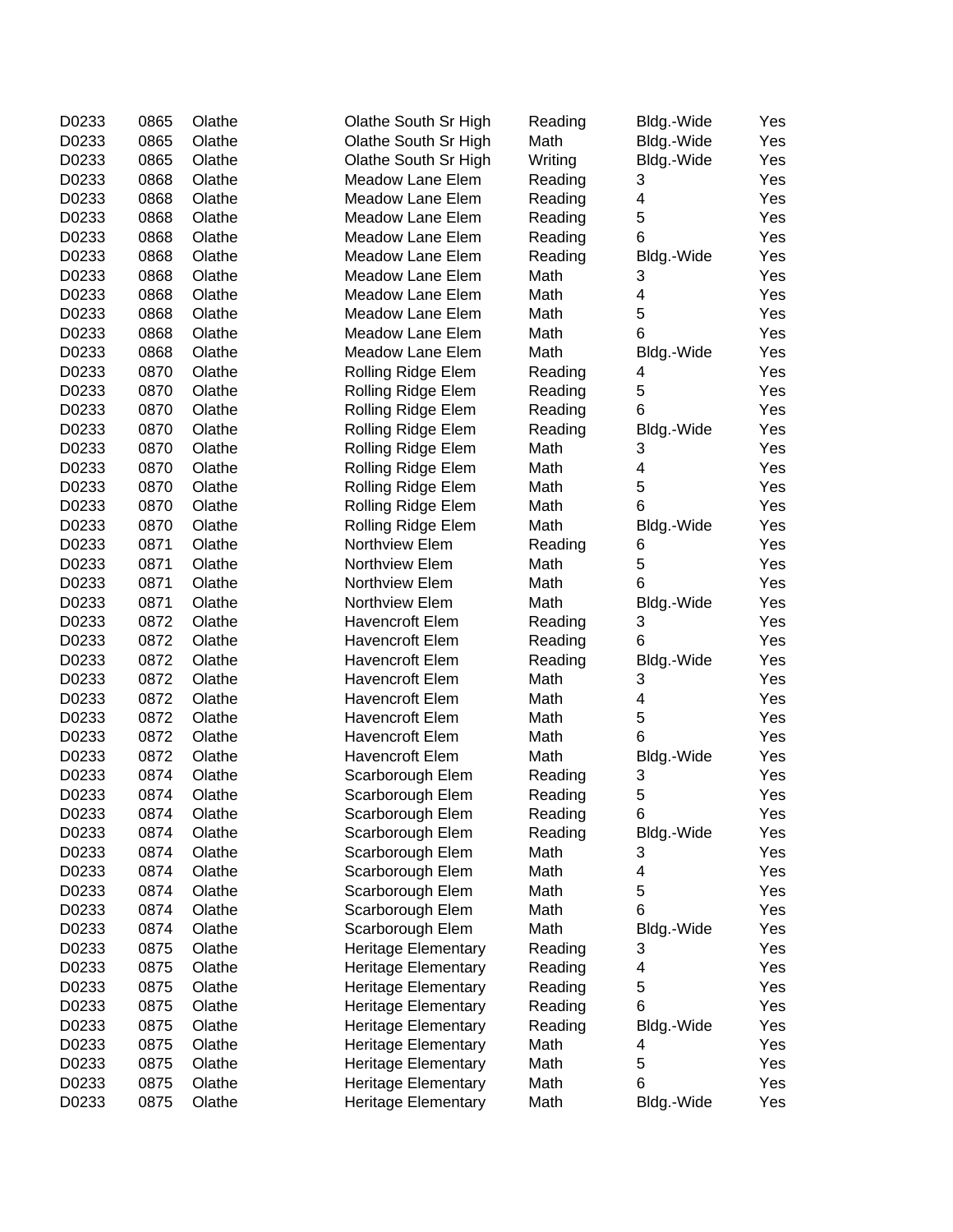| D0233 | 0865 | Olathe | Olathe South Sr High | Reading | Bldg.-Wide | Yes |
|---|---|---|---|---|---|---|
| D0233 | 0865 | Olathe | Olathe South Sr High | Math | Bldg.-Wide | Yes |
| D0233 | 0865 | Olathe | Olathe South Sr High | Writing | Bldg.-Wide | Yes |
| D0233 | 0868 | Olathe | Meadow Lane Elem | Reading | 3 | Yes |
| D0233 | 0868 | Olathe | Meadow Lane Elem | Reading | 4 | Yes |
| D0233 | 0868 | Olathe | Meadow Lane Elem | Reading | 5 | Yes |
| D0233 | 0868 | Olathe | Meadow Lane Elem | Reading | 6 | Yes |
| D0233 | 0868 | Olathe | Meadow Lane Elem | Reading | Bldg.-Wide | Yes |
| D0233 | 0868 | Olathe | Meadow Lane Elem | Math | 3 | Yes |
| D0233 | 0868 | Olathe | Meadow Lane Elem | Math | 4 | Yes |
| D0233 | 0868 | Olathe | Meadow Lane Elem | Math | 5 | Yes |
| D0233 | 0868 | Olathe | Meadow Lane Elem | Math | 6 | Yes |
| D0233 | 0868 | Olathe | Meadow Lane Elem | Math | Bldg.-Wide | Yes |
| D0233 | 0870 | Olathe | Rolling Ridge Elem | Reading | 4 | Yes |
| D0233 | 0870 | Olathe | Rolling Ridge Elem | Reading | 5 | Yes |
| D0233 | 0870 | Olathe | Rolling Ridge Elem | Reading | 6 | Yes |
| D0233 | 0870 | Olathe | Rolling Ridge Elem | Reading | Bldg.-Wide | Yes |
| D0233 | 0870 | Olathe | Rolling Ridge Elem | Math | 3 | Yes |
| D0233 | 0870 | Olathe | Rolling Ridge Elem | Math | 4 | Yes |
| D0233 | 0870 | Olathe | Rolling Ridge Elem | Math | 5 | Yes |
| D0233 | 0870 | Olathe | Rolling Ridge Elem | Math | 6 | Yes |
| D0233 | 0870 | Olathe | Rolling Ridge Elem | Math | Bldg.-Wide | Yes |
| D0233 | 0871 | Olathe | Northview Elem | Reading | 6 | Yes |
| D0233 | 0871 | Olathe | Northview Elem | Math | 5 | Yes |
| D0233 | 0871 | Olathe | Northview Elem | Math | 6 | Yes |
| D0233 | 0871 | Olathe | Northview Elem | Math | Bldg.-Wide | Yes |
| D0233 | 0872 | Olathe | Havencroft Elem | Reading | 3 | Yes |
| D0233 | 0872 | Olathe | Havencroft Elem | Reading | 6 | Yes |
| D0233 | 0872 | Olathe | Havencroft Elem | Reading | Bldg.-Wide | Yes |
| D0233 | 0872 | Olathe | Havencroft Elem | Math | 3 | Yes |
| D0233 | 0872 | Olathe | Havencroft Elem | Math | 4 | Yes |
| D0233 | 0872 | Olathe | Havencroft Elem | Math | 5 | Yes |
| D0233 | 0872 | Olathe | Havencroft Elem | Math | 6 | Yes |
| D0233 | 0872 | Olathe | Havencroft Elem | Math | Bldg.-Wide | Yes |
| D0233 | 0874 | Olathe | Scarborough Elem | Reading | 3 | Yes |
| D0233 | 0874 | Olathe | Scarborough Elem | Reading | 5 | Yes |
| D0233 | 0874 | Olathe | Scarborough Elem | Reading | 6 | Yes |
| D0233 | 0874 | Olathe | Scarborough Elem | Reading | Bldg.-Wide | Yes |
| D0233 | 0874 | Olathe | Scarborough Elem | Math | 3 | Yes |
| D0233 | 0874 | Olathe | Scarborough Elem | Math | 4 | Yes |
| D0233 | 0874 | Olathe | Scarborough Elem | Math | 5 | Yes |
| D0233 | 0874 | Olathe | Scarborough Elem | Math | 6 | Yes |
| D0233 | 0874 | Olathe | Scarborough Elem | Math | Bldg.-Wide | Yes |
| D0233 | 0875 | Olathe | Heritage Elementary | Reading | 3 | Yes |
| D0233 | 0875 | Olathe | Heritage Elementary | Reading | 4 | Yes |
| D0233 | 0875 | Olathe | Heritage Elementary | Reading | 5 | Yes |
| D0233 | 0875 | Olathe | Heritage Elementary | Reading | 6 | Yes |
| D0233 | 0875 | Olathe | Heritage Elementary | Reading | Bldg.-Wide | Yes |
| D0233 | 0875 | Olathe | Heritage Elementary | Math | 4 | Yes |
| D0233 | 0875 | Olathe | Heritage Elementary | Math | 5 | Yes |
| D0233 | 0875 | Olathe | Heritage Elementary | Math | 6 | Yes |
| D0233 | 0875 | Olathe | Heritage Elementary | Math | Bldg.-Wide | Yes |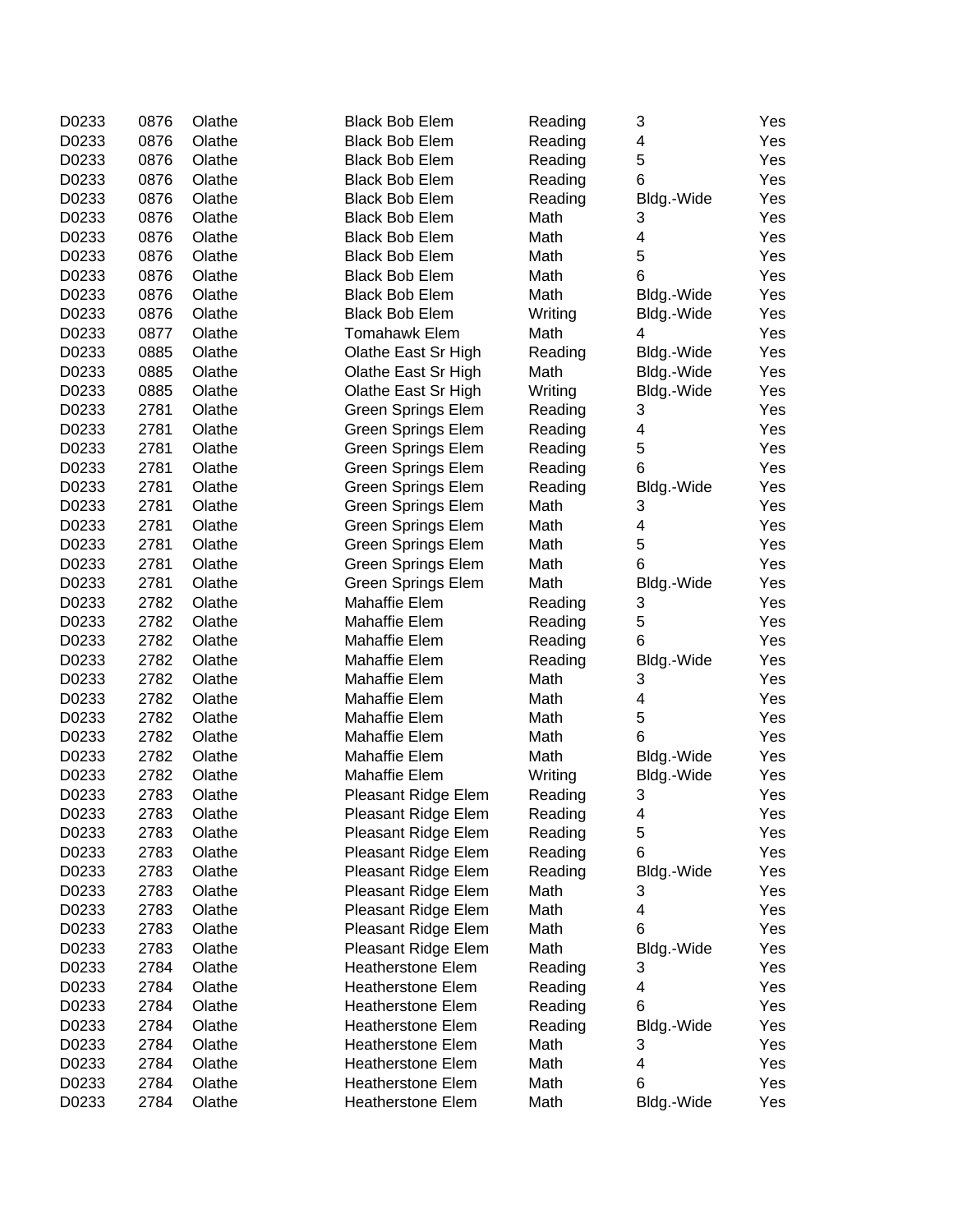| | | | | | | |
|---|---|---|---|---|---|---|
| D0233 | 0876 | Olathe | Black Bob Elem | Reading | 3 | Yes |
| D0233 | 0876 | Olathe | Black Bob Elem | Reading | 4 | Yes |
| D0233 | 0876 | Olathe | Black Bob Elem | Reading | 5 | Yes |
| D0233 | 0876 | Olathe | Black Bob Elem | Reading | 6 | Yes |
| D0233 | 0876 | Olathe | Black Bob Elem | Reading | Bldg.-Wide | Yes |
| D0233 | 0876 | Olathe | Black Bob Elem | Math | 3 | Yes |
| D0233 | 0876 | Olathe | Black Bob Elem | Math | 4 | Yes |
| D0233 | 0876 | Olathe | Black Bob Elem | Math | 5 | Yes |
| D0233 | 0876 | Olathe | Black Bob Elem | Math | 6 | Yes |
| D0233 | 0876 | Olathe | Black Bob Elem | Math | Bldg.-Wide | Yes |
| D0233 | 0876 | Olathe | Black Bob Elem | Writing | Bldg.-Wide | Yes |
| D0233 | 0877 | Olathe | Tomahawk Elem | Math | 4 | Yes |
| D0233 | 0885 | Olathe | Olathe East Sr High | Reading | Bldg.-Wide | Yes |
| D0233 | 0885 | Olathe | Olathe East Sr High | Math | Bldg.-Wide | Yes |
| D0233 | 0885 | Olathe | Olathe East Sr High | Writing | Bldg.-Wide | Yes |
| D0233 | 2781 | Olathe | Green Springs Elem | Reading | 3 | Yes |
| D0233 | 2781 | Olathe | Green Springs Elem | Reading | 4 | Yes |
| D0233 | 2781 | Olathe | Green Springs Elem | Reading | 5 | Yes |
| D0233 | 2781 | Olathe | Green Springs Elem | Reading | 6 | Yes |
| D0233 | 2781 | Olathe | Green Springs Elem | Reading | Bldg.-Wide | Yes |
| D0233 | 2781 | Olathe | Green Springs Elem | Math | 3 | Yes |
| D0233 | 2781 | Olathe | Green Springs Elem | Math | 4 | Yes |
| D0233 | 2781 | Olathe | Green Springs Elem | Math | 5 | Yes |
| D0233 | 2781 | Olathe | Green Springs Elem | Math | 6 | Yes |
| D0233 | 2781 | Olathe | Green Springs Elem | Math | Bldg.-Wide | Yes |
| D0233 | 2782 | Olathe | Mahaffie Elem | Reading | 3 | Yes |
| D0233 | 2782 | Olathe | Mahaffie Elem | Reading | 5 | Yes |
| D0233 | 2782 | Olathe | Mahaffie Elem | Reading | 6 | Yes |
| D0233 | 2782 | Olathe | Mahaffie Elem | Reading | Bldg.-Wide | Yes |
| D0233 | 2782 | Olathe | Mahaffie Elem | Math | 3 | Yes |
| D0233 | 2782 | Olathe | Mahaffie Elem | Math | 4 | Yes |
| D0233 | 2782 | Olathe | Mahaffie Elem | Math | 5 | Yes |
| D0233 | 2782 | Olathe | Mahaffie Elem | Math | 6 | Yes |
| D0233 | 2782 | Olathe | Mahaffie Elem | Math | Bldg.-Wide | Yes |
| D0233 | 2782 | Olathe | Mahaffie Elem | Writing | Bldg.-Wide | Yes |
| D0233 | 2783 | Olathe | Pleasant Ridge Elem | Reading | 3 | Yes |
| D0233 | 2783 | Olathe | Pleasant Ridge Elem | Reading | 4 | Yes |
| D0233 | 2783 | Olathe | Pleasant Ridge Elem | Reading | 5 | Yes |
| D0233 | 2783 | Olathe | Pleasant Ridge Elem | Reading | 6 | Yes |
| D0233 | 2783 | Olathe | Pleasant Ridge Elem | Reading | Bldg.-Wide | Yes |
| D0233 | 2783 | Olathe | Pleasant Ridge Elem | Math | 3 | Yes |
| D0233 | 2783 | Olathe | Pleasant Ridge Elem | Math | 4 | Yes |
| D0233 | 2783 | Olathe | Pleasant Ridge Elem | Math | 6 | Yes |
| D0233 | 2783 | Olathe | Pleasant Ridge Elem | Math | Bldg.-Wide | Yes |
| D0233 | 2784 | Olathe | Heatherstone Elem | Reading | 3 | Yes |
| D0233 | 2784 | Olathe | Heatherstone Elem | Reading | 4 | Yes |
| D0233 | 2784 | Olathe | Heatherstone Elem | Reading | 6 | Yes |
| D0233 | 2784 | Olathe | Heatherstone Elem | Reading | Bldg.-Wide | Yes |
| D0233 | 2784 | Olathe | Heatherstone Elem | Math | 3 | Yes |
| D0233 | 2784 | Olathe | Heatherstone Elem | Math | 4 | Yes |
| D0233 | 2784 | Olathe | Heatherstone Elem | Math | 6 | Yes |
| D0233 | 2784 | Olathe | Heatherstone Elem | Math | Bldg.-Wide | Yes |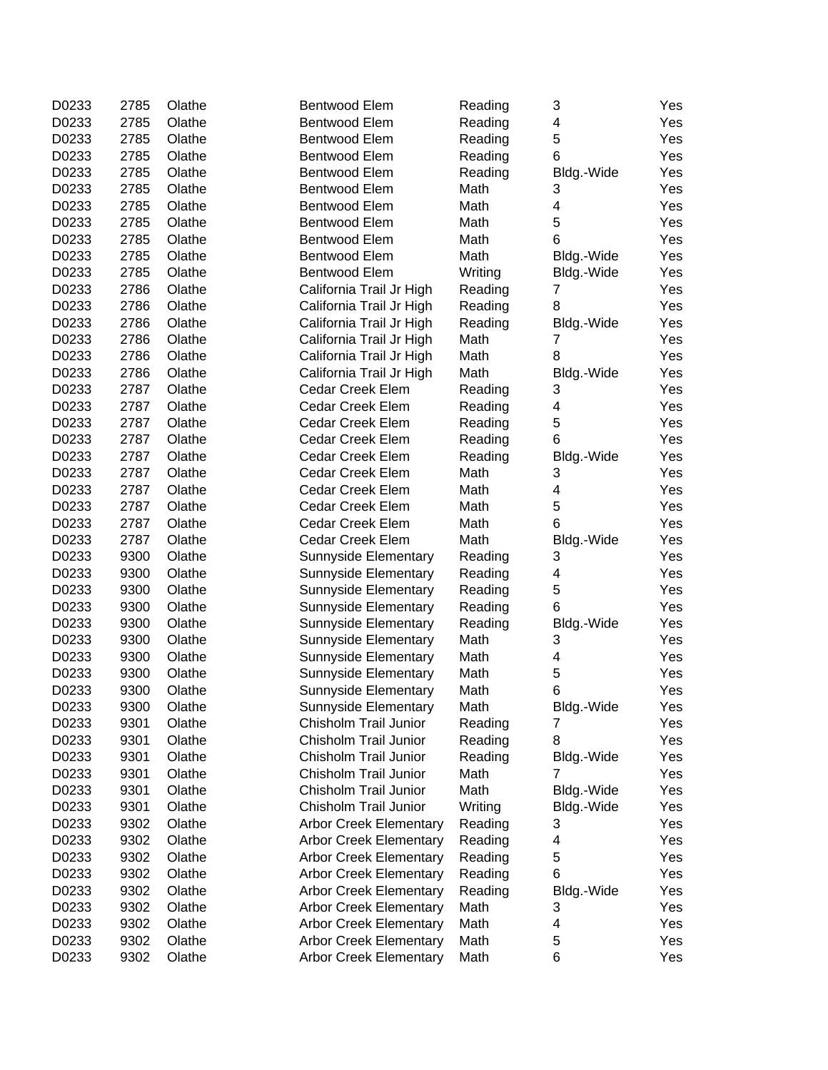| | | | | | | |
|---|---|---|---|---|---|---|
| D0233 | 2785 | Olathe | Bentwood Elem | Reading | 3 | Yes |
| D0233 | 2785 | Olathe | Bentwood Elem | Reading | 4 | Yes |
| D0233 | 2785 | Olathe | Bentwood Elem | Reading | 5 | Yes |
| D0233 | 2785 | Olathe | Bentwood Elem | Reading | 6 | Yes |
| D0233 | 2785 | Olathe | Bentwood Elem | Reading | Bldg.-Wide | Yes |
| D0233 | 2785 | Olathe | Bentwood Elem | Math | 3 | Yes |
| D0233 | 2785 | Olathe | Bentwood Elem | Math | 4 | Yes |
| D0233 | 2785 | Olathe | Bentwood Elem | Math | 5 | Yes |
| D0233 | 2785 | Olathe | Bentwood Elem | Math | 6 | Yes |
| D0233 | 2785 | Olathe | Bentwood Elem | Math | Bldg.-Wide | Yes |
| D0233 | 2785 | Olathe | Bentwood Elem | Writing | Bldg.-Wide | Yes |
| D0233 | 2786 | Olathe | California Trail Jr High | Reading | 7 | Yes |
| D0233 | 2786 | Olathe | California Trail Jr High | Reading | 8 | Yes |
| D0233 | 2786 | Olathe | California Trail Jr High | Reading | Bldg.-Wide | Yes |
| D0233 | 2786 | Olathe | California Trail Jr High | Math | 7 | Yes |
| D0233 | 2786 | Olathe | California Trail Jr High | Math | 8 | Yes |
| D0233 | 2786 | Olathe | California Trail Jr High | Math | Bldg.-Wide | Yes |
| D0233 | 2787 | Olathe | Cedar Creek Elem | Reading | 3 | Yes |
| D0233 | 2787 | Olathe | Cedar Creek Elem | Reading | 4 | Yes |
| D0233 | 2787 | Olathe | Cedar Creek Elem | Reading | 5 | Yes |
| D0233 | 2787 | Olathe | Cedar Creek Elem | Reading | 6 | Yes |
| D0233 | 2787 | Olathe | Cedar Creek Elem | Reading | Bldg.-Wide | Yes |
| D0233 | 2787 | Olathe | Cedar Creek Elem | Math | 3 | Yes |
| D0233 | 2787 | Olathe | Cedar Creek Elem | Math | 4 | Yes |
| D0233 | 2787 | Olathe | Cedar Creek Elem | Math | 5 | Yes |
| D0233 | 2787 | Olathe | Cedar Creek Elem | Math | 6 | Yes |
| D0233 | 2787 | Olathe | Cedar Creek Elem | Math | Bldg.-Wide | Yes |
| D0233 | 9300 | Olathe | Sunnyside Elementary | Reading | 3 | Yes |
| D0233 | 9300 | Olathe | Sunnyside Elementary | Reading | 4 | Yes |
| D0233 | 9300 | Olathe | Sunnyside Elementary | Reading | 5 | Yes |
| D0233 | 9300 | Olathe | Sunnyside Elementary | Reading | 6 | Yes |
| D0233 | 9300 | Olathe | Sunnyside Elementary | Reading | Bldg.-Wide | Yes |
| D0233 | 9300 | Olathe | Sunnyside Elementary | Math | 3 | Yes |
| D0233 | 9300 | Olathe | Sunnyside Elementary | Math | 4 | Yes |
| D0233 | 9300 | Olathe | Sunnyside Elementary | Math | 5 | Yes |
| D0233 | 9300 | Olathe | Sunnyside Elementary | Math | 6 | Yes |
| D0233 | 9300 | Olathe | Sunnyside Elementary | Math | Bldg.-Wide | Yes |
| D0233 | 9301 | Olathe | Chisholm Trail Junior | Reading | 7 | Yes |
| D0233 | 9301 | Olathe | Chisholm Trail Junior | Reading | 8 | Yes |
| D0233 | 9301 | Olathe | Chisholm Trail Junior | Reading | Bldg.-Wide | Yes |
| D0233 | 9301 | Olathe | Chisholm Trail Junior | Math | 7 | Yes |
| D0233 | 9301 | Olathe | Chisholm Trail Junior | Math | Bldg.-Wide | Yes |
| D0233 | 9301 | Olathe | Chisholm Trail Junior | Writing | Bldg.-Wide | Yes |
| D0233 | 9302 | Olathe | Arbor Creek Elementary | Reading | 3 | Yes |
| D0233 | 9302 | Olathe | Arbor Creek Elementary | Reading | 4 | Yes |
| D0233 | 9302 | Olathe | Arbor Creek Elementary | Reading | 5 | Yes |
| D0233 | 9302 | Olathe | Arbor Creek Elementary | Reading | 6 | Yes |
| D0233 | 9302 | Olathe | Arbor Creek Elementary | Reading | Bldg.-Wide | Yes |
| D0233 | 9302 | Olathe | Arbor Creek Elementary | Math | 3 | Yes |
| D0233 | 9302 | Olathe | Arbor Creek Elementary | Math | 4 | Yes |
| D0233 | 9302 | Olathe | Arbor Creek Elementary | Math | 5 | Yes |
| D0233 | 9302 | Olathe | Arbor Creek Elementary | Math | 6 | Yes |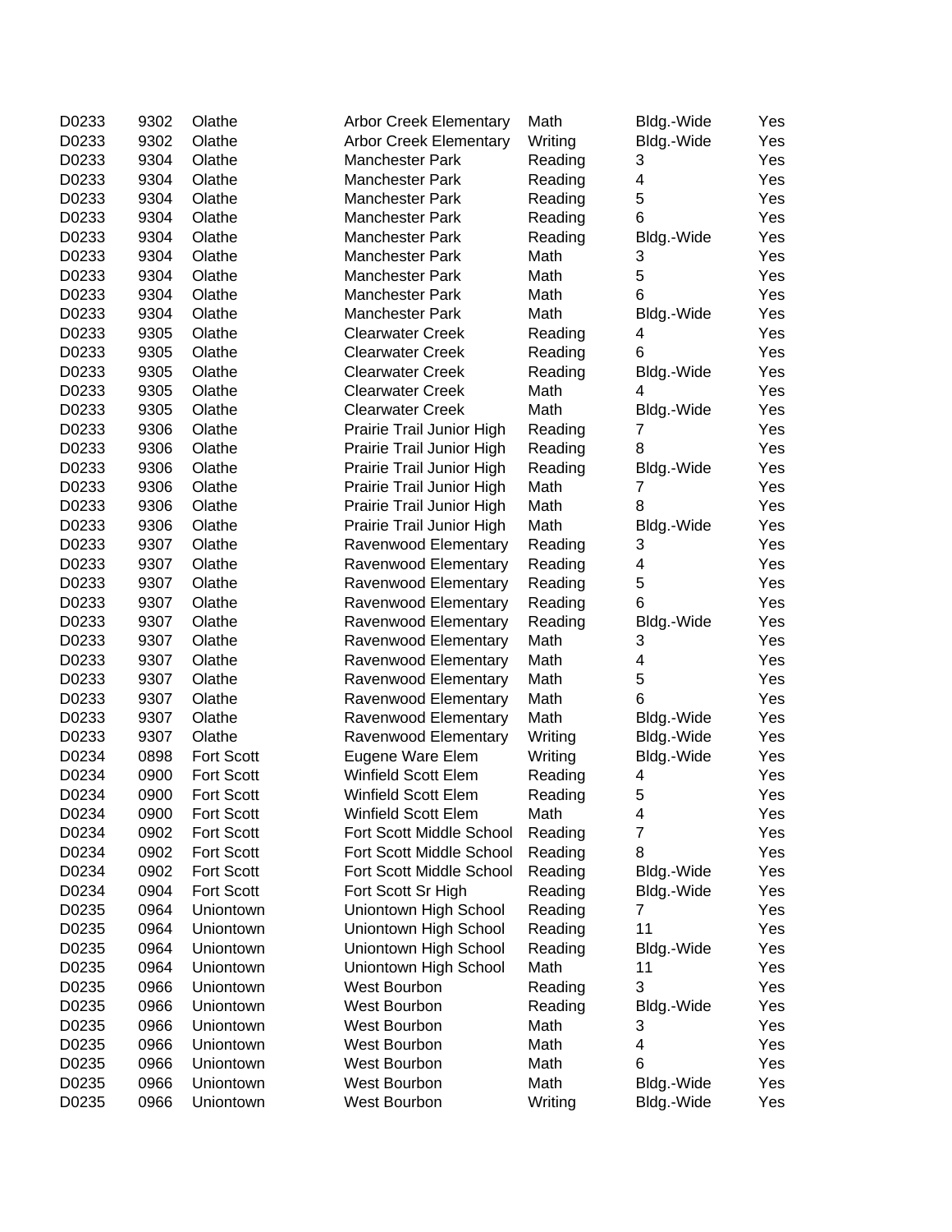| | | | | | | |
|---|---|---|---|---|---|---|
| D0233 | 9302 | Olathe | Arbor Creek Elementary | Math | Bldg.-Wide | Yes |
| D0233 | 9302 | Olathe | Arbor Creek Elementary | Writing | Bldg.-Wide | Yes |
| D0233 | 9304 | Olathe | Manchester Park | Reading | 3 | Yes |
| D0233 | 9304 | Olathe | Manchester Park | Reading | 4 | Yes |
| D0233 | 9304 | Olathe | Manchester Park | Reading | 5 | Yes |
| D0233 | 9304 | Olathe | Manchester Park | Reading | 6 | Yes |
| D0233 | 9304 | Olathe | Manchester Park | Reading | Bldg.-Wide | Yes |
| D0233 | 9304 | Olathe | Manchester Park | Math | 3 | Yes |
| D0233 | 9304 | Olathe | Manchester Park | Math | 5 | Yes |
| D0233 | 9304 | Olathe | Manchester Park | Math | 6 | Yes |
| D0233 | 9304 | Olathe | Manchester Park | Math | Bldg.-Wide | Yes |
| D0233 | 9305 | Olathe | Clearwater Creek | Reading | 4 | Yes |
| D0233 | 9305 | Olathe | Clearwater Creek | Reading | 6 | Yes |
| D0233 | 9305 | Olathe | Clearwater Creek | Reading | Bldg.-Wide | Yes |
| D0233 | 9305 | Olathe | Clearwater Creek | Math | 4 | Yes |
| D0233 | 9305 | Olathe | Clearwater Creek | Math | Bldg.-Wide | Yes |
| D0233 | 9306 | Olathe | Prairie Trail Junior High | Reading | 7 | Yes |
| D0233 | 9306 | Olathe | Prairie Trail Junior High | Reading | 8 | Yes |
| D0233 | 9306 | Olathe | Prairie Trail Junior High | Reading | Bldg.-Wide | Yes |
| D0233 | 9306 | Olathe | Prairie Trail Junior High | Math | 7 | Yes |
| D0233 | 9306 | Olathe | Prairie Trail Junior High | Math | 8 | Yes |
| D0233 | 9306 | Olathe | Prairie Trail Junior High | Math | Bldg.-Wide | Yes |
| D0233 | 9307 | Olathe | Ravenwood Elementary | Reading | 3 | Yes |
| D0233 | 9307 | Olathe | Ravenwood Elementary | Reading | 4 | Yes |
| D0233 | 9307 | Olathe | Ravenwood Elementary | Reading | 5 | Yes |
| D0233 | 9307 | Olathe | Ravenwood Elementary | Reading | 6 | Yes |
| D0233 | 9307 | Olathe | Ravenwood Elementary | Reading | Bldg.-Wide | Yes |
| D0233 | 9307 | Olathe | Ravenwood Elementary | Math | 3 | Yes |
| D0233 | 9307 | Olathe | Ravenwood Elementary | Math | 4 | Yes |
| D0233 | 9307 | Olathe | Ravenwood Elementary | Math | 5 | Yes |
| D0233 | 9307 | Olathe | Ravenwood Elementary | Math | 6 | Yes |
| D0233 | 9307 | Olathe | Ravenwood Elementary | Math | Bldg.-Wide | Yes |
| D0233 | 9307 | Olathe | Ravenwood Elementary | Writing | Bldg.-Wide | Yes |
| D0234 | 0898 | Fort Scott | Eugene Ware Elem | Writing | Bldg.-Wide | Yes |
| D0234 | 0900 | Fort Scott | Winfield Scott Elem | Reading | 4 | Yes |
| D0234 | 0900 | Fort Scott | Winfield Scott Elem | Reading | 5 | Yes |
| D0234 | 0900 | Fort Scott | Winfield Scott Elem | Math | 4 | Yes |
| D0234 | 0902 | Fort Scott | Fort Scott Middle School | Reading | 7 | Yes |
| D0234 | 0902 | Fort Scott | Fort Scott Middle School | Reading | 8 | Yes |
| D0234 | 0902 | Fort Scott | Fort Scott Middle School | Reading | Bldg.-Wide | Yes |
| D0234 | 0904 | Fort Scott | Fort Scott Sr High | Reading | Bldg.-Wide | Yes |
| D0235 | 0964 | Uniontown | Uniontown High School | Reading | 7 | Yes |
| D0235 | 0964 | Uniontown | Uniontown High School | Reading | 11 | Yes |
| D0235 | 0964 | Uniontown | Uniontown High School | Reading | Bldg.-Wide | Yes |
| D0235 | 0964 | Uniontown | Uniontown High School | Math | 11 | Yes |
| D0235 | 0966 | Uniontown | West Bourbon | Reading | 3 | Yes |
| D0235 | 0966 | Uniontown | West Bourbon | Reading | Bldg.-Wide | Yes |
| D0235 | 0966 | Uniontown | West Bourbon | Math | 3 | Yes |
| D0235 | 0966 | Uniontown | West Bourbon | Math | 4 | Yes |
| D0235 | 0966 | Uniontown | West Bourbon | Math | 6 | Yes |
| D0235 | 0966 | Uniontown | West Bourbon | Math | Bldg.-Wide | Yes |
| D0235 | 0966 | Uniontown | West Bourbon | Writing | Bldg.-Wide | Yes |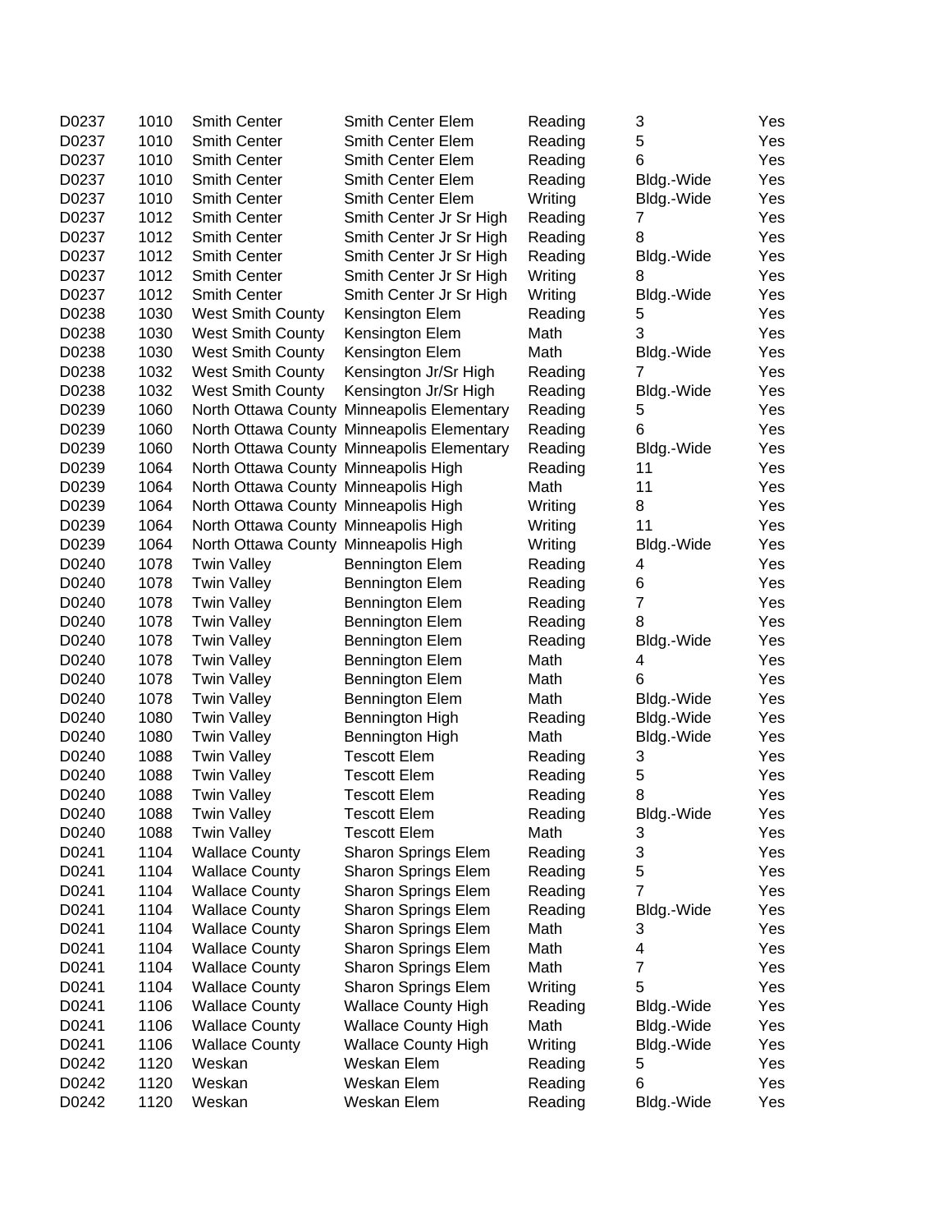| | | | | | | |
|---|---|---|---|---|---|---|
| D0237 | 1010 | Smith Center | Smith Center Elem | Reading | 3 | Yes |
| D0237 | 1010 | Smith Center | Smith Center Elem | Reading | 5 | Yes |
| D0237 | 1010 | Smith Center | Smith Center Elem | Reading | 6 | Yes |
| D0237 | 1010 | Smith Center | Smith Center Elem | Reading | Bldg.-Wide | Yes |
| D0237 | 1010 | Smith Center | Smith Center Elem | Writing | Bldg.-Wide | Yes |
| D0237 | 1012 | Smith Center | Smith Center Jr Sr High | Reading | 7 | Yes |
| D0237 | 1012 | Smith Center | Smith Center Jr Sr High | Reading | 8 | Yes |
| D0237 | 1012 | Smith Center | Smith Center Jr Sr High | Reading | Bldg.-Wide | Yes |
| D0237 | 1012 | Smith Center | Smith Center Jr Sr High | Writing | 8 | Yes |
| D0237 | 1012 | Smith Center | Smith Center Jr Sr High | Writing | Bldg.-Wide | Yes |
| D0238 | 1030 | West Smith County | Kensington Elem | Reading | 5 | Yes |
| D0238 | 1030 | West Smith County | Kensington Elem | Math | 3 | Yes |
| D0238 | 1030 | West Smith County | Kensington Elem | Math | Bldg.-Wide | Yes |
| D0238 | 1032 | West Smith County | Kensington Jr/Sr High | Reading | 7 | Yes |
| D0238 | 1032 | West Smith County | Kensington Jr/Sr High | Reading | Bldg.-Wide | Yes |
| D0239 | 1060 | North Ottawa County | Minneapolis Elementary | Reading | 5 | Yes |
| D0239 | 1060 | North Ottawa County | Minneapolis Elementary | Reading | 6 | Yes |
| D0239 | 1060 | North Ottawa County | Minneapolis Elementary | Reading | Bldg.-Wide | Yes |
| D0239 | 1064 | North Ottawa County | Minneapolis High | Reading | 11 | Yes |
| D0239 | 1064 | North Ottawa County | Minneapolis High | Math | 11 | Yes |
| D0239 | 1064 | North Ottawa County | Minneapolis High | Writing | 8 | Yes |
| D0239 | 1064 | North Ottawa County | Minneapolis High | Writing | 11 | Yes |
| D0239 | 1064 | North Ottawa County | Minneapolis High | Writing | Bldg.-Wide | Yes |
| D0240 | 1078 | Twin Valley | Bennington Elem | Reading | 4 | Yes |
| D0240 | 1078 | Twin Valley | Bennington Elem | Reading | 6 | Yes |
| D0240 | 1078 | Twin Valley | Bennington Elem | Reading | 7 | Yes |
| D0240 | 1078 | Twin Valley | Bennington Elem | Reading | 8 | Yes |
| D0240 | 1078 | Twin Valley | Bennington Elem | Reading | Bldg.-Wide | Yes |
| D0240 | 1078 | Twin Valley | Bennington Elem | Math | 4 | Yes |
| D0240 | 1078 | Twin Valley | Bennington Elem | Math | 6 | Yes |
| D0240 | 1078 | Twin Valley | Bennington Elem | Math | Bldg.-Wide | Yes |
| D0240 | 1080 | Twin Valley | Bennington High | Reading | Bldg.-Wide | Yes |
| D0240 | 1080 | Twin Valley | Bennington High | Math | Bldg.-Wide | Yes |
| D0240 | 1088 | Twin Valley | Tescott Elem | Reading | 3 | Yes |
| D0240 | 1088 | Twin Valley | Tescott Elem | Reading | 5 | Yes |
| D0240 | 1088 | Twin Valley | Tescott Elem | Reading | 8 | Yes |
| D0240 | 1088 | Twin Valley | Tescott Elem | Reading | Bldg.-Wide | Yes |
| D0240 | 1088 | Twin Valley | Tescott Elem | Math | 3 | Yes |
| D0241 | 1104 | Wallace County | Sharon Springs Elem | Reading | 3 | Yes |
| D0241 | 1104 | Wallace County | Sharon Springs Elem | Reading | 5 | Yes |
| D0241 | 1104 | Wallace County | Sharon Springs Elem | Reading | 7 | Yes |
| D0241 | 1104 | Wallace County | Sharon Springs Elem | Reading | Bldg.-Wide | Yes |
| D0241 | 1104 | Wallace County | Sharon Springs Elem | Math | 3 | Yes |
| D0241 | 1104 | Wallace County | Sharon Springs Elem | Math | 4 | Yes |
| D0241 | 1104 | Wallace County | Sharon Springs Elem | Math | 7 | Yes |
| D0241 | 1104 | Wallace County | Sharon Springs Elem | Writing | 5 | Yes |
| D0241 | 1106 | Wallace County | Wallace County High | Reading | Bldg.-Wide | Yes |
| D0241 | 1106 | Wallace County | Wallace County High | Math | Bldg.-Wide | Yes |
| D0241 | 1106 | Wallace County | Wallace County High | Writing | Bldg.-Wide | Yes |
| D0242 | 1120 | Weskan | Weskan Elem | Reading | 5 | Yes |
| D0242 | 1120 | Weskan | Weskan Elem | Reading | 6 | Yes |
| D0242 | 1120 | Weskan | Weskan Elem | Reading | Bldg.-Wide | Yes |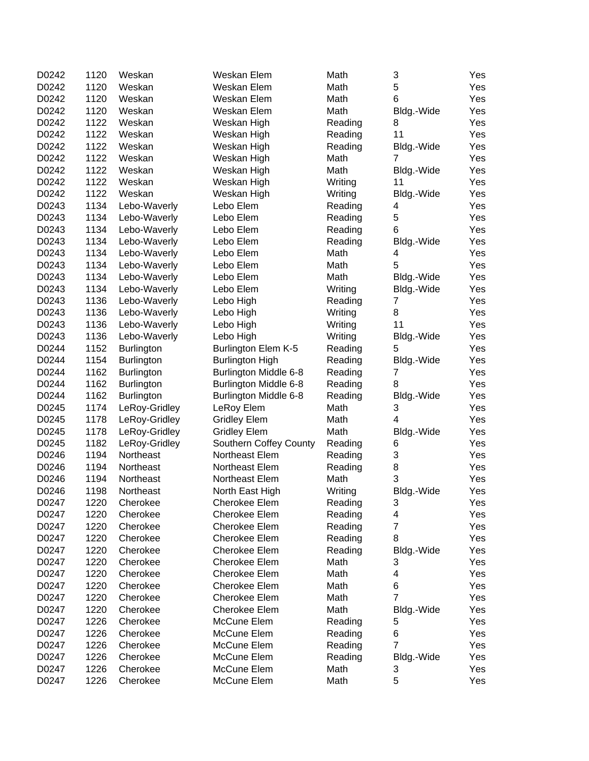| | | | | | | |
|---|---|---|---|---|---|---|
| D0242 | 1120 | Weskan | Weskan Elem | Math | 3 | Yes |
| D0242 | 1120 | Weskan | Weskan Elem | Math | 5 | Yes |
| D0242 | 1120 | Weskan | Weskan Elem | Math | 6 | Yes |
| D0242 | 1120 | Weskan | Weskan Elem | Math | Bldg.-Wide | Yes |
| D0242 | 1122 | Weskan | Weskan High | Reading | 8 | Yes |
| D0242 | 1122 | Weskan | Weskan High | Reading | 11 | Yes |
| D0242 | 1122 | Weskan | Weskan High | Reading | Bldg.-Wide | Yes |
| D0242 | 1122 | Weskan | Weskan High | Math | 7 | Yes |
| D0242 | 1122 | Weskan | Weskan High | Math | Bldg.-Wide | Yes |
| D0242 | 1122 | Weskan | Weskan High | Writing | 11 | Yes |
| D0242 | 1122 | Weskan | Weskan High | Writing | Bldg.-Wide | Yes |
| D0243 | 1134 | Lebo-Waverly | Lebo Elem | Reading | 4 | Yes |
| D0243 | 1134 | Lebo-Waverly | Lebo Elem | Reading | 5 | Yes |
| D0243 | 1134 | Lebo-Waverly | Lebo Elem | Reading | 6 | Yes |
| D0243 | 1134 | Lebo-Waverly | Lebo Elem | Reading | Bldg.-Wide | Yes |
| D0243 | 1134 | Lebo-Waverly | Lebo Elem | Math | 4 | Yes |
| D0243 | 1134 | Lebo-Waverly | Lebo Elem | Math | 5 | Yes |
| D0243 | 1134 | Lebo-Waverly | Lebo Elem | Math | Bldg.-Wide | Yes |
| D0243 | 1134 | Lebo-Waverly | Lebo Elem | Writing | Bldg.-Wide | Yes |
| D0243 | 1136 | Lebo-Waverly | Lebo High | Reading | 7 | Yes |
| D0243 | 1136 | Lebo-Waverly | Lebo High | Writing | 8 | Yes |
| D0243 | 1136 | Lebo-Waverly | Lebo High | Writing | 11 | Yes |
| D0243 | 1136 | Lebo-Waverly | Lebo High | Writing | Bldg.-Wide | Yes |
| D0244 | 1152 | Burlington | Burlington Elem K-5 | Reading | 5 | Yes |
| D0244 | 1154 | Burlington | Burlington High | Reading | Bldg.-Wide | Yes |
| D0244 | 1162 | Burlington | Burlington Middle 6-8 | Reading | 7 | Yes |
| D0244 | 1162 | Burlington | Burlington Middle 6-8 | Reading | 8 | Yes |
| D0244 | 1162 | Burlington | Burlington Middle 6-8 | Reading | Bldg.-Wide | Yes |
| D0245 | 1174 | LeRoy-Gridley | LeRoy Elem | Math | 3 | Yes |
| D0245 | 1178 | LeRoy-Gridley | Gridley Elem | Math | 4 | Yes |
| D0245 | 1178 | LeRoy-Gridley | Gridley Elem | Math | Bldg.-Wide | Yes |
| D0245 | 1182 | LeRoy-Gridley | Southern Coffey County | Reading | 6 | Yes |
| D0246 | 1194 | Northeast | Northeast Elem | Reading | 3 | Yes |
| D0246 | 1194 | Northeast | Northeast Elem | Reading | 8 | Yes |
| D0246 | 1194 | Northeast | Northeast Elem | Math | 3 | Yes |
| D0246 | 1198 | Northeast | North East High | Writing | Bldg.-Wide | Yes |
| D0247 | 1220 | Cherokee | Cherokee Elem | Reading | 3 | Yes |
| D0247 | 1220 | Cherokee | Cherokee Elem | Reading | 4 | Yes |
| D0247 | 1220 | Cherokee | Cherokee Elem | Reading | 7 | Yes |
| D0247 | 1220 | Cherokee | Cherokee Elem | Reading | 8 | Yes |
| D0247 | 1220 | Cherokee | Cherokee Elem | Reading | Bldg.-Wide | Yes |
| D0247 | 1220 | Cherokee | Cherokee Elem | Math | 3 | Yes |
| D0247 | 1220 | Cherokee | Cherokee Elem | Math | 4 | Yes |
| D0247 | 1220 | Cherokee | Cherokee Elem | Math | 6 | Yes |
| D0247 | 1220 | Cherokee | Cherokee Elem | Math | 7 | Yes |
| D0247 | 1220 | Cherokee | Cherokee Elem | Math | Bldg.-Wide | Yes |
| D0247 | 1226 | Cherokee | McCune Elem | Reading | 5 | Yes |
| D0247 | 1226 | Cherokee | McCune Elem | Reading | 6 | Yes |
| D0247 | 1226 | Cherokee | McCune Elem | Reading | 7 | Yes |
| D0247 | 1226 | Cherokee | McCune Elem | Reading | Bldg.-Wide | Yes |
| D0247 | 1226 | Cherokee | McCune Elem | Math | 3 | Yes |
| D0247 | 1226 | Cherokee | McCune Elem | Math | 5 | Yes |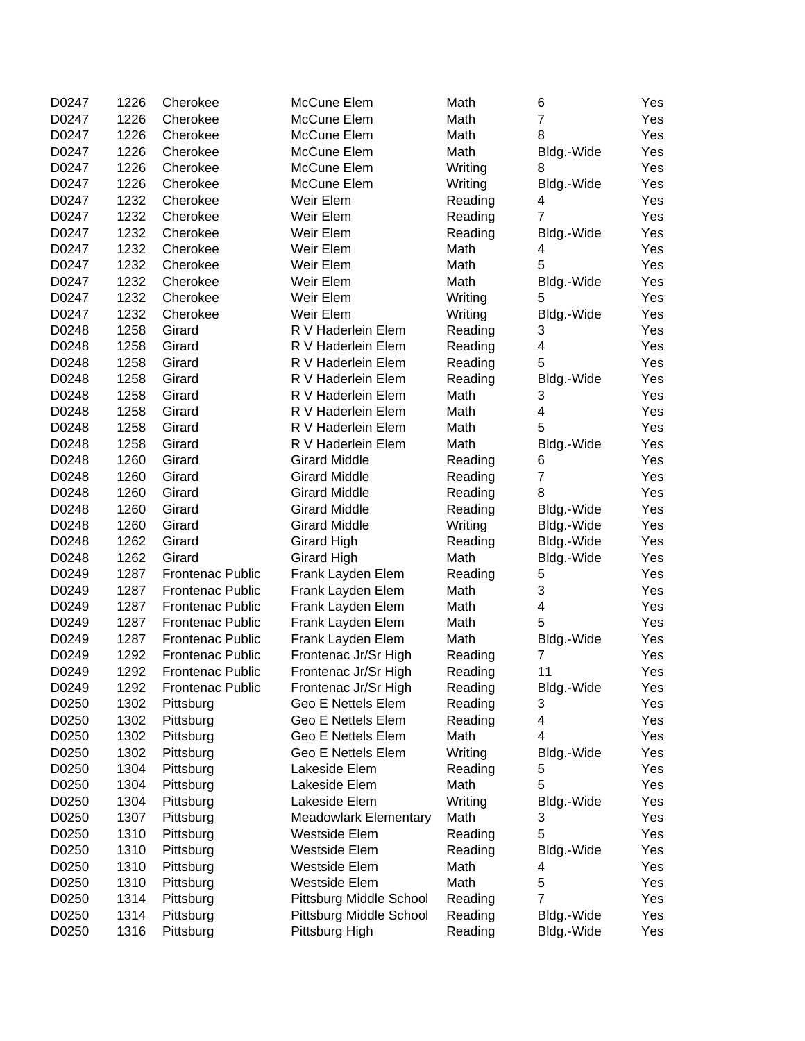| | | | | | | |
|---|---|---|---|---|---|---|
| D0247 | 1226 | Cherokee | McCune Elem | Math | 6 | Yes |
| D0247 | 1226 | Cherokee | McCune Elem | Math | 7 | Yes |
| D0247 | 1226 | Cherokee | McCune Elem | Math | 8 | Yes |
| D0247 | 1226 | Cherokee | McCune Elem | Math | Bldg.-Wide | Yes |
| D0247 | 1226 | Cherokee | McCune Elem | Writing | 8 | Yes |
| D0247 | 1226 | Cherokee | McCune Elem | Writing | Bldg.-Wide | Yes |
| D0247 | 1232 | Cherokee | Weir Elem | Reading | 4 | Yes |
| D0247 | 1232 | Cherokee | Weir Elem | Reading | 7 | Yes |
| D0247 | 1232 | Cherokee | Weir Elem | Reading | Bldg.-Wide | Yes |
| D0247 | 1232 | Cherokee | Weir Elem | Math | 4 | Yes |
| D0247 | 1232 | Cherokee | Weir Elem | Math | 5 | Yes |
| D0247 | 1232 | Cherokee | Weir Elem | Math | Bldg.-Wide | Yes |
| D0247 | 1232 | Cherokee | Weir Elem | Writing | 5 | Yes |
| D0247 | 1232 | Cherokee | Weir Elem | Writing | Bldg.-Wide | Yes |
| D0248 | 1258 | Girard | R V Haderlein Elem | Reading | 3 | Yes |
| D0248 | 1258 | Girard | R V Haderlein Elem | Reading | 4 | Yes |
| D0248 | 1258 | Girard | R V Haderlein Elem | Reading | 5 | Yes |
| D0248 | 1258 | Girard | R V Haderlein Elem | Reading | Bldg.-Wide | Yes |
| D0248 | 1258 | Girard | R V Haderlein Elem | Math | 3 | Yes |
| D0248 | 1258 | Girard | R V Haderlein Elem | Math | 4 | Yes |
| D0248 | 1258 | Girard | R V Haderlein Elem | Math | 5 | Yes |
| D0248 | 1258 | Girard | R V Haderlein Elem | Math | Bldg.-Wide | Yes |
| D0248 | 1260 | Girard | Girard Middle | Reading | 6 | Yes |
| D0248 | 1260 | Girard | Girard Middle | Reading | 7 | Yes |
| D0248 | 1260 | Girard | Girard Middle | Reading | 8 | Yes |
| D0248 | 1260 | Girard | Girard Middle | Reading | Bldg.-Wide | Yes |
| D0248 | 1260 | Girard | Girard Middle | Writing | Bldg.-Wide | Yes |
| D0248 | 1262 | Girard | Girard High | Reading | Bldg.-Wide | Yes |
| D0248 | 1262 | Girard | Girard High | Math | Bldg.-Wide | Yes |
| D0249 | 1287 | Frontenac Public | Frank Layden Elem | Reading | 5 | Yes |
| D0249 | 1287 | Frontenac Public | Frank Layden Elem | Math | 3 | Yes |
| D0249 | 1287 | Frontenac Public | Frank Layden Elem | Math | 4 | Yes |
| D0249 | 1287 | Frontenac Public | Frank Layden Elem | Math | 5 | Yes |
| D0249 | 1287 | Frontenac Public | Frank Layden Elem | Math | Bldg.-Wide | Yes |
| D0249 | 1292 | Frontenac Public | Frontenac Jr/Sr High | Reading | 7 | Yes |
| D0249 | 1292 | Frontenac Public | Frontenac Jr/Sr High | Reading | 11 | Yes |
| D0249 | 1292 | Frontenac Public | Frontenac Jr/Sr High | Reading | Bldg.-Wide | Yes |
| D0250 | 1302 | Pittsburg | Geo E Nettels Elem | Reading | 3 | Yes |
| D0250 | 1302 | Pittsburg | Geo E Nettels Elem | Reading | 4 | Yes |
| D0250 | 1302 | Pittsburg | Geo E Nettels Elem | Math | 4 | Yes |
| D0250 | 1302 | Pittsburg | Geo E Nettels Elem | Writing | Bldg.-Wide | Yes |
| D0250 | 1304 | Pittsburg | Lakeside Elem | Reading | 5 | Yes |
| D0250 | 1304 | Pittsburg | Lakeside Elem | Math | 5 | Yes |
| D0250 | 1304 | Pittsburg | Lakeside Elem | Writing | Bldg.-Wide | Yes |
| D0250 | 1307 | Pittsburg | Meadowlark Elementary | Math | 3 | Yes |
| D0250 | 1310 | Pittsburg | Westside Elem | Reading | 5 | Yes |
| D0250 | 1310 | Pittsburg | Westside Elem | Reading | Bldg.-Wide | Yes |
| D0250 | 1310 | Pittsburg | Westside Elem | Math | 4 | Yes |
| D0250 | 1310 | Pittsburg | Westside Elem | Math | 5 | Yes |
| D0250 | 1314 | Pittsburg | Pittsburg Middle School | Reading | 7 | Yes |
| D0250 | 1314 | Pittsburg | Pittsburg Middle School | Reading | Bldg.-Wide | Yes |
| D0250 | 1316 | Pittsburg | Pittsburg High | Reading | Bldg.-Wide | Yes |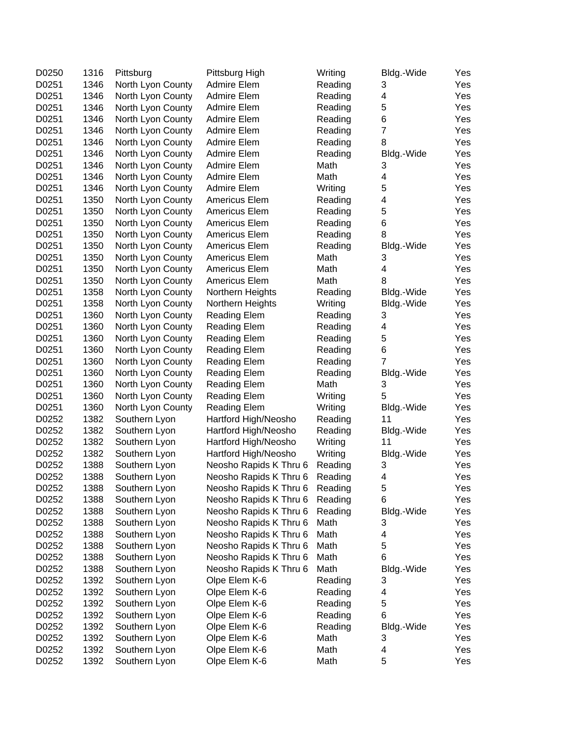| D0250 | 1316 | Pittsburg | Pittsburg High | Writing | Bldg.-Wide | Yes |
|---|---|---|---|---|---|---|
| D0251 | 1346 | North Lyon County | Admire Elem | Reading | 3 | Yes |
| D0251 | 1346 | North Lyon County | Admire Elem | Reading | 4 | Yes |
| D0251 | 1346 | North Lyon County | Admire Elem | Reading | 5 | Yes |
| D0251 | 1346 | North Lyon County | Admire Elem | Reading | 6 | Yes |
| D0251 | 1346 | North Lyon County | Admire Elem | Reading | 7 | Yes |
| D0251 | 1346 | North Lyon County | Admire Elem | Reading | 8 | Yes |
| D0251 | 1346 | North Lyon County | Admire Elem | Reading | Bldg.-Wide | Yes |
| D0251 | 1346 | North Lyon County | Admire Elem | Math | 3 | Yes |
| D0251 | 1346 | North Lyon County | Admire Elem | Math | 4 | Yes |
| D0251 | 1346 | North Lyon County | Admire Elem | Writing | 5 | Yes |
| D0251 | 1350 | North Lyon County | Americus Elem | Reading | 4 | Yes |
| D0251 | 1350 | North Lyon County | Americus Elem | Reading | 5 | Yes |
| D0251 | 1350 | North Lyon County | Americus Elem | Reading | 6 | Yes |
| D0251 | 1350 | North Lyon County | Americus Elem | Reading | 8 | Yes |
| D0251 | 1350 | North Lyon County | Americus Elem | Reading | Bldg.-Wide | Yes |
| D0251 | 1350 | North Lyon County | Americus Elem | Math | 3 | Yes |
| D0251 | 1350 | North Lyon County | Americus Elem | Math | 4 | Yes |
| D0251 | 1350 | North Lyon County | Americus Elem | Math | 8 | Yes |
| D0251 | 1358 | North Lyon County | Northern Heights | Reading | Bldg.-Wide | Yes |
| D0251 | 1358 | North Lyon County | Northern Heights | Writing | Bldg.-Wide | Yes |
| D0251 | 1360 | North Lyon County | Reading Elem | Reading | 3 | Yes |
| D0251 | 1360 | North Lyon County | Reading Elem | Reading | 4 | Yes |
| D0251 | 1360 | North Lyon County | Reading Elem | Reading | 5 | Yes |
| D0251 | 1360 | North Lyon County | Reading Elem | Reading | 6 | Yes |
| D0251 | 1360 | North Lyon County | Reading Elem | Reading | 7 | Yes |
| D0251 | 1360 | North Lyon County | Reading Elem | Reading | Bldg.-Wide | Yes |
| D0251 | 1360 | North Lyon County | Reading Elem | Math | 3 | Yes |
| D0251 | 1360 | North Lyon County | Reading Elem | Writing | 5 | Yes |
| D0251 | 1360 | North Lyon County | Reading Elem | Writing | Bldg.-Wide | Yes |
| D0252 | 1382 | Southern Lyon | Hartford High/Neosho | Reading | 11 | Yes |
| D0252 | 1382 | Southern Lyon | Hartford High/Neosho | Reading | Bldg.-Wide | Yes |
| D0252 | 1382 | Southern Lyon | Hartford High/Neosho | Writing | 11 | Yes |
| D0252 | 1382 | Southern Lyon | Hartford High/Neosho | Writing | Bldg.-Wide | Yes |
| D0252 | 1388 | Southern Lyon | Neosho Rapids K Thru 6 | Reading | 3 | Yes |
| D0252 | 1388 | Southern Lyon | Neosho Rapids K Thru 6 | Reading | 4 | Yes |
| D0252 | 1388 | Southern Lyon | Neosho Rapids K Thru 6 | Reading | 5 | Yes |
| D0252 | 1388 | Southern Lyon | Neosho Rapids K Thru 6 | Reading | 6 | Yes |
| D0252 | 1388 | Southern Lyon | Neosho Rapids K Thru 6 | Reading | Bldg.-Wide | Yes |
| D0252 | 1388 | Southern Lyon | Neosho Rapids K Thru 6 | Math | 3 | Yes |
| D0252 | 1388 | Southern Lyon | Neosho Rapids K Thru 6 | Math | 4 | Yes |
| D0252 | 1388 | Southern Lyon | Neosho Rapids K Thru 6 | Math | 5 | Yes |
| D0252 | 1388 | Southern Lyon | Neosho Rapids K Thru 6 | Math | 6 | Yes |
| D0252 | 1388 | Southern Lyon | Neosho Rapids K Thru 6 | Math | Bldg.-Wide | Yes |
| D0252 | 1392 | Southern Lyon | Olpe Elem K-6 | Reading | 3 | Yes |
| D0252 | 1392 | Southern Lyon | Olpe Elem K-6 | Reading | 4 | Yes |
| D0252 | 1392 | Southern Lyon | Olpe Elem K-6 | Reading | 5 | Yes |
| D0252 | 1392 | Southern Lyon | Olpe Elem K-6 | Reading | 6 | Yes |
| D0252 | 1392 | Southern Lyon | Olpe Elem K-6 | Reading | Bldg.-Wide | Yes |
| D0252 | 1392 | Southern Lyon | Olpe Elem K-6 | Math | 3 | Yes |
| D0252 | 1392 | Southern Lyon | Olpe Elem K-6 | Math | 4 | Yes |
| D0252 | 1392 | Southern Lyon | Olpe Elem K-6 | Math | 5 | Yes |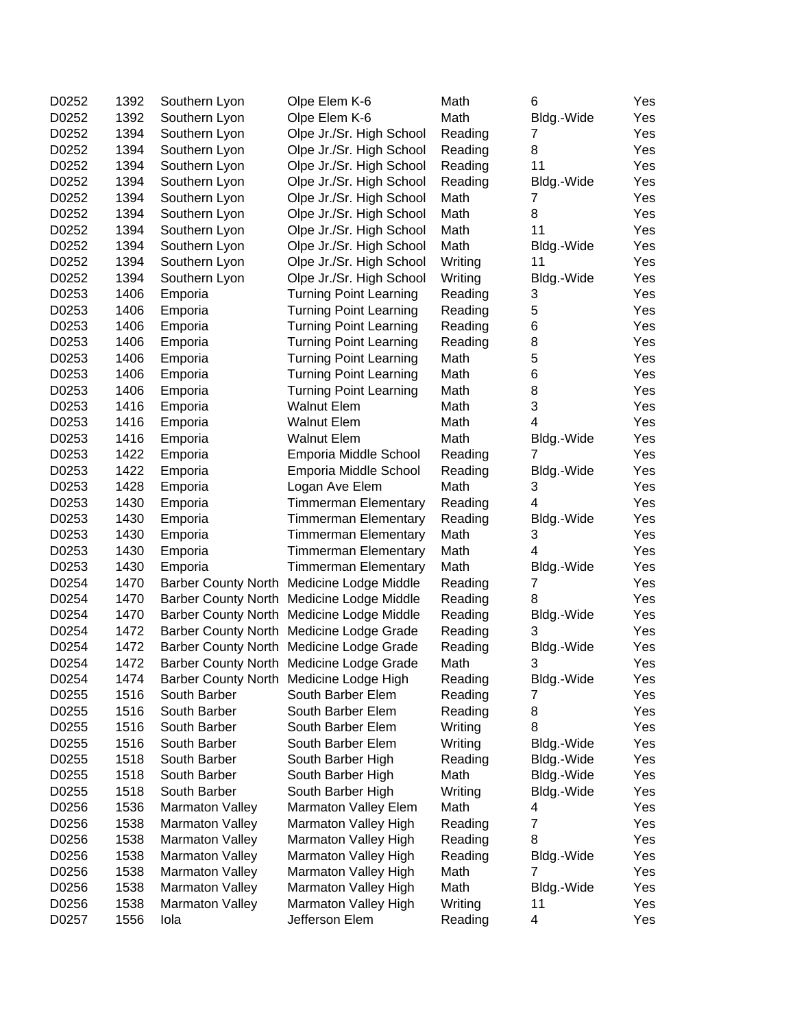| | | | | | | |
|---|---|---|---|---|---|---|
| D0252 | 1392 | Southern Lyon | Olpe Elem K-6 | Math | 6 | Yes |
| D0252 | 1392 | Southern Lyon | Olpe Elem K-6 | Math | Bldg.-Wide | Yes |
| D0252 | 1394 | Southern Lyon | Olpe Jr./Sr. High School | Reading | 7 | Yes |
| D0252 | 1394 | Southern Lyon | Olpe Jr./Sr. High School | Reading | 8 | Yes |
| D0252 | 1394 | Southern Lyon | Olpe Jr./Sr. High School | Reading | 11 | Yes |
| D0252 | 1394 | Southern Lyon | Olpe Jr./Sr. High School | Reading | Bldg.-Wide | Yes |
| D0252 | 1394 | Southern Lyon | Olpe Jr./Sr. High School | Math | 7 | Yes |
| D0252 | 1394 | Southern Lyon | Olpe Jr./Sr. High School | Math | 8 | Yes |
| D0252 | 1394 | Southern Lyon | Olpe Jr./Sr. High School | Math | 11 | Yes |
| D0252 | 1394 | Southern Lyon | Olpe Jr./Sr. High School | Math | Bldg.-Wide | Yes |
| D0252 | 1394 | Southern Lyon | Olpe Jr./Sr. High School | Writing | 11 | Yes |
| D0252 | 1394 | Southern Lyon | Olpe Jr./Sr. High School | Writing | Bldg.-Wide | Yes |
| D0253 | 1406 | Emporia | Turning Point Learning | Reading | 3 | Yes |
| D0253 | 1406 | Emporia | Turning Point Learning | Reading | 5 | Yes |
| D0253 | 1406 | Emporia | Turning Point Learning | Reading | 6 | Yes |
| D0253 | 1406 | Emporia | Turning Point Learning | Reading | 8 | Yes |
| D0253 | 1406 | Emporia | Turning Point Learning | Math | 5 | Yes |
| D0253 | 1406 | Emporia | Turning Point Learning | Math | 6 | Yes |
| D0253 | 1406 | Emporia | Turning Point Learning | Math | 8 | Yes |
| D0253 | 1416 | Emporia | Walnut Elem | Math | 3 | Yes |
| D0253 | 1416 | Emporia | Walnut Elem | Math | 4 | Yes |
| D0253 | 1416 | Emporia | Walnut Elem | Math | Bldg.-Wide | Yes |
| D0253 | 1422 | Emporia | Emporia Middle School | Reading | 7 | Yes |
| D0253 | 1422 | Emporia | Emporia Middle School | Reading | Bldg.-Wide | Yes |
| D0253 | 1428 | Emporia | Logan Ave Elem | Math | 3 | Yes |
| D0253 | 1430 | Emporia | Timmerman Elementary | Reading | 4 | Yes |
| D0253 | 1430 | Emporia | Timmerman Elementary | Reading | Bldg.-Wide | Yes |
| D0253 | 1430 | Emporia | Timmerman Elementary | Math | 3 | Yes |
| D0253 | 1430 | Emporia | Timmerman Elementary | Math | 4 | Yes |
| D0253 | 1430 | Emporia | Timmerman Elementary | Math | Bldg.-Wide | Yes |
| D0254 | 1470 | Barber County North | Medicine Lodge Middle | Reading | 7 | Yes |
| D0254 | 1470 | Barber County North | Medicine Lodge Middle | Reading | 8 | Yes |
| D0254 | 1470 | Barber County North | Medicine Lodge Middle | Reading | Bldg.-Wide | Yes |
| D0254 | 1472 | Barber County North | Medicine Lodge Grade | Reading | 3 | Yes |
| D0254 | 1472 | Barber County North | Medicine Lodge Grade | Reading | Bldg.-Wide | Yes |
| D0254 | 1472 | Barber County North | Medicine Lodge Grade | Math | 3 | Yes |
| D0254 | 1474 | Barber County North | Medicine Lodge High | Reading | Bldg.-Wide | Yes |
| D0255 | 1516 | South Barber | South Barber Elem | Reading | 7 | Yes |
| D0255 | 1516 | South Barber | South Barber Elem | Reading | 8 | Yes |
| D0255 | 1516 | South Barber | South Barber Elem | Writing | 8 | Yes |
| D0255 | 1516 | South Barber | South Barber Elem | Writing | Bldg.-Wide | Yes |
| D0255 | 1518 | South Barber | South Barber High | Reading | Bldg.-Wide | Yes |
| D0255 | 1518 | South Barber | South Barber High | Math | Bldg.-Wide | Yes |
| D0255 | 1518 | South Barber | South Barber High | Writing | Bldg.-Wide | Yes |
| D0256 | 1536 | Marmaton Valley | Marmaton Valley Elem | Math | 4 | Yes |
| D0256 | 1538 | Marmaton Valley | Marmaton Valley High | Reading | 7 | Yes |
| D0256 | 1538 | Marmaton Valley | Marmaton Valley High | Reading | 8 | Yes |
| D0256 | 1538 | Marmaton Valley | Marmaton Valley High | Reading | Bldg.-Wide | Yes |
| D0256 | 1538 | Marmaton Valley | Marmaton Valley High | Math | 7 | Yes |
| D0256 | 1538 | Marmaton Valley | Marmaton Valley High | Math | Bldg.-Wide | Yes |
| D0256 | 1538 | Marmaton Valley | Marmaton Valley High | Writing | 11 | Yes |
| D0257 | 1556 | Iola | Jefferson Elem | Reading | 4 | Yes |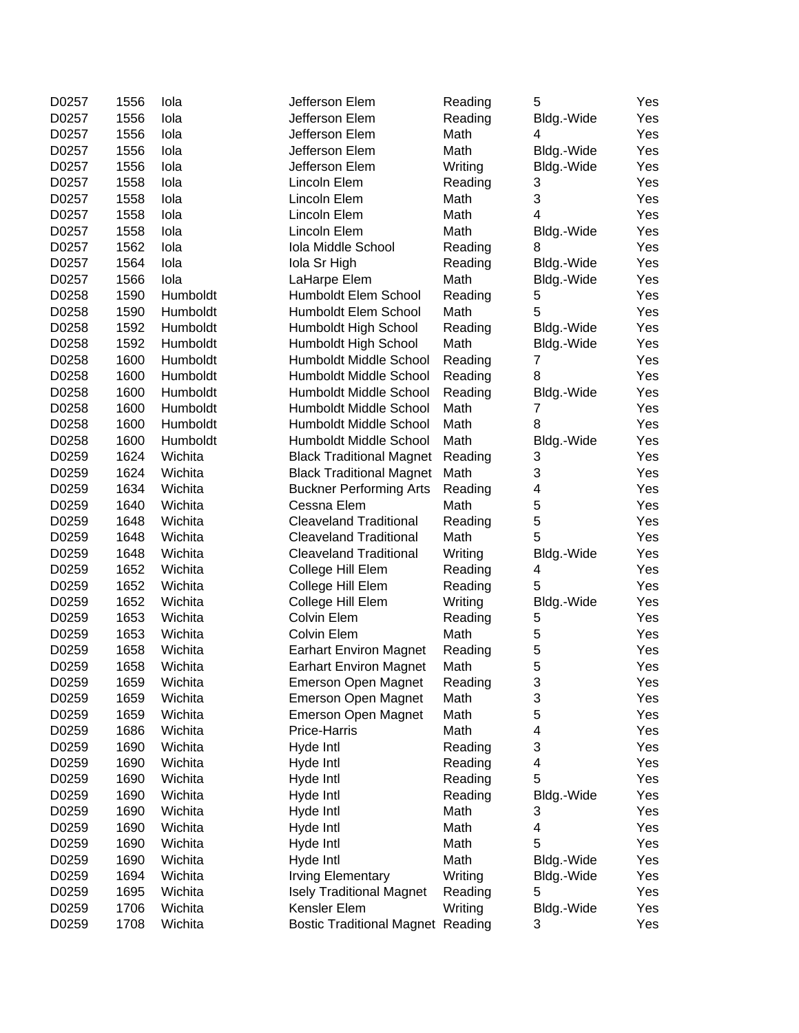| | | | | | | |
|---|---|---|---|---|---|---|
| D0257 | 1556 | Iola | Jefferson Elem | Reading | 5 | Yes |
| D0257 | 1556 | Iola | Jefferson Elem | Reading | Bldg.-Wide | Yes |
| D0257 | 1556 | Iola | Jefferson Elem | Math | 4 | Yes |
| D0257 | 1556 | Iola | Jefferson Elem | Math | Bldg.-Wide | Yes |
| D0257 | 1556 | Iola | Jefferson Elem | Writing | Bldg.-Wide | Yes |
| D0257 | 1558 | Iola | Lincoln Elem | Reading | 3 | Yes |
| D0257 | 1558 | Iola | Lincoln Elem | Math | 3 | Yes |
| D0257 | 1558 | Iola | Lincoln Elem | Math | 4 | Yes |
| D0257 | 1558 | Iola | Lincoln Elem | Math | Bldg.-Wide | Yes |
| D0257 | 1562 | Iola | Iola Middle School | Reading | 8 | Yes |
| D0257 | 1564 | Iola | Iola Sr High | Reading | Bldg.-Wide | Yes |
| D0257 | 1566 | Iola | LaHarpe Elem | Math | Bldg.-Wide | Yes |
| D0258 | 1590 | Humboldt | Humboldt Elem School | Reading | 5 | Yes |
| D0258 | 1590 | Humboldt | Humboldt Elem School | Math | 5 | Yes |
| D0258 | 1592 | Humboldt | Humboldt High School | Reading | Bldg.-Wide | Yes |
| D0258 | 1592 | Humboldt | Humboldt High School | Math | Bldg.-Wide | Yes |
| D0258 | 1600 | Humboldt | Humboldt Middle School | Reading | 7 | Yes |
| D0258 | 1600 | Humboldt | Humboldt Middle School | Reading | 8 | Yes |
| D0258 | 1600 | Humboldt | Humboldt Middle School | Reading | Bldg.-Wide | Yes |
| D0258 | 1600 | Humboldt | Humboldt Middle School | Math | 7 | Yes |
| D0258 | 1600 | Humboldt | Humboldt Middle School | Math | 8 | Yes |
| D0258 | 1600 | Humboldt | Humboldt Middle School | Math | Bldg.-Wide | Yes |
| D0259 | 1624 | Wichita | Black Traditional Magnet | Reading | 3 | Yes |
| D0259 | 1624 | Wichita | Black Traditional Magnet | Math | 3 | Yes |
| D0259 | 1634 | Wichita | Buckner Performing Arts | Reading | 4 | Yes |
| D0259 | 1640 | Wichita | Cessna Elem | Math | 5 | Yes |
| D0259 | 1648 | Wichita | Cleaveland Traditional | Reading | 5 | Yes |
| D0259 | 1648 | Wichita | Cleaveland Traditional | Math | 5 | Yes |
| D0259 | 1648 | Wichita | Cleaveland Traditional | Writing | Bldg.-Wide | Yes |
| D0259 | 1652 | Wichita | College Hill Elem | Reading | 4 | Yes |
| D0259 | 1652 | Wichita | College Hill Elem | Reading | 5 | Yes |
| D0259 | 1652 | Wichita | College Hill Elem | Writing | Bldg.-Wide | Yes |
| D0259 | 1653 | Wichita | Colvin Elem | Reading | 5 | Yes |
| D0259 | 1653 | Wichita | Colvin Elem | Math | 5 | Yes |
| D0259 | 1658 | Wichita | Earhart Environ Magnet | Reading | 5 | Yes |
| D0259 | 1658 | Wichita | Earhart Environ Magnet | Math | 5 | Yes |
| D0259 | 1659 | Wichita | Emerson Open Magnet | Reading | 3 | Yes |
| D0259 | 1659 | Wichita | Emerson Open Magnet | Math | 3 | Yes |
| D0259 | 1659 | Wichita | Emerson Open Magnet | Math | 5 | Yes |
| D0259 | 1686 | Wichita | Price-Harris | Math | 4 | Yes |
| D0259 | 1690 | Wichita | Hyde Intl | Reading | 3 | Yes |
| D0259 | 1690 | Wichita | Hyde Intl | Reading | 4 | Yes |
| D0259 | 1690 | Wichita | Hyde Intl | Reading | 5 | Yes |
| D0259 | 1690 | Wichita | Hyde Intl | Reading | Bldg.-Wide | Yes |
| D0259 | 1690 | Wichita | Hyde Intl | Math | 3 | Yes |
| D0259 | 1690 | Wichita | Hyde Intl | Math | 4 | Yes |
| D0259 | 1690 | Wichita | Hyde Intl | Math | 5 | Yes |
| D0259 | 1690 | Wichita | Hyde Intl | Math | Bldg.-Wide | Yes |
| D0259 | 1694 | Wichita | Irving Elementary | Writing | Bldg.-Wide | Yes |
| D0259 | 1695 | Wichita | Isely Traditional Magnet | Reading | 5 | Yes |
| D0259 | 1706 | Wichita | Kensler Elem | Writing | Bldg.-Wide | Yes |
| D0259 | 1708 | Wichita | Bostic Traditional Magnet | Reading | 3 | Yes |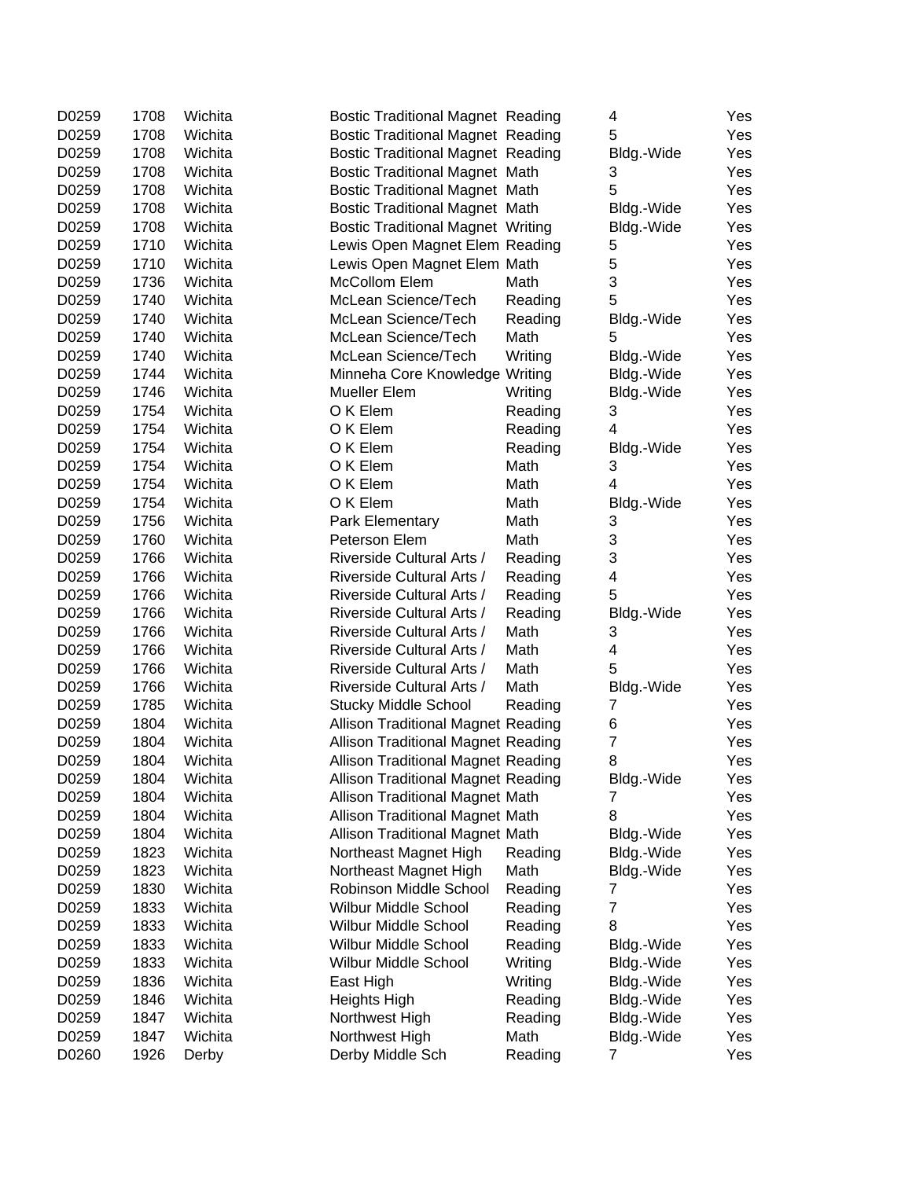| | | | | | | |
|---|---|---|---|---|---|---|
| D0259 | 1708 | Wichita | Bostic Traditional Magnet | Reading | 4 | Yes |
| D0259 | 1708 | Wichita | Bostic Traditional Magnet | Reading | 5 | Yes |
| D0259 | 1708 | Wichita | Bostic Traditional Magnet | Reading | Bldg.-Wide | Yes |
| D0259 | 1708 | Wichita | Bostic Traditional Magnet | Math | 3 | Yes |
| D0259 | 1708 | Wichita | Bostic Traditional Magnet | Math | 5 | Yes |
| D0259 | 1708 | Wichita | Bostic Traditional Magnet | Math | Bldg.-Wide | Yes |
| D0259 | 1708 | Wichita | Bostic Traditional Magnet | Writing | Bldg.-Wide | Yes |
| D0259 | 1710 | Wichita | Lewis Open Magnet Elem | Reading | 5 | Yes |
| D0259 | 1710 | Wichita | Lewis Open Magnet Elem | Math | 5 | Yes |
| D0259 | 1736 | Wichita | McCollom Elem | Math | 3 | Yes |
| D0259 | 1740 | Wichita | McLean Science/Tech | Reading | 5 | Yes |
| D0259 | 1740 | Wichita | McLean Science/Tech | Reading | Bldg.-Wide | Yes |
| D0259 | 1740 | Wichita | McLean Science/Tech | Math | 5 | Yes |
| D0259 | 1740 | Wichita | McLean Science/Tech | Writing | Bldg.-Wide | Yes |
| D0259 | 1744 | Wichita | Minneha Core Knowledge | Writing | Bldg.-Wide | Yes |
| D0259 | 1746 | Wichita | Mueller Elem | Writing | Bldg.-Wide | Yes |
| D0259 | 1754 | Wichita | O K Elem | Reading | 3 | Yes |
| D0259 | 1754 | Wichita | O K Elem | Reading | 4 | Yes |
| D0259 | 1754 | Wichita | O K Elem | Reading | Bldg.-Wide | Yes |
| D0259 | 1754 | Wichita | O K Elem | Math | 3 | Yes |
| D0259 | 1754 | Wichita | O K Elem | Math | 4 | Yes |
| D0259 | 1754 | Wichita | O K Elem | Math | Bldg.-Wide | Yes |
| D0259 | 1756 | Wichita | Park Elementary | Math | 3 | Yes |
| D0259 | 1760 | Wichita | Peterson Elem | Math | 3 | Yes |
| D0259 | 1766 | Wichita | Riverside Cultural Arts / | Reading | 3 | Yes |
| D0259 | 1766 | Wichita | Riverside Cultural Arts / | Reading | 4 | Yes |
| D0259 | 1766 | Wichita | Riverside Cultural Arts / | Reading | 5 | Yes |
| D0259 | 1766 | Wichita | Riverside Cultural Arts / | Reading | Bldg.-Wide | Yes |
| D0259 | 1766 | Wichita | Riverside Cultural Arts / | Math | 3 | Yes |
| D0259 | 1766 | Wichita | Riverside Cultural Arts / | Math | 4 | Yes |
| D0259 | 1766 | Wichita | Riverside Cultural Arts / | Math | 5 | Yes |
| D0259 | 1766 | Wichita | Riverside Cultural Arts / | Math | Bldg.-Wide | Yes |
| D0259 | 1785 | Wichita | Stucky Middle School | Reading | 7 | Yes |
| D0259 | 1804 | Wichita | Allison Traditional Magnet | Reading | 6 | Yes |
| D0259 | 1804 | Wichita | Allison Traditional Magnet | Reading | 7 | Yes |
| D0259 | 1804 | Wichita | Allison Traditional Magnet | Reading | 8 | Yes |
| D0259 | 1804 | Wichita | Allison Traditional Magnet | Reading | Bldg.-Wide | Yes |
| D0259 | 1804 | Wichita | Allison Traditional Magnet | Math | 7 | Yes |
| D0259 | 1804 | Wichita | Allison Traditional Magnet | Math | 8 | Yes |
| D0259 | 1804 | Wichita | Allison Traditional Magnet | Math | Bldg.-Wide | Yes |
| D0259 | 1823 | Wichita | Northeast Magnet High | Reading | Bldg.-Wide | Yes |
| D0259 | 1823 | Wichita | Northeast Magnet High | Math | Bldg.-Wide | Yes |
| D0259 | 1830 | Wichita | Robinson Middle School | Reading | 7 | Yes |
| D0259 | 1833 | Wichita | Wilbur Middle School | Reading | 7 | Yes |
| D0259 | 1833 | Wichita | Wilbur Middle School | Reading | 8 | Yes |
| D0259 | 1833 | Wichita | Wilbur Middle School | Reading | Bldg.-Wide | Yes |
| D0259 | 1833 | Wichita | Wilbur Middle School | Writing | Bldg.-Wide | Yes |
| D0259 | 1836 | Wichita | East High | Writing | Bldg.-Wide | Yes |
| D0259 | 1846 | Wichita | Heights High | Reading | Bldg.-Wide | Yes |
| D0259 | 1847 | Wichita | Northwest High | Reading | Bldg.-Wide | Yes |
| D0259 | 1847 | Wichita | Northwest High | Math | Bldg.-Wide | Yes |
| D0260 | 1926 | Derby | Derby Middle Sch | Reading | 7 | Yes |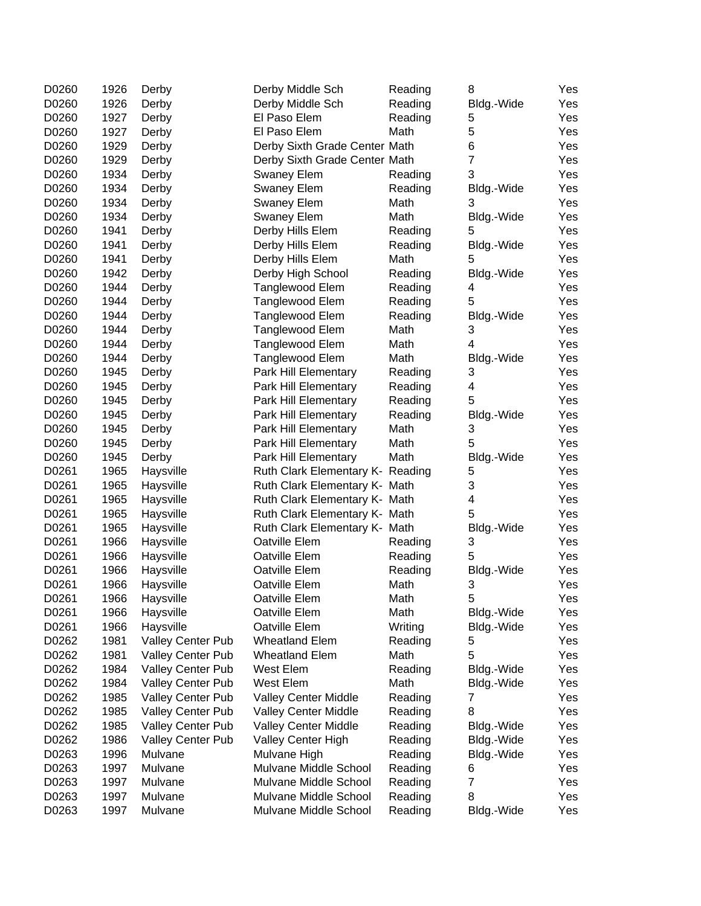| | | | | | | |
|---|---|---|---|---|---|---|
| D0260 | 1926 | Derby | Derby Middle Sch | Reading | 8 | Yes |
| D0260 | 1926 | Derby | Derby Middle Sch | Reading | Bldg.-Wide | Yes |
| D0260 | 1927 | Derby | El Paso Elem | Reading | 5 | Yes |
| D0260 | 1927 | Derby | El Paso Elem | Math | 5 | Yes |
| D0260 | 1929 | Derby | Derby Sixth Grade Center | Math | 6 | Yes |
| D0260 | 1929 | Derby | Derby Sixth Grade Center | Math | 7 | Yes |
| D0260 | 1934 | Derby | Swaney Elem | Reading | 3 | Yes |
| D0260 | 1934 | Derby | Swaney Elem | Reading | Bldg.-Wide | Yes |
| D0260 | 1934 | Derby | Swaney Elem | Math | 3 | Yes |
| D0260 | 1934 | Derby | Swaney Elem | Math | Bldg.-Wide | Yes |
| D0260 | 1941 | Derby | Derby Hills Elem | Reading | 5 | Yes |
| D0260 | 1941 | Derby | Derby Hills Elem | Reading | Bldg.-Wide | Yes |
| D0260 | 1941 | Derby | Derby Hills Elem | Math | 5 | Yes |
| D0260 | 1942 | Derby | Derby High School | Reading | Bldg.-Wide | Yes |
| D0260 | 1944 | Derby | Tanglewood Elem | Reading | 4 | Yes |
| D0260 | 1944 | Derby | Tanglewood Elem | Reading | 5 | Yes |
| D0260 | 1944 | Derby | Tanglewood Elem | Reading | Bldg.-Wide | Yes |
| D0260 | 1944 | Derby | Tanglewood Elem | Math | 3 | Yes |
| D0260 | 1944 | Derby | Tanglewood Elem | Math | 4 | Yes |
| D0260 | 1944 | Derby | Tanglewood Elem | Math | Bldg.-Wide | Yes |
| D0260 | 1945 | Derby | Park Hill Elementary | Reading | 3 | Yes |
| D0260 | 1945 | Derby | Park Hill Elementary | Reading | 4 | Yes |
| D0260 | 1945 | Derby | Park Hill Elementary | Reading | 5 | Yes |
| D0260 | 1945 | Derby | Park Hill Elementary | Reading | Bldg.-Wide | Yes |
| D0260 | 1945 | Derby | Park Hill Elementary | Math | 3 | Yes |
| D0260 | 1945 | Derby | Park Hill Elementary | Math | 5 | Yes |
| D0260 | 1945 | Derby | Park Hill Elementary | Math | Bldg.-Wide | Yes |
| D0261 | 1965 | Haysville | Ruth Clark Elementary K- | Reading | 5 | Yes |
| D0261 | 1965 | Haysville | Ruth Clark Elementary K- | Math | 3 | Yes |
| D0261 | 1965 | Haysville | Ruth Clark Elementary K- | Math | 4 | Yes |
| D0261 | 1965 | Haysville | Ruth Clark Elementary K- | Math | 5 | Yes |
| D0261 | 1965 | Haysville | Ruth Clark Elementary K- | Math | Bldg.-Wide | Yes |
| D0261 | 1966 | Haysville | Oatville Elem | Reading | 3 | Yes |
| D0261 | 1966 | Haysville | Oatville Elem | Reading | 5 | Yes |
| D0261 | 1966 | Haysville | Oatville Elem | Reading | Bldg.-Wide | Yes |
| D0261 | 1966 | Haysville | Oatville Elem | Math | 3 | Yes |
| D0261 | 1966 | Haysville | Oatville Elem | Math | 5 | Yes |
| D0261 | 1966 | Haysville | Oatville Elem | Math | Bldg.-Wide | Yes |
| D0261 | 1966 | Haysville | Oatville Elem | Writing | Bldg.-Wide | Yes |
| D0262 | 1981 | Valley Center Pub | Wheatland Elem | Reading | 5 | Yes |
| D0262 | 1981 | Valley Center Pub | Wheatland Elem | Math | 5 | Yes |
| D0262 | 1984 | Valley Center Pub | West Elem | Reading | Bldg.-Wide | Yes |
| D0262 | 1984 | Valley Center Pub | West Elem | Math | Bldg.-Wide | Yes |
| D0262 | 1985 | Valley Center Pub | Valley Center Middle | Reading | 7 | Yes |
| D0262 | 1985 | Valley Center Pub | Valley Center Middle | Reading | 8 | Yes |
| D0262 | 1985 | Valley Center Pub | Valley Center Middle | Reading | Bldg.-Wide | Yes |
| D0262 | 1986 | Valley Center Pub | Valley Center High | Reading | Bldg.-Wide | Yes |
| D0263 | 1996 | Mulvane | Mulvane High | Reading | Bldg.-Wide | Yes |
| D0263 | 1997 | Mulvane | Mulvane Middle School | Reading | 6 | Yes |
| D0263 | 1997 | Mulvane | Mulvane Middle School | Reading | 7 | Yes |
| D0263 | 1997 | Mulvane | Mulvane Middle School | Reading | 8 | Yes |
| D0263 | 1997 | Mulvane | Mulvane Middle School | Reading | Bldg.-Wide | Yes |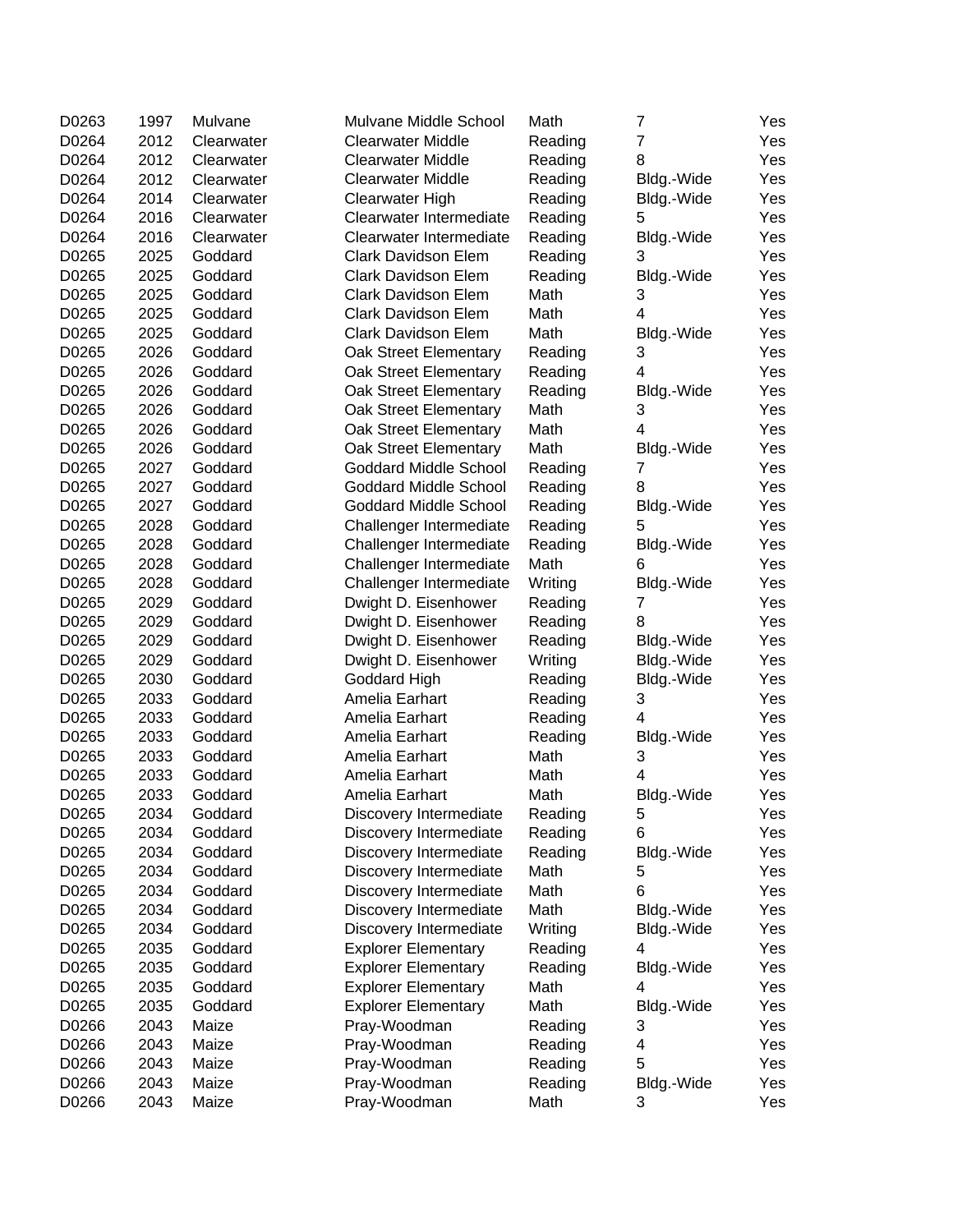| | | | | | | |
|---|---|---|---|---|---|---|
| D0263 | 1997 | Mulvane | Mulvane Middle School | Math | 7 | Yes |
| D0264 | 2012 | Clearwater | Clearwater Middle | Reading | 7 | Yes |
| D0264 | 2012 | Clearwater | Clearwater Middle | Reading | 8 | Yes |
| D0264 | 2012 | Clearwater | Clearwater Middle | Reading | Bldg.-Wide | Yes |
| D0264 | 2014 | Clearwater | Clearwater High | Reading | Bldg.-Wide | Yes |
| D0264 | 2016 | Clearwater | Clearwater Intermediate | Reading | 5 | Yes |
| D0264 | 2016 | Clearwater | Clearwater Intermediate | Reading | Bldg.-Wide | Yes |
| D0265 | 2025 | Goddard | Clark Davidson Elem | Reading | 3 | Yes |
| D0265 | 2025 | Goddard | Clark Davidson Elem | Reading | Bldg.-Wide | Yes |
| D0265 | 2025 | Goddard | Clark Davidson Elem | Math | 3 | Yes |
| D0265 | 2025 | Goddard | Clark Davidson Elem | Math | 4 | Yes |
| D0265 | 2025 | Goddard | Clark Davidson Elem | Math | Bldg.-Wide | Yes |
| D0265 | 2026 | Goddard | Oak Street Elementary | Reading | 3 | Yes |
| D0265 | 2026 | Goddard | Oak Street Elementary | Reading | 4 | Yes |
| D0265 | 2026 | Goddard | Oak Street Elementary | Reading | Bldg.-Wide | Yes |
| D0265 | 2026 | Goddard | Oak Street Elementary | Math | 3 | Yes |
| D0265 | 2026 | Goddard | Oak Street Elementary | Math | 4 | Yes |
| D0265 | 2026 | Goddard | Oak Street Elementary | Math | Bldg.-Wide | Yes |
| D0265 | 2027 | Goddard | Goddard Middle School | Reading | 7 | Yes |
| D0265 | 2027 | Goddard | Goddard Middle School | Reading | 8 | Yes |
| D0265 | 2027 | Goddard | Goddard Middle School | Reading | Bldg.-Wide | Yes |
| D0265 | 2028 | Goddard | Challenger Intermediate | Reading | 5 | Yes |
| D0265 | 2028 | Goddard | Challenger Intermediate | Reading | Bldg.-Wide | Yes |
| D0265 | 2028 | Goddard | Challenger Intermediate | Math | 6 | Yes |
| D0265 | 2028 | Goddard | Challenger Intermediate | Writing | Bldg.-Wide | Yes |
| D0265 | 2029 | Goddard | Dwight D. Eisenhower | Reading | 7 | Yes |
| D0265 | 2029 | Goddard | Dwight D. Eisenhower | Reading | 8 | Yes |
| D0265 | 2029 | Goddard | Dwight D. Eisenhower | Reading | Bldg.-Wide | Yes |
| D0265 | 2029 | Goddard | Dwight D. Eisenhower | Writing | Bldg.-Wide | Yes |
| D0265 | 2030 | Goddard | Goddard High | Reading | Bldg.-Wide | Yes |
| D0265 | 2033 | Goddard | Amelia Earhart | Reading | 3 | Yes |
| D0265 | 2033 | Goddard | Amelia Earhart | Reading | 4 | Yes |
| D0265 | 2033 | Goddard | Amelia Earhart | Reading | Bldg.-Wide | Yes |
| D0265 | 2033 | Goddard | Amelia Earhart | Math | 3 | Yes |
| D0265 | 2033 | Goddard | Amelia Earhart | Math | 4 | Yes |
| D0265 | 2033 | Goddard | Amelia Earhart | Math | Bldg.-Wide | Yes |
| D0265 | 2034 | Goddard | Discovery Intermediate | Reading | 5 | Yes |
| D0265 | 2034 | Goddard | Discovery Intermediate | Reading | 6 | Yes |
| D0265 | 2034 | Goddard | Discovery Intermediate | Reading | Bldg.-Wide | Yes |
| D0265 | 2034 | Goddard | Discovery Intermediate | Math | 5 | Yes |
| D0265 | 2034 | Goddard | Discovery Intermediate | Math | 6 | Yes |
| D0265 | 2034 | Goddard | Discovery Intermediate | Math | Bldg.-Wide | Yes |
| D0265 | 2034 | Goddard | Discovery Intermediate | Writing | Bldg.-Wide | Yes |
| D0265 | 2035 | Goddard | Explorer Elementary | Reading | 4 | Yes |
| D0265 | 2035 | Goddard | Explorer Elementary | Reading | Bldg.-Wide | Yes |
| D0265 | 2035 | Goddard | Explorer Elementary | Math | 4 | Yes |
| D0265 | 2035 | Goddard | Explorer Elementary | Math | Bldg.-Wide | Yes |
| D0266 | 2043 | Maize | Pray-Woodman | Reading | 3 | Yes |
| D0266 | 2043 | Maize | Pray-Woodman | Reading | 4 | Yes |
| D0266 | 2043 | Maize | Pray-Woodman | Reading | 5 | Yes |
| D0266 | 2043 | Maize | Pray-Woodman | Reading | Bldg.-Wide | Yes |
| D0266 | 2043 | Maize | Pray-Woodman | Math | 3 | Yes |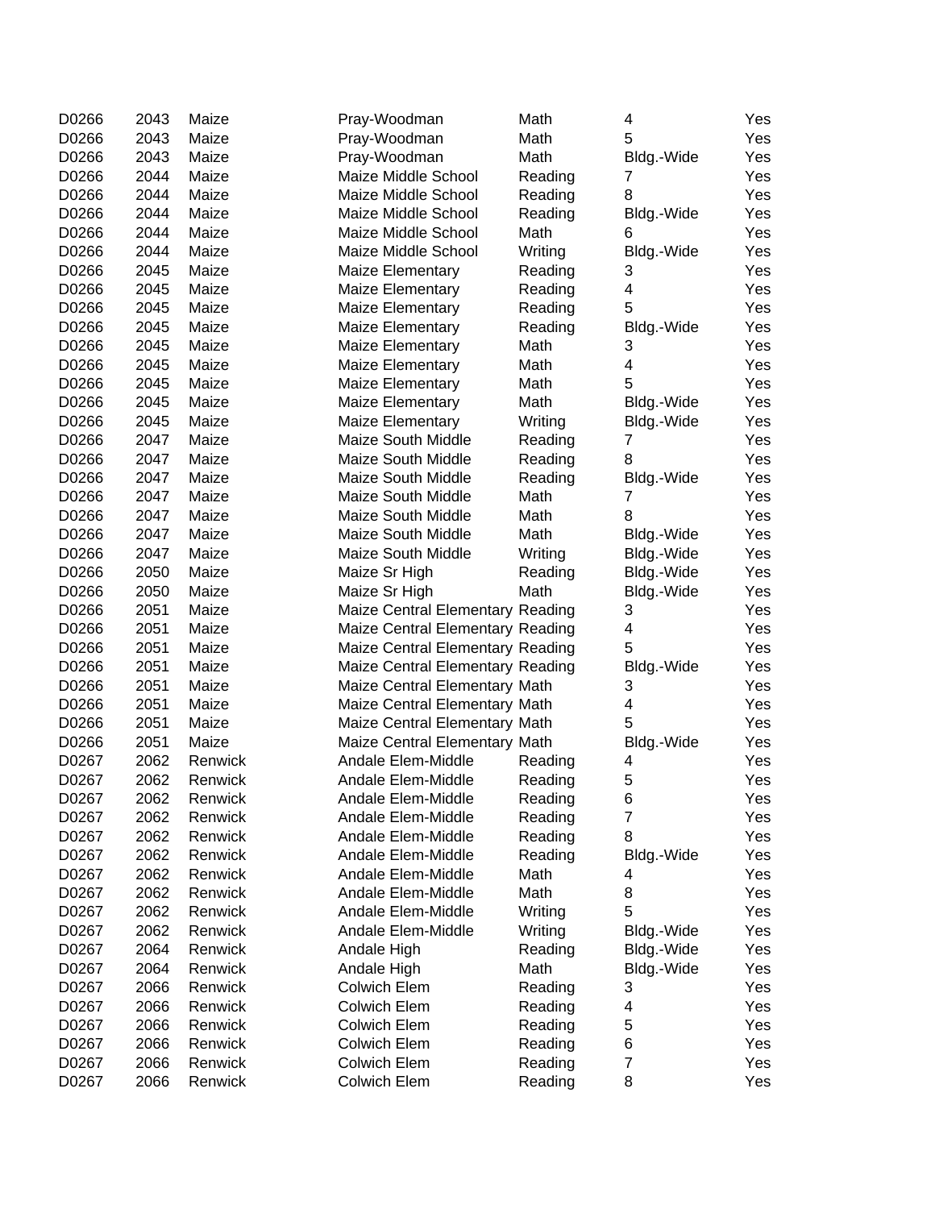| | | | | | | |
|---|---|---|---|---|---|---|
| D0266 | 2043 | Maize | Pray-Woodman | Math | 4 | Yes |
| D0266 | 2043 | Maize | Pray-Woodman | Math | 5 | Yes |
| D0266 | 2043 | Maize | Pray-Woodman | Math | Bldg.-Wide | Yes |
| D0266 | 2044 | Maize | Maize Middle School | Reading | 7 | Yes |
| D0266 | 2044 | Maize | Maize Middle School | Reading | 8 | Yes |
| D0266 | 2044 | Maize | Maize Middle School | Reading | Bldg.-Wide | Yes |
| D0266 | 2044 | Maize | Maize Middle School | Math | 6 | Yes |
| D0266 | 2044 | Maize | Maize Middle School | Writing | Bldg.-Wide | Yes |
| D0266 | 2045 | Maize | Maize Elementary | Reading | 3 | Yes |
| D0266 | 2045 | Maize | Maize Elementary | Reading | 4 | Yes |
| D0266 | 2045 | Maize | Maize Elementary | Reading | 5 | Yes |
| D0266 | 2045 | Maize | Maize Elementary | Reading | Bldg.-Wide | Yes |
| D0266 | 2045 | Maize | Maize Elementary | Math | 3 | Yes |
| D0266 | 2045 | Maize | Maize Elementary | Math | 4 | Yes |
| D0266 | 2045 | Maize | Maize Elementary | Math | 5 | Yes |
| D0266 | 2045 | Maize | Maize Elementary | Math | Bldg.-Wide | Yes |
| D0266 | 2045 | Maize | Maize Elementary | Writing | Bldg.-Wide | Yes |
| D0266 | 2047 | Maize | Maize South Middle | Reading | 7 | Yes |
| D0266 | 2047 | Maize | Maize South Middle | Reading | 8 | Yes |
| D0266 | 2047 | Maize | Maize South Middle | Reading | Bldg.-Wide | Yes |
| D0266 | 2047 | Maize | Maize South Middle | Math | 7 | Yes |
| D0266 | 2047 | Maize | Maize South Middle | Math | 8 | Yes |
| D0266 | 2047 | Maize | Maize South Middle | Math | Bldg.-Wide | Yes |
| D0266 | 2047 | Maize | Maize South Middle | Writing | Bldg.-Wide | Yes |
| D0266 | 2050 | Maize | Maize Sr High | Reading | Bldg.-Wide | Yes |
| D0266 | 2050 | Maize | Maize Sr High | Math | Bldg.-Wide | Yes |
| D0266 | 2051 | Maize | Maize Central Elementary | Reading | 3 | Yes |
| D0266 | 2051 | Maize | Maize Central Elementary | Reading | 4 | Yes |
| D0266 | 2051 | Maize | Maize Central Elementary | Reading | 5 | Yes |
| D0266 | 2051 | Maize | Maize Central Elementary | Reading | Bldg.-Wide | Yes |
| D0266 | 2051 | Maize | Maize Central Elementary | Math | 3 | Yes |
| D0266 | 2051 | Maize | Maize Central Elementary | Math | 4 | Yes |
| D0266 | 2051 | Maize | Maize Central Elementary | Math | 5 | Yes |
| D0266 | 2051 | Maize | Maize Central Elementary | Math | Bldg.-Wide | Yes |
| D0267 | 2062 | Renwick | Andale Elem-Middle | Reading | 4 | Yes |
| D0267 | 2062 | Renwick | Andale Elem-Middle | Reading | 5 | Yes |
| D0267 | 2062 | Renwick | Andale Elem-Middle | Reading | 6 | Yes |
| D0267 | 2062 | Renwick | Andale Elem-Middle | Reading | 7 | Yes |
| D0267 | 2062 | Renwick | Andale Elem-Middle | Reading | 8 | Yes |
| D0267 | 2062 | Renwick | Andale Elem-Middle | Reading | Bldg.-Wide | Yes |
| D0267 | 2062 | Renwick | Andale Elem-Middle | Math | 4 | Yes |
| D0267 | 2062 | Renwick | Andale Elem-Middle | Math | 8 | Yes |
| D0267 | 2062 | Renwick | Andale Elem-Middle | Writing | 5 | Yes |
| D0267 | 2062 | Renwick | Andale Elem-Middle | Writing | Bldg.-Wide | Yes |
| D0267 | 2064 | Renwick | Andale High | Reading | Bldg.-Wide | Yes |
| D0267 | 2064 | Renwick | Andale High | Math | Bldg.-Wide | Yes |
| D0267 | 2066 | Renwick | Colwich Elem | Reading | 3 | Yes |
| D0267 | 2066 | Renwick | Colwich Elem | Reading | 4 | Yes |
| D0267 | 2066 | Renwick | Colwich Elem | Reading | 5 | Yes |
| D0267 | 2066 | Renwick | Colwich Elem | Reading | 6 | Yes |
| D0267 | 2066 | Renwick | Colwich Elem | Reading | 7 | Yes |
| D0267 | 2066 | Renwick | Colwich Elem | Reading | 8 | Yes |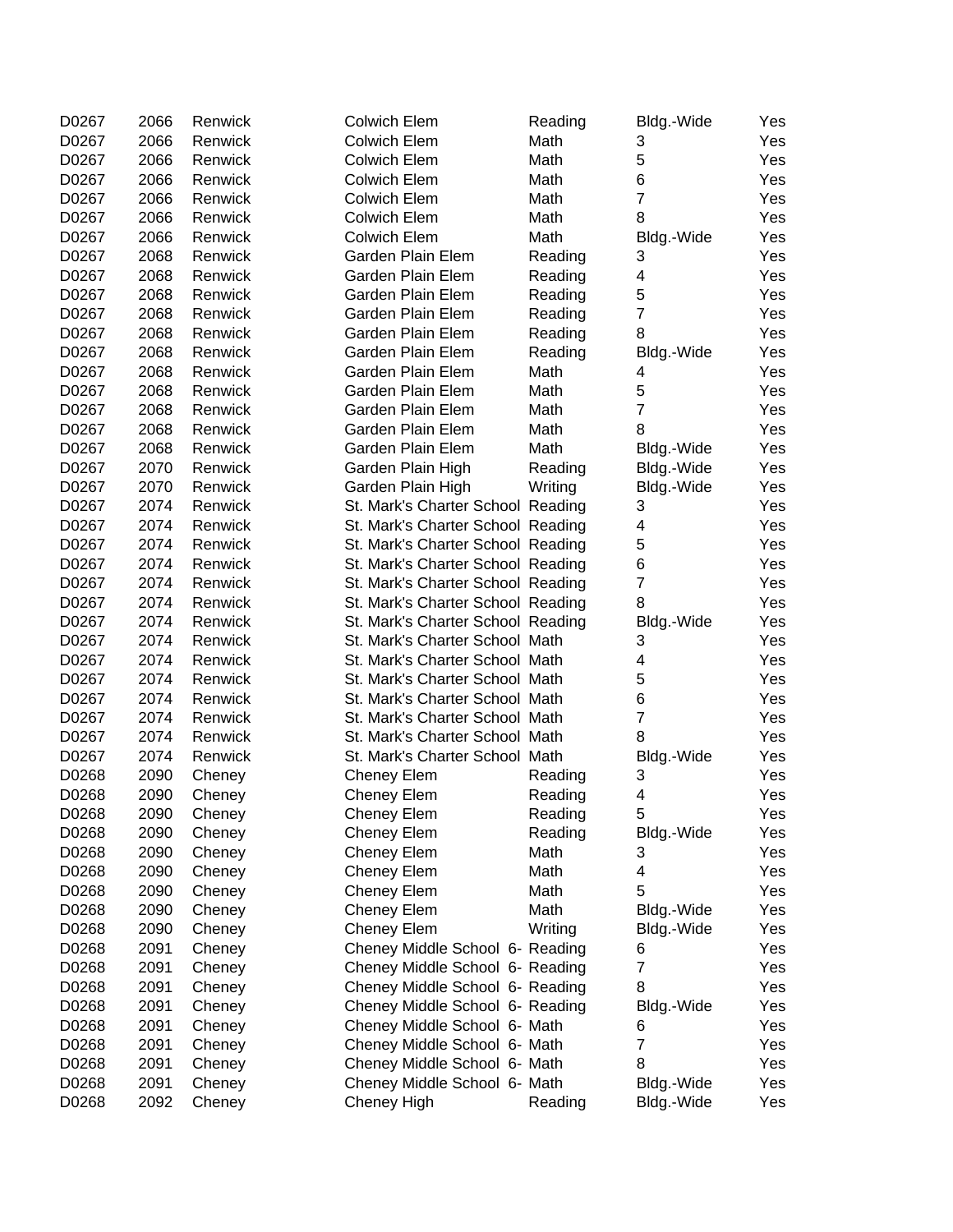| | | | | | | |
|---|---|---|---|---|---|---|
| D0267 | 2066 | Renwick | Colwich Elem | Reading | Bldg.-Wide | Yes |
| D0267 | 2066 | Renwick | Colwich Elem | Math | 3 | Yes |
| D0267 | 2066 | Renwick | Colwich Elem | Math | 5 | Yes |
| D0267 | 2066 | Renwick | Colwich Elem | Math | 6 | Yes |
| D0267 | 2066 | Renwick | Colwich Elem | Math | 7 | Yes |
| D0267 | 2066 | Renwick | Colwich Elem | Math | 8 | Yes |
| D0267 | 2066 | Renwick | Colwich Elem | Math | Bldg.-Wide | Yes |
| D0267 | 2068 | Renwick | Garden Plain Elem | Reading | 3 | Yes |
| D0267 | 2068 | Renwick | Garden Plain Elem | Reading | 4 | Yes |
| D0267 | 2068 | Renwick | Garden Plain Elem | Reading | 5 | Yes |
| D0267 | 2068 | Renwick | Garden Plain Elem | Reading | 7 | Yes |
| D0267 | 2068 | Renwick | Garden Plain Elem | Reading | 8 | Yes |
| D0267 | 2068 | Renwick | Garden Plain Elem | Reading | Bldg.-Wide | Yes |
| D0267 | 2068 | Renwick | Garden Plain Elem | Math | 4 | Yes |
| D0267 | 2068 | Renwick | Garden Plain Elem | Math | 5 | Yes |
| D0267 | 2068 | Renwick | Garden Plain Elem | Math | 7 | Yes |
| D0267 | 2068 | Renwick | Garden Plain Elem | Math | 8 | Yes |
| D0267 | 2068 | Renwick | Garden Plain Elem | Math | Bldg.-Wide | Yes |
| D0267 | 2070 | Renwick | Garden Plain High | Reading | Bldg.-Wide | Yes |
| D0267 | 2070 | Renwick | Garden Plain High | Writing | Bldg.-Wide | Yes |
| D0267 | 2074 | Renwick | St. Mark's Charter School | Reading | 3 | Yes |
| D0267 | 2074 | Renwick | St. Mark's Charter School | Reading | 4 | Yes |
| D0267 | 2074 | Renwick | St. Mark's Charter School | Reading | 5 | Yes |
| D0267 | 2074 | Renwick | St. Mark's Charter School | Reading | 6 | Yes |
| D0267 | 2074 | Renwick | St. Mark's Charter School | Reading | 7 | Yes |
| D0267 | 2074 | Renwick | St. Mark's Charter School | Reading | 8 | Yes |
| D0267 | 2074 | Renwick | St. Mark's Charter School | Reading | Bldg.-Wide | Yes |
| D0267 | 2074 | Renwick | St. Mark's Charter School | Math | 3 | Yes |
| D0267 | 2074 | Renwick | St. Mark's Charter School | Math | 4 | Yes |
| D0267 | 2074 | Renwick | St. Mark's Charter School | Math | 5 | Yes |
| D0267 | 2074 | Renwick | St. Mark's Charter School | Math | 6 | Yes |
| D0267 | 2074 | Renwick | St. Mark's Charter School | Math | 7 | Yes |
| D0267 | 2074 | Renwick | St. Mark's Charter School | Math | 8 | Yes |
| D0267 | 2074 | Renwick | St. Mark's Charter School | Math | Bldg.-Wide | Yes |
| D0268 | 2090 | Cheney | Cheney Elem | Reading | 3 | Yes |
| D0268 | 2090 | Cheney | Cheney Elem | Reading | 4 | Yes |
| D0268 | 2090 | Cheney | Cheney Elem | Reading | 5 | Yes |
| D0268 | 2090 | Cheney | Cheney Elem | Reading | Bldg.-Wide | Yes |
| D0268 | 2090 | Cheney | Cheney Elem | Math | 3 | Yes |
| D0268 | 2090 | Cheney | Cheney Elem | Math | 4 | Yes |
| D0268 | 2090 | Cheney | Cheney Elem | Math | 5 | Yes |
| D0268 | 2090 | Cheney | Cheney Elem | Math | Bldg.-Wide | Yes |
| D0268 | 2090 | Cheney | Cheney Elem | Writing | Bldg.-Wide | Yes |
| D0268 | 2091 | Cheney | Cheney Middle School 6- | Reading | 6 | Yes |
| D0268 | 2091 | Cheney | Cheney Middle School 6- | Reading | 7 | Yes |
| D0268 | 2091 | Cheney | Cheney Middle School 6- | Reading | 8 | Yes |
| D0268 | 2091 | Cheney | Cheney Middle School 6- | Reading | Bldg.-Wide | Yes |
| D0268 | 2091 | Cheney | Cheney Middle School 6- | Math | 6 | Yes |
| D0268 | 2091 | Cheney | Cheney Middle School 6- | Math | 7 | Yes |
| D0268 | 2091 | Cheney | Cheney Middle School 6- | Math | 8 | Yes |
| D0268 | 2091 | Cheney | Cheney Middle School 6- | Math | Bldg.-Wide | Yes |
| D0268 | 2092 | Cheney | Cheney High | Reading | Bldg.-Wide | Yes |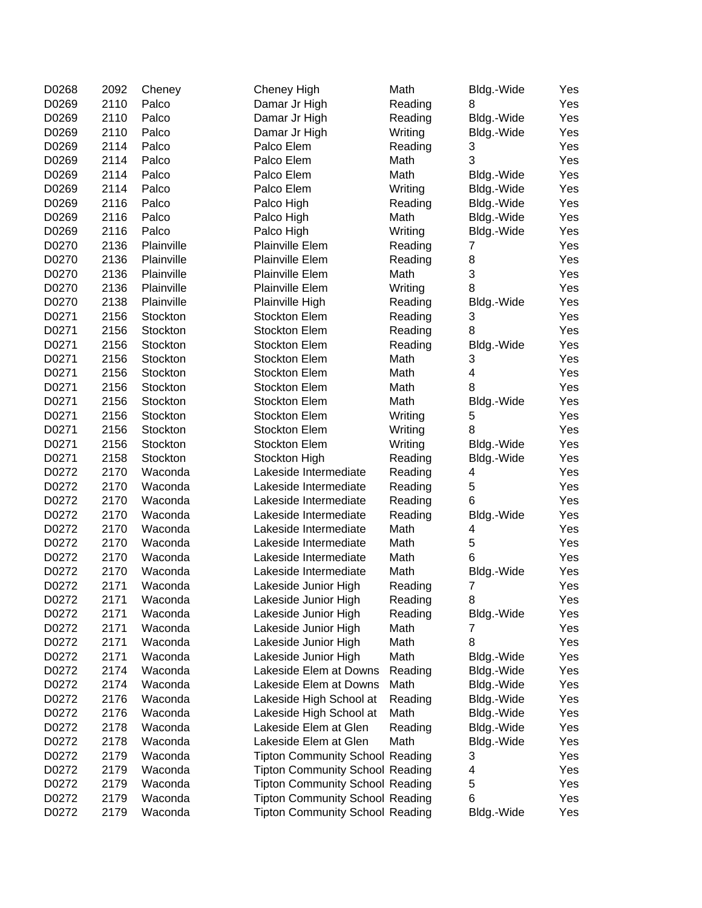| | | | | | | |
|---|---|---|---|---|---|---|
| D0268 | 2092 | Cheney | Cheney High | Math | Bldg.-Wide | Yes |
| D0269 | 2110 | Palco | Damar Jr High | Reading | 8 | Yes |
| D0269 | 2110 | Palco | Damar Jr High | Reading | Bldg.-Wide | Yes |
| D0269 | 2110 | Palco | Damar Jr High | Writing | Bldg.-Wide | Yes |
| D0269 | 2114 | Palco | Palco Elem | Reading | 3 | Yes |
| D0269 | 2114 | Palco | Palco Elem | Math | 3 | Yes |
| D0269 | 2114 | Palco | Palco Elem | Math | Bldg.-Wide | Yes |
| D0269 | 2114 | Palco | Palco Elem | Writing | Bldg.-Wide | Yes |
| D0269 | 2116 | Palco | Palco High | Reading | Bldg.-Wide | Yes |
| D0269 | 2116 | Palco | Palco High | Math | Bldg.-Wide | Yes |
| D0269 | 2116 | Palco | Palco High | Writing | Bldg.-Wide | Yes |
| D0270 | 2136 | Plainville | Plainville Elem | Reading | 7 | Yes |
| D0270 | 2136 | Plainville | Plainville Elem | Reading | 8 | Yes |
| D0270 | 2136 | Plainville | Plainville Elem | Math | 3 | Yes |
| D0270 | 2136 | Plainville | Plainville Elem | Writing | 8 | Yes |
| D0270 | 2138 | Plainville | Plainville High | Reading | Bldg.-Wide | Yes |
| D0271 | 2156 | Stockton | Stockton Elem | Reading | 3 | Yes |
| D0271 | 2156 | Stockton | Stockton Elem | Reading | 8 | Yes |
| D0271 | 2156 | Stockton | Stockton Elem | Reading | Bldg.-Wide | Yes |
| D0271 | 2156 | Stockton | Stockton Elem | Math | 3 | Yes |
| D0271 | 2156 | Stockton | Stockton Elem | Math | 4 | Yes |
| D0271 | 2156 | Stockton | Stockton Elem | Math | 8 | Yes |
| D0271 | 2156 | Stockton | Stockton Elem | Math | Bldg.-Wide | Yes |
| D0271 | 2156 | Stockton | Stockton Elem | Writing | 5 | Yes |
| D0271 | 2156 | Stockton | Stockton Elem | Writing | 8 | Yes |
| D0271 | 2156 | Stockton | Stockton Elem | Writing | Bldg.-Wide | Yes |
| D0271 | 2158 | Stockton | Stockton High | Reading | Bldg.-Wide | Yes |
| D0272 | 2170 | Waconda | Lakeside Intermediate | Reading | 4 | Yes |
| D0272 | 2170 | Waconda | Lakeside Intermediate | Reading | 5 | Yes |
| D0272 | 2170 | Waconda | Lakeside Intermediate | Reading | 6 | Yes |
| D0272 | 2170 | Waconda | Lakeside Intermediate | Reading | Bldg.-Wide | Yes |
| D0272 | 2170 | Waconda | Lakeside Intermediate | Math | 4 | Yes |
| D0272 | 2170 | Waconda | Lakeside Intermediate | Math | 5 | Yes |
| D0272 | 2170 | Waconda | Lakeside Intermediate | Math | 6 | Yes |
| D0272 | 2170 | Waconda | Lakeside Intermediate | Math | Bldg.-Wide | Yes |
| D0272 | 2171 | Waconda | Lakeside Junior High | Reading | 7 | Yes |
| D0272 | 2171 | Waconda | Lakeside Junior High | Reading | 8 | Yes |
| D0272 | 2171 | Waconda | Lakeside Junior High | Reading | Bldg.-Wide | Yes |
| D0272 | 2171 | Waconda | Lakeside Junior High | Math | 7 | Yes |
| D0272 | 2171 | Waconda | Lakeside Junior High | Math | 8 | Yes |
| D0272 | 2171 | Waconda | Lakeside Junior High | Math | Bldg.-Wide | Yes |
| D0272 | 2174 | Waconda | Lakeside Elem at Downs | Reading | Bldg.-Wide | Yes |
| D0272 | 2174 | Waconda | Lakeside Elem at Downs | Math | Bldg.-Wide | Yes |
| D0272 | 2176 | Waconda | Lakeside High School at | Reading | Bldg.-Wide | Yes |
| D0272 | 2176 | Waconda | Lakeside High School at | Math | Bldg.-Wide | Yes |
| D0272 | 2178 | Waconda | Lakeside Elem at Glen | Reading | Bldg.-Wide | Yes |
| D0272 | 2178 | Waconda | Lakeside Elem at Glen | Math | Bldg.-Wide | Yes |
| D0272 | 2179 | Waconda | Tipton Community School | Reading | 3 | Yes |
| D0272 | 2179 | Waconda | Tipton Community School | Reading | 4 | Yes |
| D0272 | 2179 | Waconda | Tipton Community School | Reading | 5 | Yes |
| D0272 | 2179 | Waconda | Tipton Community School | Reading | 6 | Yes |
| D0272 | 2179 | Waconda | Tipton Community School | Reading | Bldg.-Wide | Yes |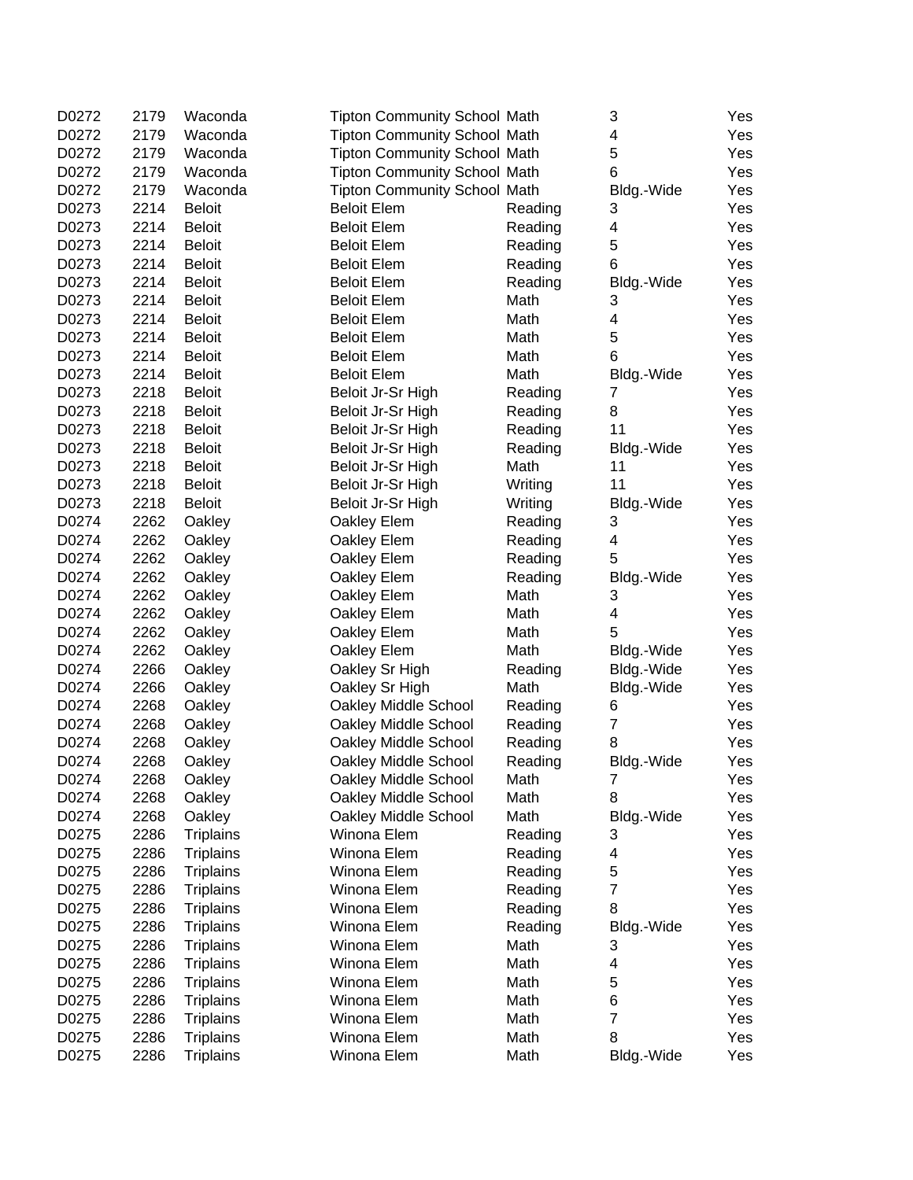| | | | | | | |
|---|---|---|---|---|---|---|
| D0272 | 2179 | Waconda | Tipton Community School | Math | 3 | Yes |
| D0272 | 2179 | Waconda | Tipton Community School | Math | 4 | Yes |
| D0272 | 2179 | Waconda | Tipton Community School | Math | 5 | Yes |
| D0272 | 2179 | Waconda | Tipton Community School | Math | 6 | Yes |
| D0272 | 2179 | Waconda | Tipton Community School | Math | Bldg.-Wide | Yes |
| D0273 | 2214 | Beloit | Beloit Elem | Reading | 3 | Yes |
| D0273 | 2214 | Beloit | Beloit Elem | Reading | 4 | Yes |
| D0273 | 2214 | Beloit | Beloit Elem | Reading | 5 | Yes |
| D0273 | 2214 | Beloit | Beloit Elem | Reading | 6 | Yes |
| D0273 | 2214 | Beloit | Beloit Elem | Reading | Bldg.-Wide | Yes |
| D0273 | 2214 | Beloit | Beloit Elem | Math | 3 | Yes |
| D0273 | 2214 | Beloit | Beloit Elem | Math | 4 | Yes |
| D0273 | 2214 | Beloit | Beloit Elem | Math | 5 | Yes |
| D0273 | 2214 | Beloit | Beloit Elem | Math | 6 | Yes |
| D0273 | 2214 | Beloit | Beloit Elem | Math | Bldg.-Wide | Yes |
| D0273 | 2218 | Beloit | Beloit Jr-Sr High | Reading | 7 | Yes |
| D0273 | 2218 | Beloit | Beloit Jr-Sr High | Reading | 8 | Yes |
| D0273 | 2218 | Beloit | Beloit Jr-Sr High | Reading | 11 | Yes |
| D0273 | 2218 | Beloit | Beloit Jr-Sr High | Reading | Bldg.-Wide | Yes |
| D0273 | 2218 | Beloit | Beloit Jr-Sr High | Math | 11 | Yes |
| D0273 | 2218 | Beloit | Beloit Jr-Sr High | Writing | 11 | Yes |
| D0273 | 2218 | Beloit | Beloit Jr-Sr High | Writing | Bldg.-Wide | Yes |
| D0274 | 2262 | Oakley | Oakley Elem | Reading | 3 | Yes |
| D0274 | 2262 | Oakley | Oakley Elem | Reading | 4 | Yes |
| D0274 | 2262 | Oakley | Oakley Elem | Reading | 5 | Yes |
| D0274 | 2262 | Oakley | Oakley Elem | Reading | Bldg.-Wide | Yes |
| D0274 | 2262 | Oakley | Oakley Elem | Math | 3 | Yes |
| D0274 | 2262 | Oakley | Oakley Elem | Math | 4 | Yes |
| D0274 | 2262 | Oakley | Oakley Elem | Math | 5 | Yes |
| D0274 | 2262 | Oakley | Oakley Elem | Math | Bldg.-Wide | Yes |
| D0274 | 2266 | Oakley | Oakley Sr High | Reading | Bldg.-Wide | Yes |
| D0274 | 2266 | Oakley | Oakley Sr High | Math | Bldg.-Wide | Yes |
| D0274 | 2268 | Oakley | Oakley Middle School | Reading | 6 | Yes |
| D0274 | 2268 | Oakley | Oakley Middle School | Reading | 7 | Yes |
| D0274 | 2268 | Oakley | Oakley Middle School | Reading | 8 | Yes |
| D0274 | 2268 | Oakley | Oakley Middle School | Reading | Bldg.-Wide | Yes |
| D0274 | 2268 | Oakley | Oakley Middle School | Math | 7 | Yes |
| D0274 | 2268 | Oakley | Oakley Middle School | Math | 8 | Yes |
| D0274 | 2268 | Oakley | Oakley Middle School | Math | Bldg.-Wide | Yes |
| D0275 | 2286 | Triplains | Winona Elem | Reading | 3 | Yes |
| D0275 | 2286 | Triplains | Winona Elem | Reading | 4 | Yes |
| D0275 | 2286 | Triplains | Winona Elem | Reading | 5 | Yes |
| D0275 | 2286 | Triplains | Winona Elem | Reading | 7 | Yes |
| D0275 | 2286 | Triplains | Winona Elem | Reading | 8 | Yes |
| D0275 | 2286 | Triplains | Winona Elem | Reading | Bldg.-Wide | Yes |
| D0275 | 2286 | Triplains | Winona Elem | Math | 3 | Yes |
| D0275 | 2286 | Triplains | Winona Elem | Math | 4 | Yes |
| D0275 | 2286 | Triplains | Winona Elem | Math | 5 | Yes |
| D0275 | 2286 | Triplains | Winona Elem | Math | 6 | Yes |
| D0275 | 2286 | Triplains | Winona Elem | Math | 7 | Yes |
| D0275 | 2286 | Triplains | Winona Elem | Math | 8 | Yes |
| D0275 | 2286 | Triplains | Winona Elem | Math | Bldg.-Wide | Yes |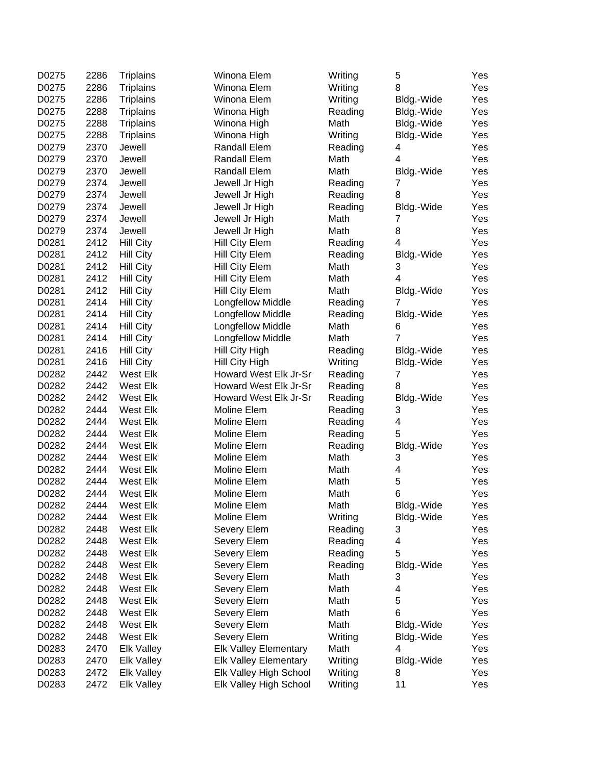| | | | | | | |
|---|---|---|---|---|---|---|
| D0275 | 2286 | Triplains | Winona Elem | Writing | 5 | Yes |
| D0275 | 2286 | Triplains | Winona Elem | Writing | 8 | Yes |
| D0275 | 2286 | Triplains | Winona Elem | Writing | Bldg.-Wide | Yes |
| D0275 | 2288 | Triplains | Winona High | Reading | Bldg.-Wide | Yes |
| D0275 | 2288 | Triplains | Winona High | Math | Bldg.-Wide | Yes |
| D0275 | 2288 | Triplains | Winona High | Writing | Bldg.-Wide | Yes |
| D0279 | 2370 | Jewell | Randall Elem | Reading | 4 | Yes |
| D0279 | 2370 | Jewell | Randall Elem | Math | 4 | Yes |
| D0279 | 2370 | Jewell | Randall Elem | Math | Bldg.-Wide | Yes |
| D0279 | 2374 | Jewell | Jewell Jr High | Reading | 7 | Yes |
| D0279 | 2374 | Jewell | Jewell Jr High | Reading | 8 | Yes |
| D0279 | 2374 | Jewell | Jewell Jr High | Reading | Bldg.-Wide | Yes |
| D0279 | 2374 | Jewell | Jewell Jr High | Math | 7 | Yes |
| D0279 | 2374 | Jewell | Jewell Jr High | Math | 8 | Yes |
| D0281 | 2412 | Hill City | Hill City Elem | Reading | 4 | Yes |
| D0281 | 2412 | Hill City | Hill City Elem | Reading | Bldg.-Wide | Yes |
| D0281 | 2412 | Hill City | Hill City Elem | Math | 3 | Yes |
| D0281 | 2412 | Hill City | Hill City Elem | Math | 4 | Yes |
| D0281 | 2412 | Hill City | Hill City Elem | Math | Bldg.-Wide | Yes |
| D0281 | 2414 | Hill City | Longfellow Middle | Reading | 7 | Yes |
| D0281 | 2414 | Hill City | Longfellow Middle | Reading | Bldg.-Wide | Yes |
| D0281 | 2414 | Hill City | Longfellow Middle | Math | 6 | Yes |
| D0281 | 2414 | Hill City | Longfellow Middle | Math | 7 | Yes |
| D0281 | 2416 | Hill City | Hill City High | Reading | Bldg.-Wide | Yes |
| D0281 | 2416 | Hill City | Hill City High | Writing | Bldg.-Wide | Yes |
| D0282 | 2442 | West Elk | Howard West Elk Jr-Sr | Reading | 7 | Yes |
| D0282 | 2442 | West Elk | Howard West Elk Jr-Sr | Reading | 8 | Yes |
| D0282 | 2442 | West Elk | Howard West Elk Jr-Sr | Reading | Bldg.-Wide | Yes |
| D0282 | 2444 | West Elk | Moline Elem | Reading | 3 | Yes |
| D0282 | 2444 | West Elk | Moline Elem | Reading | 4 | Yes |
| D0282 | 2444 | West Elk | Moline Elem | Reading | 5 | Yes |
| D0282 | 2444 | West Elk | Moline Elem | Reading | Bldg.-Wide | Yes |
| D0282 | 2444 | West Elk | Moline Elem | Math | 3 | Yes |
| D0282 | 2444 | West Elk | Moline Elem | Math | 4 | Yes |
| D0282 | 2444 | West Elk | Moline Elem | Math | 5 | Yes |
| D0282 | 2444 | West Elk | Moline Elem | Math | 6 | Yes |
| D0282 | 2444 | West Elk | Moline Elem | Math | Bldg.-Wide | Yes |
| D0282 | 2444 | West Elk | Moline Elem | Writing | Bldg.-Wide | Yes |
| D0282 | 2448 | West Elk | Severy Elem | Reading | 3 | Yes |
| D0282 | 2448 | West Elk | Severy Elem | Reading | 4 | Yes |
| D0282 | 2448 | West Elk | Severy Elem | Reading | 5 | Yes |
| D0282 | 2448 | West Elk | Severy Elem | Reading | Bldg.-Wide | Yes |
| D0282 | 2448 | West Elk | Severy Elem | Math | 3 | Yes |
| D0282 | 2448 | West Elk | Severy Elem | Math | 4 | Yes |
| D0282 | 2448 | West Elk | Severy Elem | Math | 5 | Yes |
| D0282 | 2448 | West Elk | Severy Elem | Math | 6 | Yes |
| D0282 | 2448 | West Elk | Severy Elem | Math | Bldg.-Wide | Yes |
| D0282 | 2448 | West Elk | Severy Elem | Writing | Bldg.-Wide | Yes |
| D0283 | 2470 | Elk Valley | Elk Valley Elementary | Math | 4 | Yes |
| D0283 | 2470 | Elk Valley | Elk Valley Elementary | Writing | Bldg.-Wide | Yes |
| D0283 | 2472 | Elk Valley | Elk Valley High School | Writing | 8 | Yes |
| D0283 | 2472 | Elk Valley | Elk Valley High School | Writing | 11 | Yes |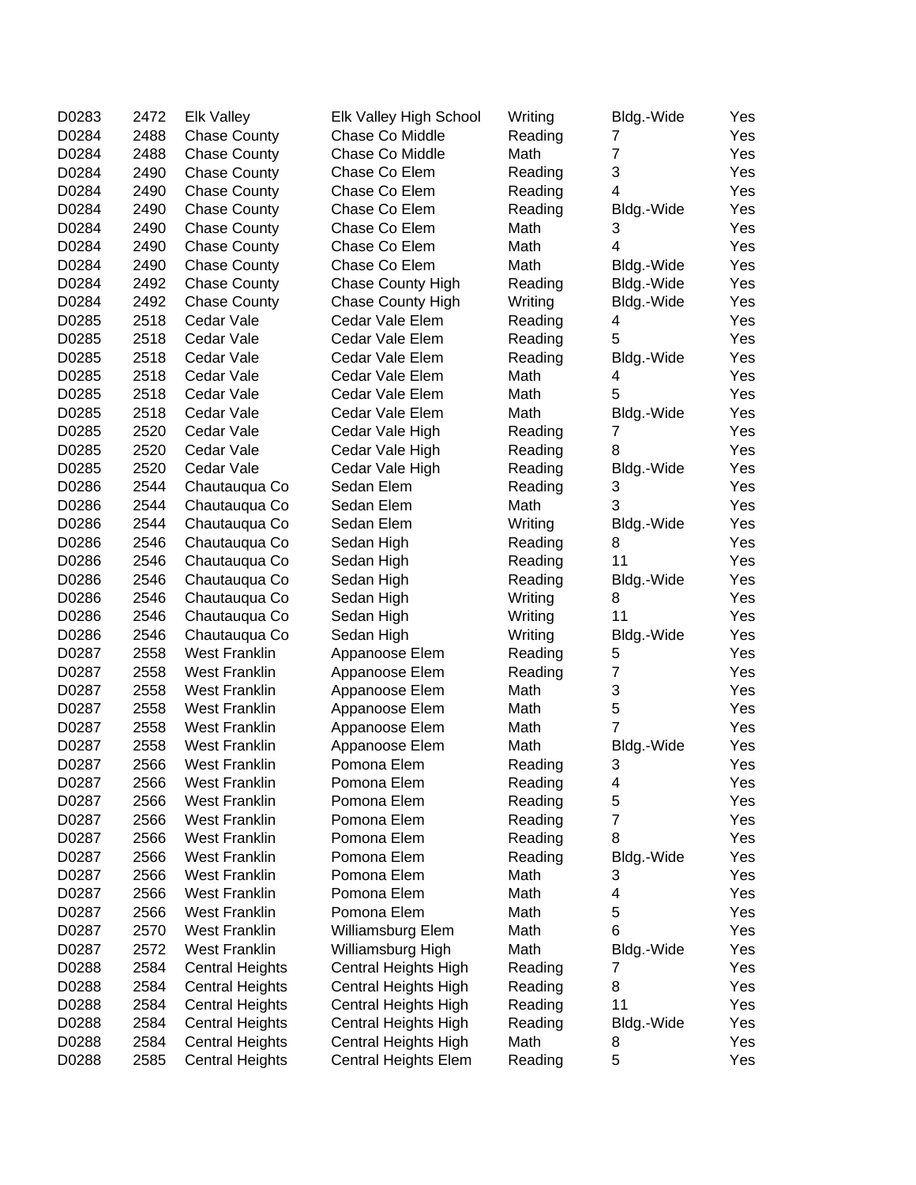| | | | | | | |
|---|---|---|---|---|---|---|
| D0283 | 2472 | Elk Valley | Elk Valley High School | Writing | Bldg.-Wide | Yes |
| D0284 | 2488 | Chase County | Chase Co Middle | Reading | 7 | Yes |
| D0284 | 2488 | Chase County | Chase Co Middle | Math | 7 | Yes |
| D0284 | 2490 | Chase County | Chase Co Elem | Reading | 3 | Yes |
| D0284 | 2490 | Chase County | Chase Co Elem | Reading | 4 | Yes |
| D0284 | 2490 | Chase County | Chase Co Elem | Reading | Bldg.-Wide | Yes |
| D0284 | 2490 | Chase County | Chase Co Elem | Math | 3 | Yes |
| D0284 | 2490 | Chase County | Chase Co Elem | Math | 4 | Yes |
| D0284 | 2490 | Chase County | Chase Co Elem | Math | Bldg.-Wide | Yes |
| D0284 | 2492 | Chase County | Chase County High | Reading | Bldg.-Wide | Yes |
| D0284 | 2492 | Chase County | Chase County High | Writing | Bldg.-Wide | Yes |
| D0285 | 2518 | Cedar Vale | Cedar Vale Elem | Reading | 4 | Yes |
| D0285 | 2518 | Cedar Vale | Cedar Vale Elem | Reading | 5 | Yes |
| D0285 | 2518 | Cedar Vale | Cedar Vale Elem | Reading | Bldg.-Wide | Yes |
| D0285 | 2518 | Cedar Vale | Cedar Vale Elem | Math | 4 | Yes |
| D0285 | 2518 | Cedar Vale | Cedar Vale Elem | Math | 5 | Yes |
| D0285 | 2518 | Cedar Vale | Cedar Vale Elem | Math | Bldg.-Wide | Yes |
| D0285 | 2520 | Cedar Vale | Cedar Vale High | Reading | 7 | Yes |
| D0285 | 2520 | Cedar Vale | Cedar Vale High | Reading | 8 | Yes |
| D0285 | 2520 | Cedar Vale | Cedar Vale High | Reading | Bldg.-Wide | Yes |
| D0286 | 2544 | Chautauqua Co | Sedan Elem | Reading | 3 | Yes |
| D0286 | 2544 | Chautauqua Co | Sedan Elem | Math | 3 | Yes |
| D0286 | 2544 | Chautauqua Co | Sedan Elem | Writing | Bldg.-Wide | Yes |
| D0286 | 2546 | Chautauqua Co | Sedan High | Reading | 8 | Yes |
| D0286 | 2546 | Chautauqua Co | Sedan High | Reading | 11 | Yes |
| D0286 | 2546 | Chautauqua Co | Sedan High | Reading | Bldg.-Wide | Yes |
| D0286 | 2546 | Chautauqua Co | Sedan High | Writing | 8 | Yes |
| D0286 | 2546 | Chautauqua Co | Sedan High | Writing | 11 | Yes |
| D0286 | 2546 | Chautauqua Co | Sedan High | Writing | Bldg.-Wide | Yes |
| D0287 | 2558 | West Franklin | Appanoose Elem | Reading | 5 | Yes |
| D0287 | 2558 | West Franklin | Appanoose Elem | Reading | 7 | Yes |
| D0287 | 2558 | West Franklin | Appanoose Elem | Math | 3 | Yes |
| D0287 | 2558 | West Franklin | Appanoose Elem | Math | 5 | Yes |
| D0287 | 2558 | West Franklin | Appanoose Elem | Math | 7 | Yes |
| D0287 | 2558 | West Franklin | Appanoose Elem | Math | Bldg.-Wide | Yes |
| D0287 | 2566 | West Franklin | Pomona Elem | Reading | 3 | Yes |
| D0287 | 2566 | West Franklin | Pomona Elem | Reading | 4 | Yes |
| D0287 | 2566 | West Franklin | Pomona Elem | Reading | 5 | Yes |
| D0287 | 2566 | West Franklin | Pomona Elem | Reading | 7 | Yes |
| D0287 | 2566 | West Franklin | Pomona Elem | Reading | 8 | Yes |
| D0287 | 2566 | West Franklin | Pomona Elem | Reading | Bldg.-Wide | Yes |
| D0287 | 2566 | West Franklin | Pomona Elem | Math | 3 | Yes |
| D0287 | 2566 | West Franklin | Pomona Elem | Math | 4 | Yes |
| D0287 | 2566 | West Franklin | Pomona Elem | Math | 5 | Yes |
| D0287 | 2570 | West Franklin | Williamsburg Elem | Math | 6 | Yes |
| D0287 | 2572 | West Franklin | Williamsburg High | Math | Bldg.-Wide | Yes |
| D0288 | 2584 | Central Heights | Central Heights High | Reading | 7 | Yes |
| D0288 | 2584 | Central Heights | Central Heights High | Reading | 8 | Yes |
| D0288 | 2584 | Central Heights | Central Heights High | Reading | 11 | Yes |
| D0288 | 2584 | Central Heights | Central Heights High | Reading | Bldg.-Wide | Yes |
| D0288 | 2584 | Central Heights | Central Heights High | Math | 8 | Yes |
| D0288 | 2585 | Central Heights | Central Heights Elem | Reading | 5 | Yes |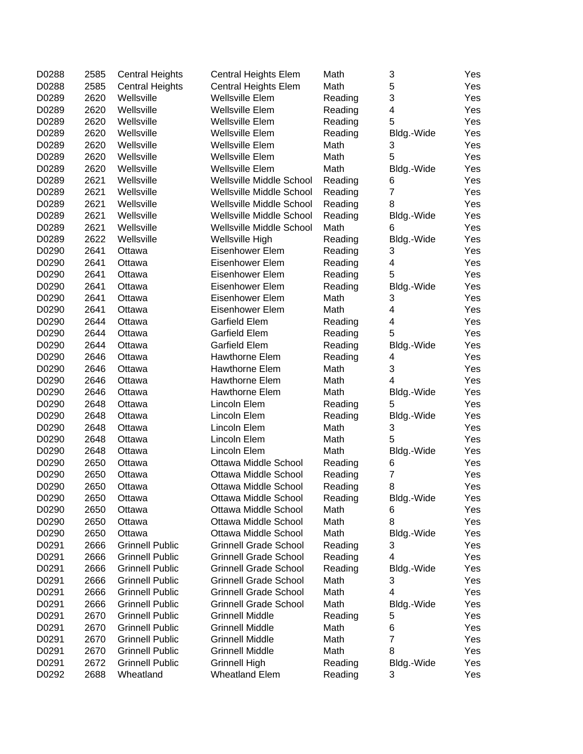| | | | | | | |
|---|---|---|---|---|---|---|
| D0288 | 2585 | Central Heights | Central Heights Elem | Math | 3 | Yes |
| D0288 | 2585 | Central Heights | Central Heights Elem | Math | 5 | Yes |
| D0289 | 2620 | Wellsville | Wellsville Elem | Reading | 3 | Yes |
| D0289 | 2620 | Wellsville | Wellsville Elem | Reading | 4 | Yes |
| D0289 | 2620 | Wellsville | Wellsville Elem | Reading | 5 | Yes |
| D0289 | 2620 | Wellsville | Wellsville Elem | Reading | Bldg.-Wide | Yes |
| D0289 | 2620 | Wellsville | Wellsville Elem | Math | 3 | Yes |
| D0289 | 2620 | Wellsville | Wellsville Elem | Math | 5 | Yes |
| D0289 | 2620 | Wellsville | Wellsville Elem | Math | Bldg.-Wide | Yes |
| D0289 | 2621 | Wellsville | Wellsville Middle School | Reading | 6 | Yes |
| D0289 | 2621 | Wellsville | Wellsville Middle School | Reading | 7 | Yes |
| D0289 | 2621 | Wellsville | Wellsville Middle School | Reading | 8 | Yes |
| D0289 | 2621 | Wellsville | Wellsville Middle School | Reading | Bldg.-Wide | Yes |
| D0289 | 2621 | Wellsville | Wellsville Middle School | Math | 6 | Yes |
| D0289 | 2622 | Wellsville | Wellsville High | Reading | Bldg.-Wide | Yes |
| D0290 | 2641 | Ottawa | Eisenhower Elem | Reading | 3 | Yes |
| D0290 | 2641 | Ottawa | Eisenhower Elem | Reading | 4 | Yes |
| D0290 | 2641 | Ottawa | Eisenhower Elem | Reading | 5 | Yes |
| D0290 | 2641 | Ottawa | Eisenhower Elem | Reading | Bldg.-Wide | Yes |
| D0290 | 2641 | Ottawa | Eisenhower Elem | Math | 3 | Yes |
| D0290 | 2641 | Ottawa | Eisenhower Elem | Math | 4 | Yes |
| D0290 | 2644 | Ottawa | Garfield Elem | Reading | 4 | Yes |
| D0290 | 2644 | Ottawa | Garfield Elem | Reading | 5 | Yes |
| D0290 | 2644 | Ottawa | Garfield Elem | Reading | Bldg.-Wide | Yes |
| D0290 | 2646 | Ottawa | Hawthorne Elem | Reading | 4 | Yes |
| D0290 | 2646 | Ottawa | Hawthorne Elem | Math | 3 | Yes |
| D0290 | 2646 | Ottawa | Hawthorne Elem | Math | 4 | Yes |
| D0290 | 2646 | Ottawa | Hawthorne Elem | Math | Bldg.-Wide | Yes |
| D0290 | 2648 | Ottawa | Lincoln Elem | Reading | 5 | Yes |
| D0290 | 2648 | Ottawa | Lincoln Elem | Reading | Bldg.-Wide | Yes |
| D0290 | 2648 | Ottawa | Lincoln Elem | Math | 3 | Yes |
| D0290 | 2648 | Ottawa | Lincoln Elem | Math | 5 | Yes |
| D0290 | 2648 | Ottawa | Lincoln Elem | Math | Bldg.-Wide | Yes |
| D0290 | 2650 | Ottawa | Ottawa Middle School | Reading | 6 | Yes |
| D0290 | 2650 | Ottawa | Ottawa Middle School | Reading | 7 | Yes |
| D0290 | 2650 | Ottawa | Ottawa Middle School | Reading | 8 | Yes |
| D0290 | 2650 | Ottawa | Ottawa Middle School | Reading | Bldg.-Wide | Yes |
| D0290 | 2650 | Ottawa | Ottawa Middle School | Math | 6 | Yes |
| D0290 | 2650 | Ottawa | Ottawa Middle School | Math | 8 | Yes |
| D0290 | 2650 | Ottawa | Ottawa Middle School | Math | Bldg.-Wide | Yes |
| D0291 | 2666 | Grinnell Public | Grinnell Grade School | Reading | 3 | Yes |
| D0291 | 2666 | Grinnell Public | Grinnell Grade School | Reading | 4 | Yes |
| D0291 | 2666 | Grinnell Public | Grinnell Grade School | Reading | Bldg.-Wide | Yes |
| D0291 | 2666 | Grinnell Public | Grinnell Grade School | Math | 3 | Yes |
| D0291 | 2666 | Grinnell Public | Grinnell Grade School | Math | 4 | Yes |
| D0291 | 2666 | Grinnell Public | Grinnell Grade School | Math | Bldg.-Wide | Yes |
| D0291 | 2670 | Grinnell Public | Grinnell Middle | Reading | 5 | Yes |
| D0291 | 2670 | Grinnell Public | Grinnell Middle | Math | 6 | Yes |
| D0291 | 2670 | Grinnell Public | Grinnell Middle | Math | 7 | Yes |
| D0291 | 2670 | Grinnell Public | Grinnell Middle | Math | 8 | Yes |
| D0291 | 2672 | Grinnell Public | Grinnell High | Reading | Bldg.-Wide | Yes |
| D0292 | 2688 | Wheatland | Wheatland Elem | Reading | 3 | Yes |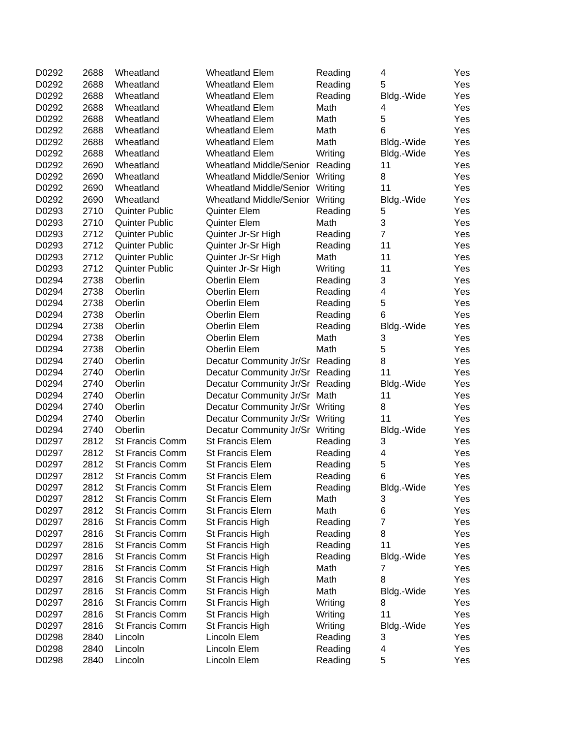| | | | | | | |
|---|---|---|---|---|---|---|
| D0292 | 2688 | Wheatland | Wheatland Elem | Reading | 4 | Yes |
| D0292 | 2688 | Wheatland | Wheatland Elem | Reading | 5 | Yes |
| D0292 | 2688 | Wheatland | Wheatland Elem | Reading | Bldg.-Wide | Yes |
| D0292 | 2688 | Wheatland | Wheatland Elem | Math | 4 | Yes |
| D0292 | 2688 | Wheatland | Wheatland Elem | Math | 5 | Yes |
| D0292 | 2688 | Wheatland | Wheatland Elem | Math | 6 | Yes |
| D0292 | 2688 | Wheatland | Wheatland Elem | Math | Bldg.-Wide | Yes |
| D0292 | 2688 | Wheatland | Wheatland Elem | Writing | Bldg.-Wide | Yes |
| D0292 | 2690 | Wheatland | Wheatland Middle/Senior | Reading | 11 | Yes |
| D0292 | 2690 | Wheatland | Wheatland Middle/Senior | Writing | 8 | Yes |
| D0292 | 2690 | Wheatland | Wheatland Middle/Senior | Writing | 11 | Yes |
| D0292 | 2690 | Wheatland | Wheatland Middle/Senior | Writing | Bldg.-Wide | Yes |
| D0293 | 2710 | Quinter Public | Quinter Elem | Reading | 5 | Yes |
| D0293 | 2710 | Quinter Public | Quinter Elem | Math | 3 | Yes |
| D0293 | 2712 | Quinter Public | Quinter Jr-Sr High | Reading | 7 | Yes |
| D0293 | 2712 | Quinter Public | Quinter Jr-Sr High | Reading | 11 | Yes |
| D0293 | 2712 | Quinter Public | Quinter Jr-Sr High | Math | 11 | Yes |
| D0293 | 2712 | Quinter Public | Quinter Jr-Sr High | Writing | 11 | Yes |
| D0294 | 2738 | Oberlin | Oberlin Elem | Reading | 3 | Yes |
| D0294 | 2738 | Oberlin | Oberlin Elem | Reading | 4 | Yes |
| D0294 | 2738 | Oberlin | Oberlin Elem | Reading | 5 | Yes |
| D0294 | 2738 | Oberlin | Oberlin Elem | Reading | 6 | Yes |
| D0294 | 2738 | Oberlin | Oberlin Elem | Reading | Bldg.-Wide | Yes |
| D0294 | 2738 | Oberlin | Oberlin Elem | Math | 3 | Yes |
| D0294 | 2738 | Oberlin | Oberlin Elem | Math | 5 | Yes |
| D0294 | 2740 | Oberlin | Decatur Community Jr/Sr | Reading | 8 | Yes |
| D0294 | 2740 | Oberlin | Decatur Community Jr/Sr | Reading | 11 | Yes |
| D0294 | 2740 | Oberlin | Decatur Community Jr/Sr | Reading | Bldg.-Wide | Yes |
| D0294 | 2740 | Oberlin | Decatur Community Jr/Sr | Math | 11 | Yes |
| D0294 | 2740 | Oberlin | Decatur Community Jr/Sr | Writing | 8 | Yes |
| D0294 | 2740 | Oberlin | Decatur Community Jr/Sr | Writing | 11 | Yes |
| D0294 | 2740 | Oberlin | Decatur Community Jr/Sr | Writing | Bldg.-Wide | Yes |
| D0297 | 2812 | St Francis Comm | St Francis Elem | Reading | 3 | Yes |
| D0297 | 2812 | St Francis Comm | St Francis Elem | Reading | 4 | Yes |
| D0297 | 2812 | St Francis Comm | St Francis Elem | Reading | 5 | Yes |
| D0297 | 2812 | St Francis Comm | St Francis Elem | Reading | 6 | Yes |
| D0297 | 2812 | St Francis Comm | St Francis Elem | Reading | Bldg.-Wide | Yes |
| D0297 | 2812 | St Francis Comm | St Francis Elem | Math | 3 | Yes |
| D0297 | 2812 | St Francis Comm | St Francis Elem | Math | 6 | Yes |
| D0297 | 2816 | St Francis Comm | St Francis High | Reading | 7 | Yes |
| D0297 | 2816 | St Francis Comm | St Francis High | Reading | 8 | Yes |
| D0297 | 2816 | St Francis Comm | St Francis High | Reading | 11 | Yes |
| D0297 | 2816 | St Francis Comm | St Francis High | Reading | Bldg.-Wide | Yes |
| D0297 | 2816 | St Francis Comm | St Francis High | Math | 7 | Yes |
| D0297 | 2816 | St Francis Comm | St Francis High | Math | 8 | Yes |
| D0297 | 2816 | St Francis Comm | St Francis High | Math | Bldg.-Wide | Yes |
| D0297 | 2816 | St Francis Comm | St Francis High | Writing | 8 | Yes |
| D0297 | 2816 | St Francis Comm | St Francis High | Writing | 11 | Yes |
| D0297 | 2816 | St Francis Comm | St Francis High | Writing | Bldg.-Wide | Yes |
| D0298 | 2840 | Lincoln | Lincoln Elem | Reading | 3 | Yes |
| D0298 | 2840 | Lincoln | Lincoln Elem | Reading | 4 | Yes |
| D0298 | 2840 | Lincoln | Lincoln Elem | Reading | 5 | Yes |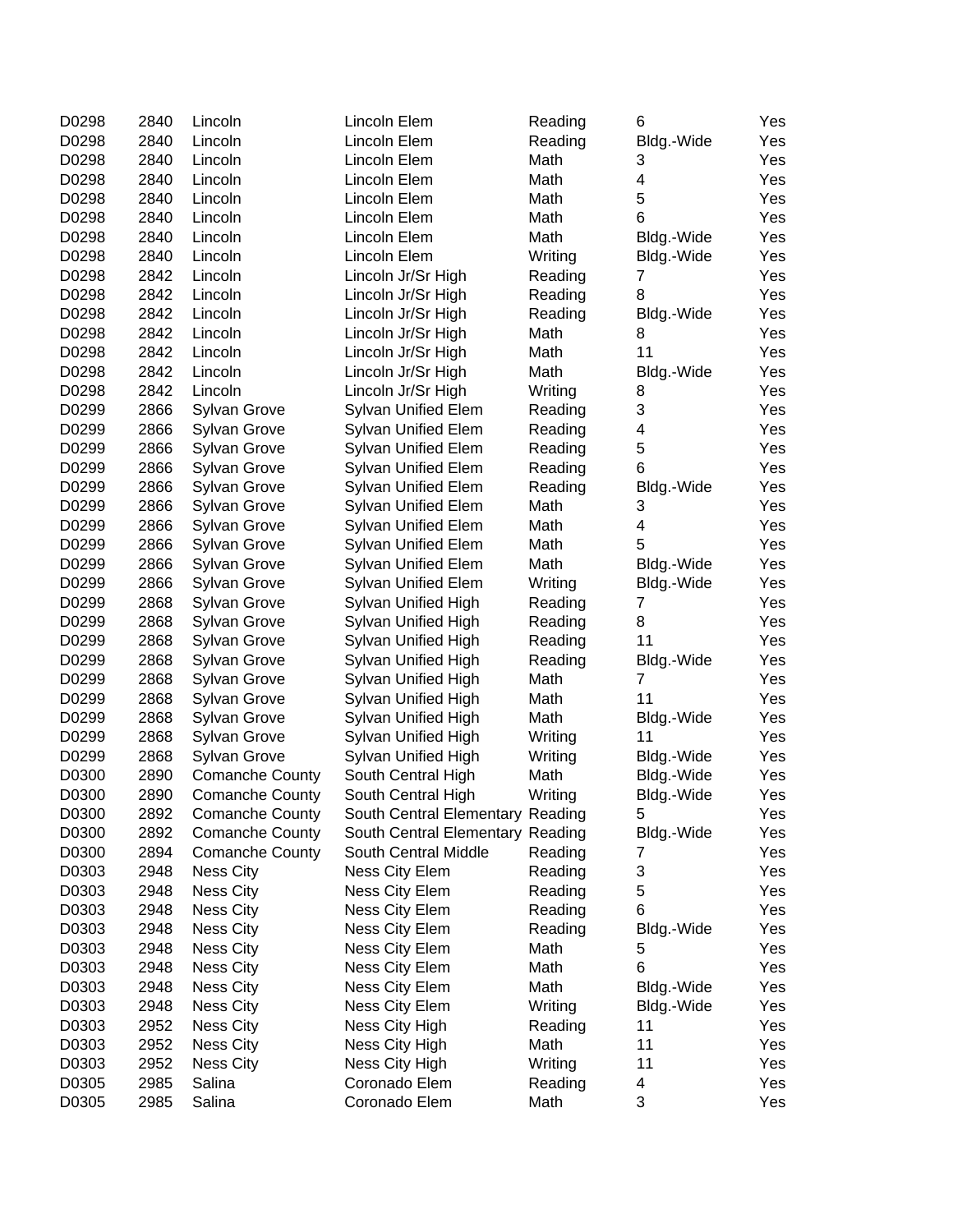| | | | | | | |
|---|---|---|---|---|---|---|
| D0298 | 2840 | Lincoln | Lincoln Elem | Reading | 6 | Yes |
| D0298 | 2840 | Lincoln | Lincoln Elem | Reading | Bldg.-Wide | Yes |
| D0298 | 2840 | Lincoln | Lincoln Elem | Math | 3 | Yes |
| D0298 | 2840 | Lincoln | Lincoln Elem | Math | 4 | Yes |
| D0298 | 2840 | Lincoln | Lincoln Elem | Math | 5 | Yes |
| D0298 | 2840 | Lincoln | Lincoln Elem | Math | 6 | Yes |
| D0298 | 2840 | Lincoln | Lincoln Elem | Math | Bldg.-Wide | Yes |
| D0298 | 2840 | Lincoln | Lincoln Elem | Writing | Bldg.-Wide | Yes |
| D0298 | 2842 | Lincoln | Lincoln Jr/Sr High | Reading | 7 | Yes |
| D0298 | 2842 | Lincoln | Lincoln Jr/Sr High | Reading | 8 | Yes |
| D0298 | 2842 | Lincoln | Lincoln Jr/Sr High | Reading | Bldg.-Wide | Yes |
| D0298 | 2842 | Lincoln | Lincoln Jr/Sr High | Math | 8 | Yes |
| D0298 | 2842 | Lincoln | Lincoln Jr/Sr High | Math | 11 | Yes |
| D0298 | 2842 | Lincoln | Lincoln Jr/Sr High | Math | Bldg.-Wide | Yes |
| D0298 | 2842 | Lincoln | Lincoln Jr/Sr High | Writing | 8 | Yes |
| D0299 | 2866 | Sylvan Grove | Sylvan Unified Elem | Reading | 3 | Yes |
| D0299 | 2866 | Sylvan Grove | Sylvan Unified Elem | Reading | 4 | Yes |
| D0299 | 2866 | Sylvan Grove | Sylvan Unified Elem | Reading | 5 | Yes |
| D0299 | 2866 | Sylvan Grove | Sylvan Unified Elem | Reading | 6 | Yes |
| D0299 | 2866 | Sylvan Grove | Sylvan Unified Elem | Reading | Bldg.-Wide | Yes |
| D0299 | 2866 | Sylvan Grove | Sylvan Unified Elem | Math | 3 | Yes |
| D0299 | 2866 | Sylvan Grove | Sylvan Unified Elem | Math | 4 | Yes |
| D0299 | 2866 | Sylvan Grove | Sylvan Unified Elem | Math | 5 | Yes |
| D0299 | 2866 | Sylvan Grove | Sylvan Unified Elem | Math | Bldg.-Wide | Yes |
| D0299 | 2866 | Sylvan Grove | Sylvan Unified Elem | Writing | Bldg.-Wide | Yes |
| D0299 | 2868 | Sylvan Grove | Sylvan Unified High | Reading | 7 | Yes |
| D0299 | 2868 | Sylvan Grove | Sylvan Unified High | Reading | 8 | Yes |
| D0299 | 2868 | Sylvan Grove | Sylvan Unified High | Reading | 11 | Yes |
| D0299 | 2868 | Sylvan Grove | Sylvan Unified High | Reading | Bldg.-Wide | Yes |
| D0299 | 2868 | Sylvan Grove | Sylvan Unified High | Math | 7 | Yes |
| D0299 | 2868 | Sylvan Grove | Sylvan Unified High | Math | 11 | Yes |
| D0299 | 2868 | Sylvan Grove | Sylvan Unified High | Math | Bldg.-Wide | Yes |
| D0299 | 2868 | Sylvan Grove | Sylvan Unified High | Writing | 11 | Yes |
| D0299 | 2868 | Sylvan Grove | Sylvan Unified High | Writing | Bldg.-Wide | Yes |
| D0300 | 2890 | Comanche County | South Central High | Math | Bldg.-Wide | Yes |
| D0300 | 2890 | Comanche County | South Central High | Writing | Bldg.-Wide | Yes |
| D0300 | 2892 | Comanche County | South Central Elementary | Reading | 5 | Yes |
| D0300 | 2892 | Comanche County | South Central Elementary | Reading | Bldg.-Wide | Yes |
| D0300 | 2894 | Comanche County | South Central Middle | Reading | 7 | Yes |
| D0303 | 2948 | Ness City | Ness City Elem | Reading | 3 | Yes |
| D0303 | 2948 | Ness City | Ness City Elem | Reading | 5 | Yes |
| D0303 | 2948 | Ness City | Ness City Elem | Reading | 6 | Yes |
| D0303 | 2948 | Ness City | Ness City Elem | Reading | Bldg.-Wide | Yes |
| D0303 | 2948 | Ness City | Ness City Elem | Math | 5 | Yes |
| D0303 | 2948 | Ness City | Ness City Elem | Math | 6 | Yes |
| D0303 | 2948 | Ness City | Ness City Elem | Math | Bldg.-Wide | Yes |
| D0303 | 2948 | Ness City | Ness City Elem | Writing | Bldg.-Wide | Yes |
| D0303 | 2952 | Ness City | Ness City High | Reading | 11 | Yes |
| D0303 | 2952 | Ness City | Ness City High | Math | 11 | Yes |
| D0303 | 2952 | Ness City | Ness City High | Writing | 11 | Yes |
| D0305 | 2985 | Salina | Coronado Elem | Reading | 4 | Yes |
| D0305 | 2985 | Salina | Coronado Elem | Math | 3 | Yes |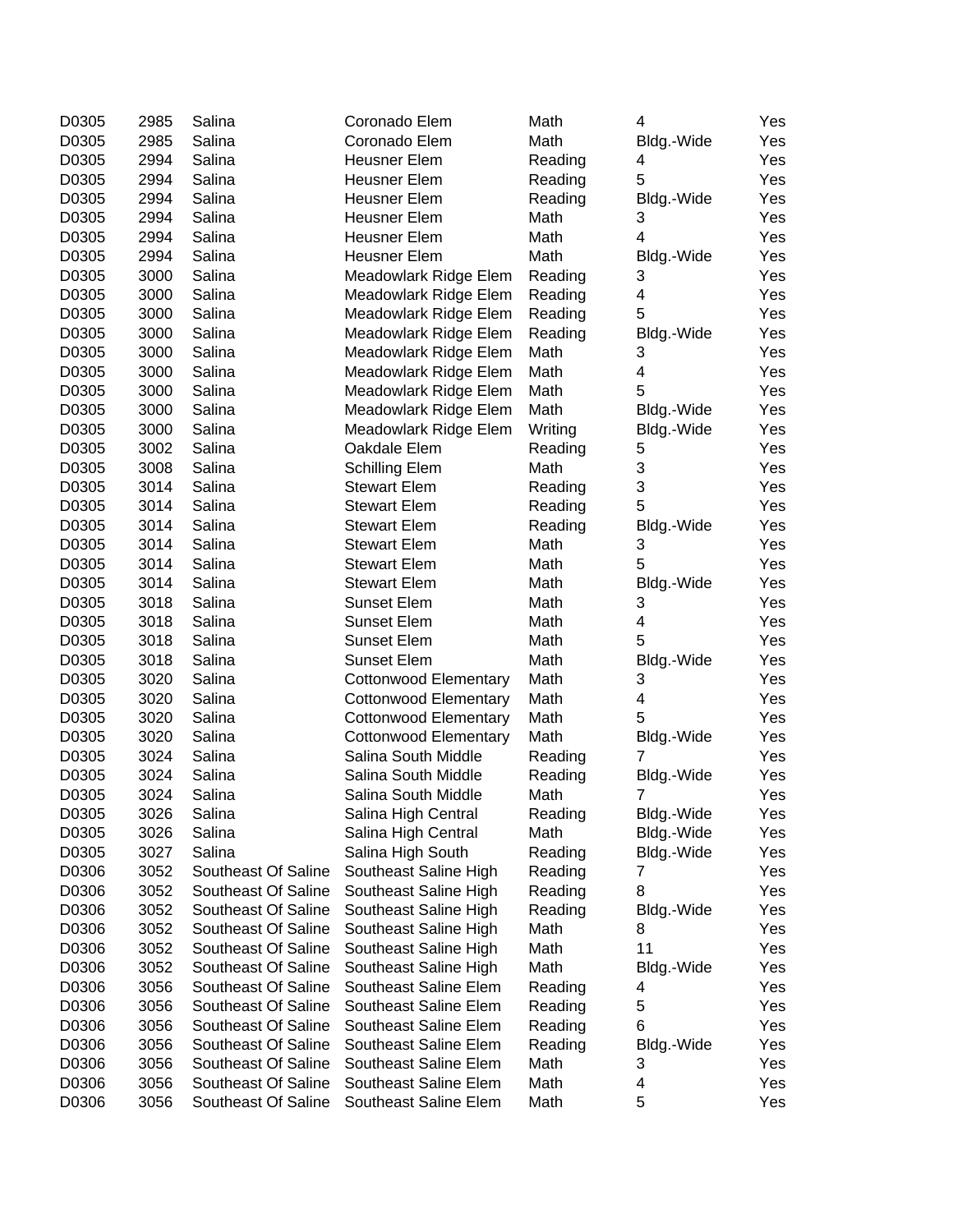| | | | | | | |
|---|---|---|---|---|---|---|
| D0305 | 2985 | Salina | Coronado Elem | Math | 4 | Yes |
| D0305 | 2985 | Salina | Coronado Elem | Math | Bldg.-Wide | Yes |
| D0305 | 2994 | Salina | Heusner Elem | Reading | 4 | Yes |
| D0305 | 2994 | Salina | Heusner Elem | Reading | 5 | Yes |
| D0305 | 2994 | Salina | Heusner Elem | Reading | Bldg.-Wide | Yes |
| D0305 | 2994 | Salina | Heusner Elem | Math | 3 | Yes |
| D0305 | 2994 | Salina | Heusner Elem | Math | 4 | Yes |
| D0305 | 2994 | Salina | Heusner Elem | Math | Bldg.-Wide | Yes |
| D0305 | 3000 | Salina | Meadowlark Ridge Elem | Reading | 3 | Yes |
| D0305 | 3000 | Salina | Meadowlark Ridge Elem | Reading | 4 | Yes |
| D0305 | 3000 | Salina | Meadowlark Ridge Elem | Reading | 5 | Yes |
| D0305 | 3000 | Salina | Meadowlark Ridge Elem | Reading | Bldg.-Wide | Yes |
| D0305 | 3000 | Salina | Meadowlark Ridge Elem | Math | 3 | Yes |
| D0305 | 3000 | Salina | Meadowlark Ridge Elem | Math | 4 | Yes |
| D0305 | 3000 | Salina | Meadowlark Ridge Elem | Math | 5 | Yes |
| D0305 | 3000 | Salina | Meadowlark Ridge Elem | Math | Bldg.-Wide | Yes |
| D0305 | 3000 | Salina | Meadowlark Ridge Elem | Writing | Bldg.-Wide | Yes |
| D0305 | 3002 | Salina | Oakdale Elem | Reading | 5 | Yes |
| D0305 | 3008 | Salina | Schilling Elem | Math | 3 | Yes |
| D0305 | 3014 | Salina | Stewart Elem | Reading | 3 | Yes |
| D0305 | 3014 | Salina | Stewart Elem | Reading | 5 | Yes |
| D0305 | 3014 | Salina | Stewart Elem | Reading | Bldg.-Wide | Yes |
| D0305 | 3014 | Salina | Stewart Elem | Math | 3 | Yes |
| D0305 | 3014 | Salina | Stewart Elem | Math | 5 | Yes |
| D0305 | 3014 | Salina | Stewart Elem | Math | Bldg.-Wide | Yes |
| D0305 | 3018 | Salina | Sunset Elem | Math | 3 | Yes |
| D0305 | 3018 | Salina | Sunset Elem | Math | 4 | Yes |
| D0305 | 3018 | Salina | Sunset Elem | Math | 5 | Yes |
| D0305 | 3018 | Salina | Sunset Elem | Math | Bldg.-Wide | Yes |
| D0305 | 3020 | Salina | Cottonwood Elementary | Math | 3 | Yes |
| D0305 | 3020 | Salina | Cottonwood Elementary | Math | 4 | Yes |
| D0305 | 3020 | Salina | Cottonwood Elementary | Math | 5 | Yes |
| D0305 | 3020 | Salina | Cottonwood Elementary | Math | Bldg.-Wide | Yes |
| D0305 | 3024 | Salina | Salina South Middle | Reading | 7 | Yes |
| D0305 | 3024 | Salina | Salina South Middle | Reading | Bldg.-Wide | Yes |
| D0305 | 3024 | Salina | Salina South Middle | Math | 7 | Yes |
| D0305 | 3026 | Salina | Salina High Central | Reading | Bldg.-Wide | Yes |
| D0305 | 3026 | Salina | Salina High Central | Math | Bldg.-Wide | Yes |
| D0305 | 3027 | Salina | Salina High South | Reading | Bldg.-Wide | Yes |
| D0306 | 3052 | Southeast Of Saline | Southeast Saline High | Reading | 7 | Yes |
| D0306 | 3052 | Southeast Of Saline | Southeast Saline High | Reading | 8 | Yes |
| D0306 | 3052 | Southeast Of Saline | Southeast Saline High | Reading | Bldg.-Wide | Yes |
| D0306 | 3052 | Southeast Of Saline | Southeast Saline High | Math | 8 | Yes |
| D0306 | 3052 | Southeast Of Saline | Southeast Saline High | Math | 11 | Yes |
| D0306 | 3052 | Southeast Of Saline | Southeast Saline High | Math | Bldg.-Wide | Yes |
| D0306 | 3056 | Southeast Of Saline | Southeast Saline Elem | Reading | 4 | Yes |
| D0306 | 3056 | Southeast Of Saline | Southeast Saline Elem | Reading | 5 | Yes |
| D0306 | 3056 | Southeast Of Saline | Southeast Saline Elem | Reading | 6 | Yes |
| D0306 | 3056 | Southeast Of Saline | Southeast Saline Elem | Reading | Bldg.-Wide | Yes |
| D0306 | 3056 | Southeast Of Saline | Southeast Saline Elem | Math | 3 | Yes |
| D0306 | 3056 | Southeast Of Saline | Southeast Saline Elem | Math | 4 | Yes |
| D0306 | 3056 | Southeast Of Saline | Southeast Saline Elem | Math | 5 | Yes |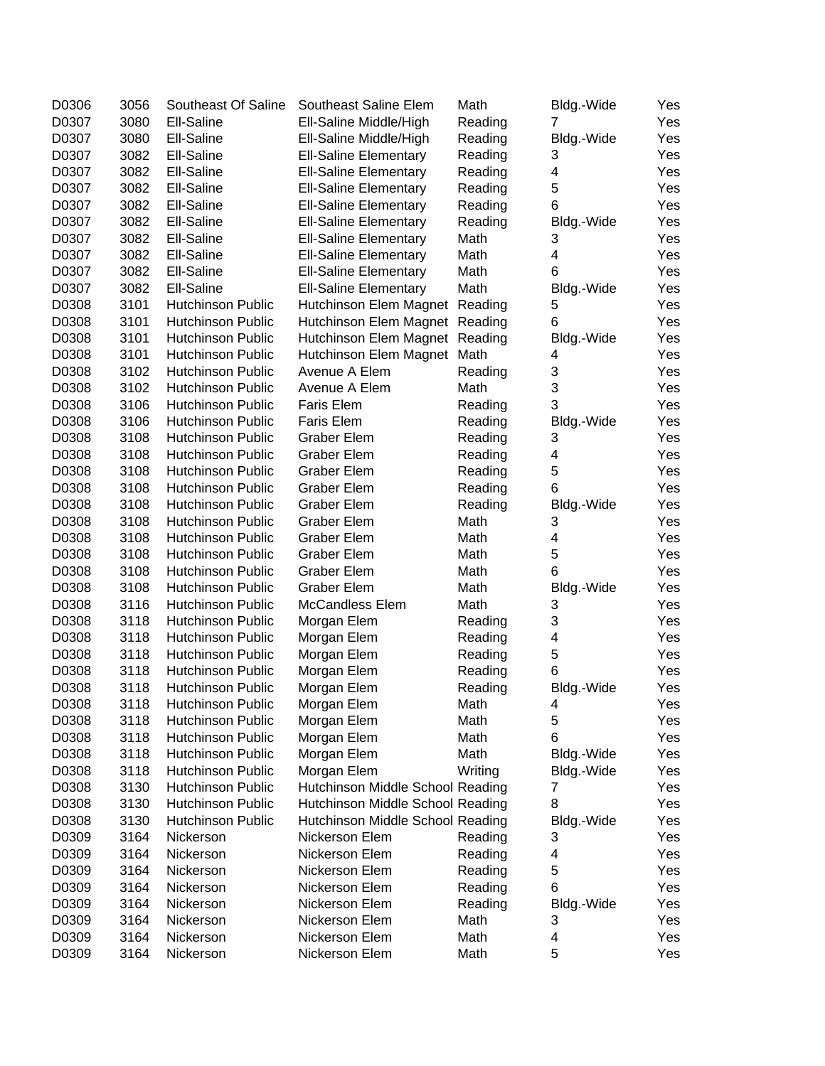| | | | | | | |
|---|---|---|---|---|---|---|
| D0306 | 3056 | Southeast Of Saline | Southeast Saline Elem | Math | Bldg.-Wide | Yes |
| D0307 | 3080 | Ell-Saline | Ell-Saline Middle/High | Reading | 7 | Yes |
| D0307 | 3080 | Ell-Saline | Ell-Saline Middle/High | Reading | Bldg.-Wide | Yes |
| D0307 | 3082 | Ell-Saline | Ell-Saline Elementary | Reading | 3 | Yes |
| D0307 | 3082 | Ell-Saline | Ell-Saline Elementary | Reading | 4 | Yes |
| D0307 | 3082 | Ell-Saline | Ell-Saline Elementary | Reading | 5 | Yes |
| D0307 | 3082 | Ell-Saline | Ell-Saline Elementary | Reading | 6 | Yes |
| D0307 | 3082 | Ell-Saline | Ell-Saline Elementary | Reading | Bldg.-Wide | Yes |
| D0307 | 3082 | Ell-Saline | Ell-Saline Elementary | Math | 3 | Yes |
| D0307 | 3082 | Ell-Saline | Ell-Saline Elementary | Math | 4 | Yes |
| D0307 | 3082 | Ell-Saline | Ell-Saline Elementary | Math | 6 | Yes |
| D0307 | 3082 | Ell-Saline | Ell-Saline Elementary | Math | Bldg.-Wide | Yes |
| D0308 | 3101 | Hutchinson Public | Hutchinson Elem Magnet | Reading | 5 | Yes |
| D0308 | 3101 | Hutchinson Public | Hutchinson Elem Magnet | Reading | 6 | Yes |
| D0308 | 3101 | Hutchinson Public | Hutchinson Elem Magnet | Reading | Bldg.-Wide | Yes |
| D0308 | 3101 | Hutchinson Public | Hutchinson Elem Magnet | Math | 4 | Yes |
| D0308 | 3102 | Hutchinson Public | Avenue A Elem | Reading | 3 | Yes |
| D0308 | 3102 | Hutchinson Public | Avenue A Elem | Math | 3 | Yes |
| D0308 | 3106 | Hutchinson Public | Faris Elem | Reading | 3 | Yes |
| D0308 | 3106 | Hutchinson Public | Faris Elem | Reading | Bldg.-Wide | Yes |
| D0308 | 3108 | Hutchinson Public | Graber Elem | Reading | 3 | Yes |
| D0308 | 3108 | Hutchinson Public | Graber Elem | Reading | 4 | Yes |
| D0308 | 3108 | Hutchinson Public | Graber Elem | Reading | 5 | Yes |
| D0308 | 3108 | Hutchinson Public | Graber Elem | Reading | 6 | Yes |
| D0308 | 3108 | Hutchinson Public | Graber Elem | Reading | Bldg.-Wide | Yes |
| D0308 | 3108 | Hutchinson Public | Graber Elem | Math | 3 | Yes |
| D0308 | 3108 | Hutchinson Public | Graber Elem | Math | 4 | Yes |
| D0308 | 3108 | Hutchinson Public | Graber Elem | Math | 5 | Yes |
| D0308 | 3108 | Hutchinson Public | Graber Elem | Math | 6 | Yes |
| D0308 | 3108 | Hutchinson Public | Graber Elem | Math | Bldg.-Wide | Yes |
| D0308 | 3116 | Hutchinson Public | McCandless Elem | Math | 3 | Yes |
| D0308 | 3118 | Hutchinson Public | Morgan Elem | Reading | 3 | Yes |
| D0308 | 3118 | Hutchinson Public | Morgan Elem | Reading | 4 | Yes |
| D0308 | 3118 | Hutchinson Public | Morgan Elem | Reading | 5 | Yes |
| D0308 | 3118 | Hutchinson Public | Morgan Elem | Reading | 6 | Yes |
| D0308 | 3118 | Hutchinson Public | Morgan Elem | Reading | Bldg.-Wide | Yes |
| D0308 | 3118 | Hutchinson Public | Morgan Elem | Math | 4 | Yes |
| D0308 | 3118 | Hutchinson Public | Morgan Elem | Math | 5 | Yes |
| D0308 | 3118 | Hutchinson Public | Morgan Elem | Math | 6 | Yes |
| D0308 | 3118 | Hutchinson Public | Morgan Elem | Math | Bldg.-Wide | Yes |
| D0308 | 3118 | Hutchinson Public | Morgan Elem | Writing | Bldg.-Wide | Yes |
| D0308 | 3130 | Hutchinson Public | Hutchinson Middle School | Reading | 7 | Yes |
| D0308 | 3130 | Hutchinson Public | Hutchinson Middle School | Reading | 8 | Yes |
| D0308 | 3130 | Hutchinson Public | Hutchinson Middle School | Reading | Bldg.-Wide | Yes |
| D0309 | 3164 | Nickerson | Nickerson Elem | Reading | 3 | Yes |
| D0309 | 3164 | Nickerson | Nickerson Elem | Reading | 4 | Yes |
| D0309 | 3164 | Nickerson | Nickerson Elem | Reading | 5 | Yes |
| D0309 | 3164 | Nickerson | Nickerson Elem | Reading | 6 | Yes |
| D0309 | 3164 | Nickerson | Nickerson Elem | Reading | Bldg.-Wide | Yes |
| D0309 | 3164 | Nickerson | Nickerson Elem | Math | 3 | Yes |
| D0309 | 3164 | Nickerson | Nickerson Elem | Math | 4 | Yes |
| D0309 | 3164 | Nickerson | Nickerson Elem | Math | 5 | Yes |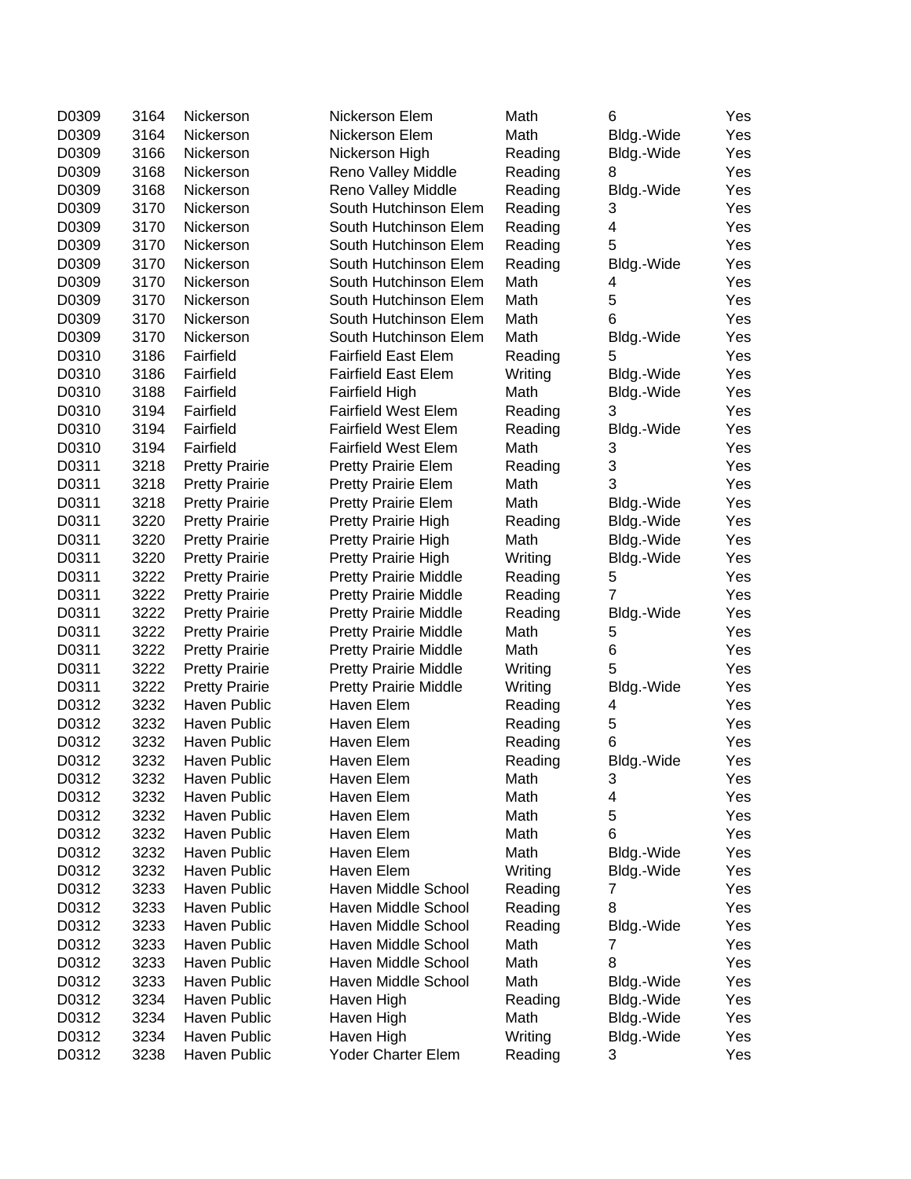| | | | | | | |
|---|---|---|---|---|---|---|
| D0309 | 3164 | Nickerson | Nickerson Elem | Math | 6 | Yes |
| D0309 | 3164 | Nickerson | Nickerson Elem | Math | Bldg.-Wide | Yes |
| D0309 | 3166 | Nickerson | Nickerson High | Reading | Bldg.-Wide | Yes |
| D0309 | 3168 | Nickerson | Reno Valley Middle | Reading | 8 | Yes |
| D0309 | 3168 | Nickerson | Reno Valley Middle | Reading | Bldg.-Wide | Yes |
| D0309 | 3170 | Nickerson | South Hutchinson Elem | Reading | 3 | Yes |
| D0309 | 3170 | Nickerson | South Hutchinson Elem | Reading | 4 | Yes |
| D0309 | 3170 | Nickerson | South Hutchinson Elem | Reading | 5 | Yes |
| D0309 | 3170 | Nickerson | South Hutchinson Elem | Reading | Bldg.-Wide | Yes |
| D0309 | 3170 | Nickerson | South Hutchinson Elem | Math | 4 | Yes |
| D0309 | 3170 | Nickerson | South Hutchinson Elem | Math | 5 | Yes |
| D0309 | 3170 | Nickerson | South Hutchinson Elem | Math | 6 | Yes |
| D0309 | 3170 | Nickerson | South Hutchinson Elem | Math | Bldg.-Wide | Yes |
| D0310 | 3186 | Fairfield | Fairfield East Elem | Reading | 5 | Yes |
| D0310 | 3186 | Fairfield | Fairfield East Elem | Writing | Bldg.-Wide | Yes |
| D0310 | 3188 | Fairfield | Fairfield High | Math | Bldg.-Wide | Yes |
| D0310 | 3194 | Fairfield | Fairfield West Elem | Reading | 3 | Yes |
| D0310 | 3194 | Fairfield | Fairfield West Elem | Reading | Bldg.-Wide | Yes |
| D0310 | 3194 | Fairfield | Fairfield West Elem | Math | 3 | Yes |
| D0311 | 3218 | Pretty Prairie | Pretty Prairie Elem | Reading | 3 | Yes |
| D0311 | 3218 | Pretty Prairie | Pretty Prairie Elem | Math | 3 | Yes |
| D0311 | 3218 | Pretty Prairie | Pretty Prairie Elem | Math | Bldg.-Wide | Yes |
| D0311 | 3220 | Pretty Prairie | Pretty Prairie High | Reading | Bldg.-Wide | Yes |
| D0311 | 3220 | Pretty Prairie | Pretty Prairie High | Math | Bldg.-Wide | Yes |
| D0311 | 3220 | Pretty Prairie | Pretty Prairie High | Writing | Bldg.-Wide | Yes |
| D0311 | 3222 | Pretty Prairie | Pretty Prairie Middle | Reading | 5 | Yes |
| D0311 | 3222 | Pretty Prairie | Pretty Prairie Middle | Reading | 7 | Yes |
| D0311 | 3222 | Pretty Prairie | Pretty Prairie Middle | Reading | Bldg.-Wide | Yes |
| D0311 | 3222 | Pretty Prairie | Pretty Prairie Middle | Math | 5 | Yes |
| D0311 | 3222 | Pretty Prairie | Pretty Prairie Middle | Math | 6 | Yes |
| D0311 | 3222 | Pretty Prairie | Pretty Prairie Middle | Writing | 5 | Yes |
| D0311 | 3222 | Pretty Prairie | Pretty Prairie Middle | Writing | Bldg.-Wide | Yes |
| D0312 | 3232 | Haven Public | Haven Elem | Reading | 4 | Yes |
| D0312 | 3232 | Haven Public | Haven Elem | Reading | 5 | Yes |
| D0312 | 3232 | Haven Public | Haven Elem | Reading | 6 | Yes |
| D0312 | 3232 | Haven Public | Haven Elem | Reading | Bldg.-Wide | Yes |
| D0312 | 3232 | Haven Public | Haven Elem | Math | 3 | Yes |
| D0312 | 3232 | Haven Public | Haven Elem | Math | 4 | Yes |
| D0312 | 3232 | Haven Public | Haven Elem | Math | 5 | Yes |
| D0312 | 3232 | Haven Public | Haven Elem | Math | 6 | Yes |
| D0312 | 3232 | Haven Public | Haven Elem | Math | Bldg.-Wide | Yes |
| D0312 | 3232 | Haven Public | Haven Elem | Writing | Bldg.-Wide | Yes |
| D0312 | 3233 | Haven Public | Haven Middle School | Reading | 7 | Yes |
| D0312 | 3233 | Haven Public | Haven Middle School | Reading | 8 | Yes |
| D0312 | 3233 | Haven Public | Haven Middle School | Reading | Bldg.-Wide | Yes |
| D0312 | 3233 | Haven Public | Haven Middle School | Math | 7 | Yes |
| D0312 | 3233 | Haven Public | Haven Middle School | Math | 8 | Yes |
| D0312 | 3233 | Haven Public | Haven Middle School | Math | Bldg.-Wide | Yes |
| D0312 | 3234 | Haven Public | Haven High | Reading | Bldg.-Wide | Yes |
| D0312 | 3234 | Haven Public | Haven High | Math | Bldg.-Wide | Yes |
| D0312 | 3234 | Haven Public | Haven High | Writing | Bldg.-Wide | Yes |
| D0312 | 3238 | Haven Public | Yoder Charter Elem | Reading | 3 | Yes |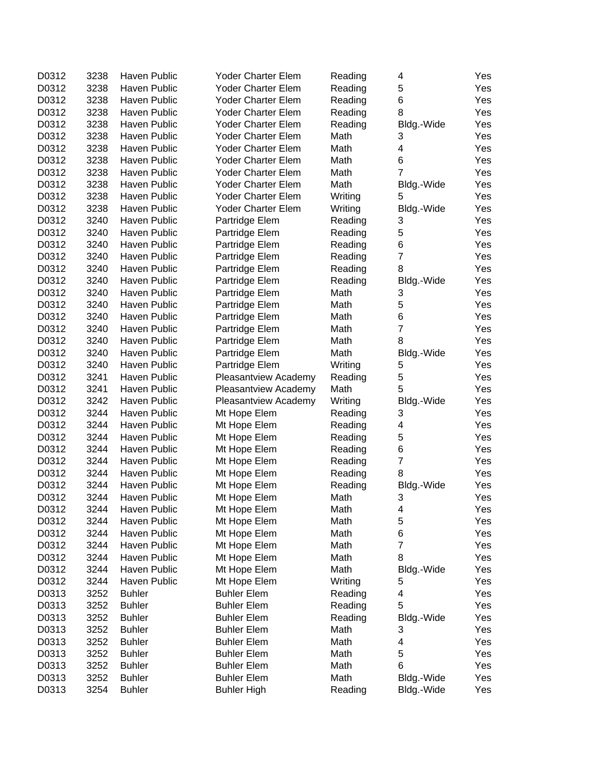| | | | | | | |
|---|---|---|---|---|---|---|
| D0312 | 3238 | Haven Public | Yoder Charter Elem | Reading | 4 | Yes |
| D0312 | 3238 | Haven Public | Yoder Charter Elem | Reading | 5 | Yes |
| D0312 | 3238 | Haven Public | Yoder Charter Elem | Reading | 6 | Yes |
| D0312 | 3238 | Haven Public | Yoder Charter Elem | Reading | 8 | Yes |
| D0312 | 3238 | Haven Public | Yoder Charter Elem | Reading | Bldg.-Wide | Yes |
| D0312 | 3238 | Haven Public | Yoder Charter Elem | Math | 3 | Yes |
| D0312 | 3238 | Haven Public | Yoder Charter Elem | Math | 4 | Yes |
| D0312 | 3238 | Haven Public | Yoder Charter Elem | Math | 6 | Yes |
| D0312 | 3238 | Haven Public | Yoder Charter Elem | Math | 7 | Yes |
| D0312 | 3238 | Haven Public | Yoder Charter Elem | Math | Bldg.-Wide | Yes |
| D0312 | 3238 | Haven Public | Yoder Charter Elem | Writing | 5 | Yes |
| D0312 | 3238 | Haven Public | Yoder Charter Elem | Writing | Bldg.-Wide | Yes |
| D0312 | 3240 | Haven Public | Partridge Elem | Reading | 3 | Yes |
| D0312 | 3240 | Haven Public | Partridge Elem | Reading | 5 | Yes |
| D0312 | 3240 | Haven Public | Partridge Elem | Reading | 6 | Yes |
| D0312 | 3240 | Haven Public | Partridge Elem | Reading | 7 | Yes |
| D0312 | 3240 | Haven Public | Partridge Elem | Reading | 8 | Yes |
| D0312 | 3240 | Haven Public | Partridge Elem | Reading | Bldg.-Wide | Yes |
| D0312 | 3240 | Haven Public | Partridge Elem | Math | 3 | Yes |
| D0312 | 3240 | Haven Public | Partridge Elem | Math | 5 | Yes |
| D0312 | 3240 | Haven Public | Partridge Elem | Math | 6 | Yes |
| D0312 | 3240 | Haven Public | Partridge Elem | Math | 7 | Yes |
| D0312 | 3240 | Haven Public | Partridge Elem | Math | 8 | Yes |
| D0312 | 3240 | Haven Public | Partridge Elem | Math | Bldg.-Wide | Yes |
| D0312 | 3240 | Haven Public | Partridge Elem | Writing | 5 | Yes |
| D0312 | 3241 | Haven Public | Pleasantview Academy | Reading | 5 | Yes |
| D0312 | 3241 | Haven Public | Pleasantview Academy | Math | 5 | Yes |
| D0312 | 3242 | Haven Public | Pleasantview Academy | Writing | Bldg.-Wide | Yes |
| D0312 | 3244 | Haven Public | Mt Hope Elem | Reading | 3 | Yes |
| D0312 | 3244 | Haven Public | Mt Hope Elem | Reading | 4 | Yes |
| D0312 | 3244 | Haven Public | Mt Hope Elem | Reading | 5 | Yes |
| D0312 | 3244 | Haven Public | Mt Hope Elem | Reading | 6 | Yes |
| D0312 | 3244 | Haven Public | Mt Hope Elem | Reading | 7 | Yes |
| D0312 | 3244 | Haven Public | Mt Hope Elem | Reading | 8 | Yes |
| D0312 | 3244 | Haven Public | Mt Hope Elem | Reading | Bldg.-Wide | Yes |
| D0312 | 3244 | Haven Public | Mt Hope Elem | Math | 3 | Yes |
| D0312 | 3244 | Haven Public | Mt Hope Elem | Math | 4 | Yes |
| D0312 | 3244 | Haven Public | Mt Hope Elem | Math | 5 | Yes |
| D0312 | 3244 | Haven Public | Mt Hope Elem | Math | 6 | Yes |
| D0312 | 3244 | Haven Public | Mt Hope Elem | Math | 7 | Yes |
| D0312 | 3244 | Haven Public | Mt Hope Elem | Math | 8 | Yes |
| D0312 | 3244 | Haven Public | Mt Hope Elem | Math | Bldg.-Wide | Yes |
| D0312 | 3244 | Haven Public | Mt Hope Elem | Writing | 5 | Yes |
| D0313 | 3252 | Buhler | Buhler Elem | Reading | 4 | Yes |
| D0313 | 3252 | Buhler | Buhler Elem | Reading | 5 | Yes |
| D0313 | 3252 | Buhler | Buhler Elem | Reading | Bldg.-Wide | Yes |
| D0313 | 3252 | Buhler | Buhler Elem | Math | 3 | Yes |
| D0313 | 3252 | Buhler | Buhler Elem | Math | 4 | Yes |
| D0313 | 3252 | Buhler | Buhler Elem | Math | 5 | Yes |
| D0313 | 3252 | Buhler | Buhler Elem | Math | 6 | Yes |
| D0313 | 3252 | Buhler | Buhler Elem | Math | Bldg.-Wide | Yes |
| D0313 | 3254 | Buhler | Buhler High | Reading | Bldg.-Wide | Yes |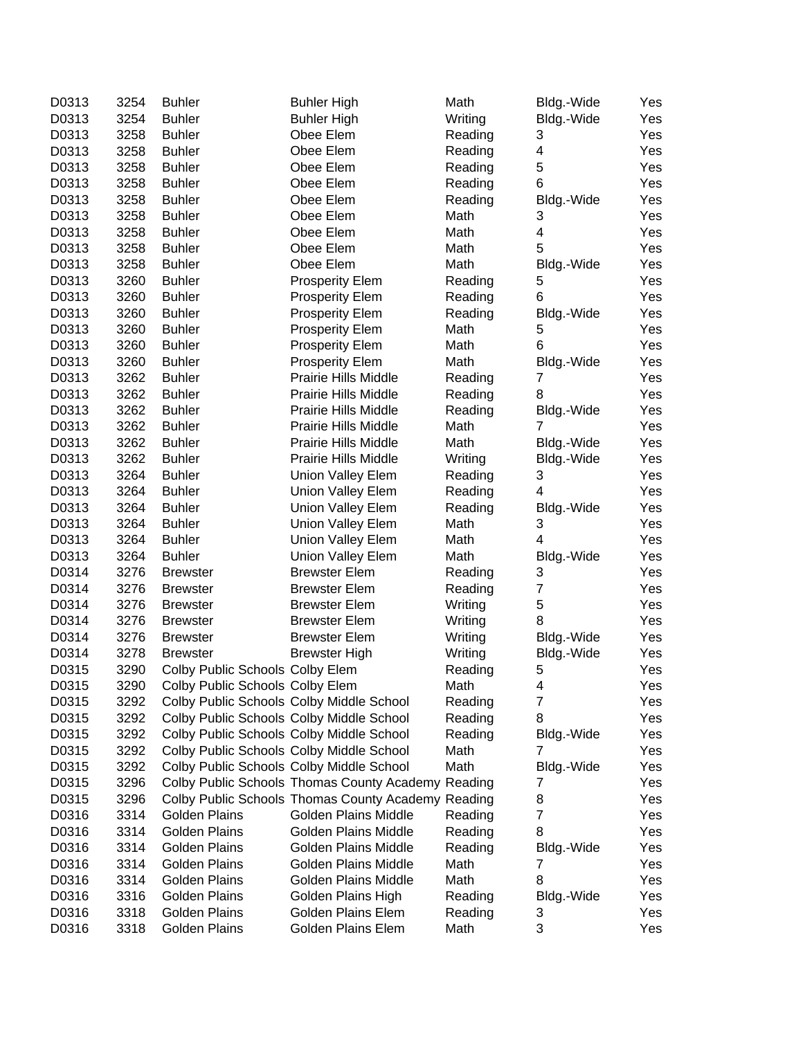| | | | | | | |
|---|---|---|---|---|---|---|
| D0313 | 3254 | Buhler | Buhler High | Math | Bldg.-Wide | Yes |
| D0313 | 3254 | Buhler | Buhler High | Writing | Bldg.-Wide | Yes |
| D0313 | 3258 | Buhler | Obee Elem | Reading | 3 | Yes |
| D0313 | 3258 | Buhler | Obee Elem | Reading | 4 | Yes |
| D0313 | 3258 | Buhler | Obee Elem | Reading | 5 | Yes |
| D0313 | 3258 | Buhler | Obee Elem | Reading | 6 | Yes |
| D0313 | 3258 | Buhler | Obee Elem | Reading | Bldg.-Wide | Yes |
| D0313 | 3258 | Buhler | Obee Elem | Math | 3 | Yes |
| D0313 | 3258 | Buhler | Obee Elem | Math | 4 | Yes |
| D0313 | 3258 | Buhler | Obee Elem | Math | 5 | Yes |
| D0313 | 3258 | Buhler | Obee Elem | Math | Bldg.-Wide | Yes |
| D0313 | 3260 | Buhler | Prosperity Elem | Reading | 5 | Yes |
| D0313 | 3260 | Buhler | Prosperity Elem | Reading | 6 | Yes |
| D0313 | 3260 | Buhler | Prosperity Elem | Reading | Bldg.-Wide | Yes |
| D0313 | 3260 | Buhler | Prosperity Elem | Math | 5 | Yes |
| D0313 | 3260 | Buhler | Prosperity Elem | Math | 6 | Yes |
| D0313 | 3260 | Buhler | Prosperity Elem | Math | Bldg.-Wide | Yes |
| D0313 | 3262 | Buhler | Prairie Hills Middle | Reading | 7 | Yes |
| D0313 | 3262 | Buhler | Prairie Hills Middle | Reading | 8 | Yes |
| D0313 | 3262 | Buhler | Prairie Hills Middle | Reading | Bldg.-Wide | Yes |
| D0313 | 3262 | Buhler | Prairie Hills Middle | Math | 7 | Yes |
| D0313 | 3262 | Buhler | Prairie Hills Middle | Math | Bldg.-Wide | Yes |
| D0313 | 3262 | Buhler | Prairie Hills Middle | Writing | Bldg.-Wide | Yes |
| D0313 | 3264 | Buhler | Union Valley Elem | Reading | 3 | Yes |
| D0313 | 3264 | Buhler | Union Valley Elem | Reading | 4 | Yes |
| D0313 | 3264 | Buhler | Union Valley Elem | Reading | Bldg.-Wide | Yes |
| D0313 | 3264 | Buhler | Union Valley Elem | Math | 3 | Yes |
| D0313 | 3264 | Buhler | Union Valley Elem | Math | 4 | Yes |
| D0313 | 3264 | Buhler | Union Valley Elem | Math | Bldg.-Wide | Yes |
| D0314 | 3276 | Brewster | Brewster Elem | Reading | 3 | Yes |
| D0314 | 3276 | Brewster | Brewster Elem | Reading | 7 | Yes |
| D0314 | 3276 | Brewster | Brewster Elem | Writing | 5 | Yes |
| D0314 | 3276 | Brewster | Brewster Elem | Writing | 8 | Yes |
| D0314 | 3276 | Brewster | Brewster Elem | Writing | Bldg.-Wide | Yes |
| D0314 | 3278 | Brewster | Brewster High | Writing | Bldg.-Wide | Yes |
| D0315 | 3290 | Colby Public Schools | Colby Elem | Reading | 5 | Yes |
| D0315 | 3290 | Colby Public Schools | Colby Elem | Math | 4 | Yes |
| D0315 | 3292 | Colby Public Schools | Colby Middle School | Reading | 7 | Yes |
| D0315 | 3292 | Colby Public Schools | Colby Middle School | Reading | 8 | Yes |
| D0315 | 3292 | Colby Public Schools | Colby Middle School | Reading | Bldg.-Wide | Yes |
| D0315 | 3292 | Colby Public Schools | Colby Middle School | Math | 7 | Yes |
| D0315 | 3292 | Colby Public Schools | Colby Middle School | Math | Bldg.-Wide | Yes |
| D0315 | 3296 | Colby Public Schools | Thomas County Academy | Reading | 7 | Yes |
| D0315 | 3296 | Colby Public Schools | Thomas County Academy | Reading | 8 | Yes |
| D0316 | 3314 | Golden Plains | Golden Plains Middle | Reading | 7 | Yes |
| D0316 | 3314 | Golden Plains | Golden Plains Middle | Reading | 8 | Yes |
| D0316 | 3314 | Golden Plains | Golden Plains Middle | Reading | Bldg.-Wide | Yes |
| D0316 | 3314 | Golden Plains | Golden Plains Middle | Math | 7 | Yes |
| D0316 | 3314 | Golden Plains | Golden Plains Middle | Math | 8 | Yes |
| D0316 | 3316 | Golden Plains | Golden Plains High | Reading | Bldg.-Wide | Yes |
| D0316 | 3318 | Golden Plains | Golden Plains Elem | Reading | 3 | Yes |
| D0316 | 3318 | Golden Plains | Golden Plains Elem | Math | 3 | Yes |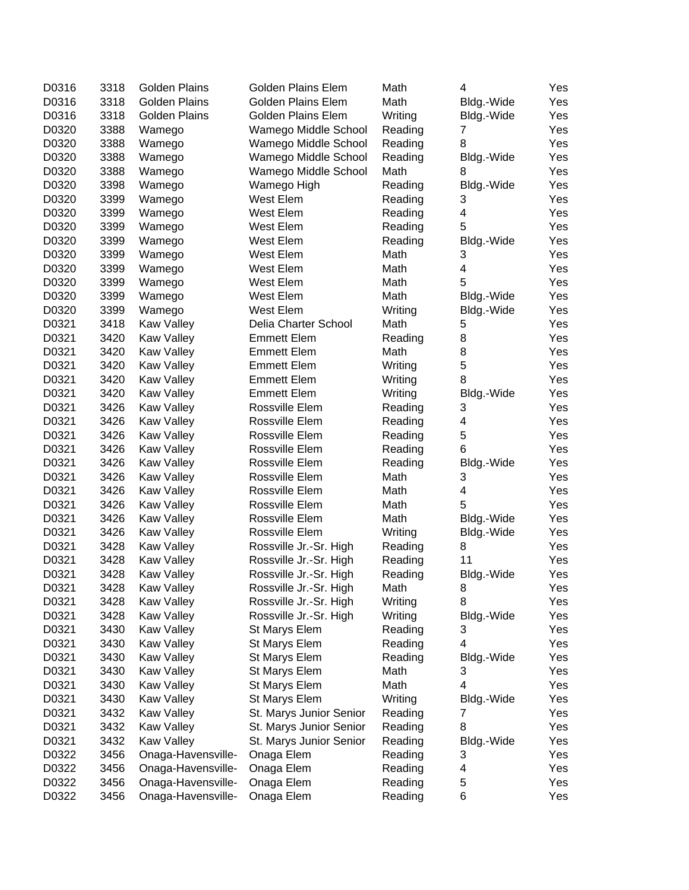| | | | | | | |
|---|---|---|---|---|---|---|
| D0316 | 3318 | Golden Plains | Golden Plains Elem | Math | 4 | Yes |
| D0316 | 3318 | Golden Plains | Golden Plains Elem | Math | Bldg.-Wide | Yes |
| D0316 | 3318 | Golden Plains | Golden Plains Elem | Writing | Bldg.-Wide | Yes |
| D0320 | 3388 | Wamego | Wamego Middle School | Reading | 7 | Yes |
| D0320 | 3388 | Wamego | Wamego Middle School | Reading | 8 | Yes |
| D0320 | 3388 | Wamego | Wamego Middle School | Reading | Bldg.-Wide | Yes |
| D0320 | 3388 | Wamego | Wamego Middle School | Math | 8 | Yes |
| D0320 | 3398 | Wamego | Wamego High | Reading | Bldg.-Wide | Yes |
| D0320 | 3399 | Wamego | West Elem | Reading | 3 | Yes |
| D0320 | 3399 | Wamego | West Elem | Reading | 4 | Yes |
| D0320 | 3399 | Wamego | West Elem | Reading | 5 | Yes |
| D0320 | 3399 | Wamego | West Elem | Reading | Bldg.-Wide | Yes |
| D0320 | 3399 | Wamego | West Elem | Math | 3 | Yes |
| D0320 | 3399 | Wamego | West Elem | Math | 4 | Yes |
| D0320 | 3399 | Wamego | West Elem | Math | 5 | Yes |
| D0320 | 3399 | Wamego | West Elem | Math | Bldg.-Wide | Yes |
| D0320 | 3399 | Wamego | West Elem | Writing | Bldg.-Wide | Yes |
| D0321 | 3418 | Kaw Valley | Delia Charter School | Math | 5 | Yes |
| D0321 | 3420 | Kaw Valley | Emmett Elem | Reading | 8 | Yes |
| D0321 | 3420 | Kaw Valley | Emmett Elem | Math | 8 | Yes |
| D0321 | 3420 | Kaw Valley | Emmett Elem | Writing | 5 | Yes |
| D0321 | 3420 | Kaw Valley | Emmett Elem | Writing | 8 | Yes |
| D0321 | 3420 | Kaw Valley | Emmett Elem | Writing | Bldg.-Wide | Yes |
| D0321 | 3426 | Kaw Valley | Rossville Elem | Reading | 3 | Yes |
| D0321 | 3426 | Kaw Valley | Rossville Elem | Reading | 4 | Yes |
| D0321 | 3426 | Kaw Valley | Rossville Elem | Reading | 5 | Yes |
| D0321 | 3426 | Kaw Valley | Rossville Elem | Reading | 6 | Yes |
| D0321 | 3426 | Kaw Valley | Rossville Elem | Reading | Bldg.-Wide | Yes |
| D0321 | 3426 | Kaw Valley | Rossville Elem | Math | 3 | Yes |
| D0321 | 3426 | Kaw Valley | Rossville Elem | Math | 4 | Yes |
| D0321 | 3426 | Kaw Valley | Rossville Elem | Math | 5 | Yes |
| D0321 | 3426 | Kaw Valley | Rossville Elem | Math | Bldg.-Wide | Yes |
| D0321 | 3426 | Kaw Valley | Rossville Elem | Writing | Bldg.-Wide | Yes |
| D0321 | 3428 | Kaw Valley | Rossville Jr.-Sr. High | Reading | 8 | Yes |
| D0321 | 3428 | Kaw Valley | Rossville Jr.-Sr. High | Reading | 11 | Yes |
| D0321 | 3428 | Kaw Valley | Rossville Jr.-Sr. High | Reading | Bldg.-Wide | Yes |
| D0321 | 3428 | Kaw Valley | Rossville Jr.-Sr. High | Math | 8 | Yes |
| D0321 | 3428 | Kaw Valley | Rossville Jr.-Sr. High | Writing | 8 | Yes |
| D0321 | 3428 | Kaw Valley | Rossville Jr.-Sr. High | Writing | Bldg.-Wide | Yes |
| D0321 | 3430 | Kaw Valley | St Marys Elem | Reading | 3 | Yes |
| D0321 | 3430 | Kaw Valley | St Marys Elem | Reading | 4 | Yes |
| D0321 | 3430 | Kaw Valley | St Marys Elem | Reading | Bldg.-Wide | Yes |
| D0321 | 3430 | Kaw Valley | St Marys Elem | Math | 3 | Yes |
| D0321 | 3430 | Kaw Valley | St Marys Elem | Math | 4 | Yes |
| D0321 | 3430 | Kaw Valley | St Marys Elem | Writing | Bldg.-Wide | Yes |
| D0321 | 3432 | Kaw Valley | St. Marys Junior Senior | Reading | 7 | Yes |
| D0321 | 3432 | Kaw Valley | St. Marys Junior Senior | Reading | 8 | Yes |
| D0321 | 3432 | Kaw Valley | St. Marys Junior Senior | Reading | Bldg.-Wide | Yes |
| D0322 | 3456 | Onaga-Havensville- | Onaga Elem | Reading | 3 | Yes |
| D0322 | 3456 | Onaga-Havensville- | Onaga Elem | Reading | 4 | Yes |
| D0322 | 3456 | Onaga-Havensville- | Onaga Elem | Reading | 5 | Yes |
| D0322 | 3456 | Onaga-Havensville- | Onaga Elem | Reading | 6 | Yes |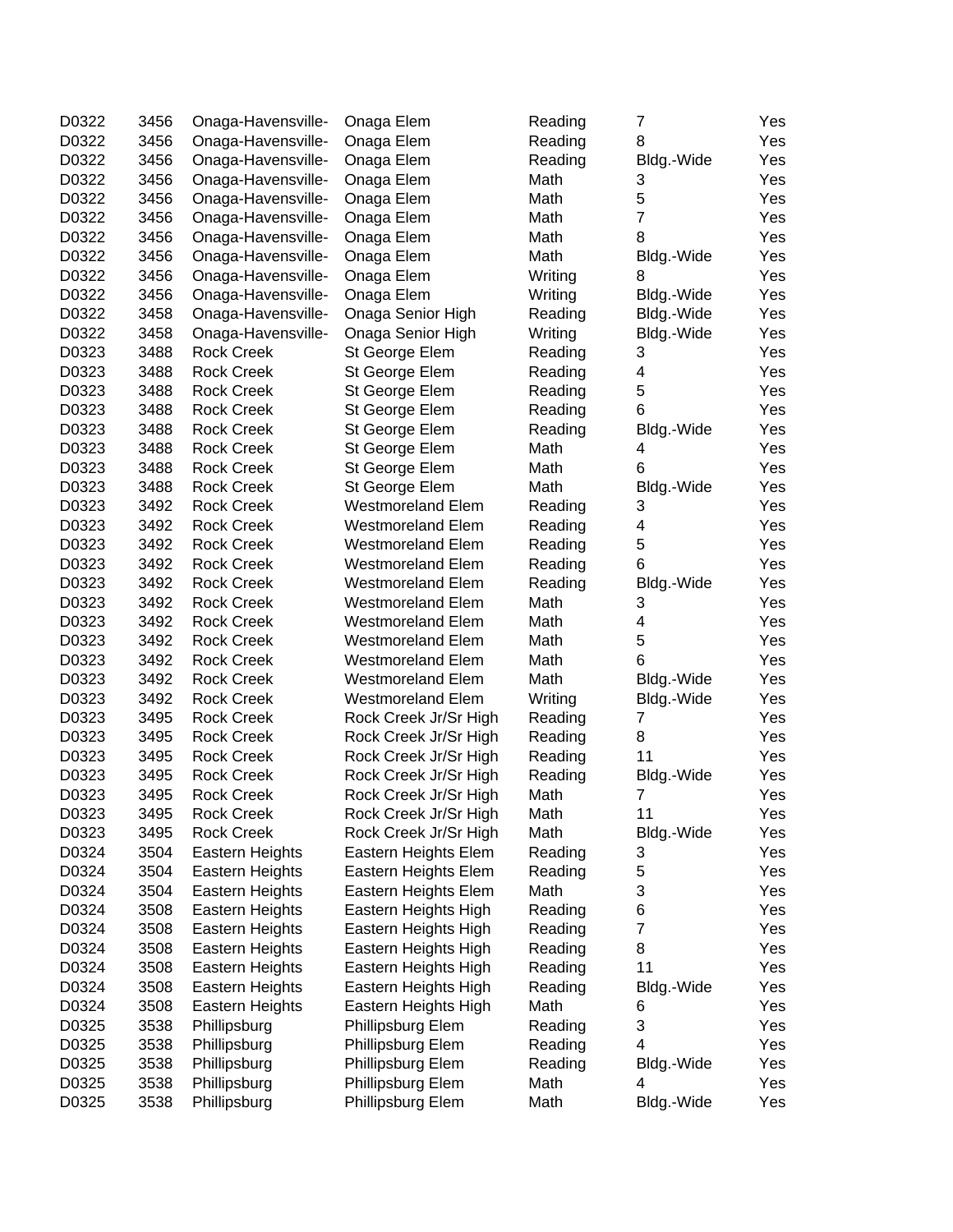| | | | | | | |
|---|---|---|---|---|---|---|
| D0322 | 3456 | Onaga-Havensville- | Onaga Elem | Reading | 7 | Yes |
| D0322 | 3456 | Onaga-Havensville- | Onaga Elem | Reading | 8 | Yes |
| D0322 | 3456 | Onaga-Havensville- | Onaga Elem | Reading | Bldg.-Wide | Yes |
| D0322 | 3456 | Onaga-Havensville- | Onaga Elem | Math | 3 | Yes |
| D0322 | 3456 | Onaga-Havensville- | Onaga Elem | Math | 5 | Yes |
| D0322 | 3456 | Onaga-Havensville- | Onaga Elem | Math | 7 | Yes |
| D0322 | 3456 | Onaga-Havensville- | Onaga Elem | Math | 8 | Yes |
| D0322 | 3456 | Onaga-Havensville- | Onaga Elem | Math | Bldg.-Wide | Yes |
| D0322 | 3456 | Onaga-Havensville- | Onaga Elem | Writing | 8 | Yes |
| D0322 | 3456 | Onaga-Havensville- | Onaga Elem | Writing | Bldg.-Wide | Yes |
| D0322 | 3458 | Onaga-Havensville- | Onaga Senior High | Reading | Bldg.-Wide | Yes |
| D0322 | 3458 | Onaga-Havensville- | Onaga Senior High | Writing | Bldg.-Wide | Yes |
| D0323 | 3488 | Rock Creek | St George Elem | Reading | 3 | Yes |
| D0323 | 3488 | Rock Creek | St George Elem | Reading | 4 | Yes |
| D0323 | 3488 | Rock Creek | St George Elem | Reading | 5 | Yes |
| D0323 | 3488 | Rock Creek | St George Elem | Reading | 6 | Yes |
| D0323 | 3488 | Rock Creek | St George Elem | Reading | Bldg.-Wide | Yes |
| D0323 | 3488 | Rock Creek | St George Elem | Math | 4 | Yes |
| D0323 | 3488 | Rock Creek | St George Elem | Math | 6 | Yes |
| D0323 | 3488 | Rock Creek | St George Elem | Math | Bldg.-Wide | Yes |
| D0323 | 3492 | Rock Creek | Westmoreland Elem | Reading | 3 | Yes |
| D0323 | 3492 | Rock Creek | Westmoreland Elem | Reading | 4 | Yes |
| D0323 | 3492 | Rock Creek | Westmoreland Elem | Reading | 5 | Yes |
| D0323 | 3492 | Rock Creek | Westmoreland Elem | Reading | 6 | Yes |
| D0323 | 3492 | Rock Creek | Westmoreland Elem | Reading | Bldg.-Wide | Yes |
| D0323 | 3492 | Rock Creek | Westmoreland Elem | Math | 3 | Yes |
| D0323 | 3492 | Rock Creek | Westmoreland Elem | Math | 4 | Yes |
| D0323 | 3492 | Rock Creek | Westmoreland Elem | Math | 5 | Yes |
| D0323 | 3492 | Rock Creek | Westmoreland Elem | Math | 6 | Yes |
| D0323 | 3492 | Rock Creek | Westmoreland Elem | Math | Bldg.-Wide | Yes |
| D0323 | 3492 | Rock Creek | Westmoreland Elem | Writing | Bldg.-Wide | Yes |
| D0323 | 3495 | Rock Creek | Rock Creek Jr/Sr High | Reading | 7 | Yes |
| D0323 | 3495 | Rock Creek | Rock Creek Jr/Sr High | Reading | 8 | Yes |
| D0323 | 3495 | Rock Creek | Rock Creek Jr/Sr High | Reading | 11 | Yes |
| D0323 | 3495 | Rock Creek | Rock Creek Jr/Sr High | Reading | Bldg.-Wide | Yes |
| D0323 | 3495 | Rock Creek | Rock Creek Jr/Sr High | Math | 7 | Yes |
| D0323 | 3495 | Rock Creek | Rock Creek Jr/Sr High | Math | 11 | Yes |
| D0323 | 3495 | Rock Creek | Rock Creek Jr/Sr High | Math | Bldg.-Wide | Yes |
| D0324 | 3504 | Eastern Heights | Eastern Heights Elem | Reading | 3 | Yes |
| D0324 | 3504 | Eastern Heights | Eastern Heights Elem | Reading | 5 | Yes |
| D0324 | 3504 | Eastern Heights | Eastern Heights Elem | Math | 3 | Yes |
| D0324 | 3508 | Eastern Heights | Eastern Heights High | Reading | 6 | Yes |
| D0324 | 3508 | Eastern Heights | Eastern Heights High | Reading | 7 | Yes |
| D0324 | 3508 | Eastern Heights | Eastern Heights High | Reading | 8 | Yes |
| D0324 | 3508 | Eastern Heights | Eastern Heights High | Reading | 11 | Yes |
| D0324 | 3508 | Eastern Heights | Eastern Heights High | Reading | Bldg.-Wide | Yes |
| D0324 | 3508 | Eastern Heights | Eastern Heights High | Math | 6 | Yes |
| D0325 | 3538 | Phillipsburg | Phillipsburg Elem | Reading | 3 | Yes |
| D0325 | 3538 | Phillipsburg | Phillipsburg Elem | Reading | 4 | Yes |
| D0325 | 3538 | Phillipsburg | Phillipsburg Elem | Reading | Bldg.-Wide | Yes |
| D0325 | 3538 | Phillipsburg | Phillipsburg Elem | Math | 4 | Yes |
| D0325 | 3538 | Phillipsburg | Phillipsburg Elem | Math | Bldg.-Wide | Yes |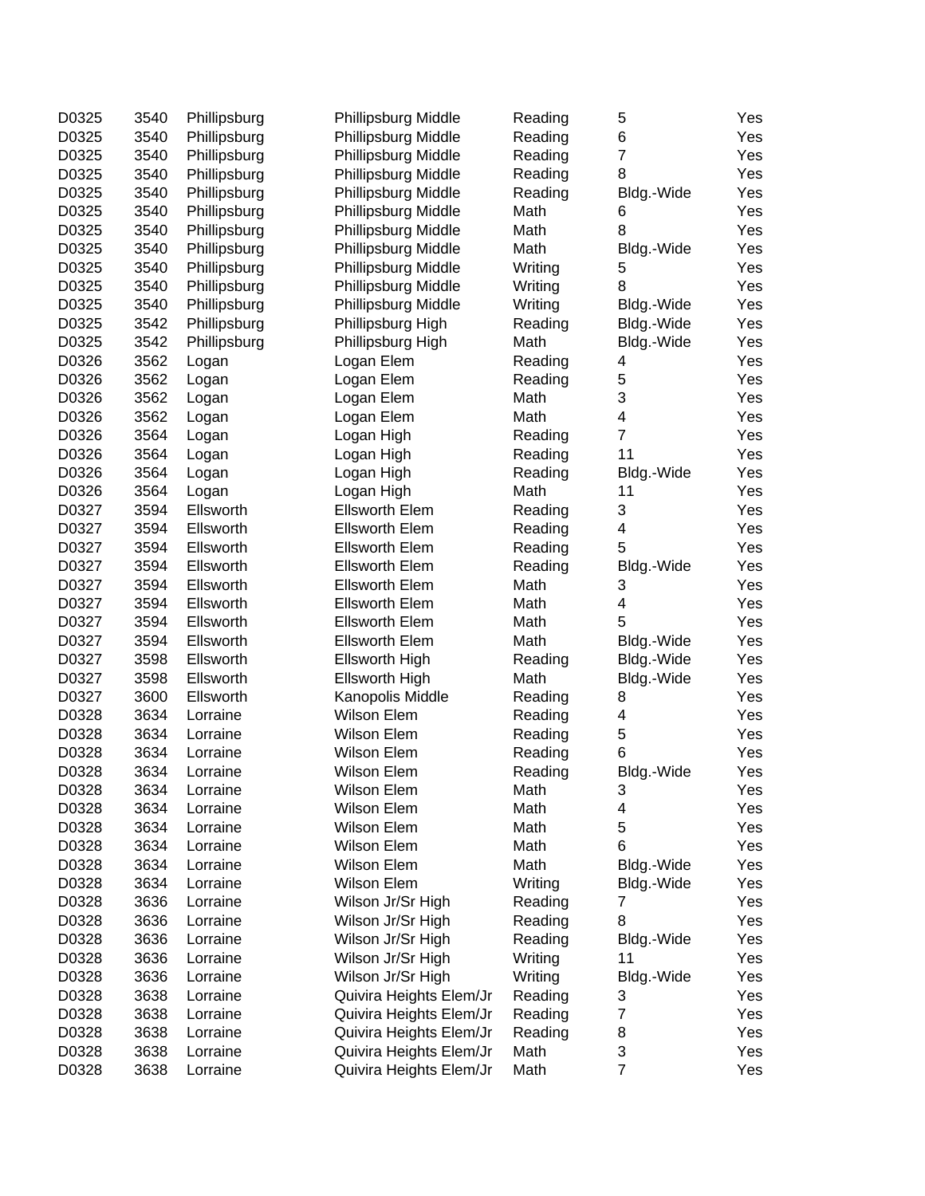| | | | | | | |
|---|---|---|---|---|---|---|
| D0325 | 3540 | Phillipsburg | Phillipsburg Middle | Reading | 5 | Yes |
| D0325 | 3540 | Phillipsburg | Phillipsburg Middle | Reading | 6 | Yes |
| D0325 | 3540 | Phillipsburg | Phillipsburg Middle | Reading | 7 | Yes |
| D0325 | 3540 | Phillipsburg | Phillipsburg Middle | Reading | 8 | Yes |
| D0325 | 3540 | Phillipsburg | Phillipsburg Middle | Reading | Bldg.-Wide | Yes |
| D0325 | 3540 | Phillipsburg | Phillipsburg Middle | Math | 6 | Yes |
| D0325 | 3540 | Phillipsburg | Phillipsburg Middle | Math | 8 | Yes |
| D0325 | 3540 | Phillipsburg | Phillipsburg Middle | Math | Bldg.-Wide | Yes |
| D0325 | 3540 | Phillipsburg | Phillipsburg Middle | Writing | 5 | Yes |
| D0325 | 3540 | Phillipsburg | Phillipsburg Middle | Writing | 8 | Yes |
| D0325 | 3540 | Phillipsburg | Phillipsburg Middle | Writing | Bldg.-Wide | Yes |
| D0325 | 3542 | Phillipsburg | Phillipsburg High | Reading | Bldg.-Wide | Yes |
| D0325 | 3542 | Phillipsburg | Phillipsburg High | Math | Bldg.-Wide | Yes |
| D0326 | 3562 | Logan | Logan Elem | Reading | 4 | Yes |
| D0326 | 3562 | Logan | Logan Elem | Reading | 5 | Yes |
| D0326 | 3562 | Logan | Logan Elem | Math | 3 | Yes |
| D0326 | 3562 | Logan | Logan Elem | Math | 4 | Yes |
| D0326 | 3564 | Logan | Logan High | Reading | 7 | Yes |
| D0326 | 3564 | Logan | Logan High | Reading | 11 | Yes |
| D0326 | 3564 | Logan | Logan High | Reading | Bldg.-Wide | Yes |
| D0326 | 3564 | Logan | Logan High | Math | 11 | Yes |
| D0327 | 3594 | Ellsworth | Ellsworth Elem | Reading | 3 | Yes |
| D0327 | 3594 | Ellsworth | Ellsworth Elem | Reading | 4 | Yes |
| D0327 | 3594 | Ellsworth | Ellsworth Elem | Reading | 5 | Yes |
| D0327 | 3594 | Ellsworth | Ellsworth Elem | Reading | Bldg.-Wide | Yes |
| D0327 | 3594 | Ellsworth | Ellsworth Elem | Math | 3 | Yes |
| D0327 | 3594 | Ellsworth | Ellsworth Elem | Math | 4 | Yes |
| D0327 | 3594 | Ellsworth | Ellsworth Elem | Math | 5 | Yes |
| D0327 | 3594 | Ellsworth | Ellsworth Elem | Math | Bldg.-Wide | Yes |
| D0327 | 3598 | Ellsworth | Ellsworth High | Reading | Bldg.-Wide | Yes |
| D0327 | 3598 | Ellsworth | Ellsworth High | Math | Bldg.-Wide | Yes |
| D0327 | 3600 | Ellsworth | Kanopolis Middle | Reading | 8 | Yes |
| D0328 | 3634 | Lorraine | Wilson Elem | Reading | 4 | Yes |
| D0328 | 3634 | Lorraine | Wilson Elem | Reading | 5 | Yes |
| D0328 | 3634 | Lorraine | Wilson Elem | Reading | 6 | Yes |
| D0328 | 3634 | Lorraine | Wilson Elem | Reading | Bldg.-Wide | Yes |
| D0328 | 3634 | Lorraine | Wilson Elem | Math | 3 | Yes |
| D0328 | 3634 | Lorraine | Wilson Elem | Math | 4 | Yes |
| D0328 | 3634 | Lorraine | Wilson Elem | Math | 5 | Yes |
| D0328 | 3634 | Lorraine | Wilson Elem | Math | 6 | Yes |
| D0328 | 3634 | Lorraine | Wilson Elem | Math | Bldg.-Wide | Yes |
| D0328 | 3634 | Lorraine | Wilson Elem | Writing | Bldg.-Wide | Yes |
| D0328 | 3636 | Lorraine | Wilson Jr/Sr High | Reading | 7 | Yes |
| D0328 | 3636 | Lorraine | Wilson Jr/Sr High | Reading | 8 | Yes |
| D0328 | 3636 | Lorraine | Wilson Jr/Sr High | Reading | Bldg.-Wide | Yes |
| D0328 | 3636 | Lorraine | Wilson Jr/Sr High | Writing | 11 | Yes |
| D0328 | 3636 | Lorraine | Wilson Jr/Sr High | Writing | Bldg.-Wide | Yes |
| D0328 | 3638 | Lorraine | Quivira Heights Elem/Jr | Reading | 3 | Yes |
| D0328 | 3638 | Lorraine | Quivira Heights Elem/Jr | Reading | 7 | Yes |
| D0328 | 3638 | Lorraine | Quivira Heights Elem/Jr | Reading | 8 | Yes |
| D0328 | 3638 | Lorraine | Quivira Heights Elem/Jr | Math | 3 | Yes |
| D0328 | 3638 | Lorraine | Quivira Heights Elem/Jr | Math | 7 | Yes |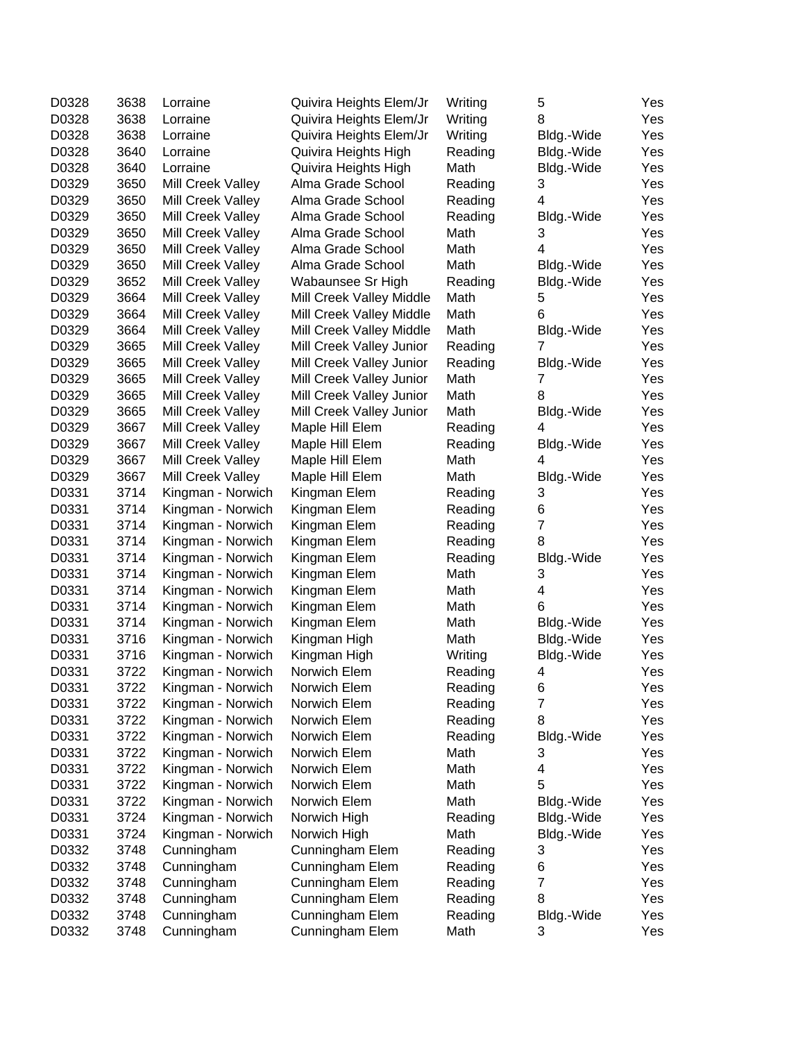| | | | | | | |
|---|---|---|---|---|---|---|
| D0328 | 3638 | Lorraine | Quivira Heights Elem/Jr | Writing | 5 | Yes |
| D0328 | 3638 | Lorraine | Quivira Heights Elem/Jr | Writing | 8 | Yes |
| D0328 | 3638 | Lorraine | Quivira Heights Elem/Jr | Writing | Bldg.-Wide | Yes |
| D0328 | 3640 | Lorraine | Quivira Heights High | Reading | Bldg.-Wide | Yes |
| D0328 | 3640 | Lorraine | Quivira Heights High | Math | Bldg.-Wide | Yes |
| D0329 | 3650 | Mill Creek Valley | Alma Grade School | Reading | 3 | Yes |
| D0329 | 3650 | Mill Creek Valley | Alma Grade School | Reading | 4 | Yes |
| D0329 | 3650 | Mill Creek Valley | Alma Grade School | Reading | Bldg.-Wide | Yes |
| D0329 | 3650 | Mill Creek Valley | Alma Grade School | Math | 3 | Yes |
| D0329 | 3650 | Mill Creek Valley | Alma Grade School | Math | 4 | Yes |
| D0329 | 3650 | Mill Creek Valley | Alma Grade School | Math | Bldg.-Wide | Yes |
| D0329 | 3652 | Mill Creek Valley | Wabaunsee Sr High | Reading | Bldg.-Wide | Yes |
| D0329 | 3664 | Mill Creek Valley | Mill Creek Valley Middle | Math | 5 | Yes |
| D0329 | 3664 | Mill Creek Valley | Mill Creek Valley Middle | Math | 6 | Yes |
| D0329 | 3664 | Mill Creek Valley | Mill Creek Valley Middle | Math | Bldg.-Wide | Yes |
| D0329 | 3665 | Mill Creek Valley | Mill Creek Valley Junior | Reading | 7 | Yes |
| D0329 | 3665 | Mill Creek Valley | Mill Creek Valley Junior | Reading | Bldg.-Wide | Yes |
| D0329 | 3665 | Mill Creek Valley | Mill Creek Valley Junior | Math | 7 | Yes |
| D0329 | 3665 | Mill Creek Valley | Mill Creek Valley Junior | Math | 8 | Yes |
| D0329 | 3665 | Mill Creek Valley | Mill Creek Valley Junior | Math | Bldg.-Wide | Yes |
| D0329 | 3667 | Mill Creek Valley | Maple Hill Elem | Reading | 4 | Yes |
| D0329 | 3667 | Mill Creek Valley | Maple Hill Elem | Reading | Bldg.-Wide | Yes |
| D0329 | 3667 | Mill Creek Valley | Maple Hill Elem | Math | 4 | Yes |
| D0329 | 3667 | Mill Creek Valley | Maple Hill Elem | Math | Bldg.-Wide | Yes |
| D0331 | 3714 | Kingman - Norwich | Kingman Elem | Reading | 3 | Yes |
| D0331 | 3714 | Kingman - Norwich | Kingman Elem | Reading | 6 | Yes |
| D0331 | 3714 | Kingman - Norwich | Kingman Elem | Reading | 7 | Yes |
| D0331 | 3714 | Kingman - Norwich | Kingman Elem | Reading | 8 | Yes |
| D0331 | 3714 | Kingman - Norwich | Kingman Elem | Reading | Bldg.-Wide | Yes |
| D0331 | 3714 | Kingman - Norwich | Kingman Elem | Math | 3 | Yes |
| D0331 | 3714 | Kingman - Norwich | Kingman Elem | Math | 4 | Yes |
| D0331 | 3714 | Kingman - Norwich | Kingman Elem | Math | 6 | Yes |
| D0331 | 3714 | Kingman - Norwich | Kingman Elem | Math | Bldg.-Wide | Yes |
| D0331 | 3716 | Kingman - Norwich | Kingman High | Math | Bldg.-Wide | Yes |
| D0331 | 3716 | Kingman - Norwich | Kingman High | Writing | Bldg.-Wide | Yes |
| D0331 | 3722 | Kingman - Norwich | Norwich Elem | Reading | 4 | Yes |
| D0331 | 3722 | Kingman - Norwich | Norwich Elem | Reading | 6 | Yes |
| D0331 | 3722 | Kingman - Norwich | Norwich Elem | Reading | 7 | Yes |
| D0331 | 3722 | Kingman - Norwich | Norwich Elem | Reading | 8 | Yes |
| D0331 | 3722 | Kingman - Norwich | Norwich Elem | Reading | Bldg.-Wide | Yes |
| D0331 | 3722 | Kingman - Norwich | Norwich Elem | Math | 3 | Yes |
| D0331 | 3722 | Kingman - Norwich | Norwich Elem | Math | 4 | Yes |
| D0331 | 3722 | Kingman - Norwich | Norwich Elem | Math | 5 | Yes |
| D0331 | 3722 | Kingman - Norwich | Norwich Elem | Math | Bldg.-Wide | Yes |
| D0331 | 3724 | Kingman - Norwich | Norwich High | Reading | Bldg.-Wide | Yes |
| D0331 | 3724 | Kingman - Norwich | Norwich High | Math | Bldg.-Wide | Yes |
| D0332 | 3748 | Cunningham | Cunningham Elem | Reading | 3 | Yes |
| D0332 | 3748 | Cunningham | Cunningham Elem | Reading | 6 | Yes |
| D0332 | 3748 | Cunningham | Cunningham Elem | Reading | 7 | Yes |
| D0332 | 3748 | Cunningham | Cunningham Elem | Reading | 8 | Yes |
| D0332 | 3748 | Cunningham | Cunningham Elem | Reading | Bldg.-Wide | Yes |
| D0332 | 3748 | Cunningham | Cunningham Elem | Math | 3 | Yes |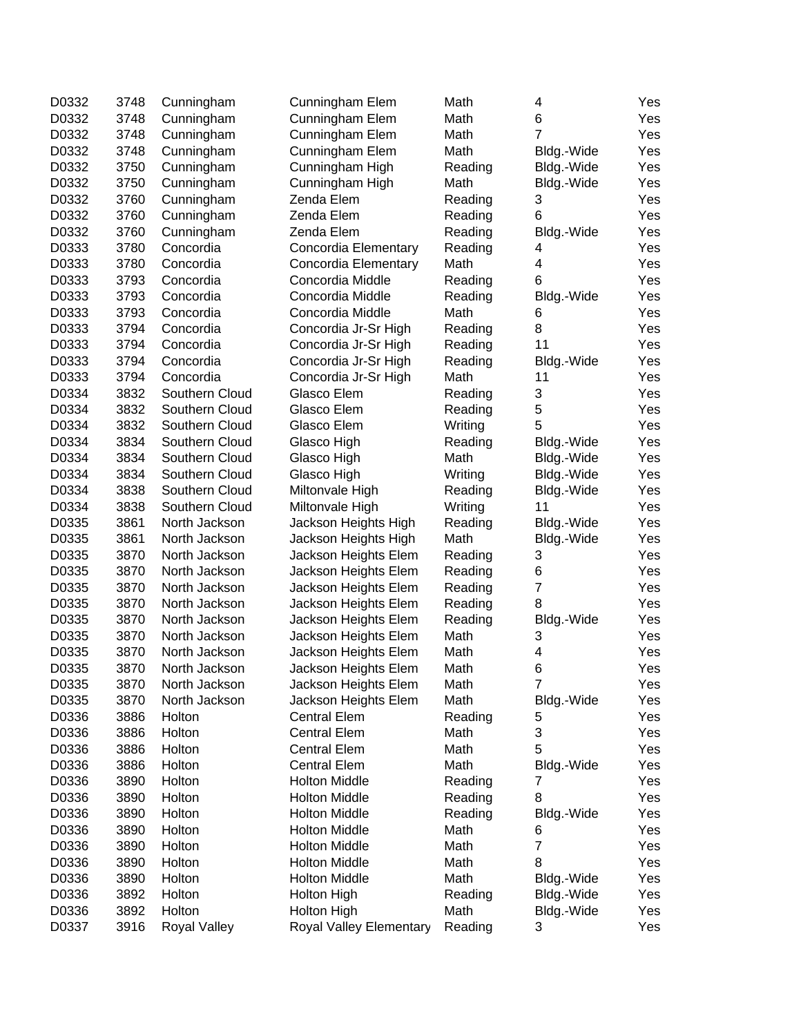| | | | | | | |
|---|---|---|---|---|---|---|
| D0332 | 3748 | Cunningham | Cunningham Elem | Math | 4 | Yes |
| D0332 | 3748 | Cunningham | Cunningham Elem | Math | 6 | Yes |
| D0332 | 3748 | Cunningham | Cunningham Elem | Math | 7 | Yes |
| D0332 | 3748 | Cunningham | Cunningham Elem | Math | Bldg.-Wide | Yes |
| D0332 | 3750 | Cunningham | Cunningham High | Reading | Bldg.-Wide | Yes |
| D0332 | 3750 | Cunningham | Cunningham High | Math | Bldg.-Wide | Yes |
| D0332 | 3760 | Cunningham | Zenda Elem | Reading | 3 | Yes |
| D0332 | 3760 | Cunningham | Zenda Elem | Reading | 6 | Yes |
| D0332 | 3760 | Cunningham | Zenda Elem | Reading | Bldg.-Wide | Yes |
| D0333 | 3780 | Concordia | Concordia Elementary | Reading | 4 | Yes |
| D0333 | 3780 | Concordia | Concordia Elementary | Math | 4 | Yes |
| D0333 | 3793 | Concordia | Concordia Middle | Reading | 6 | Yes |
| D0333 | 3793 | Concordia | Concordia Middle | Reading | Bldg.-Wide | Yes |
| D0333 | 3793 | Concordia | Concordia Middle | Math | 6 | Yes |
| D0333 | 3794 | Concordia | Concordia Jr-Sr High | Reading | 8 | Yes |
| D0333 | 3794 | Concordia | Concordia Jr-Sr High | Reading | 11 | Yes |
| D0333 | 3794 | Concordia | Concordia Jr-Sr High | Reading | Bldg.-Wide | Yes |
| D0333 | 3794 | Concordia | Concordia Jr-Sr High | Math | 11 | Yes |
| D0334 | 3832 | Southern Cloud | Glasco Elem | Reading | 3 | Yes |
| D0334 | 3832 | Southern Cloud | Glasco Elem | Reading | 5 | Yes |
| D0334 | 3832 | Southern Cloud | Glasco Elem | Writing | 5 | Yes |
| D0334 | 3834 | Southern Cloud | Glasco High | Reading | Bldg.-Wide | Yes |
| D0334 | 3834 | Southern Cloud | Glasco High | Math | Bldg.-Wide | Yes |
| D0334 | 3834 | Southern Cloud | Glasco High | Writing | Bldg.-Wide | Yes |
| D0334 | 3838 | Southern Cloud | Miltonvale High | Reading | Bldg.-Wide | Yes |
| D0334 | 3838 | Southern Cloud | Miltonvale High | Writing | 11 | Yes |
| D0335 | 3861 | North Jackson | Jackson Heights High | Reading | Bldg.-Wide | Yes |
| D0335 | 3861 | North Jackson | Jackson Heights High | Math | Bldg.-Wide | Yes |
| D0335 | 3870 | North Jackson | Jackson Heights Elem | Reading | 3 | Yes |
| D0335 | 3870 | North Jackson | Jackson Heights Elem | Reading | 6 | Yes |
| D0335 | 3870 | North Jackson | Jackson Heights Elem | Reading | 7 | Yes |
| D0335 | 3870 | North Jackson | Jackson Heights Elem | Reading | 8 | Yes |
| D0335 | 3870 | North Jackson | Jackson Heights Elem | Reading | Bldg.-Wide | Yes |
| D0335 | 3870 | North Jackson | Jackson Heights Elem | Math | 3 | Yes |
| D0335 | 3870 | North Jackson | Jackson Heights Elem | Math | 4 | Yes |
| D0335 | 3870 | North Jackson | Jackson Heights Elem | Math | 6 | Yes |
| D0335 | 3870 | North Jackson | Jackson Heights Elem | Math | 7 | Yes |
| D0335 | 3870 | North Jackson | Jackson Heights Elem | Math | Bldg.-Wide | Yes |
| D0336 | 3886 | Holton | Central Elem | Reading | 5 | Yes |
| D0336 | 3886 | Holton | Central Elem | Math | 3 | Yes |
| D0336 | 3886 | Holton | Central Elem | Math | 5 | Yes |
| D0336 | 3886 | Holton | Central Elem | Math | Bldg.-Wide | Yes |
| D0336 | 3890 | Holton | Holton Middle | Reading | 7 | Yes |
| D0336 | 3890 | Holton | Holton Middle | Reading | 8 | Yes |
| D0336 | 3890 | Holton | Holton Middle | Reading | Bldg.-Wide | Yes |
| D0336 | 3890 | Holton | Holton Middle | Math | 6 | Yes |
| D0336 | 3890 | Holton | Holton Middle | Math | 7 | Yes |
| D0336 | 3890 | Holton | Holton Middle | Math | 8 | Yes |
| D0336 | 3890 | Holton | Holton Middle | Math | Bldg.-Wide | Yes |
| D0336 | 3892 | Holton | Holton High | Reading | Bldg.-Wide | Yes |
| D0336 | 3892 | Holton | Holton High | Math | Bldg.-Wide | Yes |
| D0337 | 3916 | Royal Valley | Royal Valley Elementary | Reading | 3 | Yes |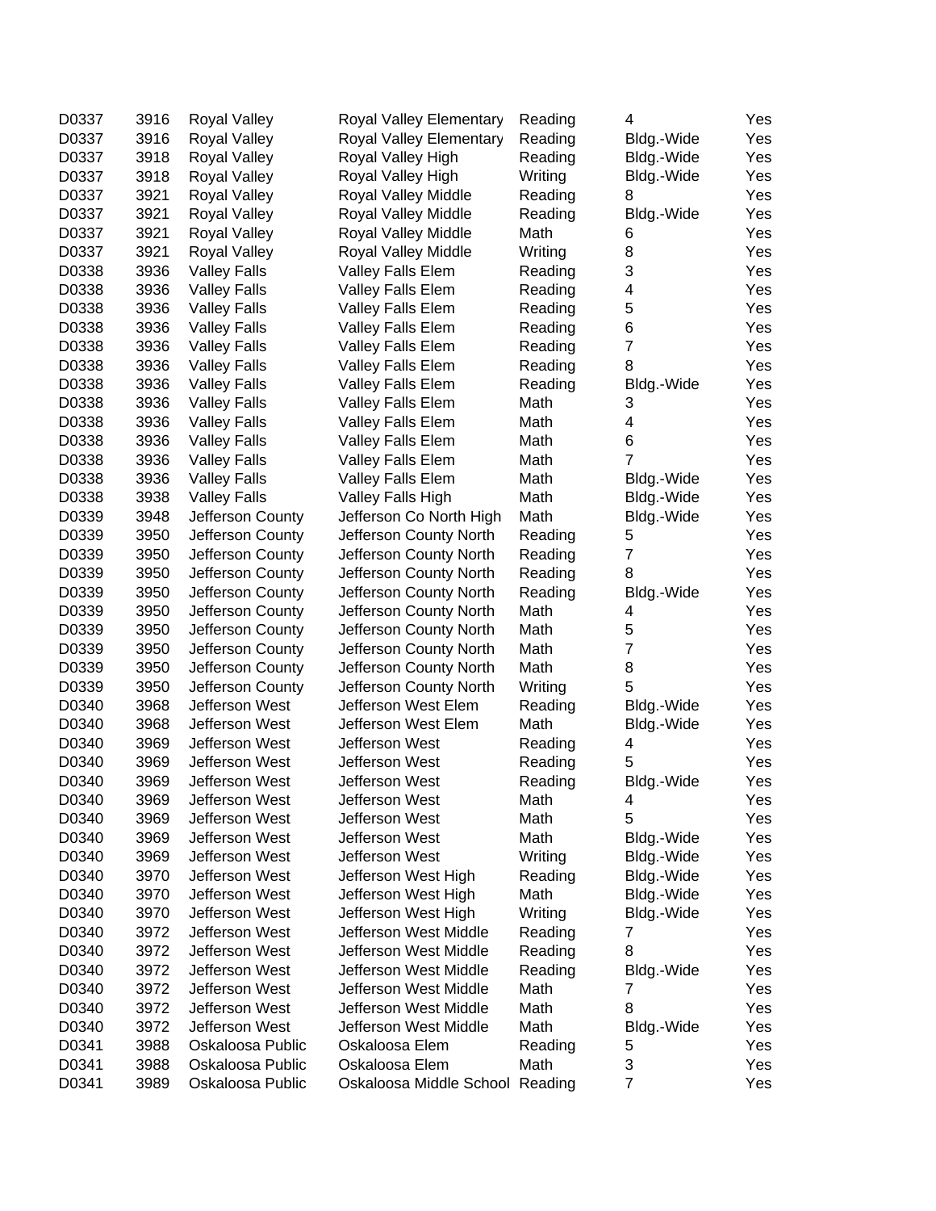| | | | | | | |
|---|---|---|---|---|---|---|
| D0337 | 3916 | Royal Valley | Royal Valley Elementary | Reading | 4 | Yes |
| D0337 | 3916 | Royal Valley | Royal Valley Elementary | Reading | Bldg.-Wide | Yes |
| D0337 | 3918 | Royal Valley | Royal Valley High | Reading | Bldg.-Wide | Yes |
| D0337 | 3918 | Royal Valley | Royal Valley High | Writing | Bldg.-Wide | Yes |
| D0337 | 3921 | Royal Valley | Royal Valley Middle | Reading | 8 | Yes |
| D0337 | 3921 | Royal Valley | Royal Valley Middle | Reading | Bldg.-Wide | Yes |
| D0337 | 3921 | Royal Valley | Royal Valley Middle | Math | 6 | Yes |
| D0337 | 3921 | Royal Valley | Royal Valley Middle | Writing | 8 | Yes |
| D0338 | 3936 | Valley Falls | Valley Falls Elem | Reading | 3 | Yes |
| D0338 | 3936 | Valley Falls | Valley Falls Elem | Reading | 4 | Yes |
| D0338 | 3936 | Valley Falls | Valley Falls Elem | Reading | 5 | Yes |
| D0338 | 3936 | Valley Falls | Valley Falls Elem | Reading | 6 | Yes |
| D0338 | 3936 | Valley Falls | Valley Falls Elem | Reading | 7 | Yes |
| D0338 | 3936 | Valley Falls | Valley Falls Elem | Reading | 8 | Yes |
| D0338 | 3936 | Valley Falls | Valley Falls Elem | Reading | Bldg.-Wide | Yes |
| D0338 | 3936 | Valley Falls | Valley Falls Elem | Math | 3 | Yes |
| D0338 | 3936 | Valley Falls | Valley Falls Elem | Math | 4 | Yes |
| D0338 | 3936 | Valley Falls | Valley Falls Elem | Math | 6 | Yes |
| D0338 | 3936 | Valley Falls | Valley Falls Elem | Math | 7 | Yes |
| D0338 | 3936 | Valley Falls | Valley Falls Elem | Math | Bldg.-Wide | Yes |
| D0338 | 3938 | Valley Falls | Valley Falls High | Math | Bldg.-Wide | Yes |
| D0339 | 3948 | Jefferson County | Jefferson Co North High | Math | Bldg.-Wide | Yes |
| D0339 | 3950 | Jefferson County | Jefferson County North | Reading | 5 | Yes |
| D0339 | 3950 | Jefferson County | Jefferson County North | Reading | 7 | Yes |
| D0339 | 3950 | Jefferson County | Jefferson County North | Reading | 8 | Yes |
| D0339 | 3950 | Jefferson County | Jefferson County North | Reading | Bldg.-Wide | Yes |
| D0339 | 3950 | Jefferson County | Jefferson County North | Math | 4 | Yes |
| D0339 | 3950 | Jefferson County | Jefferson County North | Math | 5 | Yes |
| D0339 | 3950 | Jefferson County | Jefferson County North | Math | 7 | Yes |
| D0339 | 3950 | Jefferson County | Jefferson County North | Math | 8 | Yes |
| D0339 | 3950 | Jefferson County | Jefferson County North | Writing | 5 | Yes |
| D0340 | 3968 | Jefferson West | Jefferson West Elem | Reading | Bldg.-Wide | Yes |
| D0340 | 3968 | Jefferson West | Jefferson West Elem | Math | Bldg.-Wide | Yes |
| D0340 | 3969 | Jefferson West | Jefferson West | Reading | 4 | Yes |
| D0340 | 3969 | Jefferson West | Jefferson West | Reading | 5 | Yes |
| D0340 | 3969 | Jefferson West | Jefferson West | Reading | Bldg.-Wide | Yes |
| D0340 | 3969 | Jefferson West | Jefferson West | Math | 4 | Yes |
| D0340 | 3969 | Jefferson West | Jefferson West | Math | 5 | Yes |
| D0340 | 3969 | Jefferson West | Jefferson West | Math | Bldg.-Wide | Yes |
| D0340 | 3969 | Jefferson West | Jefferson West | Writing | Bldg.-Wide | Yes |
| D0340 | 3970 | Jefferson West | Jefferson West High | Reading | Bldg.-Wide | Yes |
| D0340 | 3970 | Jefferson West | Jefferson West High | Math | Bldg.-Wide | Yes |
| D0340 | 3970 | Jefferson West | Jefferson West High | Writing | Bldg.-Wide | Yes |
| D0340 | 3972 | Jefferson West | Jefferson West Middle | Reading | 7 | Yes |
| D0340 | 3972 | Jefferson West | Jefferson West Middle | Reading | 8 | Yes |
| D0340 | 3972 | Jefferson West | Jefferson West Middle | Reading | Bldg.-Wide | Yes |
| D0340 | 3972 | Jefferson West | Jefferson West Middle | Math | 7 | Yes |
| D0340 | 3972 | Jefferson West | Jefferson West Middle | Math | 8 | Yes |
| D0340 | 3972 | Jefferson West | Jefferson West Middle | Math | Bldg.-Wide | Yes |
| D0341 | 3988 | Oskaloosa Public | Oskaloosa Elem | Reading | 5 | Yes |
| D0341 | 3988 | Oskaloosa Public | Oskaloosa Elem | Math | 3 | Yes |
| D0341 | 3989 | Oskaloosa Public | Oskaloosa Middle School | Reading | 7 | Yes |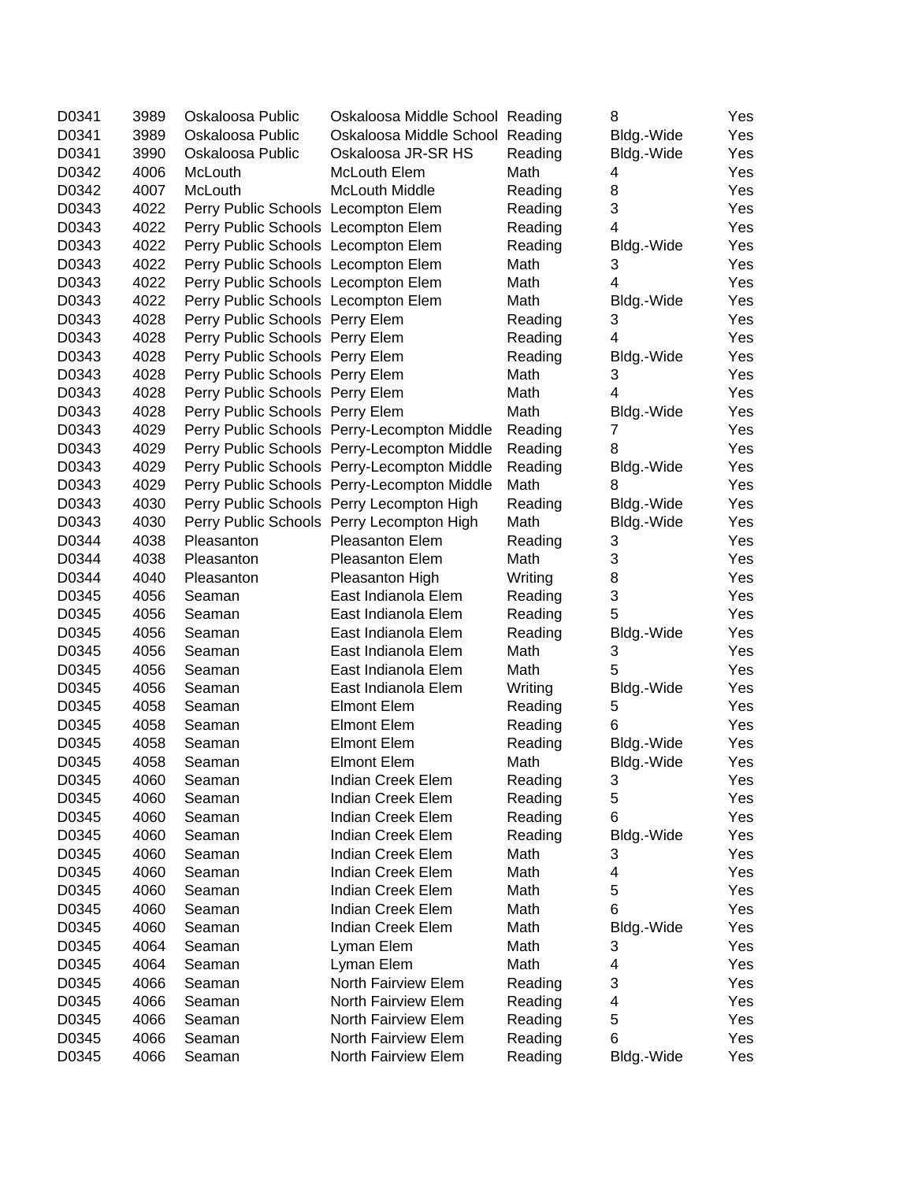| | | | | | | |
|---|---|---|---|---|---|---|
| D0341 | 3989 | Oskaloosa Public | Oskaloosa Middle School | Reading | 8 | Yes |
| D0341 | 3989 | Oskaloosa Public | Oskaloosa Middle School | Reading | Bldg.-Wide | Yes |
| D0341 | 3990 | Oskaloosa Public | Oskaloosa JR-SR HS | Reading | Bldg.-Wide | Yes |
| D0342 | 4006 | McLouth | McLouth Elem | Math | 4 | Yes |
| D0342 | 4007 | McLouth | McLouth Middle | Reading | 8 | Yes |
| D0343 | 4022 | Perry Public Schools | Lecompton Elem | Reading | 3 | Yes |
| D0343 | 4022 | Perry Public Schools | Lecompton Elem | Reading | 4 | Yes |
| D0343 | 4022 | Perry Public Schools | Lecompton Elem | Reading | Bldg.-Wide | Yes |
| D0343 | 4022 | Perry Public Schools | Lecompton Elem | Math | 3 | Yes |
| D0343 | 4022 | Perry Public Schools | Lecompton Elem | Math | 4 | Yes |
| D0343 | 4022 | Perry Public Schools | Lecompton Elem | Math | Bldg.-Wide | Yes |
| D0343 | 4028 | Perry Public Schools | Perry Elem | Reading | 3 | Yes |
| D0343 | 4028 | Perry Public Schools | Perry Elem | Reading | 4 | Yes |
| D0343 | 4028 | Perry Public Schools | Perry Elem | Reading | Bldg.-Wide | Yes |
| D0343 | 4028 | Perry Public Schools | Perry Elem | Math | 3 | Yes |
| D0343 | 4028 | Perry Public Schools | Perry Elem | Math | 4 | Yes |
| D0343 | 4028 | Perry Public Schools | Perry Elem | Math | Bldg.-Wide | Yes |
| D0343 | 4029 | Perry Public Schools | Perry-Lecompton Middle | Reading | 7 | Yes |
| D0343 | 4029 | Perry Public Schools | Perry-Lecompton Middle | Reading | 8 | Yes |
| D0343 | 4029 | Perry Public Schools | Perry-Lecompton Middle | Reading | Bldg.-Wide | Yes |
| D0343 | 4029 | Perry Public Schools | Perry-Lecompton Middle | Math | 8 | Yes |
| D0343 | 4030 | Perry Public Schools | Perry Lecompton High | Reading | Bldg.-Wide | Yes |
| D0343 | 4030 | Perry Public Schools | Perry Lecompton High | Math | Bldg.-Wide | Yes |
| D0344 | 4038 | Pleasanton | Pleasanton Elem | Reading | 3 | Yes |
| D0344 | 4038 | Pleasanton | Pleasanton Elem | Math | 3 | Yes |
| D0344 | 4040 | Pleasanton | Pleasanton High | Writing | 8 | Yes |
| D0345 | 4056 | Seaman | East Indianola Elem | Reading | 3 | Yes |
| D0345 | 4056 | Seaman | East Indianola Elem | Reading | 5 | Yes |
| D0345 | 4056 | Seaman | East Indianola Elem | Reading | Bldg.-Wide | Yes |
| D0345 | 4056 | Seaman | East Indianola Elem | Math | 3 | Yes |
| D0345 | 4056 | Seaman | East Indianola Elem | Math | 5 | Yes |
| D0345 | 4056 | Seaman | East Indianola Elem | Writing | Bldg.-Wide | Yes |
| D0345 | 4058 | Seaman | Elmont Elem | Reading | 5 | Yes |
| D0345 | 4058 | Seaman | Elmont Elem | Reading | 6 | Yes |
| D0345 | 4058 | Seaman | Elmont Elem | Reading | Bldg.-Wide | Yes |
| D0345 | 4058 | Seaman | Elmont Elem | Math | Bldg.-Wide | Yes |
| D0345 | 4060 | Seaman | Indian Creek Elem | Reading | 3 | Yes |
| D0345 | 4060 | Seaman | Indian Creek Elem | Reading | 5 | Yes |
| D0345 | 4060 | Seaman | Indian Creek Elem | Reading | 6 | Yes |
| D0345 | 4060 | Seaman | Indian Creek Elem | Reading | Bldg.-Wide | Yes |
| D0345 | 4060 | Seaman | Indian Creek Elem | Math | 3 | Yes |
| D0345 | 4060 | Seaman | Indian Creek Elem | Math | 4 | Yes |
| D0345 | 4060 | Seaman | Indian Creek Elem | Math | 5 | Yes |
| D0345 | 4060 | Seaman | Indian Creek Elem | Math | 6 | Yes |
| D0345 | 4060 | Seaman | Indian Creek Elem | Math | Bldg.-Wide | Yes |
| D0345 | 4064 | Seaman | Lyman Elem | Math | 3 | Yes |
| D0345 | 4064 | Seaman | Lyman Elem | Math | 4 | Yes |
| D0345 | 4066 | Seaman | North Fairview Elem | Reading | 3 | Yes |
| D0345 | 4066 | Seaman | North Fairview Elem | Reading | 4 | Yes |
| D0345 | 4066 | Seaman | North Fairview Elem | Reading | 5 | Yes |
| D0345 | 4066 | Seaman | North Fairview Elem | Reading | 6 | Yes |
| D0345 | 4066 | Seaman | North Fairview Elem | Reading | Bldg.-Wide | Yes |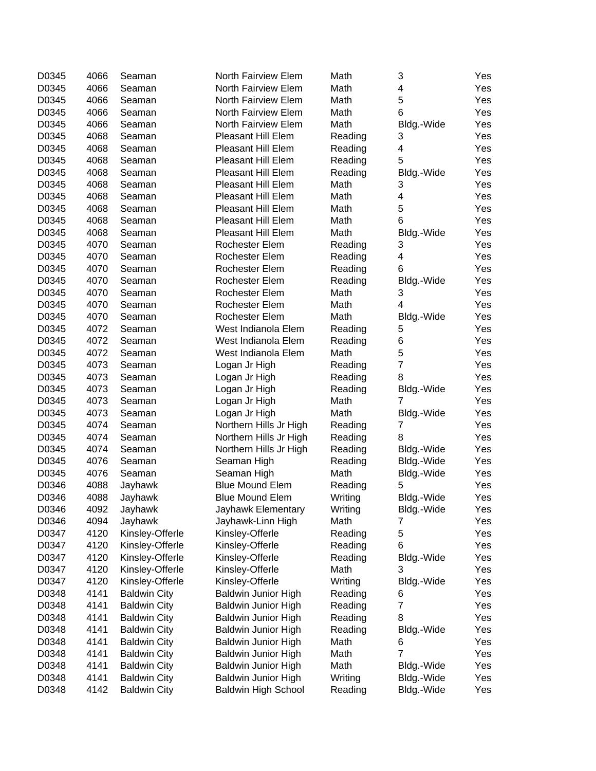| | | | | | | |
|---|---|---|---|---|---|---|
| D0345 | 4066 | Seaman | North Fairview Elem | Math | 3 | Yes |
| D0345 | 4066 | Seaman | North Fairview Elem | Math | 4 | Yes |
| D0345 | 4066 | Seaman | North Fairview Elem | Math | 5 | Yes |
| D0345 | 4066 | Seaman | North Fairview Elem | Math | 6 | Yes |
| D0345 | 4066 | Seaman | North Fairview Elem | Math | Bldg.-Wide | Yes |
| D0345 | 4068 | Seaman | Pleasant Hill Elem | Reading | 3 | Yes |
| D0345 | 4068 | Seaman | Pleasant Hill Elem | Reading | 4 | Yes |
| D0345 | 4068 | Seaman | Pleasant Hill Elem | Reading | 5 | Yes |
| D0345 | 4068 | Seaman | Pleasant Hill Elem | Reading | Bldg.-Wide | Yes |
| D0345 | 4068 | Seaman | Pleasant Hill Elem | Math | 3 | Yes |
| D0345 | 4068 | Seaman | Pleasant Hill Elem | Math | 4 | Yes |
| D0345 | 4068 | Seaman | Pleasant Hill Elem | Math | 5 | Yes |
| D0345 | 4068 | Seaman | Pleasant Hill Elem | Math | 6 | Yes |
| D0345 | 4068 | Seaman | Pleasant Hill Elem | Math | Bldg.-Wide | Yes |
| D0345 | 4070 | Seaman | Rochester Elem | Reading | 3 | Yes |
| D0345 | 4070 | Seaman | Rochester Elem | Reading | 4 | Yes |
| D0345 | 4070 | Seaman | Rochester Elem | Reading | 6 | Yes |
| D0345 | 4070 | Seaman | Rochester Elem | Reading | Bldg.-Wide | Yes |
| D0345 | 4070 | Seaman | Rochester Elem | Math | 3 | Yes |
| D0345 | 4070 | Seaman | Rochester Elem | Math | 4 | Yes |
| D0345 | 4070 | Seaman | Rochester Elem | Math | Bldg.-Wide | Yes |
| D0345 | 4072 | Seaman | West Indianola Elem | Reading | 5 | Yes |
| D0345 | 4072 | Seaman | West Indianola Elem | Reading | 6 | Yes |
| D0345 | 4072 | Seaman | West Indianola Elem | Math | 5 | Yes |
| D0345 | 4073 | Seaman | Logan Jr High | Reading | 7 | Yes |
| D0345 | 4073 | Seaman | Logan Jr High | Reading | 8 | Yes |
| D0345 | 4073 | Seaman | Logan Jr High | Reading | Bldg.-Wide | Yes |
| D0345 | 4073 | Seaman | Logan Jr High | Math | 7 | Yes |
| D0345 | 4073 | Seaman | Logan Jr High | Math | Bldg.-Wide | Yes |
| D0345 | 4074 | Seaman | Northern Hills Jr High | Reading | 7 | Yes |
| D0345 | 4074 | Seaman | Northern Hills Jr High | Reading | 8 | Yes |
| D0345 | 4074 | Seaman | Northern Hills Jr High | Reading | Bldg.-Wide | Yes |
| D0345 | 4076 | Seaman | Seaman High | Reading | Bldg.-Wide | Yes |
| D0345 | 4076 | Seaman | Seaman High | Math | Bldg.-Wide | Yes |
| D0346 | 4088 | Jayhawk | Blue Mound Elem | Reading | 5 | Yes |
| D0346 | 4088 | Jayhawk | Blue Mound Elem | Writing | Bldg.-Wide | Yes |
| D0346 | 4092 | Jayhawk | Jayhawk Elementary | Writing | Bldg.-Wide | Yes |
| D0346 | 4094 | Jayhawk | Jayhawk-Linn High | Math | 7 | Yes |
| D0347 | 4120 | Kinsley-Offerle | Kinsley-Offerle | Reading | 5 | Yes |
| D0347 | 4120 | Kinsley-Offerle | Kinsley-Offerle | Reading | 6 | Yes |
| D0347 | 4120 | Kinsley-Offerle | Kinsley-Offerle | Reading | Bldg.-Wide | Yes |
| D0347 | 4120 | Kinsley-Offerle | Kinsley-Offerle | Math | 3 | Yes |
| D0347 | 4120 | Kinsley-Offerle | Kinsley-Offerle | Writing | Bldg.-Wide | Yes |
| D0348 | 4141 | Baldwin City | Baldwin Junior High | Reading | 6 | Yes |
| D0348 | 4141 | Baldwin City | Baldwin Junior High | Reading | 7 | Yes |
| D0348 | 4141 | Baldwin City | Baldwin Junior High | Reading | 8 | Yes |
| D0348 | 4141 | Baldwin City | Baldwin Junior High | Reading | Bldg.-Wide | Yes |
| D0348 | 4141 | Baldwin City | Baldwin Junior High | Math | 6 | Yes |
| D0348 | 4141 | Baldwin City | Baldwin Junior High | Math | 7 | Yes |
| D0348 | 4141 | Baldwin City | Baldwin Junior High | Math | Bldg.-Wide | Yes |
| D0348 | 4141 | Baldwin City | Baldwin Junior High | Writing | Bldg.-Wide | Yes |
| D0348 | 4142 | Baldwin City | Baldwin High School | Reading | Bldg.-Wide | Yes |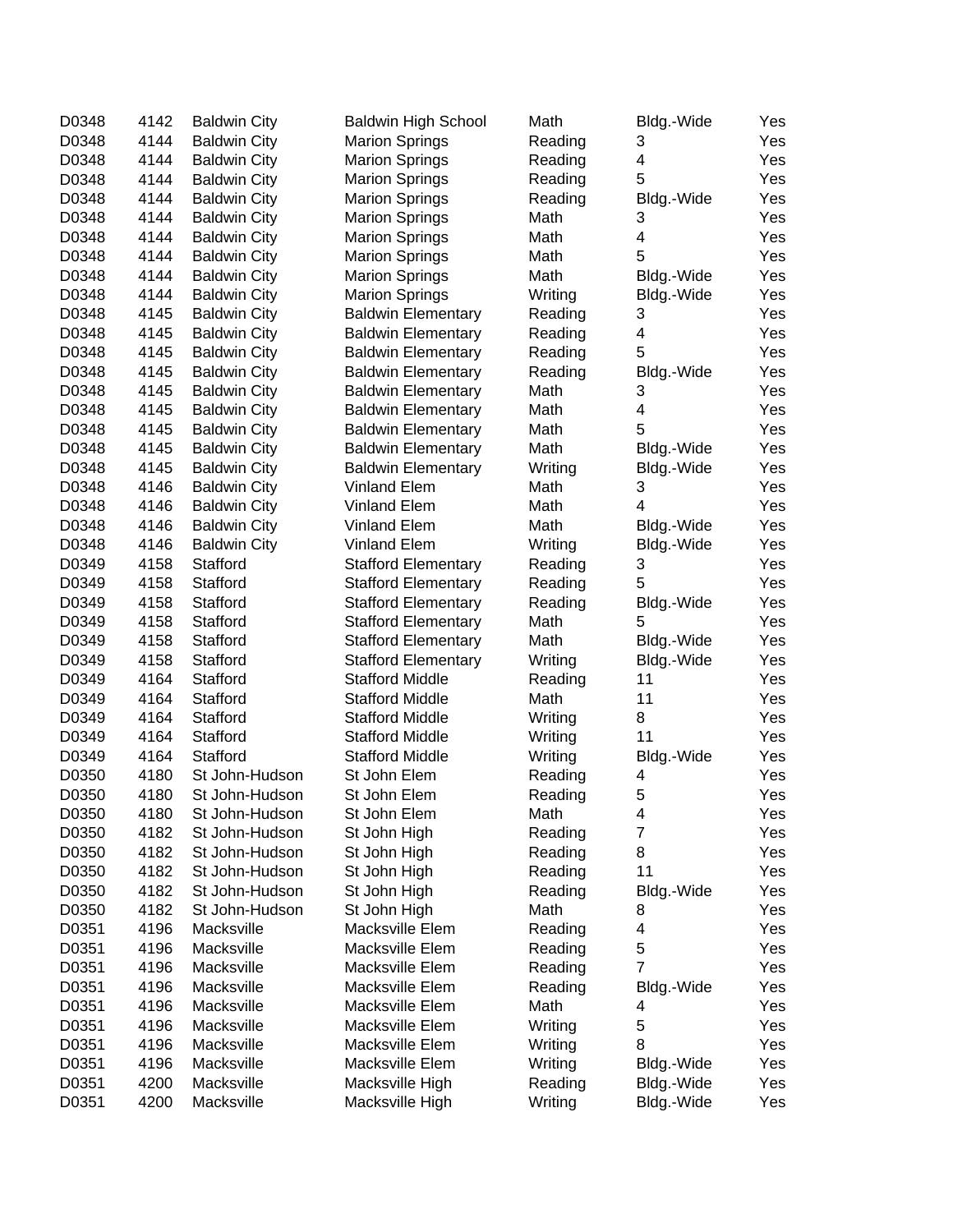| | | | | | | |
|---|---|---|---|---|---|---|
| D0348 | 4142 | Baldwin City | Baldwin High School | Math | Bldg.-Wide | Yes |
| D0348 | 4144 | Baldwin City | Marion Springs | Reading | 3 | Yes |
| D0348 | 4144 | Baldwin City | Marion Springs | Reading | 4 | Yes |
| D0348 | 4144 | Baldwin City | Marion Springs | Reading | 5 | Yes |
| D0348 | 4144 | Baldwin City | Marion Springs | Reading | Bldg.-Wide | Yes |
| D0348 | 4144 | Baldwin City | Marion Springs | Math | 3 | Yes |
| D0348 | 4144 | Baldwin City | Marion Springs | Math | 4 | Yes |
| D0348 | 4144 | Baldwin City | Marion Springs | Math | 5 | Yes |
| D0348 | 4144 | Baldwin City | Marion Springs | Math | Bldg.-Wide | Yes |
| D0348 | 4144 | Baldwin City | Marion Springs | Writing | Bldg.-Wide | Yes |
| D0348 | 4145 | Baldwin City | Baldwin Elementary | Reading | 3 | Yes |
| D0348 | 4145 | Baldwin City | Baldwin Elementary | Reading | 4 | Yes |
| D0348 | 4145 | Baldwin City | Baldwin Elementary | Reading | 5 | Yes |
| D0348 | 4145 | Baldwin City | Baldwin Elementary | Reading | Bldg.-Wide | Yes |
| D0348 | 4145 | Baldwin City | Baldwin Elementary | Math | 3 | Yes |
| D0348 | 4145 | Baldwin City | Baldwin Elementary | Math | 4 | Yes |
| D0348 | 4145 | Baldwin City | Baldwin Elementary | Math | 5 | Yes |
| D0348 | 4145 | Baldwin City | Baldwin Elementary | Math | Bldg.-Wide | Yes |
| D0348 | 4145 | Baldwin City | Baldwin Elementary | Writing | Bldg.-Wide | Yes |
| D0348 | 4146 | Baldwin City | Vinland Elem | Math | 3 | Yes |
| D0348 | 4146 | Baldwin City | Vinland Elem | Math | 4 | Yes |
| D0348 | 4146 | Baldwin City | Vinland Elem | Math | Bldg.-Wide | Yes |
| D0348 | 4146 | Baldwin City | Vinland Elem | Writing | Bldg.-Wide | Yes |
| D0349 | 4158 | Stafford | Stafford Elementary | Reading | 3 | Yes |
| D0349 | 4158 | Stafford | Stafford Elementary | Reading | 5 | Yes |
| D0349 | 4158 | Stafford | Stafford Elementary | Reading | Bldg.-Wide | Yes |
| D0349 | 4158 | Stafford | Stafford Elementary | Math | 5 | Yes |
| D0349 | 4158 | Stafford | Stafford Elementary | Math | Bldg.-Wide | Yes |
| D0349 | 4158 | Stafford | Stafford Elementary | Writing | Bldg.-Wide | Yes |
| D0349 | 4164 | Stafford | Stafford Middle | Reading | 11 | Yes |
| D0349 | 4164 | Stafford | Stafford Middle | Math | 11 | Yes |
| D0349 | 4164 | Stafford | Stafford Middle | Writing | 8 | Yes |
| D0349 | 4164 | Stafford | Stafford Middle | Writing | 11 | Yes |
| D0349 | 4164 | Stafford | Stafford Middle | Writing | Bldg.-Wide | Yes |
| D0350 | 4180 | St John-Hudson | St John Elem | Reading | 4 | Yes |
| D0350 | 4180 | St John-Hudson | St John Elem | Reading | 5 | Yes |
| D0350 | 4180 | St John-Hudson | St John Elem | Math | 4 | Yes |
| D0350 | 4182 | St John-Hudson | St John High | Reading | 7 | Yes |
| D0350 | 4182 | St John-Hudson | St John High | Reading | 8 | Yes |
| D0350 | 4182 | St John-Hudson | St John High | Reading | 11 | Yes |
| D0350 | 4182 | St John-Hudson | St John High | Reading | Bldg.-Wide | Yes |
| D0350 | 4182 | St John-Hudson | St John High | Math | 8 | Yes |
| D0351 | 4196 | Macksville | Macksville Elem | Reading | 4 | Yes |
| D0351 | 4196 | Macksville | Macksville Elem | Reading | 5 | Yes |
| D0351 | 4196 | Macksville | Macksville Elem | Reading | 7 | Yes |
| D0351 | 4196 | Macksville | Macksville Elem | Reading | Bldg.-Wide | Yes |
| D0351 | 4196 | Macksville | Macksville Elem | Math | 4 | Yes |
| D0351 | 4196 | Macksville | Macksville Elem | Writing | 5 | Yes |
| D0351 | 4196 | Macksville | Macksville Elem | Writing | 8 | Yes |
| D0351 | 4196 | Macksville | Macksville Elem | Writing | Bldg.-Wide | Yes |
| D0351 | 4200 | Macksville | Macksville High | Reading | Bldg.-Wide | Yes |
| D0351 | 4200 | Macksville | Macksville High | Writing | Bldg.-Wide | Yes |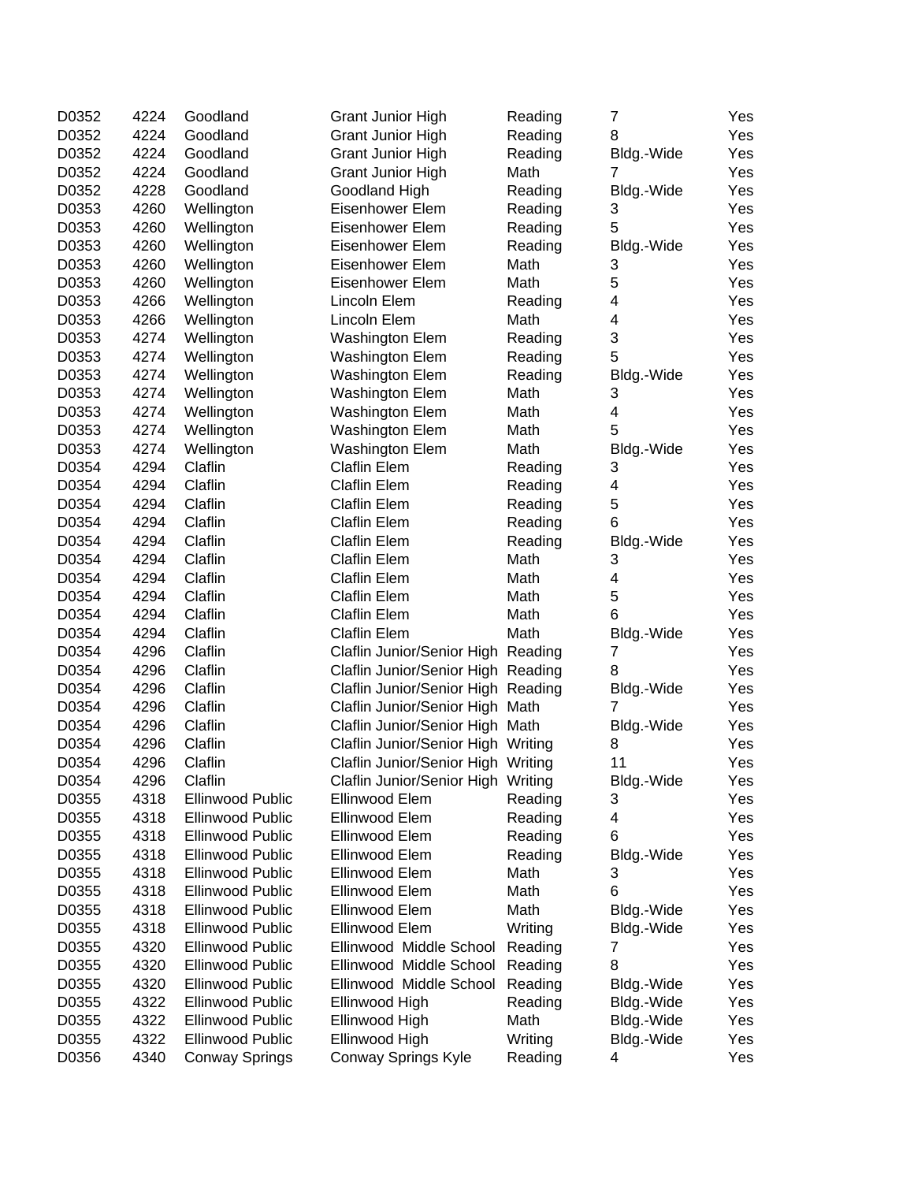| | | | | | | |
|---|---|---|---|---|---|---|
| D0352 | 4224 | Goodland | Grant Junior High | Reading | 7 | Yes |
| D0352 | 4224 | Goodland | Grant Junior High | Reading | 8 | Yes |
| D0352 | 4224 | Goodland | Grant Junior High | Reading | Bldg.-Wide | Yes |
| D0352 | 4224 | Goodland | Grant Junior High | Math | 7 | Yes |
| D0352 | 4228 | Goodland | Goodland High | Reading | Bldg.-Wide | Yes |
| D0353 | 4260 | Wellington | Eisenhower Elem | Reading | 3 | Yes |
| D0353 | 4260 | Wellington | Eisenhower Elem | Reading | 5 | Yes |
| D0353 | 4260 | Wellington | Eisenhower Elem | Reading | Bldg.-Wide | Yes |
| D0353 | 4260 | Wellington | Eisenhower Elem | Math | 3 | Yes |
| D0353 | 4260 | Wellington | Eisenhower Elem | Math | 5 | Yes |
| D0353 | 4266 | Wellington | Lincoln Elem | Reading | 4 | Yes |
| D0353 | 4266 | Wellington | Lincoln Elem | Math | 4 | Yes |
| D0353 | 4274 | Wellington | Washington Elem | Reading | 3 | Yes |
| D0353 | 4274 | Wellington | Washington Elem | Reading | 5 | Yes |
| D0353 | 4274 | Wellington | Washington Elem | Reading | Bldg.-Wide | Yes |
| D0353 | 4274 | Wellington | Washington Elem | Math | 3 | Yes |
| D0353 | 4274 | Wellington | Washington Elem | Math | 4 | Yes |
| D0353 | 4274 | Wellington | Washington Elem | Math | 5 | Yes |
| D0353 | 4274 | Wellington | Washington Elem | Math | Bldg.-Wide | Yes |
| D0354 | 4294 | Claflin | Claflin Elem | Reading | 3 | Yes |
| D0354 | 4294 | Claflin | Claflin Elem | Reading | 4 | Yes |
| D0354 | 4294 | Claflin | Claflin Elem | Reading | 5 | Yes |
| D0354 | 4294 | Claflin | Claflin Elem | Reading | 6 | Yes |
| D0354 | 4294 | Claflin | Claflin Elem | Reading | Bldg.-Wide | Yes |
| D0354 | 4294 | Claflin | Claflin Elem | Math | 3 | Yes |
| D0354 | 4294 | Claflin | Claflin Elem | Math | 4 | Yes |
| D0354 | 4294 | Claflin | Claflin Elem | Math | 5 | Yes |
| D0354 | 4294 | Claflin | Claflin Elem | Math | 6 | Yes |
| D0354 | 4294 | Claflin | Claflin Elem | Math | Bldg.-Wide | Yes |
| D0354 | 4296 | Claflin | Claflin Junior/Senior High | Reading | 7 | Yes |
| D0354 | 4296 | Claflin | Claflin Junior/Senior High | Reading | 8 | Yes |
| D0354 | 4296 | Claflin | Claflin Junior/Senior High | Reading | Bldg.-Wide | Yes |
| D0354 | 4296 | Claflin | Claflin Junior/Senior High | Math | 7 | Yes |
| D0354 | 4296 | Claflin | Claflin Junior/Senior High | Math | Bldg.-Wide | Yes |
| D0354 | 4296 | Claflin | Claflin Junior/Senior High | Writing | 8 | Yes |
| D0354 | 4296 | Claflin | Claflin Junior/Senior High | Writing | 11 | Yes |
| D0354 | 4296 | Claflin | Claflin Junior/Senior High | Writing | Bldg.-Wide | Yes |
| D0355 | 4318 | Ellinwood Public | Ellinwood Elem | Reading | 3 | Yes |
| D0355 | 4318 | Ellinwood Public | Ellinwood Elem | Reading | 4 | Yes |
| D0355 | 4318 | Ellinwood Public | Ellinwood Elem | Reading | 6 | Yes |
| D0355 | 4318 | Ellinwood Public | Ellinwood Elem | Reading | Bldg.-Wide | Yes |
| D0355 | 4318 | Ellinwood Public | Ellinwood Elem | Math | 3 | Yes |
| D0355 | 4318 | Ellinwood Public | Ellinwood Elem | Math | 6 | Yes |
| D0355 | 4318 | Ellinwood Public | Ellinwood Elem | Math | Bldg.-Wide | Yes |
| D0355 | 4318 | Ellinwood Public | Ellinwood Elem | Writing | Bldg.-Wide | Yes |
| D0355 | 4320 | Ellinwood Public | Ellinwood Middle School | Reading | 7 | Yes |
| D0355 | 4320 | Ellinwood Public | Ellinwood Middle School | Reading | 8 | Yes |
| D0355 | 4320 | Ellinwood Public | Ellinwood Middle School | Reading | Bldg.-Wide | Yes |
| D0355 | 4322 | Ellinwood Public | Ellinwood High | Reading | Bldg.-Wide | Yes |
| D0355 | 4322 | Ellinwood Public | Ellinwood High | Math | Bldg.-Wide | Yes |
| D0355 | 4322 | Ellinwood Public | Ellinwood High | Writing | Bldg.-Wide | Yes |
| D0356 | 4340 | Conway Springs | Conway Springs Kyle | Reading | 4 | Yes |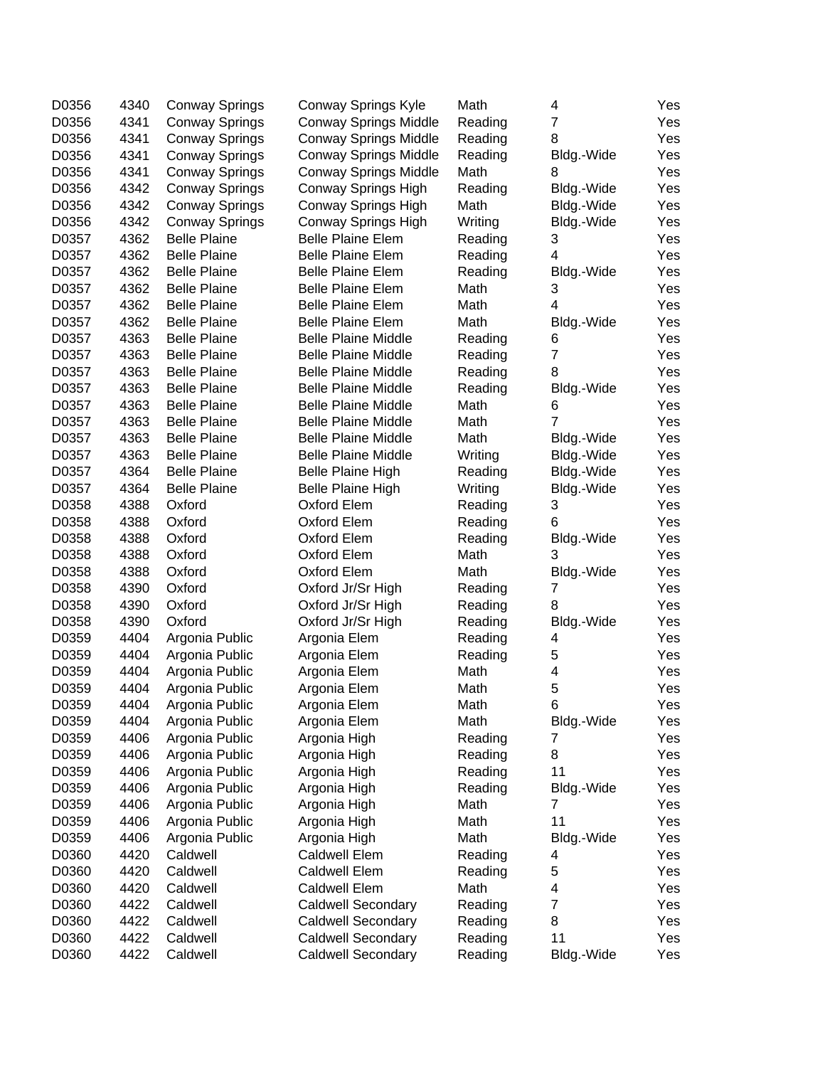| | | | | | | |
|---|---|---|---|---|---|---|
| D0356 | 4340 | Conway Springs | Conway Springs Kyle | Math | 4 | Yes |
| D0356 | 4341 | Conway Springs | Conway Springs Middle | Reading | 7 | Yes |
| D0356 | 4341 | Conway Springs | Conway Springs Middle | Reading | 8 | Yes |
| D0356 | 4341 | Conway Springs | Conway Springs Middle | Reading | Bldg.-Wide | Yes |
| D0356 | 4341 | Conway Springs | Conway Springs Middle | Math | 8 | Yes |
| D0356 | 4342 | Conway Springs | Conway Springs High | Reading | Bldg.-Wide | Yes |
| D0356 | 4342 | Conway Springs | Conway Springs High | Math | Bldg.-Wide | Yes |
| D0356 | 4342 | Conway Springs | Conway Springs High | Writing | Bldg.-Wide | Yes |
| D0357 | 4362 | Belle Plaine | Belle Plaine Elem | Reading | 3 | Yes |
| D0357 | 4362 | Belle Plaine | Belle Plaine Elem | Reading | 4 | Yes |
| D0357 | 4362 | Belle Plaine | Belle Plaine Elem | Reading | Bldg.-Wide | Yes |
| D0357 | 4362 | Belle Plaine | Belle Plaine Elem | Math | 3 | Yes |
| D0357 | 4362 | Belle Plaine | Belle Plaine Elem | Math | 4 | Yes |
| D0357 | 4362 | Belle Plaine | Belle Plaine Elem | Math | Bldg.-Wide | Yes |
| D0357 | 4363 | Belle Plaine | Belle Plaine Middle | Reading | 6 | Yes |
| D0357 | 4363 | Belle Plaine | Belle Plaine Middle | Reading | 7 | Yes |
| D0357 | 4363 | Belle Plaine | Belle Plaine Middle | Reading | 8 | Yes |
| D0357 | 4363 | Belle Plaine | Belle Plaine Middle | Reading | Bldg.-Wide | Yes |
| D0357 | 4363 | Belle Plaine | Belle Plaine Middle | Math | 6 | Yes |
| D0357 | 4363 | Belle Plaine | Belle Plaine Middle | Math | 7 | Yes |
| D0357 | 4363 | Belle Plaine | Belle Plaine Middle | Math | Bldg.-Wide | Yes |
| D0357 | 4363 | Belle Plaine | Belle Plaine Middle | Writing | Bldg.-Wide | Yes |
| D0357 | 4364 | Belle Plaine | Belle Plaine High | Reading | Bldg.-Wide | Yes |
| D0357 | 4364 | Belle Plaine | Belle Plaine High | Writing | Bldg.-Wide | Yes |
| D0358 | 4388 | Oxford | Oxford Elem | Reading | 3 | Yes |
| D0358 | 4388 | Oxford | Oxford Elem | Reading | 6 | Yes |
| D0358 | 4388 | Oxford | Oxford Elem | Reading | Bldg.-Wide | Yes |
| D0358 | 4388 | Oxford | Oxford Elem | Math | 3 | Yes |
| D0358 | 4388 | Oxford | Oxford Elem | Math | Bldg.-Wide | Yes |
| D0358 | 4390 | Oxford | Oxford Jr/Sr High | Reading | 7 | Yes |
| D0358 | 4390 | Oxford | Oxford Jr/Sr High | Reading | 8 | Yes |
| D0358 | 4390 | Oxford | Oxford Jr/Sr High | Reading | Bldg.-Wide | Yes |
| D0359 | 4404 | Argonia Public | Argonia Elem | Reading | 4 | Yes |
| D0359 | 4404 | Argonia Public | Argonia Elem | Reading | 5 | Yes |
| D0359 | 4404 | Argonia Public | Argonia Elem | Math | 4 | Yes |
| D0359 | 4404 | Argonia Public | Argonia Elem | Math | 5 | Yes |
| D0359 | 4404 | Argonia Public | Argonia Elem | Math | 6 | Yes |
| D0359 | 4404 | Argonia Public | Argonia Elem | Math | Bldg.-Wide | Yes |
| D0359 | 4406 | Argonia Public | Argonia High | Reading | 7 | Yes |
| D0359 | 4406 | Argonia Public | Argonia High | Reading | 8 | Yes |
| D0359 | 4406 | Argonia Public | Argonia High | Reading | 11 | Yes |
| D0359 | 4406 | Argonia Public | Argonia High | Reading | Bldg.-Wide | Yes |
| D0359 | 4406 | Argonia Public | Argonia High | Math | 7 | Yes |
| D0359 | 4406 | Argonia Public | Argonia High | Math | 11 | Yes |
| D0359 | 4406 | Argonia Public | Argonia High | Math | Bldg.-Wide | Yes |
| D0360 | 4420 | Caldwell | Caldwell Elem | Reading | 4 | Yes |
| D0360 | 4420 | Caldwell | Caldwell Elem | Reading | 5 | Yes |
| D0360 | 4420 | Caldwell | Caldwell Elem | Math | 4 | Yes |
| D0360 | 4422 | Caldwell | Caldwell Secondary | Reading | 7 | Yes |
| D0360 | 4422 | Caldwell | Caldwell Secondary | Reading | 8 | Yes |
| D0360 | 4422 | Caldwell | Caldwell Secondary | Reading | 11 | Yes |
| D0360 | 4422 | Caldwell | Caldwell Secondary | Reading | Bldg.-Wide | Yes |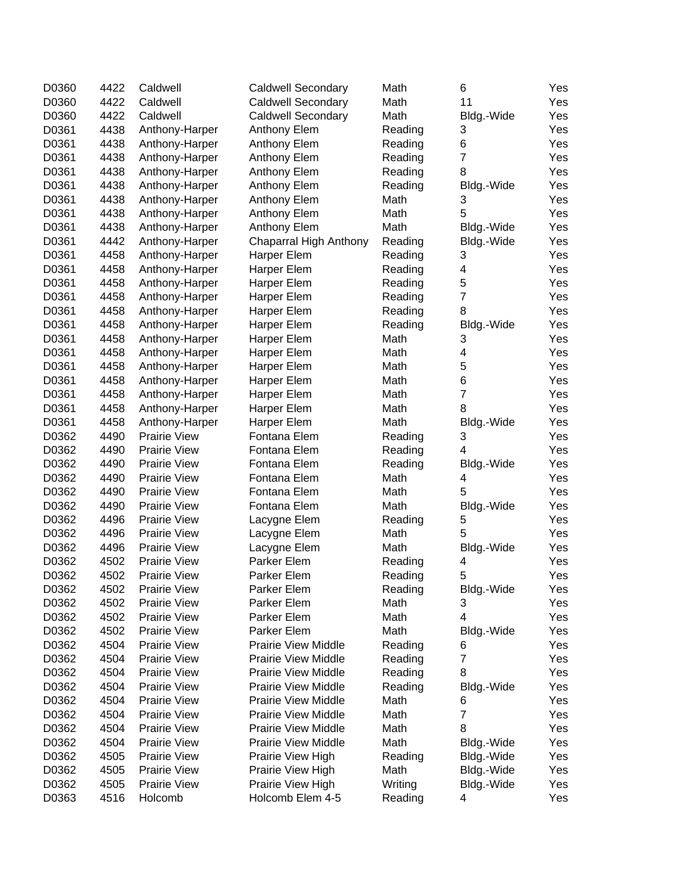| | | | | | | |
|---|---|---|---|---|---|---|
| D0360 | 4422 | Caldwell | Caldwell Secondary | Math | 6 | Yes |
| D0360 | 4422 | Caldwell | Caldwell Secondary | Math | 11 | Yes |
| D0360 | 4422 | Caldwell | Caldwell Secondary | Math | Bldg.-Wide | Yes |
| D0361 | 4438 | Anthony-Harper | Anthony Elem | Reading | 3 | Yes |
| D0361 | 4438 | Anthony-Harper | Anthony Elem | Reading | 6 | Yes |
| D0361 | 4438 | Anthony-Harper | Anthony Elem | Reading | 7 | Yes |
| D0361 | 4438 | Anthony-Harper | Anthony Elem | Reading | 8 | Yes |
| D0361 | 4438 | Anthony-Harper | Anthony Elem | Reading | Bldg.-Wide | Yes |
| D0361 | 4438 | Anthony-Harper | Anthony Elem | Math | 3 | Yes |
| D0361 | 4438 | Anthony-Harper | Anthony Elem | Math | 5 | Yes |
| D0361 | 4438 | Anthony-Harper | Anthony Elem | Math | Bldg.-Wide | Yes |
| D0361 | 4442 | Anthony-Harper | Chaparral High Anthony | Reading | Bldg.-Wide | Yes |
| D0361 | 4458 | Anthony-Harper | Harper Elem | Reading | 3 | Yes |
| D0361 | 4458 | Anthony-Harper | Harper Elem | Reading | 4 | Yes |
| D0361 | 4458 | Anthony-Harper | Harper Elem | Reading | 5 | Yes |
| D0361 | 4458 | Anthony-Harper | Harper Elem | Reading | 7 | Yes |
| D0361 | 4458 | Anthony-Harper | Harper Elem | Reading | 8 | Yes |
| D0361 | 4458 | Anthony-Harper | Harper Elem | Reading | Bldg.-Wide | Yes |
| D0361 | 4458 | Anthony-Harper | Harper Elem | Math | 3 | Yes |
| D0361 | 4458 | Anthony-Harper | Harper Elem | Math | 4 | Yes |
| D0361 | 4458 | Anthony-Harper | Harper Elem | Math | 5 | Yes |
| D0361 | 4458 | Anthony-Harper | Harper Elem | Math | 6 | Yes |
| D0361 | 4458 | Anthony-Harper | Harper Elem | Math | 7 | Yes |
| D0361 | 4458 | Anthony-Harper | Harper Elem | Math | 8 | Yes |
| D0361 | 4458 | Anthony-Harper | Harper Elem | Math | Bldg.-Wide | Yes |
| D0362 | 4490 | Prairie View | Fontana Elem | Reading | 3 | Yes |
| D0362 | 4490 | Prairie View | Fontana Elem | Reading | 4 | Yes |
| D0362 | 4490 | Prairie View | Fontana Elem | Reading | Bldg.-Wide | Yes |
| D0362 | 4490 | Prairie View | Fontana Elem | Math | 4 | Yes |
| D0362 | 4490 | Prairie View | Fontana Elem | Math | 5 | Yes |
| D0362 | 4490 | Prairie View | Fontana Elem | Math | Bldg.-Wide | Yes |
| D0362 | 4496 | Prairie View | Lacygne Elem | Reading | 5 | Yes |
| D0362 | 4496 | Prairie View | Lacygne Elem | Math | 5 | Yes |
| D0362 | 4496 | Prairie View | Lacygne Elem | Math | Bldg.-Wide | Yes |
| D0362 | 4502 | Prairie View | Parker Elem | Reading | 4 | Yes |
| D0362 | 4502 | Prairie View | Parker Elem | Reading | 5 | Yes |
| D0362 | 4502 | Prairie View | Parker Elem | Reading | Bldg.-Wide | Yes |
| D0362 | 4502 | Prairie View | Parker Elem | Math | 3 | Yes |
| D0362 | 4502 | Prairie View | Parker Elem | Math | 4 | Yes |
| D0362 | 4502 | Prairie View | Parker Elem | Math | Bldg.-Wide | Yes |
| D0362 | 4504 | Prairie View | Prairie View Middle | Reading | 6 | Yes |
| D0362 | 4504 | Prairie View | Prairie View Middle | Reading | 7 | Yes |
| D0362 | 4504 | Prairie View | Prairie View Middle | Reading | 8 | Yes |
| D0362 | 4504 | Prairie View | Prairie View Middle | Reading | Bldg.-Wide | Yes |
| D0362 | 4504 | Prairie View | Prairie View Middle | Math | 6 | Yes |
| D0362 | 4504 | Prairie View | Prairie View Middle | Math | 7 | Yes |
| D0362 | 4504 | Prairie View | Prairie View Middle | Math | 8 | Yes |
| D0362 | 4504 | Prairie View | Prairie View Middle | Math | Bldg.-Wide | Yes |
| D0362 | 4505 | Prairie View | Prairie View High | Reading | Bldg.-Wide | Yes |
| D0362 | 4505 | Prairie View | Prairie View High | Math | Bldg.-Wide | Yes |
| D0362 | 4505 | Prairie View | Prairie View High | Writing | Bldg.-Wide | Yes |
| D0363 | 4516 | Holcomb | Holcomb Elem 4-5 | Reading | 4 | Yes |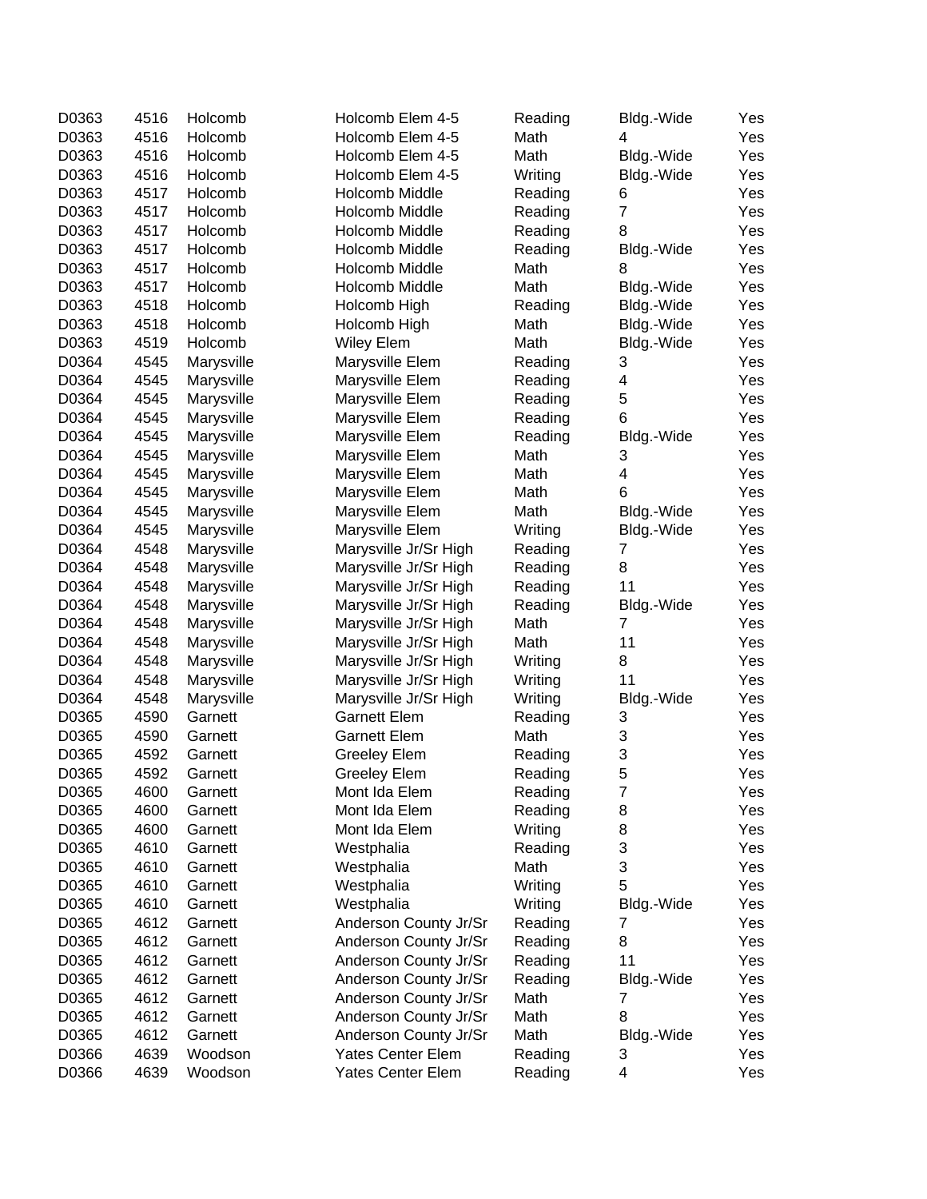| | | | | | | |
|---|---|---|---|---|---|---|
| D0363 | 4516 | Holcomb | Holcomb Elem 4-5 | Reading | Bldg.-Wide | Yes |
| D0363 | 4516 | Holcomb | Holcomb Elem 4-5 | Math | 4 | Yes |
| D0363 | 4516 | Holcomb | Holcomb Elem 4-5 | Math | Bldg.-Wide | Yes |
| D0363 | 4516 | Holcomb | Holcomb Elem 4-5 | Writing | Bldg.-Wide | Yes |
| D0363 | 4517 | Holcomb | Holcomb Middle | Reading | 6 | Yes |
| D0363 | 4517 | Holcomb | Holcomb Middle | Reading | 7 | Yes |
| D0363 | 4517 | Holcomb | Holcomb Middle | Reading | 8 | Yes |
| D0363 | 4517 | Holcomb | Holcomb Middle | Reading | Bldg.-Wide | Yes |
| D0363 | 4517 | Holcomb | Holcomb Middle | Math | 8 | Yes |
| D0363 | 4517 | Holcomb | Holcomb Middle | Math | Bldg.-Wide | Yes |
| D0363 | 4518 | Holcomb | Holcomb High | Reading | Bldg.-Wide | Yes |
| D0363 | 4518 | Holcomb | Holcomb High | Math | Bldg.-Wide | Yes |
| D0363 | 4519 | Holcomb | Wiley Elem | Math | Bldg.-Wide | Yes |
| D0364 | 4545 | Marysville | Marysville Elem | Reading | 3 | Yes |
| D0364 | 4545 | Marysville | Marysville Elem | Reading | 4 | Yes |
| D0364 | 4545 | Marysville | Marysville Elem | Reading | 5 | Yes |
| D0364 | 4545 | Marysville | Marysville Elem | Reading | 6 | Yes |
| D0364 | 4545 | Marysville | Marysville Elem | Reading | Bldg.-Wide | Yes |
| D0364 | 4545 | Marysville | Marysville Elem | Math | 3 | Yes |
| D0364 | 4545 | Marysville | Marysville Elem | Math | 4 | Yes |
| D0364 | 4545 | Marysville | Marysville Elem | Math | 6 | Yes |
| D0364 | 4545 | Marysville | Marysville Elem | Math | Bldg.-Wide | Yes |
| D0364 | 4545 | Marysville | Marysville Elem | Writing | Bldg.-Wide | Yes |
| D0364 | 4548 | Marysville | Marysville Jr/Sr High | Reading | 7 | Yes |
| D0364 | 4548 | Marysville | Marysville Jr/Sr High | Reading | 8 | Yes |
| D0364 | 4548 | Marysville | Marysville Jr/Sr High | Reading | 11 | Yes |
| D0364 | 4548 | Marysville | Marysville Jr/Sr High | Reading | Bldg.-Wide | Yes |
| D0364 | 4548 | Marysville | Marysville Jr/Sr High | Math | 7 | Yes |
| D0364 | 4548 | Marysville | Marysville Jr/Sr High | Math | 11 | Yes |
| D0364 | 4548 | Marysville | Marysville Jr/Sr High | Writing | 8 | Yes |
| D0364 | 4548 | Marysville | Marysville Jr/Sr High | Writing | 11 | Yes |
| D0364 | 4548 | Marysville | Marysville Jr/Sr High | Writing | Bldg.-Wide | Yes |
| D0365 | 4590 | Garnett | Garnett Elem | Reading | 3 | Yes |
| D0365 | 4590 | Garnett | Garnett Elem | Math | 3 | Yes |
| D0365 | 4592 | Garnett | Greeley Elem | Reading | 3 | Yes |
| D0365 | 4592 | Garnett | Greeley Elem | Reading | 5 | Yes |
| D0365 | 4600 | Garnett | Mont Ida Elem | Reading | 7 | Yes |
| D0365 | 4600 | Garnett | Mont Ida Elem | Reading | 8 | Yes |
| D0365 | 4600 | Garnett | Mont Ida Elem | Writing | 8 | Yes |
| D0365 | 4610 | Garnett | Westphalia | Reading | 3 | Yes |
| D0365 | 4610 | Garnett | Westphalia | Math | 3 | Yes |
| D0365 | 4610 | Garnett | Westphalia | Writing | 5 | Yes |
| D0365 | 4610 | Garnett | Westphalia | Writing | Bldg.-Wide | Yes |
| D0365 | 4612 | Garnett | Anderson County Jr/Sr | Reading | 7 | Yes |
| D0365 | 4612 | Garnett | Anderson County Jr/Sr | Reading | 8 | Yes |
| D0365 | 4612 | Garnett | Anderson County Jr/Sr | Reading | 11 | Yes |
| D0365 | 4612 | Garnett | Anderson County Jr/Sr | Reading | Bldg.-Wide | Yes |
| D0365 | 4612 | Garnett | Anderson County Jr/Sr | Math | 7 | Yes |
| D0365 | 4612 | Garnett | Anderson County Jr/Sr | Math | 8 | Yes |
| D0365 | 4612 | Garnett | Anderson County Jr/Sr | Math | Bldg.-Wide | Yes |
| D0366 | 4639 | Woodson | Yates Center Elem | Reading | 3 | Yes |
| D0366 | 4639 | Woodson | Yates Center Elem | Reading | 4 | Yes |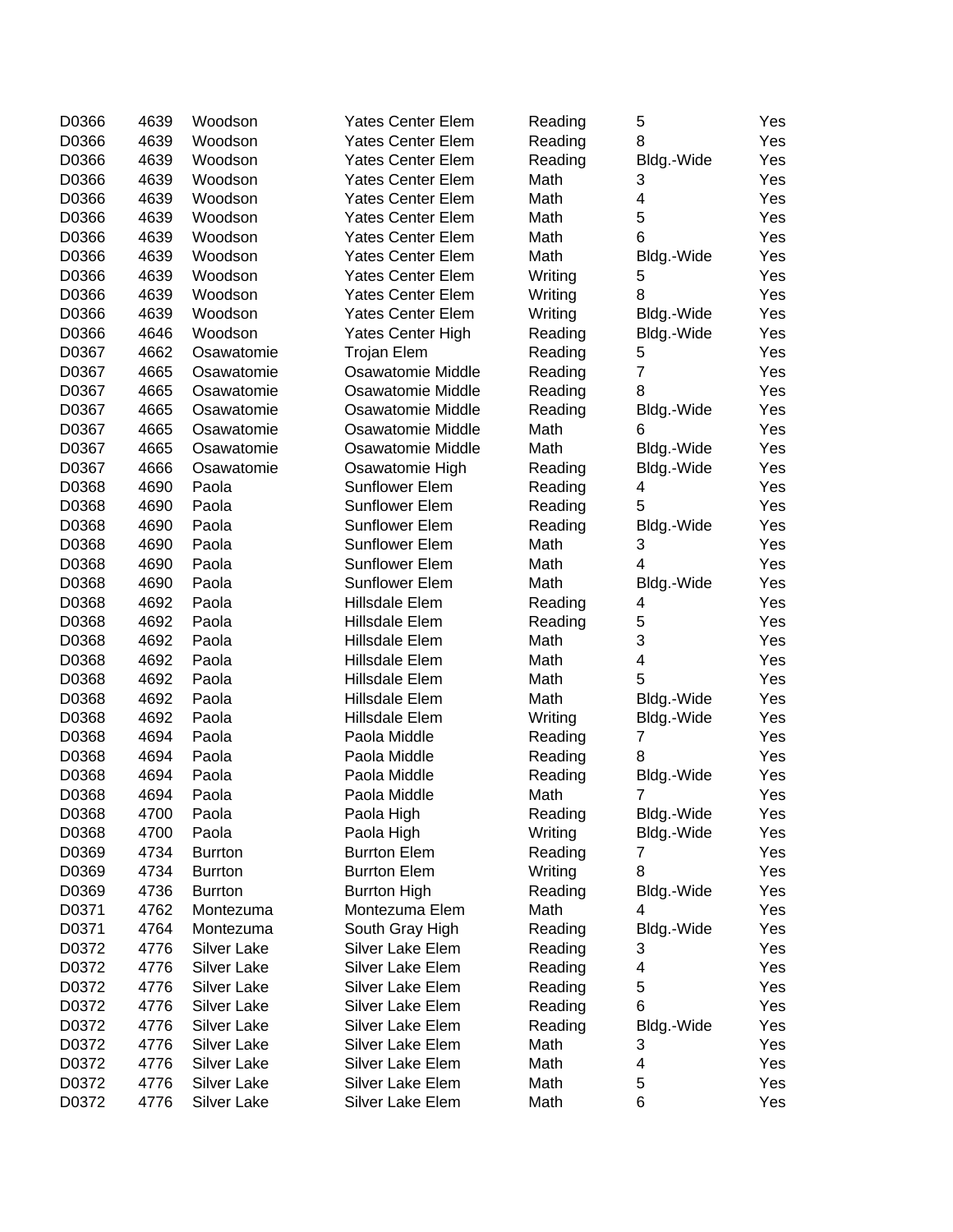| | | | | | | |
|---|---|---|---|---|---|---|
| D0366 | 4639 | Woodson | Yates Center Elem | Reading | 5 | Yes |
| D0366 | 4639 | Woodson | Yates Center Elem | Reading | 8 | Yes |
| D0366 | 4639 | Woodson | Yates Center Elem | Reading | Bldg.-Wide | Yes |
| D0366 | 4639 | Woodson | Yates Center Elem | Math | 3 | Yes |
| D0366 | 4639 | Woodson | Yates Center Elem | Math | 4 | Yes |
| D0366 | 4639 | Woodson | Yates Center Elem | Math | 5 | Yes |
| D0366 | 4639 | Woodson | Yates Center Elem | Math | 6 | Yes |
| D0366 | 4639 | Woodson | Yates Center Elem | Math | Bldg.-Wide | Yes |
| D0366 | 4639 | Woodson | Yates Center Elem | Writing | 5 | Yes |
| D0366 | 4639 | Woodson | Yates Center Elem | Writing | 8 | Yes |
| D0366 | 4639 | Woodson | Yates Center Elem | Writing | Bldg.-Wide | Yes |
| D0366 | 4646 | Woodson | Yates Center High | Reading | Bldg.-Wide | Yes |
| D0367 | 4662 | Osawatomie | Trojan Elem | Reading | 5 | Yes |
| D0367 | 4665 | Osawatomie | Osawatomie Middle | Reading | 7 | Yes |
| D0367 | 4665 | Osawatomie | Osawatomie Middle | Reading | 8 | Yes |
| D0367 | 4665 | Osawatomie | Osawatomie Middle | Reading | Bldg.-Wide | Yes |
| D0367 | 4665 | Osawatomie | Osawatomie Middle | Math | 6 | Yes |
| D0367 | 4665 | Osawatomie | Osawatomie Middle | Math | Bldg.-Wide | Yes |
| D0367 | 4666 | Osawatomie | Osawatomie High | Reading | Bldg.-Wide | Yes |
| D0368 | 4690 | Paola | Sunflower Elem | Reading | 4 | Yes |
| D0368 | 4690 | Paola | Sunflower Elem | Reading | 5 | Yes |
| D0368 | 4690 | Paola | Sunflower Elem | Reading | Bldg.-Wide | Yes |
| D0368 | 4690 | Paola | Sunflower Elem | Math | 3 | Yes |
| D0368 | 4690 | Paola | Sunflower Elem | Math | 4 | Yes |
| D0368 | 4690 | Paola | Sunflower Elem | Math | Bldg.-Wide | Yes |
| D0368 | 4692 | Paola | Hillsdale Elem | Reading | 4 | Yes |
| D0368 | 4692 | Paola | Hillsdale Elem | Reading | 5 | Yes |
| D0368 | 4692 | Paola | Hillsdale Elem | Math | 3 | Yes |
| D0368 | 4692 | Paola | Hillsdale Elem | Math | 4 | Yes |
| D0368 | 4692 | Paola | Hillsdale Elem | Math | 5 | Yes |
| D0368 | 4692 | Paola | Hillsdale Elem | Math | Bldg.-Wide | Yes |
| D0368 | 4692 | Paola | Hillsdale Elem | Writing | Bldg.-Wide | Yes |
| D0368 | 4694 | Paola | Paola Middle | Reading | 7 | Yes |
| D0368 | 4694 | Paola | Paola Middle | Reading | 8 | Yes |
| D0368 | 4694 | Paola | Paola Middle | Reading | Bldg.-Wide | Yes |
| D0368 | 4694 | Paola | Paola Middle | Math | 7 | Yes |
| D0368 | 4700 | Paola | Paola High | Reading | Bldg.-Wide | Yes |
| D0368 | 4700 | Paola | Paola High | Writing | Bldg.-Wide | Yes |
| D0369 | 4734 | Burrton | Burrton Elem | Reading | 7 | Yes |
| D0369 | 4734 | Burrton | Burrton Elem | Writing | 8 | Yes |
| D0369 | 4736 | Burrton | Burrton High | Reading | Bldg.-Wide | Yes |
| D0371 | 4762 | Montezuma | Montezuma Elem | Math | 4 | Yes |
| D0371 | 4764 | Montezuma | South Gray High | Reading | Bldg.-Wide | Yes |
| D0372 | 4776 | Silver Lake | Silver Lake Elem | Reading | 3 | Yes |
| D0372 | 4776 | Silver Lake | Silver Lake Elem | Reading | 4 | Yes |
| D0372 | 4776 | Silver Lake | Silver Lake Elem | Reading | 5 | Yes |
| D0372 | 4776 | Silver Lake | Silver Lake Elem | Reading | 6 | Yes |
| D0372 | 4776 | Silver Lake | Silver Lake Elem | Reading | Bldg.-Wide | Yes |
| D0372 | 4776 | Silver Lake | Silver Lake Elem | Math | 3 | Yes |
| D0372 | 4776 | Silver Lake | Silver Lake Elem | Math | 4 | Yes |
| D0372 | 4776 | Silver Lake | Silver Lake Elem | Math | 5 | Yes |
| D0372 | 4776 | Silver Lake | Silver Lake Elem | Math | 6 | Yes |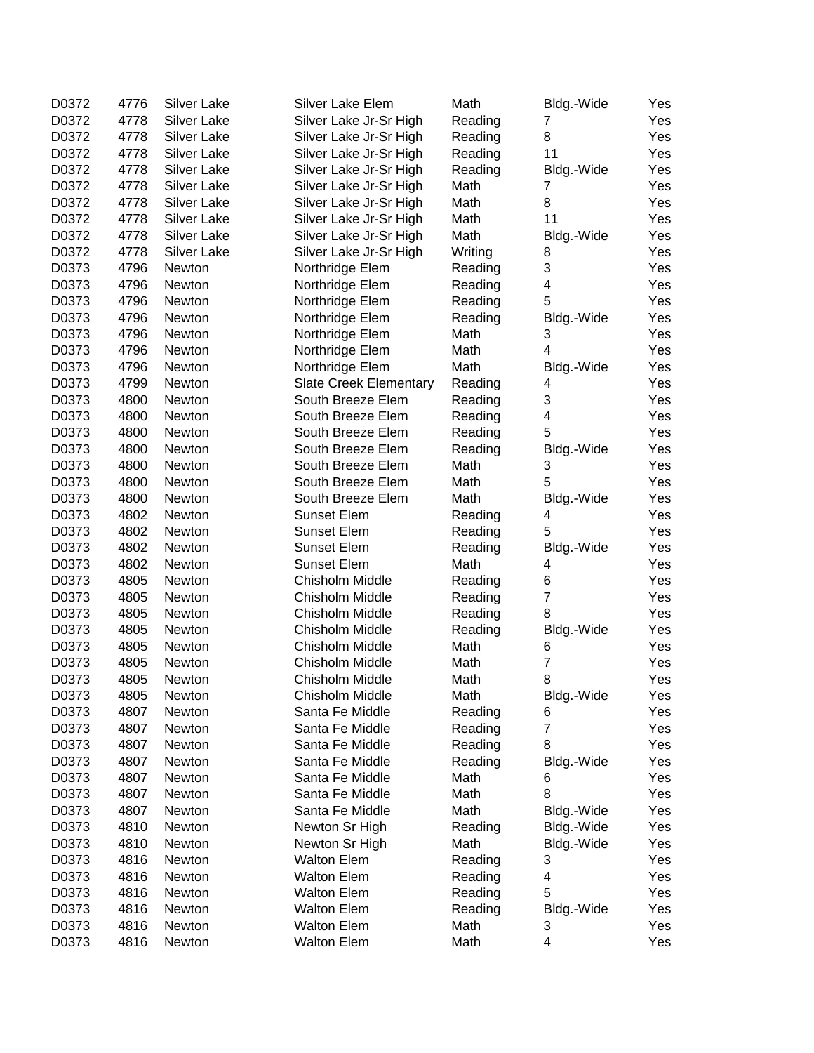| | | | | | | |
|---|---|---|---|---|---|---|
| D0372 | 4776 | Silver Lake | Silver Lake Elem | Math | Bldg.-Wide | Yes |
| D0372 | 4778 | Silver Lake | Silver Lake Jr-Sr High | Reading | 7 | Yes |
| D0372 | 4778 | Silver Lake | Silver Lake Jr-Sr High | Reading | 8 | Yes |
| D0372 | 4778 | Silver Lake | Silver Lake Jr-Sr High | Reading | 11 | Yes |
| D0372 | 4778 | Silver Lake | Silver Lake Jr-Sr High | Reading | Bldg.-Wide | Yes |
| D0372 | 4778 | Silver Lake | Silver Lake Jr-Sr High | Math | 7 | Yes |
| D0372 | 4778 | Silver Lake | Silver Lake Jr-Sr High | Math | 8 | Yes |
| D0372 | 4778 | Silver Lake | Silver Lake Jr-Sr High | Math | 11 | Yes |
| D0372 | 4778 | Silver Lake | Silver Lake Jr-Sr High | Math | Bldg.-Wide | Yes |
| D0372 | 4778 | Silver Lake | Silver Lake Jr-Sr High | Writing | 8 | Yes |
| D0373 | 4796 | Newton | Northridge Elem | Reading | 3 | Yes |
| D0373 | 4796 | Newton | Northridge Elem | Reading | 4 | Yes |
| D0373 | 4796 | Newton | Northridge Elem | Reading | 5 | Yes |
| D0373 | 4796 | Newton | Northridge Elem | Reading | Bldg.-Wide | Yes |
| D0373 | 4796 | Newton | Northridge Elem | Math | 3 | Yes |
| D0373 | 4796 | Newton | Northridge Elem | Math | 4 | Yes |
| D0373 | 4796 | Newton | Northridge Elem | Math | Bldg.-Wide | Yes |
| D0373 | 4799 | Newton | Slate Creek Elementary | Reading | 4 | Yes |
| D0373 | 4800 | Newton | South Breeze Elem | Reading | 3 | Yes |
| D0373 | 4800 | Newton | South Breeze Elem | Reading | 4 | Yes |
| D0373 | 4800 | Newton | South Breeze Elem | Reading | 5 | Yes |
| D0373 | 4800 | Newton | South Breeze Elem | Reading | Bldg.-Wide | Yes |
| D0373 | 4800 | Newton | South Breeze Elem | Math | 3 | Yes |
| D0373 | 4800 | Newton | South Breeze Elem | Math | 5 | Yes |
| D0373 | 4800 | Newton | South Breeze Elem | Math | Bldg.-Wide | Yes |
| D0373 | 4802 | Newton | Sunset Elem | Reading | 4 | Yes |
| D0373 | 4802 | Newton | Sunset Elem | Reading | 5 | Yes |
| D0373 | 4802 | Newton | Sunset Elem | Reading | Bldg.-Wide | Yes |
| D0373 | 4802 | Newton | Sunset Elem | Math | 4 | Yes |
| D0373 | 4805 | Newton | Chisholm Middle | Reading | 6 | Yes |
| D0373 | 4805 | Newton | Chisholm Middle | Reading | 7 | Yes |
| D0373 | 4805 | Newton | Chisholm Middle | Reading | 8 | Yes |
| D0373 | 4805 | Newton | Chisholm Middle | Reading | Bldg.-Wide | Yes |
| D0373 | 4805 | Newton | Chisholm Middle | Math | 6 | Yes |
| D0373 | 4805 | Newton | Chisholm Middle | Math | 7 | Yes |
| D0373 | 4805 | Newton | Chisholm Middle | Math | 8 | Yes |
| D0373 | 4805 | Newton | Chisholm Middle | Math | Bldg.-Wide | Yes |
| D0373 | 4807 | Newton | Santa Fe Middle | Reading | 6 | Yes |
| D0373 | 4807 | Newton | Santa Fe Middle | Reading | 7 | Yes |
| D0373 | 4807 | Newton | Santa Fe Middle | Reading | 8 | Yes |
| D0373 | 4807 | Newton | Santa Fe Middle | Reading | Bldg.-Wide | Yes |
| D0373 | 4807 | Newton | Santa Fe Middle | Math | 6 | Yes |
| D0373 | 4807 | Newton | Santa Fe Middle | Math | 8 | Yes |
| D0373 | 4807 | Newton | Santa Fe Middle | Math | Bldg.-Wide | Yes |
| D0373 | 4810 | Newton | Newton Sr High | Reading | Bldg.-Wide | Yes |
| D0373 | 4810 | Newton | Newton Sr High | Math | Bldg.-Wide | Yes |
| D0373 | 4816 | Newton | Walton Elem | Reading | 3 | Yes |
| D0373 | 4816 | Newton | Walton Elem | Reading | 4 | Yes |
| D0373 | 4816 | Newton | Walton Elem | Reading | 5 | Yes |
| D0373 | 4816 | Newton | Walton Elem | Reading | Bldg.-Wide | Yes |
| D0373 | 4816 | Newton | Walton Elem | Math | 3 | Yes |
| D0373 | 4816 | Newton | Walton Elem | Math | 4 | Yes |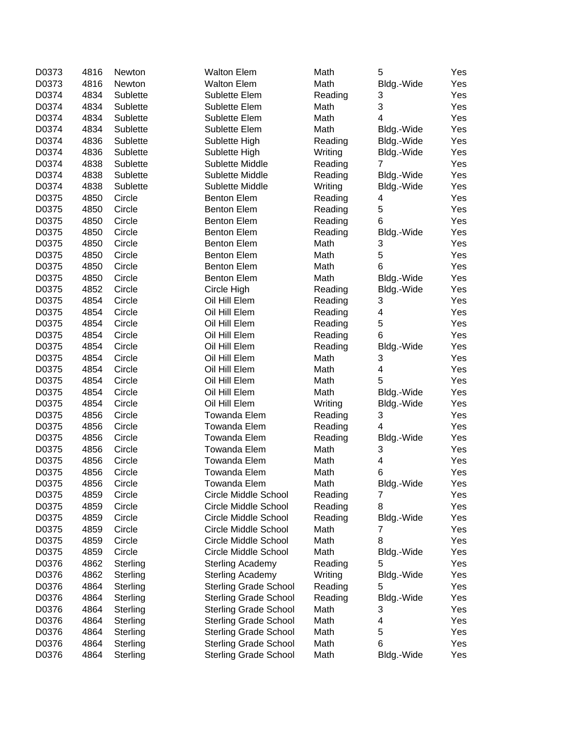| | | | | | | |
|---|---|---|---|---|---|---|
| D0373 | 4816 | Newton | Walton Elem | Math | 5 | Yes |
| D0373 | 4816 | Newton | Walton Elem | Math | Bldg.-Wide | Yes |
| D0374 | 4834 | Sublette | Sublette Elem | Reading | 3 | Yes |
| D0374 | 4834 | Sublette | Sublette Elem | Math | 3 | Yes |
| D0374 | 4834 | Sublette | Sublette Elem | Math | 4 | Yes |
| D0374 | 4834 | Sublette | Sublette Elem | Math | Bldg.-Wide | Yes |
| D0374 | 4836 | Sublette | Sublette High | Reading | Bldg.-Wide | Yes |
| D0374 | 4836 | Sublette | Sublette High | Writing | Bldg.-Wide | Yes |
| D0374 | 4838 | Sublette | Sublette Middle | Reading | 7 | Yes |
| D0374 | 4838 | Sublette | Sublette Middle | Reading | Bldg.-Wide | Yes |
| D0374 | 4838 | Sublette | Sublette Middle | Writing | Bldg.-Wide | Yes |
| D0375 | 4850 | Circle | Benton Elem | Reading | 4 | Yes |
| D0375 | 4850 | Circle | Benton Elem | Reading | 5 | Yes |
| D0375 | 4850 | Circle | Benton Elem | Reading | 6 | Yes |
| D0375 | 4850 | Circle | Benton Elem | Reading | Bldg.-Wide | Yes |
| D0375 | 4850 | Circle | Benton Elem | Math | 3 | Yes |
| D0375 | 4850 | Circle | Benton Elem | Math | 5 | Yes |
| D0375 | 4850 | Circle | Benton Elem | Math | 6 | Yes |
| D0375 | 4850 | Circle | Benton Elem | Math | Bldg.-Wide | Yes |
| D0375 | 4852 | Circle | Circle High | Reading | Bldg.-Wide | Yes |
| D0375 | 4854 | Circle | Oil Hill Elem | Reading | 3 | Yes |
| D0375 | 4854 | Circle | Oil Hill Elem | Reading | 4 | Yes |
| D0375 | 4854 | Circle | Oil Hill Elem | Reading | 5 | Yes |
| D0375 | 4854 | Circle | Oil Hill Elem | Reading | 6 | Yes |
| D0375 | 4854 | Circle | Oil Hill Elem | Reading | Bldg.-Wide | Yes |
| D0375 | 4854 | Circle | Oil Hill Elem | Math | 3 | Yes |
| D0375 | 4854 | Circle | Oil Hill Elem | Math | 4 | Yes |
| D0375 | 4854 | Circle | Oil Hill Elem | Math | 5 | Yes |
| D0375 | 4854 | Circle | Oil Hill Elem | Math | Bldg.-Wide | Yes |
| D0375 | 4854 | Circle | Oil Hill Elem | Writing | Bldg.-Wide | Yes |
| D0375 | 4856 | Circle | Towanda Elem | Reading | 3 | Yes |
| D0375 | 4856 | Circle | Towanda Elem | Reading | 4 | Yes |
| D0375 | 4856 | Circle | Towanda Elem | Reading | Bldg.-Wide | Yes |
| D0375 | 4856 | Circle | Towanda Elem | Math | 3 | Yes |
| D0375 | 4856 | Circle | Towanda Elem | Math | 4 | Yes |
| D0375 | 4856 | Circle | Towanda Elem | Math | 6 | Yes |
| D0375 | 4856 | Circle | Towanda Elem | Math | Bldg.-Wide | Yes |
| D0375 | 4859 | Circle | Circle Middle School | Reading | 7 | Yes |
| D0375 | 4859 | Circle | Circle Middle School | Reading | 8 | Yes |
| D0375 | 4859 | Circle | Circle Middle School | Reading | Bldg.-Wide | Yes |
| D0375 | 4859 | Circle | Circle Middle School | Math | 7 | Yes |
| D0375 | 4859 | Circle | Circle Middle School | Math | 8 | Yes |
| D0375 | 4859 | Circle | Circle Middle School | Math | Bldg.-Wide | Yes |
| D0376 | 4862 | Sterling | Sterling Academy | Reading | 5 | Yes |
| D0376 | 4862 | Sterling | Sterling Academy | Writing | Bldg.-Wide | Yes |
| D0376 | 4864 | Sterling | Sterling Grade School | Reading | 5 | Yes |
| D0376 | 4864 | Sterling | Sterling Grade School | Reading | Bldg.-Wide | Yes |
| D0376 | 4864 | Sterling | Sterling Grade School | Math | 3 | Yes |
| D0376 | 4864 | Sterling | Sterling Grade School | Math | 4 | Yes |
| D0376 | 4864 | Sterling | Sterling Grade School | Math | 5 | Yes |
| D0376 | 4864 | Sterling | Sterling Grade School | Math | 6 | Yes |
| D0376 | 4864 | Sterling | Sterling Grade School | Math | Bldg.-Wide | Yes |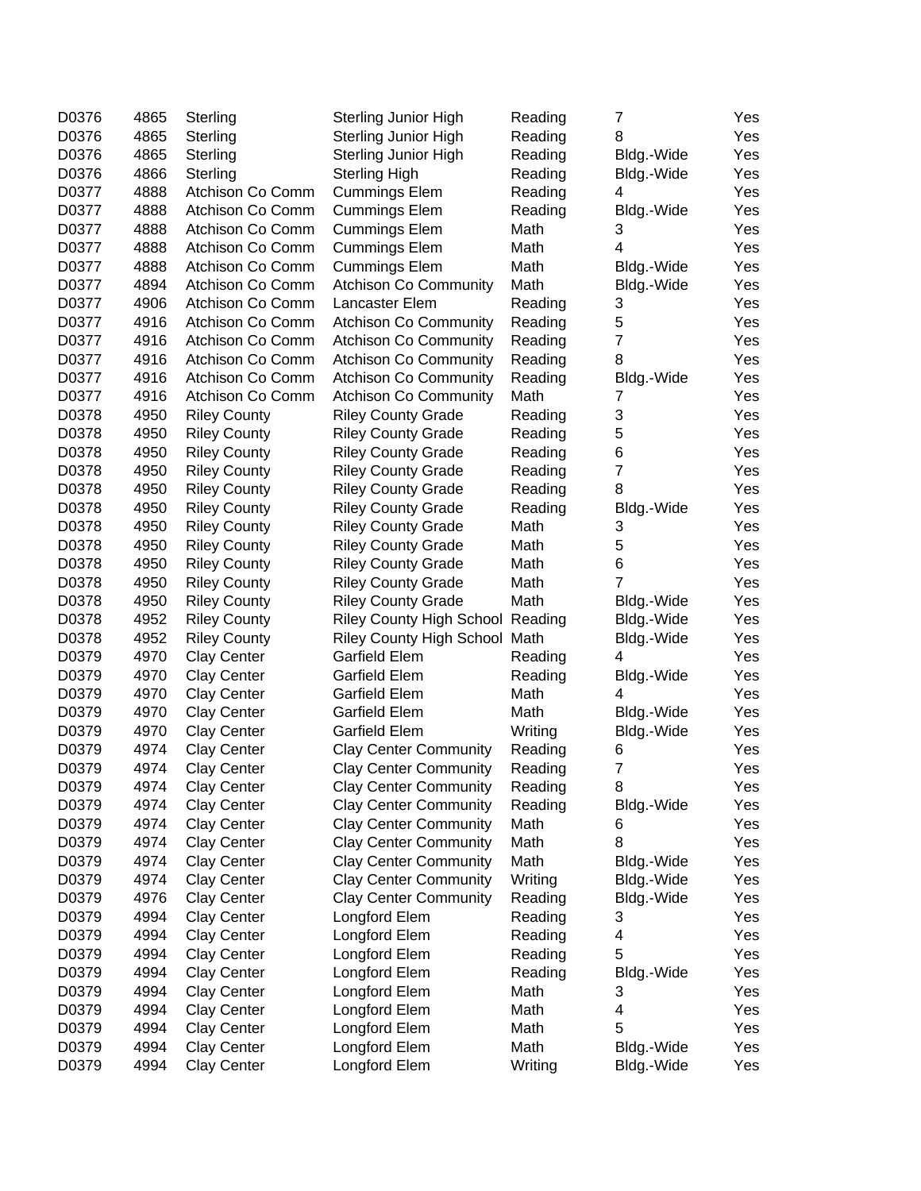| | | | | | | |
|---|---|---|---|---|---|---|
| D0376 | 4865 | Sterling | Sterling Junior High | Reading | 7 | Yes |
| D0376 | 4865 | Sterling | Sterling Junior High | Reading | 8 | Yes |
| D0376 | 4865 | Sterling | Sterling Junior High | Reading | Bldg.-Wide | Yes |
| D0376 | 4866 | Sterling | Sterling High | Reading | Bldg.-Wide | Yes |
| D0377 | 4888 | Atchison Co Comm | Cummings Elem | Reading | 4 | Yes |
| D0377 | 4888 | Atchison Co Comm | Cummings Elem | Reading | Bldg.-Wide | Yes |
| D0377 | 4888 | Atchison Co Comm | Cummings Elem | Math | 3 | Yes |
| D0377 | 4888 | Atchison Co Comm | Cummings Elem | Math | 4 | Yes |
| D0377 | 4888 | Atchison Co Comm | Cummings Elem | Math | Bldg.-Wide | Yes |
| D0377 | 4894 | Atchison Co Comm | Atchison Co Community | Math | Bldg.-Wide | Yes |
| D0377 | 4906 | Atchison Co Comm | Lancaster Elem | Reading | 3 | Yes |
| D0377 | 4916 | Atchison Co Comm | Atchison Co Community | Reading | 5 | Yes |
| D0377 | 4916 | Atchison Co Comm | Atchison Co Community | Reading | 7 | Yes |
| D0377 | 4916 | Atchison Co Comm | Atchison Co Community | Reading | 8 | Yes |
| D0377 | 4916 | Atchison Co Comm | Atchison Co Community | Reading | Bldg.-Wide | Yes |
| D0377 | 4916 | Atchison Co Comm | Atchison Co Community | Math | 7 | Yes |
| D0378 | 4950 | Riley County | Riley County Grade | Reading | 3 | Yes |
| D0378 | 4950 | Riley County | Riley County Grade | Reading | 5 | Yes |
| D0378 | 4950 | Riley County | Riley County Grade | Reading | 6 | Yes |
| D0378 | 4950 | Riley County | Riley County Grade | Reading | 7 | Yes |
| D0378 | 4950 | Riley County | Riley County Grade | Reading | 8 | Yes |
| D0378 | 4950 | Riley County | Riley County Grade | Reading | Bldg.-Wide | Yes |
| D0378 | 4950 | Riley County | Riley County Grade | Math | 3 | Yes |
| D0378 | 4950 | Riley County | Riley County Grade | Math | 5 | Yes |
| D0378 | 4950 | Riley County | Riley County Grade | Math | 6 | Yes |
| D0378 | 4950 | Riley County | Riley County Grade | Math | 7 | Yes |
| D0378 | 4950 | Riley County | Riley County Grade | Math | Bldg.-Wide | Yes |
| D0378 | 4952 | Riley County | Riley County High School | Reading | Bldg.-Wide | Yes |
| D0378 | 4952 | Riley County | Riley County High School | Math | Bldg.-Wide | Yes |
| D0379 | 4970 | Clay Center | Garfield Elem | Reading | 4 | Yes |
| D0379 | 4970 | Clay Center | Garfield Elem | Reading | Bldg.-Wide | Yes |
| D0379 | 4970 | Clay Center | Garfield Elem | Math | 4 | Yes |
| D0379 | 4970 | Clay Center | Garfield Elem | Math | Bldg.-Wide | Yes |
| D0379 | 4970 | Clay Center | Garfield Elem | Writing | Bldg.-Wide | Yes |
| D0379 | 4974 | Clay Center | Clay Center Community | Reading | 6 | Yes |
| D0379 | 4974 | Clay Center | Clay Center Community | Reading | 7 | Yes |
| D0379 | 4974 | Clay Center | Clay Center Community | Reading | 8 | Yes |
| D0379 | 4974 | Clay Center | Clay Center Community | Reading | Bldg.-Wide | Yes |
| D0379 | 4974 | Clay Center | Clay Center Community | Math | 6 | Yes |
| D0379 | 4974 | Clay Center | Clay Center Community | Math | 8 | Yes |
| D0379 | 4974 | Clay Center | Clay Center Community | Math | Bldg.-Wide | Yes |
| D0379 | 4974 | Clay Center | Clay Center Community | Writing | Bldg.-Wide | Yes |
| D0379 | 4976 | Clay Center | Clay Center Community | Reading | Bldg.-Wide | Yes |
| D0379 | 4994 | Clay Center | Longford Elem | Reading | 3 | Yes |
| D0379 | 4994 | Clay Center | Longford Elem | Reading | 4 | Yes |
| D0379 | 4994 | Clay Center | Longford Elem | Reading | 5 | Yes |
| D0379 | 4994 | Clay Center | Longford Elem | Reading | Bldg.-Wide | Yes |
| D0379 | 4994 | Clay Center | Longford Elem | Math | 3 | Yes |
| D0379 | 4994 | Clay Center | Longford Elem | Math | 4 | Yes |
| D0379 | 4994 | Clay Center | Longford Elem | Math | 5 | Yes |
| D0379 | 4994 | Clay Center | Longford Elem | Math | Bldg.-Wide | Yes |
| D0379 | 4994 | Clay Center | Longford Elem | Writing | Bldg.-Wide | Yes |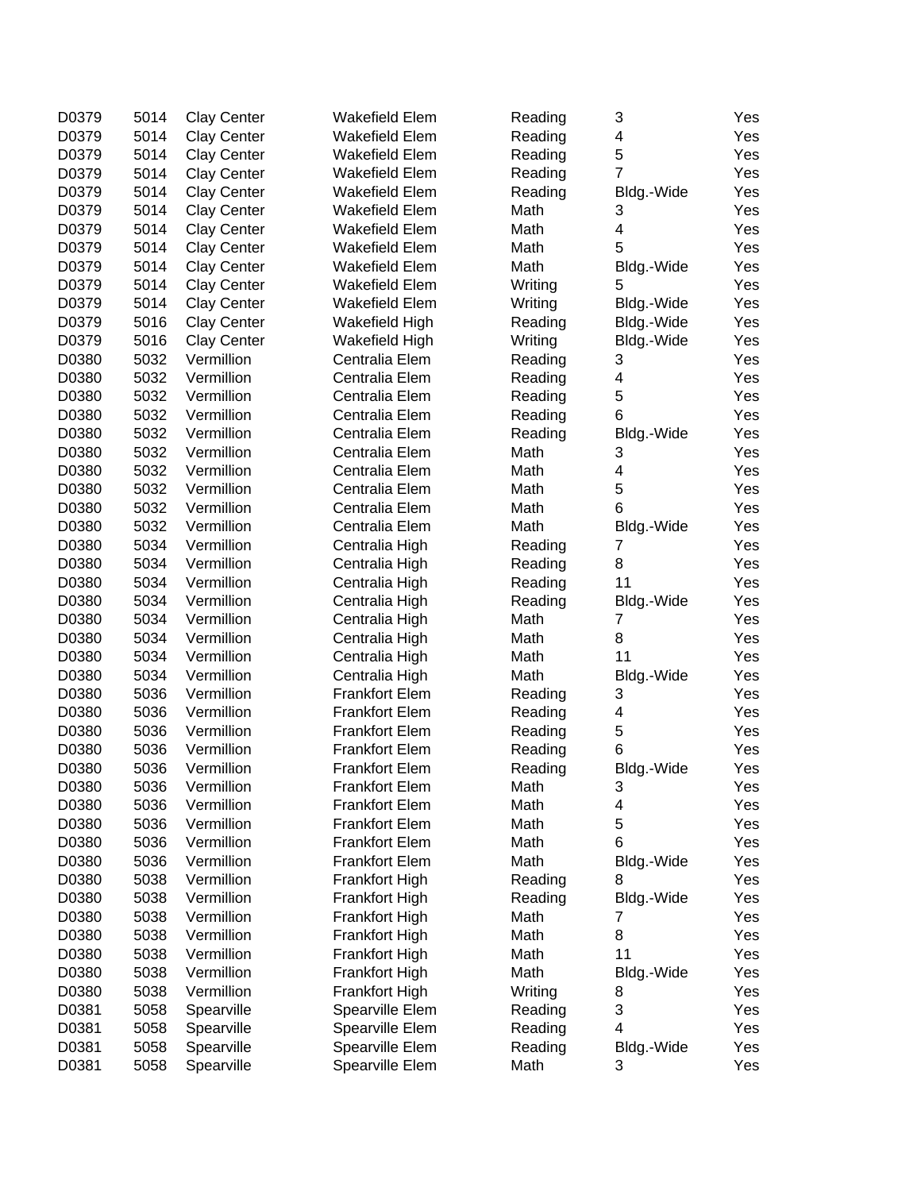| | | | | | | |
|---|---|---|---|---|---|---|
| D0379 | 5014 | Clay Center | Wakefield Elem | Reading | 3 | Yes |
| D0379 | 5014 | Clay Center | Wakefield Elem | Reading | 4 | Yes |
| D0379 | 5014 | Clay Center | Wakefield Elem | Reading | 5 | Yes |
| D0379 | 5014 | Clay Center | Wakefield Elem | Reading | 7 | Yes |
| D0379 | 5014 | Clay Center | Wakefield Elem | Reading | Bldg.-Wide | Yes |
| D0379 | 5014 | Clay Center | Wakefield Elem | Math | 3 | Yes |
| D0379 | 5014 | Clay Center | Wakefield Elem | Math | 4 | Yes |
| D0379 | 5014 | Clay Center | Wakefield Elem | Math | 5 | Yes |
| D0379 | 5014 | Clay Center | Wakefield Elem | Math | Bldg.-Wide | Yes |
| D0379 | 5014 | Clay Center | Wakefield Elem | Writing | 5 | Yes |
| D0379 | 5014 | Clay Center | Wakefield Elem | Writing | Bldg.-Wide | Yes |
| D0379 | 5016 | Clay Center | Wakefield High | Reading | Bldg.-Wide | Yes |
| D0379 | 5016 | Clay Center | Wakefield High | Writing | Bldg.-Wide | Yes |
| D0380 | 5032 | Vermillion | Centralia Elem | Reading | 3 | Yes |
| D0380 | 5032 | Vermillion | Centralia Elem | Reading | 4 | Yes |
| D0380 | 5032 | Vermillion | Centralia Elem | Reading | 5 | Yes |
| D0380 | 5032 | Vermillion | Centralia Elem | Reading | 6 | Yes |
| D0380 | 5032 | Vermillion | Centralia Elem | Reading | Bldg.-Wide | Yes |
| D0380 | 5032 | Vermillion | Centralia Elem | Math | 3 | Yes |
| D0380 | 5032 | Vermillion | Centralia Elem | Math | 4 | Yes |
| D0380 | 5032 | Vermillion | Centralia Elem | Math | 5 | Yes |
| D0380 | 5032 | Vermillion | Centralia Elem | Math | 6 | Yes |
| D0380 | 5032 | Vermillion | Centralia Elem | Math | Bldg.-Wide | Yes |
| D0380 | 5034 | Vermillion | Centralia High | Reading | 7 | Yes |
| D0380 | 5034 | Vermillion | Centralia High | Reading | 8 | Yes |
| D0380 | 5034 | Vermillion | Centralia High | Reading | 11 | Yes |
| D0380 | 5034 | Vermillion | Centralia High | Reading | Bldg.-Wide | Yes |
| D0380 | 5034 | Vermillion | Centralia High | Math | 7 | Yes |
| D0380 | 5034 | Vermillion | Centralia High | Math | 8 | Yes |
| D0380 | 5034 | Vermillion | Centralia High | Math | 11 | Yes |
| D0380 | 5034 | Vermillion | Centralia High | Math | Bldg.-Wide | Yes |
| D0380 | 5036 | Vermillion | Frankfort Elem | Reading | 3 | Yes |
| D0380 | 5036 | Vermillion | Frankfort Elem | Reading | 4 | Yes |
| D0380 | 5036 | Vermillion | Frankfort Elem | Reading | 5 | Yes |
| D0380 | 5036 | Vermillion | Frankfort Elem | Reading | 6 | Yes |
| D0380 | 5036 | Vermillion | Frankfort Elem | Reading | Bldg.-Wide | Yes |
| D0380 | 5036 | Vermillion | Frankfort Elem | Math | 3 | Yes |
| D0380 | 5036 | Vermillion | Frankfort Elem | Math | 4 | Yes |
| D0380 | 5036 | Vermillion | Frankfort Elem | Math | 5 | Yes |
| D0380 | 5036 | Vermillion | Frankfort Elem | Math | 6 | Yes |
| D0380 | 5036 | Vermillion | Frankfort Elem | Math | Bldg.-Wide | Yes |
| D0380 | 5038 | Vermillion | Frankfort High | Reading | 8 | Yes |
| D0380 | 5038 | Vermillion | Frankfort High | Reading | Bldg.-Wide | Yes |
| D0380 | 5038 | Vermillion | Frankfort High | Math | 7 | Yes |
| D0380 | 5038 | Vermillion | Frankfort High | Math | 8 | Yes |
| D0380 | 5038 | Vermillion | Frankfort High | Math | 11 | Yes |
| D0380 | 5038 | Vermillion | Frankfort High | Math | Bldg.-Wide | Yes |
| D0380 | 5038 | Vermillion | Frankfort High | Writing | 8 | Yes |
| D0381 | 5058 | Spearville | Spearville Elem | Reading | 3 | Yes |
| D0381 | 5058 | Spearville | Spearville Elem | Reading | 4 | Yes |
| D0381 | 5058 | Spearville | Spearville Elem | Reading | Bldg.-Wide | Yes |
| D0381 | 5058 | Spearville | Spearville Elem | Math | 3 | Yes |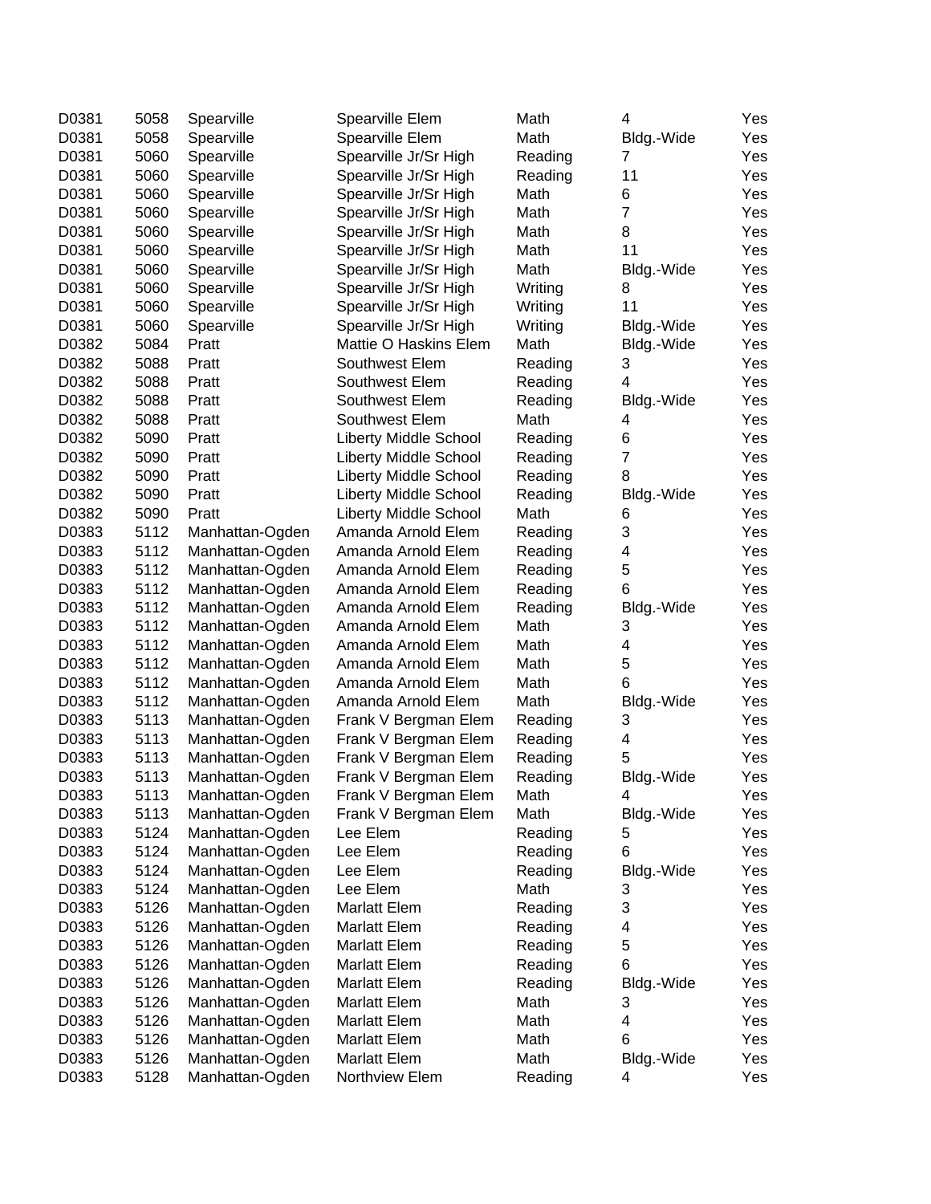| | | | | | | |
|---|---|---|---|---|---|---|
| D0381 | 5058 | Spearville | Spearville Elem | Math | 4 | Yes |
| D0381 | 5058 | Spearville | Spearville Elem | Math | Bldg.-Wide | Yes |
| D0381 | 5060 | Spearville | Spearville Jr/Sr High | Reading | 7 | Yes |
| D0381 | 5060 | Spearville | Spearville Jr/Sr High | Reading | 11 | Yes |
| D0381 | 5060 | Spearville | Spearville Jr/Sr High | Math | 6 | Yes |
| D0381 | 5060 | Spearville | Spearville Jr/Sr High | Math | 7 | Yes |
| D0381 | 5060 | Spearville | Spearville Jr/Sr High | Math | 8 | Yes |
| D0381 | 5060 | Spearville | Spearville Jr/Sr High | Math | 11 | Yes |
| D0381 | 5060 | Spearville | Spearville Jr/Sr High | Math | Bldg.-Wide | Yes |
| D0381 | 5060 | Spearville | Spearville Jr/Sr High | Writing | 8 | Yes |
| D0381 | 5060 | Spearville | Spearville Jr/Sr High | Writing | 11 | Yes |
| D0381 | 5060 | Spearville | Spearville Jr/Sr High | Writing | Bldg.-Wide | Yes |
| D0382 | 5084 | Pratt | Mattie O Haskins Elem | Math | Bldg.-Wide | Yes |
| D0382 | 5088 | Pratt | Southwest Elem | Reading | 3 | Yes |
| D0382 | 5088 | Pratt | Southwest Elem | Reading | 4 | Yes |
| D0382 | 5088 | Pratt | Southwest Elem | Reading | Bldg.-Wide | Yes |
| D0382 | 5088 | Pratt | Southwest Elem | Math | 4 | Yes |
| D0382 | 5090 | Pratt | Liberty Middle School | Reading | 6 | Yes |
| D0382 | 5090 | Pratt | Liberty Middle School | Reading | 7 | Yes |
| D0382 | 5090 | Pratt | Liberty Middle School | Reading | 8 | Yes |
| D0382 | 5090 | Pratt | Liberty Middle School | Reading | Bldg.-Wide | Yes |
| D0382 | 5090 | Pratt | Liberty Middle School | Math | 6 | Yes |
| D0383 | 5112 | Manhattan-Ogden | Amanda Arnold Elem | Reading | 3 | Yes |
| D0383 | 5112 | Manhattan-Ogden | Amanda Arnold Elem | Reading | 4 | Yes |
| D0383 | 5112 | Manhattan-Ogden | Amanda Arnold Elem | Reading | 5 | Yes |
| D0383 | 5112 | Manhattan-Ogden | Amanda Arnold Elem | Reading | 6 | Yes |
| D0383 | 5112 | Manhattan-Ogden | Amanda Arnold Elem | Reading | Bldg.-Wide | Yes |
| D0383 | 5112 | Manhattan-Ogden | Amanda Arnold Elem | Math | 3 | Yes |
| D0383 | 5112 | Manhattan-Ogden | Amanda Arnold Elem | Math | 4 | Yes |
| D0383 | 5112 | Manhattan-Ogden | Amanda Arnold Elem | Math | 5 | Yes |
| D0383 | 5112 | Manhattan-Ogden | Amanda Arnold Elem | Math | 6 | Yes |
| D0383 | 5112 | Manhattan-Ogden | Amanda Arnold Elem | Math | Bldg.-Wide | Yes |
| D0383 | 5113 | Manhattan-Ogden | Frank V Bergman Elem | Reading | 3 | Yes |
| D0383 | 5113 | Manhattan-Ogden | Frank V Bergman Elem | Reading | 4 | Yes |
| D0383 | 5113 | Manhattan-Ogden | Frank V Bergman Elem | Reading | 5 | Yes |
| D0383 | 5113 | Manhattan-Ogden | Frank V Bergman Elem | Reading | Bldg.-Wide | Yes |
| D0383 | 5113 | Manhattan-Ogden | Frank V Bergman Elem | Math | 4 | Yes |
| D0383 | 5113 | Manhattan-Ogden | Frank V Bergman Elem | Math | Bldg.-Wide | Yes |
| D0383 | 5124 | Manhattan-Ogden | Lee Elem | Reading | 5 | Yes |
| D0383 | 5124 | Manhattan-Ogden | Lee Elem | Reading | 6 | Yes |
| D0383 | 5124 | Manhattan-Ogden | Lee Elem | Reading | Bldg.-Wide | Yes |
| D0383 | 5124 | Manhattan-Ogden | Lee Elem | Math | 3 | Yes |
| D0383 | 5126 | Manhattan-Ogden | Marlatt Elem | Reading | 3 | Yes |
| D0383 | 5126 | Manhattan-Ogden | Marlatt Elem | Reading | 4 | Yes |
| D0383 | 5126 | Manhattan-Ogden | Marlatt Elem | Reading | 5 | Yes |
| D0383 | 5126 | Manhattan-Ogden | Marlatt Elem | Reading | 6 | Yes |
| D0383 | 5126 | Manhattan-Ogden | Marlatt Elem | Reading | Bldg.-Wide | Yes |
| D0383 | 5126 | Manhattan-Ogden | Marlatt Elem | Math | 3 | Yes |
| D0383 | 5126 | Manhattan-Ogden | Marlatt Elem | Math | 4 | Yes |
| D0383 | 5126 | Manhattan-Ogden | Marlatt Elem | Math | 6 | Yes |
| D0383 | 5126 | Manhattan-Ogden | Marlatt Elem | Math | Bldg.-Wide | Yes |
| D0383 | 5128 | Manhattan-Ogden | Northview Elem | Reading | 4 | Yes |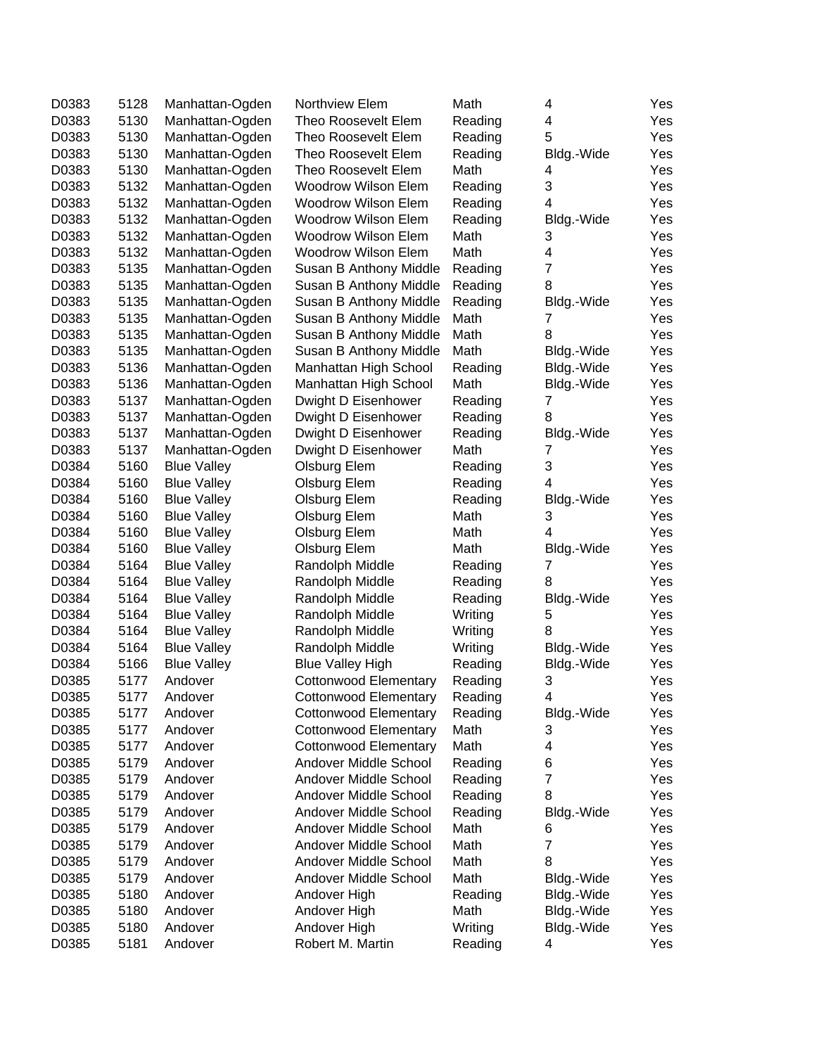| D0383 | 5128 | Manhattan-Ogden | Northview Elem | Math | 4 | Yes |
|---|---|---|---|---|---|---|
| D0383 | 5130 | Manhattan-Ogden | Theo Roosevelt Elem | Reading | 4 | Yes |
| D0383 | 5130 | Manhattan-Ogden | Theo Roosevelt Elem | Reading | 5 | Yes |
| D0383 | 5130 | Manhattan-Ogden | Theo Roosevelt Elem | Reading | Bldg.-Wide | Yes |
| D0383 | 5130 | Manhattan-Ogden | Theo Roosevelt Elem | Math | 4 | Yes |
| D0383 | 5132 | Manhattan-Ogden | Woodrow Wilson Elem | Reading | 3 | Yes |
| D0383 | 5132 | Manhattan-Ogden | Woodrow Wilson Elem | Reading | 4 | Yes |
| D0383 | 5132 | Manhattan-Ogden | Woodrow Wilson Elem | Reading | Bldg.-Wide | Yes |
| D0383 | 5132 | Manhattan-Ogden | Woodrow Wilson Elem | Math | 3 | Yes |
| D0383 | 5132 | Manhattan-Ogden | Woodrow Wilson Elem | Math | 4 | Yes |
| D0383 | 5135 | Manhattan-Ogden | Susan B Anthony Middle | Reading | 7 | Yes |
| D0383 | 5135 | Manhattan-Ogden | Susan B Anthony Middle | Reading | 8 | Yes |
| D0383 | 5135 | Manhattan-Ogden | Susan B Anthony Middle | Reading | Bldg.-Wide | Yes |
| D0383 | 5135 | Manhattan-Ogden | Susan B Anthony Middle | Math | 7 | Yes |
| D0383 | 5135 | Manhattan-Ogden | Susan B Anthony Middle | Math | 8 | Yes |
| D0383 | 5135 | Manhattan-Ogden | Susan B Anthony Middle | Math | Bldg.-Wide | Yes |
| D0383 | 5136 | Manhattan-Ogden | Manhattan High School | Reading | Bldg.-Wide | Yes |
| D0383 | 5136 | Manhattan-Ogden | Manhattan High School | Math | Bldg.-Wide | Yes |
| D0383 | 5137 | Manhattan-Ogden | Dwight D Eisenhower | Reading | 7 | Yes |
| D0383 | 5137 | Manhattan-Ogden | Dwight D Eisenhower | Reading | 8 | Yes |
| D0383 | 5137 | Manhattan-Ogden | Dwight D Eisenhower | Reading | Bldg.-Wide | Yes |
| D0383 | 5137 | Manhattan-Ogden | Dwight D Eisenhower | Math | 7 | Yes |
| D0384 | 5160 | Blue Valley | Olsburg Elem | Reading | 3 | Yes |
| D0384 | 5160 | Blue Valley | Olsburg Elem | Reading | 4 | Yes |
| D0384 | 5160 | Blue Valley | Olsburg Elem | Reading | Bldg.-Wide | Yes |
| D0384 | 5160 | Blue Valley | Olsburg Elem | Math | 3 | Yes |
| D0384 | 5160 | Blue Valley | Olsburg Elem | Math | 4 | Yes |
| D0384 | 5160 | Blue Valley | Olsburg Elem | Math | Bldg.-Wide | Yes |
| D0384 | 5164 | Blue Valley | Randolph Middle | Reading | 7 | Yes |
| D0384 | 5164 | Blue Valley | Randolph Middle | Reading | 8 | Yes |
| D0384 | 5164 | Blue Valley | Randolph Middle | Reading | Bldg.-Wide | Yes |
| D0384 | 5164 | Blue Valley | Randolph Middle | Writing | 5 | Yes |
| D0384 | 5164 | Blue Valley | Randolph Middle | Writing | 8 | Yes |
| D0384 | 5164 | Blue Valley | Randolph Middle | Writing | Bldg.-Wide | Yes |
| D0384 | 5166 | Blue Valley | Blue Valley High | Reading | Bldg.-Wide | Yes |
| D0385 | 5177 | Andover | Cottonwood Elementary | Reading | 3 | Yes |
| D0385 | 5177 | Andover | Cottonwood Elementary | Reading | 4 | Yes |
| D0385 | 5177 | Andover | Cottonwood Elementary | Reading | Bldg.-Wide | Yes |
| D0385 | 5177 | Andover | Cottonwood Elementary | Math | 3 | Yes |
| D0385 | 5177 | Andover | Cottonwood Elementary | Math | 4 | Yes |
| D0385 | 5179 | Andover | Andover Middle School | Reading | 6 | Yes |
| D0385 | 5179 | Andover | Andover Middle School | Reading | 7 | Yes |
| D0385 | 5179 | Andover | Andover Middle School | Reading | 8 | Yes |
| D0385 | 5179 | Andover | Andover Middle School | Reading | Bldg.-Wide | Yes |
| D0385 | 5179 | Andover | Andover Middle School | Math | 6 | Yes |
| D0385 | 5179 | Andover | Andover Middle School | Math | 7 | Yes |
| D0385 | 5179 | Andover | Andover Middle School | Math | 8 | Yes |
| D0385 | 5179 | Andover | Andover Middle School | Math | Bldg.-Wide | Yes |
| D0385 | 5180 | Andover | Andover High | Reading | Bldg.-Wide | Yes |
| D0385 | 5180 | Andover | Andover High | Math | Bldg.-Wide | Yes |
| D0385 | 5180 | Andover | Andover High | Writing | Bldg.-Wide | Yes |
| D0385 | 5181 | Andover | Robert M. Martin | Reading | 4 | Yes |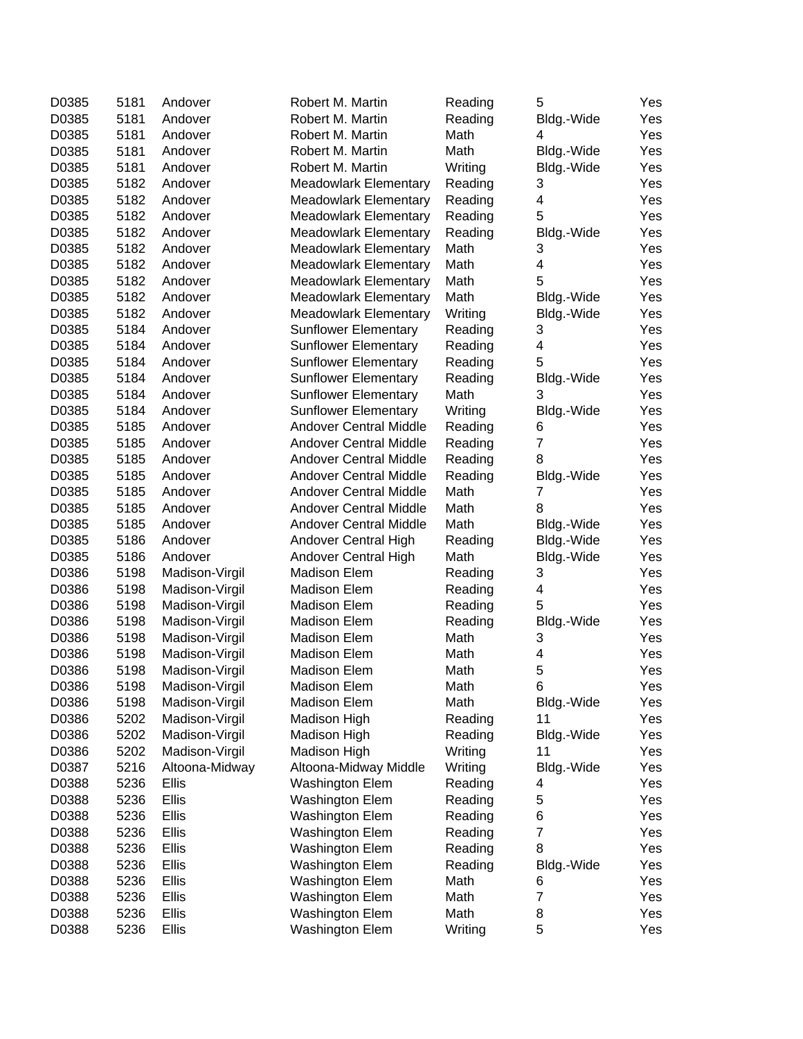| | | | | | | |
|---|---|---|---|---|---|---|
| D0385 | 5181 | Andover | Robert M. Martin | Reading | 5 | Yes |
| D0385 | 5181 | Andover | Robert M. Martin | Reading | Bldg.-Wide | Yes |
| D0385 | 5181 | Andover | Robert M. Martin | Math | 4 | Yes |
| D0385 | 5181 | Andover | Robert M. Martin | Math | Bldg.-Wide | Yes |
| D0385 | 5181 | Andover | Robert M. Martin | Writing | Bldg.-Wide | Yes |
| D0385 | 5182 | Andover | Meadowlark Elementary | Reading | 3 | Yes |
| D0385 | 5182 | Andover | Meadowlark Elementary | Reading | 4 | Yes |
| D0385 | 5182 | Andover | Meadowlark Elementary | Reading | 5 | Yes |
| D0385 | 5182 | Andover | Meadowlark Elementary | Reading | Bldg.-Wide | Yes |
| D0385 | 5182 | Andover | Meadowlark Elementary | Math | 3 | Yes |
| D0385 | 5182 | Andover | Meadowlark Elementary | Math | 4 | Yes |
| D0385 | 5182 | Andover | Meadowlark Elementary | Math | 5 | Yes |
| D0385 | 5182 | Andover | Meadowlark Elementary | Math | Bldg.-Wide | Yes |
| D0385 | 5182 | Andover | Meadowlark Elementary | Writing | Bldg.-Wide | Yes |
| D0385 | 5184 | Andover | Sunflower Elementary | Reading | 3 | Yes |
| D0385 | 5184 | Andover | Sunflower Elementary | Reading | 4 | Yes |
| D0385 | 5184 | Andover | Sunflower Elementary | Reading | 5 | Yes |
| D0385 | 5184 | Andover | Sunflower Elementary | Reading | Bldg.-Wide | Yes |
| D0385 | 5184 | Andover | Sunflower Elementary | Math | 3 | Yes |
| D0385 | 5184 | Andover | Sunflower Elementary | Writing | Bldg.-Wide | Yes |
| D0385 | 5185 | Andover | Andover Central Middle | Reading | 6 | Yes |
| D0385 | 5185 | Andover | Andover Central Middle | Reading | 7 | Yes |
| D0385 | 5185 | Andover | Andover Central Middle | Reading | 8 | Yes |
| D0385 | 5185 | Andover | Andover Central Middle | Reading | Bldg.-Wide | Yes |
| D0385 | 5185 | Andover | Andover Central Middle | Math | 7 | Yes |
| D0385 | 5185 | Andover | Andover Central Middle | Math | 8 | Yes |
| D0385 | 5185 | Andover | Andover Central Middle | Math | Bldg.-Wide | Yes |
| D0385 | 5186 | Andover | Andover Central High | Reading | Bldg.-Wide | Yes |
| D0385 | 5186 | Andover | Andover Central High | Math | Bldg.-Wide | Yes |
| D0386 | 5198 | Madison-Virgil | Madison Elem | Reading | 3 | Yes |
| D0386 | 5198 | Madison-Virgil | Madison Elem | Reading | 4 | Yes |
| D0386 | 5198 | Madison-Virgil | Madison Elem | Reading | 5 | Yes |
| D0386 | 5198 | Madison-Virgil | Madison Elem | Reading | Bldg.-Wide | Yes |
| D0386 | 5198 | Madison-Virgil | Madison Elem | Math | 3 | Yes |
| D0386 | 5198 | Madison-Virgil | Madison Elem | Math | 4 | Yes |
| D0386 | 5198 | Madison-Virgil | Madison Elem | Math | 5 | Yes |
| D0386 | 5198 | Madison-Virgil | Madison Elem | Math | 6 | Yes |
| D0386 | 5198 | Madison-Virgil | Madison Elem | Math | Bldg.-Wide | Yes |
| D0386 | 5202 | Madison-Virgil | Madison High | Reading | 11 | Yes |
| D0386 | 5202 | Madison-Virgil | Madison High | Reading | Bldg.-Wide | Yes |
| D0386 | 5202 | Madison-Virgil | Madison High | Writing | 11 | Yes |
| D0387 | 5216 | Altoona-Midway | Altoona-Midway Middle | Writing | Bldg.-Wide | Yes |
| D0388 | 5236 | Ellis | Washington Elem | Reading | 4 | Yes |
| D0388 | 5236 | Ellis | Washington Elem | Reading | 5 | Yes |
| D0388 | 5236 | Ellis | Washington Elem | Reading | 6 | Yes |
| D0388 | 5236 | Ellis | Washington Elem | Reading | 7 | Yes |
| D0388 | 5236 | Ellis | Washington Elem | Reading | 8 | Yes |
| D0388 | 5236 | Ellis | Washington Elem | Reading | Bldg.-Wide | Yes |
| D0388 | 5236 | Ellis | Washington Elem | Math | 6 | Yes |
| D0388 | 5236 | Ellis | Washington Elem | Math | 7 | Yes |
| D0388 | 5236 | Ellis | Washington Elem | Math | 8 | Yes |
| D0388 | 5236 | Ellis | Washington Elem | Writing | 5 | Yes |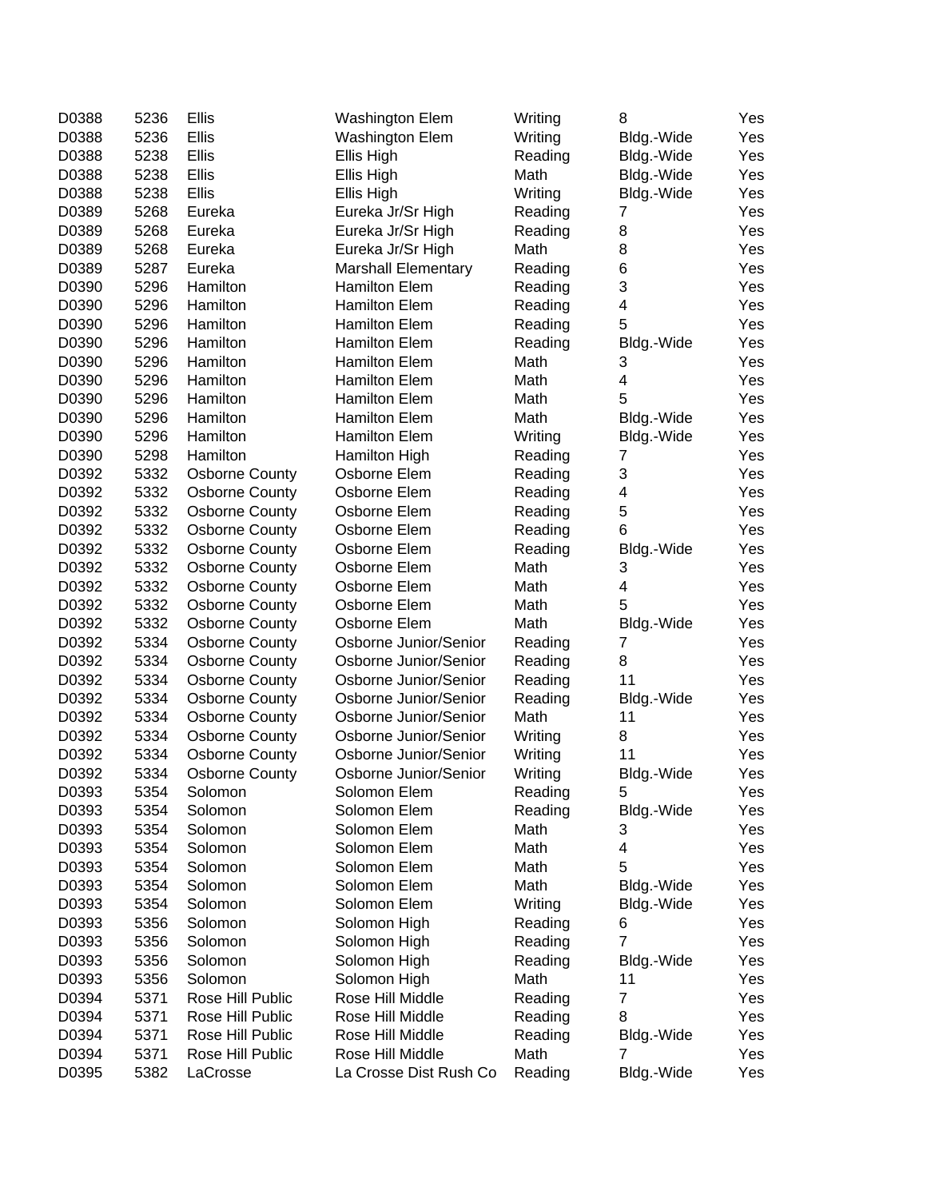| | | | | | | |
|---|---|---|---|---|---|---|
| D0388 | 5236 | Ellis | Washington Elem | Writing | 8 | Yes |
| D0388 | 5236 | Ellis | Washington Elem | Writing | Bldg.-Wide | Yes |
| D0388 | 5238 | Ellis | Ellis High | Reading | Bldg.-Wide | Yes |
| D0388 | 5238 | Ellis | Ellis High | Math | Bldg.-Wide | Yes |
| D0388 | 5238 | Ellis | Ellis High | Writing | Bldg.-Wide | Yes |
| D0389 | 5268 | Eureka | Eureka Jr/Sr High | Reading | 7 | Yes |
| D0389 | 5268 | Eureka | Eureka Jr/Sr High | Reading | 8 | Yes |
| D0389 | 5268 | Eureka | Eureka Jr/Sr High | Math | 8 | Yes |
| D0389 | 5287 | Eureka | Marshall Elementary | Reading | 6 | Yes |
| D0390 | 5296 | Hamilton | Hamilton Elem | Reading | 3 | Yes |
| D0390 | 5296 | Hamilton | Hamilton Elem | Reading | 4 | Yes |
| D0390 | 5296 | Hamilton | Hamilton Elem | Reading | 5 | Yes |
| D0390 | 5296 | Hamilton | Hamilton Elem | Reading | Bldg.-Wide | Yes |
| D0390 | 5296 | Hamilton | Hamilton Elem | Math | 3 | Yes |
| D0390 | 5296 | Hamilton | Hamilton Elem | Math | 4 | Yes |
| D0390 | 5296 | Hamilton | Hamilton Elem | Math | 5 | Yes |
| D0390 | 5296 | Hamilton | Hamilton Elem | Math | Bldg.-Wide | Yes |
| D0390 | 5296 | Hamilton | Hamilton Elem | Writing | Bldg.-Wide | Yes |
| D0390 | 5298 | Hamilton | Hamilton High | Reading | 7 | Yes |
| D0392 | 5332 | Osborne County | Osborne Elem | Reading | 3 | Yes |
| D0392 | 5332 | Osborne County | Osborne Elem | Reading | 4 | Yes |
| D0392 | 5332 | Osborne County | Osborne Elem | Reading | 5 | Yes |
| D0392 | 5332 | Osborne County | Osborne Elem | Reading | 6 | Yes |
| D0392 | 5332 | Osborne County | Osborne Elem | Reading | Bldg.-Wide | Yes |
| D0392 | 5332 | Osborne County | Osborne Elem | Math | 3 | Yes |
| D0392 | 5332 | Osborne County | Osborne Elem | Math | 4 | Yes |
| D0392 | 5332 | Osborne County | Osborne Elem | Math | 5 | Yes |
| D0392 | 5332 | Osborne County | Osborne Elem | Math | Bldg.-Wide | Yes |
| D0392 | 5334 | Osborne County | Osborne Junior/Senior | Reading | 7 | Yes |
| D0392 | 5334 | Osborne County | Osborne Junior/Senior | Reading | 8 | Yes |
| D0392 | 5334 | Osborne County | Osborne Junior/Senior | Reading | 11 | Yes |
| D0392 | 5334 | Osborne County | Osborne Junior/Senior | Reading | Bldg.-Wide | Yes |
| D0392 | 5334 | Osborne County | Osborne Junior/Senior | Math | 11 | Yes |
| D0392 | 5334 | Osborne County | Osborne Junior/Senior | Writing | 8 | Yes |
| D0392 | 5334 | Osborne County | Osborne Junior/Senior | Writing | 11 | Yes |
| D0392 | 5334 | Osborne County | Osborne Junior/Senior | Writing | Bldg.-Wide | Yes |
| D0393 | 5354 | Solomon | Solomon Elem | Reading | 5 | Yes |
| D0393 | 5354 | Solomon | Solomon Elem | Reading | Bldg.-Wide | Yes |
| D0393 | 5354 | Solomon | Solomon Elem | Math | 3 | Yes |
| D0393 | 5354 | Solomon | Solomon Elem | Math | 4 | Yes |
| D0393 | 5354 | Solomon | Solomon Elem | Math | 5 | Yes |
| D0393 | 5354 | Solomon | Solomon Elem | Math | Bldg.-Wide | Yes |
| D0393 | 5354 | Solomon | Solomon Elem | Writing | Bldg.-Wide | Yes |
| D0393 | 5356 | Solomon | Solomon High | Reading | 6 | Yes |
| D0393 | 5356 | Solomon | Solomon High | Reading | 7 | Yes |
| D0393 | 5356 | Solomon | Solomon High | Reading | Bldg.-Wide | Yes |
| D0393 | 5356 | Solomon | Solomon High | Math | 11 | Yes |
| D0394 | 5371 | Rose Hill Public | Rose Hill Middle | Reading | 7 | Yes |
| D0394 | 5371 | Rose Hill Public | Rose Hill Middle | Reading | 8 | Yes |
| D0394 | 5371 | Rose Hill Public | Rose Hill Middle | Reading | Bldg.-Wide | Yes |
| D0394 | 5371 | Rose Hill Public | Rose Hill Middle | Math | 7 | Yes |
| D0395 | 5382 | LaCrosse | La Crosse Dist Rush Co | Reading | Bldg.-Wide | Yes |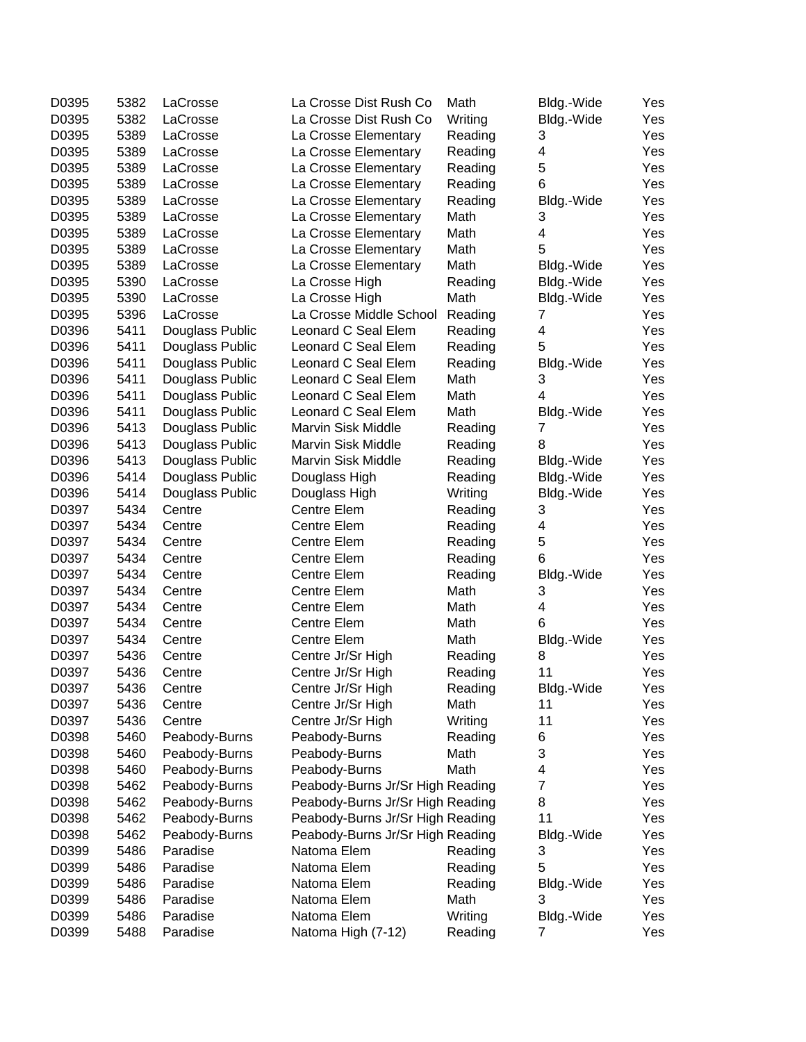| | | | | | | |
|---|---|---|---|---|---|---|
| D0395 | 5382 | LaCrosse | La Crosse Dist Rush Co | Math | Bldg.-Wide | Yes |
| D0395 | 5382 | LaCrosse | La Crosse Dist Rush Co | Writing | Bldg.-Wide | Yes |
| D0395 | 5389 | LaCrosse | La Crosse Elementary | Reading | 3 | Yes |
| D0395 | 5389 | LaCrosse | La Crosse Elementary | Reading | 4 | Yes |
| D0395 | 5389 | LaCrosse | La Crosse Elementary | Reading | 5 | Yes |
| D0395 | 5389 | LaCrosse | La Crosse Elementary | Reading | 6 | Yes |
| D0395 | 5389 | LaCrosse | La Crosse Elementary | Reading | Bldg.-Wide | Yes |
| D0395 | 5389 | LaCrosse | La Crosse Elementary | Math | 3 | Yes |
| D0395 | 5389 | LaCrosse | La Crosse Elementary | Math | 4 | Yes |
| D0395 | 5389 | LaCrosse | La Crosse Elementary | Math | 5 | Yes |
| D0395 | 5389 | LaCrosse | La Crosse Elementary | Math | Bldg.-Wide | Yes |
| D0395 | 5390 | LaCrosse | La Crosse High | Reading | Bldg.-Wide | Yes |
| D0395 | 5390 | LaCrosse | La Crosse High | Math | Bldg.-Wide | Yes |
| D0395 | 5396 | LaCrosse | La Crosse Middle School | Reading | 7 | Yes |
| D0396 | 5411 | Douglass Public | Leonard C Seal Elem | Reading | 4 | Yes |
| D0396 | 5411 | Douglass Public | Leonard C Seal Elem | Reading | 5 | Yes |
| D0396 | 5411 | Douglass Public | Leonard C Seal Elem | Reading | Bldg.-Wide | Yes |
| D0396 | 5411 | Douglass Public | Leonard C Seal Elem | Math | 3 | Yes |
| D0396 | 5411 | Douglass Public | Leonard C Seal Elem | Math | 4 | Yes |
| D0396 | 5411 | Douglass Public | Leonard C Seal Elem | Math | Bldg.-Wide | Yes |
| D0396 | 5413 | Douglass Public | Marvin Sisk Middle | Reading | 7 | Yes |
| D0396 | 5413 | Douglass Public | Marvin Sisk Middle | Reading | 8 | Yes |
| D0396 | 5413 | Douglass Public | Marvin Sisk Middle | Reading | Bldg.-Wide | Yes |
| D0396 | 5414 | Douglass Public | Douglass High | Reading | Bldg.-Wide | Yes |
| D0396 | 5414 | Douglass Public | Douglass High | Writing | Bldg.-Wide | Yes |
| D0397 | 5434 | Centre | Centre Elem | Reading | 3 | Yes |
| D0397 | 5434 | Centre | Centre Elem | Reading | 4 | Yes |
| D0397 | 5434 | Centre | Centre Elem | Reading | 5 | Yes |
| D0397 | 5434 | Centre | Centre Elem | Reading | 6 | Yes |
| D0397 | 5434 | Centre | Centre Elem | Reading | Bldg.-Wide | Yes |
| D0397 | 5434 | Centre | Centre Elem | Math | 3 | Yes |
| D0397 | 5434 | Centre | Centre Elem | Math | 4 | Yes |
| D0397 | 5434 | Centre | Centre Elem | Math | 6 | Yes |
| D0397 | 5434 | Centre | Centre Elem | Math | Bldg.-Wide | Yes |
| D0397 | 5436 | Centre | Centre Jr/Sr High | Reading | 8 | Yes |
| D0397 | 5436 | Centre | Centre Jr/Sr High | Reading | 11 | Yes |
| D0397 | 5436 | Centre | Centre Jr/Sr High | Reading | Bldg.-Wide | Yes |
| D0397 | 5436 | Centre | Centre Jr/Sr High | Math | 11 | Yes |
| D0397 | 5436 | Centre | Centre Jr/Sr High | Writing | 11 | Yes |
| D0398 | 5460 | Peabody-Burns | Peabody-Burns | Reading | 6 | Yes |
| D0398 | 5460 | Peabody-Burns | Peabody-Burns | Math | 3 | Yes |
| D0398 | 5460 | Peabody-Burns | Peabody-Burns | Math | 4 | Yes |
| D0398 | 5462 | Peabody-Burns | Peabody-Burns Jr/Sr High | Reading | 7 | Yes |
| D0398 | 5462 | Peabody-Burns | Peabody-Burns Jr/Sr High | Reading | 8 | Yes |
| D0398 | 5462 | Peabody-Burns | Peabody-Burns Jr/Sr High | Reading | 11 | Yes |
| D0398 | 5462 | Peabody-Burns | Peabody-Burns Jr/Sr High | Reading | Bldg.-Wide | Yes |
| D0399 | 5486 | Paradise | Natoma Elem | Reading | 3 | Yes |
| D0399 | 5486 | Paradise | Natoma Elem | Reading | 5 | Yes |
| D0399 | 5486 | Paradise | Natoma Elem | Reading | Bldg.-Wide | Yes |
| D0399 | 5486 | Paradise | Natoma Elem | Math | 3 | Yes |
| D0399 | 5486 | Paradise | Natoma Elem | Writing | Bldg.-Wide | Yes |
| D0399 | 5488 | Paradise | Natoma High (7-12) | Reading | 7 | Yes |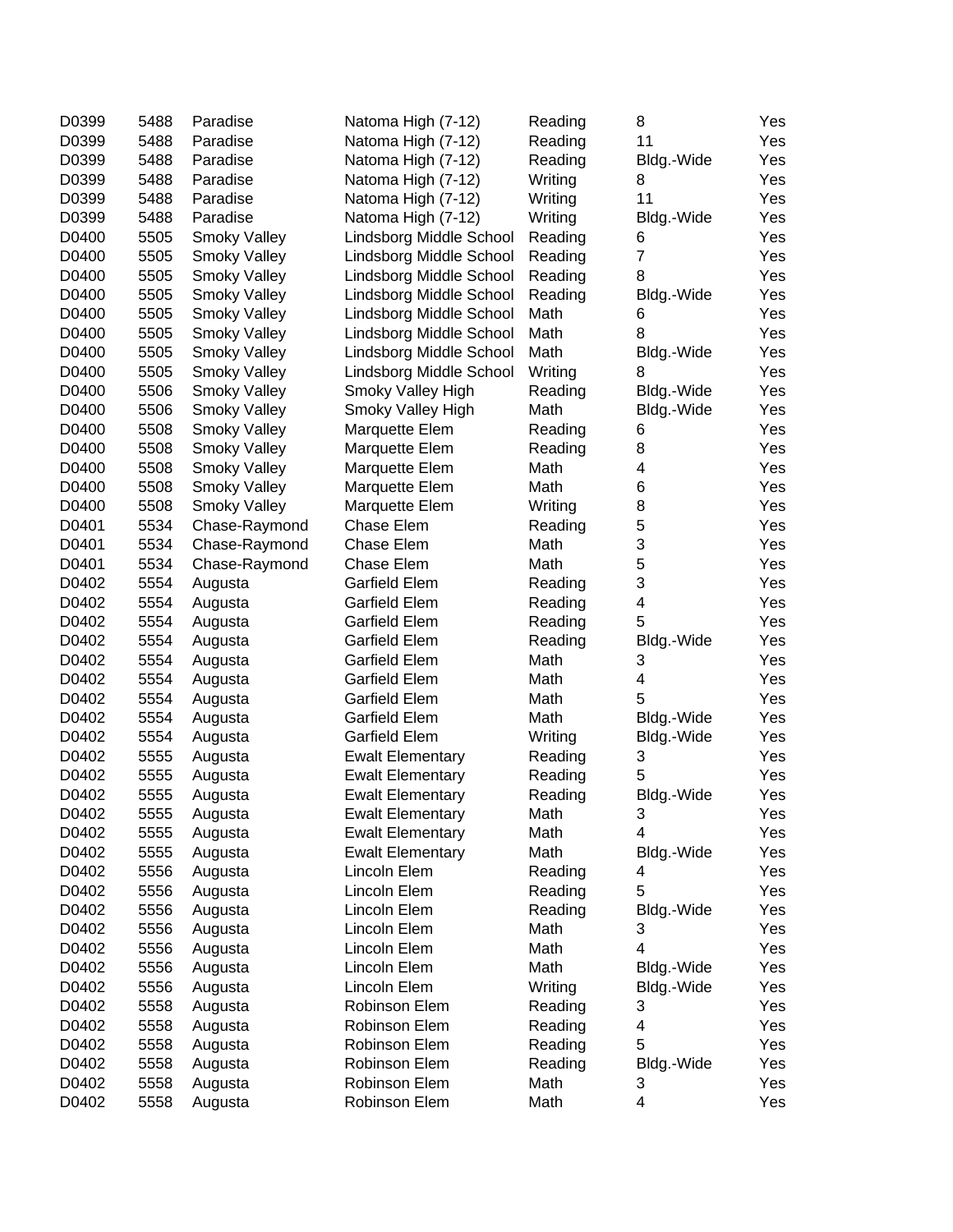| | | | | | | |
|---|---|---|---|---|---|---|
| D0399 | 5488 | Paradise | Natoma High (7-12) | Reading | 8 | Yes |
| D0399 | 5488 | Paradise | Natoma High (7-12) | Reading | 11 | Yes |
| D0399 | 5488 | Paradise | Natoma High (7-12) | Reading | Bldg.-Wide | Yes |
| D0399 | 5488 | Paradise | Natoma High (7-12) | Writing | 8 | Yes |
| D0399 | 5488 | Paradise | Natoma High (7-12) | Writing | 11 | Yes |
| D0399 | 5488 | Paradise | Natoma High (7-12) | Writing | Bldg.-Wide | Yes |
| D0400 | 5505 | Smoky Valley | Lindsborg Middle School | Reading | 6 | Yes |
| D0400 | 5505 | Smoky Valley | Lindsborg Middle School | Reading | 7 | Yes |
| D0400 | 5505 | Smoky Valley | Lindsborg Middle School | Reading | 8 | Yes |
| D0400 | 5505 | Smoky Valley | Lindsborg Middle School | Reading | Bldg.-Wide | Yes |
| D0400 | 5505 | Smoky Valley | Lindsborg Middle School | Math | 6 | Yes |
| D0400 | 5505 | Smoky Valley | Lindsborg Middle School | Math | 8 | Yes |
| D0400 | 5505 | Smoky Valley | Lindsborg Middle School | Math | Bldg.-Wide | Yes |
| D0400 | 5505 | Smoky Valley | Lindsborg Middle School | Writing | 8 | Yes |
| D0400 | 5506 | Smoky Valley | Smoky Valley High | Reading | Bldg.-Wide | Yes |
| D0400 | 5506 | Smoky Valley | Smoky Valley High | Math | Bldg.-Wide | Yes |
| D0400 | 5508 | Smoky Valley | Marquette Elem | Reading | 6 | Yes |
| D0400 | 5508 | Smoky Valley | Marquette Elem | Reading | 8 | Yes |
| D0400 | 5508 | Smoky Valley | Marquette Elem | Math | 4 | Yes |
| D0400 | 5508 | Smoky Valley | Marquette Elem | Math | 6 | Yes |
| D0400 | 5508 | Smoky Valley | Marquette Elem | Writing | 8 | Yes |
| D0401 | 5534 | Chase-Raymond | Chase Elem | Reading | 5 | Yes |
| D0401 | 5534 | Chase-Raymond | Chase Elem | Math | 3 | Yes |
| D0401 | 5534 | Chase-Raymond | Chase Elem | Math | 5 | Yes |
| D0402 | 5554 | Augusta | Garfield Elem | Reading | 3 | Yes |
| D0402 | 5554 | Augusta | Garfield Elem | Reading | 4 | Yes |
| D0402 | 5554 | Augusta | Garfield Elem | Reading | 5 | Yes |
| D0402 | 5554 | Augusta | Garfield Elem | Reading | Bldg.-Wide | Yes |
| D0402 | 5554 | Augusta | Garfield Elem | Math | 3 | Yes |
| D0402 | 5554 | Augusta | Garfield Elem | Math | 4 | Yes |
| D0402 | 5554 | Augusta | Garfield Elem | Math | 5 | Yes |
| D0402 | 5554 | Augusta | Garfield Elem | Math | Bldg.-Wide | Yes |
| D0402 | 5554 | Augusta | Garfield Elem | Writing | Bldg.-Wide | Yes |
| D0402 | 5555 | Augusta | Ewalt Elementary | Reading | 3 | Yes |
| D0402 | 5555 | Augusta | Ewalt Elementary | Reading | 5 | Yes |
| D0402 | 5555 | Augusta | Ewalt Elementary | Reading | Bldg.-Wide | Yes |
| D0402 | 5555 | Augusta | Ewalt Elementary | Math | 3 | Yes |
| D0402 | 5555 | Augusta | Ewalt Elementary | Math | 4 | Yes |
| D0402 | 5555 | Augusta | Ewalt Elementary | Math | Bldg.-Wide | Yes |
| D0402 | 5556 | Augusta | Lincoln Elem | Reading | 4 | Yes |
| D0402 | 5556 | Augusta | Lincoln Elem | Reading | 5 | Yes |
| D0402 | 5556 | Augusta | Lincoln Elem | Reading | Bldg.-Wide | Yes |
| D0402 | 5556 | Augusta | Lincoln Elem | Math | 3 | Yes |
| D0402 | 5556 | Augusta | Lincoln Elem | Math | 4 | Yes |
| D0402 | 5556 | Augusta | Lincoln Elem | Math | Bldg.-Wide | Yes |
| D0402 | 5556 | Augusta | Lincoln Elem | Writing | Bldg.-Wide | Yes |
| D0402 | 5558 | Augusta | Robinson Elem | Reading | 3 | Yes |
| D0402 | 5558 | Augusta | Robinson Elem | Reading | 4 | Yes |
| D0402 | 5558 | Augusta | Robinson Elem | Reading | 5 | Yes |
| D0402 | 5558 | Augusta | Robinson Elem | Reading | Bldg.-Wide | Yes |
| D0402 | 5558 | Augusta | Robinson Elem | Math | 3 | Yes |
| D0402 | 5558 | Augusta | Robinson Elem | Math | 4 | Yes |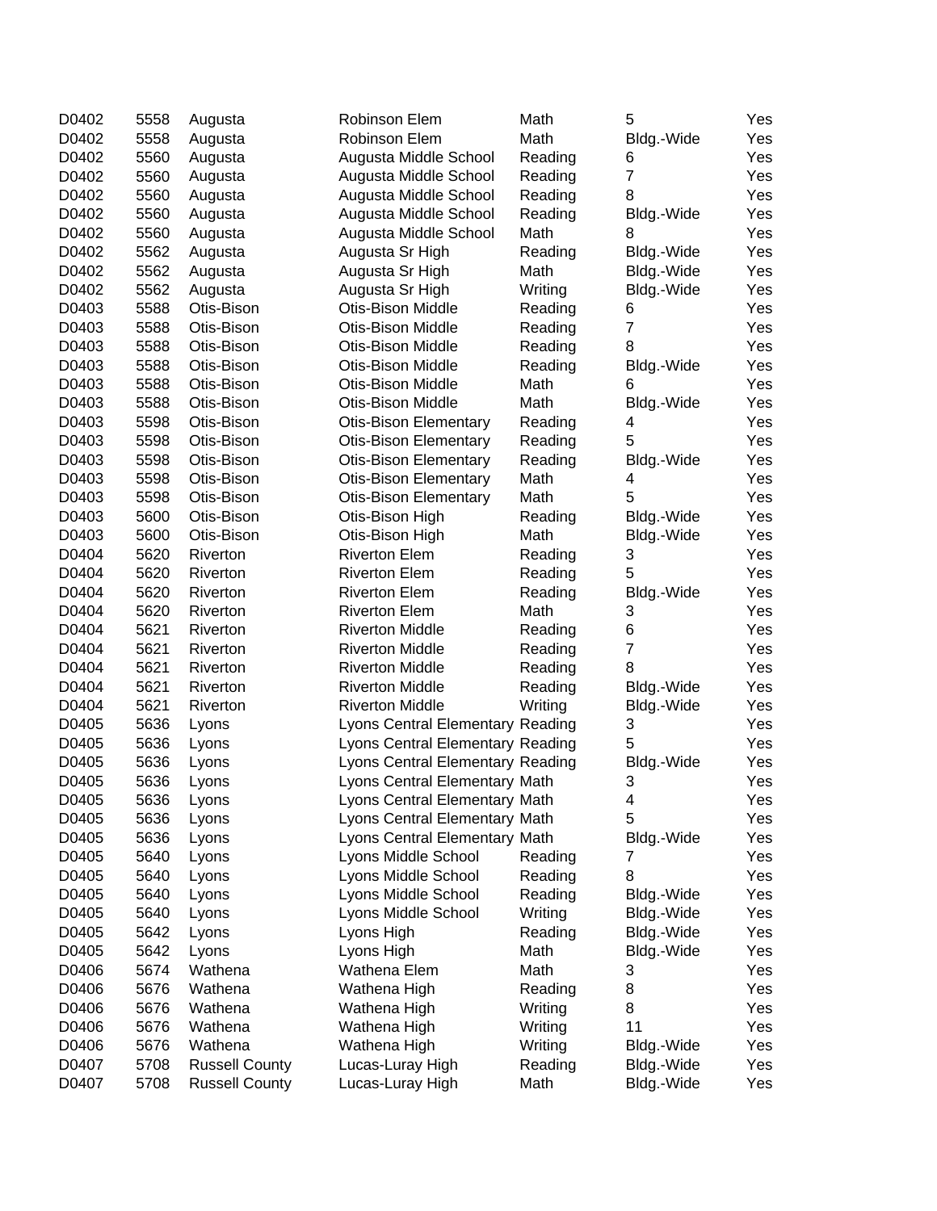| | | | | | | |
|---|---|---|---|---|---|---|
| D0402 | 5558 | Augusta | Robinson Elem | Math | 5 | Yes |
| D0402 | 5558 | Augusta | Robinson Elem | Math | Bldg.-Wide | Yes |
| D0402 | 5560 | Augusta | Augusta Middle School | Reading | 6 | Yes |
| D0402 | 5560 | Augusta | Augusta Middle School | Reading | 7 | Yes |
| D0402 | 5560 | Augusta | Augusta Middle School | Reading | 8 | Yes |
| D0402 | 5560 | Augusta | Augusta Middle School | Reading | Bldg.-Wide | Yes |
| D0402 | 5560 | Augusta | Augusta Middle School | Math | 8 | Yes |
| D0402 | 5562 | Augusta | Augusta Sr High | Reading | Bldg.-Wide | Yes |
| D0402 | 5562 | Augusta | Augusta Sr High | Math | Bldg.-Wide | Yes |
| D0402 | 5562 | Augusta | Augusta Sr High | Writing | Bldg.-Wide | Yes |
| D0403 | 5588 | Otis-Bison | Otis-Bison Middle | Reading | 6 | Yes |
| D0403 | 5588 | Otis-Bison | Otis-Bison Middle | Reading | 7 | Yes |
| D0403 | 5588 | Otis-Bison | Otis-Bison Middle | Reading | 8 | Yes |
| D0403 | 5588 | Otis-Bison | Otis-Bison Middle | Reading | Bldg.-Wide | Yes |
| D0403 | 5588 | Otis-Bison | Otis-Bison Middle | Math | 6 | Yes |
| D0403 | 5588 | Otis-Bison | Otis-Bison Middle | Math | Bldg.-Wide | Yes |
| D0403 | 5598 | Otis-Bison | Otis-Bison Elementary | Reading | 4 | Yes |
| D0403 | 5598 | Otis-Bison | Otis-Bison Elementary | Reading | 5 | Yes |
| D0403 | 5598 | Otis-Bison | Otis-Bison Elementary | Reading | Bldg.-Wide | Yes |
| D0403 | 5598 | Otis-Bison | Otis-Bison Elementary | Math | 4 | Yes |
| D0403 | 5598 | Otis-Bison | Otis-Bison Elementary | Math | 5 | Yes |
| D0403 | 5600 | Otis-Bison | Otis-Bison High | Reading | Bldg.-Wide | Yes |
| D0403 | 5600 | Otis-Bison | Otis-Bison High | Math | Bldg.-Wide | Yes |
| D0404 | 5620 | Riverton | Riverton Elem | Reading | 3 | Yes |
| D0404 | 5620 | Riverton | Riverton Elem | Reading | 5 | Yes |
| D0404 | 5620 | Riverton | Riverton Elem | Reading | Bldg.-Wide | Yes |
| D0404 | 5620 | Riverton | Riverton Elem | Math | 3 | Yes |
| D0404 | 5621 | Riverton | Riverton Middle | Reading | 6 | Yes |
| D0404 | 5621 | Riverton | Riverton Middle | Reading | 7 | Yes |
| D0404 | 5621 | Riverton | Riverton Middle | Reading | 8 | Yes |
| D0404 | 5621 | Riverton | Riverton Middle | Reading | Bldg.-Wide | Yes |
| D0404 | 5621 | Riverton | Riverton Middle | Writing | Bldg.-Wide | Yes |
| D0405 | 5636 | Lyons | Lyons Central Elementary | Reading | 3 | Yes |
| D0405 | 5636 | Lyons | Lyons Central Elementary | Reading | 5 | Yes |
| D0405 | 5636 | Lyons | Lyons Central Elementary | Reading | Bldg.-Wide | Yes |
| D0405 | 5636 | Lyons | Lyons Central Elementary | Math | 3 | Yes |
| D0405 | 5636 | Lyons | Lyons Central Elementary | Math | 4 | Yes |
| D0405 | 5636 | Lyons | Lyons Central Elementary | Math | 5 | Yes |
| D0405 | 5636 | Lyons | Lyons Central Elementary | Math | Bldg.-Wide | Yes |
| D0405 | 5640 | Lyons | Lyons Middle School | Reading | 7 | Yes |
| D0405 | 5640 | Lyons | Lyons Middle School | Reading | 8 | Yes |
| D0405 | 5640 | Lyons | Lyons Middle School | Reading | Bldg.-Wide | Yes |
| D0405 | 5640 | Lyons | Lyons Middle School | Writing | Bldg.-Wide | Yes |
| D0405 | 5642 | Lyons | Lyons High | Reading | Bldg.-Wide | Yes |
| D0405 | 5642 | Lyons | Lyons High | Math | Bldg.-Wide | Yes |
| D0406 | 5674 | Wathena | Wathena Elem | Math | 3 | Yes |
| D0406 | 5676 | Wathena | Wathena High | Reading | 8 | Yes |
| D0406 | 5676 | Wathena | Wathena High | Writing | 8 | Yes |
| D0406 | 5676 | Wathena | Wathena High | Writing | 11 | Yes |
| D0406 | 5676 | Wathena | Wathena High | Writing | Bldg.-Wide | Yes |
| D0407 | 5708 | Russell County | Lucas-Luray High | Reading | Bldg.-Wide | Yes |
| D0407 | 5708 | Russell County | Lucas-Luray High | Math | Bldg.-Wide | Yes |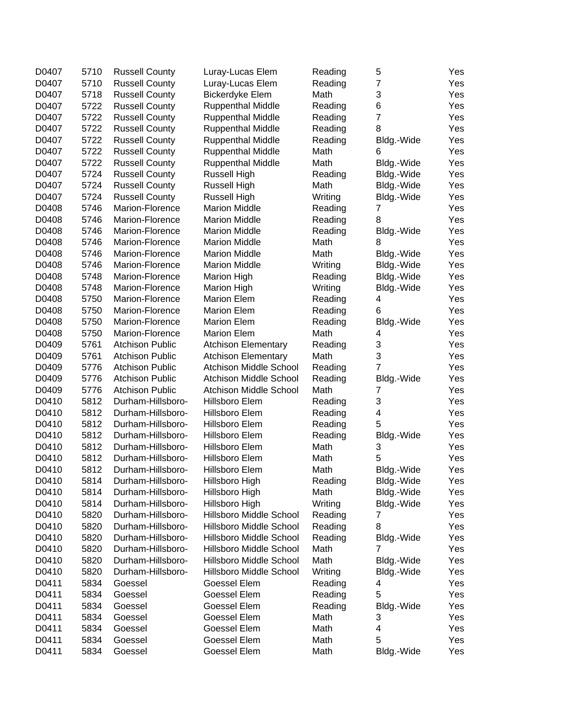| | | | | | | |
|---|---|---|---|---|---|---|
| D0407 | 5710 | Russell County | Luray-Lucas Elem | Reading | 5 | Yes |
| D0407 | 5710 | Russell County | Luray-Lucas Elem | Reading | 7 | Yes |
| D0407 | 5718 | Russell County | Bickerdyke Elem | Math | 3 | Yes |
| D0407 | 5722 | Russell County | Ruppenthal Middle | Reading | 6 | Yes |
| D0407 | 5722 | Russell County | Ruppenthal Middle | Reading | 7 | Yes |
| D0407 | 5722 | Russell County | Ruppenthal Middle | Reading | 8 | Yes |
| D0407 | 5722 | Russell County | Ruppenthal Middle | Reading | Bldg.-Wide | Yes |
| D0407 | 5722 | Russell County | Ruppenthal Middle | Math | 6 | Yes |
| D0407 | 5722 | Russell County | Ruppenthal Middle | Math | Bldg.-Wide | Yes |
| D0407 | 5724 | Russell County | Russell High | Reading | Bldg.-Wide | Yes |
| D0407 | 5724 | Russell County | Russell High | Math | Bldg.-Wide | Yes |
| D0407 | 5724 | Russell County | Russell High | Writing | Bldg.-Wide | Yes |
| D0408 | 5746 | Marion-Florence | Marion Middle | Reading | 7 | Yes |
| D0408 | 5746 | Marion-Florence | Marion Middle | Reading | 8 | Yes |
| D0408 | 5746 | Marion-Florence | Marion Middle | Reading | Bldg.-Wide | Yes |
| D0408 | 5746 | Marion-Florence | Marion Middle | Math | 8 | Yes |
| D0408 | 5746 | Marion-Florence | Marion Middle | Math | Bldg.-Wide | Yes |
| D0408 | 5746 | Marion-Florence | Marion Middle | Writing | Bldg.-Wide | Yes |
| D0408 | 5748 | Marion-Florence | Marion High | Reading | Bldg.-Wide | Yes |
| D0408 | 5748 | Marion-Florence | Marion High | Writing | Bldg.-Wide | Yes |
| D0408 | 5750 | Marion-Florence | Marion Elem | Reading | 4 | Yes |
| D0408 | 5750 | Marion-Florence | Marion Elem | Reading | 6 | Yes |
| D0408 | 5750 | Marion-Florence | Marion Elem | Reading | Bldg.-Wide | Yes |
| D0408 | 5750 | Marion-Florence | Marion Elem | Math | 4 | Yes |
| D0409 | 5761 | Atchison Public | Atchison Elementary | Reading | 3 | Yes |
| D0409 | 5761 | Atchison Public | Atchison Elementary | Math | 3 | Yes |
| D0409 | 5776 | Atchison Public | Atchison Middle School | Reading | 7 | Yes |
| D0409 | 5776 | Atchison Public | Atchison Middle School | Reading | Bldg.-Wide | Yes |
| D0409 | 5776 | Atchison Public | Atchison Middle School | Math | 7 | Yes |
| D0410 | 5812 | Durham-Hillsboro- | Hillsboro Elem | Reading | 3 | Yes |
| D0410 | 5812 | Durham-Hillsboro- | Hillsboro Elem | Reading | 4 | Yes |
| D0410 | 5812 | Durham-Hillsboro- | Hillsboro Elem | Reading | 5 | Yes |
| D0410 | 5812 | Durham-Hillsboro- | Hillsboro Elem | Reading | Bldg.-Wide | Yes |
| D0410 | 5812 | Durham-Hillsboro- | Hillsboro Elem | Math | 3 | Yes |
| D0410 | 5812 | Durham-Hillsboro- | Hillsboro Elem | Math | 5 | Yes |
| D0410 | 5812 | Durham-Hillsboro- | Hillsboro Elem | Math | Bldg.-Wide | Yes |
| D0410 | 5814 | Durham-Hillsboro- | Hillsboro High | Reading | Bldg.-Wide | Yes |
| D0410 | 5814 | Durham-Hillsboro- | Hillsboro High | Math | Bldg.-Wide | Yes |
| D0410 | 5814 | Durham-Hillsboro- | Hillsboro High | Writing | Bldg.-Wide | Yes |
| D0410 | 5820 | Durham-Hillsboro- | Hillsboro Middle School | Reading | 7 | Yes |
| D0410 | 5820 | Durham-Hillsboro- | Hillsboro Middle School | Reading | 8 | Yes |
| D0410 | 5820 | Durham-Hillsboro- | Hillsboro Middle School | Reading | Bldg.-Wide | Yes |
| D0410 | 5820 | Durham-Hillsboro- | Hillsboro Middle School | Math | 7 | Yes |
| D0410 | 5820 | Durham-Hillsboro- | Hillsboro Middle School | Math | Bldg.-Wide | Yes |
| D0410 | 5820 | Durham-Hillsboro- | Hillsboro Middle School | Writing | Bldg.-Wide | Yes |
| D0411 | 5834 | Goessel | Goessel Elem | Reading | 4 | Yes |
| D0411 | 5834 | Goessel | Goessel Elem | Reading | 5 | Yes |
| D0411 | 5834 | Goessel | Goessel Elem | Reading | Bldg.-Wide | Yes |
| D0411 | 5834 | Goessel | Goessel Elem | Math | 3 | Yes |
| D0411 | 5834 | Goessel | Goessel Elem | Math | 4 | Yes |
| D0411 | 5834 | Goessel | Goessel Elem | Math | 5 | Yes |
| D0411 | 5834 | Goessel | Goessel Elem | Math | Bldg.-Wide | Yes |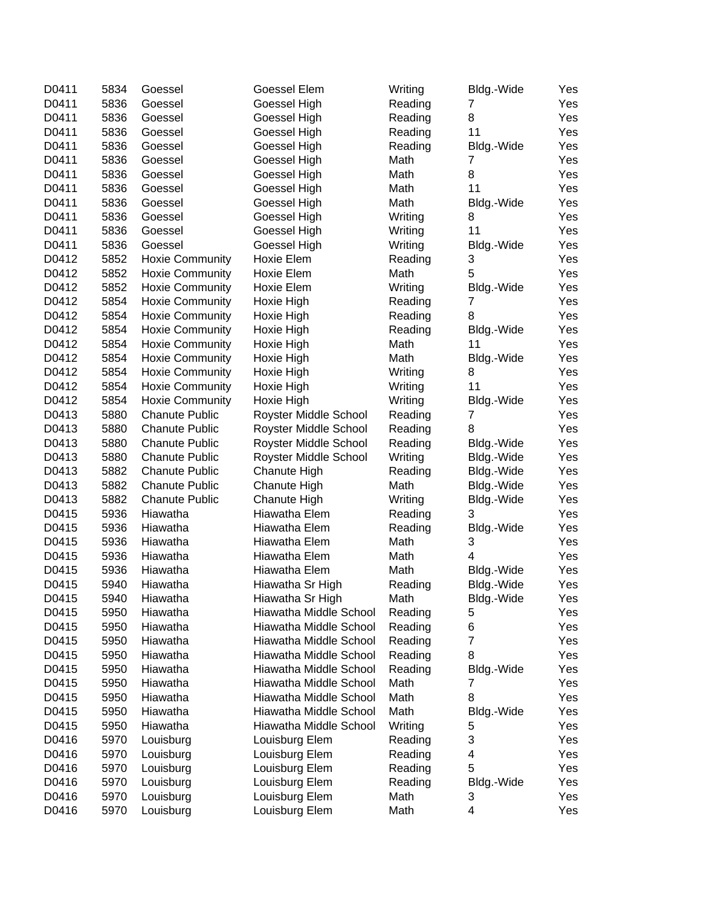| | | | | | | |
|---|---|---|---|---|---|---|
| D0411 | 5834 | Goessel | Goessel Elem | Writing | Bldg.-Wide | Yes |
| D0411 | 5836 | Goessel | Goessel High | Reading | 7 | Yes |
| D0411 | 5836 | Goessel | Goessel High | Reading | 8 | Yes |
| D0411 | 5836 | Goessel | Goessel High | Reading | 11 | Yes |
| D0411 | 5836 | Goessel | Goessel High | Reading | Bldg.-Wide | Yes |
| D0411 | 5836 | Goessel | Goessel High | Math | 7 | Yes |
| D0411 | 5836 | Goessel | Goessel High | Math | 8 | Yes |
| D0411 | 5836 | Goessel | Goessel High | Math | 11 | Yes |
| D0411 | 5836 | Goessel | Goessel High | Math | Bldg.-Wide | Yes |
| D0411 | 5836 | Goessel | Goessel High | Writing | 8 | Yes |
| D0411 | 5836 | Goessel | Goessel High | Writing | 11 | Yes |
| D0411 | 5836 | Goessel | Goessel High | Writing | Bldg.-Wide | Yes |
| D0412 | 5852 | Hoxie Community | Hoxie Elem | Reading | 3 | Yes |
| D0412 | 5852 | Hoxie Community | Hoxie Elem | Math | 5 | Yes |
| D0412 | 5852 | Hoxie Community | Hoxie Elem | Writing | Bldg.-Wide | Yes |
| D0412 | 5854 | Hoxie Community | Hoxie High | Reading | 7 | Yes |
| D0412 | 5854 | Hoxie Community | Hoxie High | Reading | 8 | Yes |
| D0412 | 5854 | Hoxie Community | Hoxie High | Reading | Bldg.-Wide | Yes |
| D0412 | 5854 | Hoxie Community | Hoxie High | Math | 11 | Yes |
| D0412 | 5854 | Hoxie Community | Hoxie High | Math | Bldg.-Wide | Yes |
| D0412 | 5854 | Hoxie Community | Hoxie High | Writing | 8 | Yes |
| D0412 | 5854 | Hoxie Community | Hoxie High | Writing | 11 | Yes |
| D0412 | 5854 | Hoxie Community | Hoxie High | Writing | Bldg.-Wide | Yes |
| D0413 | 5880 | Chanute Public | Royster Middle School | Reading | 7 | Yes |
| D0413 | 5880 | Chanute Public | Royster Middle School | Reading | 8 | Yes |
| D0413 | 5880 | Chanute Public | Royster Middle School | Reading | Bldg.-Wide | Yes |
| D0413 | 5880 | Chanute Public | Royster Middle School | Writing | Bldg.-Wide | Yes |
| D0413 | 5882 | Chanute Public | Chanute High | Reading | Bldg.-Wide | Yes |
| D0413 | 5882 | Chanute Public | Chanute High | Math | Bldg.-Wide | Yes |
| D0413 | 5882 | Chanute Public | Chanute High | Writing | Bldg.-Wide | Yes |
| D0415 | 5936 | Hiawatha | Hiawatha Elem | Reading | 3 | Yes |
| D0415 | 5936 | Hiawatha | Hiawatha Elem | Reading | Bldg.-Wide | Yes |
| D0415 | 5936 | Hiawatha | Hiawatha Elem | Math | 3 | Yes |
| D0415 | 5936 | Hiawatha | Hiawatha Elem | Math | 4 | Yes |
| D0415 | 5936 | Hiawatha | Hiawatha Elem | Math | Bldg.-Wide | Yes |
| D0415 | 5940 | Hiawatha | Hiawatha Sr High | Reading | Bldg.-Wide | Yes |
| D0415 | 5940 | Hiawatha | Hiawatha Sr High | Math | Bldg.-Wide | Yes |
| D0415 | 5950 | Hiawatha | Hiawatha Middle School | Reading | 5 | Yes |
| D0415 | 5950 | Hiawatha | Hiawatha Middle School | Reading | 6 | Yes |
| D0415 | 5950 | Hiawatha | Hiawatha Middle School | Reading | 7 | Yes |
| D0415 | 5950 | Hiawatha | Hiawatha Middle School | Reading | 8 | Yes |
| D0415 | 5950 | Hiawatha | Hiawatha Middle School | Reading | Bldg.-Wide | Yes |
| D0415 | 5950 | Hiawatha | Hiawatha Middle School | Math | 7 | Yes |
| D0415 | 5950 | Hiawatha | Hiawatha Middle School | Math | 8 | Yes |
| D0415 | 5950 | Hiawatha | Hiawatha Middle School | Math | Bldg.-Wide | Yes |
| D0415 | 5950 | Hiawatha | Hiawatha Middle School | Writing | 5 | Yes |
| D0416 | 5970 | Louisburg | Louisburg Elem | Reading | 3 | Yes |
| D0416 | 5970 | Louisburg | Louisburg Elem | Reading | 4 | Yes |
| D0416 | 5970 | Louisburg | Louisburg Elem | Reading | 5 | Yes |
| D0416 | 5970 | Louisburg | Louisburg Elem | Reading | Bldg.-Wide | Yes |
| D0416 | 5970 | Louisburg | Louisburg Elem | Math | 3 | Yes |
| D0416 | 5970 | Louisburg | Louisburg Elem | Math | 4 | Yes |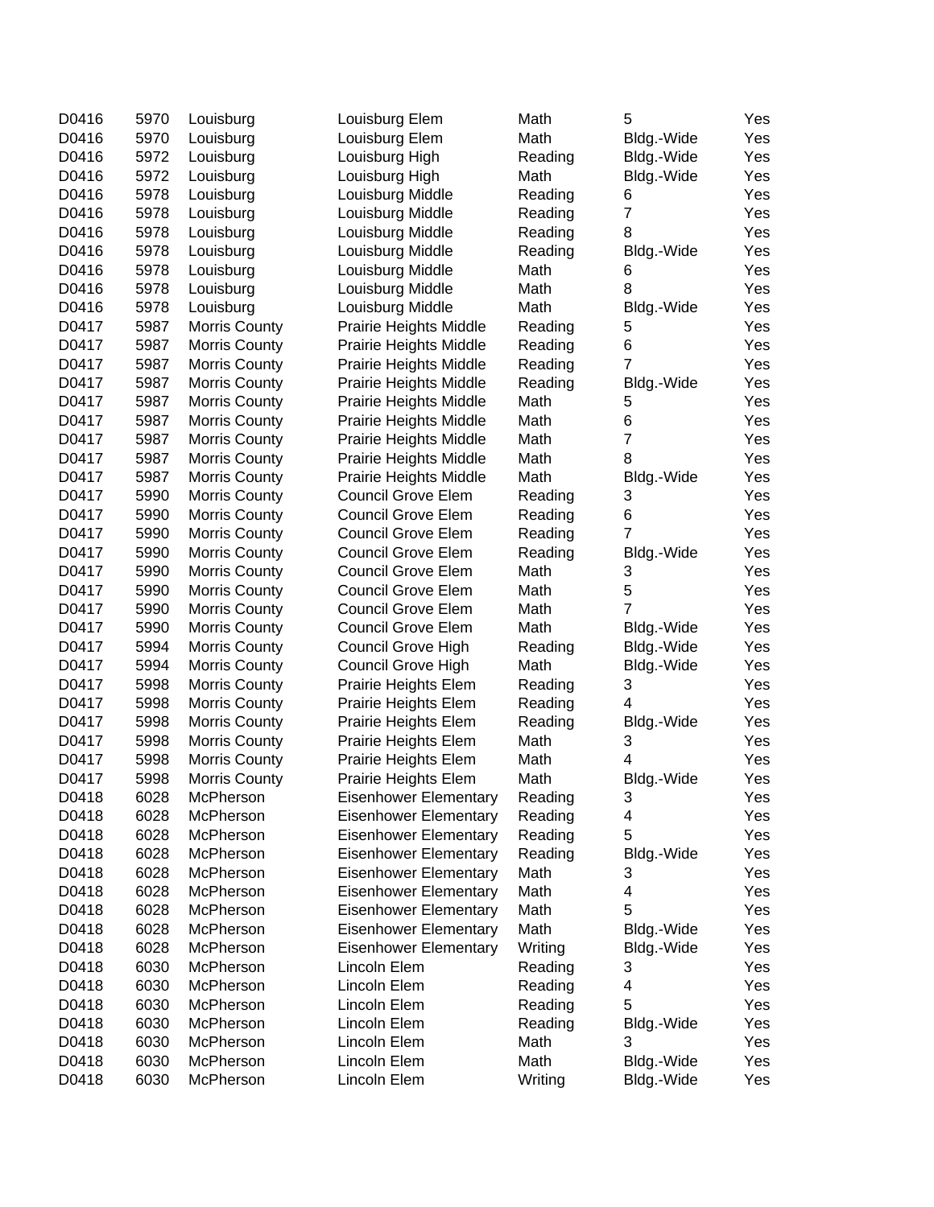| | | | | | | |
|---|---|---|---|---|---|---|
| D0416 | 5970 | Louisburg | Louisburg Elem | Math | 5 | Yes |
| D0416 | 5970 | Louisburg | Louisburg Elem | Math | Bldg.-Wide | Yes |
| D0416 | 5972 | Louisburg | Louisburg High | Reading | Bldg.-Wide | Yes |
| D0416 | 5972 | Louisburg | Louisburg High | Math | Bldg.-Wide | Yes |
| D0416 | 5978 | Louisburg | Louisburg Middle | Reading | 6 | Yes |
| D0416 | 5978 | Louisburg | Louisburg Middle | Reading | 7 | Yes |
| D0416 | 5978 | Louisburg | Louisburg Middle | Reading | 8 | Yes |
| D0416 | 5978 | Louisburg | Louisburg Middle | Reading | Bldg.-Wide | Yes |
| D0416 | 5978 | Louisburg | Louisburg Middle | Math | 6 | Yes |
| D0416 | 5978 | Louisburg | Louisburg Middle | Math | 8 | Yes |
| D0416 | 5978 | Louisburg | Louisburg Middle | Math | Bldg.-Wide | Yes |
| D0417 | 5987 | Morris County | Prairie Heights Middle | Reading | 5 | Yes |
| D0417 | 5987 | Morris County | Prairie Heights Middle | Reading | 6 | Yes |
| D0417 | 5987 | Morris County | Prairie Heights Middle | Reading | 7 | Yes |
| D0417 | 5987 | Morris County | Prairie Heights Middle | Reading | Bldg.-Wide | Yes |
| D0417 | 5987 | Morris County | Prairie Heights Middle | Math | 5 | Yes |
| D0417 | 5987 | Morris County | Prairie Heights Middle | Math | 6 | Yes |
| D0417 | 5987 | Morris County | Prairie Heights Middle | Math | 7 | Yes |
| D0417 | 5987 | Morris County | Prairie Heights Middle | Math | 8 | Yes |
| D0417 | 5987 | Morris County | Prairie Heights Middle | Math | Bldg.-Wide | Yes |
| D0417 | 5990 | Morris County | Council Grove Elem | Reading | 3 | Yes |
| D0417 | 5990 | Morris County | Council Grove Elem | Reading | 6 | Yes |
| D0417 | 5990 | Morris County | Council Grove Elem | Reading | 7 | Yes |
| D0417 | 5990 | Morris County | Council Grove Elem | Reading | Bldg.-Wide | Yes |
| D0417 | 5990 | Morris County | Council Grove Elem | Math | 3 | Yes |
| D0417 | 5990 | Morris County | Council Grove Elem | Math | 5 | Yes |
| D0417 | 5990 | Morris County | Council Grove Elem | Math | 7 | Yes |
| D0417 | 5990 | Morris County | Council Grove Elem | Math | Bldg.-Wide | Yes |
| D0417 | 5994 | Morris County | Council Grove High | Reading | Bldg.-Wide | Yes |
| D0417 | 5994 | Morris County | Council Grove High | Math | Bldg.-Wide | Yes |
| D0417 | 5998 | Morris County | Prairie Heights Elem | Reading | 3 | Yes |
| D0417 | 5998 | Morris County | Prairie Heights Elem | Reading | 4 | Yes |
| D0417 | 5998 | Morris County | Prairie Heights Elem | Reading | Bldg.-Wide | Yes |
| D0417 | 5998 | Morris County | Prairie Heights Elem | Math | 3 | Yes |
| D0417 | 5998 | Morris County | Prairie Heights Elem | Math | 4 | Yes |
| D0417 | 5998 | Morris County | Prairie Heights Elem | Math | Bldg.-Wide | Yes |
| D0418 | 6028 | McPherson | Eisenhower Elementary | Reading | 3 | Yes |
| D0418 | 6028 | McPherson | Eisenhower Elementary | Reading | 4 | Yes |
| D0418 | 6028 | McPherson | Eisenhower Elementary | Reading | 5 | Yes |
| D0418 | 6028 | McPherson | Eisenhower Elementary | Reading | Bldg.-Wide | Yes |
| D0418 | 6028 | McPherson | Eisenhower Elementary | Math | 3 | Yes |
| D0418 | 6028 | McPherson | Eisenhower Elementary | Math | 4 | Yes |
| D0418 | 6028 | McPherson | Eisenhower Elementary | Math | 5 | Yes |
| D0418 | 6028 | McPherson | Eisenhower Elementary | Math | Bldg.-Wide | Yes |
| D0418 | 6028 | McPherson | Eisenhower Elementary | Writing | Bldg.-Wide | Yes |
| D0418 | 6030 | McPherson | Lincoln Elem | Reading | 3 | Yes |
| D0418 | 6030 | McPherson | Lincoln Elem | Reading | 4 | Yes |
| D0418 | 6030 | McPherson | Lincoln Elem | Reading | 5 | Yes |
| D0418 | 6030 | McPherson | Lincoln Elem | Reading | Bldg.-Wide | Yes |
| D0418 | 6030 | McPherson | Lincoln Elem | Math | 3 | Yes |
| D0418 | 6030 | McPherson | Lincoln Elem | Math | Bldg.-Wide | Yes |
| D0418 | 6030 | McPherson | Lincoln Elem | Writing | Bldg.-Wide | Yes |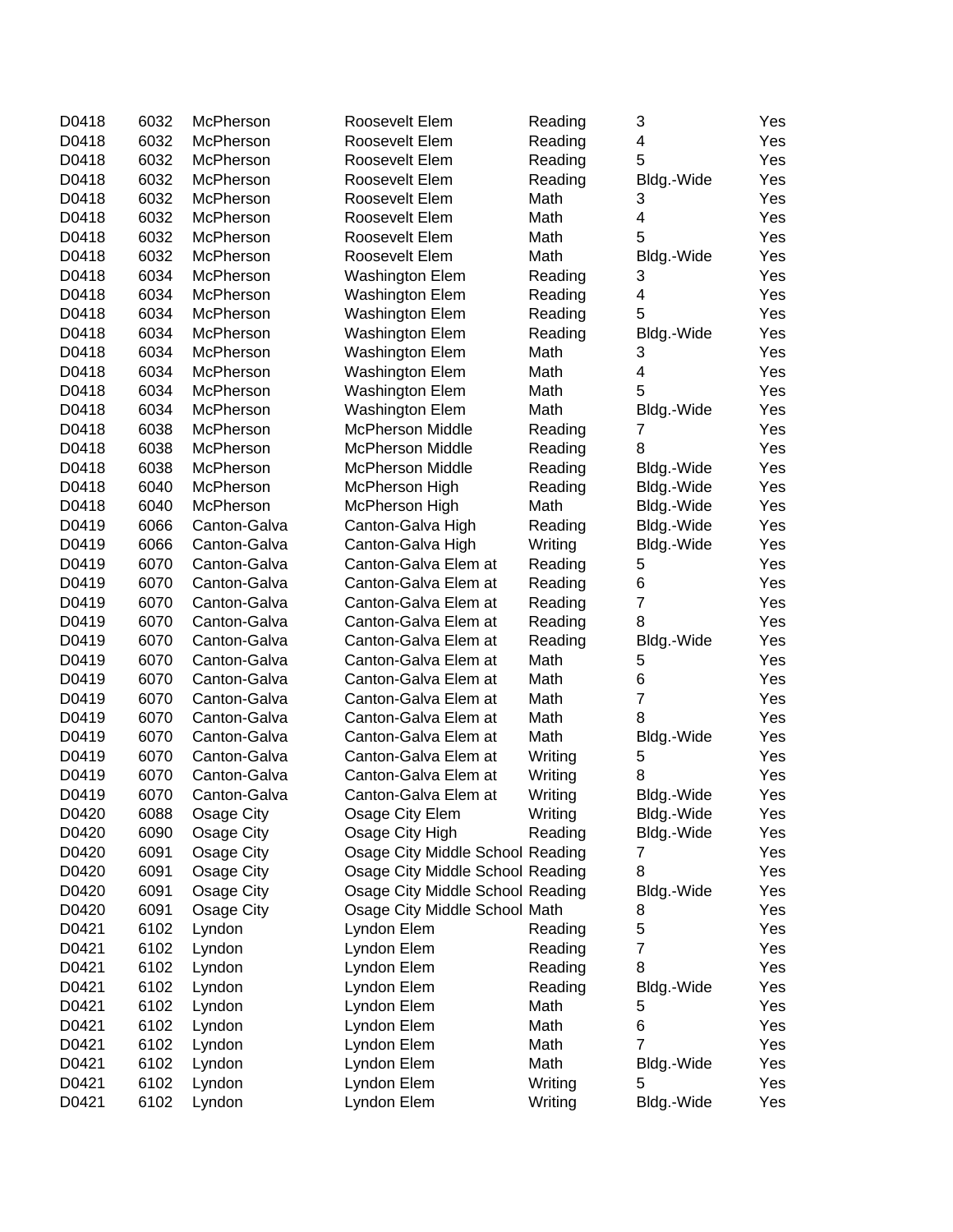| | | | | | | |
|---|---|---|---|---|---|---|
| D0418 | 6032 | McPherson | Roosevelt Elem | Reading | 3 | Yes |
| D0418 | 6032 | McPherson | Roosevelt Elem | Reading | 4 | Yes |
| D0418 | 6032 | McPherson | Roosevelt Elem | Reading | 5 | Yes |
| D0418 | 6032 | McPherson | Roosevelt Elem | Reading | Bldg.-Wide | Yes |
| D0418 | 6032 | McPherson | Roosevelt Elem | Math | 3 | Yes |
| D0418 | 6032 | McPherson | Roosevelt Elem | Math | 4 | Yes |
| D0418 | 6032 | McPherson | Roosevelt Elem | Math | 5 | Yes |
| D0418 | 6032 | McPherson | Roosevelt Elem | Math | Bldg.-Wide | Yes |
| D0418 | 6034 | McPherson | Washington Elem | Reading | 3 | Yes |
| D0418 | 6034 | McPherson | Washington Elem | Reading | 4 | Yes |
| D0418 | 6034 | McPherson | Washington Elem | Reading | 5 | Yes |
| D0418 | 6034 | McPherson | Washington Elem | Reading | Bldg.-Wide | Yes |
| D0418 | 6034 | McPherson | Washington Elem | Math | 3 | Yes |
| D0418 | 6034 | McPherson | Washington Elem | Math | 4 | Yes |
| D0418 | 6034 | McPherson | Washington Elem | Math | 5 | Yes |
| D0418 | 6034 | McPherson | Washington Elem | Math | Bldg.-Wide | Yes |
| D0418 | 6038 | McPherson | McPherson Middle | Reading | 7 | Yes |
| D0418 | 6038 | McPherson | McPherson Middle | Reading | 8 | Yes |
| D0418 | 6038 | McPherson | McPherson Middle | Reading | Bldg.-Wide | Yes |
| D0418 | 6040 | McPherson | McPherson High | Reading | Bldg.-Wide | Yes |
| D0418 | 6040 | McPherson | McPherson High | Math | Bldg.-Wide | Yes |
| D0419 | 6066 | Canton-Galva | Canton-Galva High | Reading | Bldg.-Wide | Yes |
| D0419 | 6066 | Canton-Galva | Canton-Galva High | Writing | Bldg.-Wide | Yes |
| D0419 | 6070 | Canton-Galva | Canton-Galva Elem at | Reading | 5 | Yes |
| D0419 | 6070 | Canton-Galva | Canton-Galva Elem at | Reading | 6 | Yes |
| D0419 | 6070 | Canton-Galva | Canton-Galva Elem at | Reading | 7 | Yes |
| D0419 | 6070 | Canton-Galva | Canton-Galva Elem at | Reading | 8 | Yes |
| D0419 | 6070 | Canton-Galva | Canton-Galva Elem at | Reading | Bldg.-Wide | Yes |
| D0419 | 6070 | Canton-Galva | Canton-Galva Elem at | Math | 5 | Yes |
| D0419 | 6070 | Canton-Galva | Canton-Galva Elem at | Math | 6 | Yes |
| D0419 | 6070 | Canton-Galva | Canton-Galva Elem at | Math | 7 | Yes |
| D0419 | 6070 | Canton-Galva | Canton-Galva Elem at | Math | 8 | Yes |
| D0419 | 6070 | Canton-Galva | Canton-Galva Elem at | Math | Bldg.-Wide | Yes |
| D0419 | 6070 | Canton-Galva | Canton-Galva Elem at | Writing | 5 | Yes |
| D0419 | 6070 | Canton-Galva | Canton-Galva Elem at | Writing | 8 | Yes |
| D0419 | 6070 | Canton-Galva | Canton-Galva Elem at | Writing | Bldg.-Wide | Yes |
| D0420 | 6088 | Osage City | Osage City Elem | Writing | Bldg.-Wide | Yes |
| D0420 | 6090 | Osage City | Osage City High | Reading | Bldg.-Wide | Yes |
| D0420 | 6091 | Osage City | Osage City Middle School | Reading | 7 | Yes |
| D0420 | 6091 | Osage City | Osage City Middle School | Reading | 8 | Yes |
| D0420 | 6091 | Osage City | Osage City Middle School | Reading | Bldg.-Wide | Yes |
| D0420 | 6091 | Osage City | Osage City Middle School | Math | 8 | Yes |
| D0421 | 6102 | Lyndon | Lyndon Elem | Reading | 5 | Yes |
| D0421 | 6102 | Lyndon | Lyndon Elem | Reading | 7 | Yes |
| D0421 | 6102 | Lyndon | Lyndon Elem | Reading | 8 | Yes |
| D0421 | 6102 | Lyndon | Lyndon Elem | Reading | Bldg.-Wide | Yes |
| D0421 | 6102 | Lyndon | Lyndon Elem | Math | 5 | Yes |
| D0421 | 6102 | Lyndon | Lyndon Elem | Math | 6 | Yes |
| D0421 | 6102 | Lyndon | Lyndon Elem | Math | 7 | Yes |
| D0421 | 6102 | Lyndon | Lyndon Elem | Math | Bldg.-Wide | Yes |
| D0421 | 6102 | Lyndon | Lyndon Elem | Writing | 5 | Yes |
| D0421 | 6102 | Lyndon | Lyndon Elem | Writing | Bldg.-Wide | Yes |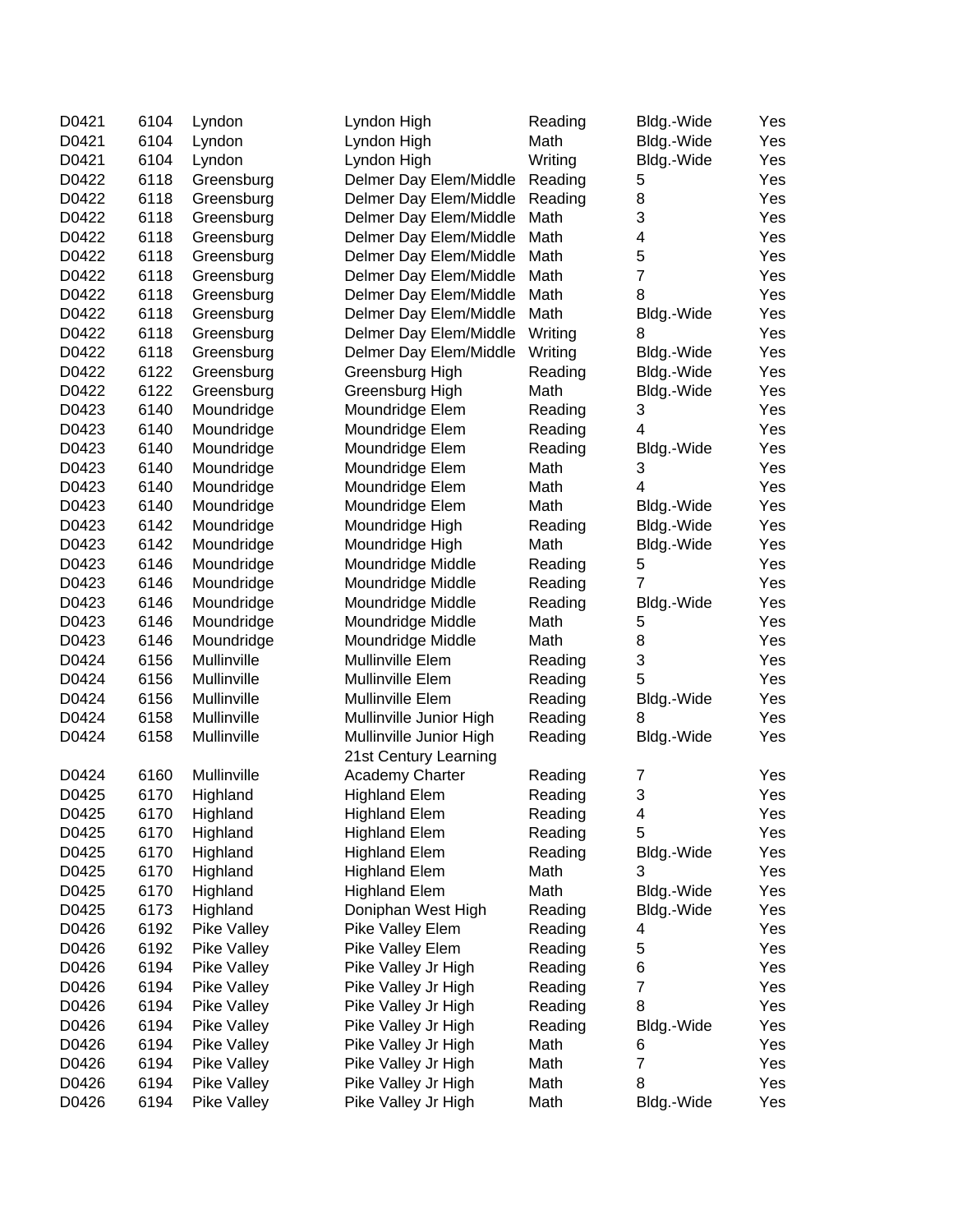| | | | | | | |
|---|---|---|---|---|---|---|
| D0421 | 6104 | Lyndon | Lyndon High | Reading | Bldg.-Wide | Yes |
| D0421 | 6104 | Lyndon | Lyndon High | Math | Bldg.-Wide | Yes |
| D0421 | 6104 | Lyndon | Lyndon High | Writing | Bldg.-Wide | Yes |
| D0422 | 6118 | Greensburg | Delmer Day Elem/Middle | Reading | 5 | Yes |
| D0422 | 6118 | Greensburg | Delmer Day Elem/Middle | Reading | 8 | Yes |
| D0422 | 6118 | Greensburg | Delmer Day Elem/Middle | Math | 3 | Yes |
| D0422 | 6118 | Greensburg | Delmer Day Elem/Middle | Math | 4 | Yes |
| D0422 | 6118 | Greensburg | Delmer Day Elem/Middle | Math | 5 | Yes |
| D0422 | 6118 | Greensburg | Delmer Day Elem/Middle | Math | 7 | Yes |
| D0422 | 6118 | Greensburg | Delmer Day Elem/Middle | Math | 8 | Yes |
| D0422 | 6118 | Greensburg | Delmer Day Elem/Middle | Math | Bldg.-Wide | Yes |
| D0422 | 6118 | Greensburg | Delmer Day Elem/Middle | Writing | 8 | Yes |
| D0422 | 6118 | Greensburg | Delmer Day Elem/Middle | Writing | Bldg.-Wide | Yes |
| D0422 | 6122 | Greensburg | Greensburg High | Reading | Bldg.-Wide | Yes |
| D0422 | 6122 | Greensburg | Greensburg High | Math | Bldg.-Wide | Yes |
| D0423 | 6140 | Moundridge | Moundridge Elem | Reading | 3 | Yes |
| D0423 | 6140 | Moundridge | Moundridge Elem | Reading | 4 | Yes |
| D0423 | 6140 | Moundridge | Moundridge Elem | Reading | Bldg.-Wide | Yes |
| D0423 | 6140 | Moundridge | Moundridge Elem | Math | 3 | Yes |
| D0423 | 6140 | Moundridge | Moundridge Elem | Math | 4 | Yes |
| D0423 | 6140 | Moundridge | Moundridge Elem | Math | Bldg.-Wide | Yes |
| D0423 | 6142 | Moundridge | Moundridge High | Reading | Bldg.-Wide | Yes |
| D0423 | 6142 | Moundridge | Moundridge High | Math | Bldg.-Wide | Yes |
| D0423 | 6146 | Moundridge | Moundridge Middle | Reading | 5 | Yes |
| D0423 | 6146 | Moundridge | Moundridge Middle | Reading | 7 | Yes |
| D0423 | 6146 | Moundridge | Moundridge Middle | Reading | Bldg.-Wide | Yes |
| D0423 | 6146 | Moundridge | Moundridge Middle | Math | 5 | Yes |
| D0423 | 6146 | Moundridge | Moundridge Middle | Math | 8 | Yes |
| D0424 | 6156 | Mullinville | Mullinville Elem | Reading | 3 | Yes |
| D0424 | 6156 | Mullinville | Mullinville Elem | Reading | 5 | Yes |
| D0424 | 6156 | Mullinville | Mullinville Elem | Reading | Bldg.-Wide | Yes |
| D0424 | 6158 | Mullinville | Mullinville Junior High | Reading | 8 | Yes |
| D0424 | 6158 | Mullinville | Mullinville Junior High | Reading | Bldg.-Wide | Yes |
| D0424 | 6160 | Mullinville | 21st Century Learning Academy Charter | Reading | 7 | Yes |
| D0425 | 6170 | Highland | Highland Elem | Reading | 3 | Yes |
| D0425 | 6170 | Highland | Highland Elem | Reading | 4 | Yes |
| D0425 | 6170 | Highland | Highland Elem | Reading | 5 | Yes |
| D0425 | 6170 | Highland | Highland Elem | Reading | Bldg.-Wide | Yes |
| D0425 | 6170 | Highland | Highland Elem | Math | 3 | Yes |
| D0425 | 6170 | Highland | Highland Elem | Math | Bldg.-Wide | Yes |
| D0425 | 6173 | Highland | Doniphan West High | Reading | Bldg.-Wide | Yes |
| D0426 | 6192 | Pike Valley | Pike Valley Elem | Reading | 4 | Yes |
| D0426 | 6192 | Pike Valley | Pike Valley Elem | Reading | 5 | Yes |
| D0426 | 6194 | Pike Valley | Pike Valley Jr High | Reading | 6 | Yes |
| D0426 | 6194 | Pike Valley | Pike Valley Jr High | Reading | 7 | Yes |
| D0426 | 6194 | Pike Valley | Pike Valley Jr High | Reading | 8 | Yes |
| D0426 | 6194 | Pike Valley | Pike Valley Jr High | Reading | Bldg.-Wide | Yes |
| D0426 | 6194 | Pike Valley | Pike Valley Jr High | Math | 6 | Yes |
| D0426 | 6194 | Pike Valley | Pike Valley Jr High | Math | 7 | Yes |
| D0426 | 6194 | Pike Valley | Pike Valley Jr High | Math | 8 | Yes |
| D0426 | 6194 | Pike Valley | Pike Valley Jr High | Math | Bldg.-Wide | Yes |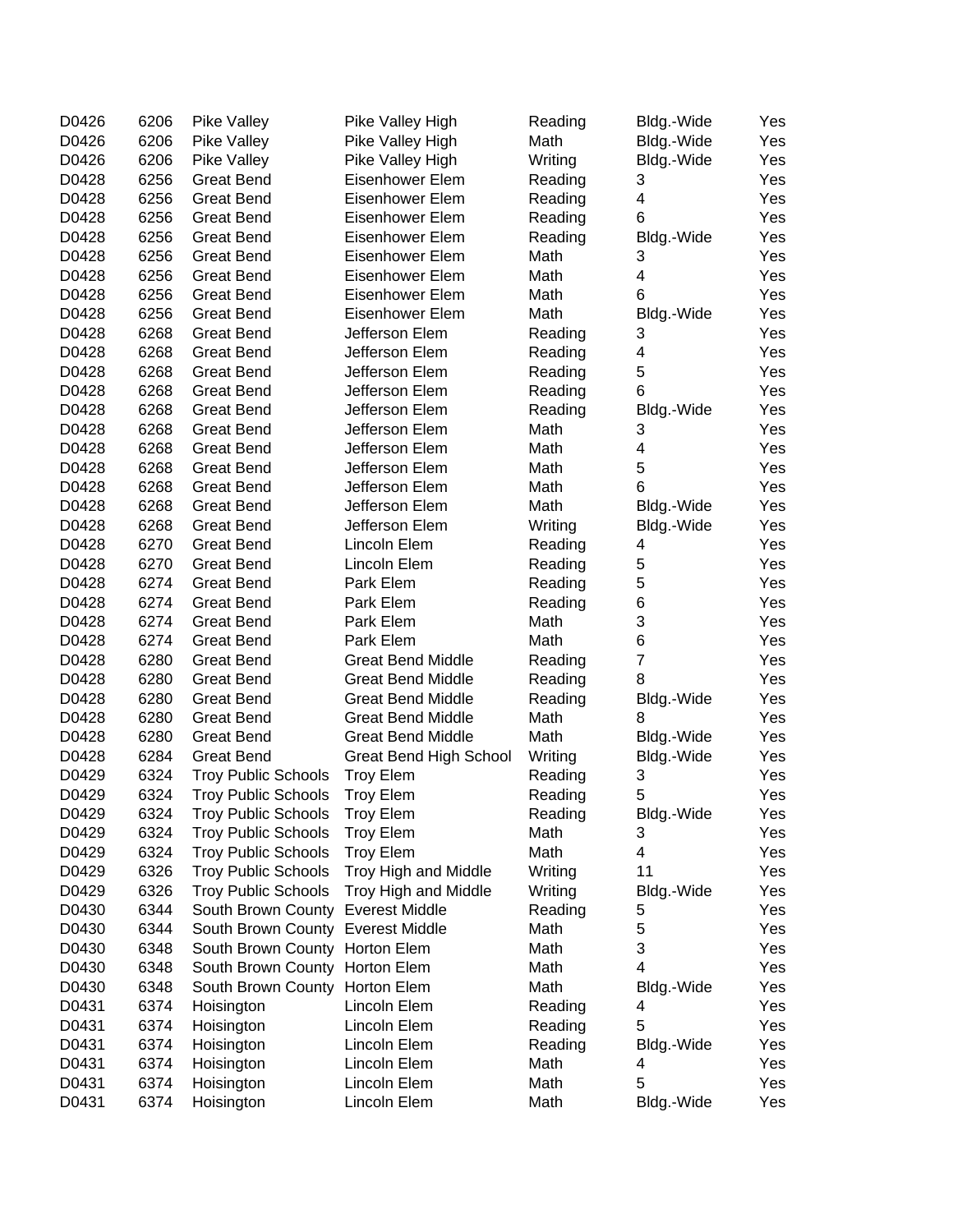| | | | | | | |
|---|---|---|---|---|---|---|
| D0426 | 6206 | Pike Valley | Pike Valley High | Reading | Bldg.-Wide | Yes |
| D0426 | 6206 | Pike Valley | Pike Valley High | Math | Bldg.-Wide | Yes |
| D0426 | 6206 | Pike Valley | Pike Valley High | Writing | Bldg.-Wide | Yes |
| D0428 | 6256 | Great Bend | Eisenhower Elem | Reading | 3 | Yes |
| D0428 | 6256 | Great Bend | Eisenhower Elem | Reading | 4 | Yes |
| D0428 | 6256 | Great Bend | Eisenhower Elem | Reading | 6 | Yes |
| D0428 | 6256 | Great Bend | Eisenhower Elem | Reading | Bldg.-Wide | Yes |
| D0428 | 6256 | Great Bend | Eisenhower Elem | Math | 3 | Yes |
| D0428 | 6256 | Great Bend | Eisenhower Elem | Math | 4 | Yes |
| D0428 | 6256 | Great Bend | Eisenhower Elem | Math | 6 | Yes |
| D0428 | 6256 | Great Bend | Eisenhower Elem | Math | Bldg.-Wide | Yes |
| D0428 | 6268 | Great Bend | Jefferson Elem | Reading | 3 | Yes |
| D0428 | 6268 | Great Bend | Jefferson Elem | Reading | 4 | Yes |
| D0428 | 6268 | Great Bend | Jefferson Elem | Reading | 5 | Yes |
| D0428 | 6268 | Great Bend | Jefferson Elem | Reading | 6 | Yes |
| D0428 | 6268 | Great Bend | Jefferson Elem | Reading | Bldg.-Wide | Yes |
| D0428 | 6268 | Great Bend | Jefferson Elem | Math | 3 | Yes |
| D0428 | 6268 | Great Bend | Jefferson Elem | Math | 4 | Yes |
| D0428 | 6268 | Great Bend | Jefferson Elem | Math | 5 | Yes |
| D0428 | 6268 | Great Bend | Jefferson Elem | Math | 6 | Yes |
| D0428 | 6268 | Great Bend | Jefferson Elem | Math | Bldg.-Wide | Yes |
| D0428 | 6268 | Great Bend | Jefferson Elem | Writing | Bldg.-Wide | Yes |
| D0428 | 6270 | Great Bend | Lincoln Elem | Reading | 4 | Yes |
| D0428 | 6270 | Great Bend | Lincoln Elem | Reading | 5 | Yes |
| D0428 | 6274 | Great Bend | Park Elem | Reading | 5 | Yes |
| D0428 | 6274 | Great Bend | Park Elem | Reading | 6 | Yes |
| D0428 | 6274 | Great Bend | Park Elem | Math | 3 | Yes |
| D0428 | 6274 | Great Bend | Park Elem | Math | 6 | Yes |
| D0428 | 6280 | Great Bend | Great Bend Middle | Reading | 7 | Yes |
| D0428 | 6280 | Great Bend | Great Bend Middle | Reading | 8 | Yes |
| D0428 | 6280 | Great Bend | Great Bend Middle | Reading | Bldg.-Wide | Yes |
| D0428 | 6280 | Great Bend | Great Bend Middle | Math | 8 | Yes |
| D0428 | 6280 | Great Bend | Great Bend Middle | Math | Bldg.-Wide | Yes |
| D0428 | 6284 | Great Bend | Great Bend High School | Writing | Bldg.-Wide | Yes |
| D0429 | 6324 | Troy Public Schools | Troy Elem | Reading | 3 | Yes |
| D0429 | 6324 | Troy Public Schools | Troy Elem | Reading | 5 | Yes |
| D0429 | 6324 | Troy Public Schools | Troy Elem | Reading | Bldg.-Wide | Yes |
| D0429 | 6324 | Troy Public Schools | Troy Elem | Math | 3 | Yes |
| D0429 | 6324 | Troy Public Schools | Troy Elem | Math | 4 | Yes |
| D0429 | 6326 | Troy Public Schools | Troy High and Middle | Writing | 11 | Yes |
| D0429 | 6326 | Troy Public Schools | Troy High and Middle | Writing | Bldg.-Wide | Yes |
| D0430 | 6344 | South Brown County | Everest Middle | Reading | 5 | Yes |
| D0430 | 6344 | South Brown County | Everest Middle | Math | 5 | Yes |
| D0430 | 6348 | South Brown County | Horton Elem | Math | 3 | Yes |
| D0430 | 6348 | South Brown County | Horton Elem | Math | 4 | Yes |
| D0430 | 6348 | South Brown County | Horton Elem | Math | Bldg.-Wide | Yes |
| D0431 | 6374 | Hoisington | Lincoln Elem | Reading | 4 | Yes |
| D0431 | 6374 | Hoisington | Lincoln Elem | Reading | 5 | Yes |
| D0431 | 6374 | Hoisington | Lincoln Elem | Reading | Bldg.-Wide | Yes |
| D0431 | 6374 | Hoisington | Lincoln Elem | Math | 4 | Yes |
| D0431 | 6374 | Hoisington | Lincoln Elem | Math | 5 | Yes |
| D0431 | 6374 | Hoisington | Lincoln Elem | Math | Bldg.-Wide | Yes |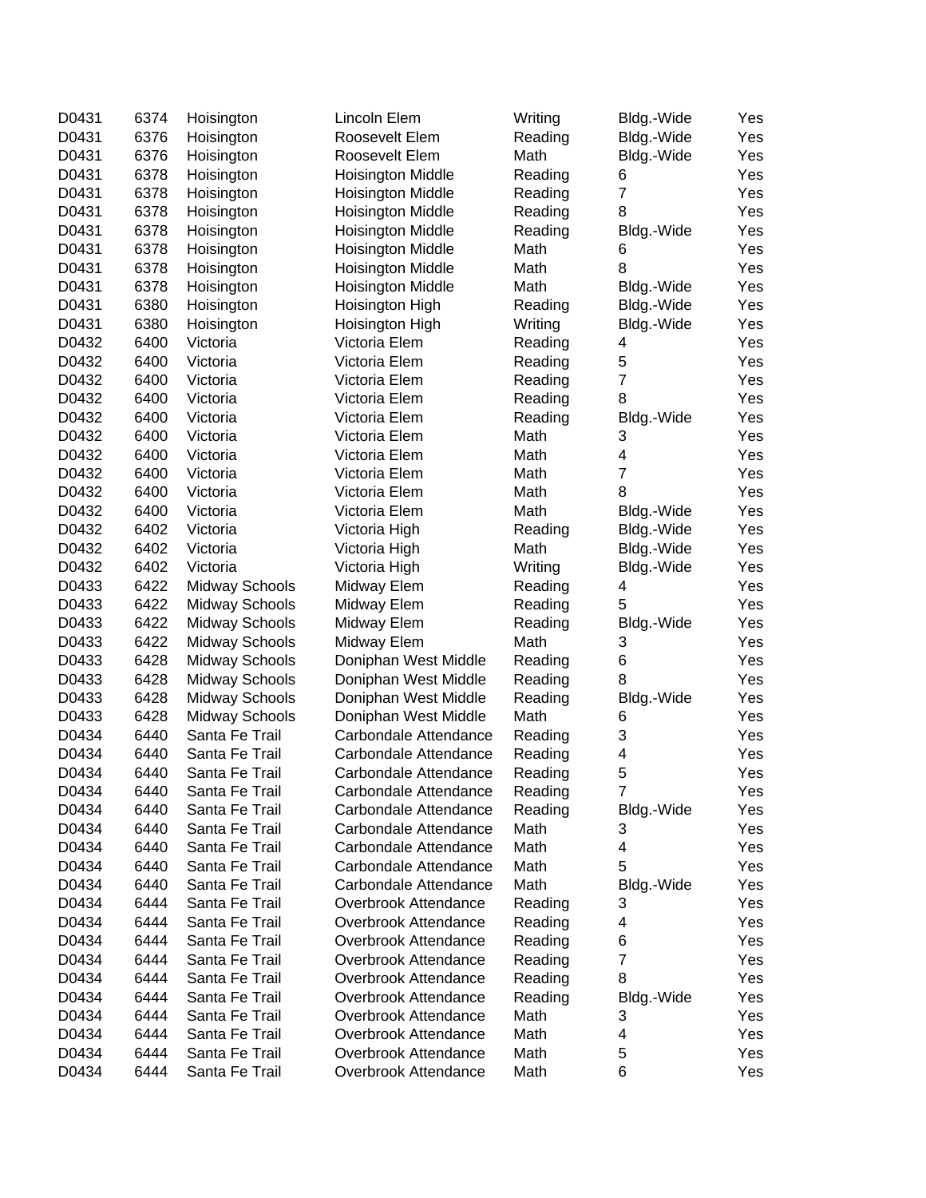| | | | | | | |
|---|---|---|---|---|---|---|
| D0431 | 6374 | Hoisington | Lincoln Elem | Writing | Bldg.-Wide | Yes |
| D0431 | 6376 | Hoisington | Roosevelt Elem | Reading | Bldg.-Wide | Yes |
| D0431 | 6376 | Hoisington | Roosevelt Elem | Math | Bldg.-Wide | Yes |
| D0431 | 6378 | Hoisington | Hoisington Middle | Reading | 6 | Yes |
| D0431 | 6378 | Hoisington | Hoisington Middle | Reading | 7 | Yes |
| D0431 | 6378 | Hoisington | Hoisington Middle | Reading | 8 | Yes |
| D0431 | 6378 | Hoisington | Hoisington Middle | Reading | Bldg.-Wide | Yes |
| D0431 | 6378 | Hoisington | Hoisington Middle | Math | 6 | Yes |
| D0431 | 6378 | Hoisington | Hoisington Middle | Math | 8 | Yes |
| D0431 | 6378 | Hoisington | Hoisington Middle | Math | Bldg.-Wide | Yes |
| D0431 | 6380 | Hoisington | Hoisington High | Reading | Bldg.-Wide | Yes |
| D0431 | 6380 | Hoisington | Hoisington High | Writing | Bldg.-Wide | Yes |
| D0432 | 6400 | Victoria | Victoria Elem | Reading | 4 | Yes |
| D0432 | 6400 | Victoria | Victoria Elem | Reading | 5 | Yes |
| D0432 | 6400 | Victoria | Victoria Elem | Reading | 7 | Yes |
| D0432 | 6400 | Victoria | Victoria Elem | Reading | 8 | Yes |
| D0432 | 6400 | Victoria | Victoria Elem | Reading | Bldg.-Wide | Yes |
| D0432 | 6400 | Victoria | Victoria Elem | Math | 3 | Yes |
| D0432 | 6400 | Victoria | Victoria Elem | Math | 4 | Yes |
| D0432 | 6400 | Victoria | Victoria Elem | Math | 7 | Yes |
| D0432 | 6400 | Victoria | Victoria Elem | Math | 8 | Yes |
| D0432 | 6400 | Victoria | Victoria Elem | Math | Bldg.-Wide | Yes |
| D0432 | 6402 | Victoria | Victoria High | Reading | Bldg.-Wide | Yes |
| D0432 | 6402 | Victoria | Victoria High | Math | Bldg.-Wide | Yes |
| D0432 | 6402 | Victoria | Victoria High | Writing | Bldg.-Wide | Yes |
| D0433 | 6422 | Midway Schools | Midway Elem | Reading | 4 | Yes |
| D0433 | 6422 | Midway Schools | Midway Elem | Reading | 5 | Yes |
| D0433 | 6422 | Midway Schools | Midway Elem | Reading | Bldg.-Wide | Yes |
| D0433 | 6422 | Midway Schools | Midway Elem | Math | 3 | Yes |
| D0433 | 6428 | Midway Schools | Doniphan West Middle | Reading | 6 | Yes |
| D0433 | 6428 | Midway Schools | Doniphan West Middle | Reading | 8 | Yes |
| D0433 | 6428 | Midway Schools | Doniphan West Middle | Reading | Bldg.-Wide | Yes |
| D0433 | 6428 | Midway Schools | Doniphan West Middle | Math | 6 | Yes |
| D0434 | 6440 | Santa Fe Trail | Carbondale Attendance | Reading | 3 | Yes |
| D0434 | 6440 | Santa Fe Trail | Carbondale Attendance | Reading | 4 | Yes |
| D0434 | 6440 | Santa Fe Trail | Carbondale Attendance | Reading | 5 | Yes |
| D0434 | 6440 | Santa Fe Trail | Carbondale Attendance | Reading | 7 | Yes |
| D0434 | 6440 | Santa Fe Trail | Carbondale Attendance | Reading | Bldg.-Wide | Yes |
| D0434 | 6440 | Santa Fe Trail | Carbondale Attendance | Math | 3 | Yes |
| D0434 | 6440 | Santa Fe Trail | Carbondale Attendance | Math | 4 | Yes |
| D0434 | 6440 | Santa Fe Trail | Carbondale Attendance | Math | 5 | Yes |
| D0434 | 6440 | Santa Fe Trail | Carbondale Attendance | Math | Bldg.-Wide | Yes |
| D0434 | 6444 | Santa Fe Trail | Overbrook Attendance | Reading | 3 | Yes |
| D0434 | 6444 | Santa Fe Trail | Overbrook Attendance | Reading | 4 | Yes |
| D0434 | 6444 | Santa Fe Trail | Overbrook Attendance | Reading | 6 | Yes |
| D0434 | 6444 | Santa Fe Trail | Overbrook Attendance | Reading | 7 | Yes |
| D0434 | 6444 | Santa Fe Trail | Overbrook Attendance | Reading | 8 | Yes |
| D0434 | 6444 | Santa Fe Trail | Overbrook Attendance | Reading | Bldg.-Wide | Yes |
| D0434 | 6444 | Santa Fe Trail | Overbrook Attendance | Math | 3 | Yes |
| D0434 | 6444 | Santa Fe Trail | Overbrook Attendance | Math | 4 | Yes |
| D0434 | 6444 | Santa Fe Trail | Overbrook Attendance | Math | 5 | Yes |
| D0434 | 6444 | Santa Fe Trail | Overbrook Attendance | Math | 6 | Yes |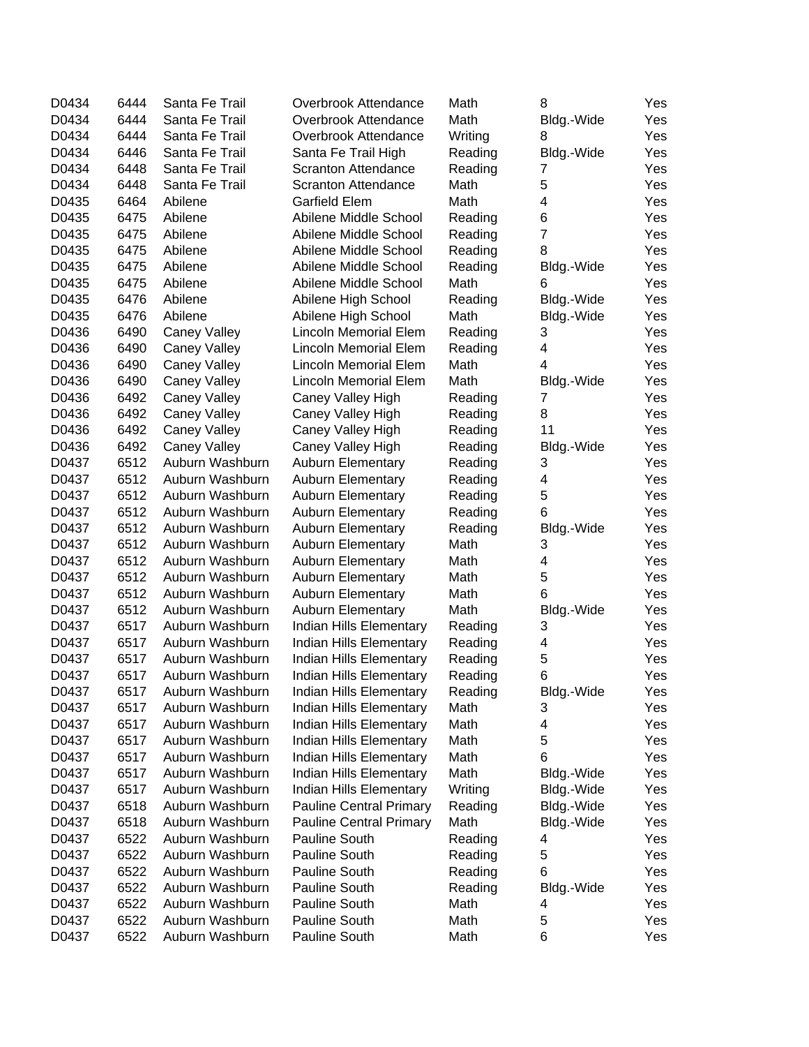| | | | | | | |
|---|---|---|---|---|---|---|
| D0434 | 6444 | Santa Fe Trail | Overbrook Attendance | Math | 8 | Yes |
| D0434 | 6444 | Santa Fe Trail | Overbrook Attendance | Math | Bldg.-Wide | Yes |
| D0434 | 6444 | Santa Fe Trail | Overbrook Attendance | Writing | 8 | Yes |
| D0434 | 6446 | Santa Fe Trail | Santa Fe Trail High | Reading | Bldg.-Wide | Yes |
| D0434 | 6448 | Santa Fe Trail | Scranton Attendance | Reading | 7 | Yes |
| D0434 | 6448 | Santa Fe Trail | Scranton Attendance | Math | 5 | Yes |
| D0435 | 6464 | Abilene | Garfield Elem | Math | 4 | Yes |
| D0435 | 6475 | Abilene | Abilene Middle School | Reading | 6 | Yes |
| D0435 | 6475 | Abilene | Abilene Middle School | Reading | 7 | Yes |
| D0435 | 6475 | Abilene | Abilene Middle School | Reading | 8 | Yes |
| D0435 | 6475 | Abilene | Abilene Middle School | Reading | Bldg.-Wide | Yes |
| D0435 | 6475 | Abilene | Abilene Middle School | Math | 6 | Yes |
| D0435 | 6476 | Abilene | Abilene High School | Reading | Bldg.-Wide | Yes |
| D0435 | 6476 | Abilene | Abilene High School | Math | Bldg.-Wide | Yes |
| D0436 | 6490 | Caney Valley | Lincoln Memorial Elem | Reading | 3 | Yes |
| D0436 | 6490 | Caney Valley | Lincoln Memorial Elem | Reading | 4 | Yes |
| D0436 | 6490 | Caney Valley | Lincoln Memorial Elem | Math | 4 | Yes |
| D0436 | 6490 | Caney Valley | Lincoln Memorial Elem | Math | Bldg.-Wide | Yes |
| D0436 | 6492 | Caney Valley | Caney Valley High | Reading | 7 | Yes |
| D0436 | 6492 | Caney Valley | Caney Valley High | Reading | 8 | Yes |
| D0436 | 6492 | Caney Valley | Caney Valley High | Reading | 11 | Yes |
| D0436 | 6492 | Caney Valley | Caney Valley High | Reading | Bldg.-Wide | Yes |
| D0437 | 6512 | Auburn Washburn | Auburn Elementary | Reading | 3 | Yes |
| D0437 | 6512 | Auburn Washburn | Auburn Elementary | Reading | 4 | Yes |
| D0437 | 6512 | Auburn Washburn | Auburn Elementary | Reading | 5 | Yes |
| D0437 | 6512 | Auburn Washburn | Auburn Elementary | Reading | 6 | Yes |
| D0437 | 6512 | Auburn Washburn | Auburn Elementary | Reading | Bldg.-Wide | Yes |
| D0437 | 6512 | Auburn Washburn | Auburn Elementary | Math | 3 | Yes |
| D0437 | 6512 | Auburn Washburn | Auburn Elementary | Math | 4 | Yes |
| D0437 | 6512 | Auburn Washburn | Auburn Elementary | Math | 5 | Yes |
| D0437 | 6512 | Auburn Washburn | Auburn Elementary | Math | 6 | Yes |
| D0437 | 6512 | Auburn Washburn | Auburn Elementary | Math | Bldg.-Wide | Yes |
| D0437 | 6517 | Auburn Washburn | Indian Hills Elementary | Reading | 3 | Yes |
| D0437 | 6517 | Auburn Washburn | Indian Hills Elementary | Reading | 4 | Yes |
| D0437 | 6517 | Auburn Washburn | Indian Hills Elementary | Reading | 5 | Yes |
| D0437 | 6517 | Auburn Washburn | Indian Hills Elementary | Reading | 6 | Yes |
| D0437 | 6517 | Auburn Washburn | Indian Hills Elementary | Reading | Bldg.-Wide | Yes |
| D0437 | 6517 | Auburn Washburn | Indian Hills Elementary | Math | 3 | Yes |
| D0437 | 6517 | Auburn Washburn | Indian Hills Elementary | Math | 4 | Yes |
| D0437 | 6517 | Auburn Washburn | Indian Hills Elementary | Math | 5 | Yes |
| D0437 | 6517 | Auburn Washburn | Indian Hills Elementary | Math | 6 | Yes |
| D0437 | 6517 | Auburn Washburn | Indian Hills Elementary | Math | Bldg.-Wide | Yes |
| D0437 | 6517 | Auburn Washburn | Indian Hills Elementary | Writing | Bldg.-Wide | Yes |
| D0437 | 6518 | Auburn Washburn | Pauline Central Primary | Reading | Bldg.-Wide | Yes |
| D0437 | 6518 | Auburn Washburn | Pauline Central Primary | Math | Bldg.-Wide | Yes |
| D0437 | 6522 | Auburn Washburn | Pauline South | Reading | 4 | Yes |
| D0437 | 6522 | Auburn Washburn | Pauline South | Reading | 5 | Yes |
| D0437 | 6522 | Auburn Washburn | Pauline South | Reading | 6 | Yes |
| D0437 | 6522 | Auburn Washburn | Pauline South | Reading | Bldg.-Wide | Yes |
| D0437 | 6522 | Auburn Washburn | Pauline South | Math | 4 | Yes |
| D0437 | 6522 | Auburn Washburn | Pauline South | Math | 5 | Yes |
| D0437 | 6522 | Auburn Washburn | Pauline South | Math | 6 | Yes |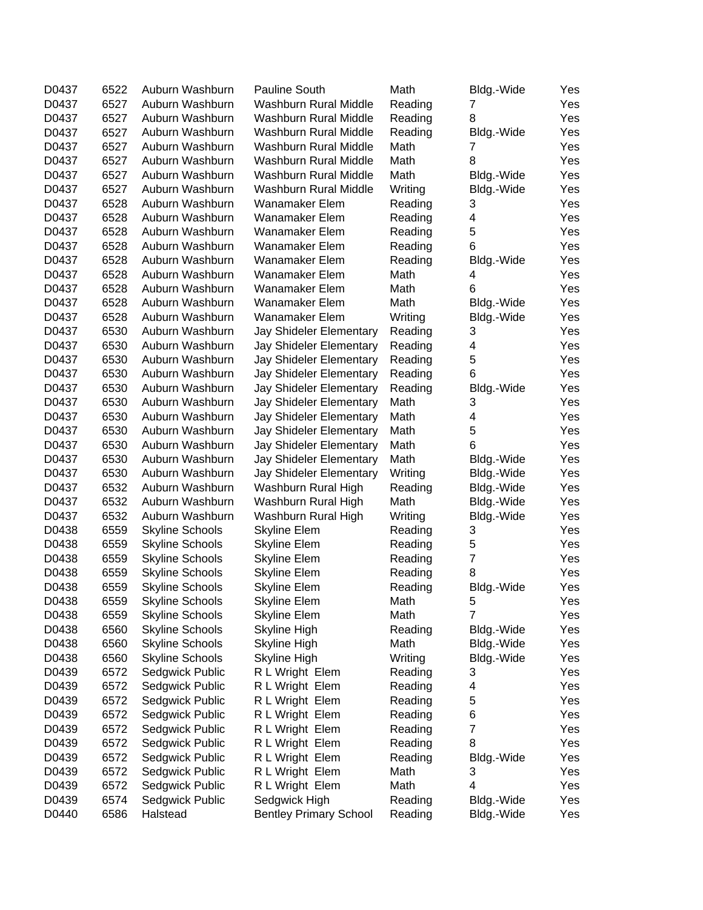| | | | | | | |
|---|---|---|---|---|---|---|
| D0437 | 6522 | Auburn Washburn | Pauline South | Math | Bldg.-Wide | Yes |
| D0437 | 6527 | Auburn Washburn | Washburn Rural Middle | Reading | 7 | Yes |
| D0437 | 6527 | Auburn Washburn | Washburn Rural Middle | Reading | 8 | Yes |
| D0437 | 6527 | Auburn Washburn | Washburn Rural Middle | Reading | Bldg.-Wide | Yes |
| D0437 | 6527 | Auburn Washburn | Washburn Rural Middle | Math | 7 | Yes |
| D0437 | 6527 | Auburn Washburn | Washburn Rural Middle | Math | 8 | Yes |
| D0437 | 6527 | Auburn Washburn | Washburn Rural Middle | Math | Bldg.-Wide | Yes |
| D0437 | 6527 | Auburn Washburn | Washburn Rural Middle | Writing | Bldg.-Wide | Yes |
| D0437 | 6528 | Auburn Washburn | Wanamaker Elem | Reading | 3 | Yes |
| D0437 | 6528 | Auburn Washburn | Wanamaker Elem | Reading | 4 | Yes |
| D0437 | 6528 | Auburn Washburn | Wanamaker Elem | Reading | 5 | Yes |
| D0437 | 6528 | Auburn Washburn | Wanamaker Elem | Reading | 6 | Yes |
| D0437 | 6528 | Auburn Washburn | Wanamaker Elem | Reading | Bldg.-Wide | Yes |
| D0437 | 6528 | Auburn Washburn | Wanamaker Elem | Math | 4 | Yes |
| D0437 | 6528 | Auburn Washburn | Wanamaker Elem | Math | 6 | Yes |
| D0437 | 6528 | Auburn Washburn | Wanamaker Elem | Math | Bldg.-Wide | Yes |
| D0437 | 6528 | Auburn Washburn | Wanamaker Elem | Writing | Bldg.-Wide | Yes |
| D0437 | 6530 | Auburn Washburn | Jay Shideler Elementary | Reading | 3 | Yes |
| D0437 | 6530 | Auburn Washburn | Jay Shideler Elementary | Reading | 4 | Yes |
| D0437 | 6530 | Auburn Washburn | Jay Shideler Elementary | Reading | 5 | Yes |
| D0437 | 6530 | Auburn Washburn | Jay Shideler Elementary | Reading | 6 | Yes |
| D0437 | 6530 | Auburn Washburn | Jay Shideler Elementary | Reading | Bldg.-Wide | Yes |
| D0437 | 6530 | Auburn Washburn | Jay Shideler Elementary | Math | 3 | Yes |
| D0437 | 6530 | Auburn Washburn | Jay Shideler Elementary | Math | 4 | Yes |
| D0437 | 6530 | Auburn Washburn | Jay Shideler Elementary | Math | 5 | Yes |
| D0437 | 6530 | Auburn Washburn | Jay Shideler Elementary | Math | 6 | Yes |
| D0437 | 6530 | Auburn Washburn | Jay Shideler Elementary | Math | Bldg.-Wide | Yes |
| D0437 | 6530 | Auburn Washburn | Jay Shideler Elementary | Writing | Bldg.-Wide | Yes |
| D0437 | 6532 | Auburn Washburn | Washburn Rural High | Reading | Bldg.-Wide | Yes |
| D0437 | 6532 | Auburn Washburn | Washburn Rural High | Math | Bldg.-Wide | Yes |
| D0437 | 6532 | Auburn Washburn | Washburn Rural High | Writing | Bldg.-Wide | Yes |
| D0438 | 6559 | Skyline Schools | Skyline Elem | Reading | 3 | Yes |
| D0438 | 6559 | Skyline Schools | Skyline Elem | Reading | 5 | Yes |
| D0438 | 6559 | Skyline Schools | Skyline Elem | Reading | 7 | Yes |
| D0438 | 6559 | Skyline Schools | Skyline Elem | Reading | 8 | Yes |
| D0438 | 6559 | Skyline Schools | Skyline Elem | Reading | Bldg.-Wide | Yes |
| D0438 | 6559 | Skyline Schools | Skyline Elem | Math | 5 | Yes |
| D0438 | 6559 | Skyline Schools | Skyline Elem | Math | 7 | Yes |
| D0438 | 6560 | Skyline Schools | Skyline High | Reading | Bldg.-Wide | Yes |
| D0438 | 6560 | Skyline Schools | Skyline High | Math | Bldg.-Wide | Yes |
| D0438 | 6560 | Skyline Schools | Skyline High | Writing | Bldg.-Wide | Yes |
| D0439 | 6572 | Sedgwick Public | R L Wright Elem | Reading | 3 | Yes |
| D0439 | 6572 | Sedgwick Public | R L Wright Elem | Reading | 4 | Yes |
| D0439 | 6572 | Sedgwick Public | R L Wright Elem | Reading | 5 | Yes |
| D0439 | 6572 | Sedgwick Public | R L Wright Elem | Reading | 6 | Yes |
| D0439 | 6572 | Sedgwick Public | R L Wright Elem | Reading | 7 | Yes |
| D0439 | 6572 | Sedgwick Public | R L Wright Elem | Reading | 8 | Yes |
| D0439 | 6572 | Sedgwick Public | R L Wright Elem | Reading | Bldg.-Wide | Yes |
| D0439 | 6572 | Sedgwick Public | R L Wright Elem | Math | 3 | Yes |
| D0439 | 6572 | Sedgwick Public | R L Wright Elem | Math | 4 | Yes |
| D0439 | 6574 | Sedgwick Public | Sedgwick High | Reading | Bldg.-Wide | Yes |
| D0440 | 6586 | Halstead | Bentley Primary School | Reading | Bldg.-Wide | Yes |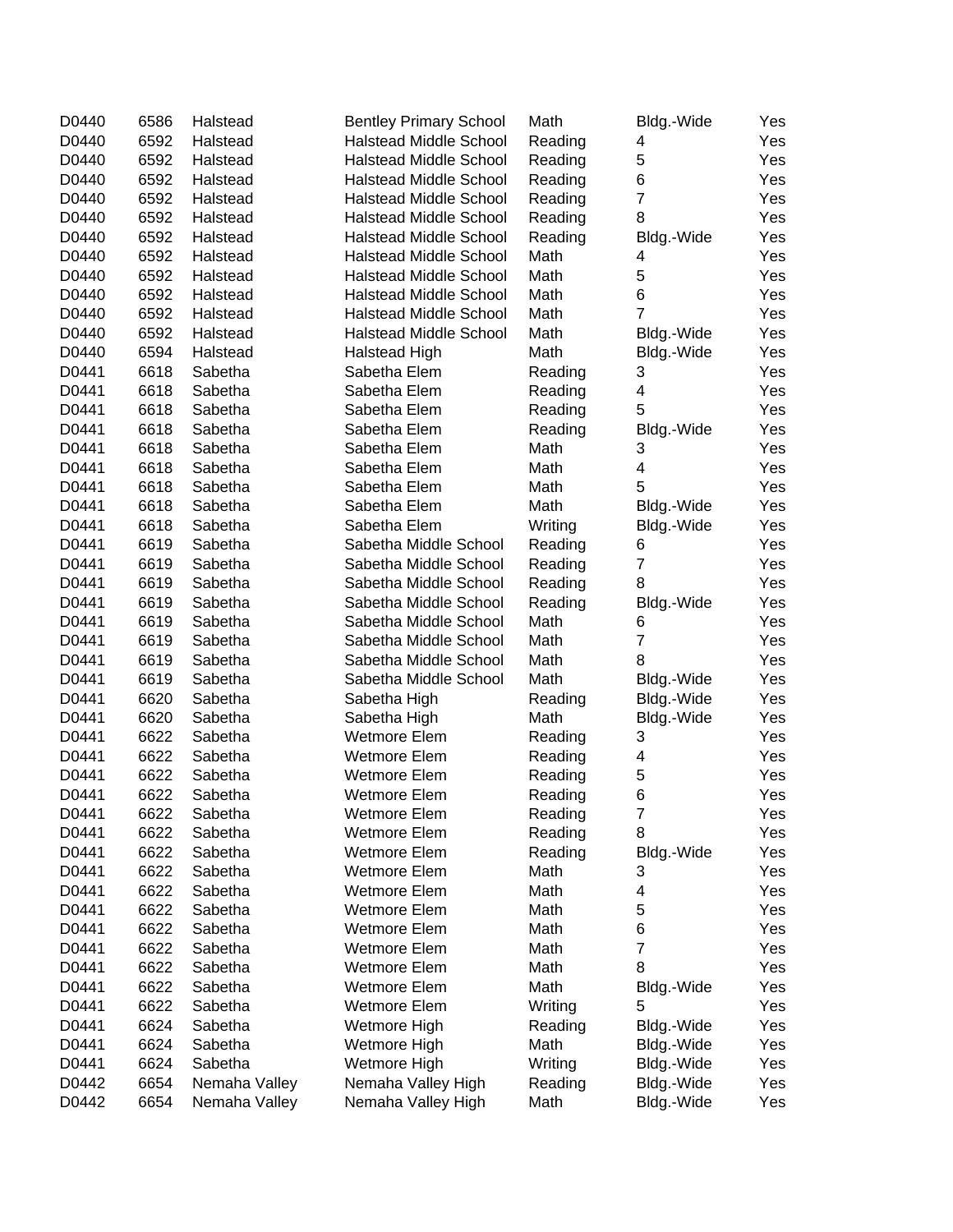| | | | | | | |
|---|---|---|---|---|---|---|
| D0440 | 6586 | Halstead | Bentley Primary School | Math | Bldg.-Wide | Yes |
| D0440 | 6592 | Halstead | Halstead Middle School | Reading | 4 | Yes |
| D0440 | 6592 | Halstead | Halstead Middle School | Reading | 5 | Yes |
| D0440 | 6592 | Halstead | Halstead Middle School | Reading | 6 | Yes |
| D0440 | 6592 | Halstead | Halstead Middle School | Reading | 7 | Yes |
| D0440 | 6592 | Halstead | Halstead Middle School | Reading | 8 | Yes |
| D0440 | 6592 | Halstead | Halstead Middle School | Reading | Bldg.-Wide | Yes |
| D0440 | 6592 | Halstead | Halstead Middle School | Math | 4 | Yes |
| D0440 | 6592 | Halstead | Halstead Middle School | Math | 5 | Yes |
| D0440 | 6592 | Halstead | Halstead Middle School | Math | 6 | Yes |
| D0440 | 6592 | Halstead | Halstead Middle School | Math | 7 | Yes |
| D0440 | 6592 | Halstead | Halstead Middle School | Math | Bldg.-Wide | Yes |
| D0440 | 6594 | Halstead | Halstead High | Math | Bldg.-Wide | Yes |
| D0441 | 6618 | Sabetha | Sabetha Elem | Reading | 3 | Yes |
| D0441 | 6618 | Sabetha | Sabetha Elem | Reading | 4 | Yes |
| D0441 | 6618 | Sabetha | Sabetha Elem | Reading | 5 | Yes |
| D0441 | 6618 | Sabetha | Sabetha Elem | Reading | Bldg.-Wide | Yes |
| D0441 | 6618 | Sabetha | Sabetha Elem | Math | 3 | Yes |
| D0441 | 6618 | Sabetha | Sabetha Elem | Math | 4 | Yes |
| D0441 | 6618 | Sabetha | Sabetha Elem | Math | 5 | Yes |
| D0441 | 6618 | Sabetha | Sabetha Elem | Math | Bldg.-Wide | Yes |
| D0441 | 6618 | Sabetha | Sabetha Elem | Writing | Bldg.-Wide | Yes |
| D0441 | 6619 | Sabetha | Sabetha Middle School | Reading | 6 | Yes |
| D0441 | 6619 | Sabetha | Sabetha Middle School | Reading | 7 | Yes |
| D0441 | 6619 | Sabetha | Sabetha Middle School | Reading | 8 | Yes |
| D0441 | 6619 | Sabetha | Sabetha Middle School | Reading | Bldg.-Wide | Yes |
| D0441 | 6619 | Sabetha | Sabetha Middle School | Math | 6 | Yes |
| D0441 | 6619 | Sabetha | Sabetha Middle School | Math | 7 | Yes |
| D0441 | 6619 | Sabetha | Sabetha Middle School | Math | 8 | Yes |
| D0441 | 6619 | Sabetha | Sabetha Middle School | Math | Bldg.-Wide | Yes |
| D0441 | 6620 | Sabetha | Sabetha High | Reading | Bldg.-Wide | Yes |
| D0441 | 6620 | Sabetha | Sabetha High | Math | Bldg.-Wide | Yes |
| D0441 | 6622 | Sabetha | Wetmore Elem | Reading | 3 | Yes |
| D0441 | 6622 | Sabetha | Wetmore Elem | Reading | 4 | Yes |
| D0441 | 6622 | Sabetha | Wetmore Elem | Reading | 5 | Yes |
| D0441 | 6622 | Sabetha | Wetmore Elem | Reading | 6 | Yes |
| D0441 | 6622 | Sabetha | Wetmore Elem | Reading | 7 | Yes |
| D0441 | 6622 | Sabetha | Wetmore Elem | Reading | 8 | Yes |
| D0441 | 6622 | Sabetha | Wetmore Elem | Reading | Bldg.-Wide | Yes |
| D0441 | 6622 | Sabetha | Wetmore Elem | Math | 3 | Yes |
| D0441 | 6622 | Sabetha | Wetmore Elem | Math | 4 | Yes |
| D0441 | 6622 | Sabetha | Wetmore Elem | Math | 5 | Yes |
| D0441 | 6622 | Sabetha | Wetmore Elem | Math | 6 | Yes |
| D0441 | 6622 | Sabetha | Wetmore Elem | Math | 7 | Yes |
| D0441 | 6622 | Sabetha | Wetmore Elem | Math | 8 | Yes |
| D0441 | 6622 | Sabetha | Wetmore Elem | Math | Bldg.-Wide | Yes |
| D0441 | 6622 | Sabetha | Wetmore Elem | Writing | 5 | Yes |
| D0441 | 6624 | Sabetha | Wetmore High | Reading | Bldg.-Wide | Yes |
| D0441 | 6624 | Sabetha | Wetmore High | Math | Bldg.-Wide | Yes |
| D0441 | 6624 | Sabetha | Wetmore High | Writing | Bldg.-Wide | Yes |
| D0442 | 6654 | Nemaha Valley | Nemaha Valley High | Reading | Bldg.-Wide | Yes |
| D0442 | 6654 | Nemaha Valley | Nemaha Valley High | Math | Bldg.-Wide | Yes |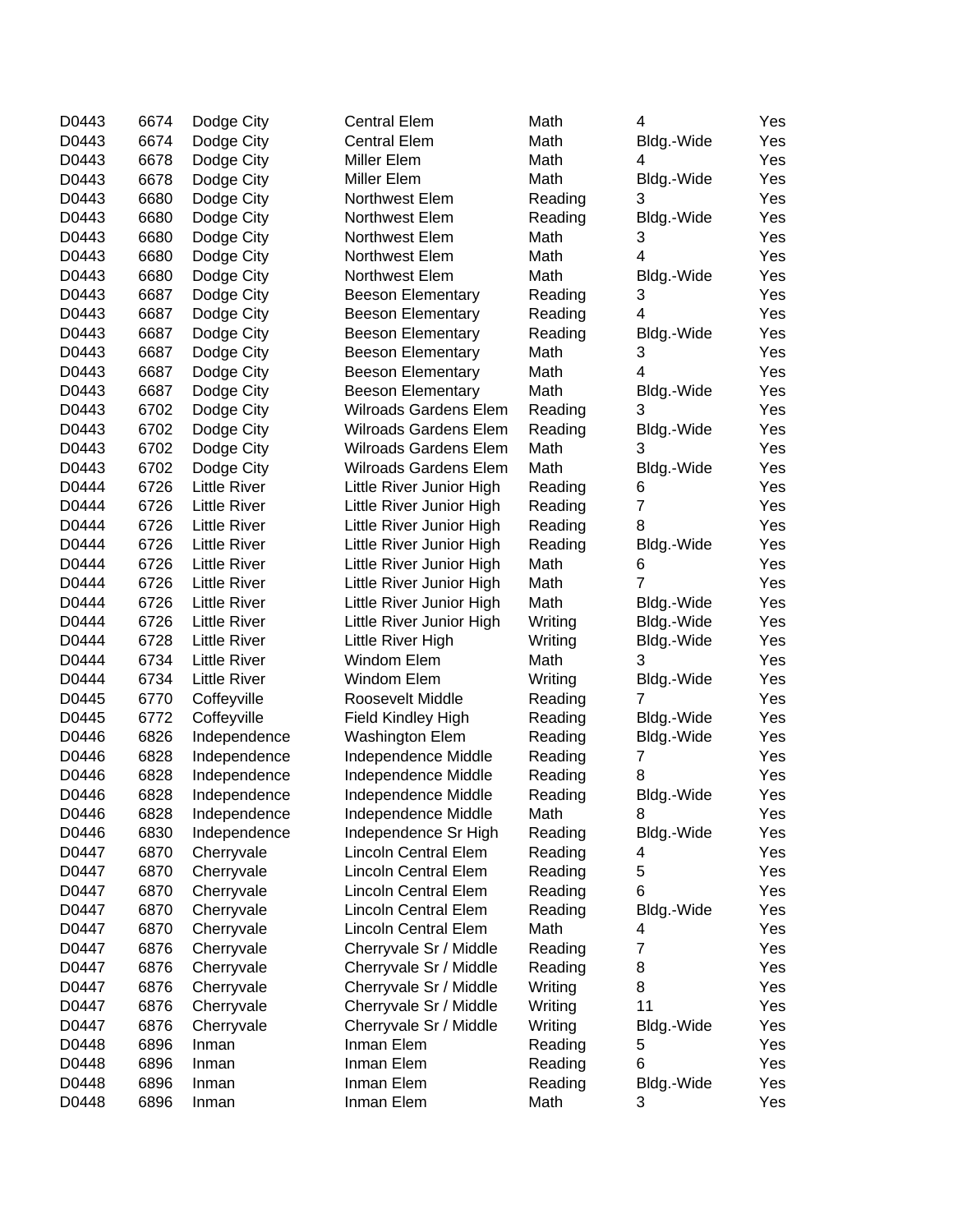| | | | | | | |
|---|---|---|---|---|---|---|
| D0443 | 6674 | Dodge City | Central Elem | Math | 4 | Yes |
| D0443 | 6674 | Dodge City | Central Elem | Math | Bldg.-Wide | Yes |
| D0443 | 6678 | Dodge City | Miller Elem | Math | 4 | Yes |
| D0443 | 6678 | Dodge City | Miller Elem | Math | Bldg.-Wide | Yes |
| D0443 | 6680 | Dodge City | Northwest Elem | Reading | 3 | Yes |
| D0443 | 6680 | Dodge City | Northwest Elem | Reading | Bldg.-Wide | Yes |
| D0443 | 6680 | Dodge City | Northwest Elem | Math | 3 | Yes |
| D0443 | 6680 | Dodge City | Northwest Elem | Math | 4 | Yes |
| D0443 | 6680 | Dodge City | Northwest Elem | Math | Bldg.-Wide | Yes |
| D0443 | 6687 | Dodge City | Beeson Elementary | Reading | 3 | Yes |
| D0443 | 6687 | Dodge City | Beeson Elementary | Reading | 4 | Yes |
| D0443 | 6687 | Dodge City | Beeson Elementary | Reading | Bldg.-Wide | Yes |
| D0443 | 6687 | Dodge City | Beeson Elementary | Math | 3 | Yes |
| D0443 | 6687 | Dodge City | Beeson Elementary | Math | 4 | Yes |
| D0443 | 6687 | Dodge City | Beeson Elementary | Math | Bldg.-Wide | Yes |
| D0443 | 6702 | Dodge City | Wilroads Gardens Elem | Reading | 3 | Yes |
| D0443 | 6702 | Dodge City | Wilroads Gardens Elem | Reading | Bldg.-Wide | Yes |
| D0443 | 6702 | Dodge City | Wilroads Gardens Elem | Math | 3 | Yes |
| D0443 | 6702 | Dodge City | Wilroads Gardens Elem | Math | Bldg.-Wide | Yes |
| D0444 | 6726 | Little River | Little River Junior High | Reading | 6 | Yes |
| D0444 | 6726 | Little River | Little River Junior High | Reading | 7 | Yes |
| D0444 | 6726 | Little River | Little River Junior High | Reading | 8 | Yes |
| D0444 | 6726 | Little River | Little River Junior High | Reading | Bldg.-Wide | Yes |
| D0444 | 6726 | Little River | Little River Junior High | Math | 6 | Yes |
| D0444 | 6726 | Little River | Little River Junior High | Math | 7 | Yes |
| D0444 | 6726 | Little River | Little River Junior High | Math | Bldg.-Wide | Yes |
| D0444 | 6726 | Little River | Little River Junior High | Writing | Bldg.-Wide | Yes |
| D0444 | 6728 | Little River | Little River High | Writing | Bldg.-Wide | Yes |
| D0444 | 6734 | Little River | Windom Elem | Math | 3 | Yes |
| D0444 | 6734 | Little River | Windom Elem | Writing | Bldg.-Wide | Yes |
| D0445 | 6770 | Coffeyville | Roosevelt Middle | Reading | 7 | Yes |
| D0445 | 6772 | Coffeyville | Field Kindley High | Reading | Bldg.-Wide | Yes |
| D0446 | 6826 | Independence | Washington Elem | Reading | Bldg.-Wide | Yes |
| D0446 | 6828 | Independence | Independence Middle | Reading | 7 | Yes |
| D0446 | 6828 | Independence | Independence Middle | Reading | 8 | Yes |
| D0446 | 6828 | Independence | Independence Middle | Reading | Bldg.-Wide | Yes |
| D0446 | 6828 | Independence | Independence Middle | Math | 8 | Yes |
| D0446 | 6830 | Independence | Independence Sr High | Reading | Bldg.-Wide | Yes |
| D0447 | 6870 | Cherryvale | Lincoln Central Elem | Reading | 4 | Yes |
| D0447 | 6870 | Cherryvale | Lincoln Central Elem | Reading | 5 | Yes |
| D0447 | 6870 | Cherryvale | Lincoln Central Elem | Reading | 6 | Yes |
| D0447 | 6870 | Cherryvale | Lincoln Central Elem | Reading | Bldg.-Wide | Yes |
| D0447 | 6870 | Cherryvale | Lincoln Central Elem | Math | 4 | Yes |
| D0447 | 6876 | Cherryvale | Cherryvale Sr / Middle | Reading | 7 | Yes |
| D0447 | 6876 | Cherryvale | Cherryvale Sr / Middle | Reading | 8 | Yes |
| D0447 | 6876 | Cherryvale | Cherryvale Sr / Middle | Writing | 8 | Yes |
| D0447 | 6876 | Cherryvale | Cherryvale Sr / Middle | Writing | 11 | Yes |
| D0447 | 6876 | Cherryvale | Cherryvale Sr / Middle | Writing | Bldg.-Wide | Yes |
| D0448 | 6896 | Inman | Inman Elem | Reading | 5 | Yes |
| D0448 | 6896 | Inman | Inman Elem | Reading | 6 | Yes |
| D0448 | 6896 | Inman | Inman Elem | Reading | Bldg.-Wide | Yes |
| D0448 | 6896 | Inman | Inman Elem | Math | 3 | Yes |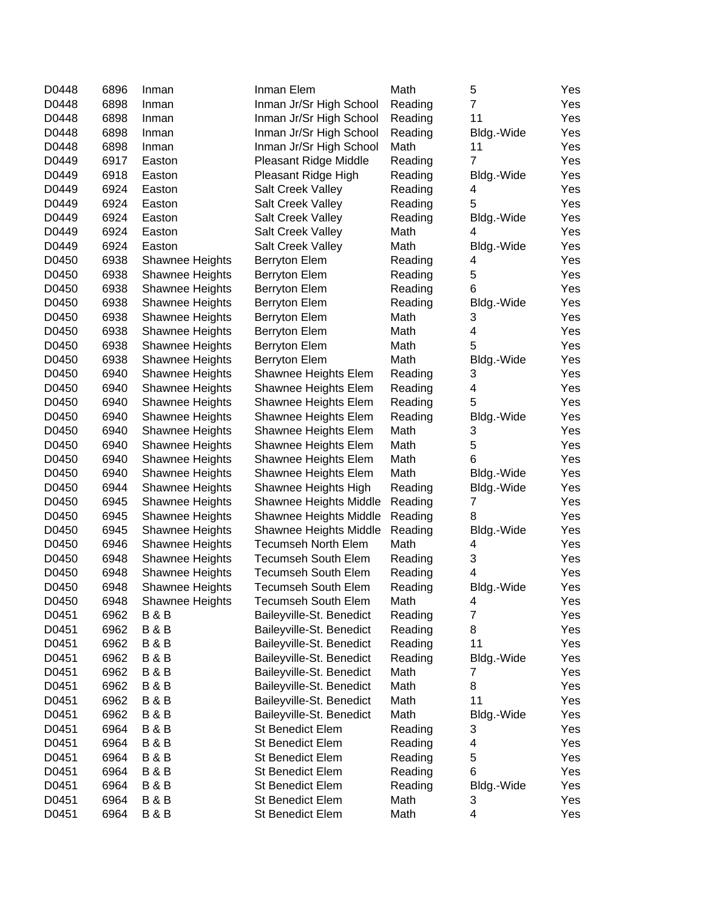| | | | | | | |
|---|---|---|---|---|---|---|
| D0448 | 6896 | Inman | Inman Elem | Math | 5 | Yes |
| D0448 | 6898 | Inman | Inman Jr/Sr High School | Reading | 7 | Yes |
| D0448 | 6898 | Inman | Inman Jr/Sr High School | Reading | 11 | Yes |
| D0448 | 6898 | Inman | Inman Jr/Sr High School | Reading | Bldg.-Wide | Yes |
| D0448 | 6898 | Inman | Inman Jr/Sr High School | Math | 11 | Yes |
| D0449 | 6917 | Easton | Pleasant Ridge Middle | Reading | 7 | Yes |
| D0449 | 6918 | Easton | Pleasant Ridge High | Reading | Bldg.-Wide | Yes |
| D0449 | 6924 | Easton | Salt Creek Valley | Reading | 4 | Yes |
| D0449 | 6924 | Easton | Salt Creek Valley | Reading | 5 | Yes |
| D0449 | 6924 | Easton | Salt Creek Valley | Reading | Bldg.-Wide | Yes |
| D0449 | 6924 | Easton | Salt Creek Valley | Math | 4 | Yes |
| D0449 | 6924 | Easton | Salt Creek Valley | Math | Bldg.-Wide | Yes |
| D0450 | 6938 | Shawnee Heights | Berryton Elem | Reading | 4 | Yes |
| D0450 | 6938 | Shawnee Heights | Berryton Elem | Reading | 5 | Yes |
| D0450 | 6938 | Shawnee Heights | Berryton Elem | Reading | 6 | Yes |
| D0450 | 6938 | Shawnee Heights | Berryton Elem | Reading | Bldg.-Wide | Yes |
| D0450 | 6938 | Shawnee Heights | Berryton Elem | Math | 3 | Yes |
| D0450 | 6938 | Shawnee Heights | Berryton Elem | Math | 4 | Yes |
| D0450 | 6938 | Shawnee Heights | Berryton Elem | Math | 5 | Yes |
| D0450 | 6938 | Shawnee Heights | Berryton Elem | Math | Bldg.-Wide | Yes |
| D0450 | 6940 | Shawnee Heights | Shawnee Heights Elem | Reading | 3 | Yes |
| D0450 | 6940 | Shawnee Heights | Shawnee Heights Elem | Reading | 4 | Yes |
| D0450 | 6940 | Shawnee Heights | Shawnee Heights Elem | Reading | 5 | Yes |
| D0450 | 6940 | Shawnee Heights | Shawnee Heights Elem | Reading | Bldg.-Wide | Yes |
| D0450 | 6940 | Shawnee Heights | Shawnee Heights Elem | Math | 3 | Yes |
| D0450 | 6940 | Shawnee Heights | Shawnee Heights Elem | Math | 5 | Yes |
| D0450 | 6940 | Shawnee Heights | Shawnee Heights Elem | Math | 6 | Yes |
| D0450 | 6940 | Shawnee Heights | Shawnee Heights Elem | Math | Bldg.-Wide | Yes |
| D0450 | 6944 | Shawnee Heights | Shawnee Heights High | Reading | Bldg.-Wide | Yes |
| D0450 | 6945 | Shawnee Heights | Shawnee Heights Middle | Reading | 7 | Yes |
| D0450 | 6945 | Shawnee Heights | Shawnee Heights Middle | Reading | 8 | Yes |
| D0450 | 6945 | Shawnee Heights | Shawnee Heights Middle | Reading | Bldg.-Wide | Yes |
| D0450 | 6946 | Shawnee Heights | Tecumseh North Elem | Math | 4 | Yes |
| D0450 | 6948 | Shawnee Heights | Tecumseh South Elem | Reading | 3 | Yes |
| D0450 | 6948 | Shawnee Heights | Tecumseh South Elem | Reading | 4 | Yes |
| D0450 | 6948 | Shawnee Heights | Tecumseh South Elem | Reading | Bldg.-Wide | Yes |
| D0450 | 6948 | Shawnee Heights | Tecumseh South Elem | Math | 4 | Yes |
| D0451 | 6962 | B & B | Baileyville-St. Benedict | Reading | 7 | Yes |
| D0451 | 6962 | B & B | Baileyville-St. Benedict | Reading | 8 | Yes |
| D0451 | 6962 | B & B | Baileyville-St. Benedict | Reading | 11 | Yes |
| D0451 | 6962 | B & B | Baileyville-St. Benedict | Reading | Bldg.-Wide | Yes |
| D0451 | 6962 | B & B | Baileyville-St. Benedict | Math | 7 | Yes |
| D0451 | 6962 | B & B | Baileyville-St. Benedict | Math | 8 | Yes |
| D0451 | 6962 | B & B | Baileyville-St. Benedict | Math | 11 | Yes |
| D0451 | 6962 | B & B | Baileyville-St. Benedict | Math | Bldg.-Wide | Yes |
| D0451 | 6964 | B & B | St Benedict Elem | Reading | 3 | Yes |
| D0451 | 6964 | B & B | St Benedict Elem | Reading | 4 | Yes |
| D0451 | 6964 | B & B | St Benedict Elem | Reading | 5 | Yes |
| D0451 | 6964 | B & B | St Benedict Elem | Reading | 6 | Yes |
| D0451 | 6964 | B & B | St Benedict Elem | Reading | Bldg.-Wide | Yes |
| D0451 | 6964 | B & B | St Benedict Elem | Math | 3 | Yes |
| D0451 | 6964 | B & B | St Benedict Elem | Math | 4 | Yes |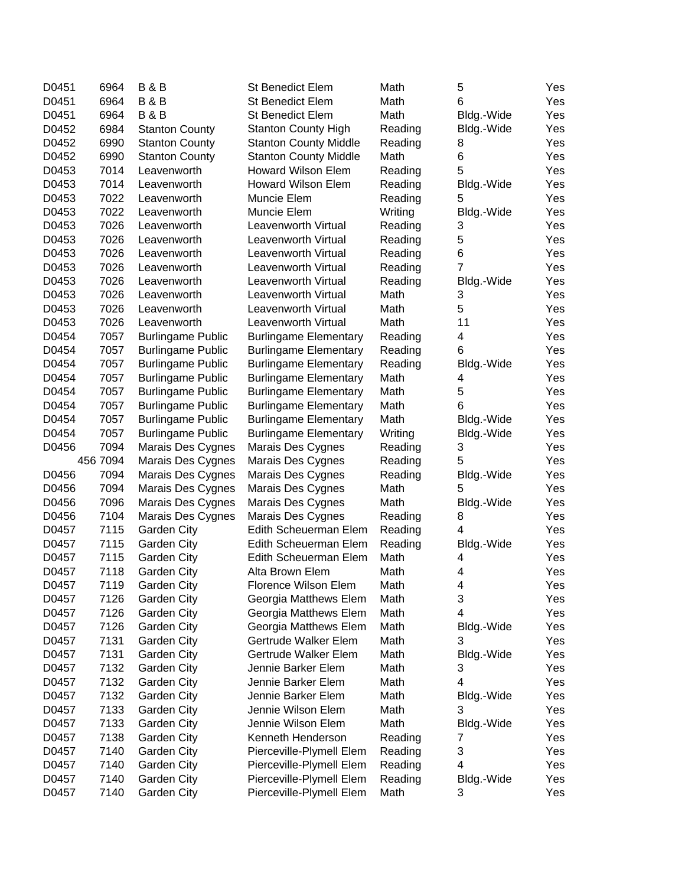| | | | | | | |
|---|---|---|---|---|---|---|
| D0451 | 6964 | B & B | St Benedict Elem | Math | 5 | Yes |
| D0451 | 6964 | B & B | St Benedict Elem | Math | 6 | Yes |
| D0451 | 6964 | B & B | St Benedict Elem | Math | Bldg.-Wide | Yes |
| D0452 | 6984 | Stanton County | Stanton County High | Reading | Bldg.-Wide | Yes |
| D0452 | 6990 | Stanton County | Stanton County Middle | Reading | 8 | Yes |
| D0452 | 6990 | Stanton County | Stanton County Middle | Math | 6 | Yes |
| D0453 | 7014 | Leavenworth | Howard Wilson Elem | Reading | 5 | Yes |
| D0453 | 7014 | Leavenworth | Howard Wilson Elem | Reading | Bldg.-Wide | Yes |
| D0453 | 7022 | Leavenworth | Muncie Elem | Reading | 5 | Yes |
| D0453 | 7022 | Leavenworth | Muncie Elem | Writing | Bldg.-Wide | Yes |
| D0453 | 7026 | Leavenworth | Leavenworth Virtual | Reading | 3 | Yes |
| D0453 | 7026 | Leavenworth | Leavenworth Virtual | Reading | 5 | Yes |
| D0453 | 7026 | Leavenworth | Leavenworth Virtual | Reading | 6 | Yes |
| D0453 | 7026 | Leavenworth | Leavenworth Virtual | Reading | 7 | Yes |
| D0453 | 7026 | Leavenworth | Leavenworth Virtual | Reading | Bldg.-Wide | Yes |
| D0453 | 7026 | Leavenworth | Leavenworth Virtual | Math | 3 | Yes |
| D0453 | 7026 | Leavenworth | Leavenworth Virtual | Math | 5 | Yes |
| D0453 | 7026 | Leavenworth | Leavenworth Virtual | Math | 11 | Yes |
| D0454 | 7057 | Burlingame Public | Burlingame Elementary | Reading | 4 | Yes |
| D0454 | 7057 | Burlingame Public | Burlingame Elementary | Reading | 6 | Yes |
| D0454 | 7057 | Burlingame Public | Burlingame Elementary | Reading | Bldg.-Wide | Yes |
| D0454 | 7057 | Burlingame Public | Burlingame Elementary | Math | 4 | Yes |
| D0454 | 7057 | Burlingame Public | Burlingame Elementary | Math | 5 | Yes |
| D0454 | 7057 | Burlingame Public | Burlingame Elementary | Math | 6 | Yes |
| D0454 | 7057 | Burlingame Public | Burlingame Elementary | Math | Bldg.-Wide | Yes |
| D0454 | 7057 | Burlingame Public | Burlingame Elementary | Writing | Bldg.-Wide | Yes |
| D0456 | 7094 | Marais Des Cygnes | Marais Des Cygnes | Reading | 3 | Yes |
| 456 | 7094 | Marais Des Cygnes | Marais Des Cygnes | Reading | 5 | Yes |
| D0456 | 7094 | Marais Des Cygnes | Marais Des Cygnes | Reading | Bldg.-Wide | Yes |
| D0456 | 7094 | Marais Des Cygnes | Marais Des Cygnes | Math | 5 | Yes |
| D0456 | 7096 | Marais Des Cygnes | Marais Des Cygnes | Math | Bldg.-Wide | Yes |
| D0456 | 7104 | Marais Des Cygnes | Marais Des Cygnes | Reading | 8 | Yes |
| D0457 | 7115 | Garden City | Edith Scheuerman Elem | Reading | 4 | Yes |
| D0457 | 7115 | Garden City | Edith Scheuerman Elem | Reading | Bldg.-Wide | Yes |
| D0457 | 7115 | Garden City | Edith Scheuerman Elem | Math | 4 | Yes |
| D0457 | 7118 | Garden City | Alta Brown Elem | Math | 4 | Yes |
| D0457 | 7119 | Garden City | Florence Wilson Elem | Math | 4 | Yes |
| D0457 | 7126 | Garden City | Georgia Matthews Elem | Math | 3 | Yes |
| D0457 | 7126 | Garden City | Georgia Matthews Elem | Math | 4 | Yes |
| D0457 | 7126 | Garden City | Georgia Matthews Elem | Math | Bldg.-Wide | Yes |
| D0457 | 7131 | Garden City | Gertrude Walker Elem | Math | 3 | Yes |
| D0457 | 7131 | Garden City | Gertrude Walker Elem | Math | Bldg.-Wide | Yes |
| D0457 | 7132 | Garden City | Jennie Barker Elem | Math | 3 | Yes |
| D0457 | 7132 | Garden City | Jennie Barker Elem | Math | 4 | Yes |
| D0457 | 7132 | Garden City | Jennie Barker Elem | Math | Bldg.-Wide | Yes |
| D0457 | 7133 | Garden City | Jennie Wilson Elem | Math | 3 | Yes |
| D0457 | 7133 | Garden City | Jennie Wilson Elem | Math | Bldg.-Wide | Yes |
| D0457 | 7138 | Garden City | Kenneth Henderson | Reading | 7 | Yes |
| D0457 | 7140 | Garden City | Pierceville-Plymell Elem | Reading | 3 | Yes |
| D0457 | 7140 | Garden City | Pierceville-Plymell Elem | Reading | 4 | Yes |
| D0457 | 7140 | Garden City | Pierceville-Plymell Elem | Reading | Bldg.-Wide | Yes |
| D0457 | 7140 | Garden City | Pierceville-Plymell Elem | Math | 3 | Yes |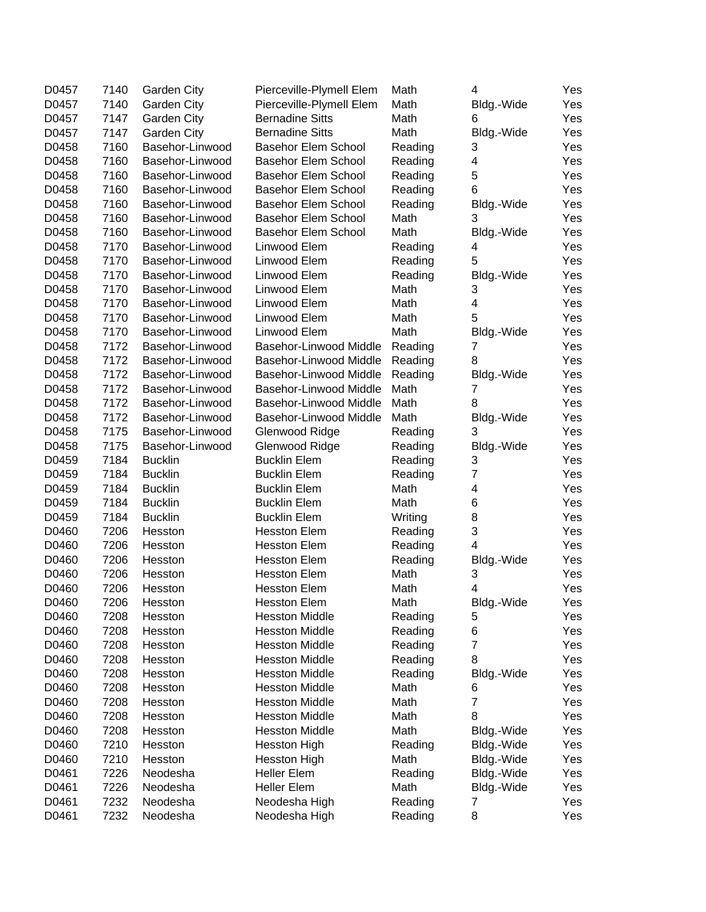| | | | | | | |
|---|---|---|---|---|---|---|
| D0457 | 7140 | Garden City | Pierceville-Plymell Elem | Math | 4 | Yes |
| D0457 | 7140 | Garden City | Pierceville-Plymell Elem | Math | Bldg.-Wide | Yes |
| D0457 | 7147 | Garden City | Bernadine Sitts | Math | 6 | Yes |
| D0457 | 7147 | Garden City | Bernadine Sitts | Math | Bldg.-Wide | Yes |
| D0458 | 7160 | Basehor-Linwood | Basehor Elem School | Reading | 3 | Yes |
| D0458 | 7160 | Basehor-Linwood | Basehor Elem School | Reading | 4 | Yes |
| D0458 | 7160 | Basehor-Linwood | Basehor Elem School | Reading | 5 | Yes |
| D0458 | 7160 | Basehor-Linwood | Basehor Elem School | Reading | 6 | Yes |
| D0458 | 7160 | Basehor-Linwood | Basehor Elem School | Reading | Bldg.-Wide | Yes |
| D0458 | 7160 | Basehor-Linwood | Basehor Elem School | Math | 3 | Yes |
| D0458 | 7160 | Basehor-Linwood | Basehor Elem School | Math | Bldg.-Wide | Yes |
| D0458 | 7170 | Basehor-Linwood | Linwood Elem | Reading | 4 | Yes |
| D0458 | 7170 | Basehor-Linwood | Linwood Elem | Reading | 5 | Yes |
| D0458 | 7170 | Basehor-Linwood | Linwood Elem | Reading | Bldg.-Wide | Yes |
| D0458 | 7170 | Basehor-Linwood | Linwood Elem | Math | 3 | Yes |
| D0458 | 7170 | Basehor-Linwood | Linwood Elem | Math | 4 | Yes |
| D0458 | 7170 | Basehor-Linwood | Linwood Elem | Math | 5 | Yes |
| D0458 | 7170 | Basehor-Linwood | Linwood Elem | Math | Bldg.-Wide | Yes |
| D0458 | 7172 | Basehor-Linwood | Basehor-Linwood Middle | Reading | 7 | Yes |
| D0458 | 7172 | Basehor-Linwood | Basehor-Linwood Middle | Reading | 8 | Yes |
| D0458 | 7172 | Basehor-Linwood | Basehor-Linwood Middle | Reading | Bldg.-Wide | Yes |
| D0458 | 7172 | Basehor-Linwood | Basehor-Linwood Middle | Math | 7 | Yes |
| D0458 | 7172 | Basehor-Linwood | Basehor-Linwood Middle | Math | 8 | Yes |
| D0458 | 7172 | Basehor-Linwood | Basehor-Linwood Middle | Math | Bldg.-Wide | Yes |
| D0458 | 7175 | Basehor-Linwood | Glenwood Ridge | Reading | 3 | Yes |
| D0458 | 7175 | Basehor-Linwood | Glenwood Ridge | Reading | Bldg.-Wide | Yes |
| D0459 | 7184 | Bucklin | Bucklin Elem | Reading | 3 | Yes |
| D0459 | 7184 | Bucklin | Bucklin Elem | Reading | 7 | Yes |
| D0459 | 7184 | Bucklin | Bucklin Elem | Math | 4 | Yes |
| D0459 | 7184 | Bucklin | Bucklin Elem | Math | 6 | Yes |
| D0459 | 7184 | Bucklin | Bucklin Elem | Writing | 8 | Yes |
| D0460 | 7206 | Hesston | Hesston Elem | Reading | 3 | Yes |
| D0460 | 7206 | Hesston | Hesston Elem | Reading | 4 | Yes |
| D0460 | 7206 | Hesston | Hesston Elem | Reading | Bldg.-Wide | Yes |
| D0460 | 7206 | Hesston | Hesston Elem | Math | 3 | Yes |
| D0460 | 7206 | Hesston | Hesston Elem | Math | 4 | Yes |
| D0460 | 7206 | Hesston | Hesston Elem | Math | Bldg.-Wide | Yes |
| D0460 | 7208 | Hesston | Hesston Middle | Reading | 5 | Yes |
| D0460 | 7208 | Hesston | Hesston Middle | Reading | 6 | Yes |
| D0460 | 7208 | Hesston | Hesston Middle | Reading | 7 | Yes |
| D0460 | 7208 | Hesston | Hesston Middle | Reading | 8 | Yes |
| D0460 | 7208 | Hesston | Hesston Middle | Reading | Bldg.-Wide | Yes |
| D0460 | 7208 | Hesston | Hesston Middle | Math | 6 | Yes |
| D0460 | 7208 | Hesston | Hesston Middle | Math | 7 | Yes |
| D0460 | 7208 | Hesston | Hesston Middle | Math | 8 | Yes |
| D0460 | 7208 | Hesston | Hesston Middle | Math | Bldg.-Wide | Yes |
| D0460 | 7210 | Hesston | Hesston High | Reading | Bldg.-Wide | Yes |
| D0460 | 7210 | Hesston | Hesston High | Math | Bldg.-Wide | Yes |
| D0461 | 7226 | Neodesha | Heller Elem | Reading | Bldg.-Wide | Yes |
| D0461 | 7226 | Neodesha | Heller Elem | Math | Bldg.-Wide | Yes |
| D0461 | 7232 | Neodesha | Neodesha High | Reading | 7 | Yes |
| D0461 | 7232 | Neodesha | Neodesha High | Reading | 8 | Yes |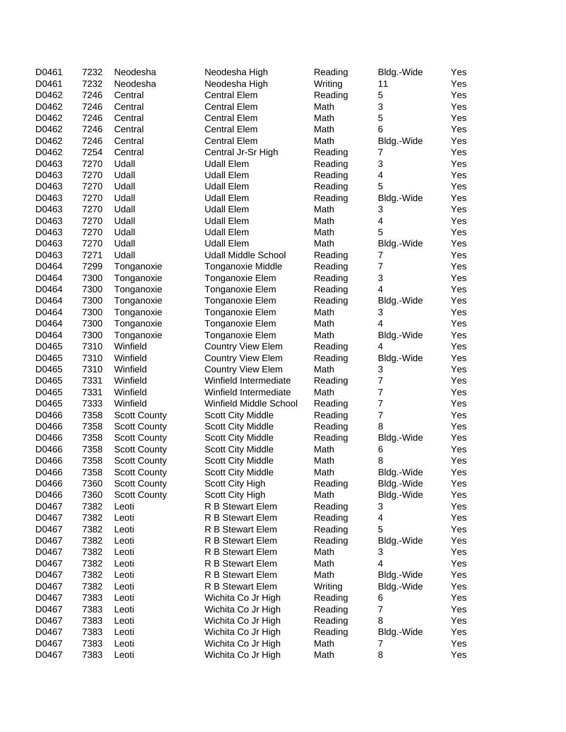| | | | | | | |
|---|---|---|---|---|---|---|
| D0461 | 7232 | Neodesha | Neodesha High | Reading | Bldg.-Wide | Yes |
| D0461 | 7232 | Neodesha | Neodesha High | Writing | 11 | Yes |
| D0462 | 7246 | Central | Central Elem | Reading | 5 | Yes |
| D0462 | 7246 | Central | Central Elem | Math | 3 | Yes |
| D0462 | 7246 | Central | Central Elem | Math | 5 | Yes |
| D0462 | 7246 | Central | Central Elem | Math | 6 | Yes |
| D0462 | 7246 | Central | Central Elem | Math | Bldg.-Wide | Yes |
| D0462 | 7254 | Central | Central Jr-Sr High | Reading | 7 | Yes |
| D0463 | 7270 | Udall | Udall Elem | Reading | 3 | Yes |
| D0463 | 7270 | Udall | Udall Elem | Reading | 4 | Yes |
| D0463 | 7270 | Udall | Udall Elem | Reading | 5 | Yes |
| D0463 | 7270 | Udall | Udall Elem | Reading | Bldg.-Wide | Yes |
| D0463 | 7270 | Udall | Udall Elem | Math | 3 | Yes |
| D0463 | 7270 | Udall | Udall Elem | Math | 4 | Yes |
| D0463 | 7270 | Udall | Udall Elem | Math | 5 | Yes |
| D0463 | 7270 | Udall | Udall Elem | Math | Bldg.-Wide | Yes |
| D0463 | 7271 | Udall | Udall Middle School | Reading | 7 | Yes |
| D0464 | 7299 | Tonganoxie | Tonganoxie Middle | Reading | 7 | Yes |
| D0464 | 7300 | Tonganoxie | Tonganoxie Elem | Reading | 3 | Yes |
| D0464 | 7300 | Tonganoxie | Tonganoxie Elem | Reading | 4 | Yes |
| D0464 | 7300 | Tonganoxie | Tonganoxie Elem | Reading | Bldg.-Wide | Yes |
| D0464 | 7300 | Tonganoxie | Tonganoxie Elem | Math | 3 | Yes |
| D0464 | 7300 | Tonganoxie | Tonganoxie Elem | Math | 4 | Yes |
| D0464 | 7300 | Tonganoxie | Tonganoxie Elem | Math | Bldg.-Wide | Yes |
| D0465 | 7310 | Winfield | Country View Elem | Reading | 4 | Yes |
| D0465 | 7310 | Winfield | Country View Elem | Reading | Bldg.-Wide | Yes |
| D0465 | 7310 | Winfield | Country View Elem | Math | 3 | Yes |
| D0465 | 7331 | Winfield | Winfield Intermediate | Reading | 7 | Yes |
| D0465 | 7331 | Winfield | Winfield Intermediate | Math | 7 | Yes |
| D0465 | 7333 | Winfield | Winfield Middle School | Reading | 7 | Yes |
| D0466 | 7358 | Scott County | Scott City Middle | Reading | 7 | Yes |
| D0466 | 7358 | Scott County | Scott City Middle | Reading | 8 | Yes |
| D0466 | 7358 | Scott County | Scott City Middle | Reading | Bldg.-Wide | Yes |
| D0466 | 7358 | Scott County | Scott City Middle | Math | 6 | Yes |
| D0466 | 7358 | Scott County | Scott City Middle | Math | 8 | Yes |
| D0466 | 7358 | Scott County | Scott City Middle | Math | Bldg.-Wide | Yes |
| D0466 | 7360 | Scott County | Scott City High | Reading | Bldg.-Wide | Yes |
| D0466 | 7360 | Scott County | Scott City High | Math | Bldg.-Wide | Yes |
| D0467 | 7382 | Leoti | R B Stewart Elem | Reading | 3 | Yes |
| D0467 | 7382 | Leoti | R B Stewart Elem | Reading | 4 | Yes |
| D0467 | 7382 | Leoti | R B Stewart Elem | Reading | 5 | Yes |
| D0467 | 7382 | Leoti | R B Stewart Elem | Reading | Bldg.-Wide | Yes |
| D0467 | 7382 | Leoti | R B Stewart Elem | Math | 3 | Yes |
| D0467 | 7382 | Leoti | R B Stewart Elem | Math | 4 | Yes |
| D0467 | 7382 | Leoti | R B Stewart Elem | Math | Bldg.-Wide | Yes |
| D0467 | 7382 | Leoti | R B Stewart Elem | Writing | Bldg.-Wide | Yes |
| D0467 | 7383 | Leoti | Wichita Co Jr High | Reading | 6 | Yes |
| D0467 | 7383 | Leoti | Wichita Co Jr High | Reading | 7 | Yes |
| D0467 | 7383 | Leoti | Wichita Co Jr High | Reading | 8 | Yes |
| D0467 | 7383 | Leoti | Wichita Co Jr High | Reading | Bldg.-Wide | Yes |
| D0467 | 7383 | Leoti | Wichita Co Jr High | Math | 7 | Yes |
| D0467 | 7383 | Leoti | Wichita Co Jr High | Math | 8 | Yes |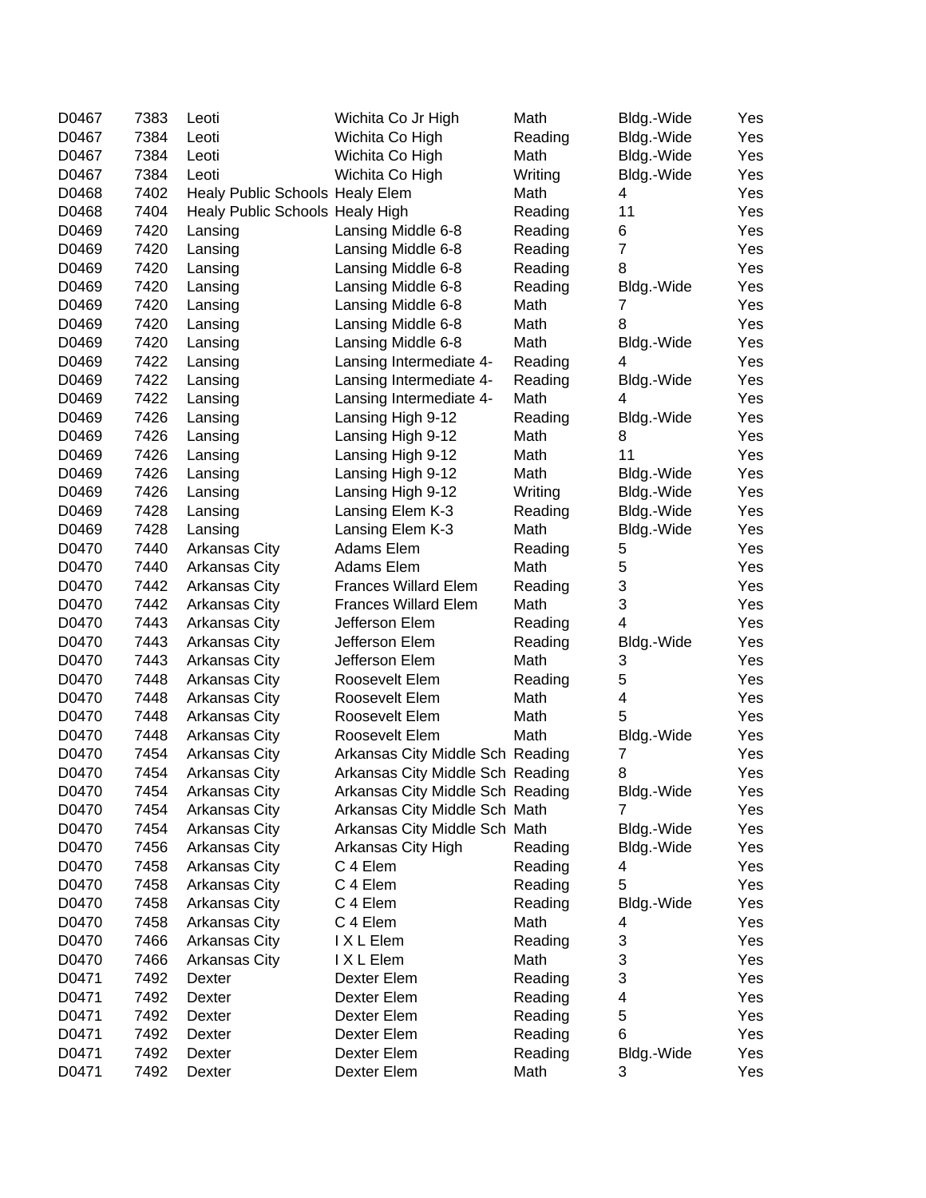| D0467 | 7383 | Leoti | Wichita Co Jr High | Math | Bldg.-Wide | Yes |
|---|---|---|---|---|---|---|
| D0467 | 7384 | Leoti | Wichita Co High | Reading | Bldg.-Wide | Yes |
| D0467 | 7384 | Leoti | Wichita Co High | Math | Bldg.-Wide | Yes |
| D0467 | 7384 | Leoti | Wichita Co High | Writing | Bldg.-Wide | Yes |
| D0468 | 7402 | Healy Public Schools | Healy Elem | Math | 4 | Yes |
| D0468 | 7404 | Healy Public Schools | Healy High | Reading | 11 | Yes |
| D0469 | 7420 | Lansing | Lansing Middle 6-8 | Reading | 6 | Yes |
| D0469 | 7420 | Lansing | Lansing Middle 6-8 | Reading | 7 | Yes |
| D0469 | 7420 | Lansing | Lansing Middle 6-8 | Reading | 8 | Yes |
| D0469 | 7420 | Lansing | Lansing Middle 6-8 | Reading | Bldg.-Wide | Yes |
| D0469 | 7420 | Lansing | Lansing Middle 6-8 | Math | 7 | Yes |
| D0469 | 7420 | Lansing | Lansing Middle 6-8 | Math | 8 | Yes |
| D0469 | 7420 | Lansing | Lansing Middle 6-8 | Math | Bldg.-Wide | Yes |
| D0469 | 7422 | Lansing | Lansing Intermediate 4- | Reading | 4 | Yes |
| D0469 | 7422 | Lansing | Lansing Intermediate 4- | Reading | Bldg.-Wide | Yes |
| D0469 | 7422 | Lansing | Lansing Intermediate 4- | Math | 4 | Yes |
| D0469 | 7426 | Lansing | Lansing High 9-12 | Reading | Bldg.-Wide | Yes |
| D0469 | 7426 | Lansing | Lansing High 9-12 | Math | 8 | Yes |
| D0469 | 7426 | Lansing | Lansing High 9-12 | Math | 11 | Yes |
| D0469 | 7426 | Lansing | Lansing High 9-12 | Math | Bldg.-Wide | Yes |
| D0469 | 7426 | Lansing | Lansing High 9-12 | Writing | Bldg.-Wide | Yes |
| D0469 | 7428 | Lansing | Lansing Elem K-3 | Reading | Bldg.-Wide | Yes |
| D0469 | 7428 | Lansing | Lansing Elem K-3 | Math | Bldg.-Wide | Yes |
| D0470 | 7440 | Arkansas City | Adams Elem | Reading | 5 | Yes |
| D0470 | 7440 | Arkansas City | Adams Elem | Math | 5 | Yes |
| D0470 | 7442 | Arkansas City | Frances Willard Elem | Reading | 3 | Yes |
| D0470 | 7442 | Arkansas City | Frances Willard Elem | Math | 3 | Yes |
| D0470 | 7443 | Arkansas City | Jefferson Elem | Reading | 4 | Yes |
| D0470 | 7443 | Arkansas City | Jefferson Elem | Reading | Bldg.-Wide | Yes |
| D0470 | 7443 | Arkansas City | Jefferson Elem | Math | 3 | Yes |
| D0470 | 7448 | Arkansas City | Roosevelt Elem | Reading | 5 | Yes |
| D0470 | 7448 | Arkansas City | Roosevelt Elem | Math | 4 | Yes |
| D0470 | 7448 | Arkansas City | Roosevelt Elem | Math | 5 | Yes |
| D0470 | 7448 | Arkansas City | Roosevelt Elem | Math | Bldg.-Wide | Yes |
| D0470 | 7454 | Arkansas City | Arkansas City Middle Sch | Reading | 7 | Yes |
| D0470 | 7454 | Arkansas City | Arkansas City Middle Sch | Reading | 8 | Yes |
| D0470 | 7454 | Arkansas City | Arkansas City Middle Sch | Reading | Bldg.-Wide | Yes |
| D0470 | 7454 | Arkansas City | Arkansas City Middle Sch | Math | 7 | Yes |
| D0470 | 7454 | Arkansas City | Arkansas City Middle Sch | Math | Bldg.-Wide | Yes |
| D0470 | 7456 | Arkansas City | Arkansas City High | Reading | Bldg.-Wide | Yes |
| D0470 | 7458 | Arkansas City | C 4 Elem | Reading | 4 | Yes |
| D0470 | 7458 | Arkansas City | C 4 Elem | Reading | 5 | Yes |
| D0470 | 7458 | Arkansas City | C 4 Elem | Reading | Bldg.-Wide | Yes |
| D0470 | 7458 | Arkansas City | C 4 Elem | Math | 4 | Yes |
| D0470 | 7466 | Arkansas City | I X L Elem | Reading | 3 | Yes |
| D0470 | 7466 | Arkansas City | I X L Elem | Math | 3 | Yes |
| D0471 | 7492 | Dexter | Dexter Elem | Reading | 3 | Yes |
| D0471 | 7492 | Dexter | Dexter Elem | Reading | 4 | Yes |
| D0471 | 7492 | Dexter | Dexter Elem | Reading | 5 | Yes |
| D0471 | 7492 | Dexter | Dexter Elem | Reading | 6 | Yes |
| D0471 | 7492 | Dexter | Dexter Elem | Reading | Bldg.-Wide | Yes |
| D0471 | 7492 | Dexter | Dexter Elem | Math | 3 | Yes |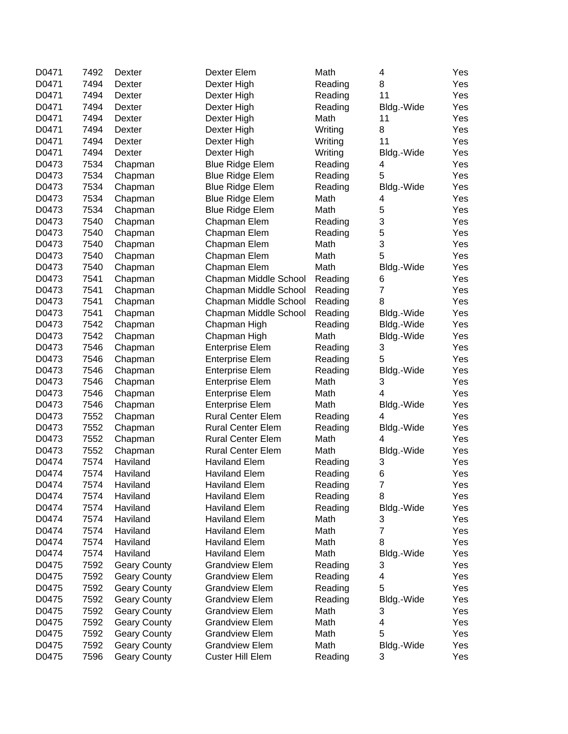| | | | | | | |
|---|---|---|---|---|---|---|
| D0471 | 7492 | Dexter | Dexter Elem | Math | 4 | Yes |
| D0471 | 7494 | Dexter | Dexter High | Reading | 8 | Yes |
| D0471 | 7494 | Dexter | Dexter High | Reading | 11 | Yes |
| D0471 | 7494 | Dexter | Dexter High | Reading | Bldg.-Wide | Yes |
| D0471 | 7494 | Dexter | Dexter High | Math | 11 | Yes |
| D0471 | 7494 | Dexter | Dexter High | Writing | 8 | Yes |
| D0471 | 7494 | Dexter | Dexter High | Writing | 11 | Yes |
| D0471 | 7494 | Dexter | Dexter High | Writing | Bldg.-Wide | Yes |
| D0473 | 7534 | Chapman | Blue Ridge Elem | Reading | 4 | Yes |
| D0473 | 7534 | Chapman | Blue Ridge Elem | Reading | 5 | Yes |
| D0473 | 7534 | Chapman | Blue Ridge Elem | Reading | Bldg.-Wide | Yes |
| D0473 | 7534 | Chapman | Blue Ridge Elem | Math | 4 | Yes |
| D0473 | 7534 | Chapman | Blue Ridge Elem | Math | 5 | Yes |
| D0473 | 7540 | Chapman | Chapman Elem | Reading | 3 | Yes |
| D0473 | 7540 | Chapman | Chapman Elem | Reading | 5 | Yes |
| D0473 | 7540 | Chapman | Chapman Elem | Math | 3 | Yes |
| D0473 | 7540 | Chapman | Chapman Elem | Math | 5 | Yes |
| D0473 | 7540 | Chapman | Chapman Elem | Math | Bldg.-Wide | Yes |
| D0473 | 7541 | Chapman | Chapman Middle School | Reading | 6 | Yes |
| D0473 | 7541 | Chapman | Chapman Middle School | Reading | 7 | Yes |
| D0473 | 7541 | Chapman | Chapman Middle School | Reading | 8 | Yes |
| D0473 | 7541 | Chapman | Chapman Middle School | Reading | Bldg.-Wide | Yes |
| D0473 | 7542 | Chapman | Chapman High | Reading | Bldg.-Wide | Yes |
| D0473 | 7542 | Chapman | Chapman High | Math | Bldg.-Wide | Yes |
| D0473 | 7546 | Chapman | Enterprise Elem | Reading | 3 | Yes |
| D0473 | 7546 | Chapman | Enterprise Elem | Reading | 5 | Yes |
| D0473 | 7546 | Chapman | Enterprise Elem | Reading | Bldg.-Wide | Yes |
| D0473 | 7546 | Chapman | Enterprise Elem | Math | 3 | Yes |
| D0473 | 7546 | Chapman | Enterprise Elem | Math | 4 | Yes |
| D0473 | 7546 | Chapman | Enterprise Elem | Math | Bldg.-Wide | Yes |
| D0473 | 7552 | Chapman | Rural Center Elem | Reading | 4 | Yes |
| D0473 | 7552 | Chapman | Rural Center Elem | Reading | Bldg.-Wide | Yes |
| D0473 | 7552 | Chapman | Rural Center Elem | Math | 4 | Yes |
| D0473 | 7552 | Chapman | Rural Center Elem | Math | Bldg.-Wide | Yes |
| D0474 | 7574 | Haviland | Haviland Elem | Reading | 3 | Yes |
| D0474 | 7574 | Haviland | Haviland Elem | Reading | 6 | Yes |
| D0474 | 7574 | Haviland | Haviland Elem | Reading | 7 | Yes |
| D0474 | 7574 | Haviland | Haviland Elem | Reading | 8 | Yes |
| D0474 | 7574 | Haviland | Haviland Elem | Reading | Bldg.-Wide | Yes |
| D0474 | 7574 | Haviland | Haviland Elem | Math | 3 | Yes |
| D0474 | 7574 | Haviland | Haviland Elem | Math | 7 | Yes |
| D0474 | 7574 | Haviland | Haviland Elem | Math | 8 | Yes |
| D0474 | 7574 | Haviland | Haviland Elem | Math | Bldg.-Wide | Yes |
| D0475 | 7592 | Geary County | Grandview Elem | Reading | 3 | Yes |
| D0475 | 7592 | Geary County | Grandview Elem | Reading | 4 | Yes |
| D0475 | 7592 | Geary County | Grandview Elem | Reading | 5 | Yes |
| D0475 | 7592 | Geary County | Grandview Elem | Reading | Bldg.-Wide | Yes |
| D0475 | 7592 | Geary County | Grandview Elem | Math | 3 | Yes |
| D0475 | 7592 | Geary County | Grandview Elem | Math | 4 | Yes |
| D0475 | 7592 | Geary County | Grandview Elem | Math | 5 | Yes |
| D0475 | 7592 | Geary County | Grandview Elem | Math | Bldg.-Wide | Yes |
| D0475 | 7596 | Geary County | Custer Hill Elem | Reading | 3 | Yes |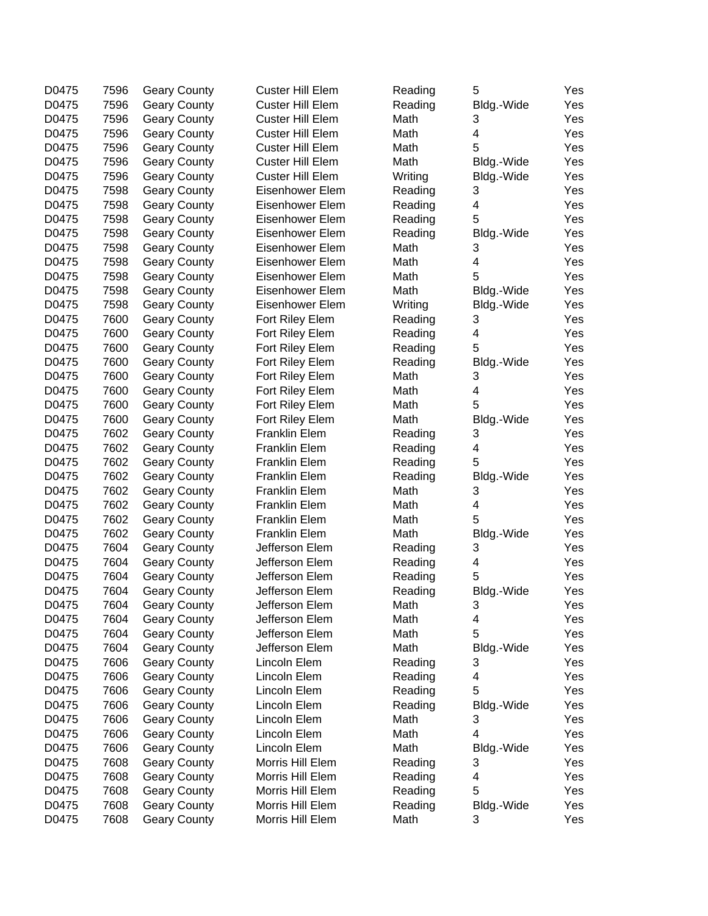| | | | | | | |
|---|---|---|---|---|---|---|
| D0475 | 7596 | Geary County | Custer Hill Elem | Reading | 5 | Yes |
| D0475 | 7596 | Geary County | Custer Hill Elem | Reading | Bldg.-Wide | Yes |
| D0475 | 7596 | Geary County | Custer Hill Elem | Math | 3 | Yes |
| D0475 | 7596 | Geary County | Custer Hill Elem | Math | 4 | Yes |
| D0475 | 7596 | Geary County | Custer Hill Elem | Math | 5 | Yes |
| D0475 | 7596 | Geary County | Custer Hill Elem | Math | Bldg.-Wide | Yes |
| D0475 | 7596 | Geary County | Custer Hill Elem | Writing | Bldg.-Wide | Yes |
| D0475 | 7598 | Geary County | Eisenhower Elem | Reading | 3 | Yes |
| D0475 | 7598 | Geary County | Eisenhower Elem | Reading | 4 | Yes |
| D0475 | 7598 | Geary County | Eisenhower Elem | Reading | 5 | Yes |
| D0475 | 7598 | Geary County | Eisenhower Elem | Reading | Bldg.-Wide | Yes |
| D0475 | 7598 | Geary County | Eisenhower Elem | Math | 3 | Yes |
| D0475 | 7598 | Geary County | Eisenhower Elem | Math | 4 | Yes |
| D0475 | 7598 | Geary County | Eisenhower Elem | Math | 5 | Yes |
| D0475 | 7598 | Geary County | Eisenhower Elem | Math | Bldg.-Wide | Yes |
| D0475 | 7598 | Geary County | Eisenhower Elem | Writing | Bldg.-Wide | Yes |
| D0475 | 7600 | Geary County | Fort Riley Elem | Reading | 3 | Yes |
| D0475 | 7600 | Geary County | Fort Riley Elem | Reading | 4 | Yes |
| D0475 | 7600 | Geary County | Fort Riley Elem | Reading | 5 | Yes |
| D0475 | 7600 | Geary County | Fort Riley Elem | Reading | Bldg.-Wide | Yes |
| D0475 | 7600 | Geary County | Fort Riley Elem | Math | 3 | Yes |
| D0475 | 7600 | Geary County | Fort Riley Elem | Math | 4 | Yes |
| D0475 | 7600 | Geary County | Fort Riley Elem | Math | 5 | Yes |
| D0475 | 7600 | Geary County | Fort Riley Elem | Math | Bldg.-Wide | Yes |
| D0475 | 7602 | Geary County | Franklin Elem | Reading | 3 | Yes |
| D0475 | 7602 | Geary County | Franklin Elem | Reading | 4 | Yes |
| D0475 | 7602 | Geary County | Franklin Elem | Reading | 5 | Yes |
| D0475 | 7602 | Geary County | Franklin Elem | Reading | Bldg.-Wide | Yes |
| D0475 | 7602 | Geary County | Franklin Elem | Math | 3 | Yes |
| D0475 | 7602 | Geary County | Franklin Elem | Math | 4 | Yes |
| D0475 | 7602 | Geary County | Franklin Elem | Math | 5 | Yes |
| D0475 | 7602 | Geary County | Franklin Elem | Math | Bldg.-Wide | Yes |
| D0475 | 7604 | Geary County | Jefferson Elem | Reading | 3 | Yes |
| D0475 | 7604 | Geary County | Jefferson Elem | Reading | 4 | Yes |
| D0475 | 7604 | Geary County | Jefferson Elem | Reading | 5 | Yes |
| D0475 | 7604 | Geary County | Jefferson Elem | Reading | Bldg.-Wide | Yes |
| D0475 | 7604 | Geary County | Jefferson Elem | Math | 3 | Yes |
| D0475 | 7604 | Geary County | Jefferson Elem | Math | 4 | Yes |
| D0475 | 7604 | Geary County | Jefferson Elem | Math | 5 | Yes |
| D0475 | 7604 | Geary County | Jefferson Elem | Math | Bldg.-Wide | Yes |
| D0475 | 7606 | Geary County | Lincoln Elem | Reading | 3 | Yes |
| D0475 | 7606 | Geary County | Lincoln Elem | Reading | 4 | Yes |
| D0475 | 7606 | Geary County | Lincoln Elem | Reading | 5 | Yes |
| D0475 | 7606 | Geary County | Lincoln Elem | Reading | Bldg.-Wide | Yes |
| D0475 | 7606 | Geary County | Lincoln Elem | Math | 3 | Yes |
| D0475 | 7606 | Geary County | Lincoln Elem | Math | 4 | Yes |
| D0475 | 7606 | Geary County | Lincoln Elem | Math | Bldg.-Wide | Yes |
| D0475 | 7608 | Geary County | Morris Hill Elem | Reading | 3 | Yes |
| D0475 | 7608 | Geary County | Morris Hill Elem | Reading | 4 | Yes |
| D0475 | 7608 | Geary County | Morris Hill Elem | Reading | 5 | Yes |
| D0475 | 7608 | Geary County | Morris Hill Elem | Reading | Bldg.-Wide | Yes |
| D0475 | 7608 | Geary County | Morris Hill Elem | Math | 3 | Yes |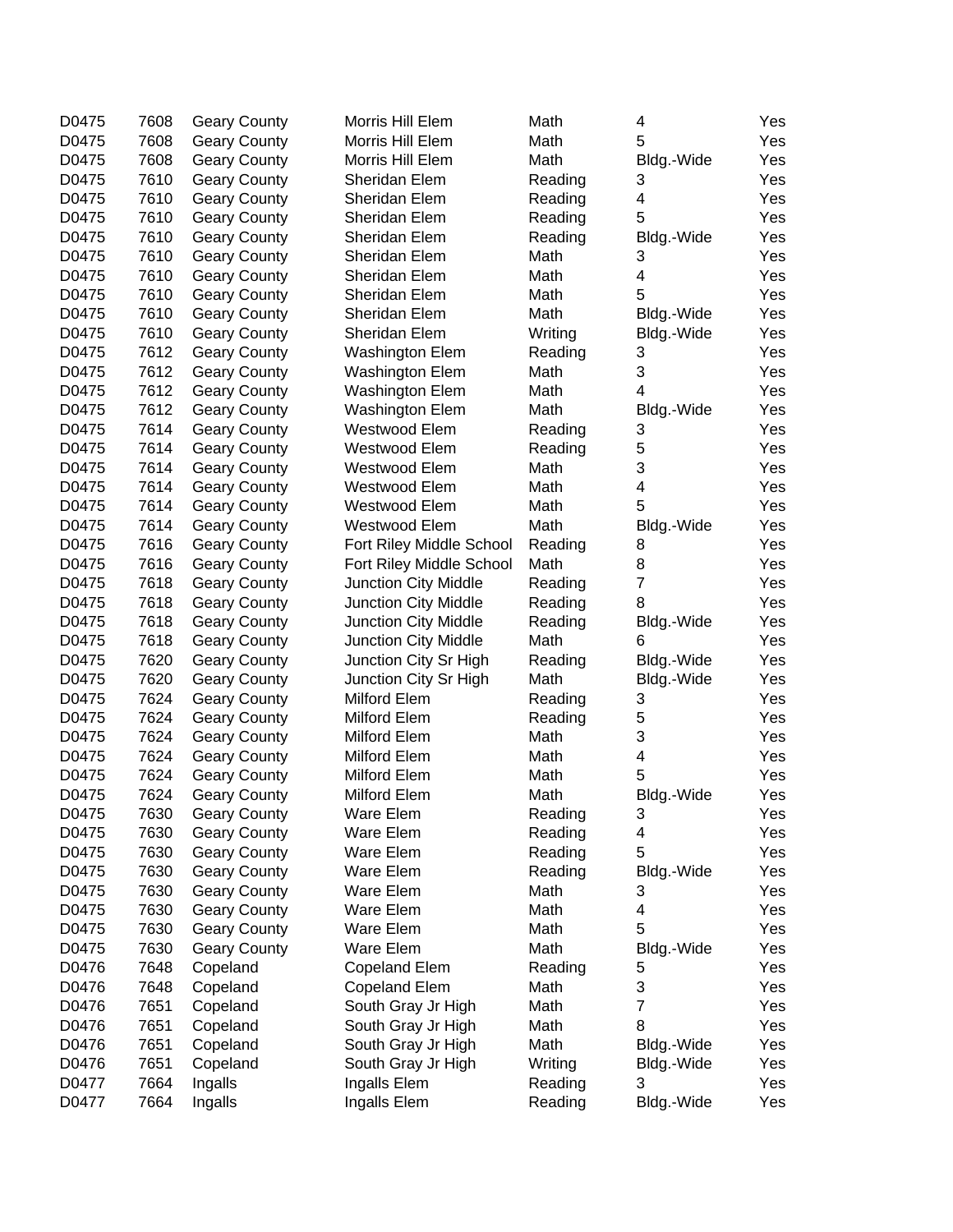| | | | | | | |
|---|---|---|---|---|---|---|
| D0475 | 7608 | Geary County | Morris Hill Elem | Math | 4 | Yes |
| D0475 | 7608 | Geary County | Morris Hill Elem | Math | 5 | Yes |
| D0475 | 7608 | Geary County | Morris Hill Elem | Math | Bldg.-Wide | Yes |
| D0475 | 7610 | Geary County | Sheridan Elem | Reading | 3 | Yes |
| D0475 | 7610 | Geary County | Sheridan Elem | Reading | 4 | Yes |
| D0475 | 7610 | Geary County | Sheridan Elem | Reading | 5 | Yes |
| D0475 | 7610 | Geary County | Sheridan Elem | Reading | Bldg.-Wide | Yes |
| D0475 | 7610 | Geary County | Sheridan Elem | Math | 3 | Yes |
| D0475 | 7610 | Geary County | Sheridan Elem | Math | 4 | Yes |
| D0475 | 7610 | Geary County | Sheridan Elem | Math | 5 | Yes |
| D0475 | 7610 | Geary County | Sheridan Elem | Math | Bldg.-Wide | Yes |
| D0475 | 7610 | Geary County | Sheridan Elem | Writing | Bldg.-Wide | Yes |
| D0475 | 7612 | Geary County | Washington Elem | Reading | 3 | Yes |
| D0475 | 7612 | Geary County | Washington Elem | Math | 3 | Yes |
| D0475 | 7612 | Geary County | Washington Elem | Math | 4 | Yes |
| D0475 | 7612 | Geary County | Washington Elem | Math | Bldg.-Wide | Yes |
| D0475 | 7614 | Geary County | Westwood Elem | Reading | 3 | Yes |
| D0475 | 7614 | Geary County | Westwood Elem | Reading | 5 | Yes |
| D0475 | 7614 | Geary County | Westwood Elem | Math | 3 | Yes |
| D0475 | 7614 | Geary County | Westwood Elem | Math | 4 | Yes |
| D0475 | 7614 | Geary County | Westwood Elem | Math | 5 | Yes |
| D0475 | 7614 | Geary County | Westwood Elem | Math | Bldg.-Wide | Yes |
| D0475 | 7616 | Geary County | Fort Riley Middle School | Reading | 8 | Yes |
| D0475 | 7616 | Geary County | Fort Riley Middle School | Math | 8 | Yes |
| D0475 | 7618 | Geary County | Junction City Middle | Reading | 7 | Yes |
| D0475 | 7618 | Geary County | Junction City Middle | Reading | 8 | Yes |
| D0475 | 7618 | Geary County | Junction City Middle | Reading | Bldg.-Wide | Yes |
| D0475 | 7618 | Geary County | Junction City Middle | Math | 6 | Yes |
| D0475 | 7620 | Geary County | Junction City Sr High | Reading | Bldg.-Wide | Yes |
| D0475 | 7620 | Geary County | Junction City Sr High | Math | Bldg.-Wide | Yes |
| D0475 | 7624 | Geary County | Milford Elem | Reading | 3 | Yes |
| D0475 | 7624 | Geary County | Milford Elem | Reading | 5 | Yes |
| D0475 | 7624 | Geary County | Milford Elem | Math | 3 | Yes |
| D0475 | 7624 | Geary County | Milford Elem | Math | 4 | Yes |
| D0475 | 7624 | Geary County | Milford Elem | Math | 5 | Yes |
| D0475 | 7624 | Geary County | Milford Elem | Math | Bldg.-Wide | Yes |
| D0475 | 7630 | Geary County | Ware Elem | Reading | 3 | Yes |
| D0475 | 7630 | Geary County | Ware Elem | Reading | 4 | Yes |
| D0475 | 7630 | Geary County | Ware Elem | Reading | 5 | Yes |
| D0475 | 7630 | Geary County | Ware Elem | Reading | Bldg.-Wide | Yes |
| D0475 | 7630 | Geary County | Ware Elem | Math | 3 | Yes |
| D0475 | 7630 | Geary County | Ware Elem | Math | 4 | Yes |
| D0475 | 7630 | Geary County | Ware Elem | Math | 5 | Yes |
| D0475 | 7630 | Geary County | Ware Elem | Math | Bldg.-Wide | Yes |
| D0476 | 7648 | Copeland | Copeland Elem | Reading | 5 | Yes |
| D0476 | 7648 | Copeland | Copeland Elem | Math | 3 | Yes |
| D0476 | 7651 | Copeland | South Gray Jr High | Math | 7 | Yes |
| D0476 | 7651 | Copeland | South Gray Jr High | Math | 8 | Yes |
| D0476 | 7651 | Copeland | South Gray Jr High | Math | Bldg.-Wide | Yes |
| D0476 | 7651 | Copeland | South Gray Jr High | Writing | Bldg.-Wide | Yes |
| D0477 | 7664 | Ingalls | Ingalls Elem | Reading | 3 | Yes |
| D0477 | 7664 | Ingalls | Ingalls Elem | Reading | Bldg.-Wide | Yes |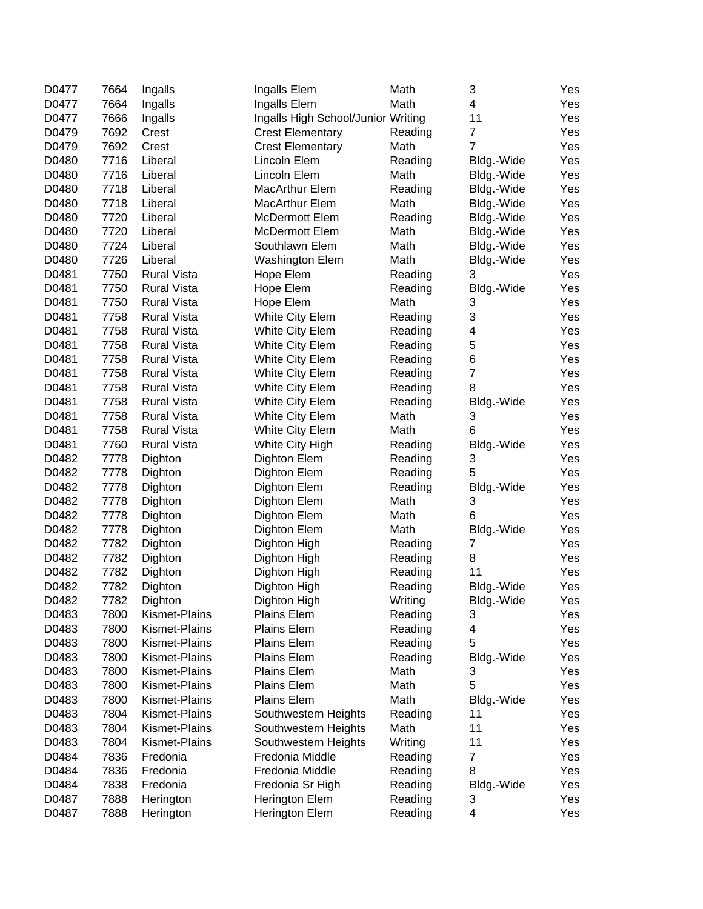| | | | | | | |
|---|---|---|---|---|---|---|
| D0477 | 7664 | Ingalls | Ingalls Elem | Math | 3 | Yes |
| D0477 | 7664 | Ingalls | Ingalls Elem | Math | 4 | Yes |
| D0477 | 7666 | Ingalls | Ingalls High School/Junior | Writing | 11 | Yes |
| D0479 | 7692 | Crest | Crest Elementary | Reading | 7 | Yes |
| D0479 | 7692 | Crest | Crest Elementary | Math | 7 | Yes |
| D0480 | 7716 | Liberal | Lincoln Elem | Reading | Bldg.-Wide | Yes |
| D0480 | 7716 | Liberal | Lincoln Elem | Math | Bldg.-Wide | Yes |
| D0480 | 7718 | Liberal | MacArthur Elem | Reading | Bldg.-Wide | Yes |
| D0480 | 7718 | Liberal | MacArthur Elem | Math | Bldg.-Wide | Yes |
| D0480 | 7720 | Liberal | McDermott Elem | Reading | Bldg.-Wide | Yes |
| D0480 | 7720 | Liberal | McDermott Elem | Math | Bldg.-Wide | Yes |
| D0480 | 7724 | Liberal | Southlawn Elem | Math | Bldg.-Wide | Yes |
| D0480 | 7726 | Liberal | Washington Elem | Math | Bldg.-Wide | Yes |
| D0481 | 7750 | Rural Vista | Hope Elem | Reading | 3 | Yes |
| D0481 | 7750 | Rural Vista | Hope Elem | Reading | Bldg.-Wide | Yes |
| D0481 | 7750 | Rural Vista | Hope Elem | Math | 3 | Yes |
| D0481 | 7758 | Rural Vista | White City Elem | Reading | 3 | Yes |
| D0481 | 7758 | Rural Vista | White City Elem | Reading | 4 | Yes |
| D0481 | 7758 | Rural Vista | White City Elem | Reading | 5 | Yes |
| D0481 | 7758 | Rural Vista | White City Elem | Reading | 6 | Yes |
| D0481 | 7758 | Rural Vista | White City Elem | Reading | 7 | Yes |
| D0481 | 7758 | Rural Vista | White City Elem | Reading | 8 | Yes |
| D0481 | 7758 | Rural Vista | White City Elem | Reading | Bldg.-Wide | Yes |
| D0481 | 7758 | Rural Vista | White City Elem | Math | 3 | Yes |
| D0481 | 7758 | Rural Vista | White City Elem | Math | 6 | Yes |
| D0481 | 7760 | Rural Vista | White City High | Reading | Bldg.-Wide | Yes |
| D0482 | 7778 | Dighton | Dighton Elem | Reading | 3 | Yes |
| D0482 | 7778 | Dighton | Dighton Elem | Reading | 5 | Yes |
| D0482 | 7778 | Dighton | Dighton Elem | Reading | Bldg.-Wide | Yes |
| D0482 | 7778 | Dighton | Dighton Elem | Math | 3 | Yes |
| D0482 | 7778 | Dighton | Dighton Elem | Math | 6 | Yes |
| D0482 | 7778 | Dighton | Dighton Elem | Math | Bldg.-Wide | Yes |
| D0482 | 7782 | Dighton | Dighton High | Reading | 7 | Yes |
| D0482 | 7782 | Dighton | Dighton High | Reading | 8 | Yes |
| D0482 | 7782 | Dighton | Dighton High | Reading | 11 | Yes |
| D0482 | 7782 | Dighton | Dighton High | Reading | Bldg.-Wide | Yes |
| D0482 | 7782 | Dighton | Dighton High | Writing | Bldg.-Wide | Yes |
| D0483 | 7800 | Kismet-Plains | Plains Elem | Reading | 3 | Yes |
| D0483 | 7800 | Kismet-Plains | Plains Elem | Reading | 4 | Yes |
| D0483 | 7800 | Kismet-Plains | Plains Elem | Reading | 5 | Yes |
| D0483 | 7800 | Kismet-Plains | Plains Elem | Reading | Bldg.-Wide | Yes |
| D0483 | 7800 | Kismet-Plains | Plains Elem | Math | 3 | Yes |
| D0483 | 7800 | Kismet-Plains | Plains Elem | Math | 5 | Yes |
| D0483 | 7800 | Kismet-Plains | Plains Elem | Math | Bldg.-Wide | Yes |
| D0483 | 7804 | Kismet-Plains | Southwestern Heights | Reading | 11 | Yes |
| D0483 | 7804 | Kismet-Plains | Southwestern Heights | Math | 11 | Yes |
| D0483 | 7804 | Kismet-Plains | Southwestern Heights | Writing | 11 | Yes |
| D0484 | 7836 | Fredonia | Fredonia Middle | Reading | 7 | Yes |
| D0484 | 7836 | Fredonia | Fredonia Middle | Reading | 8 | Yes |
| D0484 | 7838 | Fredonia | Fredonia Sr High | Reading | Bldg.-Wide | Yes |
| D0487 | 7888 | Herington | Herington Elem | Reading | 3 | Yes |
| D0487 | 7888 | Herington | Herington Elem | Reading | 4 | Yes |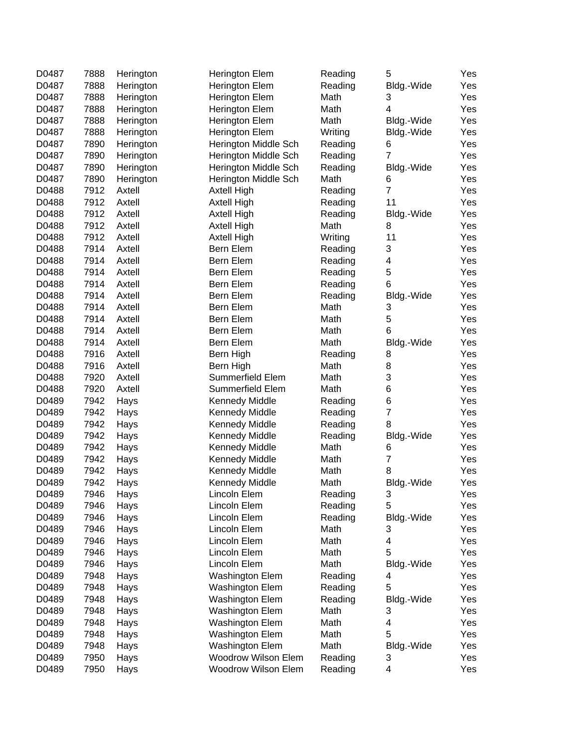| | | | | | | |
|---|---|---|---|---|---|---|
| D0487 | 7888 | Herington | Herington Elem | Reading | 5 | Yes |
| D0487 | 7888 | Herington | Herington Elem | Reading | Bldg.-Wide | Yes |
| D0487 | 7888 | Herington | Herington Elem | Math | 3 | Yes |
| D0487 | 7888 | Herington | Herington Elem | Math | 4 | Yes |
| D0487 | 7888 | Herington | Herington Elem | Math | Bldg.-Wide | Yes |
| D0487 | 7888 | Herington | Herington Elem | Writing | Bldg.-Wide | Yes |
| D0487 | 7890 | Herington | Herington Middle Sch | Reading | 6 | Yes |
| D0487 | 7890 | Herington | Herington Middle Sch | Reading | 7 | Yes |
| D0487 | 7890 | Herington | Herington Middle Sch | Reading | Bldg.-Wide | Yes |
| D0487 | 7890 | Herington | Herington Middle Sch | Math | 6 | Yes |
| D0488 | 7912 | Axtell | Axtell High | Reading | 7 | Yes |
| D0488 | 7912 | Axtell | Axtell High | Reading | 11 | Yes |
| D0488 | 7912 | Axtell | Axtell High | Reading | Bldg.-Wide | Yes |
| D0488 | 7912 | Axtell | Axtell High | Math | 8 | Yes |
| D0488 | 7912 | Axtell | Axtell High | Writing | 11 | Yes |
| D0488 | 7914 | Axtell | Bern Elem | Reading | 3 | Yes |
| D0488 | 7914 | Axtell | Bern Elem | Reading | 4 | Yes |
| D0488 | 7914 | Axtell | Bern Elem | Reading | 5 | Yes |
| D0488 | 7914 | Axtell | Bern Elem | Reading | 6 | Yes |
| D0488 | 7914 | Axtell | Bern Elem | Reading | Bldg.-Wide | Yes |
| D0488 | 7914 | Axtell | Bern Elem | Math | 3 | Yes |
| D0488 | 7914 | Axtell | Bern Elem | Math | 5 | Yes |
| D0488 | 7914 | Axtell | Bern Elem | Math | 6 | Yes |
| D0488 | 7914 | Axtell | Bern Elem | Math | Bldg.-Wide | Yes |
| D0488 | 7916 | Axtell | Bern High | Reading | 8 | Yes |
| D0488 | 7916 | Axtell | Bern High | Math | 8 | Yes |
| D0488 | 7920 | Axtell | Summerfield Elem | Math | 3 | Yes |
| D0488 | 7920 | Axtell | Summerfield Elem | Math | 6 | Yes |
| D0489 | 7942 | Hays | Kennedy Middle | Reading | 6 | Yes |
| D0489 | 7942 | Hays | Kennedy Middle | Reading | 7 | Yes |
| D0489 | 7942 | Hays | Kennedy Middle | Reading | 8 | Yes |
| D0489 | 7942 | Hays | Kennedy Middle | Reading | Bldg.-Wide | Yes |
| D0489 | 7942 | Hays | Kennedy Middle | Math | 6 | Yes |
| D0489 | 7942 | Hays | Kennedy Middle | Math | 7 | Yes |
| D0489 | 7942 | Hays | Kennedy Middle | Math | 8 | Yes |
| D0489 | 7942 | Hays | Kennedy Middle | Math | Bldg.-Wide | Yes |
| D0489 | 7946 | Hays | Lincoln Elem | Reading | 3 | Yes |
| D0489 | 7946 | Hays | Lincoln Elem | Reading | 5 | Yes |
| D0489 | 7946 | Hays | Lincoln Elem | Reading | Bldg.-Wide | Yes |
| D0489 | 7946 | Hays | Lincoln Elem | Math | 3 | Yes |
| D0489 | 7946 | Hays | Lincoln Elem | Math | 4 | Yes |
| D0489 | 7946 | Hays | Lincoln Elem | Math | 5 | Yes |
| D0489 | 7946 | Hays | Lincoln Elem | Math | Bldg.-Wide | Yes |
| D0489 | 7948 | Hays | Washington Elem | Reading | 4 | Yes |
| D0489 | 7948 | Hays | Washington Elem | Reading | 5 | Yes |
| D0489 | 7948 | Hays | Washington Elem | Reading | Bldg.-Wide | Yes |
| D0489 | 7948 | Hays | Washington Elem | Math | 3 | Yes |
| D0489 | 7948 | Hays | Washington Elem | Math | 4 | Yes |
| D0489 | 7948 | Hays | Washington Elem | Math | 5 | Yes |
| D0489 | 7948 | Hays | Washington Elem | Math | Bldg.-Wide | Yes |
| D0489 | 7950 | Hays | Woodrow Wilson Elem | Reading | 3 | Yes |
| D0489 | 7950 | Hays | Woodrow Wilson Elem | Reading | 4 | Yes |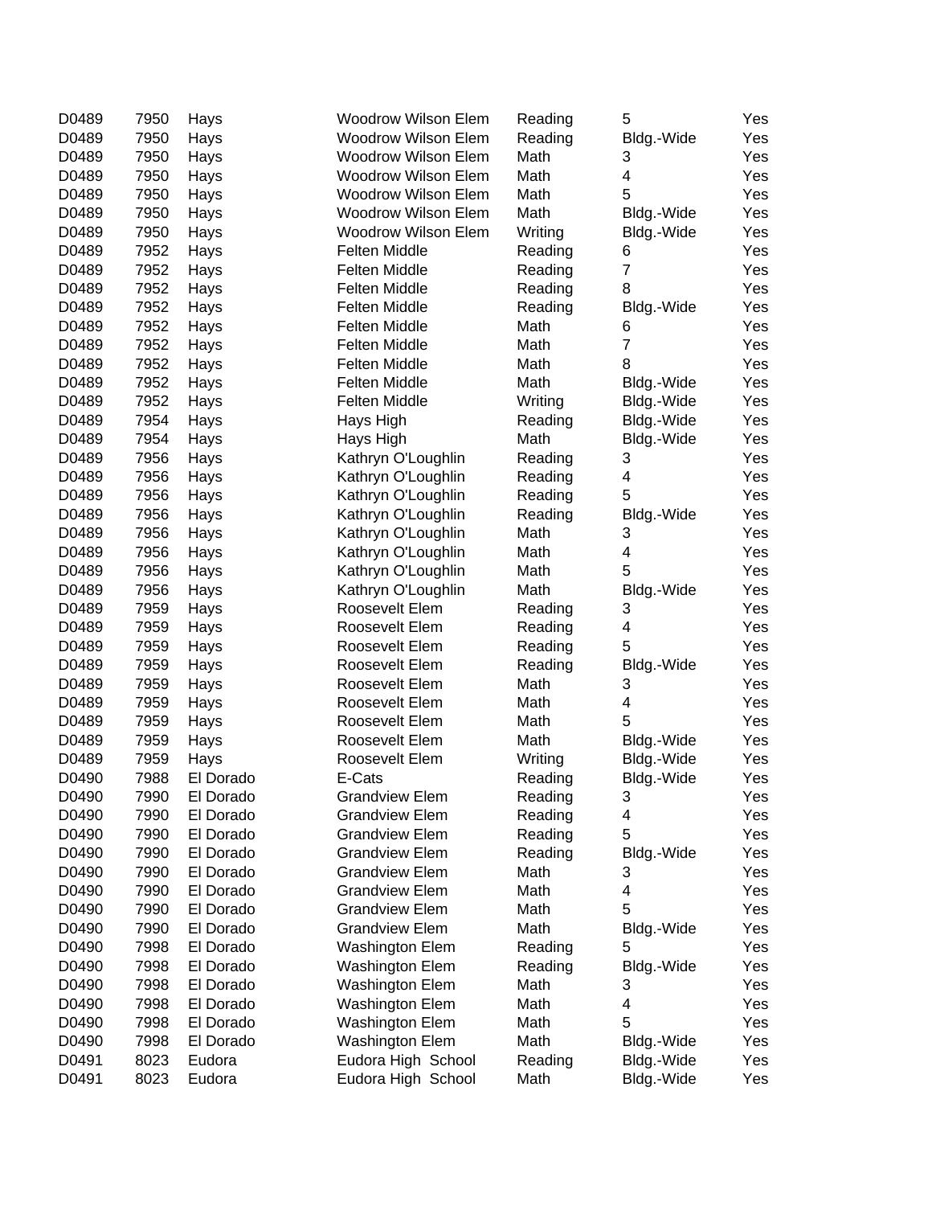| | | | | | | |
|---|---|---|---|---|---|---|
| D0489 | 7950 | Hays | Woodrow Wilson Elem | Reading | 5 | Yes |
| D0489 | 7950 | Hays | Woodrow Wilson Elem | Reading | Bldg.-Wide | Yes |
| D0489 | 7950 | Hays | Woodrow Wilson Elem | Math | 3 | Yes |
| D0489 | 7950 | Hays | Woodrow Wilson Elem | Math | 4 | Yes |
| D0489 | 7950 | Hays | Woodrow Wilson Elem | Math | 5 | Yes |
| D0489 | 7950 | Hays | Woodrow Wilson Elem | Math | Bldg.-Wide | Yes |
| D0489 | 7950 | Hays | Woodrow Wilson Elem | Writing | Bldg.-Wide | Yes |
| D0489 | 7952 | Hays | Felten Middle | Reading | 6 | Yes |
| D0489 | 7952 | Hays | Felten Middle | Reading | 7 | Yes |
| D0489 | 7952 | Hays | Felten Middle | Reading | 8 | Yes |
| D0489 | 7952 | Hays | Felten Middle | Reading | Bldg.-Wide | Yes |
| D0489 | 7952 | Hays | Felten Middle | Math | 6 | Yes |
| D0489 | 7952 | Hays | Felten Middle | Math | 7 | Yes |
| D0489 | 7952 | Hays | Felten Middle | Math | 8 | Yes |
| D0489 | 7952 | Hays | Felten Middle | Math | Bldg.-Wide | Yes |
| D0489 | 7952 | Hays | Felten Middle | Writing | Bldg.-Wide | Yes |
| D0489 | 7954 | Hays | Hays High | Reading | Bldg.-Wide | Yes |
| D0489 | 7954 | Hays | Hays High | Math | Bldg.-Wide | Yes |
| D0489 | 7956 | Hays | Kathryn O'Loughlin | Reading | 3 | Yes |
| D0489 | 7956 | Hays | Kathryn O'Loughlin | Reading | 4 | Yes |
| D0489 | 7956 | Hays | Kathryn O'Loughlin | Reading | 5 | Yes |
| D0489 | 7956 | Hays | Kathryn O'Loughlin | Reading | Bldg.-Wide | Yes |
| D0489 | 7956 | Hays | Kathryn O'Loughlin | Math | 3 | Yes |
| D0489 | 7956 | Hays | Kathryn O'Loughlin | Math | 4 | Yes |
| D0489 | 7956 | Hays | Kathryn O'Loughlin | Math | 5 | Yes |
| D0489 | 7956 | Hays | Kathryn O'Loughlin | Math | Bldg.-Wide | Yes |
| D0489 | 7959 | Hays | Roosevelt Elem | Reading | 3 | Yes |
| D0489 | 7959 | Hays | Roosevelt Elem | Reading | 4 | Yes |
| D0489 | 7959 | Hays | Roosevelt Elem | Reading | 5 | Yes |
| D0489 | 7959 | Hays | Roosevelt Elem | Reading | Bldg.-Wide | Yes |
| D0489 | 7959 | Hays | Roosevelt Elem | Math | 3 | Yes |
| D0489 | 7959 | Hays | Roosevelt Elem | Math | 4 | Yes |
| D0489 | 7959 | Hays | Roosevelt Elem | Math | 5 | Yes |
| D0489 | 7959 | Hays | Roosevelt Elem | Math | Bldg.-Wide | Yes |
| D0489 | 7959 | Hays | Roosevelt Elem | Writing | Bldg.-Wide | Yes |
| D0490 | 7988 | El Dorado | E-Cats | Reading | Bldg.-Wide | Yes |
| D0490 | 7990 | El Dorado | Grandview Elem | Reading | 3 | Yes |
| D0490 | 7990 | El Dorado | Grandview Elem | Reading | 4 | Yes |
| D0490 | 7990 | El Dorado | Grandview Elem | Reading | 5 | Yes |
| D0490 | 7990 | El Dorado | Grandview Elem | Reading | Bldg.-Wide | Yes |
| D0490 | 7990 | El Dorado | Grandview Elem | Math | 3 | Yes |
| D0490 | 7990 | El Dorado | Grandview Elem | Math | 4 | Yes |
| D0490 | 7990 | El Dorado | Grandview Elem | Math | 5 | Yes |
| D0490 | 7990 | El Dorado | Grandview Elem | Math | Bldg.-Wide | Yes |
| D0490 | 7998 | El Dorado | Washington Elem | Reading | 5 | Yes |
| D0490 | 7998 | El Dorado | Washington Elem | Reading | Bldg.-Wide | Yes |
| D0490 | 7998 | El Dorado | Washington Elem | Math | 3 | Yes |
| D0490 | 7998 | El Dorado | Washington Elem | Math | 4 | Yes |
| D0490 | 7998 | El Dorado | Washington Elem | Math | 5 | Yes |
| D0490 | 7998 | El Dorado | Washington Elem | Math | Bldg.-Wide | Yes |
| D0491 | 8023 | Eudora | Eudora High School | Reading | Bldg.-Wide | Yes |
| D0491 | 8023 | Eudora | Eudora High School | Math | Bldg.-Wide | Yes |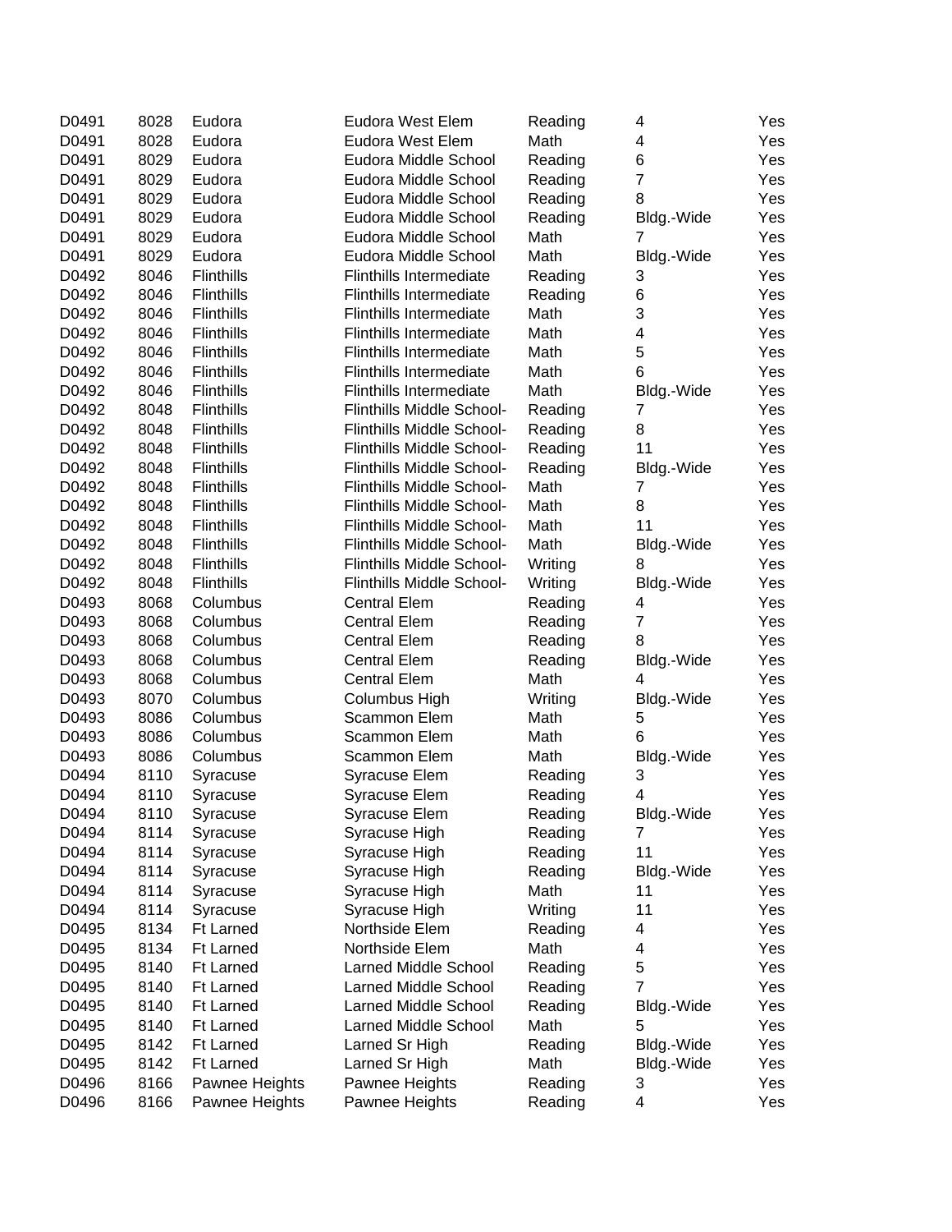| | | | | | | |
|---|---|---|---|---|---|---|
| D0491 | 8028 | Eudora | Eudora West Elem | Reading | 4 | Yes |
| D0491 | 8028 | Eudora | Eudora West Elem | Math | 4 | Yes |
| D0491 | 8029 | Eudora | Eudora Middle School | Reading | 6 | Yes |
| D0491 | 8029 | Eudora | Eudora Middle School | Reading | 7 | Yes |
| D0491 | 8029 | Eudora | Eudora Middle School | Reading | 8 | Yes |
| D0491 | 8029 | Eudora | Eudora Middle School | Reading | Bldg.-Wide | Yes |
| D0491 | 8029 | Eudora | Eudora Middle School | Math | 7 | Yes |
| D0491 | 8029 | Eudora | Eudora Middle School | Math | Bldg.-Wide | Yes |
| D0492 | 8046 | Flinthills | Flinthills Intermediate | Reading | 3 | Yes |
| D0492 | 8046 | Flinthills | Flinthills Intermediate | Reading | 6 | Yes |
| D0492 | 8046 | Flinthills | Flinthills Intermediate | Math | 3 | Yes |
| D0492 | 8046 | Flinthills | Flinthills Intermediate | Math | 4 | Yes |
| D0492 | 8046 | Flinthills | Flinthills Intermediate | Math | 5 | Yes |
| D0492 | 8046 | Flinthills | Flinthills Intermediate | Math | 6 | Yes |
| D0492 | 8046 | Flinthills | Flinthills Intermediate | Math | Bldg.-Wide | Yes |
| D0492 | 8048 | Flinthills | Flinthills Middle School- | Reading | 7 | Yes |
| D0492 | 8048 | Flinthills | Flinthills Middle School- | Reading | 8 | Yes |
| D0492 | 8048 | Flinthills | Flinthills Middle School- | Reading | 11 | Yes |
| D0492 | 8048 | Flinthills | Flinthills Middle School- | Reading | Bldg.-Wide | Yes |
| D0492 | 8048 | Flinthills | Flinthills Middle School- | Math | 7 | Yes |
| D0492 | 8048 | Flinthills | Flinthills Middle School- | Math | 8 | Yes |
| D0492 | 8048 | Flinthills | Flinthills Middle School- | Math | 11 | Yes |
| D0492 | 8048 | Flinthills | Flinthills Middle School- | Math | Bldg.-Wide | Yes |
| D0492 | 8048 | Flinthills | Flinthills Middle School- | Writing | 8 | Yes |
| D0492 | 8048 | Flinthills | Flinthills Middle School- | Writing | Bldg.-Wide | Yes |
| D0493 | 8068 | Columbus | Central Elem | Reading | 4 | Yes |
| D0493 | 8068 | Columbus | Central Elem | Reading | 7 | Yes |
| D0493 | 8068 | Columbus | Central Elem | Reading | 8 | Yes |
| D0493 | 8068 | Columbus | Central Elem | Reading | Bldg.-Wide | Yes |
| D0493 | 8068 | Columbus | Central Elem | Math | 4 | Yes |
| D0493 | 8070 | Columbus | Columbus High | Writing | Bldg.-Wide | Yes |
| D0493 | 8086 | Columbus | Scammon Elem | Math | 5 | Yes |
| D0493 | 8086 | Columbus | Scammon Elem | Math | 6 | Yes |
| D0493 | 8086 | Columbus | Scammon Elem | Math | Bldg.-Wide | Yes |
| D0494 | 8110 | Syracuse | Syracuse Elem | Reading | 3 | Yes |
| D0494 | 8110 | Syracuse | Syracuse Elem | Reading | 4 | Yes |
| D0494 | 8110 | Syracuse | Syracuse Elem | Reading | Bldg.-Wide | Yes |
| D0494 | 8114 | Syracuse | Syracuse High | Reading | 7 | Yes |
| D0494 | 8114 | Syracuse | Syracuse High | Reading | 11 | Yes |
| D0494 | 8114 | Syracuse | Syracuse High | Reading | Bldg.-Wide | Yes |
| D0494 | 8114 | Syracuse | Syracuse High | Math | 11 | Yes |
| D0494 | 8114 | Syracuse | Syracuse High | Writing | 11 | Yes |
| D0495 | 8134 | Ft Larned | Northside Elem | Reading | 4 | Yes |
| D0495 | 8134 | Ft Larned | Northside Elem | Math | 4 | Yes |
| D0495 | 8140 | Ft Larned | Larned Middle School | Reading | 5 | Yes |
| D0495 | 8140 | Ft Larned | Larned Middle School | Reading | 7 | Yes |
| D0495 | 8140 | Ft Larned | Larned Middle School | Reading | Bldg.-Wide | Yes |
| D0495 | 8140 | Ft Larned | Larned Middle School | Math | 5 | Yes |
| D0495 | 8142 | Ft Larned | Larned Sr High | Reading | Bldg.-Wide | Yes |
| D0495 | 8142 | Ft Larned | Larned Sr High | Math | Bldg.-Wide | Yes |
| D0496 | 8166 | Pawnee Heights | Pawnee Heights | Reading | 3 | Yes |
| D0496 | 8166 | Pawnee Heights | Pawnee Heights | Reading | 4 | Yes |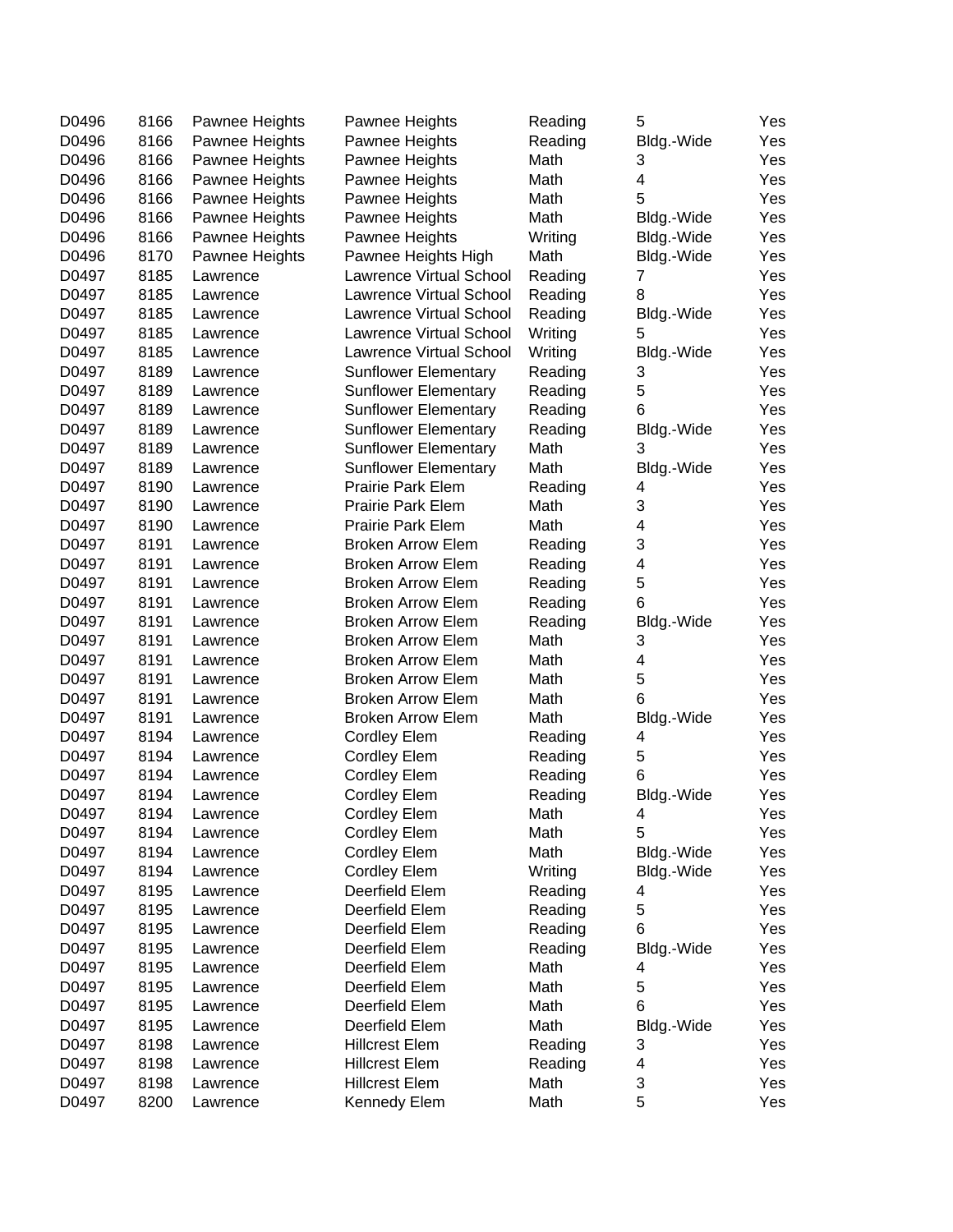| | | | | | | |
|---|---|---|---|---|---|---|
| D0496 | 8166 | Pawnee Heights | Pawnee Heights | Reading | 5 | Yes |
| D0496 | 8166 | Pawnee Heights | Pawnee Heights | Reading | Bldg.-Wide | Yes |
| D0496 | 8166 | Pawnee Heights | Pawnee Heights | Math | 3 | Yes |
| D0496 | 8166 | Pawnee Heights | Pawnee Heights | Math | 4 | Yes |
| D0496 | 8166 | Pawnee Heights | Pawnee Heights | Math | 5 | Yes |
| D0496 | 8166 | Pawnee Heights | Pawnee Heights | Math | Bldg.-Wide | Yes |
| D0496 | 8166 | Pawnee Heights | Pawnee Heights | Writing | Bldg.-Wide | Yes |
| D0496 | 8170 | Pawnee Heights | Pawnee Heights High | Math | Bldg.-Wide | Yes |
| D0497 | 8185 | Lawrence | Lawrence Virtual School | Reading | 7 | Yes |
| D0497 | 8185 | Lawrence | Lawrence Virtual School | Reading | 8 | Yes |
| D0497 | 8185 | Lawrence | Lawrence Virtual School | Reading | Bldg.-Wide | Yes |
| D0497 | 8185 | Lawrence | Lawrence Virtual School | Writing | 5 | Yes |
| D0497 | 8185 | Lawrence | Lawrence Virtual School | Writing | Bldg.-Wide | Yes |
| D0497 | 8189 | Lawrence | Sunflower Elementary | Reading | 3 | Yes |
| D0497 | 8189 | Lawrence | Sunflower Elementary | Reading | 5 | Yes |
| D0497 | 8189 | Lawrence | Sunflower Elementary | Reading | 6 | Yes |
| D0497 | 8189 | Lawrence | Sunflower Elementary | Reading | Bldg.-Wide | Yes |
| D0497 | 8189 | Lawrence | Sunflower Elementary | Math | 3 | Yes |
| D0497 | 8189 | Lawrence | Sunflower Elementary | Math | Bldg.-Wide | Yes |
| D0497 | 8190 | Lawrence | Prairie Park Elem | Reading | 4 | Yes |
| D0497 | 8190 | Lawrence | Prairie Park Elem | Math | 3 | Yes |
| D0497 | 8190 | Lawrence | Prairie Park Elem | Math | 4 | Yes |
| D0497 | 8191 | Lawrence | Broken Arrow Elem | Reading | 3 | Yes |
| D0497 | 8191 | Lawrence | Broken Arrow Elem | Reading | 4 | Yes |
| D0497 | 8191 | Lawrence | Broken Arrow Elem | Reading | 5 | Yes |
| D0497 | 8191 | Lawrence | Broken Arrow Elem | Reading | 6 | Yes |
| D0497 | 8191 | Lawrence | Broken Arrow Elem | Reading | Bldg.-Wide | Yes |
| D0497 | 8191 | Lawrence | Broken Arrow Elem | Math | 3 | Yes |
| D0497 | 8191 | Lawrence | Broken Arrow Elem | Math | 4 | Yes |
| D0497 | 8191 | Lawrence | Broken Arrow Elem | Math | 5 | Yes |
| D0497 | 8191 | Lawrence | Broken Arrow Elem | Math | 6 | Yes |
| D0497 | 8191 | Lawrence | Broken Arrow Elem | Math | Bldg.-Wide | Yes |
| D0497 | 8194 | Lawrence | Cordley Elem | Reading | 4 | Yes |
| D0497 | 8194 | Lawrence | Cordley Elem | Reading | 5 | Yes |
| D0497 | 8194 | Lawrence | Cordley Elem | Reading | 6 | Yes |
| D0497 | 8194 | Lawrence | Cordley Elem | Reading | Bldg.-Wide | Yes |
| D0497 | 8194 | Lawrence | Cordley Elem | Math | 4 | Yes |
| D0497 | 8194 | Lawrence | Cordley Elem | Math | 5 | Yes |
| D0497 | 8194 | Lawrence | Cordley Elem | Math | Bldg.-Wide | Yes |
| D0497 | 8194 | Lawrence | Cordley Elem | Writing | Bldg.-Wide | Yes |
| D0497 | 8195 | Lawrence | Deerfield Elem | Reading | 4 | Yes |
| D0497 | 8195 | Lawrence | Deerfield Elem | Reading | 5 | Yes |
| D0497 | 8195 | Lawrence | Deerfield Elem | Reading | 6 | Yes |
| D0497 | 8195 | Lawrence | Deerfield Elem | Reading | Bldg.-Wide | Yes |
| D0497 | 8195 | Lawrence | Deerfield Elem | Math | 4 | Yes |
| D0497 | 8195 | Lawrence | Deerfield Elem | Math | 5 | Yes |
| D0497 | 8195 | Lawrence | Deerfield Elem | Math | 6 | Yes |
| D0497 | 8195 | Lawrence | Deerfield Elem | Math | Bldg.-Wide | Yes |
| D0497 | 8198 | Lawrence | Hillcrest Elem | Reading | 3 | Yes |
| D0497 | 8198 | Lawrence | Hillcrest Elem | Reading | 4 | Yes |
| D0497 | 8198 | Lawrence | Hillcrest Elem | Math | 3 | Yes |
| D0497 | 8200 | Lawrence | Kennedy Elem | Math | 5 | Yes |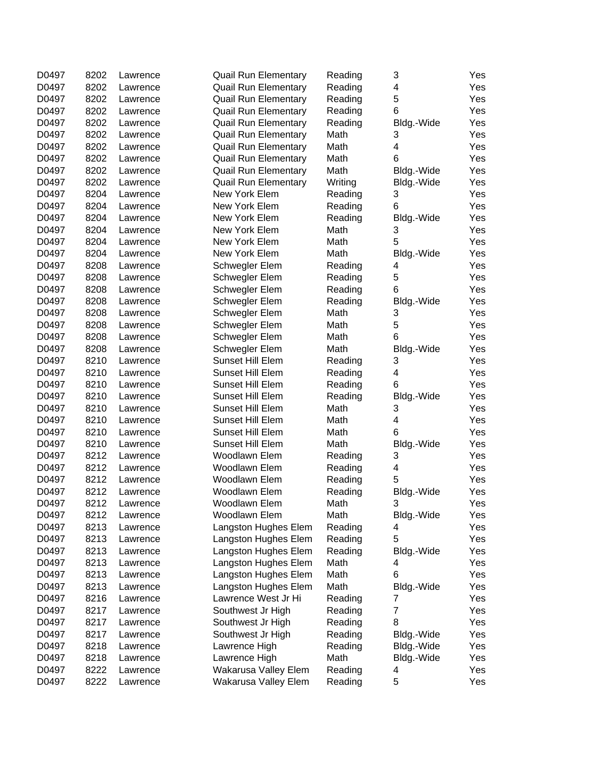| | | | | | | |
|---|---|---|---|---|---|---|
| D0497 | 8202 | Lawrence | Quail Run Elementary | Reading | 3 | Yes |
| D0497 | 8202 | Lawrence | Quail Run Elementary | Reading | 4 | Yes |
| D0497 | 8202 | Lawrence | Quail Run Elementary | Reading | 5 | Yes |
| D0497 | 8202 | Lawrence | Quail Run Elementary | Reading | 6 | Yes |
| D0497 | 8202 | Lawrence | Quail Run Elementary | Reading | Bldg.-Wide | Yes |
| D0497 | 8202 | Lawrence | Quail Run Elementary | Math | 3 | Yes |
| D0497 | 8202 | Lawrence | Quail Run Elementary | Math | 4 | Yes |
| D0497 | 8202 | Lawrence | Quail Run Elementary | Math | 6 | Yes |
| D0497 | 8202 | Lawrence | Quail Run Elementary | Math | Bldg.-Wide | Yes |
| D0497 | 8202 | Lawrence | Quail Run Elementary | Writing | Bldg.-Wide | Yes |
| D0497 | 8204 | Lawrence | New York Elem | Reading | 3 | Yes |
| D0497 | 8204 | Lawrence | New York Elem | Reading | 6 | Yes |
| D0497 | 8204 | Lawrence | New York Elem | Reading | Bldg.-Wide | Yes |
| D0497 | 8204 | Lawrence | New York Elem | Math | 3 | Yes |
| D0497 | 8204 | Lawrence | New York Elem | Math | 5 | Yes |
| D0497 | 8204 | Lawrence | New York Elem | Math | Bldg.-Wide | Yes |
| D0497 | 8208 | Lawrence | Schwegler Elem | Reading | 4 | Yes |
| D0497 | 8208 | Lawrence | Schwegler Elem | Reading | 5 | Yes |
| D0497 | 8208 | Lawrence | Schwegler Elem | Reading | 6 | Yes |
| D0497 | 8208 | Lawrence | Schwegler Elem | Reading | Bldg.-Wide | Yes |
| D0497 | 8208 | Lawrence | Schwegler Elem | Math | 3 | Yes |
| D0497 | 8208 | Lawrence | Schwegler Elem | Math | 5 | Yes |
| D0497 | 8208 | Lawrence | Schwegler Elem | Math | 6 | Yes |
| D0497 | 8208 | Lawrence | Schwegler Elem | Math | Bldg.-Wide | Yes |
| D0497 | 8210 | Lawrence | Sunset Hill Elem | Reading | 3 | Yes |
| D0497 | 8210 | Lawrence | Sunset Hill Elem | Reading | 4 | Yes |
| D0497 | 8210 | Lawrence | Sunset Hill Elem | Reading | 6 | Yes |
| D0497 | 8210 | Lawrence | Sunset Hill Elem | Reading | Bldg.-Wide | Yes |
| D0497 | 8210 | Lawrence | Sunset Hill Elem | Math | 3 | Yes |
| D0497 | 8210 | Lawrence | Sunset Hill Elem | Math | 4 | Yes |
| D0497 | 8210 | Lawrence | Sunset Hill Elem | Math | 6 | Yes |
| D0497 | 8210 | Lawrence | Sunset Hill Elem | Math | Bldg.-Wide | Yes |
| D0497 | 8212 | Lawrence | Woodlawn Elem | Reading | 3 | Yes |
| D0497 | 8212 | Lawrence | Woodlawn Elem | Reading | 4 | Yes |
| D0497 | 8212 | Lawrence | Woodlawn Elem | Reading | 5 | Yes |
| D0497 | 8212 | Lawrence | Woodlawn Elem | Reading | Bldg.-Wide | Yes |
| D0497 | 8212 | Lawrence | Woodlawn Elem | Math | 3 | Yes |
| D0497 | 8212 | Lawrence | Woodlawn Elem | Math | Bldg.-Wide | Yes |
| D0497 | 8213 | Lawrence | Langston Hughes Elem | Reading | 4 | Yes |
| D0497 | 8213 | Lawrence | Langston Hughes Elem | Reading | 5 | Yes |
| D0497 | 8213 | Lawrence | Langston Hughes Elem | Reading | Bldg.-Wide | Yes |
| D0497 | 8213 | Lawrence | Langston Hughes Elem | Math | 4 | Yes |
| D0497 | 8213 | Lawrence | Langston Hughes Elem | Math | 6 | Yes |
| D0497 | 8213 | Lawrence | Langston Hughes Elem | Math | Bldg.-Wide | Yes |
| D0497 | 8216 | Lawrence | Lawrence West Jr Hi | Reading | 7 | Yes |
| D0497 | 8217 | Lawrence | Southwest Jr High | Reading | 7 | Yes |
| D0497 | 8217 | Lawrence | Southwest Jr High | Reading | 8 | Yes |
| D0497 | 8217 | Lawrence | Southwest Jr High | Reading | Bldg.-Wide | Yes |
| D0497 | 8218 | Lawrence | Lawrence High | Reading | Bldg.-Wide | Yes |
| D0497 | 8218 | Lawrence | Lawrence High | Math | Bldg.-Wide | Yes |
| D0497 | 8222 | Lawrence | Wakarusa Valley Elem | Reading | 4 | Yes |
| D0497 | 8222 | Lawrence | Wakarusa Valley Elem | Reading | 5 | Yes |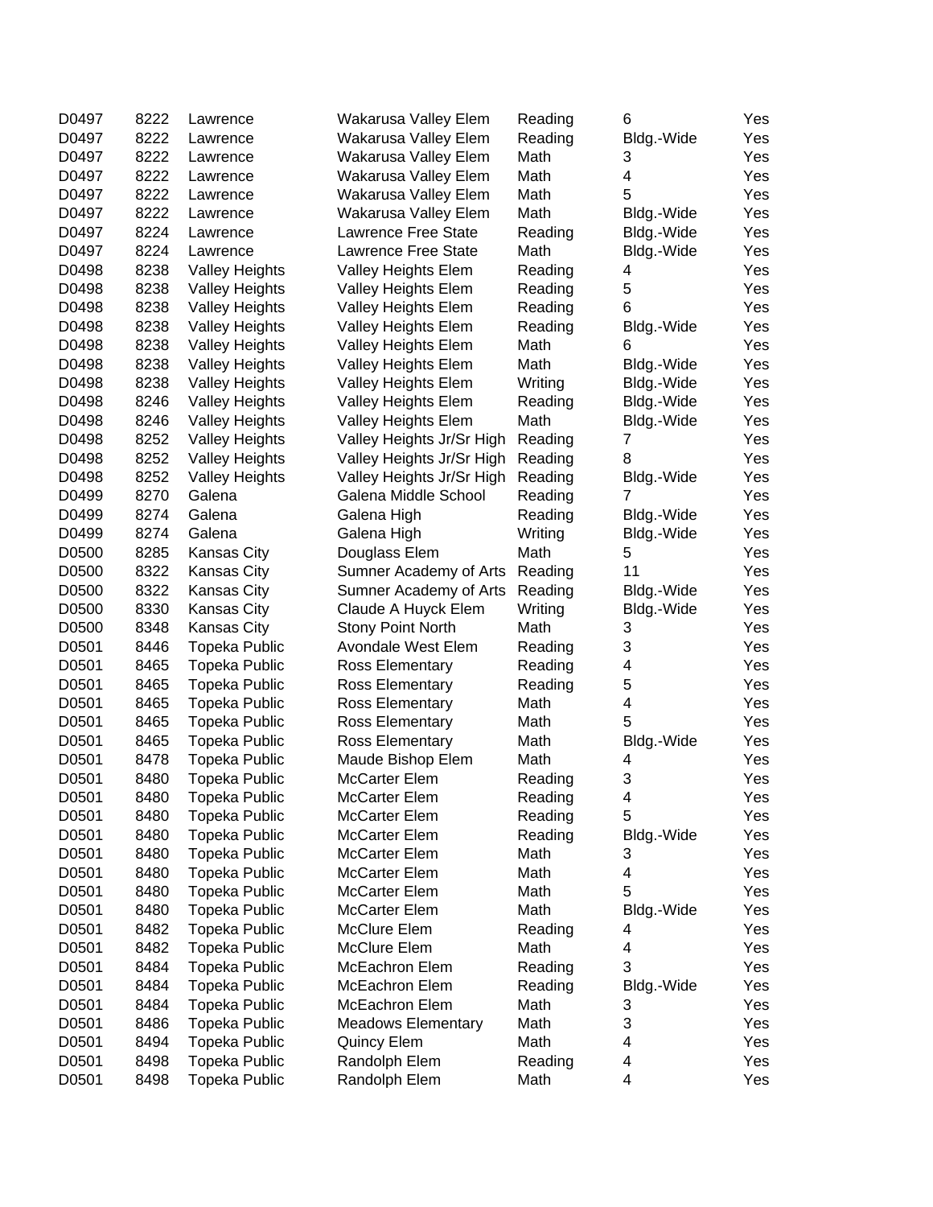| | | | | | | |
|---|---|---|---|---|---|---|
| D0497 | 8222 | Lawrence | Wakarusa Valley Elem | Reading | 6 | Yes |
| D0497 | 8222 | Lawrence | Wakarusa Valley Elem | Reading | Bldg.-Wide | Yes |
| D0497 | 8222 | Lawrence | Wakarusa Valley Elem | Math | 3 | Yes |
| D0497 | 8222 | Lawrence | Wakarusa Valley Elem | Math | 4 | Yes |
| D0497 | 8222 | Lawrence | Wakarusa Valley Elem | Math | 5 | Yes |
| D0497 | 8222 | Lawrence | Wakarusa Valley Elem | Math | Bldg.-Wide | Yes |
| D0497 | 8224 | Lawrence | Lawrence Free State | Reading | Bldg.-Wide | Yes |
| D0497 | 8224 | Lawrence | Lawrence Free State | Math | Bldg.-Wide | Yes |
| D0498 | 8238 | Valley Heights | Valley Heights Elem | Reading | 4 | Yes |
| D0498 | 8238 | Valley Heights | Valley Heights Elem | Reading | 5 | Yes |
| D0498 | 8238 | Valley Heights | Valley Heights Elem | Reading | 6 | Yes |
| D0498 | 8238 | Valley Heights | Valley Heights Elem | Reading | Bldg.-Wide | Yes |
| D0498 | 8238 | Valley Heights | Valley Heights Elem | Math | 6 | Yes |
| D0498 | 8238 | Valley Heights | Valley Heights Elem | Math | Bldg.-Wide | Yes |
| D0498 | 8238 | Valley Heights | Valley Heights Elem | Writing | Bldg.-Wide | Yes |
| D0498 | 8246 | Valley Heights | Valley Heights Elem | Reading | Bldg.-Wide | Yes |
| D0498 | 8246 | Valley Heights | Valley Heights Elem | Math | Bldg.-Wide | Yes |
| D0498 | 8252 | Valley Heights | Valley Heights Jr/Sr High | Reading | 7 | Yes |
| D0498 | 8252 | Valley Heights | Valley Heights Jr/Sr High | Reading | 8 | Yes |
| D0498 | 8252 | Valley Heights | Valley Heights Jr/Sr High | Reading | Bldg.-Wide | Yes |
| D0499 | 8270 | Galena | Galena Middle School | Reading | 7 | Yes |
| D0499 | 8274 | Galena | Galena High | Reading | Bldg.-Wide | Yes |
| D0499 | 8274 | Galena | Galena High | Writing | Bldg.-Wide | Yes |
| D0500 | 8285 | Kansas City | Douglass Elem | Math | 5 | Yes |
| D0500 | 8322 | Kansas City | Sumner Academy of Arts | Reading | 11 | Yes |
| D0500 | 8322 | Kansas City | Sumner Academy of Arts | Reading | Bldg.-Wide | Yes |
| D0500 | 8330 | Kansas City | Claude A Huyck Elem | Writing | Bldg.-Wide | Yes |
| D0500 | 8348 | Kansas City | Stony Point North | Math | 3 | Yes |
| D0501 | 8446 | Topeka Public | Avondale West Elem | Reading | 3 | Yes |
| D0501 | 8465 | Topeka Public | Ross Elementary | Reading | 4 | Yes |
| D0501 | 8465 | Topeka Public | Ross Elementary | Reading | 5 | Yes |
| D0501 | 8465 | Topeka Public | Ross Elementary | Math | 4 | Yes |
| D0501 | 8465 | Topeka Public | Ross Elementary | Math | 5 | Yes |
| D0501 | 8465 | Topeka Public | Ross Elementary | Math | Bldg.-Wide | Yes |
| D0501 | 8478 | Topeka Public | Maude Bishop Elem | Math | 4 | Yes |
| D0501 | 8480 | Topeka Public | McCarter Elem | Reading | 3 | Yes |
| D0501 | 8480 | Topeka Public | McCarter Elem | Reading | 4 | Yes |
| D0501 | 8480 | Topeka Public | McCarter Elem | Reading | 5 | Yes |
| D0501 | 8480 | Topeka Public | McCarter Elem | Reading | Bldg.-Wide | Yes |
| D0501 | 8480 | Topeka Public | McCarter Elem | Math | 3 | Yes |
| D0501 | 8480 | Topeka Public | McCarter Elem | Math | 4 | Yes |
| D0501 | 8480 | Topeka Public | McCarter Elem | Math | 5 | Yes |
| D0501 | 8480 | Topeka Public | McCarter Elem | Math | Bldg.-Wide | Yes |
| D0501 | 8482 | Topeka Public | McClure Elem | Reading | 4 | Yes |
| D0501 | 8482 | Topeka Public | McClure Elem | Math | 4 | Yes |
| D0501 | 8484 | Topeka Public | McEachron Elem | Reading | 3 | Yes |
| D0501 | 8484 | Topeka Public | McEachron Elem | Reading | Bldg.-Wide | Yes |
| D0501 | 8484 | Topeka Public | McEachron Elem | Math | 3 | Yes |
| D0501 | 8486 | Topeka Public | Meadows Elementary | Math | 3 | Yes |
| D0501 | 8494 | Topeka Public | Quincy Elem | Math | 4 | Yes |
| D0501 | 8498 | Topeka Public | Randolph Elem | Reading | 4 | Yes |
| D0501 | 8498 | Topeka Public | Randolph Elem | Math | 4 | Yes |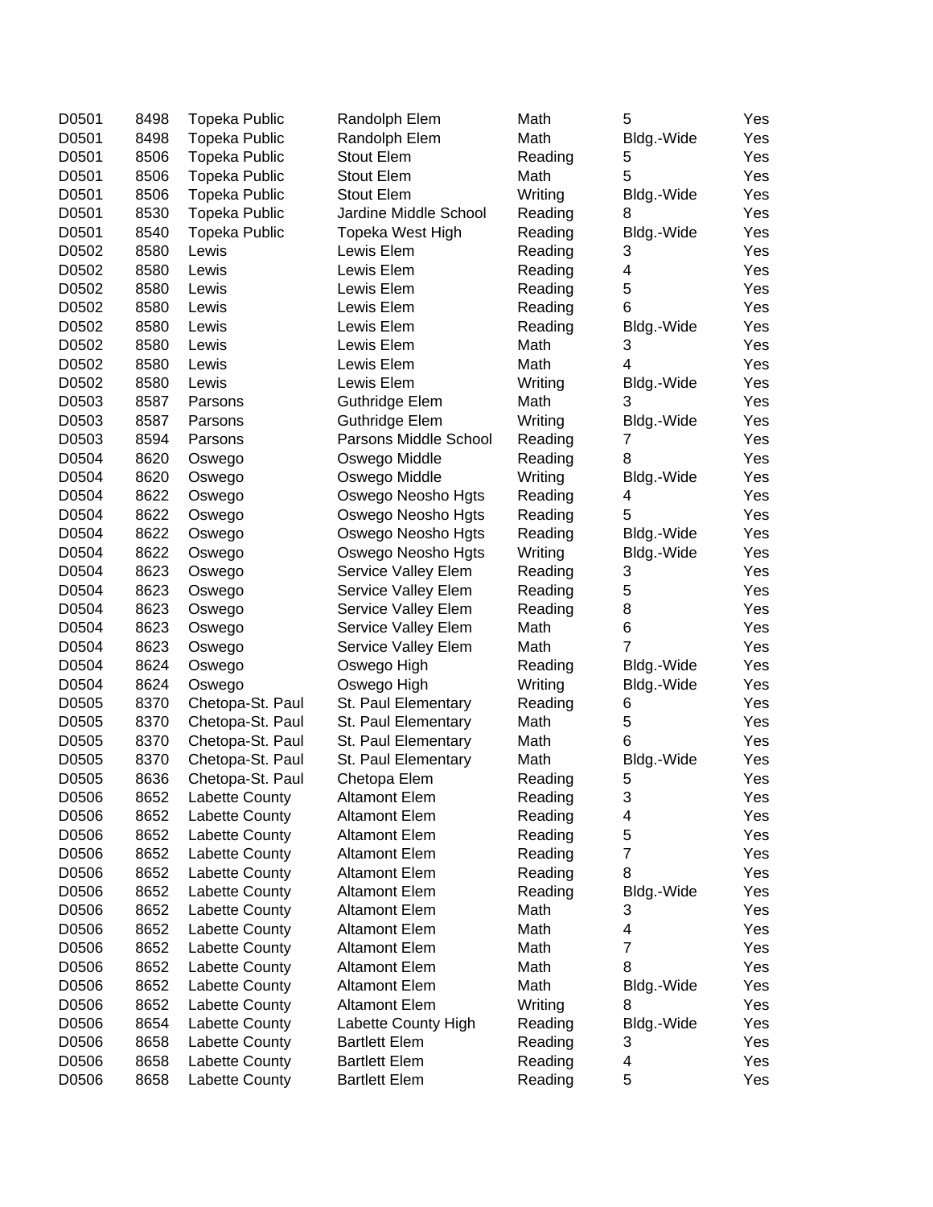| | | | | | | |
|---|---|---|---|---|---|---|
| D0501 | 8498 | Topeka Public | Randolph Elem | Math | 5 | Yes |
| D0501 | 8498 | Topeka Public | Randolph Elem | Math | Bldg.-Wide | Yes |
| D0501 | 8506 | Topeka Public | Stout Elem | Reading | 5 | Yes |
| D0501 | 8506 | Topeka Public | Stout Elem | Math | 5 | Yes |
| D0501 | 8506 | Topeka Public | Stout Elem | Writing | Bldg.-Wide | Yes |
| D0501 | 8530 | Topeka Public | Jardine Middle School | Reading | 8 | Yes |
| D0501 | 8540 | Topeka Public | Topeka West High | Reading | Bldg.-Wide | Yes |
| D0502 | 8580 | Lewis | Lewis Elem | Reading | 3 | Yes |
| D0502 | 8580 | Lewis | Lewis Elem | Reading | 4 | Yes |
| D0502 | 8580 | Lewis | Lewis Elem | Reading | 5 | Yes |
| D0502 | 8580 | Lewis | Lewis Elem | Reading | 6 | Yes |
| D0502 | 8580 | Lewis | Lewis Elem | Reading | Bldg.-Wide | Yes |
| D0502 | 8580 | Lewis | Lewis Elem | Math | 3 | Yes |
| D0502 | 8580 | Lewis | Lewis Elem | Math | 4 | Yes |
| D0502 | 8580 | Lewis | Lewis Elem | Writing | Bldg.-Wide | Yes |
| D0503 | 8587 | Parsons | Guthridge Elem | Math | 3 | Yes |
| D0503 | 8587 | Parsons | Guthridge Elem | Writing | Bldg.-Wide | Yes |
| D0503 | 8594 | Parsons | Parsons Middle School | Reading | 7 | Yes |
| D0504 | 8620 | Oswego | Oswego Middle | Reading | 8 | Yes |
| D0504 | 8620 | Oswego | Oswego Middle | Writing | Bldg.-Wide | Yes |
| D0504 | 8622 | Oswego | Oswego Neosho Hgts | Reading | 4 | Yes |
| D0504 | 8622 | Oswego | Oswego Neosho Hgts | Reading | 5 | Yes |
| D0504 | 8622 | Oswego | Oswego Neosho Hgts | Reading | Bldg.-Wide | Yes |
| D0504 | 8622 | Oswego | Oswego Neosho Hgts | Writing | Bldg.-Wide | Yes |
| D0504 | 8623 | Oswego | Service Valley Elem | Reading | 3 | Yes |
| D0504 | 8623 | Oswego | Service Valley Elem | Reading | 5 | Yes |
| D0504 | 8623 | Oswego | Service Valley Elem | Reading | 8 | Yes |
| D0504 | 8623 | Oswego | Service Valley Elem | Math | 6 | Yes |
| D0504 | 8623 | Oswego | Service Valley Elem | Math | 7 | Yes |
| D0504 | 8624 | Oswego | Oswego High | Reading | Bldg.-Wide | Yes |
| D0504 | 8624 | Oswego | Oswego High | Writing | Bldg.-Wide | Yes |
| D0505 | 8370 | Chetopa-St. Paul | St. Paul Elementary | Reading | 6 | Yes |
| D0505 | 8370 | Chetopa-St. Paul | St. Paul Elementary | Math | 5 | Yes |
| D0505 | 8370 | Chetopa-St. Paul | St. Paul Elementary | Math | 6 | Yes |
| D0505 | 8370 | Chetopa-St. Paul | St. Paul Elementary | Math | Bldg.-Wide | Yes |
| D0505 | 8636 | Chetopa-St. Paul | Chetopa Elem | Reading | 5 | Yes |
| D0506 | 8652 | Labette County | Altamont Elem | Reading | 3 | Yes |
| D0506 | 8652 | Labette County | Altamont Elem | Reading | 4 | Yes |
| D0506 | 8652 | Labette County | Altamont Elem | Reading | 5 | Yes |
| D0506 | 8652 | Labette County | Altamont Elem | Reading | 7 | Yes |
| D0506 | 8652 | Labette County | Altamont Elem | Reading | 8 | Yes |
| D0506 | 8652 | Labette County | Altamont Elem | Reading | Bldg.-Wide | Yes |
| D0506 | 8652 | Labette County | Altamont Elem | Math | 3 | Yes |
| D0506 | 8652 | Labette County | Altamont Elem | Math | 4 | Yes |
| D0506 | 8652 | Labette County | Altamont Elem | Math | 7 | Yes |
| D0506 | 8652 | Labette County | Altamont Elem | Math | 8 | Yes |
| D0506 | 8652 | Labette County | Altamont Elem | Math | Bldg.-Wide | Yes |
| D0506 | 8652 | Labette County | Altamont Elem | Writing | 8 | Yes |
| D0506 | 8654 | Labette County | Labette County High | Reading | Bldg.-Wide | Yes |
| D0506 | 8658 | Labette County | Bartlett Elem | Reading | 3 | Yes |
| D0506 | 8658 | Labette County | Bartlett Elem | Reading | 4 | Yes |
| D0506 | 8658 | Labette County | Bartlett Elem | Reading | 5 | Yes |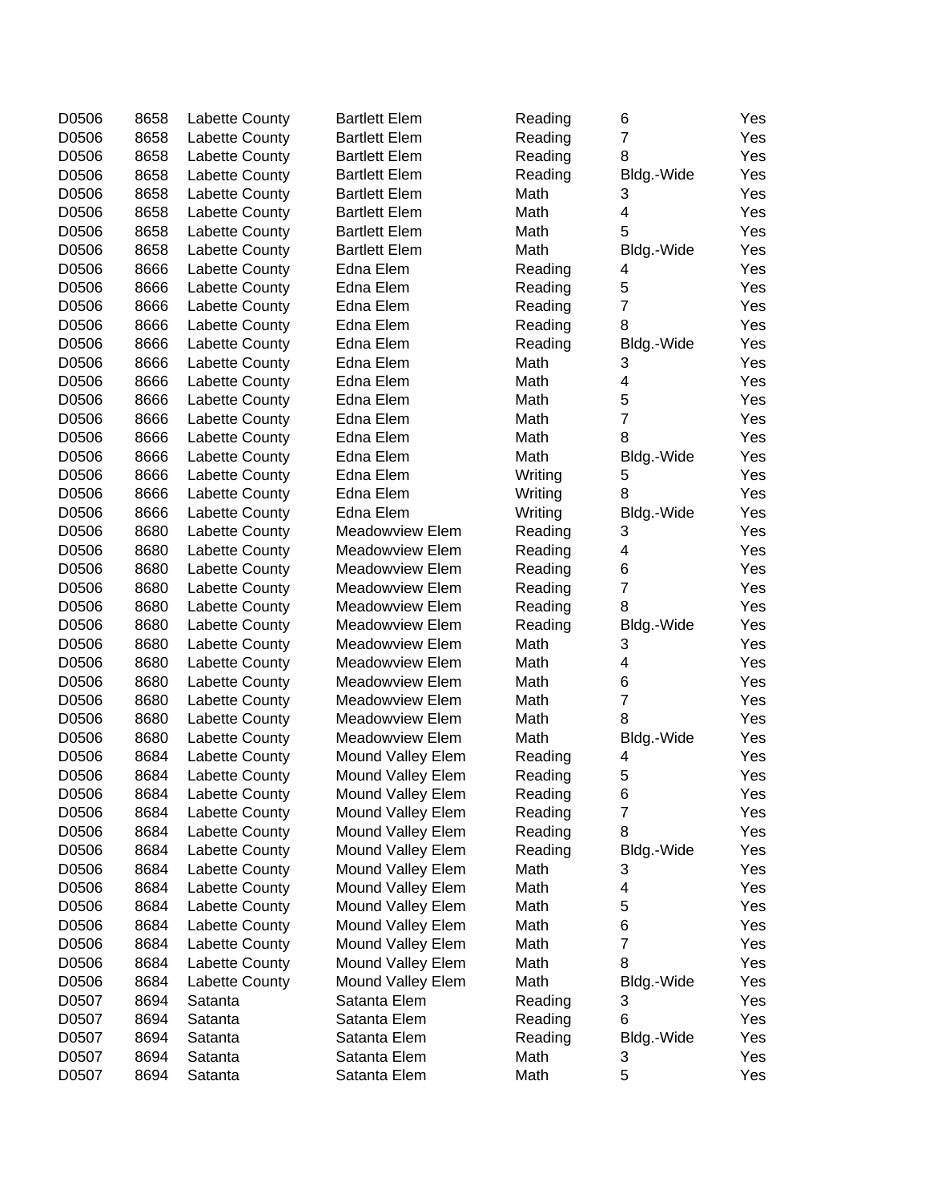| | | | | | | |
|---|---|---|---|---|---|---|
| D0506 | 8658 | Labette County | Bartlett Elem | Reading | 6 | Yes |
| D0506 | 8658 | Labette County | Bartlett Elem | Reading | 7 | Yes |
| D0506 | 8658 | Labette County | Bartlett Elem | Reading | 8 | Yes |
| D0506 | 8658 | Labette County | Bartlett Elem | Reading | Bldg.-Wide | Yes |
| D0506 | 8658 | Labette County | Bartlett Elem | Math | 3 | Yes |
| D0506 | 8658 | Labette County | Bartlett Elem | Math | 4 | Yes |
| D0506 | 8658 | Labette County | Bartlett Elem | Math | 5 | Yes |
| D0506 | 8658 | Labette County | Bartlett Elem | Math | Bldg.-Wide | Yes |
| D0506 | 8666 | Labette County | Edna Elem | Reading | 4 | Yes |
| D0506 | 8666 | Labette County | Edna Elem | Reading | 5 | Yes |
| D0506 | 8666 | Labette County | Edna Elem | Reading | 7 | Yes |
| D0506 | 8666 | Labette County | Edna Elem | Reading | 8 | Yes |
| D0506 | 8666 | Labette County | Edna Elem | Reading | Bldg.-Wide | Yes |
| D0506 | 8666 | Labette County | Edna Elem | Math | 3 | Yes |
| D0506 | 8666 | Labette County | Edna Elem | Math | 4 | Yes |
| D0506 | 8666 | Labette County | Edna Elem | Math | 5 | Yes |
| D0506 | 8666 | Labette County | Edna Elem | Math | 7 | Yes |
| D0506 | 8666 | Labette County | Edna Elem | Math | 8 | Yes |
| D0506 | 8666 | Labette County | Edna Elem | Math | Bldg.-Wide | Yes |
| D0506 | 8666 | Labette County | Edna Elem | Writing | 5 | Yes |
| D0506 | 8666 | Labette County | Edna Elem | Writing | 8 | Yes |
| D0506 | 8666 | Labette County | Edna Elem | Writing | Bldg.-Wide | Yes |
| D0506 | 8680 | Labette County | Meadowview Elem | Reading | 3 | Yes |
| D0506 | 8680 | Labette County | Meadowview Elem | Reading | 4 | Yes |
| D0506 | 8680 | Labette County | Meadowview Elem | Reading | 6 | Yes |
| D0506 | 8680 | Labette County | Meadowview Elem | Reading | 7 | Yes |
| D0506 | 8680 | Labette County | Meadowview Elem | Reading | 8 | Yes |
| D0506 | 8680 | Labette County | Meadowview Elem | Reading | Bldg.-Wide | Yes |
| D0506 | 8680 | Labette County | Meadowview Elem | Math | 3 | Yes |
| D0506 | 8680 | Labette County | Meadowview Elem | Math | 4 | Yes |
| D0506 | 8680 | Labette County | Meadowview Elem | Math | 6 | Yes |
| D0506 | 8680 | Labette County | Meadowview Elem | Math | 7 | Yes |
| D0506 | 8680 | Labette County | Meadowview Elem | Math | 8 | Yes |
| D0506 | 8680 | Labette County | Meadowview Elem | Math | Bldg.-Wide | Yes |
| D0506 | 8684 | Labette County | Mound Valley Elem | Reading | 4 | Yes |
| D0506 | 8684 | Labette County | Mound Valley Elem | Reading | 5 | Yes |
| D0506 | 8684 | Labette County | Mound Valley Elem | Reading | 6 | Yes |
| D0506 | 8684 | Labette County | Mound Valley Elem | Reading | 7 | Yes |
| D0506 | 8684 | Labette County | Mound Valley Elem | Reading | 8 | Yes |
| D0506 | 8684 | Labette County | Mound Valley Elem | Reading | Bldg.-Wide | Yes |
| D0506 | 8684 | Labette County | Mound Valley Elem | Math | 3 | Yes |
| D0506 | 8684 | Labette County | Mound Valley Elem | Math | 4 | Yes |
| D0506 | 8684 | Labette County | Mound Valley Elem | Math | 5 | Yes |
| D0506 | 8684 | Labette County | Mound Valley Elem | Math | 6 | Yes |
| D0506 | 8684 | Labette County | Mound Valley Elem | Math | 7 | Yes |
| D0506 | 8684 | Labette County | Mound Valley Elem | Math | 8 | Yes |
| D0506 | 8684 | Labette County | Mound Valley Elem | Math | Bldg.-Wide | Yes |
| D0507 | 8694 | Satanta | Satanta Elem | Reading | 3 | Yes |
| D0507 | 8694 | Satanta | Satanta Elem | Reading | 6 | Yes |
| D0507 | 8694 | Satanta | Satanta Elem | Reading | Bldg.-Wide | Yes |
| D0507 | 8694 | Satanta | Satanta Elem | Math | 3 | Yes |
| D0507 | 8694 | Satanta | Satanta Elem | Math | 5 | Yes |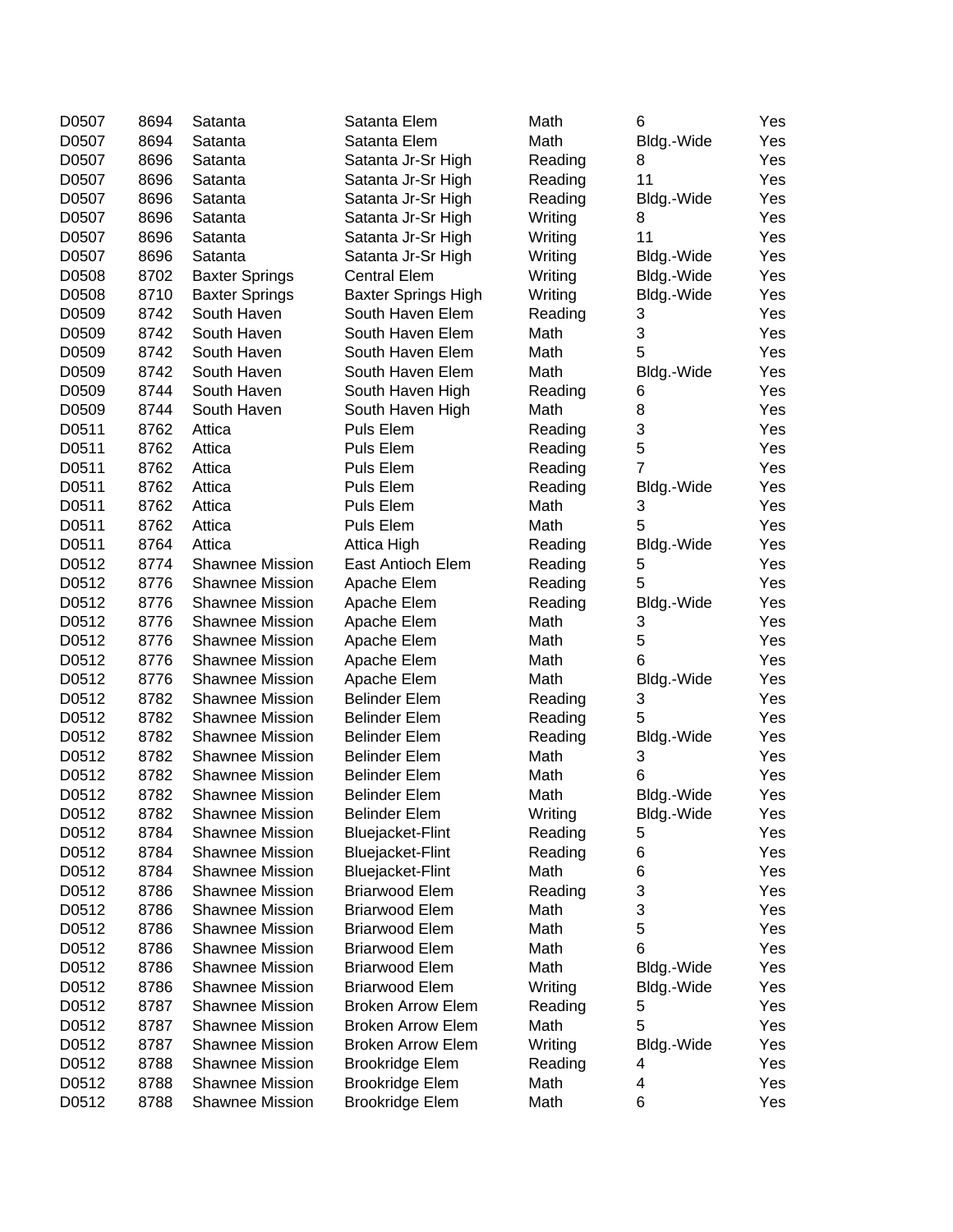| | | | | | | |
|---|---|---|---|---|---|---|
| D0507 | 8694 | Satanta | Satanta Elem | Math | 6 | Yes |
| D0507 | 8694 | Satanta | Satanta Elem | Math | Bldg.-Wide | Yes |
| D0507 | 8696 | Satanta | Satanta Jr-Sr High | Reading | 8 | Yes |
| D0507 | 8696 | Satanta | Satanta Jr-Sr High | Reading | 11 | Yes |
| D0507 | 8696 | Satanta | Satanta Jr-Sr High | Reading | Bldg.-Wide | Yes |
| D0507 | 8696 | Satanta | Satanta Jr-Sr High | Writing | 8 | Yes |
| D0507 | 8696 | Satanta | Satanta Jr-Sr High | Writing | 11 | Yes |
| D0507 | 8696 | Satanta | Satanta Jr-Sr High | Writing | Bldg.-Wide | Yes |
| D0508 | 8702 | Baxter Springs | Central Elem | Writing | Bldg.-Wide | Yes |
| D0508 | 8710 | Baxter Springs | Baxter Springs High | Writing | Bldg.-Wide | Yes |
| D0509 | 8742 | South Haven | South Haven Elem | Reading | 3 | Yes |
| D0509 | 8742 | South Haven | South Haven Elem | Math | 3 | Yes |
| D0509 | 8742 | South Haven | South Haven Elem | Math | 5 | Yes |
| D0509 | 8742 | South Haven | South Haven Elem | Math | Bldg.-Wide | Yes |
| D0509 | 8744 | South Haven | South Haven High | Reading | 6 | Yes |
| D0509 | 8744 | South Haven | South Haven High | Math | 8 | Yes |
| D0511 | 8762 | Attica | Puls Elem | Reading | 3 | Yes |
| D0511 | 8762 | Attica | Puls Elem | Reading | 5 | Yes |
| D0511 | 8762 | Attica | Puls Elem | Reading | 7 | Yes |
| D0511 | 8762 | Attica | Puls Elem | Reading | Bldg.-Wide | Yes |
| D0511 | 8762 | Attica | Puls Elem | Math | 3 | Yes |
| D0511 | 8762 | Attica | Puls Elem | Math | 5 | Yes |
| D0511 | 8764 | Attica | Attica High | Reading | Bldg.-Wide | Yes |
| D0512 | 8774 | Shawnee Mission | East Antioch Elem | Reading | 5 | Yes |
| D0512 | 8776 | Shawnee Mission | Apache Elem | Reading | 5 | Yes |
| D0512 | 8776 | Shawnee Mission | Apache Elem | Reading | Bldg.-Wide | Yes |
| D0512 | 8776 | Shawnee Mission | Apache Elem | Math | 3 | Yes |
| D0512 | 8776 | Shawnee Mission | Apache Elem | Math | 5 | Yes |
| D0512 | 8776 | Shawnee Mission | Apache Elem | Math | 6 | Yes |
| D0512 | 8776 | Shawnee Mission | Apache Elem | Math | Bldg.-Wide | Yes |
| D0512 | 8782 | Shawnee Mission | Belinder Elem | Reading | 3 | Yes |
| D0512 | 8782 | Shawnee Mission | Belinder Elem | Reading | 5 | Yes |
| D0512 | 8782 | Shawnee Mission | Belinder Elem | Reading | Bldg.-Wide | Yes |
| D0512 | 8782 | Shawnee Mission | Belinder Elem | Math | 3 | Yes |
| D0512 | 8782 | Shawnee Mission | Belinder Elem | Math | 6 | Yes |
| D0512 | 8782 | Shawnee Mission | Belinder Elem | Math | Bldg.-Wide | Yes |
| D0512 | 8782 | Shawnee Mission | Belinder Elem | Writing | Bldg.-Wide | Yes |
| D0512 | 8784 | Shawnee Mission | Bluejacket-Flint | Reading | 5 | Yes |
| D0512 | 8784 | Shawnee Mission | Bluejacket-Flint | Reading | 6 | Yes |
| D0512 | 8784 | Shawnee Mission | Bluejacket-Flint | Math | 6 | Yes |
| D0512 | 8786 | Shawnee Mission | Briarwood Elem | Reading | 3 | Yes |
| D0512 | 8786 | Shawnee Mission | Briarwood Elem | Math | 3 | Yes |
| D0512 | 8786 | Shawnee Mission | Briarwood Elem | Math | 5 | Yes |
| D0512 | 8786 | Shawnee Mission | Briarwood Elem | Math | 6 | Yes |
| D0512 | 8786 | Shawnee Mission | Briarwood Elem | Math | Bldg.-Wide | Yes |
| D0512 | 8786 | Shawnee Mission | Briarwood Elem | Writing | Bldg.-Wide | Yes |
| D0512 | 8787 | Shawnee Mission | Broken Arrow Elem | Reading | 5 | Yes |
| D0512 | 8787 | Shawnee Mission | Broken Arrow Elem | Math | 5 | Yes |
| D0512 | 8787 | Shawnee Mission | Broken Arrow Elem | Writing | Bldg.-Wide | Yes |
| D0512 | 8788 | Shawnee Mission | Brookridge Elem | Reading | 4 | Yes |
| D0512 | 8788 | Shawnee Mission | Brookridge Elem | Math | 4 | Yes |
| D0512 | 8788 | Shawnee Mission | Brookridge Elem | Math | 6 | Yes |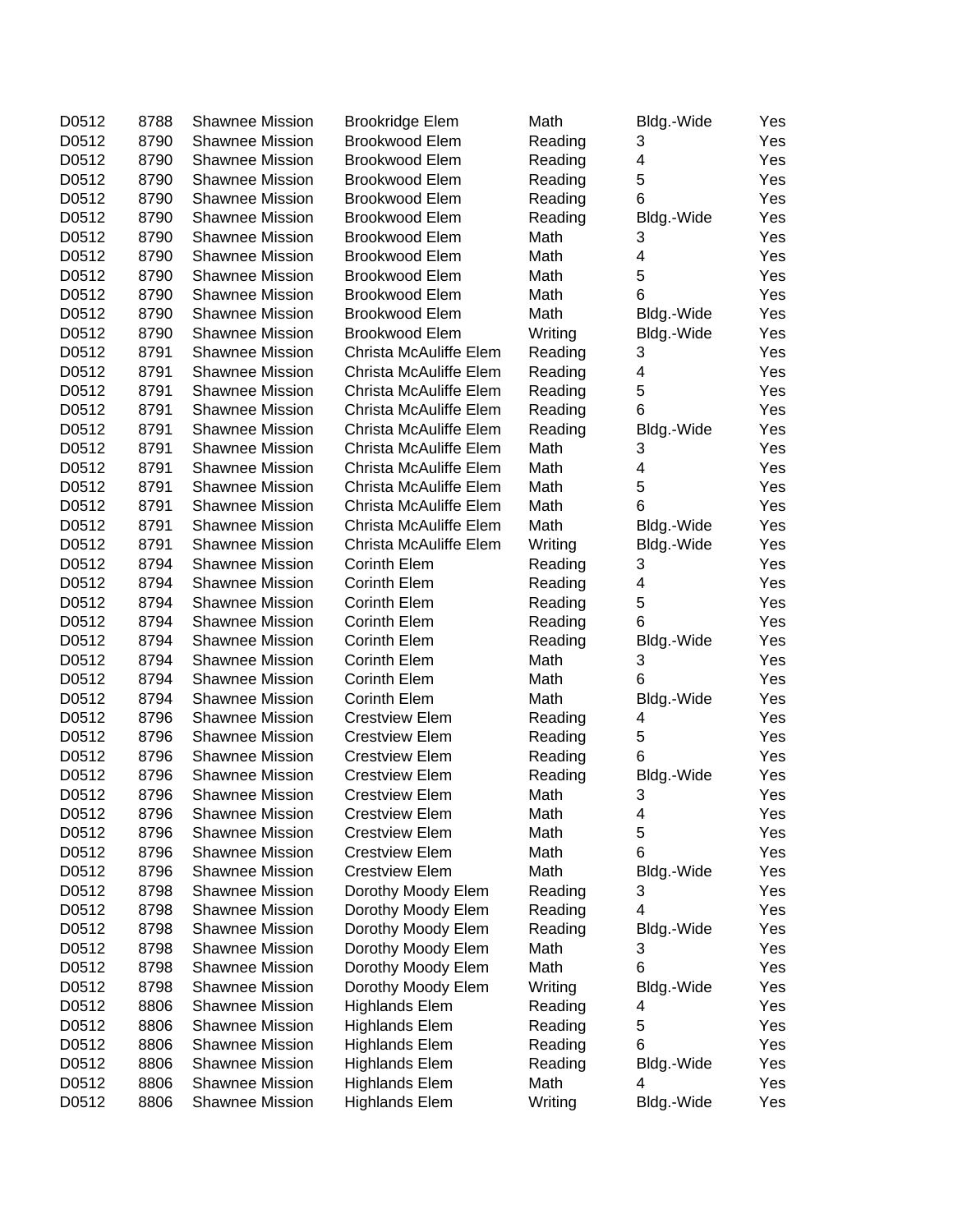| | | | | | | |
|---|---|---|---|---|---|---|
| D0512 | 8788 | Shawnee Mission | Brookridge Elem | Math | Bldg.-Wide | Yes |
| D0512 | 8790 | Shawnee Mission | Brookwood Elem | Reading | 3 | Yes |
| D0512 | 8790 | Shawnee Mission | Brookwood Elem | Reading | 4 | Yes |
| D0512 | 8790 | Shawnee Mission | Brookwood Elem | Reading | 5 | Yes |
| D0512 | 8790 | Shawnee Mission | Brookwood Elem | Reading | 6 | Yes |
| D0512 | 8790 | Shawnee Mission | Brookwood Elem | Reading | Bldg.-Wide | Yes |
| D0512 | 8790 | Shawnee Mission | Brookwood Elem | Math | 3 | Yes |
| D0512 | 8790 | Shawnee Mission | Brookwood Elem | Math | 4 | Yes |
| D0512 | 8790 | Shawnee Mission | Brookwood Elem | Math | 5 | Yes |
| D0512 | 8790 | Shawnee Mission | Brookwood Elem | Math | 6 | Yes |
| D0512 | 8790 | Shawnee Mission | Brookwood Elem | Math | Bldg.-Wide | Yes |
| D0512 | 8790 | Shawnee Mission | Brookwood Elem | Writing | Bldg.-Wide | Yes |
| D0512 | 8791 | Shawnee Mission | Christa McAuliffe Elem | Reading | 3 | Yes |
| D0512 | 8791 | Shawnee Mission | Christa McAuliffe Elem | Reading | 4 | Yes |
| D0512 | 8791 | Shawnee Mission | Christa McAuliffe Elem | Reading | 5 | Yes |
| D0512 | 8791 | Shawnee Mission | Christa McAuliffe Elem | Reading | 6 | Yes |
| D0512 | 8791 | Shawnee Mission | Christa McAuliffe Elem | Reading | Bldg.-Wide | Yes |
| D0512 | 8791 | Shawnee Mission | Christa McAuliffe Elem | Math | 3 | Yes |
| D0512 | 8791 | Shawnee Mission | Christa McAuliffe Elem | Math | 4 | Yes |
| D0512 | 8791 | Shawnee Mission | Christa McAuliffe Elem | Math | 5 | Yes |
| D0512 | 8791 | Shawnee Mission | Christa McAuliffe Elem | Math | 6 | Yes |
| D0512 | 8791 | Shawnee Mission | Christa McAuliffe Elem | Math | Bldg.-Wide | Yes |
| D0512 | 8791 | Shawnee Mission | Christa McAuliffe Elem | Writing | Bldg.-Wide | Yes |
| D0512 | 8794 | Shawnee Mission | Corinth Elem | Reading | 3 | Yes |
| D0512 | 8794 | Shawnee Mission | Corinth Elem | Reading | 4 | Yes |
| D0512 | 8794 | Shawnee Mission | Corinth Elem | Reading | 5 | Yes |
| D0512 | 8794 | Shawnee Mission | Corinth Elem | Reading | 6 | Yes |
| D0512 | 8794 | Shawnee Mission | Corinth Elem | Reading | Bldg.-Wide | Yes |
| D0512 | 8794 | Shawnee Mission | Corinth Elem | Math | 3 | Yes |
| D0512 | 8794 | Shawnee Mission | Corinth Elem | Math | 6 | Yes |
| D0512 | 8794 | Shawnee Mission | Corinth Elem | Math | Bldg.-Wide | Yes |
| D0512 | 8796 | Shawnee Mission | Crestview Elem | Reading | 4 | Yes |
| D0512 | 8796 | Shawnee Mission | Crestview Elem | Reading | 5 | Yes |
| D0512 | 8796 | Shawnee Mission | Crestview Elem | Reading | 6 | Yes |
| D0512 | 8796 | Shawnee Mission | Crestview Elem | Reading | Bldg.-Wide | Yes |
| D0512 | 8796 | Shawnee Mission | Crestview Elem | Math | 3 | Yes |
| D0512 | 8796 | Shawnee Mission | Crestview Elem | Math | 4 | Yes |
| D0512 | 8796 | Shawnee Mission | Crestview Elem | Math | 5 | Yes |
| D0512 | 8796 | Shawnee Mission | Crestview Elem | Math | 6 | Yes |
| D0512 | 8796 | Shawnee Mission | Crestview Elem | Math | Bldg.-Wide | Yes |
| D0512 | 8798 | Shawnee Mission | Dorothy Moody Elem | Reading | 3 | Yes |
| D0512 | 8798 | Shawnee Mission | Dorothy Moody Elem | Reading | 4 | Yes |
| D0512 | 8798 | Shawnee Mission | Dorothy Moody Elem | Reading | Bldg.-Wide | Yes |
| D0512 | 8798 | Shawnee Mission | Dorothy Moody Elem | Math | 3 | Yes |
| D0512 | 8798 | Shawnee Mission | Dorothy Moody Elem | Math | 6 | Yes |
| D0512 | 8798 | Shawnee Mission | Dorothy Moody Elem | Writing | Bldg.-Wide | Yes |
| D0512 | 8806 | Shawnee Mission | Highlands Elem | Reading | 4 | Yes |
| D0512 | 8806 | Shawnee Mission | Highlands Elem | Reading | 5 | Yes |
| D0512 | 8806 | Shawnee Mission | Highlands Elem | Reading | 6 | Yes |
| D0512 | 8806 | Shawnee Mission | Highlands Elem | Reading | Bldg.-Wide | Yes |
| D0512 | 8806 | Shawnee Mission | Highlands Elem | Math | 4 | Yes |
| D0512 | 8806 | Shawnee Mission | Highlands Elem | Writing | Bldg.-Wide | Yes |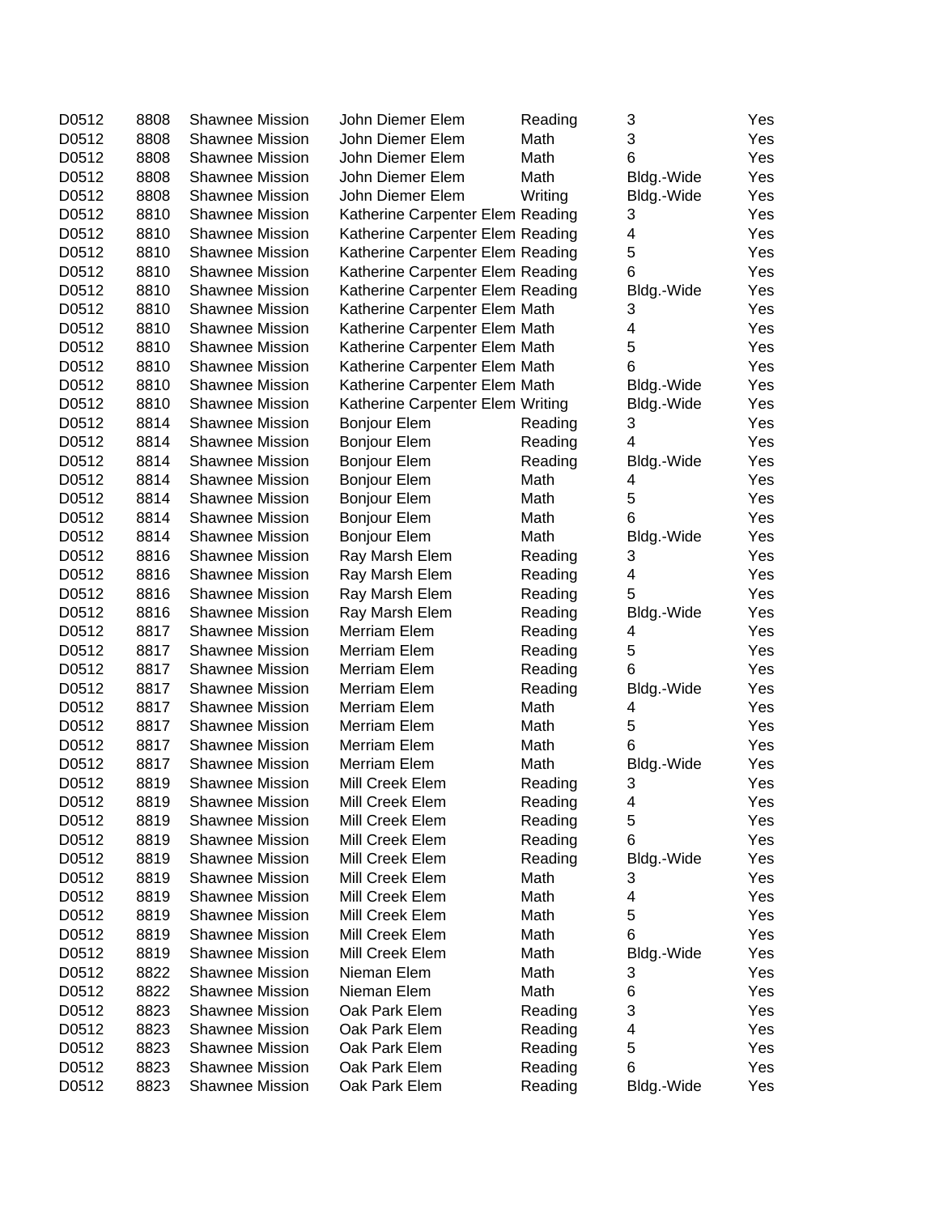| | | | | | | |
|---|---|---|---|---|---|---|
| D0512 | 8808 | Shawnee Mission | John Diemer Elem | Reading | 3 | Yes |
| D0512 | 8808 | Shawnee Mission | John Diemer Elem | Math | 3 | Yes |
| D0512 | 8808 | Shawnee Mission | John Diemer Elem | Math | 6 | Yes |
| D0512 | 8808 | Shawnee Mission | John Diemer Elem | Math | Bldg.-Wide | Yes |
| D0512 | 8808 | Shawnee Mission | John Diemer Elem | Writing | Bldg.-Wide | Yes |
| D0512 | 8810 | Shawnee Mission | Katherine Carpenter Elem | Reading | 3 | Yes |
| D0512 | 8810 | Shawnee Mission | Katherine Carpenter Elem | Reading | 4 | Yes |
| D0512 | 8810 | Shawnee Mission | Katherine Carpenter Elem | Reading | 5 | Yes |
| D0512 | 8810 | Shawnee Mission | Katherine Carpenter Elem | Reading | 6 | Yes |
| D0512 | 8810 | Shawnee Mission | Katherine Carpenter Elem | Reading | Bldg.-Wide | Yes |
| D0512 | 8810 | Shawnee Mission | Katherine Carpenter Elem | Math | 3 | Yes |
| D0512 | 8810 | Shawnee Mission | Katherine Carpenter Elem | Math | 4 | Yes |
| D0512 | 8810 | Shawnee Mission | Katherine Carpenter Elem | Math | 5 | Yes |
| D0512 | 8810 | Shawnee Mission | Katherine Carpenter Elem | Math | 6 | Yes |
| D0512 | 8810 | Shawnee Mission | Katherine Carpenter Elem | Math | Bldg.-Wide | Yes |
| D0512 | 8810 | Shawnee Mission | Katherine Carpenter Elem | Writing | Bldg.-Wide | Yes |
| D0512 | 8814 | Shawnee Mission | Bonjour Elem | Reading | 3 | Yes |
| D0512 | 8814 | Shawnee Mission | Bonjour Elem | Reading | 4 | Yes |
| D0512 | 8814 | Shawnee Mission | Bonjour Elem | Reading | Bldg.-Wide | Yes |
| D0512 | 8814 | Shawnee Mission | Bonjour Elem | Math | 4 | Yes |
| D0512 | 8814 | Shawnee Mission | Bonjour Elem | Math | 5 | Yes |
| D0512 | 8814 | Shawnee Mission | Bonjour Elem | Math | 6 | Yes |
| D0512 | 8814 | Shawnee Mission | Bonjour Elem | Math | Bldg.-Wide | Yes |
| D0512 | 8816 | Shawnee Mission | Ray Marsh Elem | Reading | 3 | Yes |
| D0512 | 8816 | Shawnee Mission | Ray Marsh Elem | Reading | 4 | Yes |
| D0512 | 8816 | Shawnee Mission | Ray Marsh Elem | Reading | 5 | Yes |
| D0512 | 8816 | Shawnee Mission | Ray Marsh Elem | Reading | Bldg.-Wide | Yes |
| D0512 | 8817 | Shawnee Mission | Merriam Elem | Reading | 4 | Yes |
| D0512 | 8817 | Shawnee Mission | Merriam Elem | Reading | 5 | Yes |
| D0512 | 8817 | Shawnee Mission | Merriam Elem | Reading | 6 | Yes |
| D0512 | 8817 | Shawnee Mission | Merriam Elem | Reading | Bldg.-Wide | Yes |
| D0512 | 8817 | Shawnee Mission | Merriam Elem | Math | 4 | Yes |
| D0512 | 8817 | Shawnee Mission | Merriam Elem | Math | 5 | Yes |
| D0512 | 8817 | Shawnee Mission | Merriam Elem | Math | 6 | Yes |
| D0512 | 8817 | Shawnee Mission | Merriam Elem | Math | Bldg.-Wide | Yes |
| D0512 | 8819 | Shawnee Mission | Mill Creek Elem | Reading | 3 | Yes |
| D0512 | 8819 | Shawnee Mission | Mill Creek Elem | Reading | 4 | Yes |
| D0512 | 8819 | Shawnee Mission | Mill Creek Elem | Reading | 5 | Yes |
| D0512 | 8819 | Shawnee Mission | Mill Creek Elem | Reading | 6 | Yes |
| D0512 | 8819 | Shawnee Mission | Mill Creek Elem | Reading | Bldg.-Wide | Yes |
| D0512 | 8819 | Shawnee Mission | Mill Creek Elem | Math | 3 | Yes |
| D0512 | 8819 | Shawnee Mission | Mill Creek Elem | Math | 4 | Yes |
| D0512 | 8819 | Shawnee Mission | Mill Creek Elem | Math | 5 | Yes |
| D0512 | 8819 | Shawnee Mission | Mill Creek Elem | Math | 6 | Yes |
| D0512 | 8819 | Shawnee Mission | Mill Creek Elem | Math | Bldg.-Wide | Yes |
| D0512 | 8822 | Shawnee Mission | Nieman Elem | Math | 3 | Yes |
| D0512 | 8822 | Shawnee Mission | Nieman Elem | Math | 6 | Yes |
| D0512 | 8823 | Shawnee Mission | Oak Park Elem | Reading | 3 | Yes |
| D0512 | 8823 | Shawnee Mission | Oak Park Elem | Reading | 4 | Yes |
| D0512 | 8823 | Shawnee Mission | Oak Park Elem | Reading | 5 | Yes |
| D0512 | 8823 | Shawnee Mission | Oak Park Elem | Reading | 6 | Yes |
| D0512 | 8823 | Shawnee Mission | Oak Park Elem | Reading | Bldg.-Wide | Yes |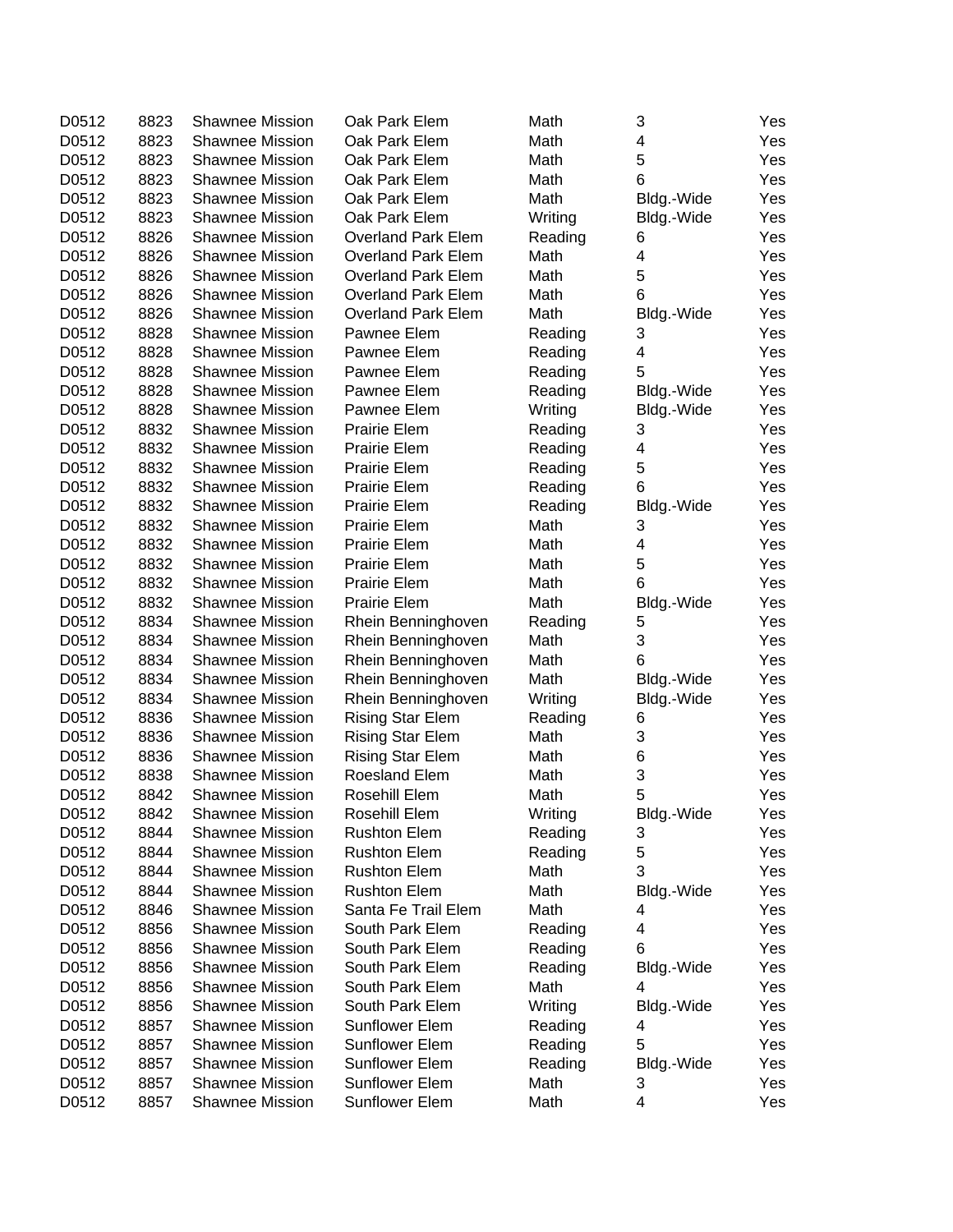| | | | | | | |
|---|---|---|---|---|---|---|
| D0512 | 8823 | Shawnee Mission | Oak Park Elem | Math | 3 | Yes |
| D0512 | 8823 | Shawnee Mission | Oak Park Elem | Math | 4 | Yes |
| D0512 | 8823 | Shawnee Mission | Oak Park Elem | Math | 5 | Yes |
| D0512 | 8823 | Shawnee Mission | Oak Park Elem | Math | 6 | Yes |
| D0512 | 8823 | Shawnee Mission | Oak Park Elem | Math | Bldg.-Wide | Yes |
| D0512 | 8823 | Shawnee Mission | Oak Park Elem | Writing | Bldg.-Wide | Yes |
| D0512 | 8826 | Shawnee Mission | Overland Park Elem | Reading | 6 | Yes |
| D0512 | 8826 | Shawnee Mission | Overland Park Elem | Math | 4 | Yes |
| D0512 | 8826 | Shawnee Mission | Overland Park Elem | Math | 5 | Yes |
| D0512 | 8826 | Shawnee Mission | Overland Park Elem | Math | 6 | Yes |
| D0512 | 8826 | Shawnee Mission | Overland Park Elem | Math | Bldg.-Wide | Yes |
| D0512 | 8828 | Shawnee Mission | Pawnee Elem | Reading | 3 | Yes |
| D0512 | 8828 | Shawnee Mission | Pawnee Elem | Reading | 4 | Yes |
| D0512 | 8828 | Shawnee Mission | Pawnee Elem | Reading | 5 | Yes |
| D0512 | 8828 | Shawnee Mission | Pawnee Elem | Reading | Bldg.-Wide | Yes |
| D0512 | 8828 | Shawnee Mission | Pawnee Elem | Writing | Bldg.-Wide | Yes |
| D0512 | 8832 | Shawnee Mission | Prairie Elem | Reading | 3 | Yes |
| D0512 | 8832 | Shawnee Mission | Prairie Elem | Reading | 4 | Yes |
| D0512 | 8832 | Shawnee Mission | Prairie Elem | Reading | 5 | Yes |
| D0512 | 8832 | Shawnee Mission | Prairie Elem | Reading | 6 | Yes |
| D0512 | 8832 | Shawnee Mission | Prairie Elem | Reading | Bldg.-Wide | Yes |
| D0512 | 8832 | Shawnee Mission | Prairie Elem | Math | 3 | Yes |
| D0512 | 8832 | Shawnee Mission | Prairie Elem | Math | 4 | Yes |
| D0512 | 8832 | Shawnee Mission | Prairie Elem | Math | 5 | Yes |
| D0512 | 8832 | Shawnee Mission | Prairie Elem | Math | 6 | Yes |
| D0512 | 8832 | Shawnee Mission | Prairie Elem | Math | Bldg.-Wide | Yes |
| D0512 | 8834 | Shawnee Mission | Rhein Benninghoven | Reading | 5 | Yes |
| D0512 | 8834 | Shawnee Mission | Rhein Benninghoven | Math | 3 | Yes |
| D0512 | 8834 | Shawnee Mission | Rhein Benninghoven | Math | 6 | Yes |
| D0512 | 8834 | Shawnee Mission | Rhein Benninghoven | Math | Bldg.-Wide | Yes |
| D0512 | 8834 | Shawnee Mission | Rhein Benninghoven | Writing | Bldg.-Wide | Yes |
| D0512 | 8836 | Shawnee Mission | Rising Star Elem | Reading | 6 | Yes |
| D0512 | 8836 | Shawnee Mission | Rising Star Elem | Math | 3 | Yes |
| D0512 | 8836 | Shawnee Mission | Rising Star Elem | Math | 6 | Yes |
| D0512 | 8838 | Shawnee Mission | Roesland Elem | Math | 3 | Yes |
| D0512 | 8842 | Shawnee Mission | Rosehill Elem | Math | 5 | Yes |
| D0512 | 8842 | Shawnee Mission | Rosehill Elem | Writing | Bldg.-Wide | Yes |
| D0512 | 8844 | Shawnee Mission | Rushton Elem | Reading | 3 | Yes |
| D0512 | 8844 | Shawnee Mission | Rushton Elem | Reading | 5 | Yes |
| D0512 | 8844 | Shawnee Mission | Rushton Elem | Math | 3 | Yes |
| D0512 | 8844 | Shawnee Mission | Rushton Elem | Math | Bldg.-Wide | Yes |
| D0512 | 8846 | Shawnee Mission | Santa Fe Trail Elem | Math | 4 | Yes |
| D0512 | 8856 | Shawnee Mission | South Park Elem | Reading | 4 | Yes |
| D0512 | 8856 | Shawnee Mission | South Park Elem | Reading | 6 | Yes |
| D0512 | 8856 | Shawnee Mission | South Park Elem | Reading | Bldg.-Wide | Yes |
| D0512 | 8856 | Shawnee Mission | South Park Elem | Math | 4 | Yes |
| D0512 | 8856 | Shawnee Mission | South Park Elem | Writing | Bldg.-Wide | Yes |
| D0512 | 8857 | Shawnee Mission | Sunflower Elem | Reading | 4 | Yes |
| D0512 | 8857 | Shawnee Mission | Sunflower Elem | Reading | 5 | Yes |
| D0512 | 8857 | Shawnee Mission | Sunflower Elem | Reading | Bldg.-Wide | Yes |
| D0512 | 8857 | Shawnee Mission | Sunflower Elem | Math | 3 | Yes |
| D0512 | 8857 | Shawnee Mission | Sunflower Elem | Math | 4 | Yes |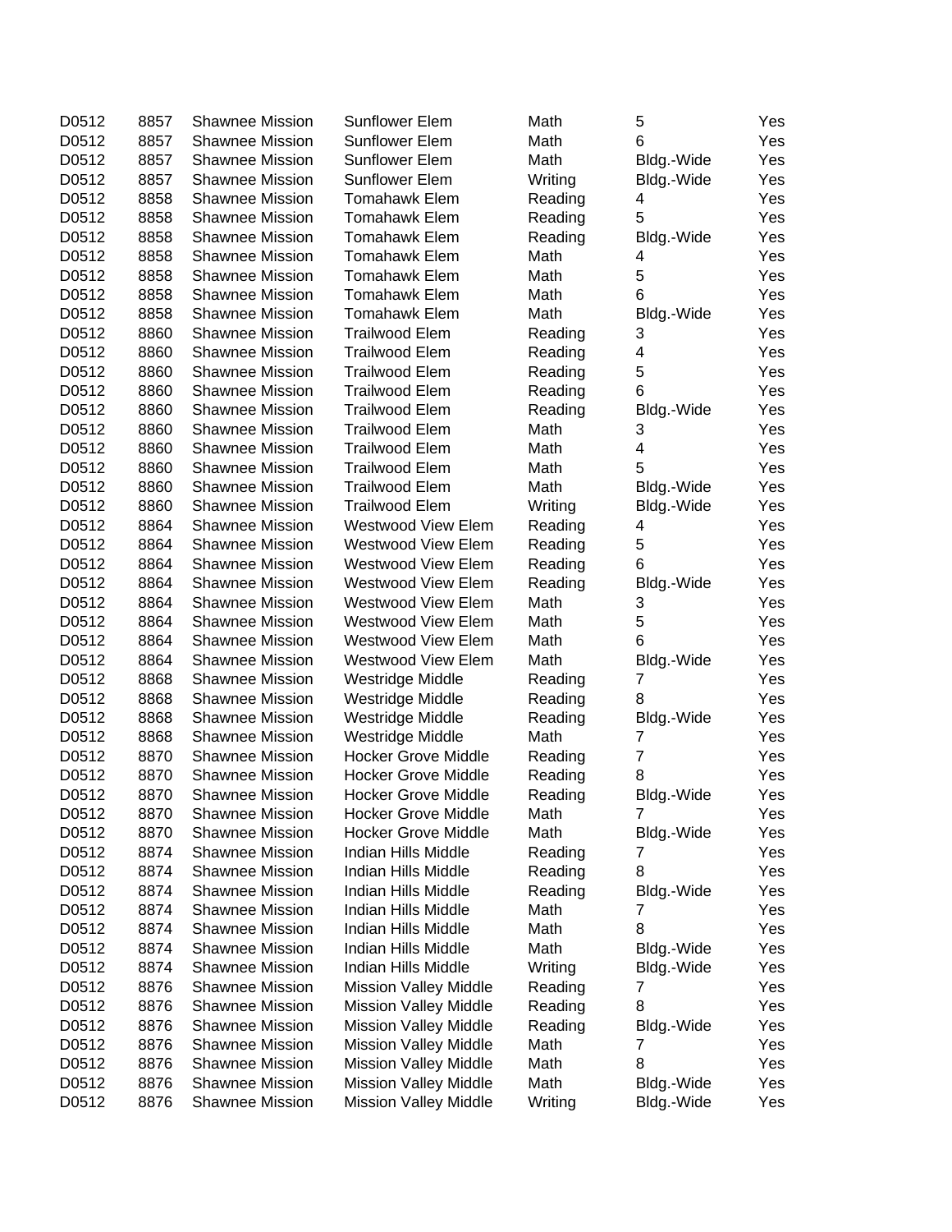| | | | | | | |
|---|---|---|---|---|---|---|
| D0512 | 8857 | Shawnee Mission | Sunflower Elem | Math | 5 | Yes |
| D0512 | 8857 | Shawnee Mission | Sunflower Elem | Math | 6 | Yes |
| D0512 | 8857 | Shawnee Mission | Sunflower Elem | Math | Bldg.-Wide | Yes |
| D0512 | 8857 | Shawnee Mission | Sunflower Elem | Writing | Bldg.-Wide | Yes |
| D0512 | 8858 | Shawnee Mission | Tomahawk Elem | Reading | 4 | Yes |
| D0512 | 8858 | Shawnee Mission | Tomahawk Elem | Reading | 5 | Yes |
| D0512 | 8858 | Shawnee Mission | Tomahawk Elem | Reading | Bldg.-Wide | Yes |
| D0512 | 8858 | Shawnee Mission | Tomahawk Elem | Math | 4 | Yes |
| D0512 | 8858 | Shawnee Mission | Tomahawk Elem | Math | 5 | Yes |
| D0512 | 8858 | Shawnee Mission | Tomahawk Elem | Math | 6 | Yes |
| D0512 | 8858 | Shawnee Mission | Tomahawk Elem | Math | Bldg.-Wide | Yes |
| D0512 | 8860 | Shawnee Mission | Trailwood Elem | Reading | 3 | Yes |
| D0512 | 8860 | Shawnee Mission | Trailwood Elem | Reading | 4 | Yes |
| D0512 | 8860 | Shawnee Mission | Trailwood Elem | Reading | 5 | Yes |
| D0512 | 8860 | Shawnee Mission | Trailwood Elem | Reading | 6 | Yes |
| D0512 | 8860 | Shawnee Mission | Trailwood Elem | Reading | Bldg.-Wide | Yes |
| D0512 | 8860 | Shawnee Mission | Trailwood Elem | Math | 3 | Yes |
| D0512 | 8860 | Shawnee Mission | Trailwood Elem | Math | 4 | Yes |
| D0512 | 8860 | Shawnee Mission | Trailwood Elem | Math | 5 | Yes |
| D0512 | 8860 | Shawnee Mission | Trailwood Elem | Math | Bldg.-Wide | Yes |
| D0512 | 8860 | Shawnee Mission | Trailwood Elem | Writing | Bldg.-Wide | Yes |
| D0512 | 8864 | Shawnee Mission | Westwood View Elem | Reading | 4 | Yes |
| D0512 | 8864 | Shawnee Mission | Westwood View Elem | Reading | 5 | Yes |
| D0512 | 8864 | Shawnee Mission | Westwood View Elem | Reading | 6 | Yes |
| D0512 | 8864 | Shawnee Mission | Westwood View Elem | Reading | Bldg.-Wide | Yes |
| D0512 | 8864 | Shawnee Mission | Westwood View Elem | Math | 3 | Yes |
| D0512 | 8864 | Shawnee Mission | Westwood View Elem | Math | 5 | Yes |
| D0512 | 8864 | Shawnee Mission | Westwood View Elem | Math | 6 | Yes |
| D0512 | 8864 | Shawnee Mission | Westwood View Elem | Math | Bldg.-Wide | Yes |
| D0512 | 8868 | Shawnee Mission | Westridge Middle | Reading | 7 | Yes |
| D0512 | 8868 | Shawnee Mission | Westridge Middle | Reading | 8 | Yes |
| D0512 | 8868 | Shawnee Mission | Westridge Middle | Reading | Bldg.-Wide | Yes |
| D0512 | 8868 | Shawnee Mission | Westridge Middle | Math | 7 | Yes |
| D0512 | 8870 | Shawnee Mission | Hocker Grove Middle | Reading | 7 | Yes |
| D0512 | 8870 | Shawnee Mission | Hocker Grove Middle | Reading | 8 | Yes |
| D0512 | 8870 | Shawnee Mission | Hocker Grove Middle | Reading | Bldg.-Wide | Yes |
| D0512 | 8870 | Shawnee Mission | Hocker Grove Middle | Math | 7 | Yes |
| D0512 | 8870 | Shawnee Mission | Hocker Grove Middle | Math | Bldg.-Wide | Yes |
| D0512 | 8874 | Shawnee Mission | Indian Hills Middle | Reading | 7 | Yes |
| D0512 | 8874 | Shawnee Mission | Indian Hills Middle | Reading | 8 | Yes |
| D0512 | 8874 | Shawnee Mission | Indian Hills Middle | Reading | Bldg.-Wide | Yes |
| D0512 | 8874 | Shawnee Mission | Indian Hills Middle | Math | 7 | Yes |
| D0512 | 8874 | Shawnee Mission | Indian Hills Middle | Math | 8 | Yes |
| D0512 | 8874 | Shawnee Mission | Indian Hills Middle | Math | Bldg.-Wide | Yes |
| D0512 | 8874 | Shawnee Mission | Indian Hills Middle | Writing | Bldg.-Wide | Yes |
| D0512 | 8876 | Shawnee Mission | Mission Valley Middle | Reading | 7 | Yes |
| D0512 | 8876 | Shawnee Mission | Mission Valley Middle | Reading | 8 | Yes |
| D0512 | 8876 | Shawnee Mission | Mission Valley Middle | Reading | Bldg.-Wide | Yes |
| D0512 | 8876 | Shawnee Mission | Mission Valley Middle | Math | 7 | Yes |
| D0512 | 8876 | Shawnee Mission | Mission Valley Middle | Math | 8 | Yes |
| D0512 | 8876 | Shawnee Mission | Mission Valley Middle | Math | Bldg.-Wide | Yes |
| D0512 | 8876 | Shawnee Mission | Mission Valley Middle | Writing | Bldg.-Wide | Yes |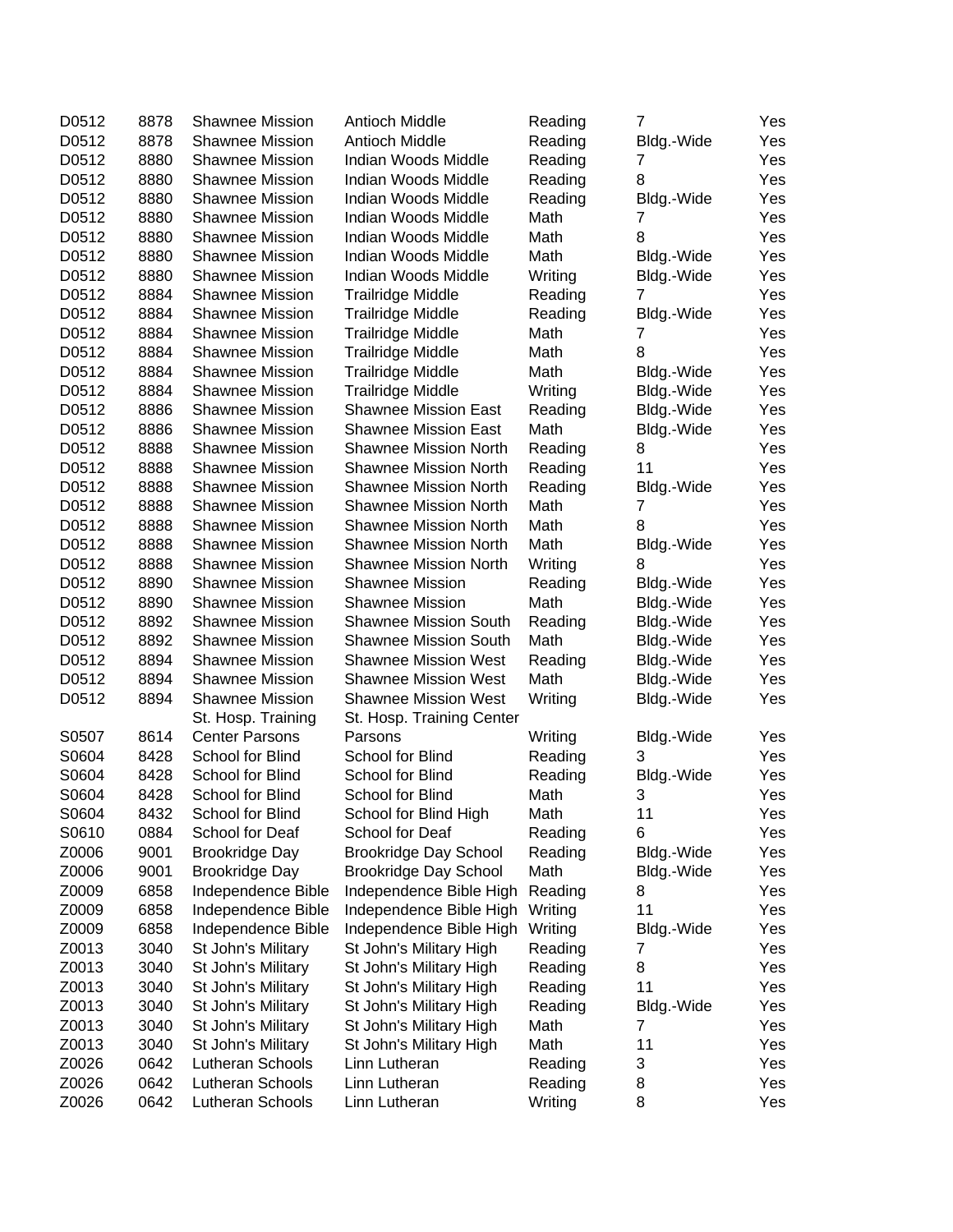| | | | | | | |
|---|---|---|---|---|---|---|
| D0512 | 8878 | Shawnee Mission | Antioch Middle | Reading | 7 | Yes |
| D0512 | 8878 | Shawnee Mission | Antioch Middle | Reading | Bldg.-Wide | Yes |
| D0512 | 8880 | Shawnee Mission | Indian Woods Middle | Reading | 7 | Yes |
| D0512 | 8880 | Shawnee Mission | Indian Woods Middle | Reading | 8 | Yes |
| D0512 | 8880 | Shawnee Mission | Indian Woods Middle | Reading | Bldg.-Wide | Yes |
| D0512 | 8880 | Shawnee Mission | Indian Woods Middle | Math | 7 | Yes |
| D0512 | 8880 | Shawnee Mission | Indian Woods Middle | Math | 8 | Yes |
| D0512 | 8880 | Shawnee Mission | Indian Woods Middle | Math | Bldg.-Wide | Yes |
| D0512 | 8880 | Shawnee Mission | Indian Woods Middle | Writing | Bldg.-Wide | Yes |
| D0512 | 8884 | Shawnee Mission | Trailridge Middle | Reading | 7 | Yes |
| D0512 | 8884 | Shawnee Mission | Trailridge Middle | Reading | Bldg.-Wide | Yes |
| D0512 | 8884 | Shawnee Mission | Trailridge Middle | Math | 7 | Yes |
| D0512 | 8884 | Shawnee Mission | Trailridge Middle | Math | 8 | Yes |
| D0512 | 8884 | Shawnee Mission | Trailridge Middle | Math | Bldg.-Wide | Yes |
| D0512 | 8884 | Shawnee Mission | Trailridge Middle | Writing | Bldg.-Wide | Yes |
| D0512 | 8886 | Shawnee Mission | Shawnee Mission East | Reading | Bldg.-Wide | Yes |
| D0512 | 8886 | Shawnee Mission | Shawnee Mission East | Math | Bldg.-Wide | Yes |
| D0512 | 8888 | Shawnee Mission | Shawnee Mission North | Reading | 8 | Yes |
| D0512 | 8888 | Shawnee Mission | Shawnee Mission North | Reading | 11 | Yes |
| D0512 | 8888 | Shawnee Mission | Shawnee Mission North | Reading | Bldg.-Wide | Yes |
| D0512 | 8888 | Shawnee Mission | Shawnee Mission North | Math | 7 | Yes |
| D0512 | 8888 | Shawnee Mission | Shawnee Mission North | Math | 8 | Yes |
| D0512 | 8888 | Shawnee Mission | Shawnee Mission North | Math | Bldg.-Wide | Yes |
| D0512 | 8888 | Shawnee Mission | Shawnee Mission North | Writing | 8 | Yes |
| D0512 | 8890 | Shawnee Mission | Shawnee Mission | Reading | Bldg.-Wide | Yes |
| D0512 | 8890 | Shawnee Mission | Shawnee Mission | Math | Bldg.-Wide | Yes |
| D0512 | 8892 | Shawnee Mission | Shawnee Mission South | Reading | Bldg.-Wide | Yes |
| D0512 | 8892 | Shawnee Mission | Shawnee Mission South | Math | Bldg.-Wide | Yes |
| D0512 | 8894 | Shawnee Mission | Shawnee Mission West | Reading | Bldg.-Wide | Yes |
| D0512 | 8894 | Shawnee Mission | Shawnee Mission West | Math | Bldg.-Wide | Yes |
| D0512 | 8894 | Shawnee Mission | Shawnee Mission West | Writing | Bldg.-Wide | Yes |
| S0507 | 8614 | St. Hosp. Training Center Parsons | St. Hosp. Training Center Parsons | Writing | Bldg.-Wide | Yes |
| S0604 | 8428 | School for Blind | School for Blind | Reading | 3 | Yes |
| S0604 | 8428 | School for Blind | School for Blind | Reading | Bldg.-Wide | Yes |
| S0604 | 8428 | School for Blind | School for Blind | Math | 3 | Yes |
| S0604 | 8432 | School for Blind | School for Blind High | Math | 11 | Yes |
| S0610 | 0884 | School for Deaf | School for Deaf | Reading | 6 | Yes |
| Z0006 | 9001 | Brookridge Day | Brookridge Day School | Reading | Bldg.-Wide | Yes |
| Z0006 | 9001 | Brookridge Day | Brookridge Day School | Math | Bldg.-Wide | Yes |
| Z0009 | 6858 | Independence Bible | Independence Bible High | Reading | 8 | Yes |
| Z0009 | 6858 | Independence Bible | Independence Bible High | Writing | 11 | Yes |
| Z0009 | 6858 | Independence Bible | Independence Bible High | Writing | Bldg.-Wide | Yes |
| Z0013 | 3040 | St John's Military | St John's Military High | Reading | 7 | Yes |
| Z0013 | 3040 | St John's Military | St John's Military High | Reading | 8 | Yes |
| Z0013 | 3040 | St John's Military | St John's Military High | Reading | 11 | Yes |
| Z0013 | 3040 | St John's Military | St John's Military High | Reading | Bldg.-Wide | Yes |
| Z0013 | 3040 | St John's Military | St John's Military High | Math | 7 | Yes |
| Z0013 | 3040 | St John's Military | St John's Military High | Math | 11 | Yes |
| Z0026 | 0642 | Lutheran Schools | Linn Lutheran | Reading | 3 | Yes |
| Z0026 | 0642 | Lutheran Schools | Linn Lutheran | Reading | 8 | Yes |
| Z0026 | 0642 | Lutheran Schools | Linn Lutheran | Writing | 8 | Yes |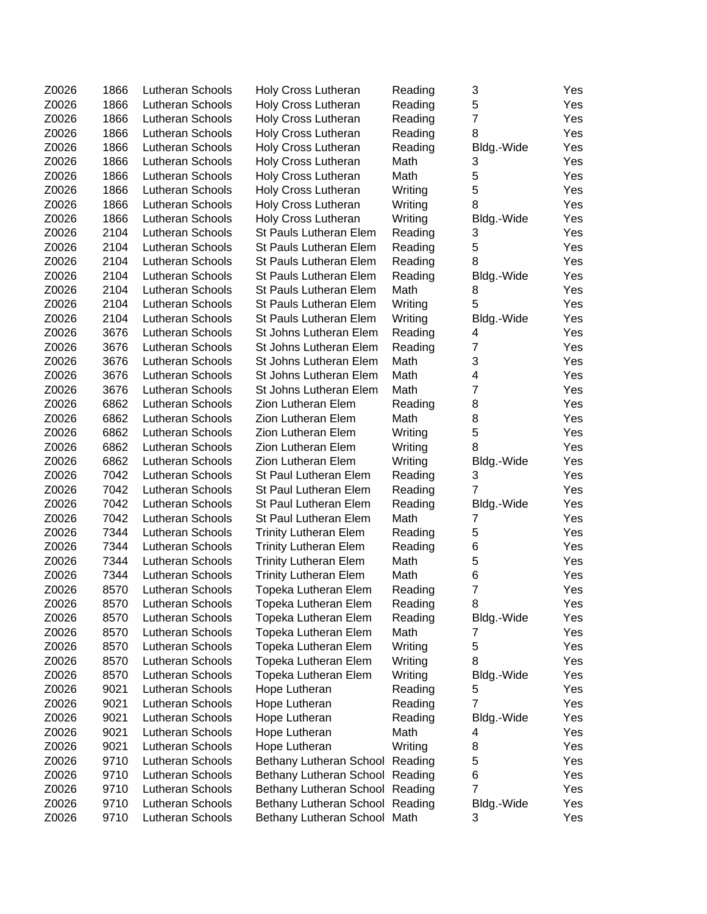| Z0026 | 1866 | Lutheran Schools | Holy Cross Lutheran | Reading | 3 | Yes |
|---|---|---|---|---|---|---|
| Z0026 | 1866 | Lutheran Schools | Holy Cross Lutheran | Reading | 5 | Yes |
| Z0026 | 1866 | Lutheran Schools | Holy Cross Lutheran | Reading | 7 | Yes |
| Z0026 | 1866 | Lutheran Schools | Holy Cross Lutheran | Reading | 8 | Yes |
| Z0026 | 1866 | Lutheran Schools | Holy Cross Lutheran | Reading | Bldg.-Wide | Yes |
| Z0026 | 1866 | Lutheran Schools | Holy Cross Lutheran | Math | 3 | Yes |
| Z0026 | 1866 | Lutheran Schools | Holy Cross Lutheran | Math | 5 | Yes |
| Z0026 | 1866 | Lutheran Schools | Holy Cross Lutheran | Writing | 5 | Yes |
| Z0026 | 1866 | Lutheran Schools | Holy Cross Lutheran | Writing | 8 | Yes |
| Z0026 | 1866 | Lutheran Schools | Holy Cross Lutheran | Writing | Bldg.-Wide | Yes |
| Z0026 | 2104 | Lutheran Schools | St Pauls Lutheran Elem | Reading | 3 | Yes |
| Z0026 | 2104 | Lutheran Schools | St Pauls Lutheran Elem | Reading | 5 | Yes |
| Z0026 | 2104 | Lutheran Schools | St Pauls Lutheran Elem | Reading | 8 | Yes |
| Z0026 | 2104 | Lutheran Schools | St Pauls Lutheran Elem | Reading | Bldg.-Wide | Yes |
| Z0026 | 2104 | Lutheran Schools | St Pauls Lutheran Elem | Math | 8 | Yes |
| Z0026 | 2104 | Lutheran Schools | St Pauls Lutheran Elem | Writing | 5 | Yes |
| Z0026 | 2104 | Lutheran Schools | St Pauls Lutheran Elem | Writing | Bldg.-Wide | Yes |
| Z0026 | 3676 | Lutheran Schools | St Johns Lutheran Elem | Reading | 4 | Yes |
| Z0026 | 3676 | Lutheran Schools | St Johns Lutheran Elem | Reading | 7 | Yes |
| Z0026 | 3676 | Lutheran Schools | St Johns Lutheran Elem | Math | 3 | Yes |
| Z0026 | 3676 | Lutheran Schools | St Johns Lutheran Elem | Math | 4 | Yes |
| Z0026 | 3676 | Lutheran Schools | St Johns Lutheran Elem | Math | 7 | Yes |
| Z0026 | 6862 | Lutheran Schools | Zion Lutheran Elem | Reading | 8 | Yes |
| Z0026 | 6862 | Lutheran Schools | Zion Lutheran Elem | Math | 8 | Yes |
| Z0026 | 6862 | Lutheran Schools | Zion Lutheran Elem | Writing | 5 | Yes |
| Z0026 | 6862 | Lutheran Schools | Zion Lutheran Elem | Writing | 8 | Yes |
| Z0026 | 6862 | Lutheran Schools | Zion Lutheran Elem | Writing | Bldg.-Wide | Yes |
| Z0026 | 7042 | Lutheran Schools | St Paul Lutheran Elem | Reading | 3 | Yes |
| Z0026 | 7042 | Lutheran Schools | St Paul Lutheran Elem | Reading | 7 | Yes |
| Z0026 | 7042 | Lutheran Schools | St Paul Lutheran Elem | Reading | Bldg.-Wide | Yes |
| Z0026 | 7042 | Lutheran Schools | St Paul Lutheran Elem | Math | 7 | Yes |
| Z0026 | 7344 | Lutheran Schools | Trinity Lutheran Elem | Reading | 5 | Yes |
| Z0026 | 7344 | Lutheran Schools | Trinity Lutheran Elem | Reading | 6 | Yes |
| Z0026 | 7344 | Lutheran Schools | Trinity Lutheran Elem | Math | 5 | Yes |
| Z0026 | 7344 | Lutheran Schools | Trinity Lutheran Elem | Math | 6 | Yes |
| Z0026 | 8570 | Lutheran Schools | Topeka Lutheran Elem | Reading | 7 | Yes |
| Z0026 | 8570 | Lutheran Schools | Topeka Lutheran Elem | Reading | 8 | Yes |
| Z0026 | 8570 | Lutheran Schools | Topeka Lutheran Elem | Reading | Bldg.-Wide | Yes |
| Z0026 | 8570 | Lutheran Schools | Topeka Lutheran Elem | Math | 7 | Yes |
| Z0026 | 8570 | Lutheran Schools | Topeka Lutheran Elem | Writing | 5 | Yes |
| Z0026 | 8570 | Lutheran Schools | Topeka Lutheran Elem | Writing | 8 | Yes |
| Z0026 | 8570 | Lutheran Schools | Topeka Lutheran Elem | Writing | Bldg.-Wide | Yes |
| Z0026 | 9021 | Lutheran Schools | Hope Lutheran | Reading | 5 | Yes |
| Z0026 | 9021 | Lutheran Schools | Hope Lutheran | Reading | 7 | Yes |
| Z0026 | 9021 | Lutheran Schools | Hope Lutheran | Reading | Bldg.-Wide | Yes |
| Z0026 | 9021 | Lutheran Schools | Hope Lutheran | Math | 4 | Yes |
| Z0026 | 9021 | Lutheran Schools | Hope Lutheran | Writing | 8 | Yes |
| Z0026 | 9710 | Lutheran Schools | Bethany Lutheran School | Reading | 5 | Yes |
| Z0026 | 9710 | Lutheran Schools | Bethany Lutheran School | Reading | 6 | Yes |
| Z0026 | 9710 | Lutheran Schools | Bethany Lutheran School | Reading | 7 | Yes |
| Z0026 | 9710 | Lutheran Schools | Bethany Lutheran School | Reading | Bldg.-Wide | Yes |
| Z0026 | 9710 | Lutheran Schools | Bethany Lutheran School | Math | 3 | Yes |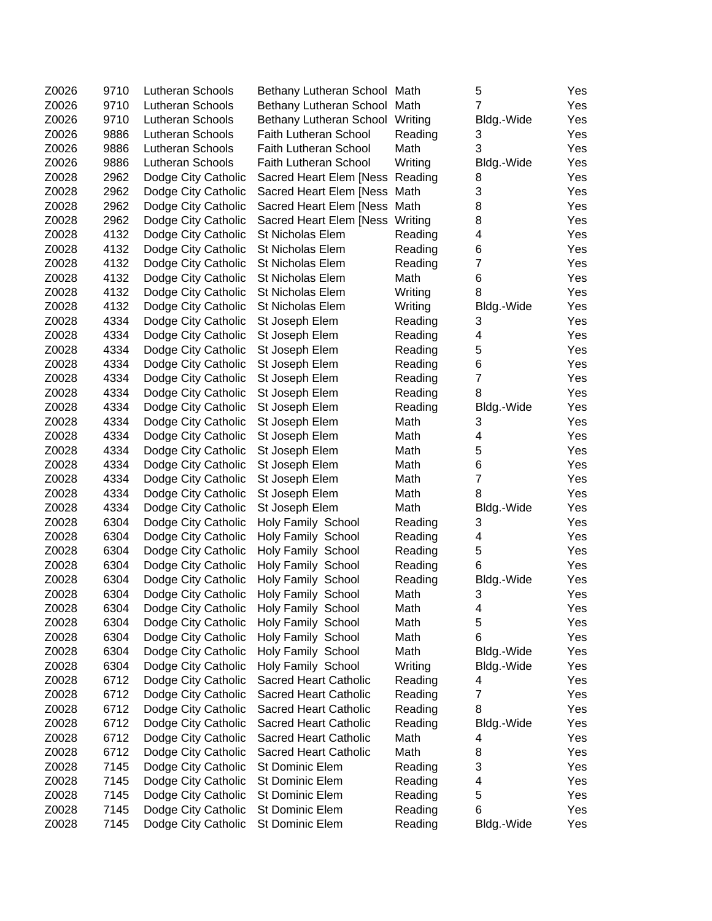| | | | | | | |
|---|---|---|---|---|---|---|
| Z0026 | 9710 | Lutheran Schools | Bethany Lutheran School | Math | 5 | Yes |
| Z0026 | 9710 | Lutheran Schools | Bethany Lutheran School | Math | 7 | Yes |
| Z0026 | 9710 | Lutheran Schools | Bethany Lutheran School | Writing | Bldg.-Wide | Yes |
| Z0026 | 9886 | Lutheran Schools | Faith Lutheran School | Reading | 3 | Yes |
| Z0026 | 9886 | Lutheran Schools | Faith Lutheran School | Math | 3 | Yes |
| Z0026 | 9886 | Lutheran Schools | Faith Lutheran School | Writing | Bldg.-Wide | Yes |
| Z0028 | 2962 | Dodge City Catholic | Sacred Heart Elem [Ness | Reading | 8 | Yes |
| Z0028 | 2962 | Dodge City Catholic | Sacred Heart Elem [Ness | Math | 3 | Yes |
| Z0028 | 2962 | Dodge City Catholic | Sacred Heart Elem [Ness | Math | 8 | Yes |
| Z0028 | 2962 | Dodge City Catholic | Sacred Heart Elem [Ness | Writing | 8 | Yes |
| Z0028 | 4132 | Dodge City Catholic | St Nicholas Elem | Reading | 4 | Yes |
| Z0028 | 4132 | Dodge City Catholic | St Nicholas Elem | Reading | 6 | Yes |
| Z0028 | 4132 | Dodge City Catholic | St Nicholas Elem | Reading | 7 | Yes |
| Z0028 | 4132 | Dodge City Catholic | St Nicholas Elem | Math | 6 | Yes |
| Z0028 | 4132 | Dodge City Catholic | St Nicholas Elem | Writing | 8 | Yes |
| Z0028 | 4132 | Dodge City Catholic | St Nicholas Elem | Writing | Bldg.-Wide | Yes |
| Z0028 | 4334 | Dodge City Catholic | St Joseph Elem | Reading | 3 | Yes |
| Z0028 | 4334 | Dodge City Catholic | St Joseph Elem | Reading | 4 | Yes |
| Z0028 | 4334 | Dodge City Catholic | St Joseph Elem | Reading | 5 | Yes |
| Z0028 | 4334 | Dodge City Catholic | St Joseph Elem | Reading | 6 | Yes |
| Z0028 | 4334 | Dodge City Catholic | St Joseph Elem | Reading | 7 | Yes |
| Z0028 | 4334 | Dodge City Catholic | St Joseph Elem | Reading | 8 | Yes |
| Z0028 | 4334 | Dodge City Catholic | St Joseph Elem | Reading | Bldg.-Wide | Yes |
| Z0028 | 4334 | Dodge City Catholic | St Joseph Elem | Math | 3 | Yes |
| Z0028 | 4334 | Dodge City Catholic | St Joseph Elem | Math | 4 | Yes |
| Z0028 | 4334 | Dodge City Catholic | St Joseph Elem | Math | 5 | Yes |
| Z0028 | 4334 | Dodge City Catholic | St Joseph Elem | Math | 6 | Yes |
| Z0028 | 4334 | Dodge City Catholic | St Joseph Elem | Math | 7 | Yes |
| Z0028 | 4334 | Dodge City Catholic | St Joseph Elem | Math | 8 | Yes |
| Z0028 | 4334 | Dodge City Catholic | St Joseph Elem | Math | Bldg.-Wide | Yes |
| Z0028 | 6304 | Dodge City Catholic | Holy Family School | Reading | 3 | Yes |
| Z0028 | 6304 | Dodge City Catholic | Holy Family School | Reading | 4 | Yes |
| Z0028 | 6304 | Dodge City Catholic | Holy Family School | Reading | 5 | Yes |
| Z0028 | 6304 | Dodge City Catholic | Holy Family School | Reading | 6 | Yes |
| Z0028 | 6304 | Dodge City Catholic | Holy Family School | Reading | Bldg.-Wide | Yes |
| Z0028 | 6304 | Dodge City Catholic | Holy Family School | Math | 3 | Yes |
| Z0028 | 6304 | Dodge City Catholic | Holy Family School | Math | 4 | Yes |
| Z0028 | 6304 | Dodge City Catholic | Holy Family School | Math | 5 | Yes |
| Z0028 | 6304 | Dodge City Catholic | Holy Family School | Math | 6 | Yes |
| Z0028 | 6304 | Dodge City Catholic | Holy Family School | Math | Bldg.-Wide | Yes |
| Z0028 | 6304 | Dodge City Catholic | Holy Family School | Writing | Bldg.-Wide | Yes |
| Z0028 | 6712 | Dodge City Catholic | Sacred Heart Catholic | Reading | 4 | Yes |
| Z0028 | 6712 | Dodge City Catholic | Sacred Heart Catholic | Reading | 7 | Yes |
| Z0028 | 6712 | Dodge City Catholic | Sacred Heart Catholic | Reading | 8 | Yes |
| Z0028 | 6712 | Dodge City Catholic | Sacred Heart Catholic | Reading | Bldg.-Wide | Yes |
| Z0028 | 6712 | Dodge City Catholic | Sacred Heart Catholic | Math | 4 | Yes |
| Z0028 | 6712 | Dodge City Catholic | Sacred Heart Catholic | Math | 8 | Yes |
| Z0028 | 7145 | Dodge City Catholic | St Dominic Elem | Reading | 3 | Yes |
| Z0028 | 7145 | Dodge City Catholic | St Dominic Elem | Reading | 4 | Yes |
| Z0028 | 7145 | Dodge City Catholic | St Dominic Elem | Reading | 5 | Yes |
| Z0028 | 7145 | Dodge City Catholic | St Dominic Elem | Reading | 6 | Yes |
| Z0028 | 7145 | Dodge City Catholic | St Dominic Elem | Reading | Bldg.-Wide | Yes |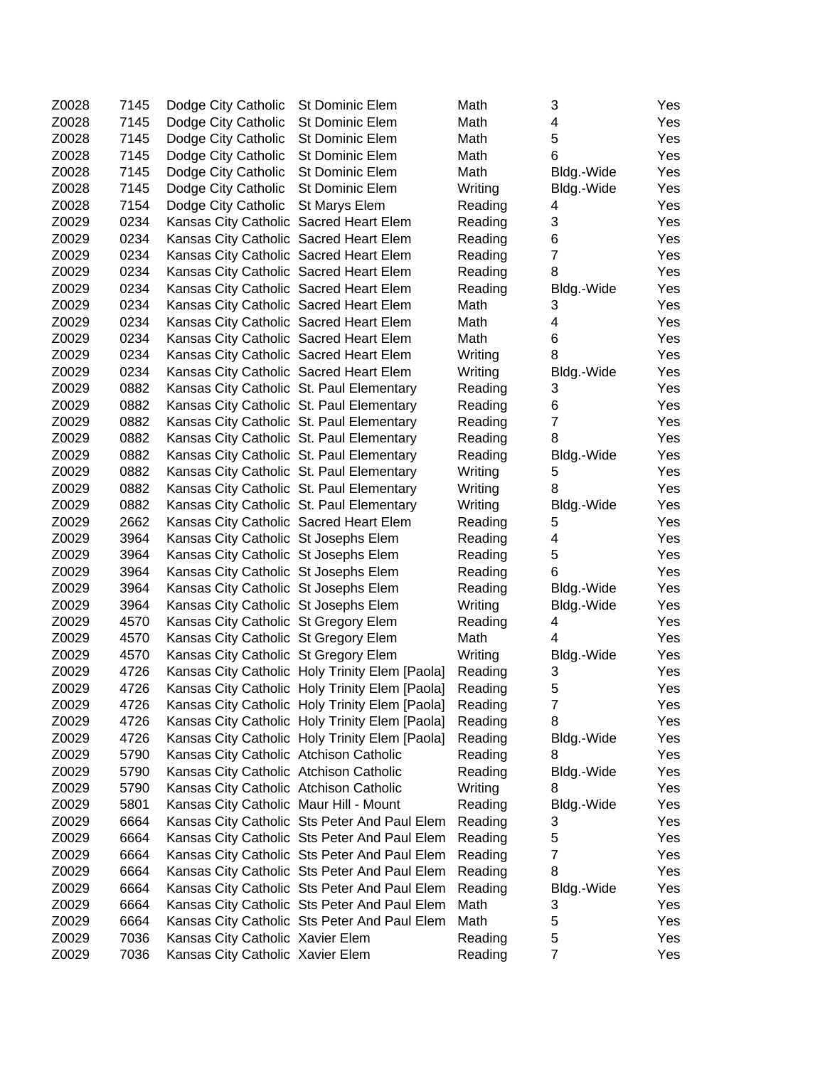| | | | | | | |
|---|---|---|---|---|---|---|
| Z0028 | 7145 | Dodge City Catholic | St Dominic Elem | Math | 3 | Yes |
| Z0028 | 7145 | Dodge City Catholic | St Dominic Elem | Math | 4 | Yes |
| Z0028 | 7145 | Dodge City Catholic | St Dominic Elem | Math | 5 | Yes |
| Z0028 | 7145 | Dodge City Catholic | St Dominic Elem | Math | 6 | Yes |
| Z0028 | 7145 | Dodge City Catholic | St Dominic Elem | Math | Bldg.-Wide | Yes |
| Z0028 | 7145 | Dodge City Catholic | St Dominic Elem | Writing | Bldg.-Wide | Yes |
| Z0028 | 7154 | Dodge City Catholic | St Marys Elem | Reading | 4 | Yes |
| Z0029 | 0234 | Kansas City Catholic | Sacred Heart Elem | Reading | 3 | Yes |
| Z0029 | 0234 | Kansas City Catholic | Sacred Heart Elem | Reading | 6 | Yes |
| Z0029 | 0234 | Kansas City Catholic | Sacred Heart Elem | Reading | 7 | Yes |
| Z0029 | 0234 | Kansas City Catholic | Sacred Heart Elem | Reading | 8 | Yes |
| Z0029 | 0234 | Kansas City Catholic | Sacred Heart Elem | Reading | Bldg.-Wide | Yes |
| Z0029 | 0234 | Kansas City Catholic | Sacred Heart Elem | Math | 3 | Yes |
| Z0029 | 0234 | Kansas City Catholic | Sacred Heart Elem | Math | 4 | Yes |
| Z0029 | 0234 | Kansas City Catholic | Sacred Heart Elem | Math | 6 | Yes |
| Z0029 | 0234 | Kansas City Catholic | Sacred Heart Elem | Writing | 8 | Yes |
| Z0029 | 0234 | Kansas City Catholic | Sacred Heart Elem | Writing | Bldg.-Wide | Yes |
| Z0029 | 0882 | Kansas City Catholic | St. Paul Elementary | Reading | 3 | Yes |
| Z0029 | 0882 | Kansas City Catholic | St. Paul Elementary | Reading | 6 | Yes |
| Z0029 | 0882 | Kansas City Catholic | St. Paul Elementary | Reading | 7 | Yes |
| Z0029 | 0882 | Kansas City Catholic | St. Paul Elementary | Reading | 8 | Yes |
| Z0029 | 0882 | Kansas City Catholic | St. Paul Elementary | Reading | Bldg.-Wide | Yes |
| Z0029 | 0882 | Kansas City Catholic | St. Paul Elementary | Writing | 5 | Yes |
| Z0029 | 0882 | Kansas City Catholic | St. Paul Elementary | Writing | 8 | Yes |
| Z0029 | 0882 | Kansas City Catholic | St. Paul Elementary | Writing | Bldg.-Wide | Yes |
| Z0029 | 2662 | Kansas City Catholic | Sacred Heart Elem | Reading | 5 | Yes |
| Z0029 | 3964 | Kansas City Catholic | St Josephs Elem | Reading | 4 | Yes |
| Z0029 | 3964 | Kansas City Catholic | St Josephs Elem | Reading | 5 | Yes |
| Z0029 | 3964 | Kansas City Catholic | St Josephs Elem | Reading | 6 | Yes |
| Z0029 | 3964 | Kansas City Catholic | St Josephs Elem | Reading | Bldg.-Wide | Yes |
| Z0029 | 3964 | Kansas City Catholic | St Josephs Elem | Writing | Bldg.-Wide | Yes |
| Z0029 | 4570 | Kansas City Catholic | St Gregory Elem | Reading | 4 | Yes |
| Z0029 | 4570 | Kansas City Catholic | St Gregory Elem | Math | 4 | Yes |
| Z0029 | 4570 | Kansas City Catholic | St Gregory Elem | Writing | Bldg.-Wide | Yes |
| Z0029 | 4726 | Kansas City Catholic | Holy Trinity Elem [Paola] | Reading | 3 | Yes |
| Z0029 | 4726 | Kansas City Catholic | Holy Trinity Elem [Paola] | Reading | 5 | Yes |
| Z0029 | 4726 | Kansas City Catholic | Holy Trinity Elem [Paola] | Reading | 7 | Yes |
| Z0029 | 4726 | Kansas City Catholic | Holy Trinity Elem [Paola] | Reading | 8 | Yes |
| Z0029 | 4726 | Kansas City Catholic | Holy Trinity Elem [Paola] | Reading | Bldg.-Wide | Yes |
| Z0029 | 5790 | Kansas City Catholic | Atchison Catholic | Reading | 8 | Yes |
| Z0029 | 5790 | Kansas City Catholic | Atchison Catholic | Reading | Bldg.-Wide | Yes |
| Z0029 | 5790 | Kansas City Catholic | Atchison Catholic | Writing | 8 | Yes |
| Z0029 | 5801 | Kansas City Catholic | Maur Hill - Mount | Reading | Bldg.-Wide | Yes |
| Z0029 | 6664 | Kansas City Catholic | Sts Peter And Paul Elem | Reading | 3 | Yes |
| Z0029 | 6664 | Kansas City Catholic | Sts Peter And Paul Elem | Reading | 5 | Yes |
| Z0029 | 6664 | Kansas City Catholic | Sts Peter And Paul Elem | Reading | 7 | Yes |
| Z0029 | 6664 | Kansas City Catholic | Sts Peter And Paul Elem | Reading | 8 | Yes |
| Z0029 | 6664 | Kansas City Catholic | Sts Peter And Paul Elem | Reading | Bldg.-Wide | Yes |
| Z0029 | 6664 | Kansas City Catholic | Sts Peter And Paul Elem | Math | 3 | Yes |
| Z0029 | 6664 | Kansas City Catholic | Sts Peter And Paul Elem | Math | 5 | Yes |
| Z0029 | 7036 | Kansas City Catholic | Xavier Elem | Reading | 5 | Yes |
| Z0029 | 7036 | Kansas City Catholic | Xavier Elem | Reading | 7 | Yes |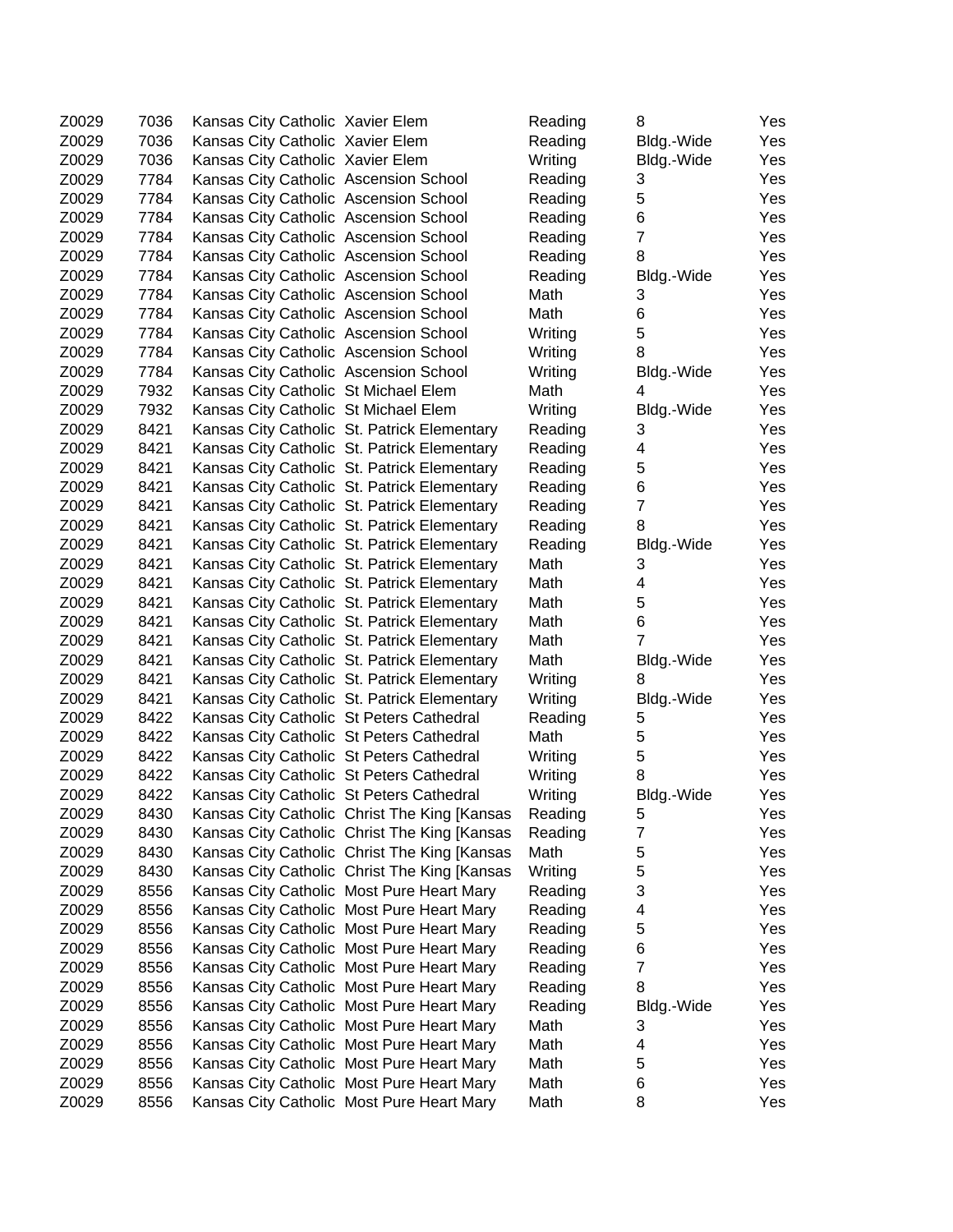| | | | | | | |
|---|---|---|---|---|---|---|
| Z0029 | 7036 | Kansas City Catholic | Xavier Elem | Reading | 8 | Yes |
| Z0029 | 7036 | Kansas City Catholic | Xavier Elem | Reading | Bldg.-Wide | Yes |
| Z0029 | 7036 | Kansas City Catholic | Xavier Elem | Writing | Bldg.-Wide | Yes |
| Z0029 | 7784 | Kansas City Catholic | Ascension School | Reading | 3 | Yes |
| Z0029 | 7784 | Kansas City Catholic | Ascension School | Reading | 5 | Yes |
| Z0029 | 7784 | Kansas City Catholic | Ascension School | Reading | 6 | Yes |
| Z0029 | 7784 | Kansas City Catholic | Ascension School | Reading | 7 | Yes |
| Z0029 | 7784 | Kansas City Catholic | Ascension School | Reading | 8 | Yes |
| Z0029 | 7784 | Kansas City Catholic | Ascension School | Reading | Bldg.-Wide | Yes |
| Z0029 | 7784 | Kansas City Catholic | Ascension School | Math | 3 | Yes |
| Z0029 | 7784 | Kansas City Catholic | Ascension School | Math | 6 | Yes |
| Z0029 | 7784 | Kansas City Catholic | Ascension School | Writing | 5 | Yes |
| Z0029 | 7784 | Kansas City Catholic | Ascension School | Writing | 8 | Yes |
| Z0029 | 7784 | Kansas City Catholic | Ascension School | Writing | Bldg.-Wide | Yes |
| Z0029 | 7932 | Kansas City Catholic | St Michael Elem | Math | 4 | Yes |
| Z0029 | 7932 | Kansas City Catholic | St Michael Elem | Writing | Bldg.-Wide | Yes |
| Z0029 | 8421 | Kansas City Catholic | St. Patrick Elementary | Reading | 3 | Yes |
| Z0029 | 8421 | Kansas City Catholic | St. Patrick Elementary | Reading | 4 | Yes |
| Z0029 | 8421 | Kansas City Catholic | St. Patrick Elementary | Reading | 5 | Yes |
| Z0029 | 8421 | Kansas City Catholic | St. Patrick Elementary | Reading | 6 | Yes |
| Z0029 | 8421 | Kansas City Catholic | St. Patrick Elementary | Reading | 7 | Yes |
| Z0029 | 8421 | Kansas City Catholic | St. Patrick Elementary | Reading | 8 | Yes |
| Z0029 | 8421 | Kansas City Catholic | St. Patrick Elementary | Reading | Bldg.-Wide | Yes |
| Z0029 | 8421 | Kansas City Catholic | St. Patrick Elementary | Math | 3 | Yes |
| Z0029 | 8421 | Kansas City Catholic | St. Patrick Elementary | Math | 4 | Yes |
| Z0029 | 8421 | Kansas City Catholic | St. Patrick Elementary | Math | 5 | Yes |
| Z0029 | 8421 | Kansas City Catholic | St. Patrick Elementary | Math | 6 | Yes |
| Z0029 | 8421 | Kansas City Catholic | St. Patrick Elementary | Math | 7 | Yes |
| Z0029 | 8421 | Kansas City Catholic | St. Patrick Elementary | Math | Bldg.-Wide | Yes |
| Z0029 | 8421 | Kansas City Catholic | St. Patrick Elementary | Writing | 8 | Yes |
| Z0029 | 8421 | Kansas City Catholic | St. Patrick Elementary | Writing | Bldg.-Wide | Yes |
| Z0029 | 8422 | Kansas City Catholic | St Peters Cathedral | Reading | 5 | Yes |
| Z0029 | 8422 | Kansas City Catholic | St Peters Cathedral | Math | 5 | Yes |
| Z0029 | 8422 | Kansas City Catholic | St Peters Cathedral | Writing | 5 | Yes |
| Z0029 | 8422 | Kansas City Catholic | St Peters Cathedral | Writing | 8 | Yes |
| Z0029 | 8422 | Kansas City Catholic | St Peters Cathedral | Writing | Bldg.-Wide | Yes |
| Z0029 | 8430 | Kansas City Catholic | Christ The King [Kansas | Reading | 5 | Yes |
| Z0029 | 8430 | Kansas City Catholic | Christ The King [Kansas | Reading | 7 | Yes |
| Z0029 | 8430 | Kansas City Catholic | Christ The King [Kansas | Math | 5 | Yes |
| Z0029 | 8430 | Kansas City Catholic | Christ The King [Kansas | Writing | 5 | Yes |
| Z0029 | 8556 | Kansas City Catholic | Most Pure Heart Mary | Reading | 3 | Yes |
| Z0029 | 8556 | Kansas City Catholic | Most Pure Heart Mary | Reading | 4 | Yes |
| Z0029 | 8556 | Kansas City Catholic | Most Pure Heart Mary | Reading | 5 | Yes |
| Z0029 | 8556 | Kansas City Catholic | Most Pure Heart Mary | Reading | 6 | Yes |
| Z0029 | 8556 | Kansas City Catholic | Most Pure Heart Mary | Reading | 7 | Yes |
| Z0029 | 8556 | Kansas City Catholic | Most Pure Heart Mary | Reading | 8 | Yes |
| Z0029 | 8556 | Kansas City Catholic | Most Pure Heart Mary | Reading | Bldg.-Wide | Yes |
| Z0029 | 8556 | Kansas City Catholic | Most Pure Heart Mary | Math | 3 | Yes |
| Z0029 | 8556 | Kansas City Catholic | Most Pure Heart Mary | Math | 4 | Yes |
| Z0029 | 8556 | Kansas City Catholic | Most Pure Heart Mary | Math | 5 | Yes |
| Z0029 | 8556 | Kansas City Catholic | Most Pure Heart Mary | Math | 6 | Yes |
| Z0029 | 8556 | Kansas City Catholic | Most Pure Heart Mary | Math | 8 | Yes |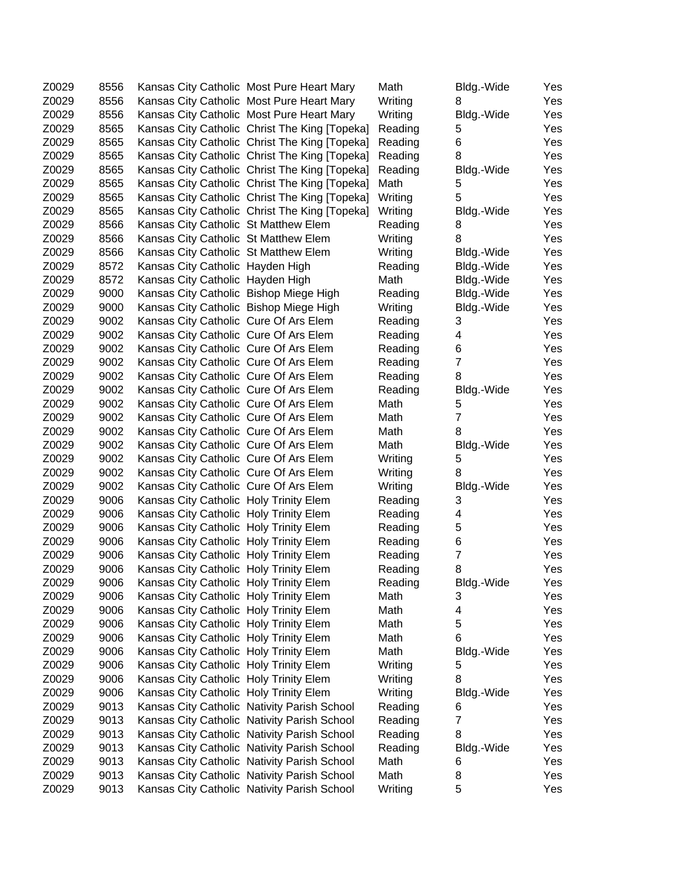| | | | | | | |
|---|---|---|---|---|---|---|
| Z0029 | 8556 | Kansas City Catholic | Most Pure Heart Mary | Math | Bldg.-Wide | Yes |
| Z0029 | 8556 | Kansas City Catholic | Most Pure Heart Mary | Writing | 8 | Yes |
| Z0029 | 8556 | Kansas City Catholic | Most Pure Heart Mary | Writing | Bldg.-Wide | Yes |
| Z0029 | 8565 | Kansas City Catholic | Christ The King [Topeka] | Reading | 5 | Yes |
| Z0029 | 8565 | Kansas City Catholic | Christ The King [Topeka] | Reading | 6 | Yes |
| Z0029 | 8565 | Kansas City Catholic | Christ The King [Topeka] | Reading | 8 | Yes |
| Z0029 | 8565 | Kansas City Catholic | Christ The King [Topeka] | Reading | Bldg.-Wide | Yes |
| Z0029 | 8565 | Kansas City Catholic | Christ The King [Topeka] | Math | 5 | Yes |
| Z0029 | 8565 | Kansas City Catholic | Christ The King [Topeka] | Writing | 5 | Yes |
| Z0029 | 8565 | Kansas City Catholic | Christ The King [Topeka] | Writing | Bldg.-Wide | Yes |
| Z0029 | 8566 | Kansas City Catholic | St Matthew Elem | Reading | 8 | Yes |
| Z0029 | 8566 | Kansas City Catholic | St Matthew Elem | Writing | 8 | Yes |
| Z0029 | 8566 | Kansas City Catholic | St Matthew Elem | Writing | Bldg.-Wide | Yes |
| Z0029 | 8572 | Kansas City Catholic | Hayden High | Reading | Bldg.-Wide | Yes |
| Z0029 | 8572 | Kansas City Catholic | Hayden High | Math | Bldg.-Wide | Yes |
| Z0029 | 9000 | Kansas City Catholic | Bishop Miege High | Reading | Bldg.-Wide | Yes |
| Z0029 | 9000 | Kansas City Catholic | Bishop Miege High | Writing | Bldg.-Wide | Yes |
| Z0029 | 9002 | Kansas City Catholic | Cure Of Ars Elem | Reading | 3 | Yes |
| Z0029 | 9002 | Kansas City Catholic | Cure Of Ars Elem | Reading | 4 | Yes |
| Z0029 | 9002 | Kansas City Catholic | Cure Of Ars Elem | Reading | 6 | Yes |
| Z0029 | 9002 | Kansas City Catholic | Cure Of Ars Elem | Reading | 7 | Yes |
| Z0029 | 9002 | Kansas City Catholic | Cure Of Ars Elem | Reading | 8 | Yes |
| Z0029 | 9002 | Kansas City Catholic | Cure Of Ars Elem | Reading | Bldg.-Wide | Yes |
| Z0029 | 9002 | Kansas City Catholic | Cure Of Ars Elem | Math | 5 | Yes |
| Z0029 | 9002 | Kansas City Catholic | Cure Of Ars Elem | Math | 7 | Yes |
| Z0029 | 9002 | Kansas City Catholic | Cure Of Ars Elem | Math | 8 | Yes |
| Z0029 | 9002 | Kansas City Catholic | Cure Of Ars Elem | Math | Bldg.-Wide | Yes |
| Z0029 | 9002 | Kansas City Catholic | Cure Of Ars Elem | Writing | 5 | Yes |
| Z0029 | 9002 | Kansas City Catholic | Cure Of Ars Elem | Writing | 8 | Yes |
| Z0029 | 9002 | Kansas City Catholic | Cure Of Ars Elem | Writing | Bldg.-Wide | Yes |
| Z0029 | 9006 | Kansas City Catholic | Holy Trinity Elem | Reading | 3 | Yes |
| Z0029 | 9006 | Kansas City Catholic | Holy Trinity Elem | Reading | 4 | Yes |
| Z0029 | 9006 | Kansas City Catholic | Holy Trinity Elem | Reading | 5 | Yes |
| Z0029 | 9006 | Kansas City Catholic | Holy Trinity Elem | Reading | 6 | Yes |
| Z0029 | 9006 | Kansas City Catholic | Holy Trinity Elem | Reading | 7 | Yes |
| Z0029 | 9006 | Kansas City Catholic | Holy Trinity Elem | Reading | 8 | Yes |
| Z0029 | 9006 | Kansas City Catholic | Holy Trinity Elem | Reading | Bldg.-Wide | Yes |
| Z0029 | 9006 | Kansas City Catholic | Holy Trinity Elem | Math | 3 | Yes |
| Z0029 | 9006 | Kansas City Catholic | Holy Trinity Elem | Math | 4 | Yes |
| Z0029 | 9006 | Kansas City Catholic | Holy Trinity Elem | Math | 5 | Yes |
| Z0029 | 9006 | Kansas City Catholic | Holy Trinity Elem | Math | 6 | Yes |
| Z0029 | 9006 | Kansas City Catholic | Holy Trinity Elem | Math | Bldg.-Wide | Yes |
| Z0029 | 9006 | Kansas City Catholic | Holy Trinity Elem | Writing | 5 | Yes |
| Z0029 | 9006 | Kansas City Catholic | Holy Trinity Elem | Writing | 8 | Yes |
| Z0029 | 9006 | Kansas City Catholic | Holy Trinity Elem | Writing | Bldg.-Wide | Yes |
| Z0029 | 9013 | Kansas City Catholic | Nativity Parish School | Reading | 6 | Yes |
| Z0029 | 9013 | Kansas City Catholic | Nativity Parish School | Reading | 7 | Yes |
| Z0029 | 9013 | Kansas City Catholic | Nativity Parish School | Reading | 8 | Yes |
| Z0029 | 9013 | Kansas City Catholic | Nativity Parish School | Reading | Bldg.-Wide | Yes |
| Z0029 | 9013 | Kansas City Catholic | Nativity Parish School | Math | 6 | Yes |
| Z0029 | 9013 | Kansas City Catholic | Nativity Parish School | Math | 8 | Yes |
| Z0029 | 9013 | Kansas City Catholic | Nativity Parish School | Writing | 5 | Yes |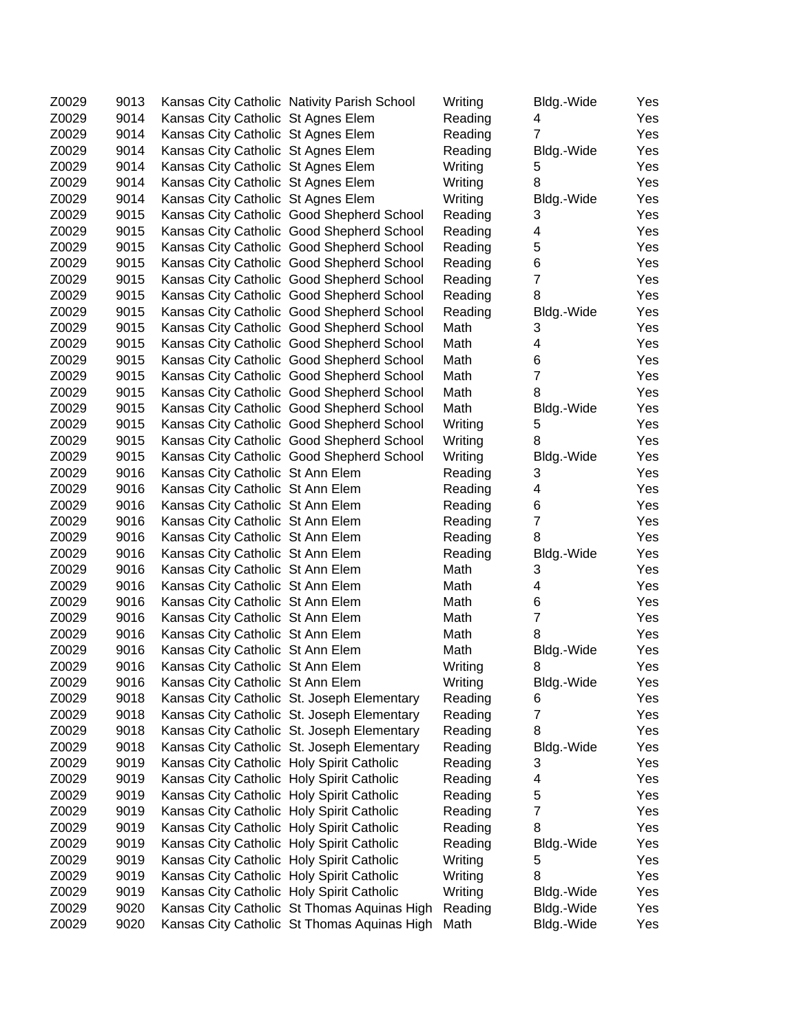| | | | | | | |
|---|---|---|---|---|---|---|
| Z0029 | 9013 | Kansas City Catholic | Nativity Parish School | Writing | Bldg.-Wide | Yes |
| Z0029 | 9014 | Kansas City Catholic | St Agnes Elem | Reading | 4 | Yes |
| Z0029 | 9014 | Kansas City Catholic | St Agnes Elem | Reading | 7 | Yes |
| Z0029 | 9014 | Kansas City Catholic | St Agnes Elem | Reading | Bldg.-Wide | Yes |
| Z0029 | 9014 | Kansas City Catholic | St Agnes Elem | Writing | 5 | Yes |
| Z0029 | 9014 | Kansas City Catholic | St Agnes Elem | Writing | 8 | Yes |
| Z0029 | 9014 | Kansas City Catholic | St Agnes Elem | Writing | Bldg.-Wide | Yes |
| Z0029 | 9015 | Kansas City Catholic | Good Shepherd School | Reading | 3 | Yes |
| Z0029 | 9015 | Kansas City Catholic | Good Shepherd School | Reading | 4 | Yes |
| Z0029 | 9015 | Kansas City Catholic | Good Shepherd School | Reading | 5 | Yes |
| Z0029 | 9015 | Kansas City Catholic | Good Shepherd School | Reading | 6 | Yes |
| Z0029 | 9015 | Kansas City Catholic | Good Shepherd School | Reading | 7 | Yes |
| Z0029 | 9015 | Kansas City Catholic | Good Shepherd School | Reading | 8 | Yes |
| Z0029 | 9015 | Kansas City Catholic | Good Shepherd School | Reading | Bldg.-Wide | Yes |
| Z0029 | 9015 | Kansas City Catholic | Good Shepherd School | Math | 3 | Yes |
| Z0029 | 9015 | Kansas City Catholic | Good Shepherd School | Math | 4 | Yes |
| Z0029 | 9015 | Kansas City Catholic | Good Shepherd School | Math | 6 | Yes |
| Z0029 | 9015 | Kansas City Catholic | Good Shepherd School | Math | 7 | Yes |
| Z0029 | 9015 | Kansas City Catholic | Good Shepherd School | Math | 8 | Yes |
| Z0029 | 9015 | Kansas City Catholic | Good Shepherd School | Math | Bldg.-Wide | Yes |
| Z0029 | 9015 | Kansas City Catholic | Good Shepherd School | Writing | 5 | Yes |
| Z0029 | 9015 | Kansas City Catholic | Good Shepherd School | Writing | 8 | Yes |
| Z0029 | 9015 | Kansas City Catholic | Good Shepherd School | Writing | Bldg.-Wide | Yes |
| Z0029 | 9016 | Kansas City Catholic | St Ann Elem | Reading | 3 | Yes |
| Z0029 | 9016 | Kansas City Catholic | St Ann Elem | Reading | 4 | Yes |
| Z0029 | 9016 | Kansas City Catholic | St Ann Elem | Reading | 6 | Yes |
| Z0029 | 9016 | Kansas City Catholic | St Ann Elem | Reading | 7 | Yes |
| Z0029 | 9016 | Kansas City Catholic | St Ann Elem | Reading | 8 | Yes |
| Z0029 | 9016 | Kansas City Catholic | St Ann Elem | Reading | Bldg.-Wide | Yes |
| Z0029 | 9016 | Kansas City Catholic | St Ann Elem | Math | 3 | Yes |
| Z0029 | 9016 | Kansas City Catholic | St Ann Elem | Math | 4 | Yes |
| Z0029 | 9016 | Kansas City Catholic | St Ann Elem | Math | 6 | Yes |
| Z0029 | 9016 | Kansas City Catholic | St Ann Elem | Math | 7 | Yes |
| Z0029 | 9016 | Kansas City Catholic | St Ann Elem | Math | 8 | Yes |
| Z0029 | 9016 | Kansas City Catholic | St Ann Elem | Math | Bldg.-Wide | Yes |
| Z0029 | 9016 | Kansas City Catholic | St Ann Elem | Writing | 8 | Yes |
| Z0029 | 9016 | Kansas City Catholic | St Ann Elem | Writing | Bldg.-Wide | Yes |
| Z0029 | 9018 | Kansas City Catholic | St. Joseph Elementary | Reading | 6 | Yes |
| Z0029 | 9018 | Kansas City Catholic | St. Joseph Elementary | Reading | 7 | Yes |
| Z0029 | 9018 | Kansas City Catholic | St. Joseph Elementary | Reading | 8 | Yes |
| Z0029 | 9018 | Kansas City Catholic | St. Joseph Elementary | Reading | Bldg.-Wide | Yes |
| Z0029 | 9019 | Kansas City Catholic | Holy Spirit Catholic | Reading | 3 | Yes |
| Z0029 | 9019 | Kansas City Catholic | Holy Spirit Catholic | Reading | 4 | Yes |
| Z0029 | 9019 | Kansas City Catholic | Holy Spirit Catholic | Reading | 5 | Yes |
| Z0029 | 9019 | Kansas City Catholic | Holy Spirit Catholic | Reading | 7 | Yes |
| Z0029 | 9019 | Kansas City Catholic | Holy Spirit Catholic | Reading | 8 | Yes |
| Z0029 | 9019 | Kansas City Catholic | Holy Spirit Catholic | Reading | Bldg.-Wide | Yes |
| Z0029 | 9019 | Kansas City Catholic | Holy Spirit Catholic | Writing | 5 | Yes |
| Z0029 | 9019 | Kansas City Catholic | Holy Spirit Catholic | Writing | 8 | Yes |
| Z0029 | 9019 | Kansas City Catholic | Holy Spirit Catholic | Writing | Bldg.-Wide | Yes |
| Z0029 | 9020 | Kansas City Catholic | St Thomas Aquinas High | Reading | Bldg.-Wide | Yes |
| Z0029 | 9020 | Kansas City Catholic | St Thomas Aquinas High | Math | Bldg.-Wide | Yes |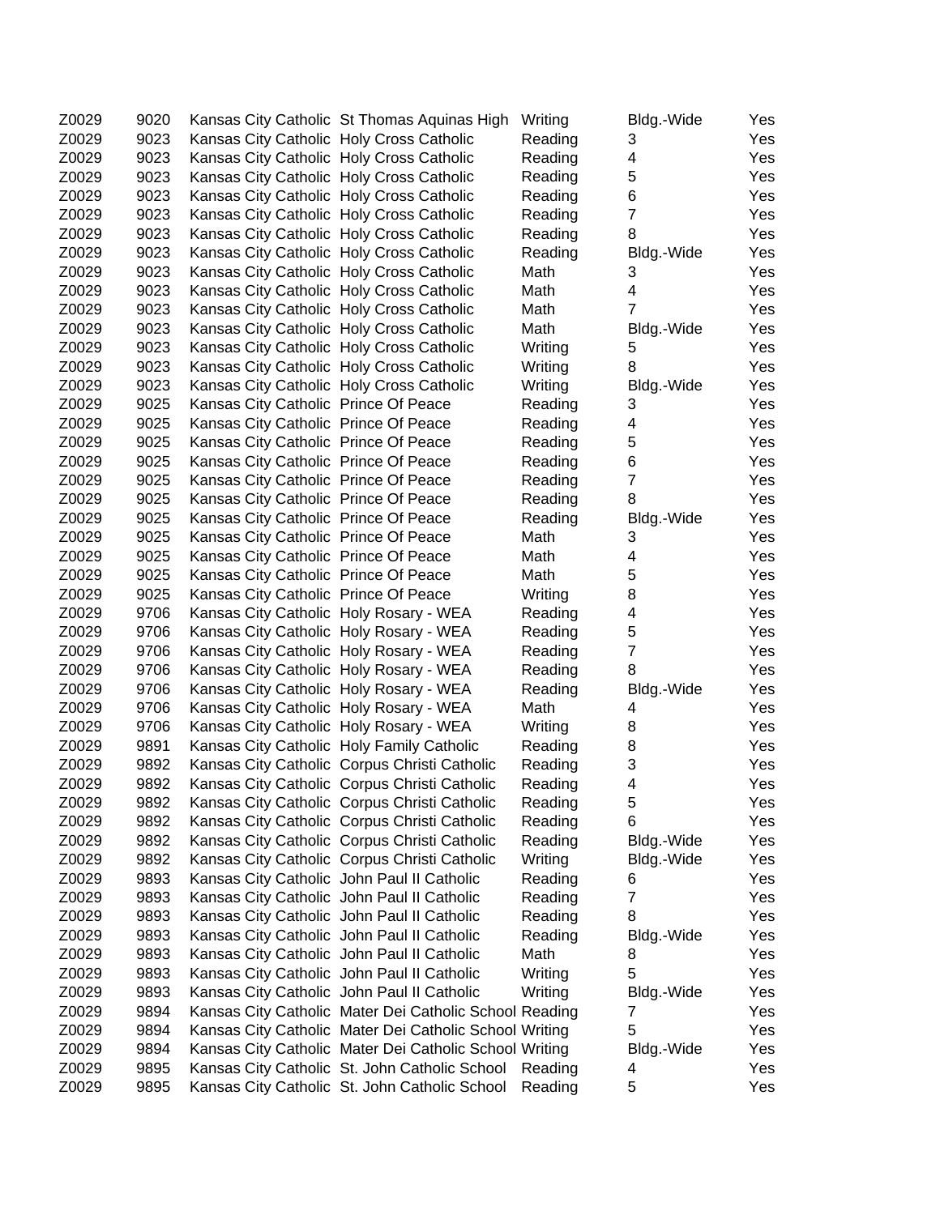| | | | | | | |
|---|---|---|---|---|---|---|
| Z0029 | 9020 | Kansas City Catholic | St Thomas Aquinas High | Writing | Bldg.-Wide | Yes |
| Z0029 | 9023 | Kansas City Catholic | Holy Cross Catholic | Reading | 3 | Yes |
| Z0029 | 9023 | Kansas City Catholic | Holy Cross Catholic | Reading | 4 | Yes |
| Z0029 | 9023 | Kansas City Catholic | Holy Cross Catholic | Reading | 5 | Yes |
| Z0029 | 9023 | Kansas City Catholic | Holy Cross Catholic | Reading | 6 | Yes |
| Z0029 | 9023 | Kansas City Catholic | Holy Cross Catholic | Reading | 7 | Yes |
| Z0029 | 9023 | Kansas City Catholic | Holy Cross Catholic | Reading | 8 | Yes |
| Z0029 | 9023 | Kansas City Catholic | Holy Cross Catholic | Reading | Bldg.-Wide | Yes |
| Z0029 | 9023 | Kansas City Catholic | Holy Cross Catholic | Math | 3 | Yes |
| Z0029 | 9023 | Kansas City Catholic | Holy Cross Catholic | Math | 4 | Yes |
| Z0029 | 9023 | Kansas City Catholic | Holy Cross Catholic | Math | 7 | Yes |
| Z0029 | 9023 | Kansas City Catholic | Holy Cross Catholic | Math | Bldg.-Wide | Yes |
| Z0029 | 9023 | Kansas City Catholic | Holy Cross Catholic | Writing | 5 | Yes |
| Z0029 | 9023 | Kansas City Catholic | Holy Cross Catholic | Writing | 8 | Yes |
| Z0029 | 9023 | Kansas City Catholic | Holy Cross Catholic | Writing | Bldg.-Wide | Yes |
| Z0029 | 9025 | Kansas City Catholic | Prince Of Peace | Reading | 3 | Yes |
| Z0029 | 9025 | Kansas City Catholic | Prince Of Peace | Reading | 4 | Yes |
| Z0029 | 9025 | Kansas City Catholic | Prince Of Peace | Reading | 5 | Yes |
| Z0029 | 9025 | Kansas City Catholic | Prince Of Peace | Reading | 6 | Yes |
| Z0029 | 9025 | Kansas City Catholic | Prince Of Peace | Reading | 7 | Yes |
| Z0029 | 9025 | Kansas City Catholic | Prince Of Peace | Reading | 8 | Yes |
| Z0029 | 9025 | Kansas City Catholic | Prince Of Peace | Reading | Bldg.-Wide | Yes |
| Z0029 | 9025 | Kansas City Catholic | Prince Of Peace | Math | 3 | Yes |
| Z0029 | 9025 | Kansas City Catholic | Prince Of Peace | Math | 4 | Yes |
| Z0029 | 9025 | Kansas City Catholic | Prince Of Peace | Math | 5 | Yes |
| Z0029 | 9025 | Kansas City Catholic | Prince Of Peace | Writing | 8 | Yes |
| Z0029 | 9706 | Kansas City Catholic | Holy Rosary - WEA | Reading | 4 | Yes |
| Z0029 | 9706 | Kansas City Catholic | Holy Rosary - WEA | Reading | 5 | Yes |
| Z0029 | 9706 | Kansas City Catholic | Holy Rosary - WEA | Reading | 7 | Yes |
| Z0029 | 9706 | Kansas City Catholic | Holy Rosary - WEA | Reading | 8 | Yes |
| Z0029 | 9706 | Kansas City Catholic | Holy Rosary - WEA | Reading | Bldg.-Wide | Yes |
| Z0029 | 9706 | Kansas City Catholic | Holy Rosary - WEA | Math | 4 | Yes |
| Z0029 | 9706 | Kansas City Catholic | Holy Rosary - WEA | Writing | 8 | Yes |
| Z0029 | 9891 | Kansas City Catholic | Holy Family Catholic | Reading | 8 | Yes |
| Z0029 | 9892 | Kansas City Catholic | Corpus Christi Catholic | Reading | 3 | Yes |
| Z0029 | 9892 | Kansas City Catholic | Corpus Christi Catholic | Reading | 4 | Yes |
| Z0029 | 9892 | Kansas City Catholic | Corpus Christi Catholic | Reading | 5 | Yes |
| Z0029 | 9892 | Kansas City Catholic | Corpus Christi Catholic | Reading | 6 | Yes |
| Z0029 | 9892 | Kansas City Catholic | Corpus Christi Catholic | Reading | Bldg.-Wide | Yes |
| Z0029 | 9892 | Kansas City Catholic | Corpus Christi Catholic | Writing | Bldg.-Wide | Yes |
| Z0029 | 9893 | Kansas City Catholic | John Paul II Catholic | Reading | 6 | Yes |
| Z0029 | 9893 | Kansas City Catholic | John Paul II Catholic | Reading | 7 | Yes |
| Z0029 | 9893 | Kansas City Catholic | John Paul II Catholic | Reading | 8 | Yes |
| Z0029 | 9893 | Kansas City Catholic | John Paul II Catholic | Reading | Bldg.-Wide | Yes |
| Z0029 | 9893 | Kansas City Catholic | John Paul II Catholic | Math | 8 | Yes |
| Z0029 | 9893 | Kansas City Catholic | John Paul II Catholic | Writing | 5 | Yes |
| Z0029 | 9893 | Kansas City Catholic | John Paul II Catholic | Writing | Bldg.-Wide | Yes |
| Z0029 | 9894 | Kansas City Catholic | Mater Dei Catholic School | Reading | 7 | Yes |
| Z0029 | 9894 | Kansas City Catholic | Mater Dei Catholic School | Writing | 5 | Yes |
| Z0029 | 9894 | Kansas City Catholic | Mater Dei Catholic School | Writing | Bldg.-Wide | Yes |
| Z0029 | 9895 | Kansas City Catholic | St. John Catholic School | Reading | 4 | Yes |
| Z0029 | 9895 | Kansas City Catholic | St. John Catholic School | Reading | 5 | Yes |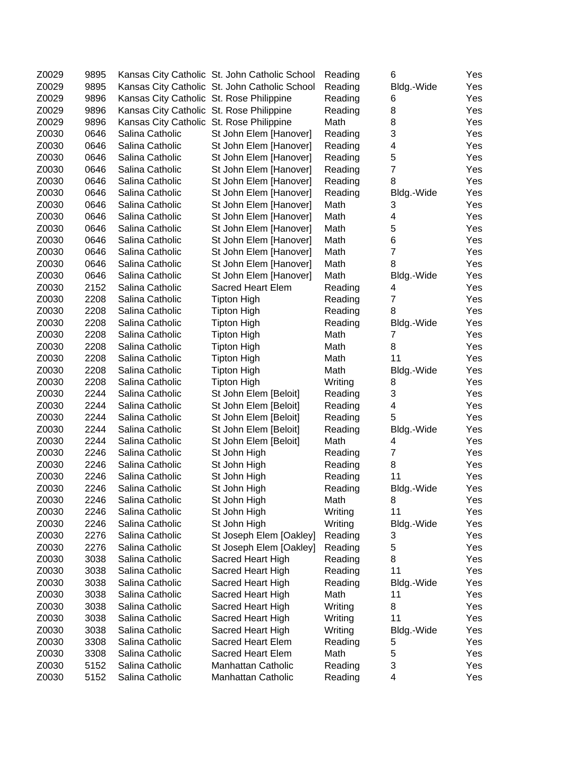| | | | | | | |
|---|---|---|---|---|---|---|
| Z0029 | 9895 | Kansas City Catholic | St. John Catholic School | Reading | 6 | Yes |
| Z0029 | 9895 | Kansas City Catholic | St. John Catholic School | Reading | Bldg.-Wide | Yes |
| Z0029 | 9896 | Kansas City Catholic | St. Rose Philippine | Reading | 6 | Yes |
| Z0029 | 9896 | Kansas City Catholic | St. Rose Philippine | Reading | 8 | Yes |
| Z0029 | 9896 | Kansas City Catholic | St. Rose Philippine | Math | 8 | Yes |
| Z0030 | 0646 | Salina Catholic | St John Elem [Hanover] | Reading | 3 | Yes |
| Z0030 | 0646 | Salina Catholic | St John Elem [Hanover] | Reading | 4 | Yes |
| Z0030 | 0646 | Salina Catholic | St John Elem [Hanover] | Reading | 5 | Yes |
| Z0030 | 0646 | Salina Catholic | St John Elem [Hanover] | Reading | 7 | Yes |
| Z0030 | 0646 | Salina Catholic | St John Elem [Hanover] | Reading | 8 | Yes |
| Z0030 | 0646 | Salina Catholic | St John Elem [Hanover] | Reading | Bldg.-Wide | Yes |
| Z0030 | 0646 | Salina Catholic | St John Elem [Hanover] | Math | 3 | Yes |
| Z0030 | 0646 | Salina Catholic | St John Elem [Hanover] | Math | 4 | Yes |
| Z0030 | 0646 | Salina Catholic | St John Elem [Hanover] | Math | 5 | Yes |
| Z0030 | 0646 | Salina Catholic | St John Elem [Hanover] | Math | 6 | Yes |
| Z0030 | 0646 | Salina Catholic | St John Elem [Hanover] | Math | 7 | Yes |
| Z0030 | 0646 | Salina Catholic | St John Elem [Hanover] | Math | 8 | Yes |
| Z0030 | 0646 | Salina Catholic | St John Elem [Hanover] | Math | Bldg.-Wide | Yes |
| Z0030 | 2152 | Salina Catholic | Sacred Heart Elem | Reading | 4 | Yes |
| Z0030 | 2208 | Salina Catholic | Tipton High | Reading | 7 | Yes |
| Z0030 | 2208 | Salina Catholic | Tipton High | Reading | 8 | Yes |
| Z0030 | 2208 | Salina Catholic | Tipton High | Reading | Bldg.-Wide | Yes |
| Z0030 | 2208 | Salina Catholic | Tipton High | Math | 7 | Yes |
| Z0030 | 2208 | Salina Catholic | Tipton High | Math | 8 | Yes |
| Z0030 | 2208 | Salina Catholic | Tipton High | Math | 11 | Yes |
| Z0030 | 2208 | Salina Catholic | Tipton High | Math | Bldg.-Wide | Yes |
| Z0030 | 2208 | Salina Catholic | Tipton High | Writing | 8 | Yes |
| Z0030 | 2244 | Salina Catholic | St John Elem [Beloit] | Reading | 3 | Yes |
| Z0030 | 2244 | Salina Catholic | St John Elem [Beloit] | Reading | 4 | Yes |
| Z0030 | 2244 | Salina Catholic | St John Elem [Beloit] | Reading | 5 | Yes |
| Z0030 | 2244 | Salina Catholic | St John Elem [Beloit] | Reading | Bldg.-Wide | Yes |
| Z0030 | 2244 | Salina Catholic | St John Elem [Beloit] | Math | 4 | Yes |
| Z0030 | 2246 | Salina Catholic | St John High | Reading | 7 | Yes |
| Z0030 | 2246 | Salina Catholic | St John High | Reading | 8 | Yes |
| Z0030 | 2246 | Salina Catholic | St John High | Reading | 11 | Yes |
| Z0030 | 2246 | Salina Catholic | St John High | Reading | Bldg.-Wide | Yes |
| Z0030 | 2246 | Salina Catholic | St John High | Math | 8 | Yes |
| Z0030 | 2246 | Salina Catholic | St John High | Writing | 11 | Yes |
| Z0030 | 2246 | Salina Catholic | St John High | Writing | Bldg.-Wide | Yes |
| Z0030 | 2276 | Salina Catholic | St Joseph Elem [Oakley] | Reading | 3 | Yes |
| Z0030 | 2276 | Salina Catholic | St Joseph Elem [Oakley] | Reading | 5 | Yes |
| Z0030 | 3038 | Salina Catholic | Sacred Heart High | Reading | 8 | Yes |
| Z0030 | 3038 | Salina Catholic | Sacred Heart High | Reading | 11 | Yes |
| Z0030 | 3038 | Salina Catholic | Sacred Heart High | Reading | Bldg.-Wide | Yes |
| Z0030 | 3038 | Salina Catholic | Sacred Heart High | Math | 11 | Yes |
| Z0030 | 3038 | Salina Catholic | Sacred Heart High | Writing | 8 | Yes |
| Z0030 | 3038 | Salina Catholic | Sacred Heart High | Writing | 11 | Yes |
| Z0030 | 3038 | Salina Catholic | Sacred Heart High | Writing | Bldg.-Wide | Yes |
| Z0030 | 3308 | Salina Catholic | Sacred Heart Elem | Reading | 5 | Yes |
| Z0030 | 3308 | Salina Catholic | Sacred Heart Elem | Math | 5 | Yes |
| Z0030 | 5152 | Salina Catholic | Manhattan Catholic | Reading | 3 | Yes |
| Z0030 | 5152 | Salina Catholic | Manhattan Catholic | Reading | 4 | Yes |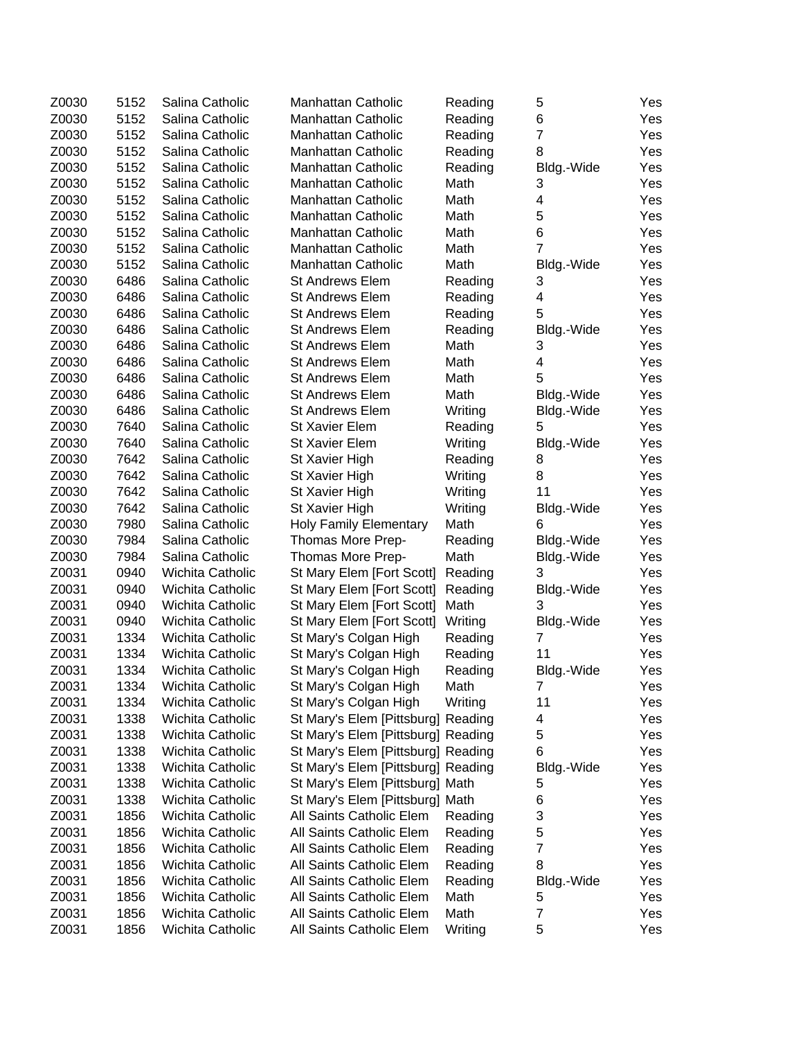| | | | | | | |
|---|---|---|---|---|---|---|
| Z0030 | 5152 | Salina Catholic | Manhattan Catholic | Reading | 5 | Yes |
| Z0030 | 5152 | Salina Catholic | Manhattan Catholic | Reading | 6 | Yes |
| Z0030 | 5152 | Salina Catholic | Manhattan Catholic | Reading | 7 | Yes |
| Z0030 | 5152 | Salina Catholic | Manhattan Catholic | Reading | 8 | Yes |
| Z0030 | 5152 | Salina Catholic | Manhattan Catholic | Reading | Bldg.-Wide | Yes |
| Z0030 | 5152 | Salina Catholic | Manhattan Catholic | Math | 3 | Yes |
| Z0030 | 5152 | Salina Catholic | Manhattan Catholic | Math | 4 | Yes |
| Z0030 | 5152 | Salina Catholic | Manhattan Catholic | Math | 5 | Yes |
| Z0030 | 5152 | Salina Catholic | Manhattan Catholic | Math | 6 | Yes |
| Z0030 | 5152 | Salina Catholic | Manhattan Catholic | Math | 7 | Yes |
| Z0030 | 5152 | Salina Catholic | Manhattan Catholic | Math | Bldg.-Wide | Yes |
| Z0030 | 6486 | Salina Catholic | St Andrews Elem | Reading | 3 | Yes |
| Z0030 | 6486 | Salina Catholic | St Andrews Elem | Reading | 4 | Yes |
| Z0030 | 6486 | Salina Catholic | St Andrews Elem | Reading | 5 | Yes |
| Z0030 | 6486 | Salina Catholic | St Andrews Elem | Reading | Bldg.-Wide | Yes |
| Z0030 | 6486 | Salina Catholic | St Andrews Elem | Math | 3 | Yes |
| Z0030 | 6486 | Salina Catholic | St Andrews Elem | Math | 4 | Yes |
| Z0030 | 6486 | Salina Catholic | St Andrews Elem | Math | 5 | Yes |
| Z0030 | 6486 | Salina Catholic | St Andrews Elem | Math | Bldg.-Wide | Yes |
| Z0030 | 6486 | Salina Catholic | St Andrews Elem | Writing | Bldg.-Wide | Yes |
| Z0030 | 7640 | Salina Catholic | St Xavier Elem | Reading | 5 | Yes |
| Z0030 | 7640 | Salina Catholic | St Xavier Elem | Writing | Bldg.-Wide | Yes |
| Z0030 | 7642 | Salina Catholic | St Xavier High | Reading | 8 | Yes |
| Z0030 | 7642 | Salina Catholic | St Xavier High | Writing | 8 | Yes |
| Z0030 | 7642 | Salina Catholic | St Xavier High | Writing | 11 | Yes |
| Z0030 | 7642 | Salina Catholic | St Xavier High | Writing | Bldg.-Wide | Yes |
| Z0030 | 7980 | Salina Catholic | Holy Family Elementary | Math | 6 | Yes |
| Z0030 | 7984 | Salina Catholic | Thomas More Prep- | Reading | Bldg.-Wide | Yes |
| Z0030 | 7984 | Salina Catholic | Thomas More Prep- | Math | Bldg.-Wide | Yes |
| Z0031 | 0940 | Wichita Catholic | St Mary Elem [Fort Scott] | Reading | 3 | Yes |
| Z0031 | 0940 | Wichita Catholic | St Mary Elem [Fort Scott] | Reading | Bldg.-Wide | Yes |
| Z0031 | 0940 | Wichita Catholic | St Mary Elem [Fort Scott] | Math | 3 | Yes |
| Z0031 | 0940 | Wichita Catholic | St Mary Elem [Fort Scott] | Writing | Bldg.-Wide | Yes |
| Z0031 | 1334 | Wichita Catholic | St Mary's Colgan High | Reading | 7 | Yes |
| Z0031 | 1334 | Wichita Catholic | St Mary's Colgan High | Reading | 11 | Yes |
| Z0031 | 1334 | Wichita Catholic | St Mary's Colgan High | Reading | Bldg.-Wide | Yes |
| Z0031 | 1334 | Wichita Catholic | St Mary's Colgan High | Math | 7 | Yes |
| Z0031 | 1334 | Wichita Catholic | St Mary's Colgan High | Writing | 11 | Yes |
| Z0031 | 1338 | Wichita Catholic | St Mary's Elem [Pittsburg] | Reading | 4 | Yes |
| Z0031 | 1338 | Wichita Catholic | St Mary's Elem [Pittsburg] | Reading | 5 | Yes |
| Z0031 | 1338 | Wichita Catholic | St Mary's Elem [Pittsburg] | Reading | 6 | Yes |
| Z0031 | 1338 | Wichita Catholic | St Mary's Elem [Pittsburg] | Reading | Bldg.-Wide | Yes |
| Z0031 | 1338 | Wichita Catholic | St Mary's Elem [Pittsburg] | Math | 5 | Yes |
| Z0031 | 1338 | Wichita Catholic | St Mary's Elem [Pittsburg] | Math | 6 | Yes |
| Z0031 | 1856 | Wichita Catholic | All Saints Catholic Elem | Reading | 3 | Yes |
| Z0031 | 1856 | Wichita Catholic | All Saints Catholic Elem | Reading | 5 | Yes |
| Z0031 | 1856 | Wichita Catholic | All Saints Catholic Elem | Reading | 7 | Yes |
| Z0031 | 1856 | Wichita Catholic | All Saints Catholic Elem | Reading | 8 | Yes |
| Z0031 | 1856 | Wichita Catholic | All Saints Catholic Elem | Reading | Bldg.-Wide | Yes |
| Z0031 | 1856 | Wichita Catholic | All Saints Catholic Elem | Math | 5 | Yes |
| Z0031 | 1856 | Wichita Catholic | All Saints Catholic Elem | Math | 7 | Yes |
| Z0031 | 1856 | Wichita Catholic | All Saints Catholic Elem | Writing | 5 | Yes |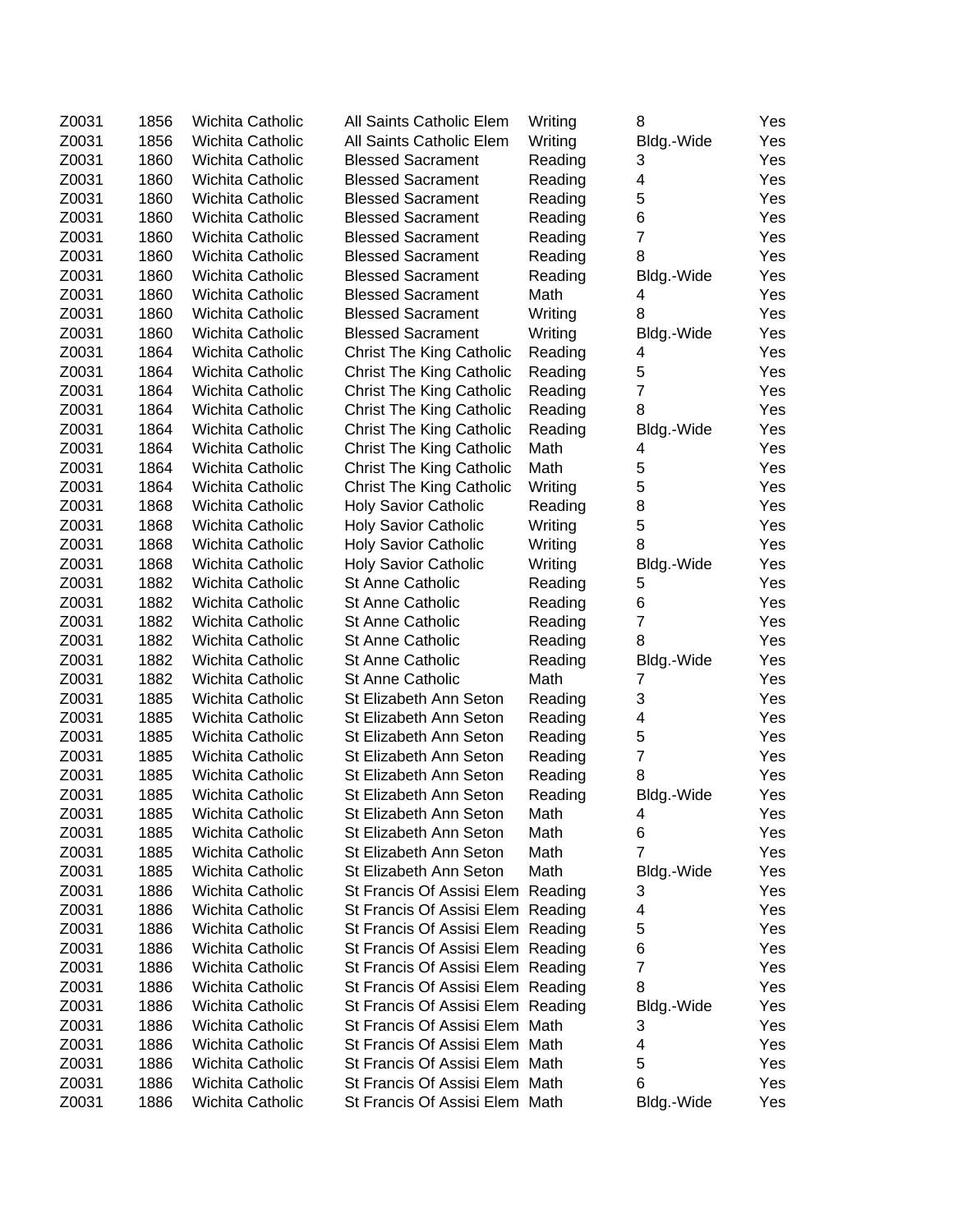| | | | | | | |
|---|---|---|---|---|---|---|
| Z0031 | 1856 | Wichita Catholic | All Saints Catholic Elem | Writing | 8 | Yes |
| Z0031 | 1856 | Wichita Catholic | All Saints Catholic Elem | Writing | Bldg.-Wide | Yes |
| Z0031 | 1860 | Wichita Catholic | Blessed Sacrament | Reading | 3 | Yes |
| Z0031 | 1860 | Wichita Catholic | Blessed Sacrament | Reading | 4 | Yes |
| Z0031 | 1860 | Wichita Catholic | Blessed Sacrament | Reading | 5 | Yes |
| Z0031 | 1860 | Wichita Catholic | Blessed Sacrament | Reading | 6 | Yes |
| Z0031 | 1860 | Wichita Catholic | Blessed Sacrament | Reading | 7 | Yes |
| Z0031 | 1860 | Wichita Catholic | Blessed Sacrament | Reading | 8 | Yes |
| Z0031 | 1860 | Wichita Catholic | Blessed Sacrament | Reading | Bldg.-Wide | Yes |
| Z0031 | 1860 | Wichita Catholic | Blessed Sacrament | Math | 4 | Yes |
| Z0031 | 1860 | Wichita Catholic | Blessed Sacrament | Writing | 8 | Yes |
| Z0031 | 1860 | Wichita Catholic | Blessed Sacrament | Writing | Bldg.-Wide | Yes |
| Z0031 | 1864 | Wichita Catholic | Christ The King Catholic | Reading | 4 | Yes |
| Z0031 | 1864 | Wichita Catholic | Christ The King Catholic | Reading | 5 | Yes |
| Z0031 | 1864 | Wichita Catholic | Christ The King Catholic | Reading | 7 | Yes |
| Z0031 | 1864 | Wichita Catholic | Christ The King Catholic | Reading | 8 | Yes |
| Z0031 | 1864 | Wichita Catholic | Christ The King Catholic | Reading | Bldg.-Wide | Yes |
| Z0031 | 1864 | Wichita Catholic | Christ The King Catholic | Math | 4 | Yes |
| Z0031 | 1864 | Wichita Catholic | Christ The King Catholic | Math | 5 | Yes |
| Z0031 | 1864 | Wichita Catholic | Christ The King Catholic | Writing | 5 | Yes |
| Z0031 | 1868 | Wichita Catholic | Holy Savior Catholic | Reading | 8 | Yes |
| Z0031 | 1868 | Wichita Catholic | Holy Savior Catholic | Writing | 5 | Yes |
| Z0031 | 1868 | Wichita Catholic | Holy Savior Catholic | Writing | 8 | Yes |
| Z0031 | 1868 | Wichita Catholic | Holy Savior Catholic | Writing | Bldg.-Wide | Yes |
| Z0031 | 1882 | Wichita Catholic | St Anne Catholic | Reading | 5 | Yes |
| Z0031 | 1882 | Wichita Catholic | St Anne Catholic | Reading | 6 | Yes |
| Z0031 | 1882 | Wichita Catholic | St Anne Catholic | Reading | 7 | Yes |
| Z0031 | 1882 | Wichita Catholic | St Anne Catholic | Reading | 8 | Yes |
| Z0031 | 1882 | Wichita Catholic | St Anne Catholic | Reading | Bldg.-Wide | Yes |
| Z0031 | 1882 | Wichita Catholic | St Anne Catholic | Math | 7 | Yes |
| Z0031 | 1885 | Wichita Catholic | St Elizabeth Ann Seton | Reading | 3 | Yes |
| Z0031 | 1885 | Wichita Catholic | St Elizabeth Ann Seton | Reading | 4 | Yes |
| Z0031 | 1885 | Wichita Catholic | St Elizabeth Ann Seton | Reading | 5 | Yes |
| Z0031 | 1885 | Wichita Catholic | St Elizabeth Ann Seton | Reading | 7 | Yes |
| Z0031 | 1885 | Wichita Catholic | St Elizabeth Ann Seton | Reading | 8 | Yes |
| Z0031 | 1885 | Wichita Catholic | St Elizabeth Ann Seton | Reading | Bldg.-Wide | Yes |
| Z0031 | 1885 | Wichita Catholic | St Elizabeth Ann Seton | Math | 4 | Yes |
| Z0031 | 1885 | Wichita Catholic | St Elizabeth Ann Seton | Math | 6 | Yes |
| Z0031 | 1885 | Wichita Catholic | St Elizabeth Ann Seton | Math | 7 | Yes |
| Z0031 | 1885 | Wichita Catholic | St Elizabeth Ann Seton | Math | Bldg.-Wide | Yes |
| Z0031 | 1886 | Wichita Catholic | St Francis Of Assisi Elem | Reading | 3 | Yes |
| Z0031 | 1886 | Wichita Catholic | St Francis Of Assisi Elem | Reading | 4 | Yes |
| Z0031 | 1886 | Wichita Catholic | St Francis Of Assisi Elem | Reading | 5 | Yes |
| Z0031 | 1886 | Wichita Catholic | St Francis Of Assisi Elem | Reading | 6 | Yes |
| Z0031 | 1886 | Wichita Catholic | St Francis Of Assisi Elem | Reading | 7 | Yes |
| Z0031 | 1886 | Wichita Catholic | St Francis Of Assisi Elem | Reading | 8 | Yes |
| Z0031 | 1886 | Wichita Catholic | St Francis Of Assisi Elem | Reading | Bldg.-Wide | Yes |
| Z0031 | 1886 | Wichita Catholic | St Francis Of Assisi Elem | Math | 3 | Yes |
| Z0031 | 1886 | Wichita Catholic | St Francis Of Assisi Elem | Math | 4 | Yes |
| Z0031 | 1886 | Wichita Catholic | St Francis Of Assisi Elem | Math | 5 | Yes |
| Z0031 | 1886 | Wichita Catholic | St Francis Of Assisi Elem | Math | 6 | Yes |
| Z0031 | 1886 | Wichita Catholic | St Francis Of Assisi Elem | Math | Bldg.-Wide | Yes |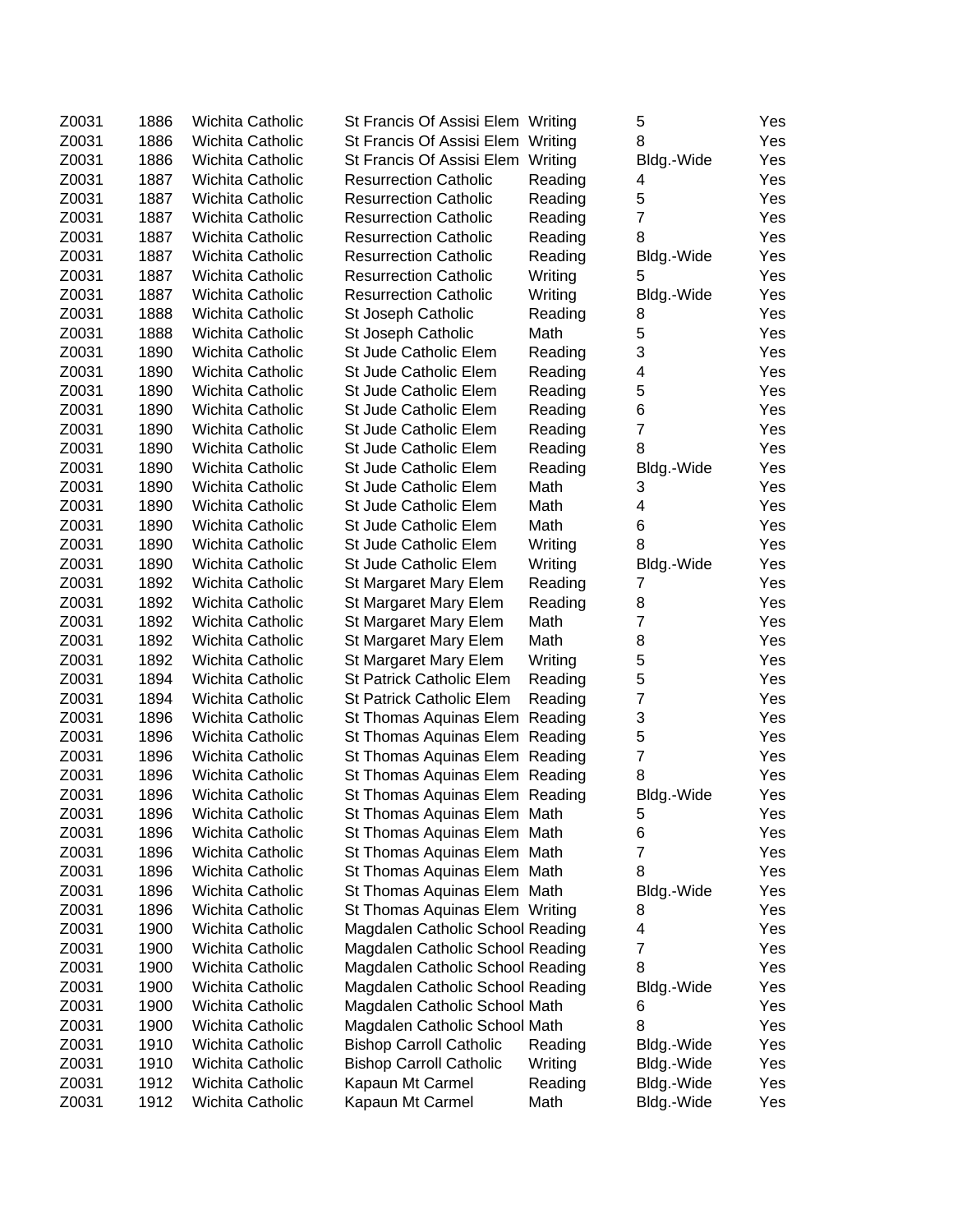| | | | | | | |
|---|---|---|---|---|---|---|
| Z0031 | 1886 | Wichita Catholic | St Francis Of Assisi Elem | Writing | 5 | Yes |
| Z0031 | 1886 | Wichita Catholic | St Francis Of Assisi Elem | Writing | 8 | Yes |
| Z0031 | 1886 | Wichita Catholic | St Francis Of Assisi Elem | Writing | Bldg.-Wide | Yes |
| Z0031 | 1887 | Wichita Catholic | Resurrection Catholic | Reading | 4 | Yes |
| Z0031 | 1887 | Wichita Catholic | Resurrection Catholic | Reading | 5 | Yes |
| Z0031 | 1887 | Wichita Catholic | Resurrection Catholic | Reading | 7 | Yes |
| Z0031 | 1887 | Wichita Catholic | Resurrection Catholic | Reading | 8 | Yes |
| Z0031 | 1887 | Wichita Catholic | Resurrection Catholic | Reading | Bldg.-Wide | Yes |
| Z0031 | 1887 | Wichita Catholic | Resurrection Catholic | Writing | 5 | Yes |
| Z0031 | 1887 | Wichita Catholic | Resurrection Catholic | Writing | Bldg.-Wide | Yes |
| Z0031 | 1888 | Wichita Catholic | St Joseph Catholic | Reading | 8 | Yes |
| Z0031 | 1888 | Wichita Catholic | St Joseph Catholic | Math | 5 | Yes |
| Z0031 | 1890 | Wichita Catholic | St Jude Catholic Elem | Reading | 3 | Yes |
| Z0031 | 1890 | Wichita Catholic | St Jude Catholic Elem | Reading | 4 | Yes |
| Z0031 | 1890 | Wichita Catholic | St Jude Catholic Elem | Reading | 5 | Yes |
| Z0031 | 1890 | Wichita Catholic | St Jude Catholic Elem | Reading | 6 | Yes |
| Z0031 | 1890 | Wichita Catholic | St Jude Catholic Elem | Reading | 7 | Yes |
| Z0031 | 1890 | Wichita Catholic | St Jude Catholic Elem | Reading | 8 | Yes |
| Z0031 | 1890 | Wichita Catholic | St Jude Catholic Elem | Reading | Bldg.-Wide | Yes |
| Z0031 | 1890 | Wichita Catholic | St Jude Catholic Elem | Math | 3 | Yes |
| Z0031 | 1890 | Wichita Catholic | St Jude Catholic Elem | Math | 4 | Yes |
| Z0031 | 1890 | Wichita Catholic | St Jude Catholic Elem | Math | 6 | Yes |
| Z0031 | 1890 | Wichita Catholic | St Jude Catholic Elem | Writing | 8 | Yes |
| Z0031 | 1890 | Wichita Catholic | St Jude Catholic Elem | Writing | Bldg.-Wide | Yes |
| Z0031 | 1892 | Wichita Catholic | St Margaret Mary Elem | Reading | 7 | Yes |
| Z0031 | 1892 | Wichita Catholic | St Margaret Mary Elem | Reading | 8 | Yes |
| Z0031 | 1892 | Wichita Catholic | St Margaret Mary Elem | Math | 7 | Yes |
| Z0031 | 1892 | Wichita Catholic | St Margaret Mary Elem | Math | 8 | Yes |
| Z0031 | 1892 | Wichita Catholic | St Margaret Mary Elem | Writing | 5 | Yes |
| Z0031 | 1894 | Wichita Catholic | St Patrick Catholic Elem | Reading | 5 | Yes |
| Z0031 | 1894 | Wichita Catholic | St Patrick Catholic Elem | Reading | 7 | Yes |
| Z0031 | 1896 | Wichita Catholic | St Thomas Aquinas Elem | Reading | 3 | Yes |
| Z0031 | 1896 | Wichita Catholic | St Thomas Aquinas Elem | Reading | 5 | Yes |
| Z0031 | 1896 | Wichita Catholic | St Thomas Aquinas Elem | Reading | 7 | Yes |
| Z0031 | 1896 | Wichita Catholic | St Thomas Aquinas Elem | Reading | 8 | Yes |
| Z0031 | 1896 | Wichita Catholic | St Thomas Aquinas Elem | Reading | Bldg.-Wide | Yes |
| Z0031 | 1896 | Wichita Catholic | St Thomas Aquinas Elem | Math | 5 | Yes |
| Z0031 | 1896 | Wichita Catholic | St Thomas Aquinas Elem | Math | 6 | Yes |
| Z0031 | 1896 | Wichita Catholic | St Thomas Aquinas Elem | Math | 7 | Yes |
| Z0031 | 1896 | Wichita Catholic | St Thomas Aquinas Elem | Math | 8 | Yes |
| Z0031 | 1896 | Wichita Catholic | St Thomas Aquinas Elem | Math | Bldg.-Wide | Yes |
| Z0031 | 1896 | Wichita Catholic | St Thomas Aquinas Elem | Writing | 8 | Yes |
| Z0031 | 1900 | Wichita Catholic | Magdalen Catholic School | Reading | 4 | Yes |
| Z0031 | 1900 | Wichita Catholic | Magdalen Catholic School | Reading | 7 | Yes |
| Z0031 | 1900 | Wichita Catholic | Magdalen Catholic School | Reading | 8 | Yes |
| Z0031 | 1900 | Wichita Catholic | Magdalen Catholic School | Reading | Bldg.-Wide | Yes |
| Z0031 | 1900 | Wichita Catholic | Magdalen Catholic School | Math | 6 | Yes |
| Z0031 | 1900 | Wichita Catholic | Magdalen Catholic School | Math | 8 | Yes |
| Z0031 | 1910 | Wichita Catholic | Bishop Carroll Catholic | Reading | Bldg.-Wide | Yes |
| Z0031 | 1910 | Wichita Catholic | Bishop Carroll Catholic | Writing | Bldg.-Wide | Yes |
| Z0031 | 1912 | Wichita Catholic | Kapaun Mt Carmel | Reading | Bldg.-Wide | Yes |
| Z0031 | 1912 | Wichita Catholic | Kapaun Mt Carmel | Math | Bldg.-Wide | Yes |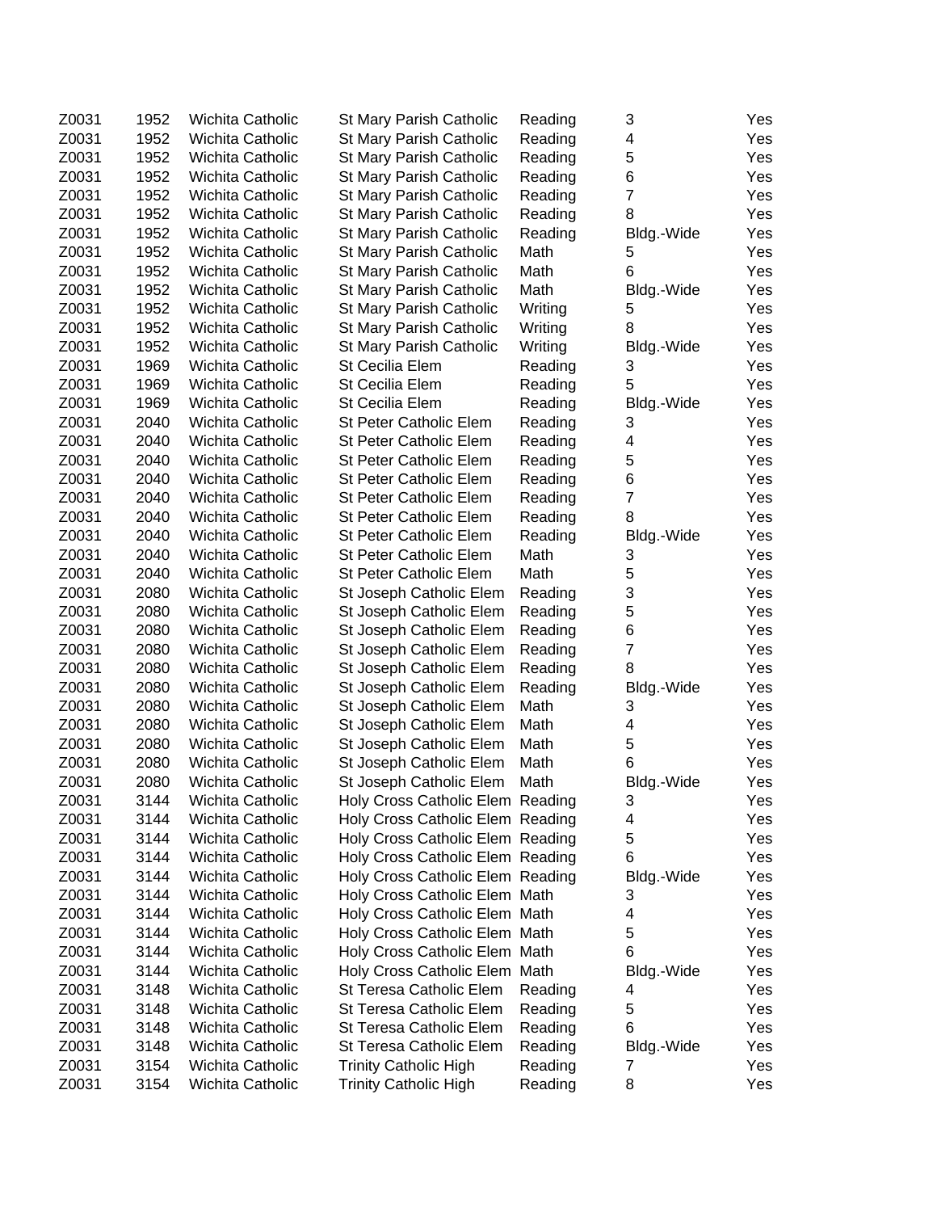| | | | | | | |
|---|---|---|---|---|---|---|
| Z0031 | 1952 | Wichita Catholic | St Mary Parish Catholic | Reading | 3 | Yes |
| Z0031 | 1952 | Wichita Catholic | St Mary Parish Catholic | Reading | 4 | Yes |
| Z0031 | 1952 | Wichita Catholic | St Mary Parish Catholic | Reading | 5 | Yes |
| Z0031 | 1952 | Wichita Catholic | St Mary Parish Catholic | Reading | 6 | Yes |
| Z0031 | 1952 | Wichita Catholic | St Mary Parish Catholic | Reading | 7 | Yes |
| Z0031 | 1952 | Wichita Catholic | St Mary Parish Catholic | Reading | 8 | Yes |
| Z0031 | 1952 | Wichita Catholic | St Mary Parish Catholic | Reading | Bldg.-Wide | Yes |
| Z0031 | 1952 | Wichita Catholic | St Mary Parish Catholic | Math | 5 | Yes |
| Z0031 | 1952 | Wichita Catholic | St Mary Parish Catholic | Math | 6 | Yes |
| Z0031 | 1952 | Wichita Catholic | St Mary Parish Catholic | Math | Bldg.-Wide | Yes |
| Z0031 | 1952 | Wichita Catholic | St Mary Parish Catholic | Writing | 5 | Yes |
| Z0031 | 1952 | Wichita Catholic | St Mary Parish Catholic | Writing | 8 | Yes |
| Z0031 | 1952 | Wichita Catholic | St Mary Parish Catholic | Writing | Bldg.-Wide | Yes |
| Z0031 | 1969 | Wichita Catholic | St Cecilia Elem | Reading | 3 | Yes |
| Z0031 | 1969 | Wichita Catholic | St Cecilia Elem | Reading | 5 | Yes |
| Z0031 | 1969 | Wichita Catholic | St Cecilia Elem | Reading | Bldg.-Wide | Yes |
| Z0031 | 2040 | Wichita Catholic | St Peter Catholic Elem | Reading | 3 | Yes |
| Z0031 | 2040 | Wichita Catholic | St Peter Catholic Elem | Reading | 4 | Yes |
| Z0031 | 2040 | Wichita Catholic | St Peter Catholic Elem | Reading | 5 | Yes |
| Z0031 | 2040 | Wichita Catholic | St Peter Catholic Elem | Reading | 6 | Yes |
| Z0031 | 2040 | Wichita Catholic | St Peter Catholic Elem | Reading | 7 | Yes |
| Z0031 | 2040 | Wichita Catholic | St Peter Catholic Elem | Reading | 8 | Yes |
| Z0031 | 2040 | Wichita Catholic | St Peter Catholic Elem | Reading | Bldg.-Wide | Yes |
| Z0031 | 2040 | Wichita Catholic | St Peter Catholic Elem | Math | 3 | Yes |
| Z0031 | 2040 | Wichita Catholic | St Peter Catholic Elem | Math | 5 | Yes |
| Z0031 | 2080 | Wichita Catholic | St Joseph Catholic Elem | Reading | 3 | Yes |
| Z0031 | 2080 | Wichita Catholic | St Joseph Catholic Elem | Reading | 5 | Yes |
| Z0031 | 2080 | Wichita Catholic | St Joseph Catholic Elem | Reading | 6 | Yes |
| Z0031 | 2080 | Wichita Catholic | St Joseph Catholic Elem | Reading | 7 | Yes |
| Z0031 | 2080 | Wichita Catholic | St Joseph Catholic Elem | Reading | 8 | Yes |
| Z0031 | 2080 | Wichita Catholic | St Joseph Catholic Elem | Reading | Bldg.-Wide | Yes |
| Z0031 | 2080 | Wichita Catholic | St Joseph Catholic Elem | Math | 3 | Yes |
| Z0031 | 2080 | Wichita Catholic | St Joseph Catholic Elem | Math | 4 | Yes |
| Z0031 | 2080 | Wichita Catholic | St Joseph Catholic Elem | Math | 5 | Yes |
| Z0031 | 2080 | Wichita Catholic | St Joseph Catholic Elem | Math | 6 | Yes |
| Z0031 | 2080 | Wichita Catholic | St Joseph Catholic Elem | Math | Bldg.-Wide | Yes |
| Z0031 | 3144 | Wichita Catholic | Holy Cross Catholic Elem | Reading | 3 | Yes |
| Z0031 | 3144 | Wichita Catholic | Holy Cross Catholic Elem | Reading | 4 | Yes |
| Z0031 | 3144 | Wichita Catholic | Holy Cross Catholic Elem | Reading | 5 | Yes |
| Z0031 | 3144 | Wichita Catholic | Holy Cross Catholic Elem | Reading | 6 | Yes |
| Z0031 | 3144 | Wichita Catholic | Holy Cross Catholic Elem | Reading | Bldg.-Wide | Yes |
| Z0031 | 3144 | Wichita Catholic | Holy Cross Catholic Elem | Math | 3 | Yes |
| Z0031 | 3144 | Wichita Catholic | Holy Cross Catholic Elem | Math | 4 | Yes |
| Z0031 | 3144 | Wichita Catholic | Holy Cross Catholic Elem | Math | 5 | Yes |
| Z0031 | 3144 | Wichita Catholic | Holy Cross Catholic Elem | Math | 6 | Yes |
| Z0031 | 3144 | Wichita Catholic | Holy Cross Catholic Elem | Math | Bldg.-Wide | Yes |
| Z0031 | 3148 | Wichita Catholic | St Teresa Catholic Elem | Reading | 4 | Yes |
| Z0031 | 3148 | Wichita Catholic | St Teresa Catholic Elem | Reading | 5 | Yes |
| Z0031 | 3148 | Wichita Catholic | St Teresa Catholic Elem | Reading | 6 | Yes |
| Z0031 | 3148 | Wichita Catholic | St Teresa Catholic Elem | Reading | Bldg.-Wide | Yes |
| Z0031 | 3154 | Wichita Catholic | Trinity Catholic High | Reading | 7 | Yes |
| Z0031 | 3154 | Wichita Catholic | Trinity Catholic High | Reading | 8 | Yes |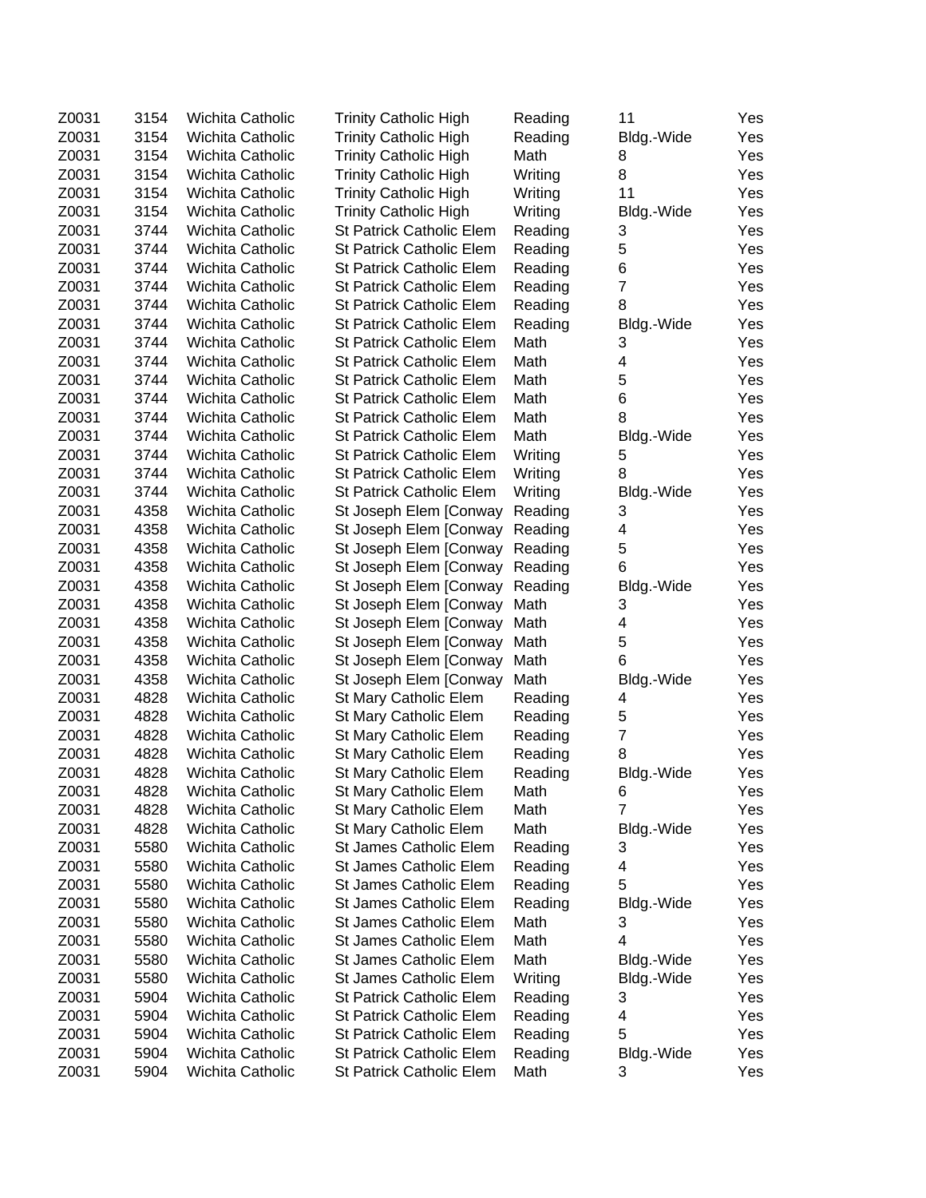| | | | | | | |
|---|---|---|---|---|---|---|
| Z0031 | 3154 | Wichita Catholic | Trinity Catholic High | Reading | 11 | Yes |
| Z0031 | 3154 | Wichita Catholic | Trinity Catholic High | Reading | Bldg.-Wide | Yes |
| Z0031 | 3154 | Wichita Catholic | Trinity Catholic High | Math | 8 | Yes |
| Z0031 | 3154 | Wichita Catholic | Trinity Catholic High | Writing | 8 | Yes |
| Z0031 | 3154 | Wichita Catholic | Trinity Catholic High | Writing | 11 | Yes |
| Z0031 | 3154 | Wichita Catholic | Trinity Catholic High | Writing | Bldg.-Wide | Yes |
| Z0031 | 3744 | Wichita Catholic | St Patrick Catholic Elem | Reading | 3 | Yes |
| Z0031 | 3744 | Wichita Catholic | St Patrick Catholic Elem | Reading | 5 | Yes |
| Z0031 | 3744 | Wichita Catholic | St Patrick Catholic Elem | Reading | 6 | Yes |
| Z0031 | 3744 | Wichita Catholic | St Patrick Catholic Elem | Reading | 7 | Yes |
| Z0031 | 3744 | Wichita Catholic | St Patrick Catholic Elem | Reading | 8 | Yes |
| Z0031 | 3744 | Wichita Catholic | St Patrick Catholic Elem | Reading | Bldg.-Wide | Yes |
| Z0031 | 3744 | Wichita Catholic | St Patrick Catholic Elem | Math | 3 | Yes |
| Z0031 | 3744 | Wichita Catholic | St Patrick Catholic Elem | Math | 4 | Yes |
| Z0031 | 3744 | Wichita Catholic | St Patrick Catholic Elem | Math | 5 | Yes |
| Z0031 | 3744 | Wichita Catholic | St Patrick Catholic Elem | Math | 6 | Yes |
| Z0031 | 3744 | Wichita Catholic | St Patrick Catholic Elem | Math | 8 | Yes |
| Z0031 | 3744 | Wichita Catholic | St Patrick Catholic Elem | Math | Bldg.-Wide | Yes |
| Z0031 | 3744 | Wichita Catholic | St Patrick Catholic Elem | Writing | 5 | Yes |
| Z0031 | 3744 | Wichita Catholic | St Patrick Catholic Elem | Writing | 8 | Yes |
| Z0031 | 3744 | Wichita Catholic | St Patrick Catholic Elem | Writing | Bldg.-Wide | Yes |
| Z0031 | 4358 | Wichita Catholic | St Joseph Elem [Conway | Reading | 3 | Yes |
| Z0031 | 4358 | Wichita Catholic | St Joseph Elem [Conway | Reading | 4 | Yes |
| Z0031 | 4358 | Wichita Catholic | St Joseph Elem [Conway | Reading | 5 | Yes |
| Z0031 | 4358 | Wichita Catholic | St Joseph Elem [Conway | Reading | 6 | Yes |
| Z0031 | 4358 | Wichita Catholic | St Joseph Elem [Conway | Reading | Bldg.-Wide | Yes |
| Z0031 | 4358 | Wichita Catholic | St Joseph Elem [Conway | Math | 3 | Yes |
| Z0031 | 4358 | Wichita Catholic | St Joseph Elem [Conway | Math | 4 | Yes |
| Z0031 | 4358 | Wichita Catholic | St Joseph Elem [Conway | Math | 5 | Yes |
| Z0031 | 4358 | Wichita Catholic | St Joseph Elem [Conway | Math | 6 | Yes |
| Z0031 | 4358 | Wichita Catholic | St Joseph Elem [Conway | Math | Bldg.-Wide | Yes |
| Z0031 | 4828 | Wichita Catholic | St Mary Catholic Elem | Reading | 4 | Yes |
| Z0031 | 4828 | Wichita Catholic | St Mary Catholic Elem | Reading | 5 | Yes |
| Z0031 | 4828 | Wichita Catholic | St Mary Catholic Elem | Reading | 7 | Yes |
| Z0031 | 4828 | Wichita Catholic | St Mary Catholic Elem | Reading | 8 | Yes |
| Z0031 | 4828 | Wichita Catholic | St Mary Catholic Elem | Reading | Bldg.-Wide | Yes |
| Z0031 | 4828 | Wichita Catholic | St Mary Catholic Elem | Math | 6 | Yes |
| Z0031 | 4828 | Wichita Catholic | St Mary Catholic Elem | Math | 7 | Yes |
| Z0031 | 4828 | Wichita Catholic | St Mary Catholic Elem | Math | Bldg.-Wide | Yes |
| Z0031 | 5580 | Wichita Catholic | St James Catholic Elem | Reading | 3 | Yes |
| Z0031 | 5580 | Wichita Catholic | St James Catholic Elem | Reading | 4 | Yes |
| Z0031 | 5580 | Wichita Catholic | St James Catholic Elem | Reading | 5 | Yes |
| Z0031 | 5580 | Wichita Catholic | St James Catholic Elem | Reading | Bldg.-Wide | Yes |
| Z0031 | 5580 | Wichita Catholic | St James Catholic Elem | Math | 3 | Yes |
| Z0031 | 5580 | Wichita Catholic | St James Catholic Elem | Math | 4 | Yes |
| Z0031 | 5580 | Wichita Catholic | St James Catholic Elem | Math | Bldg.-Wide | Yes |
| Z0031 | 5580 | Wichita Catholic | St James Catholic Elem | Writing | Bldg.-Wide | Yes |
| Z0031 | 5904 | Wichita Catholic | St Patrick Catholic Elem | Reading | 3 | Yes |
| Z0031 | 5904 | Wichita Catholic | St Patrick Catholic Elem | Reading | 4 | Yes |
| Z0031 | 5904 | Wichita Catholic | St Patrick Catholic Elem | Reading | 5 | Yes |
| Z0031 | 5904 | Wichita Catholic | St Patrick Catholic Elem | Reading | Bldg.-Wide | Yes |
| Z0031 | 5904 | Wichita Catholic | St Patrick Catholic Elem | Math | 3 | Yes |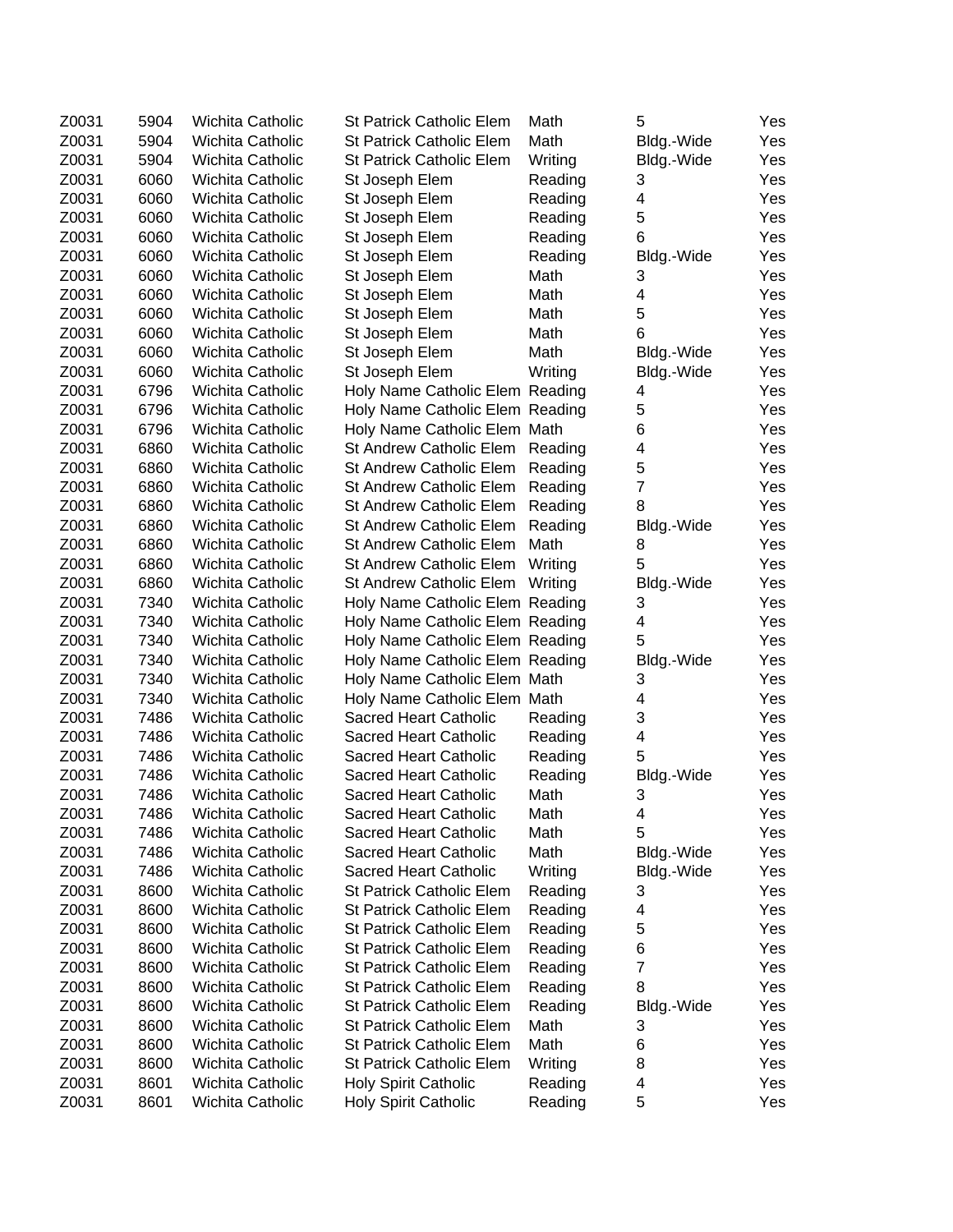| | | | | | | |
|---|---|---|---|---|---|---|
| Z0031 | 5904 | Wichita Catholic | St Patrick Catholic Elem | Math | 5 | Yes |
| Z0031 | 5904 | Wichita Catholic | St Patrick Catholic Elem | Math | Bldg.-Wide | Yes |
| Z0031 | 5904 | Wichita Catholic | St Patrick Catholic Elem | Writing | Bldg.-Wide | Yes |
| Z0031 | 6060 | Wichita Catholic | St Joseph Elem | Reading | 3 | Yes |
| Z0031 | 6060 | Wichita Catholic | St Joseph Elem | Reading | 4 | Yes |
| Z0031 | 6060 | Wichita Catholic | St Joseph Elem | Reading | 5 | Yes |
| Z0031 | 6060 | Wichita Catholic | St Joseph Elem | Reading | 6 | Yes |
| Z0031 | 6060 | Wichita Catholic | St Joseph Elem | Reading | Bldg.-Wide | Yes |
| Z0031 | 6060 | Wichita Catholic | St Joseph Elem | Math | 3 | Yes |
| Z0031 | 6060 | Wichita Catholic | St Joseph Elem | Math | 4 | Yes |
| Z0031 | 6060 | Wichita Catholic | St Joseph Elem | Math | 5 | Yes |
| Z0031 | 6060 | Wichita Catholic | St Joseph Elem | Math | 6 | Yes |
| Z0031 | 6060 | Wichita Catholic | St Joseph Elem | Math | Bldg.-Wide | Yes |
| Z0031 | 6060 | Wichita Catholic | St Joseph Elem | Writing | Bldg.-Wide | Yes |
| Z0031 | 6796 | Wichita Catholic | Holy Name Catholic Elem | Reading | 4 | Yes |
| Z0031 | 6796 | Wichita Catholic | Holy Name Catholic Elem | Reading | 5 | Yes |
| Z0031 | 6796 | Wichita Catholic | Holy Name Catholic Elem | Math | 6 | Yes |
| Z0031 | 6860 | Wichita Catholic | St Andrew Catholic Elem | Reading | 4 | Yes |
| Z0031 | 6860 | Wichita Catholic | St Andrew Catholic Elem | Reading | 5 | Yes |
| Z0031 | 6860 | Wichita Catholic | St Andrew Catholic Elem | Reading | 7 | Yes |
| Z0031 | 6860 | Wichita Catholic | St Andrew Catholic Elem | Reading | 8 | Yes |
| Z0031 | 6860 | Wichita Catholic | St Andrew Catholic Elem | Reading | Bldg.-Wide | Yes |
| Z0031 | 6860 | Wichita Catholic | St Andrew Catholic Elem | Math | 8 | Yes |
| Z0031 | 6860 | Wichita Catholic | St Andrew Catholic Elem | Writing | 5 | Yes |
| Z0031 | 6860 | Wichita Catholic | St Andrew Catholic Elem | Writing | Bldg.-Wide | Yes |
| Z0031 | 7340 | Wichita Catholic | Holy Name Catholic Elem | Reading | 3 | Yes |
| Z0031 | 7340 | Wichita Catholic | Holy Name Catholic Elem | Reading | 4 | Yes |
| Z0031 | 7340 | Wichita Catholic | Holy Name Catholic Elem | Reading | 5 | Yes |
| Z0031 | 7340 | Wichita Catholic | Holy Name Catholic Elem | Reading | Bldg.-Wide | Yes |
| Z0031 | 7340 | Wichita Catholic | Holy Name Catholic Elem | Math | 3 | Yes |
| Z0031 | 7340 | Wichita Catholic | Holy Name Catholic Elem | Math | 4 | Yes |
| Z0031 | 7486 | Wichita Catholic | Sacred Heart Catholic | Reading | 3 | Yes |
| Z0031 | 7486 | Wichita Catholic | Sacred Heart Catholic | Reading | 4 | Yes |
| Z0031 | 7486 | Wichita Catholic | Sacred Heart Catholic | Reading | 5 | Yes |
| Z0031 | 7486 | Wichita Catholic | Sacred Heart Catholic | Reading | Bldg.-Wide | Yes |
| Z0031 | 7486 | Wichita Catholic | Sacred Heart Catholic | Math | 3 | Yes |
| Z0031 | 7486 | Wichita Catholic | Sacred Heart Catholic | Math | 4 | Yes |
| Z0031 | 7486 | Wichita Catholic | Sacred Heart Catholic | Math | 5 | Yes |
| Z0031 | 7486 | Wichita Catholic | Sacred Heart Catholic | Math | Bldg.-Wide | Yes |
| Z0031 | 7486 | Wichita Catholic | Sacred Heart Catholic | Writing | Bldg.-Wide | Yes |
| Z0031 | 8600 | Wichita Catholic | St Patrick Catholic Elem | Reading | 3 | Yes |
| Z0031 | 8600 | Wichita Catholic | St Patrick Catholic Elem | Reading | 4 | Yes |
| Z0031 | 8600 | Wichita Catholic | St Patrick Catholic Elem | Reading | 5 | Yes |
| Z0031 | 8600 | Wichita Catholic | St Patrick Catholic Elem | Reading | 6 | Yes |
| Z0031 | 8600 | Wichita Catholic | St Patrick Catholic Elem | Reading | 7 | Yes |
| Z0031 | 8600 | Wichita Catholic | St Patrick Catholic Elem | Reading | 8 | Yes |
| Z0031 | 8600 | Wichita Catholic | St Patrick Catholic Elem | Reading | Bldg.-Wide | Yes |
| Z0031 | 8600 | Wichita Catholic | St Patrick Catholic Elem | Math | 3 | Yes |
| Z0031 | 8600 | Wichita Catholic | St Patrick Catholic Elem | Math | 6 | Yes |
| Z0031 | 8600 | Wichita Catholic | St Patrick Catholic Elem | Writing | 8 | Yes |
| Z0031 | 8601 | Wichita Catholic | Holy Spirit Catholic | Reading | 4 | Yes |
| Z0031 | 8601 | Wichita Catholic | Holy Spirit Catholic | Reading | 5 | Yes |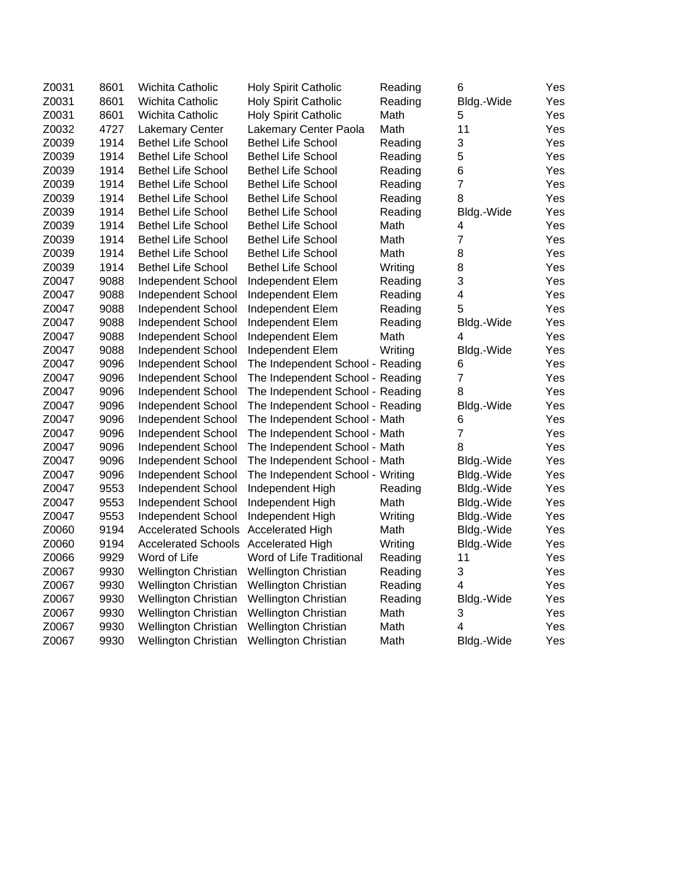| | | | | | | |
|---|---|---|---|---|---|---|
| Z0031 | 8601 | Wichita Catholic | Holy Spirit Catholic | Reading | 6 | Yes |
| Z0031 | 8601 | Wichita Catholic | Holy Spirit Catholic | Reading | Bldg.-Wide | Yes |
| Z0031 | 8601 | Wichita Catholic | Holy Spirit Catholic | Math | 5 | Yes |
| Z0032 | 4727 | Lakemary Center | Lakemary Center Paola | Math | 11 | Yes |
| Z0039 | 1914 | Bethel Life School | Bethel Life School | Reading | 3 | Yes |
| Z0039 | 1914 | Bethel Life School | Bethel Life School | Reading | 5 | Yes |
| Z0039 | 1914 | Bethel Life School | Bethel Life School | Reading | 6 | Yes |
| Z0039 | 1914 | Bethel Life School | Bethel Life School | Reading | 7 | Yes |
| Z0039 | 1914 | Bethel Life School | Bethel Life School | Reading | 8 | Yes |
| Z0039 | 1914 | Bethel Life School | Bethel Life School | Reading | Bldg.-Wide | Yes |
| Z0039 | 1914 | Bethel Life School | Bethel Life School | Math | 4 | Yes |
| Z0039 | 1914 | Bethel Life School | Bethel Life School | Math | 7 | Yes |
| Z0039 | 1914 | Bethel Life School | Bethel Life School | Math | 8 | Yes |
| Z0039 | 1914 | Bethel Life School | Bethel Life School | Writing | 8 | Yes |
| Z0047 | 9088 | Independent School | Independent Elem | Reading | 3 | Yes |
| Z0047 | 9088 | Independent School | Independent Elem | Reading | 4 | Yes |
| Z0047 | 9088 | Independent School | Independent Elem | Reading | 5 | Yes |
| Z0047 | 9088 | Independent School | Independent Elem | Reading | Bldg.-Wide | Yes |
| Z0047 | 9088 | Independent School | Independent Elem | Math | 4 | Yes |
| Z0047 | 9088 | Independent School | Independent Elem | Writing | Bldg.-Wide | Yes |
| Z0047 | 9096 | Independent School | The Independent School - | Reading | 6 | Yes |
| Z0047 | 9096 | Independent School | The Independent School - | Reading | 7 | Yes |
| Z0047 | 9096 | Independent School | The Independent School - | Reading | 8 | Yes |
| Z0047 | 9096 | Independent School | The Independent School - | Reading | Bldg.-Wide | Yes |
| Z0047 | 9096 | Independent School | The Independent School - | Math | 6 | Yes |
| Z0047 | 9096 | Independent School | The Independent School - | Math | 7 | Yes |
| Z0047 | 9096 | Independent School | The Independent School - | Math | 8 | Yes |
| Z0047 | 9096 | Independent School | The Independent School - | Math | Bldg.-Wide | Yes |
| Z0047 | 9096 | Independent School | The Independent School - | Writing | Bldg.-Wide | Yes |
| Z0047 | 9553 | Independent School | Independent High | Reading | Bldg.-Wide | Yes |
| Z0047 | 9553 | Independent School | Independent High | Math | Bldg.-Wide | Yes |
| Z0047 | 9553 | Independent School | Independent High | Writing | Bldg.-Wide | Yes |
| Z0060 | 9194 | Accelerated Schools | Accelerated High | Math | Bldg.-Wide | Yes |
| Z0060 | 9194 | Accelerated Schools | Accelerated High | Writing | Bldg.-Wide | Yes |
| Z0066 | 9929 | Word of Life | Word of Life Traditional | Reading | 11 | Yes |
| Z0067 | 9930 | Wellington Christian | Wellington Christian | Reading | 3 | Yes |
| Z0067 | 9930 | Wellington Christian | Wellington Christian | Reading | 4 | Yes |
| Z0067 | 9930 | Wellington Christian | Wellington Christian | Reading | Bldg.-Wide | Yes |
| Z0067 | 9930 | Wellington Christian | Wellington Christian | Math | 3 | Yes |
| Z0067 | 9930 | Wellington Christian | Wellington Christian | Math | 4 | Yes |
| Z0067 | 9930 | Wellington Christian | Wellington Christian | Math | Bldg.-Wide | Yes |